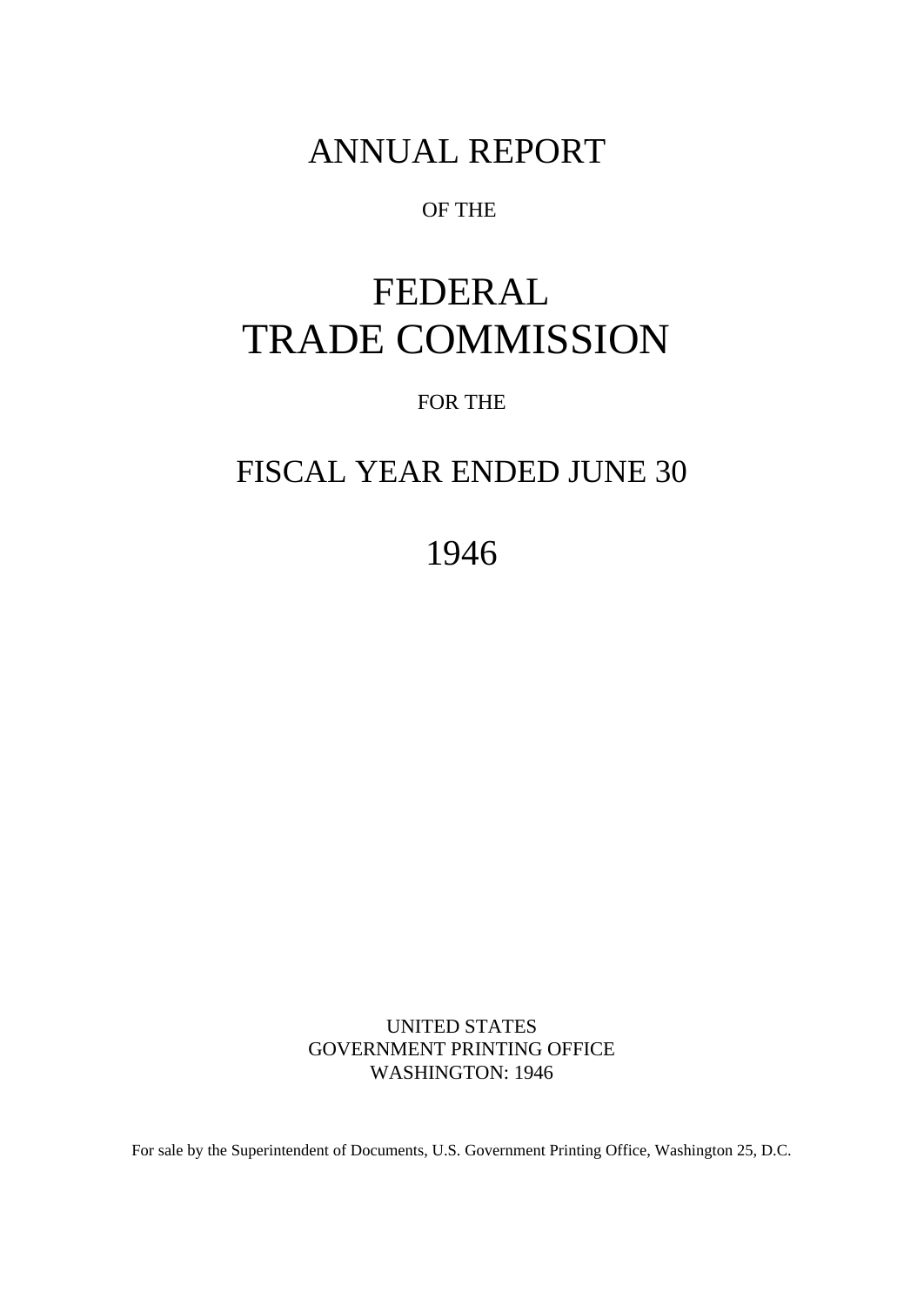# ANNUAL REPORT

OF THE

# FEDERAL TRADE COMMISSION

FOR THE

## FISCAL YEAR ENDED JUNE 30

## 1946

UNITED STATES
GOVERNMENT PRINTING OFFICE
WASHINGTON: 1946

For sale by the Superintendent of Documents, U.S. Government Printing Office, Washington 25, D.C.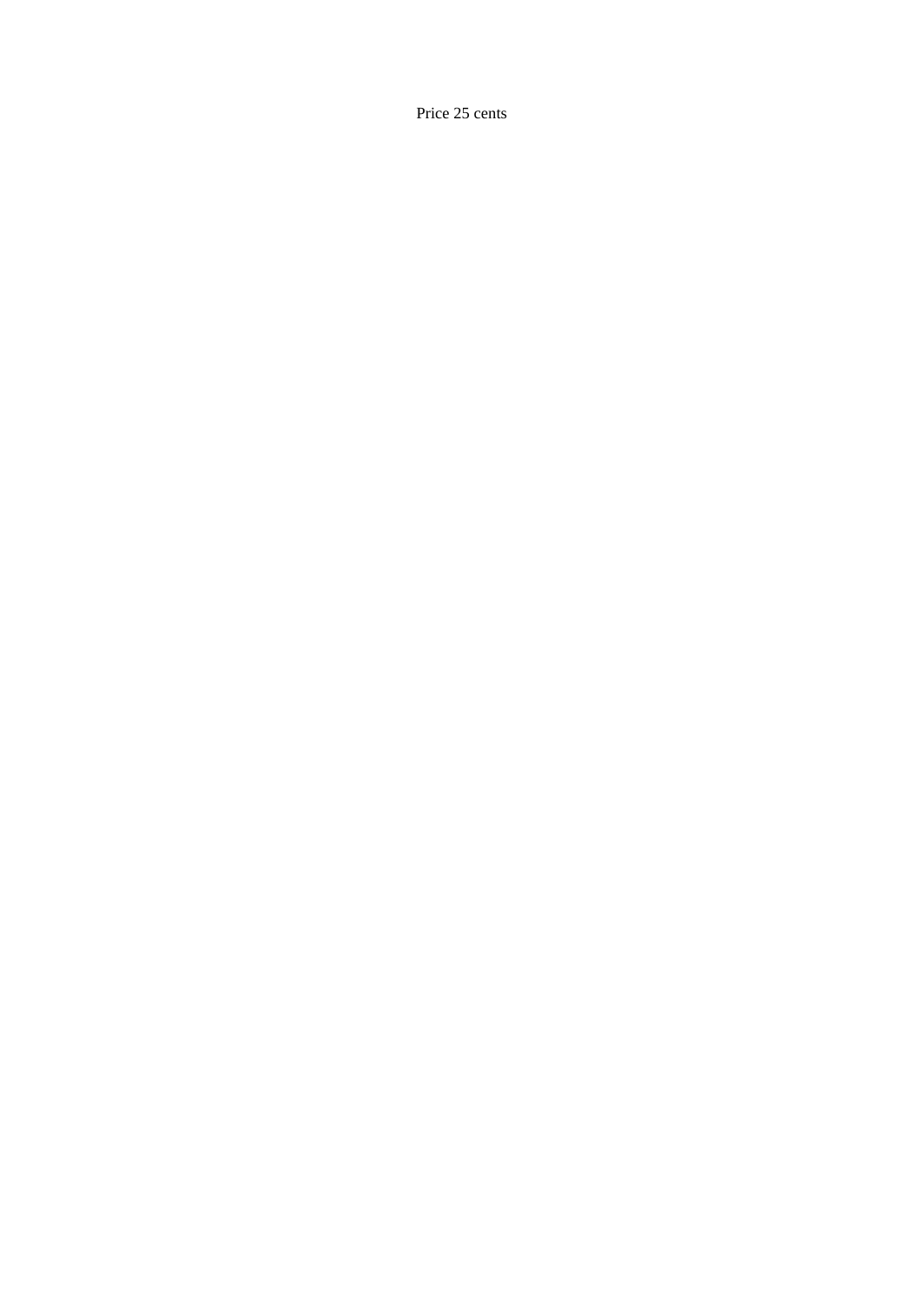Price 25 cents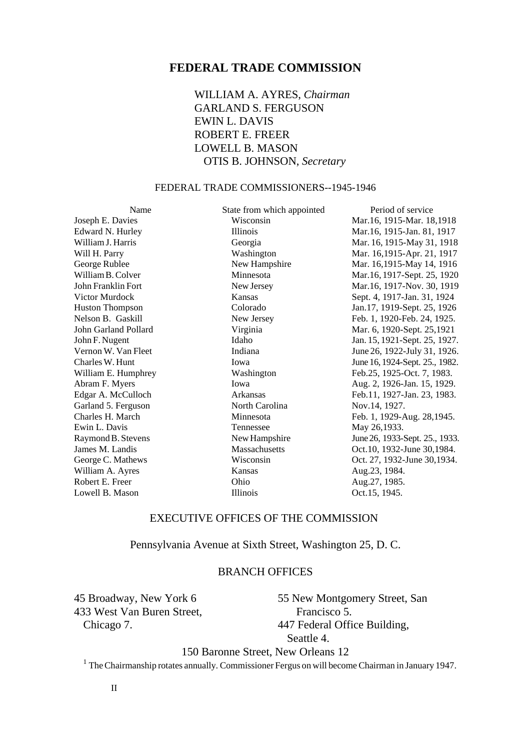# FEDERAL TRADE COMMISSION

WILLIAM A. AYRES, *Chairman*
GARLAND S. FERGUSON
EWIN L. DAVIS
ROBERT E. FREER
LOWELL B. MASON
OTIS B. JOHNSON, *Secretary*

## FEDERAL TRADE COMMISSIONERS--1945-1946

| Name | State from which appointed | Period of service |
|---|---|---|
| Joseph E. Davies | Wisconsin | Mar.16, 1915-Mar. 18,1918 |
| Edward N. Hurley | Illinois | Mar.16, 1915-Jan. 81, 1917 |
| William J. Harris | Georgia | Mar. 16, 1915-May 31, 1918 |
| Will H. Parry | Washington | Mar. 16,1915-Apr. 21, 1917 |
| George Rublee | New Hampshire | Mar. 16,1915-May 14, 1916 |
| William B. Colver | Minnesota | Mar.16, 1917-Sept. 25, 1920 |
| John Franklin Fort | New Jersey | Mar.16, 1917-Nov. 30, 1919 |
| Victor Murdock | Kansas | Sept. 4, 1917-Jan. 31, 1924 |
| Huston Thompson | Colorado | Jan.17, 1919-Sept. 25, 1926 |
| Nelson B. Gaskill | New Jersey | Feb. 1, 1920-Feb. 24, 1925. |
| John Garland Pollard | Virginia | Mar. 6, 1920-Sept. 25,1921 |
| John F. Nugent | Idaho | Jan. 15, 1921-Sept. 25, 1927. |
| Vernon W. Van Fleet | Indiana | June 26, 1922-July 31, 1926. |
| Charles W. Hunt | Iowa | June 16, 1924-Sept. 25., 1982. |
| William E. Humphrey | Washington | Feb.25, 1925-Oct. 7, 1983. |
| Abram F. Myers | Iowa | Aug. 2, 1926-Jan. 15, 1929. |
| Edgar A. McCulloch | Arkansas | Feb.11, 1927-Jan. 23, 1983. |
| Garland 5. Ferguson | North Carolina | Nov.14, 1927. |
| Charles H. March | Minnesota | Feb. 1, 1929-Aug. 28,1945. |
| Ewin L. Davis | Tennessee | May 26,1933. |
| Raymond B. Stevens | New Hampshire | June 26, 1933-Sept. 25., 1933. |
| James M. Landis | Massachusetts | Oct.10, 1932-June 30,1984. |
| George C. Mathews | Wisconsin | Oct. 27, 1932-June 30,1934. |
| William A. Ayres | Kansas | Aug.23, 1984. |
| Robert E. Freer | Ohio | Aug.27, 1985. |
| Lowell B. Mason | Illinois | Oct.15, 1945. |

## EXECUTIVE OFFICES OF THE COMMISSION

Pennsylvania Avenue at Sixth Street, Washington 25, D. C.

## BRANCH OFFICES

45 Broadway, New York 6
433 West Van Buren Street, Chicago 7.
55 New Montgomery Street, San Francisco 5.
447 Federal Office Building, Seattle 4.
150 Baronne Street, New Orleans 12

[1] The Chairmanship rotates annually. Commissioner Fergus on will become Chairman in January 1947.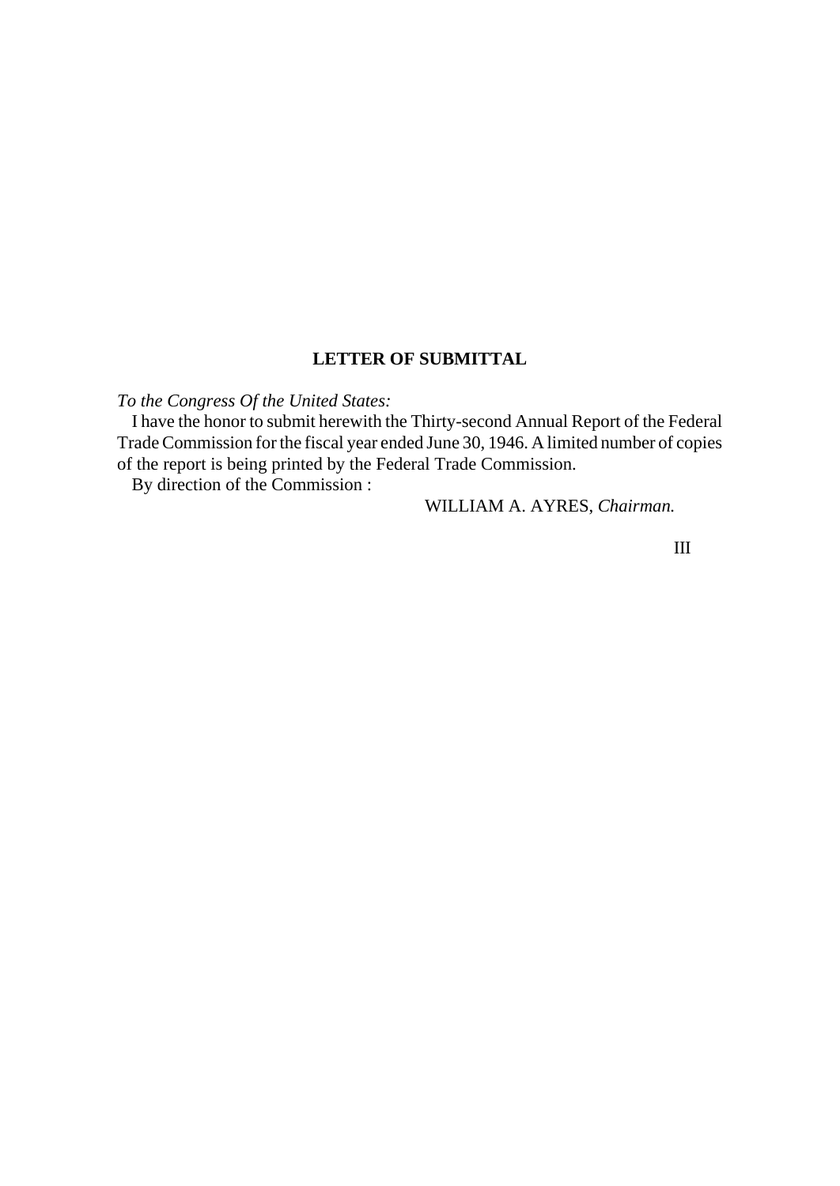## LETTER OF SUBMITTAL

*To the Congress Of the United States:*

I have the honor to submit herewith the Thirty-second Annual Report of the Federal Trade Commission for the fiscal year ended June 30, 1946. A limited number of copies of the report is being printed by the Federal Trade Commission.

By direction of the Commission :

WILLIAM A. AYRES, *Chairman.*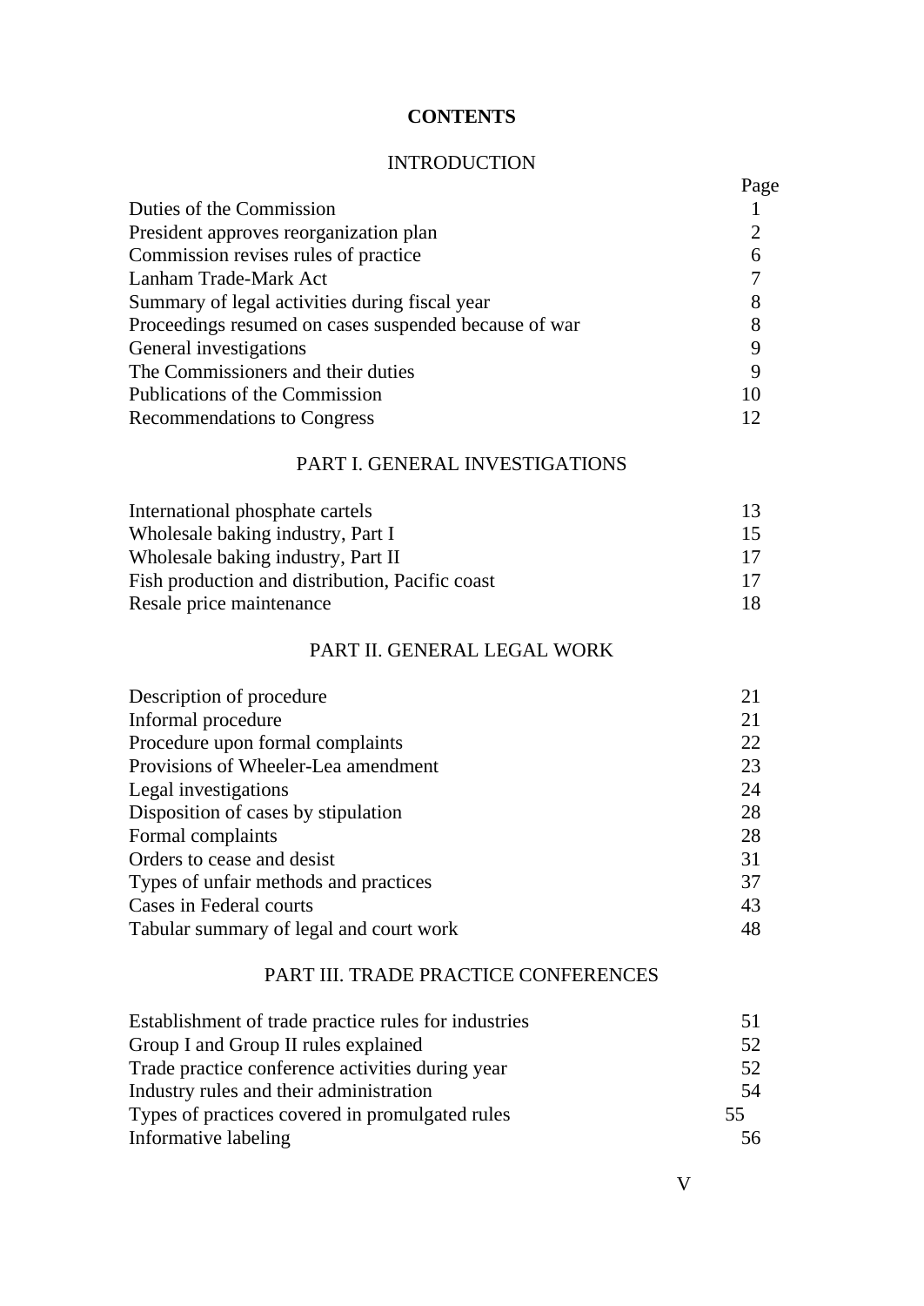# CONTENTS

## INTRODUCTION

| | Page |
|---|---|
| Duties of the Commission | 1 |
| President approves reorganization plan | 2 |
| Commission revises rules of practice | 6 |
| Lanham Trade-Mark Act | 7 |
| Summary of legal activities during fiscal year | 8 |
| Proceedings resumed on cases suspended because of war | 8 |
| General investigations | 9 |
| The Commissioners and their duties | 9 |
| Publications of the Commission | 10 |
| Recommendations to Congress | 12 |

## PART I. GENERAL INVESTIGATIONS

| | |
|---|---|
| International phosphate cartels | 13 |
| Wholesale baking industry, Part I | 15 |
| Wholesale baking industry, Part II | 17 |
| Fish production and distribution, Pacific coast | 17 |
| Resale price maintenance | 18 |

## PART II. GENERAL LEGAL WORK

| | |
|---|---|
| Description of procedure | 21 |
| Informal procedure | 21 |
| Procedure upon formal complaints | 22 |
| Provisions of Wheeler-Lea amendment | 23 |
| Legal investigations | 24 |
| Disposition of cases by stipulation | 28 |
| Formal complaints | 28 |
| Orders to cease and desist | 31 |
| Types of unfair methods and practices | 37 |
| Cases in Federal courts | 43 |
| Tabular summary of legal and court work | 48 |

## PART III. TRADE PRACTICE CONFERENCES

| | |
|---|---|
| Establishment of trade practice rules for industries | 51 |
| Group I and Group II rules explained | 52 |
| Trade practice conference activities during year | 52 |
| Industry rules and their administration | 54 |
| Types of practices covered in promulgated rules | 55 |
| Informative labeling | 56 |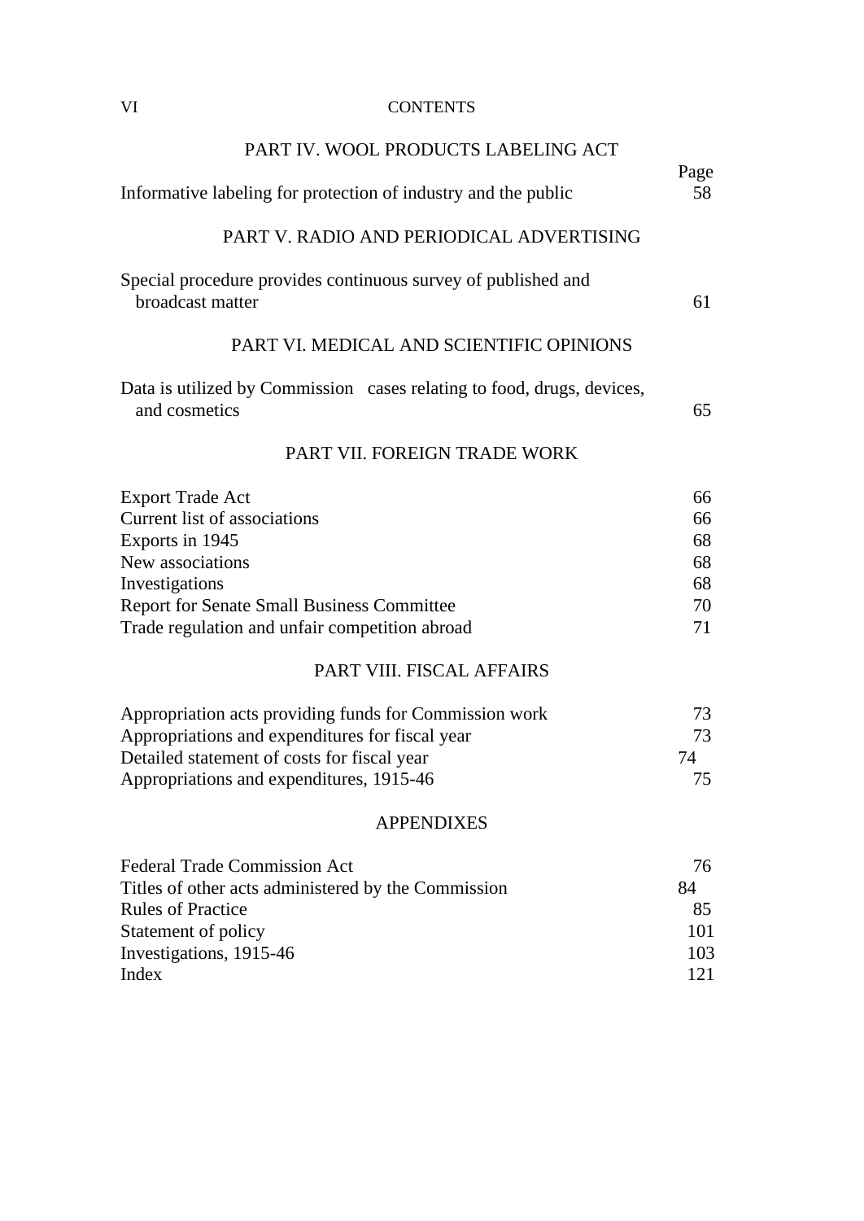## PART IV. WOOL PRODUCTS LABELING ACT

| | Page |
|---|---|
| Informative labeling for protection of industry and the public | 58 |

## PART V. RADIO AND PERIODICAL ADVERTISING

| | |
|---|---|
| Special procedure provides continuous survey of published and broadcast matter | 61 |

## PART VI. MEDICAL AND SCIENTIFIC OPINIONS

| | |
|---|---|
| Data is utilized by Commission cases relating to food, drugs, devices, and cosmetics | 65 |

## PART VII. FOREIGN TRADE WORK

| | |
|---|---|
| Export Trade Act | 66 |
| Current list of associations | 66 |
| Exports in 1945 | 68 |
| New associations | 68 |
| Investigations | 68 |
| Report for Senate Small Business Committee | 70 |
| Trade regulation and unfair competition abroad | 71 |

## PART VIII. FISCAL AFFAIRS

| | |
|---|---|
| Appropriation acts providing funds for Commission work | 73 |
| Appropriations and expenditures for fiscal year | 73 |
| Detailed statement of costs for fiscal year | 74 |
| Appropriations and expenditures, 1915-46 | 75 |

## APPENDIXES

| | |
|---|---|
| Federal Trade Commission Act | 76 |
| Titles of other acts administered by the Commission | 84 |
| Rules of Practice | 85 |
| Statement of policy | 101 |
| Investigations, 1915-46 | 103 |
| Index | 121 |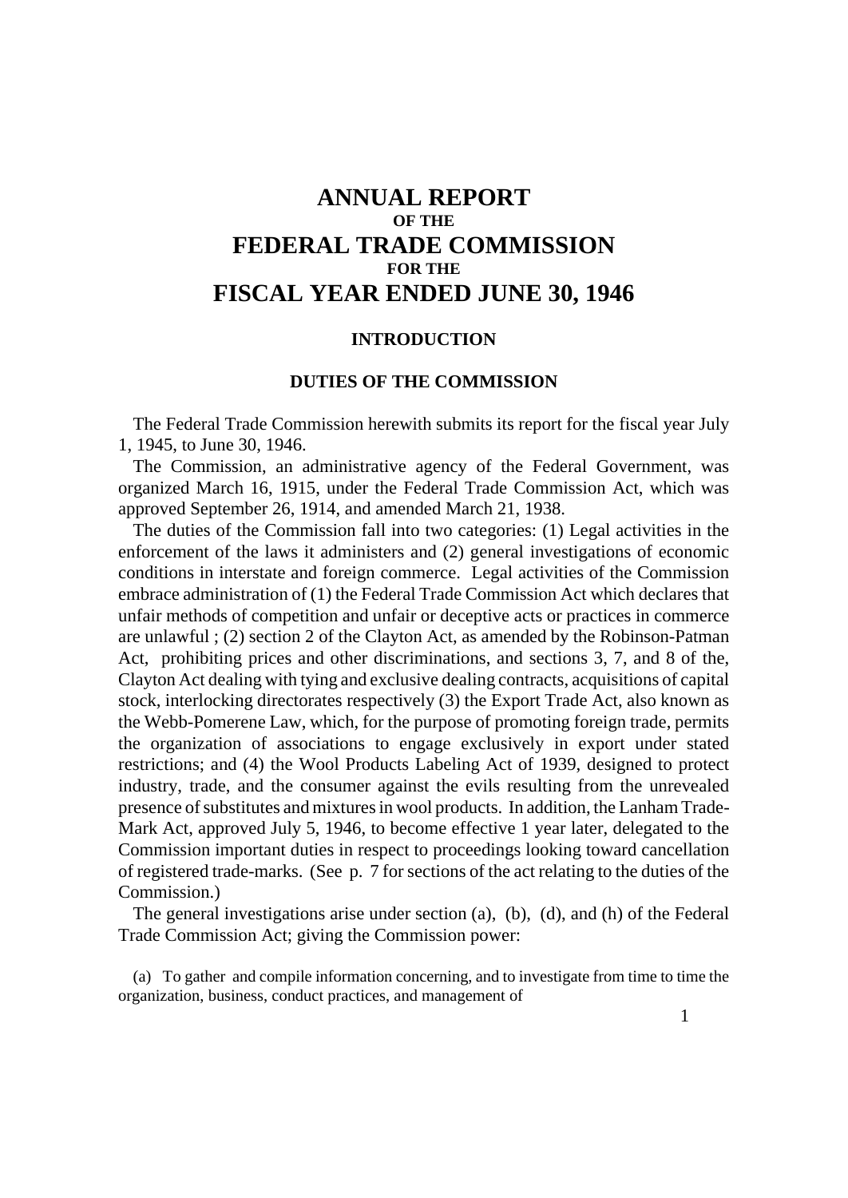# ANNUAL REPORT
### OF THE
# FEDERAL TRADE COMMISSION
### FOR THE
# FISCAL YEAR ENDED JUNE 30, 1946

## INTRODUCTION

### DUTIES OF THE COMMISSION

The Federal Trade Commission herewith submits its report for the fiscal year July 1, 1945, to June 30, 1946.

The Commission, an administrative agency of the Federal Government, was organized March 16, 1915, under the Federal Trade Commission Act, which was approved September 26, 1914, and amended March 21, 1938.

The duties of the Commission fall into two categories: (1) Legal activities in the enforcement of the laws it administers and (2) general investigations of economic conditions in interstate and foreign commerce. Legal activities of the Commission embrace administration of (1) the Federal Trade Commission Act which declares that unfair methods of competition and unfair or deceptive acts or practices in commerce are unlawful ; (2) section 2 of the Clayton Act, as amended by the Robinson-Patman Act, prohibiting prices and other discriminations, and sections 3, 7, and 8 of the, Clayton Act dealing with tying and exclusive dealing contracts, acquisitions of capital stock, interlocking directorates respectively (3) the Export Trade Act, also known as the Webb-Pomerene Law, which, for the purpose of promoting foreign trade, permits the organization of associations to engage exclusively in export under stated restrictions; and (4) the Wool Products Labeling Act of 1939, designed to protect industry, trade, and the consumer against the evils resulting from the unrevealed presence of substitutes and mixtures in wool products. In addition, the Lanham Trade-Mark Act, approved July 5, 1946, to become effective 1 year later, delegated to the Commission important duties in respect to proceedings looking toward cancellation of registered trade-marks. (See p. 7 for sections of the act relating to the duties of the Commission.)

The general investigations arise under section (a), (b), (d), and (h) of the Federal Trade Commission Act; giving the Commission power:

(a) To gather and compile information concerning, and to investigate from time to time the organization, business, conduct practices, and management of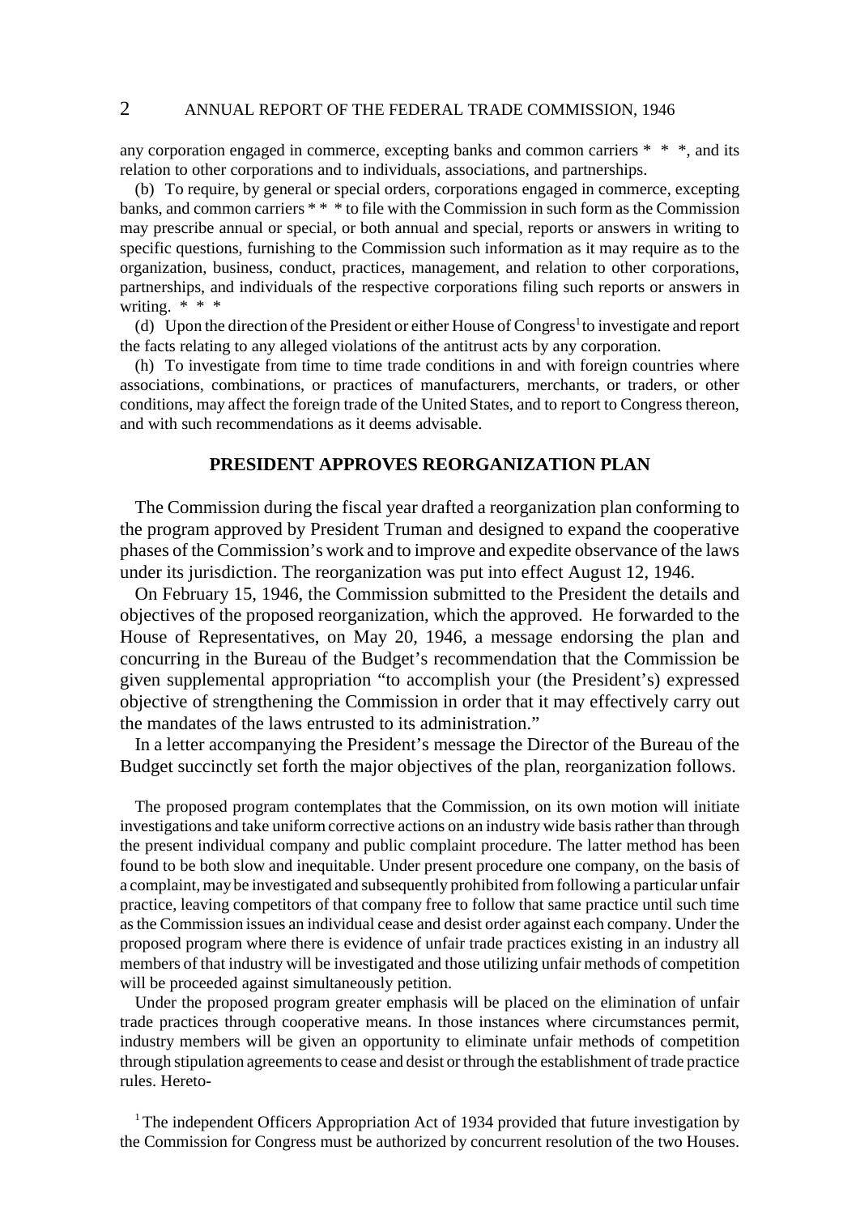any corporation engaged in commerce, excepting banks and common carriers * * *, and its relation to other corporations and to individuals, associations, and partnerships.

(b) To require, by general or special orders, corporations engaged in commerce, excepting banks, and common carriers * * * to file with the Commission in such form as the Commission may prescribe annual or special, or both annual and special, reports or answers in writing to specific questions, furnishing to the Commission such information as it may require as to the organization, business, conduct, practices, management, and relation to other corporations, partnerships, and individuals of the respective corporations filing such reports or answers in writing. * * *

(d) Upon the direction of the President or either House of Congress[1] to investigate and report the facts relating to any alleged violations of the antitrust acts by any corporation.

(h) To investigate from time to time trade conditions in and with foreign countries where associations, combinations, or practices of manufacturers, merchants, or traders, or other conditions, may affect the foreign trade of the United States, and to report to Congress thereon, and with such recommendations as it deems advisable.

## PRESIDENT APPROVES REORGANIZATION PLAN

The Commission during the fiscal year drafted a reorganization plan conforming to the program approved by President Truman and designed to expand the cooperative phases of the Commission's work and to improve and expedite observance of the laws under its jurisdiction. The reorganization was put into effect August 12, 1946.

On February 15, 1946, the Commission submitted to the President the details and objectives of the proposed reorganization, which the approved. He forwarded to the House of Representatives, on May 20, 1946, a message endorsing the plan and concurring in the Bureau of the Budget's recommendation that the Commission be given supplemental appropriation "to accomplish your (the President's) expressed objective of strengthening the Commission in order that it may effectively carry out the mandates of the laws entrusted to its administration."

In a letter accompanying the President's message the Director of the Bureau of the Budget succinctly set forth the major objectives of the plan, reorganization follows.

> The proposed program contemplates that the Commission, on its own motion will initiate investigations and take uniform corrective actions on an industry wide basis rather than through the present individual company and public complaint procedure. The latter method has been found to be both slow and inequitable. Under present procedure one company, on the basis of a complaint, may be investigated and subsequently prohibited from following a particular unfair practice, leaving competitors of that company free to follow that same practice until such time as the Commission issues an individual cease and desist order against each company. Under the proposed program where there is evidence of unfair trade practices existing in an industry all members of that industry will be investigated and those utilizing unfair methods of competition will be proceeded against simultaneously petition.
>
> Under the proposed program greater emphasis will be placed on the elimination of unfair trade practices through cooperative means. In those instances where circumstances permit, industry members will be given an opportunity to eliminate unfair methods of competition through stipulation agreements to cease and desist or through the establishment of trade practice rules. Hereto-

[1] The independent Officers Appropriation Act of 1934 provided that future investigation by the Commission for Congress must be authorized by concurrent resolution of the two Houses.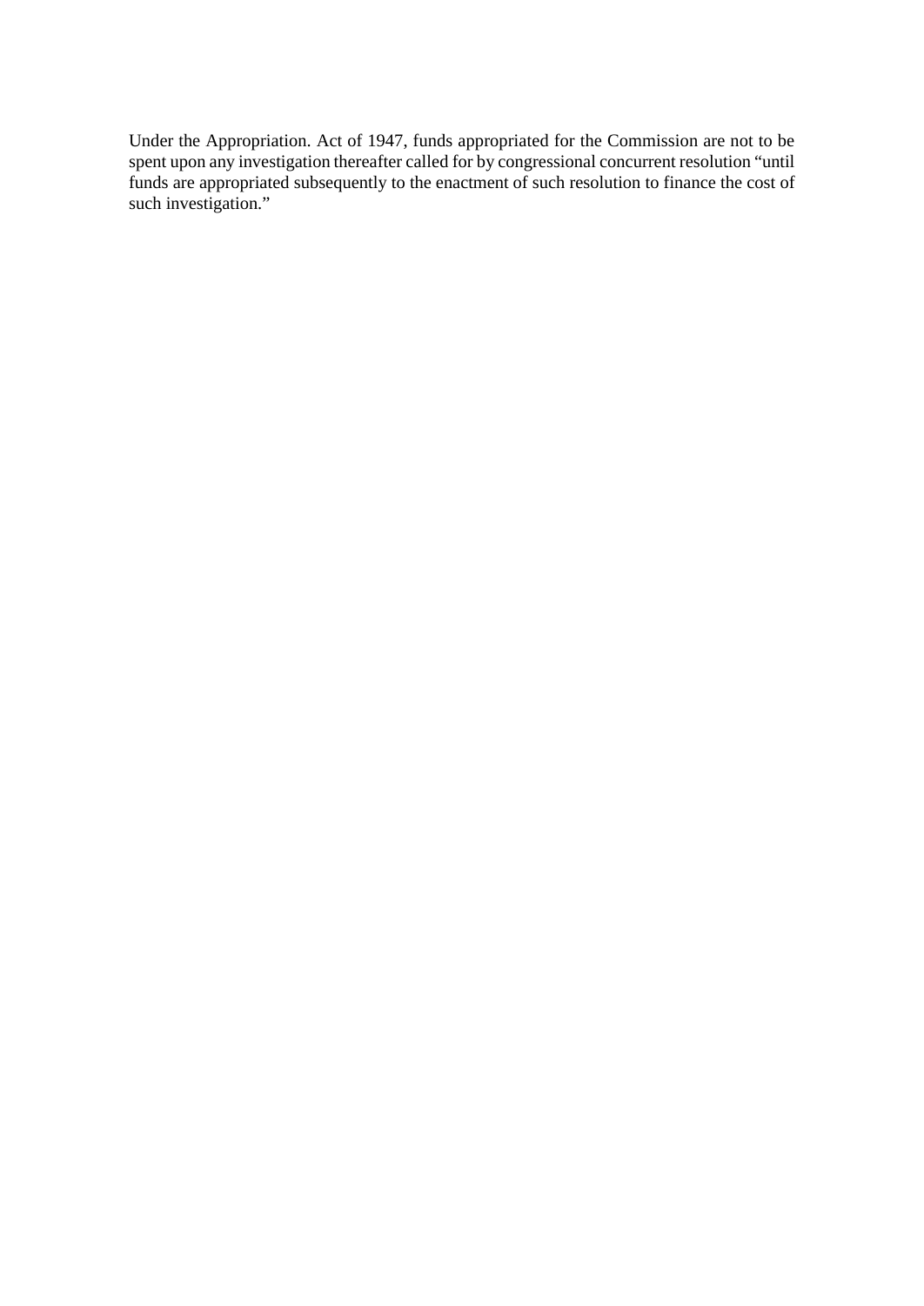Under the Appropriation. Act of 1947, funds appropriated for the Commission are not to be spent upon any investigation thereafter called for by congressional concurrent resolution "until funds are appropriated subsequently to the enactment of such resolution to finance the cost of such investigation."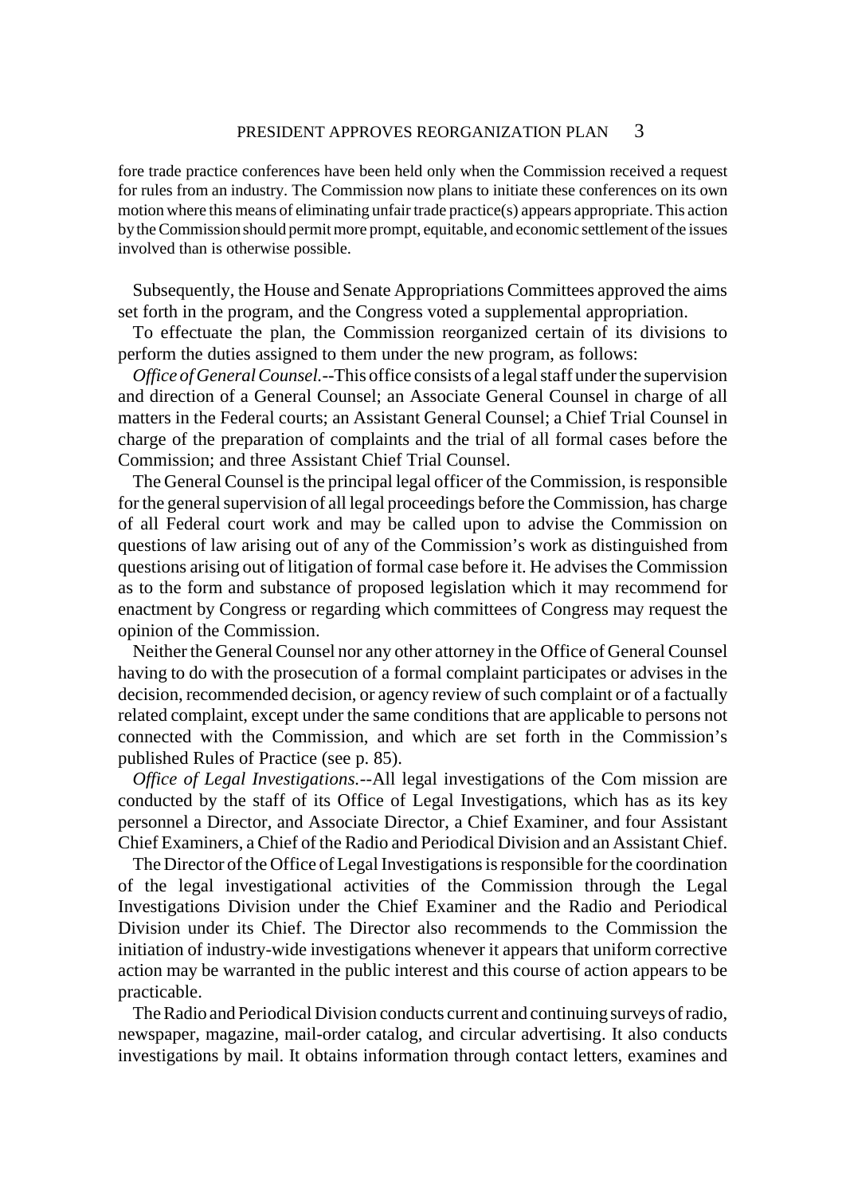fore trade practice conferences have been held only when the Commission received a request for rules from an industry. The Commission now plans to initiate these conferences on its own motion where this means of eliminating unfair trade practice(s) appears appropriate. This action by the Commission should permit more prompt, equitable, and economic settlement of the issues involved than is otherwise possible.

Subsequently, the House and Senate Appropriations Committees approved the aims set forth in the program, and the Congress voted a supplemental appropriation.

To effectuate the plan, the Commission reorganized certain of its divisions to perform the duties assigned to them under the new program, as follows:

*Office of General Counsel.*--This office consists of a legal staff under the supervision and direction of a General Counsel; an Associate General Counsel in charge of all matters in the Federal courts; an Assistant General Counsel; a Chief Trial Counsel in charge of the preparation of complaints and the trial of all formal cases before the Commission; and three Assistant Chief Trial Counsel.

The General Counsel is the principal legal officer of the Commission, is responsible for the general supervision of all legal proceedings before the Commission, has charge of all Federal court work and may be called upon to advise the Commission on questions of law arising out of any of the Commission's work as distinguished from questions arising out of litigation of formal case before it. He advises the Commission as to the form and substance of proposed legislation which it may recommend for enactment by Congress or regarding which committees of Congress may request the opinion of the Commission.

Neither the General Counsel nor any other attorney in the Office of General Counsel having to do with the prosecution of a formal complaint participates or advises in the decision, recommended decision, or agency review of such complaint or of a factually related complaint, except under the same conditions that are applicable to persons not connected with the Commission, and which are set forth in the Commission's published Rules of Practice (see p. 85).

*Office of Legal Investigations.*--All legal investigations of the Com mission are conducted by the staff of its Office of Legal Investigations, which has as its key personnel a Director, and Associate Director, a Chief Examiner, and four Assistant Chief Examiners, a Chief of the Radio and Periodical Division and an Assistant Chief.

The Director of the Office of Legal Investigations is responsible for the coordination of the legal investigational activities of the Commission through the Legal Investigations Division under the Chief Examiner and the Radio and Periodical Division under its Chief. The Director also recommends to the Commission the initiation of industry-wide investigations whenever it appears that uniform corrective action may be warranted in the public interest and this course of action appears to be practicable.

The Radio and Periodical Division conducts current and continuing surveys of radio, newspaper, magazine, mail-order catalog, and circular advertising. It also conducts investigations by mail. It obtains information through contact letters, examines and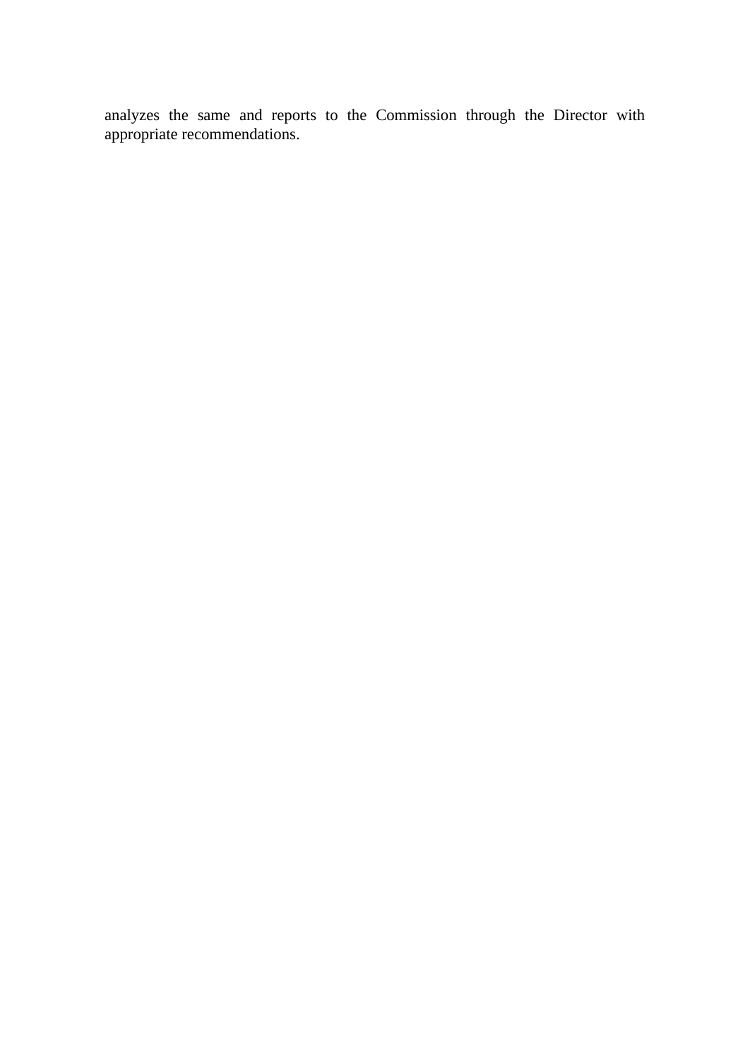analyzes the same and reports to the Commission through the Director with appropriate recommendations.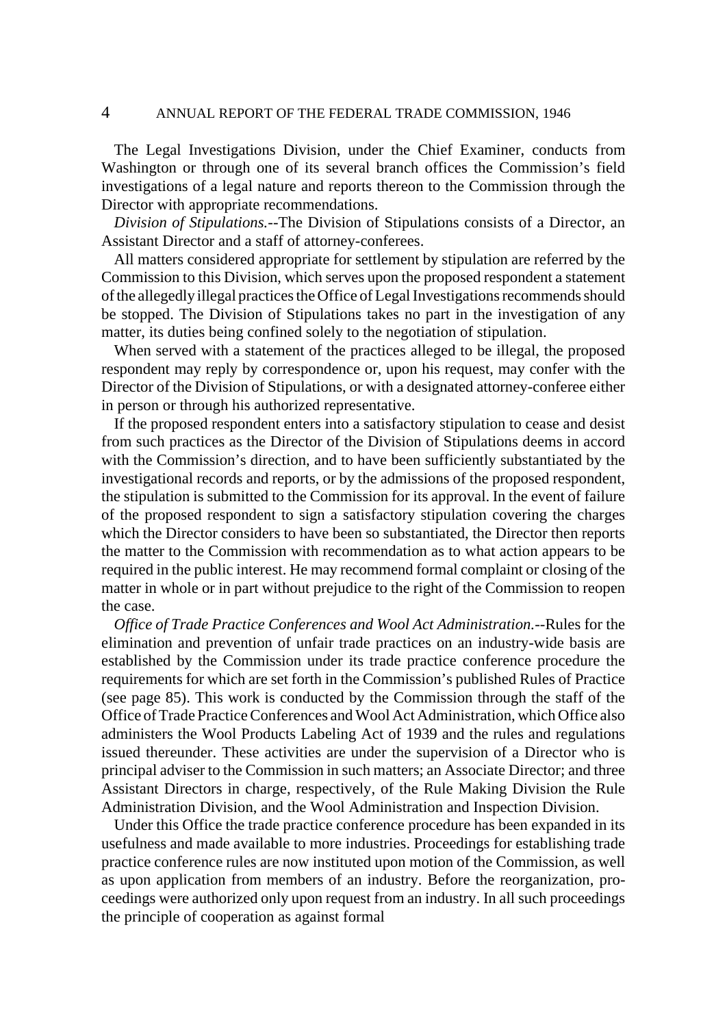The Legal Investigations Division, under the Chief Examiner, conducts from Washington or through one of its several branch offices the Commission's field investigations of a legal nature and reports thereon to the Commission through the Director with appropriate recommendations.

*Division of Stipulations.*--The Division of Stipulations consists of a Director, an Assistant Director and a staff of attorney-conferees.

All matters considered appropriate for settlement by stipulation are referred by the Commission to this Division, which serves upon the proposed respondent a statement of the allegedly illegal practices the Office of Legal Investigations recommends should be stopped. The Division of Stipulations takes no part in the investigation of any matter, its duties being confined solely to the negotiation of stipulation.

When served with a statement of the practices alleged to be illegal, the proposed respondent may reply by correspondence or, upon his request, may confer with the Director of the Division of Stipulations, or with a designated attorney-conferee either in person or through his authorized representative.

If the proposed respondent enters into a satisfactory stipulation to cease and desist from such practices as the Director of the Division of Stipulations deems in accord with the Commission's direction, and to have been sufficiently substantiated by the investigational records and reports, or by the admissions of the proposed respondent, the stipulation is submitted to the Commission for its approval. In the event of failure of the proposed respondent to sign a satisfactory stipulation covering the charges which the Director considers to have been so substantiated, the Director then reports the matter to the Commission with recommendation as to what action appears to be required in the public interest. He may recommend formal complaint or closing of the matter in whole or in part without prejudice to the right of the Commission to reopen the case.

*Office of Trade Practice Conferences and Wool Act Administration.*--Rules for the elimination and prevention of unfair trade practices on an industry-wide basis are established by the Commission under its trade practice conference procedure the requirements for which are set forth in the Commission's published Rules of Practice (see page 85). This work is conducted by the Commission through the staff of the Office of Trade Practice Conferences and Wool Act Administration, which Office also administers the Wool Products Labeling Act of 1939 and the rules and regulations issued thereunder. These activities are under the supervision of a Director who is principal adviser to the Commission in such matters; an Associate Director; and three Assistant Directors in charge, respectively, of the Rule Making Division the Rule Administration Division, and the Wool Administration and Inspection Division.

Under this Office the trade practice conference procedure has been expanded in its usefulness and made available to more industries. Proceedings for establishing trade practice conference rules are now instituted upon motion of the Commission, as well as upon application from members of an industry. Before the reorganization, proceedings were authorized only upon request from an industry. In all such proceedings the principle of cooperation as against formal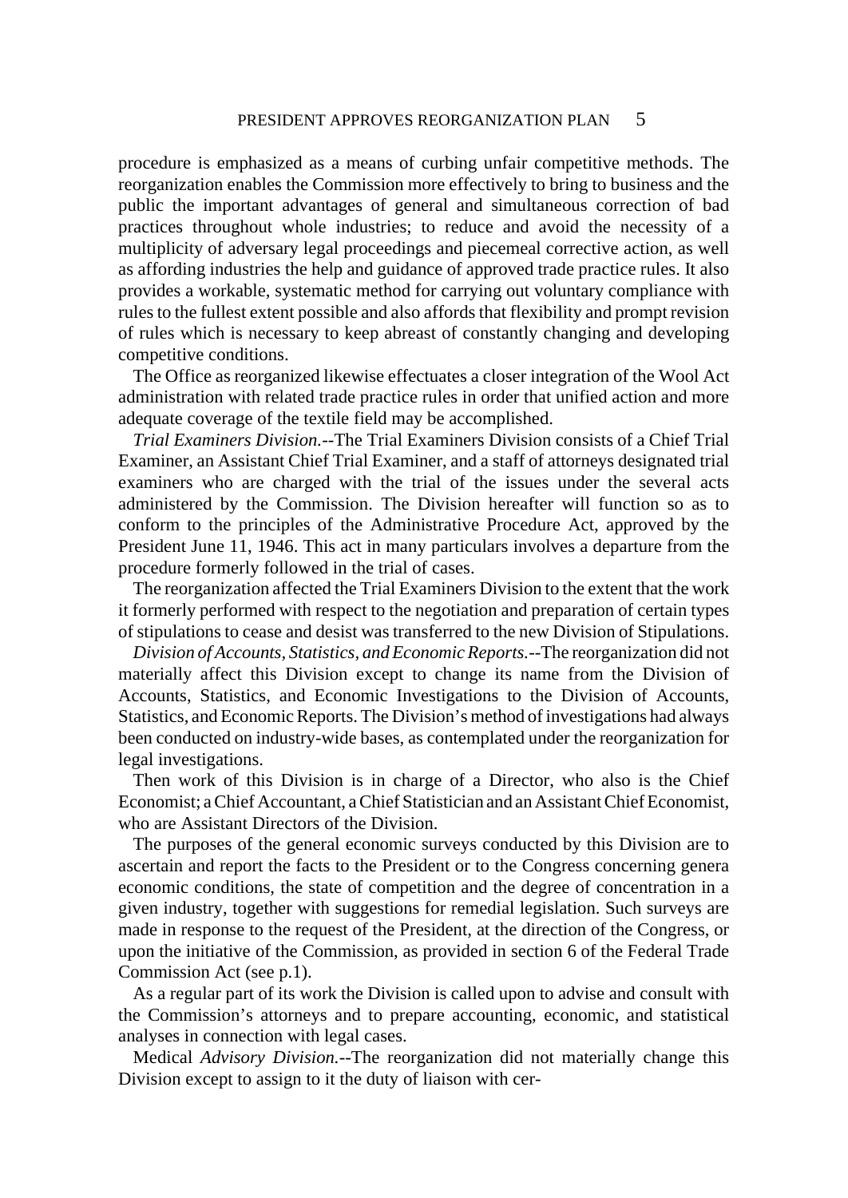procedure is emphasized as a means of curbing unfair competitive methods. The reorganization enables the Commission more effectively to bring to business and the public the important advantages of general and simultaneous correction of bad practices throughout whole industries; to reduce and avoid the necessity of a multiplicity of adversary legal proceedings and piecemeal corrective action, as well as affording industries the help and guidance of approved trade practice rules. It also provides a workable, systematic method for carrying out voluntary compliance with rules to the fullest extent possible and also affords that flexibility and prompt revision of rules which is necessary to keep abreast of constantly changing and developing competitive conditions.

The Office as reorganized likewise effectuates a closer integration of the Wool Act administration with related trade practice rules in order that unified action and more adequate coverage of the textile field may be accomplished.

*Trial Examiners Division.*--The Trial Examiners Division consists of a Chief Trial Examiner, an Assistant Chief Trial Examiner, and a staff of attorneys designated trial examiners who are charged with the trial of the issues under the several acts administered by the Commission. The Division hereafter will function so as to conform to the principles of the Administrative Procedure Act, approved by the President June 11, 1946. This act in many particulars involves a departure from the procedure formerly followed in the trial of cases.

The reorganization affected the Trial Examiners Division to the extent that the work it formerly performed with respect to the negotiation and preparation of certain types of stipulations to cease and desist was transferred to the new Division of Stipulations.

*Division of Accounts, Statistics, and Economic Reports.*--The reorganization did not materially affect this Division except to change its name from the Division of Accounts, Statistics, and Economic Investigations to the Division of Accounts, Statistics, and Economic Reports. The Division's method of investigations had always been conducted on industry-wide bases, as contemplated under the reorganization for legal investigations.

Then work of this Division is in charge of a Director, who also is the Chief Economist; a Chief Accountant, a Chief Statistician and an Assistant Chief Economist, who are Assistant Directors of the Division.

The purposes of the general economic surveys conducted by this Division are to ascertain and report the facts to the President or to the Congress concerning genera economic conditions, the state of competition and the degree of concentration in a given industry, together with suggestions for remedial legislation. Such surveys are made in response to the request of the President, at the direction of the Congress, or upon the initiative of the Commission, as provided in section 6 of the Federal Trade Commission Act (see p.1).

As a regular part of its work the Division is called upon to advise and consult with the Commission's attorneys and to prepare accounting, economic, and statistical analyses in connection with legal cases.

Medical *Advisory Division.*--The reorganization did not materially change this Division except to assign to it the duty of liaison with cer-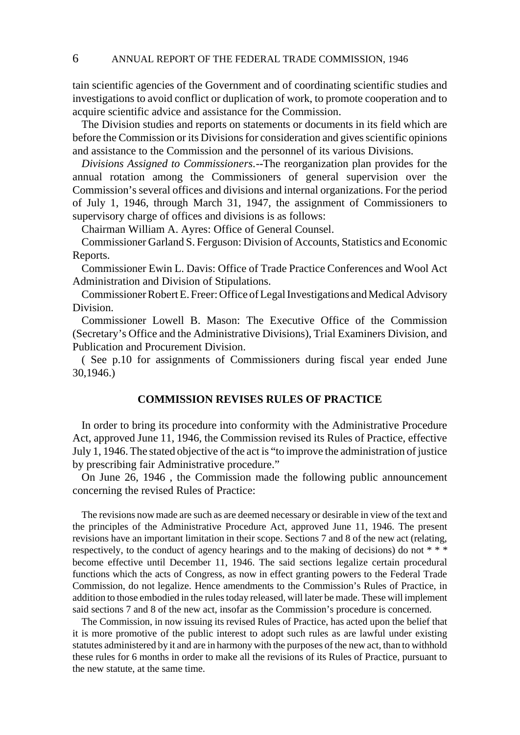tain scientific agencies of the Government and of coordinating scientific studies and investigations to avoid conflict or duplication of work, to promote cooperation and to acquire scientific advice and assistance for the Commission.

The Division studies and reports on statements or documents in its field which are before the Commission or its Divisions for consideration and gives scientific opinions and assistance to the Commission and the personnel of its various Divisions.

*Divisions Assigned to Commissioners*.--The reorganization plan provides for the annual rotation among the Commissioners of general supervision over the Commission's several offices and divisions and internal organizations. For the period of July 1, 1946, through March 31, 1947, the assignment of Commissioners to supervisory charge of offices and divisions is as follows:

Chairman William A. Ayres: Office of General Counsel.

Commissioner Garland S. Ferguson: Division of Accounts, Statistics and Economic Reports.

Commissioner Ewin L. Davis: Office of Trade Practice Conferences and Wool Act Administration and Division of Stipulations.

Commissioner Robert E. Freer: Office of Legal Investigations and Medical Advisory Division.

Commissioner Lowell B. Mason: The Executive Office of the Commission (Secretary's Office and the Administrative Divisions), Trial Examiners Division, and Publication and Procurement Division.

( See p.10 for assignments of Commissioners during fiscal year ended June 30,1946.)

## COMMISSION REVISES RULES OF PRACTICE

In order to bring its procedure into conformity with the Administrative Procedure Act, approved June 11, 1946, the Commission revised its Rules of Practice, effective July 1, 1946. The stated objective of the act is "to improve the administration of justice by prescribing fair Administrative procedure."

On June 26, 1946 , the Commission made the following public announcement concerning the revised Rules of Practice:

> The revisions now made are such as are deemed necessary or desirable in view of the text and the principles of the Administrative Procedure Act, approved June 11, 1946. The present revisions have an important limitation in their scope. Sections 7 and 8 of the new act (relating, respectively, to the conduct of agency hearings and to the making of decisions) do not * * * become effective until December 11, 1946. The said sections legalize certain procedural functions which the acts of Congress, as now in effect granting powers to the Federal Trade Commission, do not legalize. Hence amendments to the Commission's Rules of Practice, in addition to those embodied in the rules today released, will later be made. These will implement said sections 7 and 8 of the new act, insofar as the Commission's procedure is concerned.
>
> The Commission, in now issuing its revised Rules of Practice, has acted upon the belief that it is more promotive of the public interest to adopt such rules as are lawful under existing statutes administered by it and are in harmony with the purposes of the new act, than to withhold these rules for 6 months in order to make all the revisions of its Rules of Practice, pursuant to the new statute, at the same time.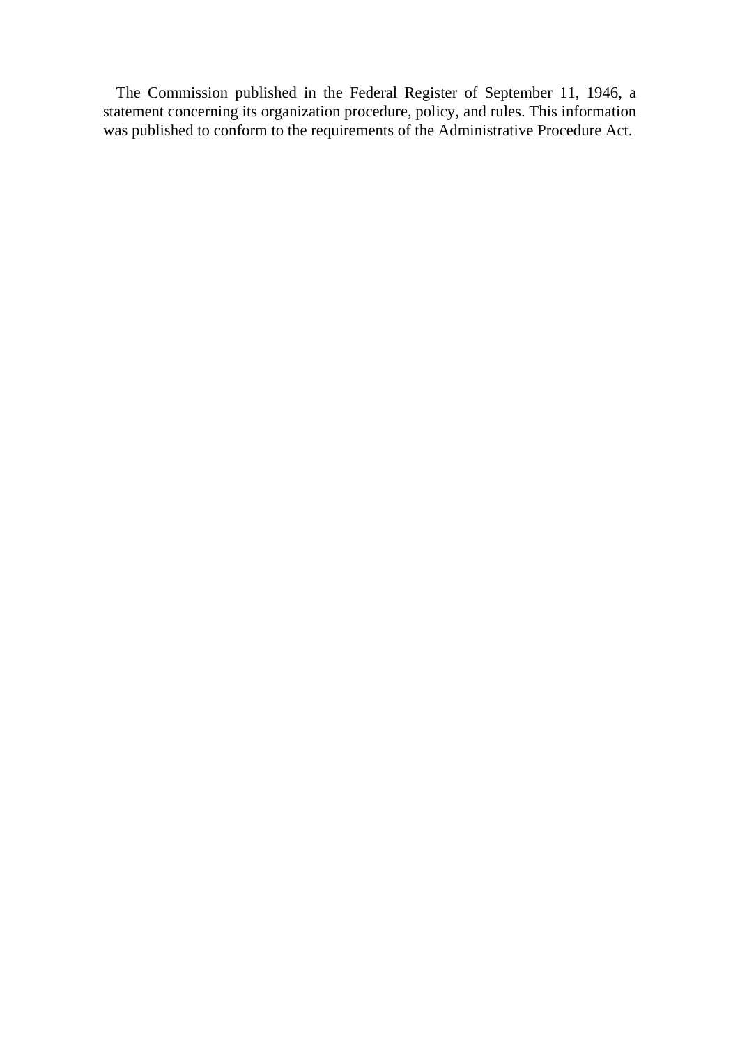The Commission published in the Federal Register of September 11, 1946, a statement concerning its organization procedure, policy, and rules. This information was published to conform to the requirements of the Administrative Procedure Act.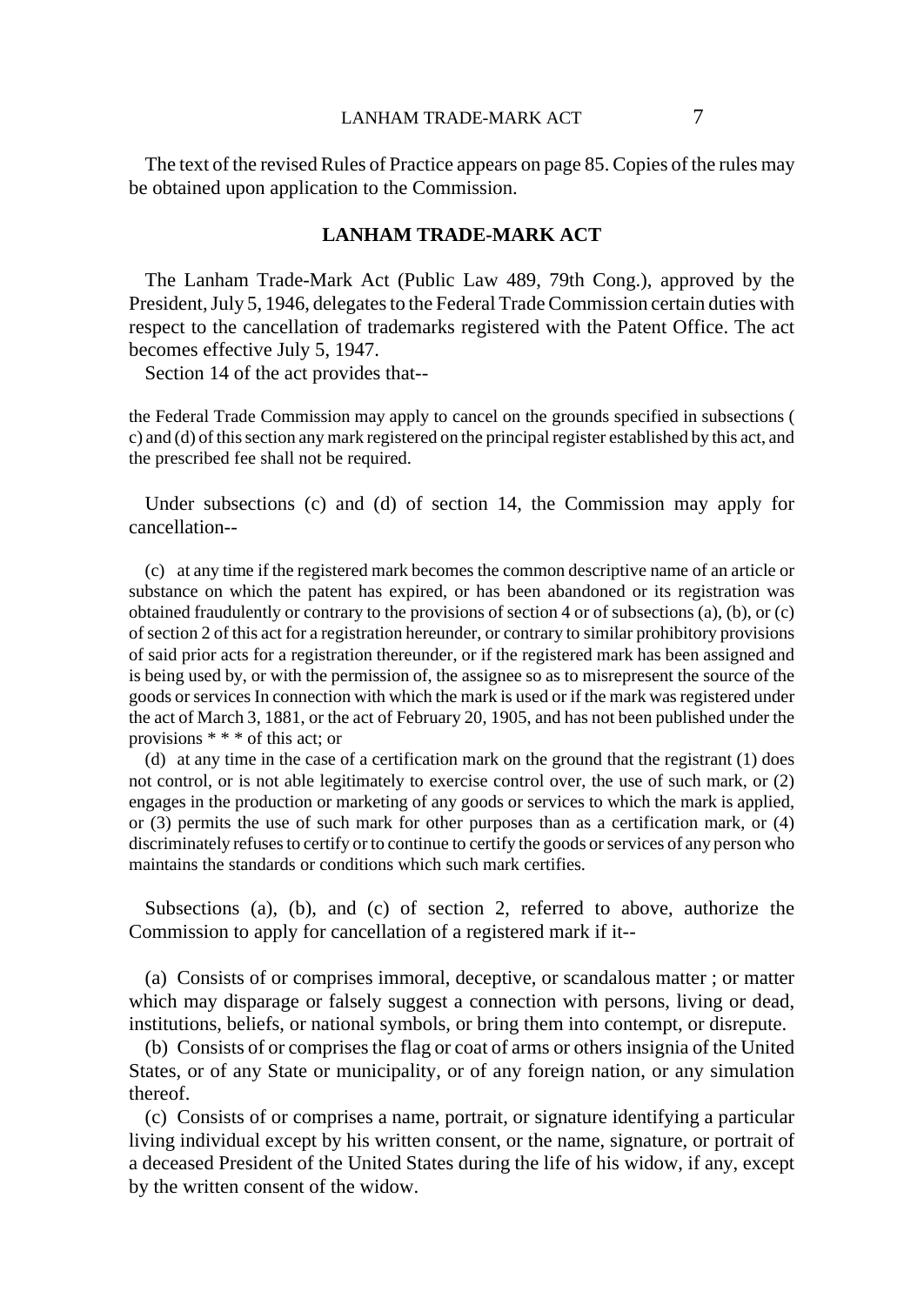The text of the revised Rules of Practice appears on page 85. Copies of the rules may be obtained upon application to the Commission.

## LANHAM TRADE-MARK ACT

The Lanham Trade-Mark Act (Public Law 489, 79th Cong.), approved by the President, July 5, 1946, delegates to the Federal Trade Commission certain duties with respect to the cancellation of trademarks registered with the Patent Office. The act becomes effective July 5, 1947.

Section 14 of the act provides that--

> the Federal Trade Commission may apply to cancel on the grounds specified in subsections ( c) and (d) of this section any mark registered on the principal register established by this act, and the prescribed fee shall not be required.

Under subsections (c) and (d) of section 14, the Commission may apply for cancellation--

> (c) at any time if the registered mark becomes the common descriptive name of an article or substance on which the patent has expired, or has been abandoned or its registration was obtained fraudulently or contrary to the provisions of section 4 or of subsections (a), (b), or (c) of section 2 of this act for a registration hereunder, or contrary to similar prohibitory provisions of said prior acts for a registration thereunder, or if the registered mark has been assigned and is being used by, or with the permission of, the assignee so as to misrepresent the source of the goods or services In connection with which the mark is used or if the mark was registered under the act of March 3, 1881, or the act of February 20, 1905, and has not been published under the provisions * * * of this act; or
>
> (d) at any time in the case of a certification mark on the ground that the registrant (1) does not control, or is not able legitimately to exercise control over, the use of such mark, or (2) engages in the production or marketing of any goods or services to which the mark is applied, or (3) permits the use of such mark for other purposes than as a certification mark, or (4) discriminately refuses to certify or to continue to certify the goods or services of any person who maintains the standards or conditions which such mark certifies.

Subsections (a), (b), and (c) of section 2, referred to above, authorize the Commission to apply for cancellation of a registered mark if it--

> (a) Consists of or comprises immoral, deceptive, or scandalous matter ; or matter which may disparage or falsely suggest a connection with persons, living or dead, institutions, beliefs, or national symbols, or bring them into contempt, or disrepute.
>
> (b) Consists of or comprises the flag or coat of arms or others insignia of the United States, or of any State or municipality, or of any foreign nation, or any simulation thereof.
>
> (c) Consists of or comprises a name, portrait, or signature identifying a particular living individual except by his written consent, or the name, signature, or portrait of a deceased President of the United States during the life of his widow, if any, except by the written consent of the widow.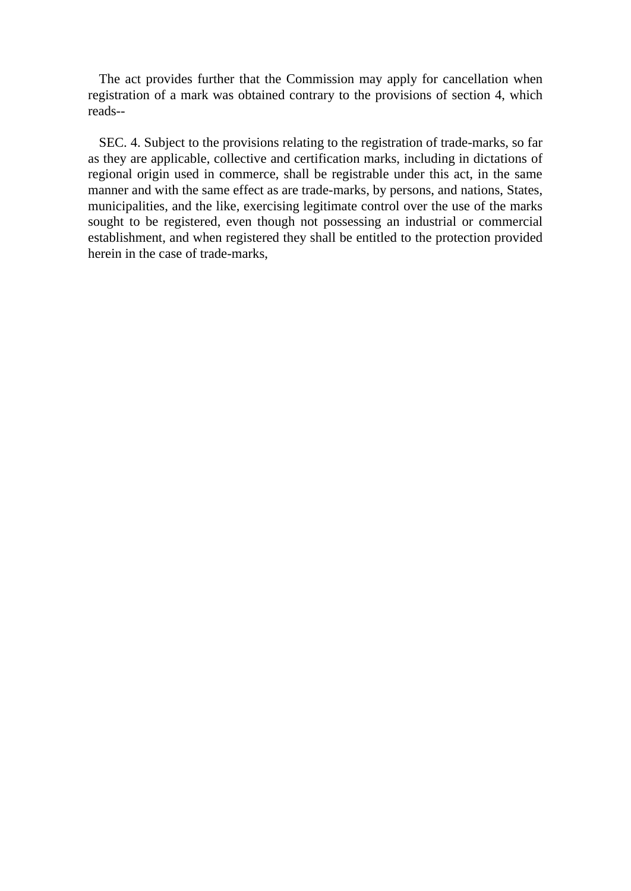The act provides further that the Commission may apply for cancellation when registration of a mark was obtained contrary to the provisions of section 4, which reads--

SEC. 4. Subject to the provisions relating to the registration of trade-marks, so far as they are applicable, collective and certification marks, including in dictations of regional origin used in commerce, shall be registrable under this act, in the same manner and with the same effect as are trade-marks, by persons, and nations, States, municipalities, and the like, exercising legitimate control over the use of the marks sought to be registered, even though not possessing an industrial or commercial establishment, and when registered they shall be entitled to the protection provided herein in the case of trade-marks,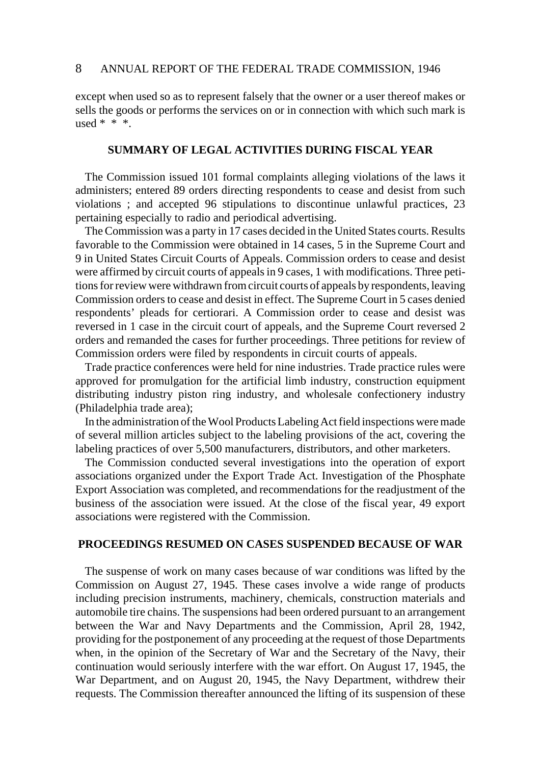except when used so as to represent falsely that the owner or a user thereof makes or sells the goods or performs the services on or in connection with which such mark is used * * *.

## SUMMARY OF LEGAL ACTIVITIES DURING FISCAL YEAR

The Commission issued 101 formal complaints alleging violations of the laws it administers; entered 89 orders directing respondents to cease and desist from such violations ; and accepted 96 stipulations to discontinue unlawful practices, 23 pertaining especially to radio and periodical advertising.

The Commission was a party in 17 cases decided in the United States courts. Results favorable to the Commission were obtained in 14 cases, 5 in the Supreme Court and 9 in United States Circuit Courts of Appeals. Commission orders to cease and desist were affirmed by circuit courts of appeals in 9 cases, 1 with modifications. Three petitions for review were withdrawn from circuit courts of appeals by respondents, leaving Commission orders to cease and desist in effect. The Supreme Court in 5 cases denied respondents' pleads for certiorari. A Commission order to cease and desist was reversed in 1 case in the circuit court of appeals, and the Supreme Court reversed 2 orders and remanded the cases for further proceedings. Three petitions for review of Commission orders were filed by respondents in circuit courts of appeals.

Trade practice conferences were held for nine industries. Trade practice rules were approved for promulgation for the artificial limb industry, construction equipment distributing industry piston ring industry, and wholesale confectionery industry (Philadelphia trade area);

In the administration of the Wool Products Labeling Act field inspections were made of several million articles subject to the labeling provisions of the act, covering the labeling practices of over 5,500 manufacturers, distributors, and other marketers.

The Commission conducted several investigations into the operation of export associations organized under the Export Trade Act. Investigation of the Phosphate Export Association was completed, and recommendations for the readjustment of the business of the association were issued. At the close of the fiscal year, 49 export associations were registered with the Commission.

## PROCEEDINGS RESUMED ON CASES SUSPENDED BECAUSE OF WAR

The suspense of work on many cases because of war conditions was lifted by the Commission on August 27, 1945. These cases involve a wide range of products including precision instruments, machinery, chemicals, construction materials and automobile tire chains. The suspensions had been ordered pursuant to an arrangement between the War and Navy Departments and the Commission, April 28, 1942, providing for the postponement of any proceeding at the request of those Departments when, in the opinion of the Secretary of War and the Secretary of the Navy, their continuation would seriously interfere with the war effort. On August 17, 1945, the War Department, and on August 20, 1945, the Navy Department, withdrew their requests. The Commission thereafter announced the lifting of its suspension of these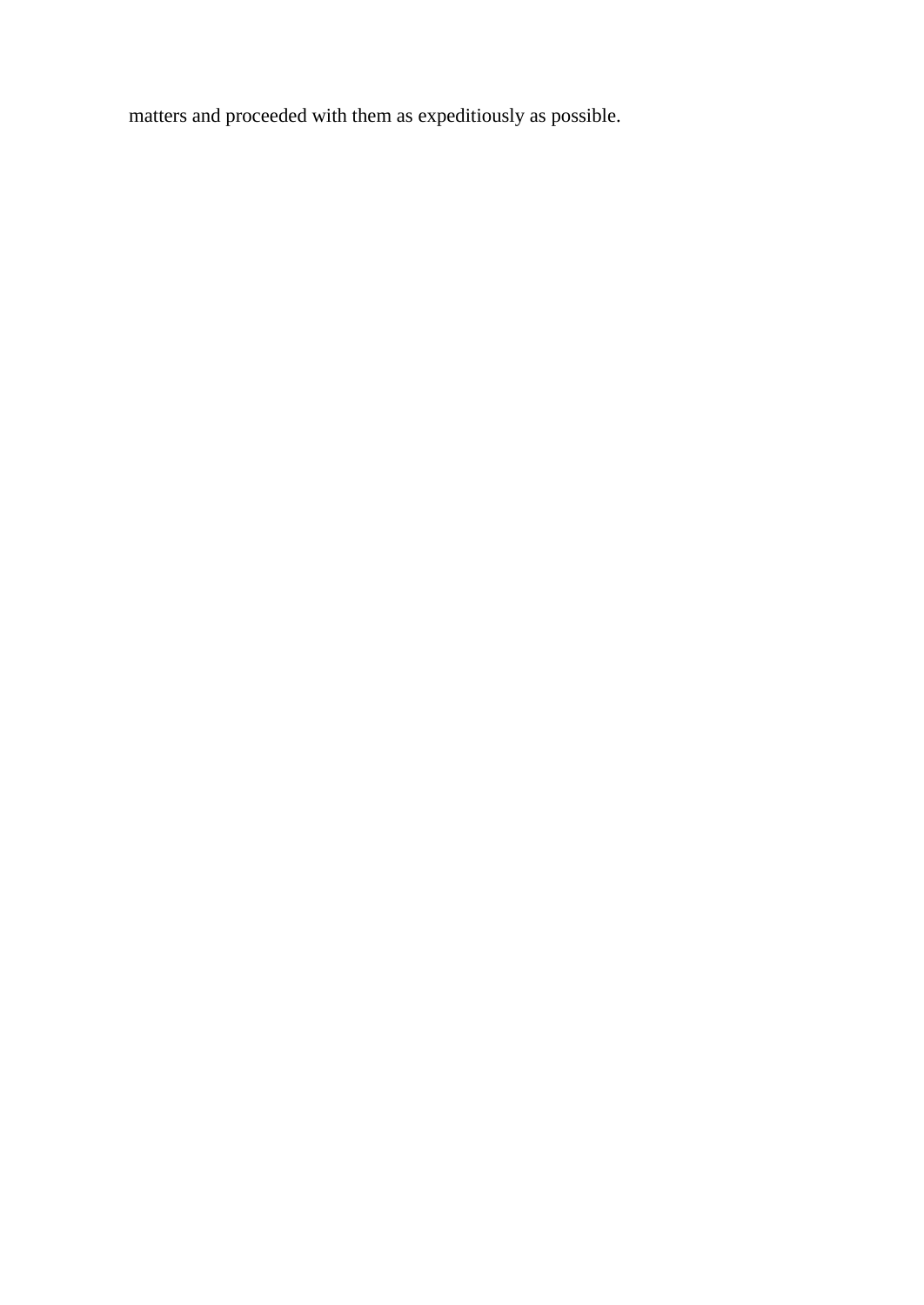matters and proceeded with them as expeditiously as possible.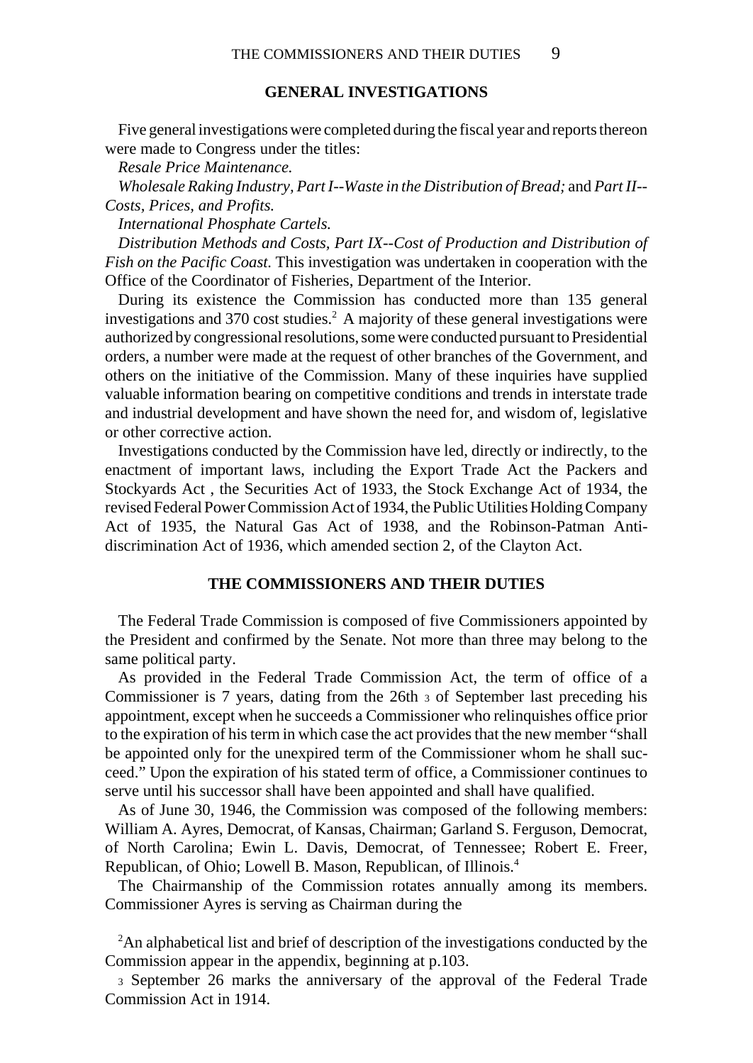## GENERAL INVESTIGATIONS

Five general investigations were completed during the fiscal year and reports thereon were made to Congress under the titles:

*Resale Price Maintenance.*

*Wholesale Raking Industry, Part I--Waste in the Distribution of Bread;* and *Part II--Costs, Prices, and Profits.*

*International Phosphate Cartels.*

*Distribution Methods and Costs, Part IX--Cost of Production and Distribution of Fish on the Pacific Coast.* This investigation was undertaken in cooperation with the Office of the Coordinator of Fisheries, Department of the Interior.

During its existence the Commission has conducted more than 135 general investigations and 370 cost studies.[2] A majority of these general investigations were authorized by congressional resolutions, some were conducted pursuant to Presidential orders, a number were made at the request of other branches of the Government, and others on the initiative of the Commission. Many of these inquiries have supplied valuable information bearing on competitive conditions and trends in interstate trade and industrial development and have shown the need for, and wisdom of, legislative or other corrective action.

Investigations conducted by the Commission have led, directly or indirectly, to the enactment of important laws, including the Export Trade Act the Packers and Stockyards Act , the Securities Act of 1933, the Stock Exchange Act of 1934, the revised Federal Power Commission Act of 1934, the Public Utilities Holding Company Act of 1935, the Natural Gas Act of 1938, and the Robinson-Patman Anti-discrimination Act of 1936, which amended section 2, of the Clayton Act.

## THE COMMISSIONERS AND THEIR DUTIES

The Federal Trade Commission is composed of five Commissioners appointed by the President and confirmed by the Senate. Not more than three may belong to the same political party.

As provided in the Federal Trade Commission Act, the term of office of a Commissioner is 7 years, dating from the 26th [3] of September last preceding his appointment, except when he succeeds a Commissioner who relinquishes office prior to the expiration of his term in which case the act provides that the new member "shall be appointed only for the unexpired term of the Commissioner whom he shall succeed." Upon the expiration of his stated term of office, a Commissioner continues to serve until his successor shall have been appointed and shall have qualified.

As of June 30, 1946, the Commission was composed of the following members: William A. Ayres, Democrat, of Kansas, Chairman; Garland S. Ferguson, Democrat, of North Carolina; Ewin L. Davis, Democrat, of Tennessee; Robert E. Freer, Republican, of Ohio; Lowell B. Mason, Republican, of Illinois.[4]

The Chairmanship of the Commission rotates annually among its members. Commissioner Ayres is serving as Chairman during the

[2]An alphabetical list and brief of description of the investigations conducted by the Commission appear in the appendix, beginning at p.103.

[3] September 26 marks the anniversary of the approval of the Federal Trade Commission Act in 1914.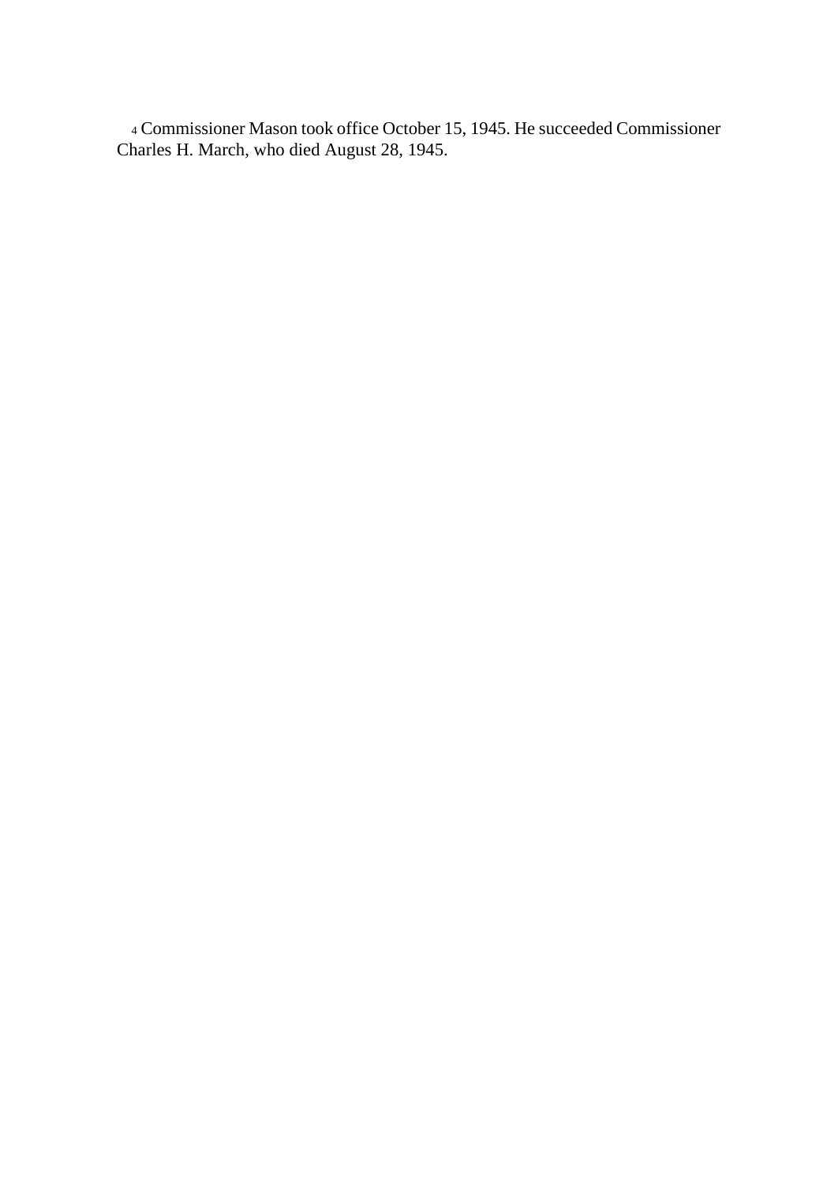[4] Commissioner Mason took office October 15, 1945. He succeeded Commissioner Charles H. March, who died August 28, 1945.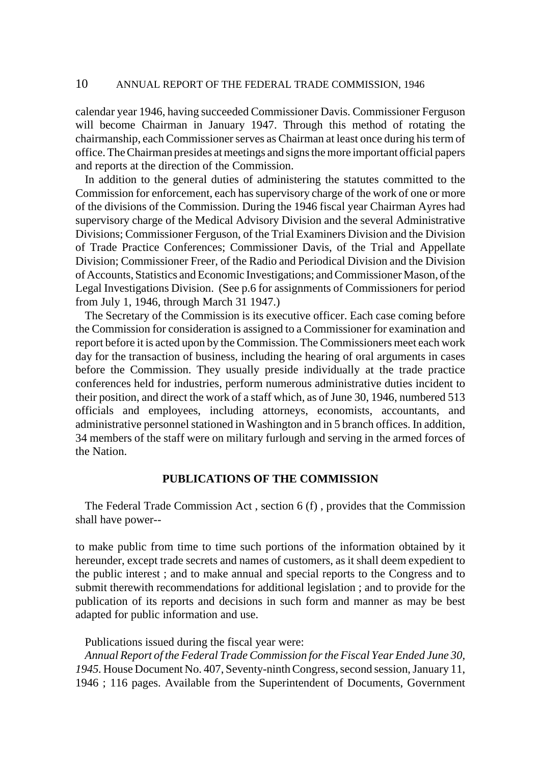calendar year 1946, having succeeded Commissioner Davis. Commissioner Ferguson will become Chairman in January 1947. Through this method of rotating the chairmanship, each Commissioner serves as Chairman at least once during his term of office. The Chairman presides at meetings and signs the more important official papers and reports at the direction of the Commission.

In addition to the general duties of administering the statutes committed to the Commission for enforcement, each has supervisory charge of the work of one or more of the divisions of the Commission. During the 1946 fiscal year Chairman Ayres had supervisory charge of the Medical Advisory Division and the several Administrative Divisions; Commissioner Ferguson, of the Trial Examiners Division and the Division of Trade Practice Conferences; Commissioner Davis, of the Trial and Appellate Division; Commissioner Freer, of the Radio and Periodical Division and the Division of Accounts, Statistics and Economic Investigations; and Commissioner Mason, of the Legal Investigations Division. (See p.6 for assignments of Commissioners for period from July 1, 1946, through March 31 1947.)

The Secretary of the Commission is its executive officer. Each case coming before the Commission for consideration is assigned to a Commissioner for examination and report before it is acted upon by the Commission. The Commissioners meet each work day for the transaction of business, including the hearing of oral arguments in cases before the Commission. They usually preside individually at the trade practice conferences held for industries, perform numerous administrative duties incident to their position, and direct the work of a staff which, as of June 30, 1946, numbered 513 officials and employees, including attorneys, economists, accountants, and administrative personnel stationed in Washington and in 5 branch offices. In addition, 34 members of the staff were on military furlough and serving in the armed forces of the Nation.

## PUBLICATIONS OF THE COMMISSION

The Federal Trade Commission Act , section 6 (f) , provides that the Commission shall have power--

to make public from time to time such portions of the information obtained by it hereunder, except trade secrets and names of customers, as it shall deem expedient to the public interest ; and to make annual and special reports to the Congress and to submit therewith recommendations for additional legislation ; and to provide for the publication of its reports and decisions in such form and manner as may be best adapted for public information and use.

Publications issued during the fiscal year were:

*Annual Report of the Federal Trade Commission for the Fiscal Year Ended June 30, 1945.* House Document No. 407, Seventy-ninth Congress, second session, January 11, 1946 ; 116 pages. Available from the Superintendent of Documents, Government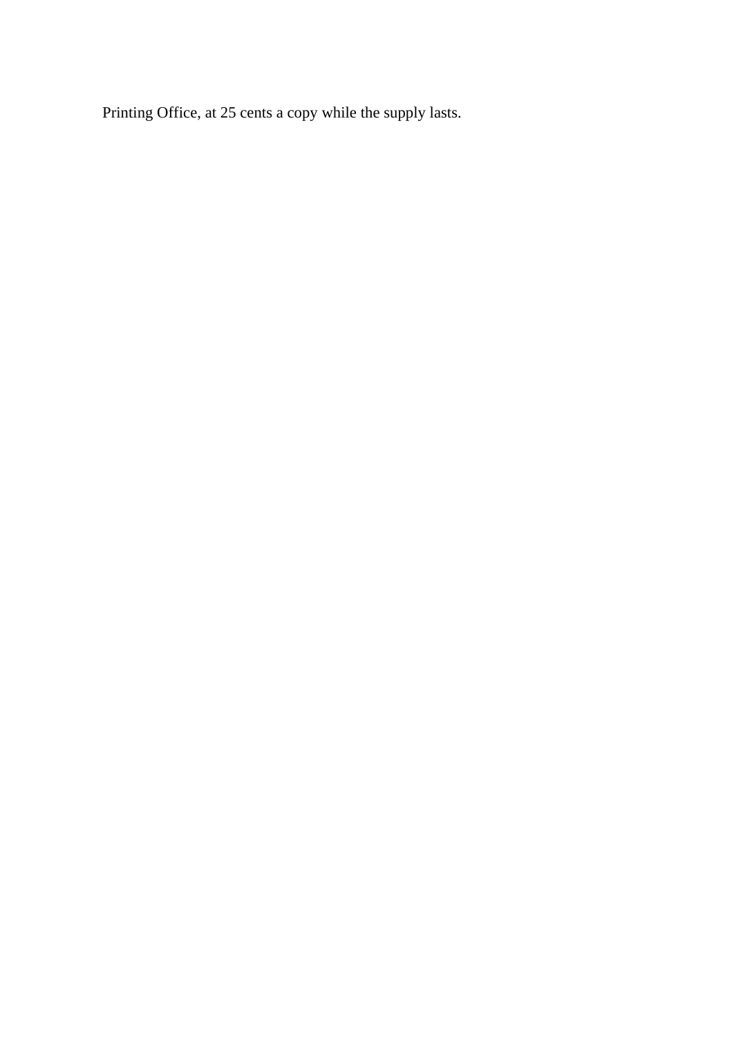Printing Office, at 25 cents a copy while the supply lasts.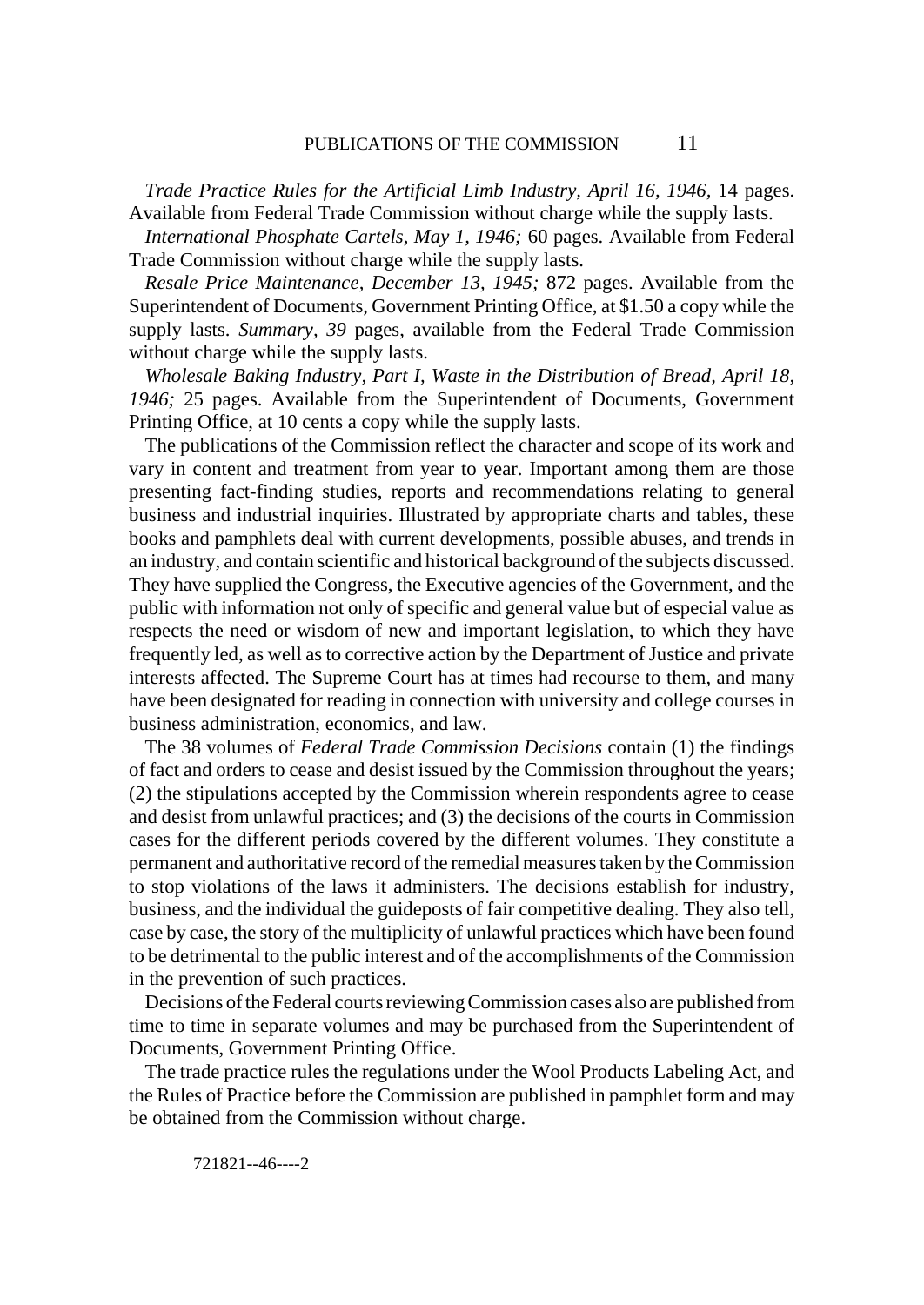*Trade Practice Rules for the Artificial Limb Industry, April 16, 1946*, 14 pages. Available from Federal Trade Commission without charge while the supply lasts.

*International Phosphate Cartels, May 1, 1946;* 60 pages. Available from Federal Trade Commission without charge while the supply lasts.

*Resale Price Maintenance, December 13, 1945;* 872 pages. Available from the Superintendent of Documents, Government Printing Office, at $1.50 a copy while the supply lasts. *Summary, 39* pages, available from the Federal Trade Commission without charge while the supply lasts.

*Wholesale Baking Industry, Part I, Waste in the Distribution of Bread, April 18, 1946;* 25 pages. Available from the Superintendent of Documents, Government Printing Office, at 10 cents a copy while the supply lasts.

The publications of the Commission reflect the character and scope of its work and vary in content and treatment from year to year. Important among them are those presenting fact-finding studies, reports and recommendations relating to general business and industrial inquiries. Illustrated by appropriate charts and tables, these books and pamphlets deal with current developments, possible abuses, and trends in an industry, and contain scientific and historical background of the subjects discussed. They have supplied the Congress, the Executive agencies of the Government, and the public with information not only of specific and general value but of especial value as respects the need or wisdom of new and important legislation, to which they have frequently led, as well as to corrective action by the Department of Justice and private interests affected. The Supreme Court has at times had recourse to them, and many have been designated for reading in connection with university and college courses in business administration, economics, and law.

The 38 volumes of *Federal Trade Commission Decisions* contain (1) the findings of fact and orders to cease and desist issued by the Commission throughout the years; (2) the stipulations accepted by the Commission wherein respondents agree to cease and desist from unlawful practices; and (3) the decisions of the courts in Commission cases for the different periods covered by the different volumes. They constitute a permanent and authoritative record of the remedial measures taken by the Commission to stop violations of the laws it administers. The decisions establish for industry, business, and the individual the guideposts of fair competitive dealing. They also tell, case by case, the story of the multiplicity of unlawful practices which have been found to be detrimental to the public interest and of the accomplishments of the Commission in the prevention of such practices.

Decisions of the Federal courts reviewing Commission cases also are published from time to time in separate volumes and may be purchased from the Superintendent of Documents, Government Printing Office.

The trade practice rules the regulations under the Wool Products Labeling Act, and the Rules of Practice before the Commission are published in pamphlet form and may be obtained from the Commission without charge.

721821--46----2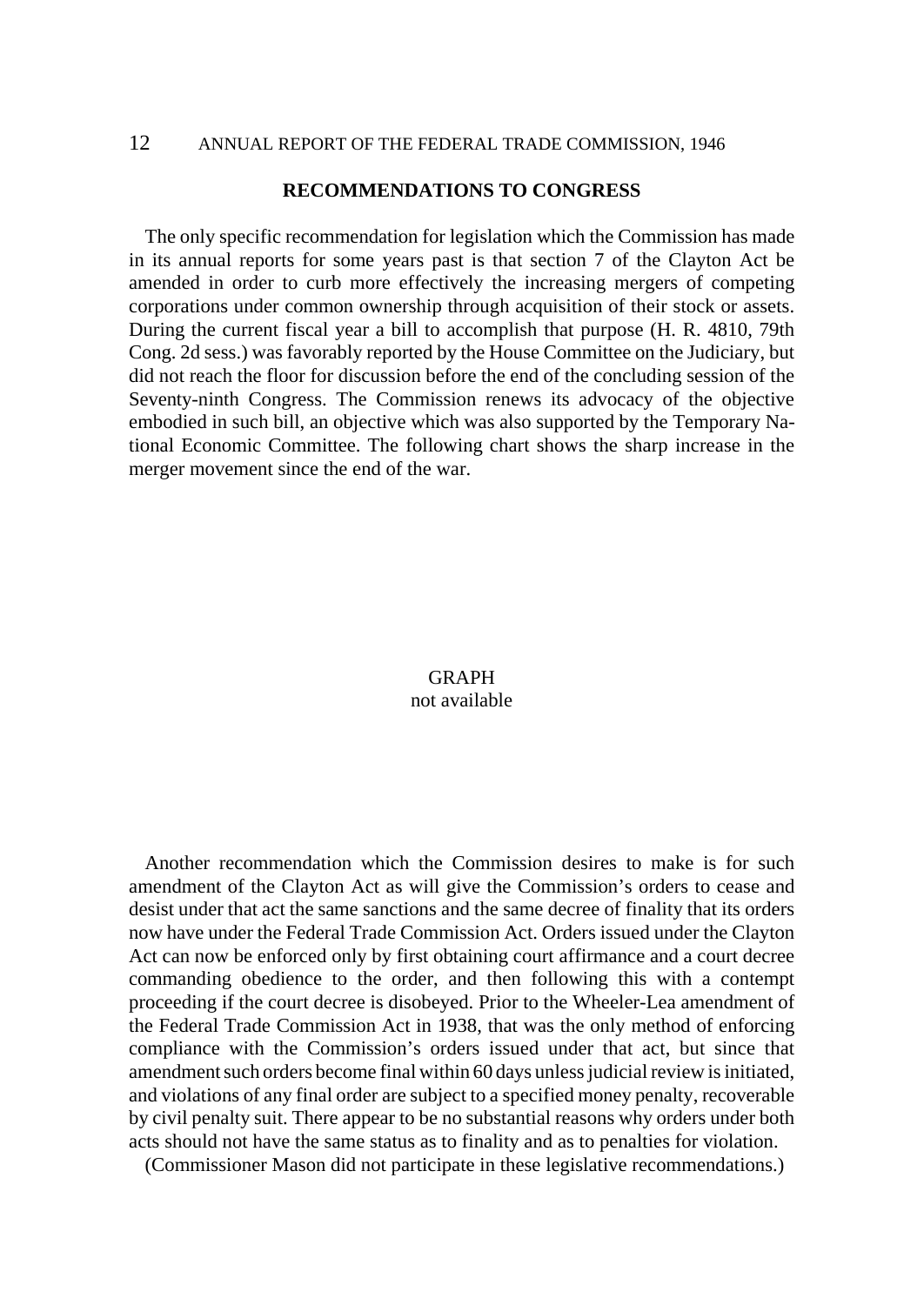## RECOMMENDATIONS TO CONGRESS

The only specific recommendation for legislation which the Commission has made in its annual reports for some years past is that section 7 of the Clayton Act be amended in order to curb more effectively the increasing mergers of competing corporations under common ownership through acquisition of their stock or assets. During the current fiscal year a bill to accomplish that purpose (H. R. 4810, 79th Cong. 2d sess.) was favorably reported by the House Committee on the Judiciary, but did not reach the floor for discussion before the end of the concluding session of the Seventy-ninth Congress. The Commission renews its advocacy of the objective embodied in such bill, an objective which was also supported by the Temporary National Economic Committee. The following chart shows the sharp increase in the merger movement since the end of the war.

GRAPH
not available

Another recommendation which the Commission desires to make is for such amendment of the Clayton Act as will give the Commission's orders to cease and desist under that act the same sanctions and the same decree of finality that its orders now have under the Federal Trade Commission Act. Orders issued under the Clayton Act can now be enforced only by first obtaining court affirmance and a court decree commanding obedience to the order, and then following this with a contempt proceeding if the court decree is disobeyed. Prior to the Wheeler-Lea amendment of the Federal Trade Commission Act in 1938, that was the only method of enforcing compliance with the Commission's orders issued under that act, but since that amendment such orders become final within 60 days unless judicial review is initiated, and violations of any final order are subject to a specified money penalty, recoverable by civil penalty suit. There appear to be no substantial reasons why orders under both acts should not have the same status as to finality and as to penalties for violation.

(Commissioner Mason did not participate in these legislative recommendations.)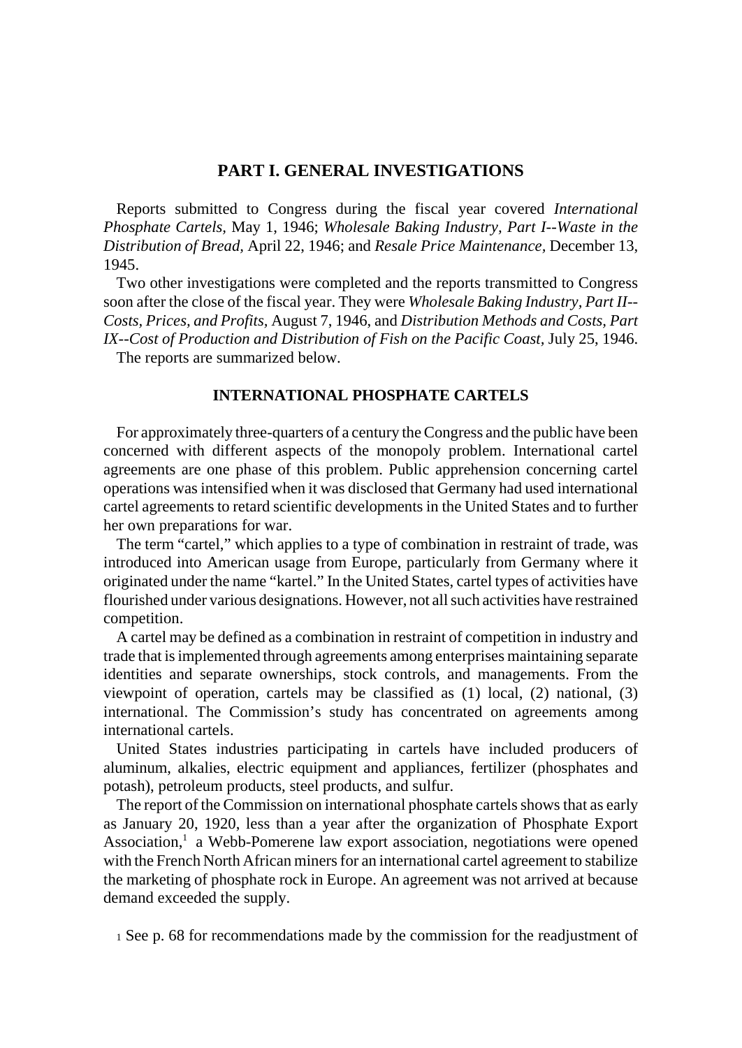## PART I. GENERAL INVESTIGATIONS

Reports submitted to Congress during the fiscal year covered *International Phosphate Cartels,* May 1, 1946; *Wholesale Baking Industry, Part I--Waste in the Distribution of Bread,* April 22, 1946; and *Resale Price Maintenance,* December 13, 1945.

Two other investigations were completed and the reports transmitted to Congress soon after the close of the fiscal year. They were *Wholesale Baking Industry, Part II--Costs, Prices, and Profits,* August 7, 1946, and *Distribution Methods and Costs, Part IX--Cost of Production and Distribution of Fish on the Pacific Coast,* July 25, 1946.

The reports are summarized below.

### INTERNATIONAL PHOSPHATE CARTELS

For approximately three-quarters of a century the Congress and the public have been concerned with different aspects of the monopoly problem. International cartel agreements are one phase of this problem. Public apprehension concerning cartel operations was intensified when it was disclosed that Germany had used international cartel agreements to retard scientific developments in the United States and to further her own preparations for war.

The term "cartel," which applies to a type of combination in restraint of trade, was introduced into American usage from Europe, particularly from Germany where it originated under the name "kartel." In the United States, cartel types of activities have flourished under various designations. However, not all such activities have restrained competition.

A cartel may be defined as a combination in restraint of competition in industry and trade that is implemented through agreements among enterprises maintaining separate identities and separate ownerships, stock controls, and managements. From the viewpoint of operation, cartels may be classified as (1) local, (2) national, (3) international. The Commission's study has concentrated on agreements among international cartels.

United States industries participating in cartels have included producers of aluminum, alkalies, electric equipment and appliances, fertilizer (phosphates and potash), petroleum products, steel products, and sulfur.

The report of the Commission on international phosphate cartels shows that as early as January 20, 1920, less than a year after the organization of Phosphate Export Association,[1] a Webb-Pomerene law export association, negotiations were opened with the French North African miners for an international cartel agreement to stabilize the marketing of phosphate rock in Europe. An agreement was not arrived at because demand exceeded the supply.

[1] See p. 68 for recommendations made by the commission for the readjustment of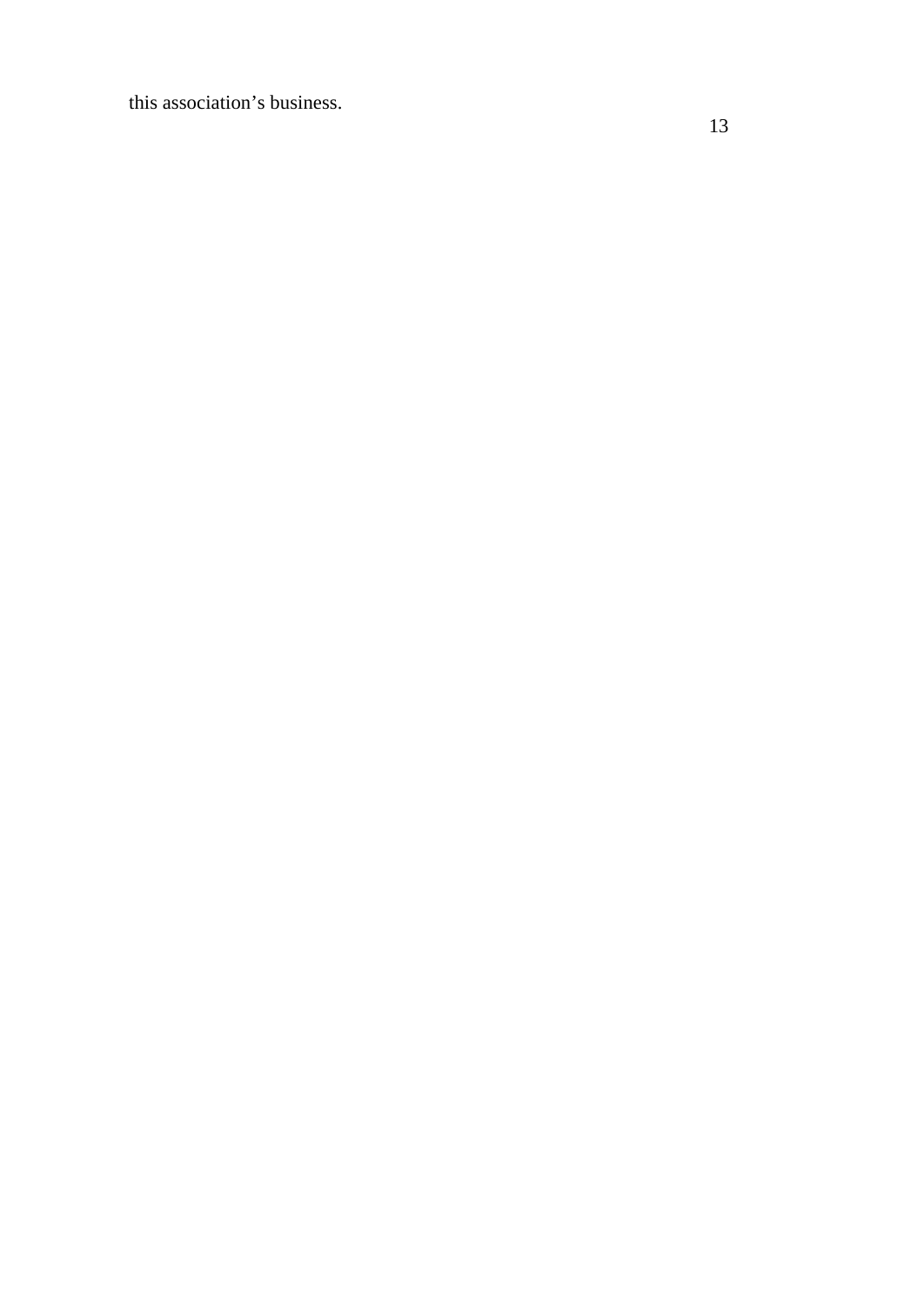this association's business.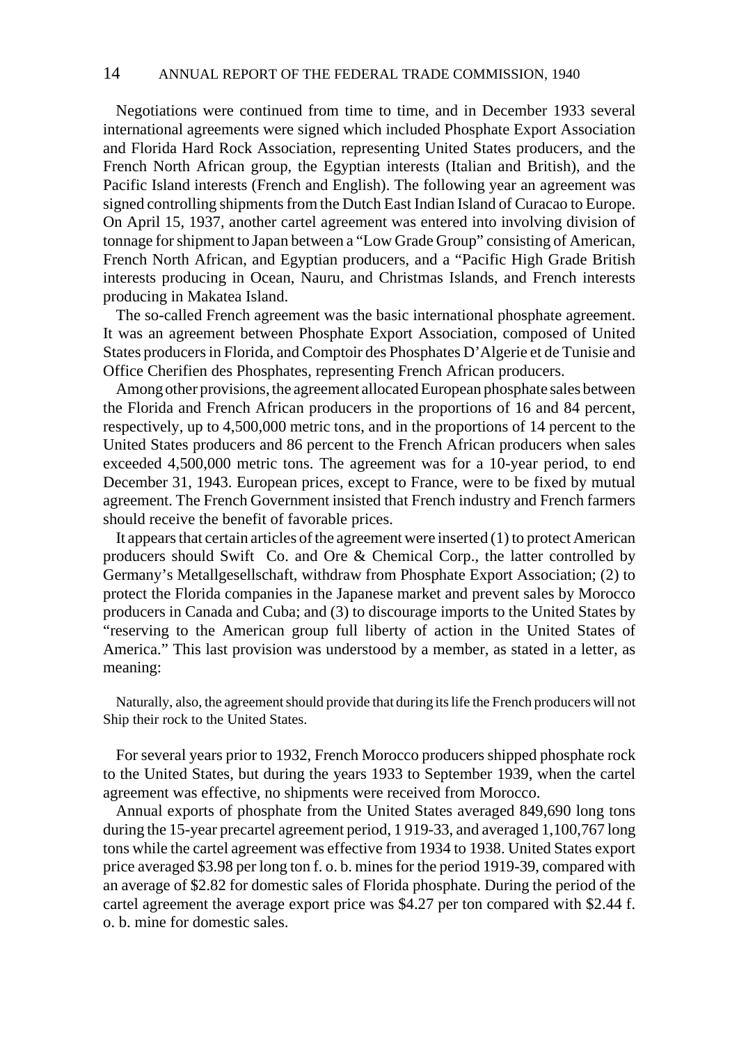Negotiations were continued from time to time, and in December 1933 several international agreements were signed which included Phosphate Export Association and Florida Hard Rock Association, representing United States producers, and the French North African group, the Egyptian interests (Italian and British), and the Pacific Island interests (French and English). The following year an agreement was signed controlling shipments from the Dutch East Indian Island of Curacao to Europe. On April 15, 1937, another cartel agreement was entered into involving division of tonnage for shipment to Japan between a "Low Grade Group" consisting of American, French North African, and Egyptian producers, and a "Pacific High Grade British interests producing in Ocean, Nauru, and Christmas Islands, and French interests producing in Makatea Island.

The so-called French agreement was the basic international phosphate agreement. It was an agreement between Phosphate Export Association, composed of United States producers in Florida, and Comptoir des Phosphates D'Algerie et de Tunisie and Office Cherifien des Phosphates, representing French African producers.

Among other provisions, the agreement allocated European phosphate sales between the Florida and French African producers in the proportions of 16 and 84 percent, respectively, up to 4,500,000 metric tons, and in the proportions of 14 percent to the United States producers and 86 percent to the French African producers when sales exceeded 4,500,000 metric tons. The agreement was for a 10-year period, to end December 31, 1943. European prices, except to France, were to be fixed by mutual agreement. The French Government insisted that French industry and French farmers should receive the benefit of favorable prices.

It appears that certain articles of the agreement were inserted (1) to protect American producers should Swift Co. and Ore & Chemical Corp., the latter controlled by Germany's Metallgesellschaft, withdraw from Phosphate Export Association; (2) to protect the Florida companies in the Japanese market and prevent sales by Morocco producers in Canada and Cuba; and (3) to discourage imports to the United States by "reserving to the American group full liberty of action in the United States of America." This last provision was understood by a member, as stated in a letter, as meaning:

> Naturally, also, the agreement should provide that during its life the French producers will not Ship their rock to the United States.

For several years prior to 1932, French Morocco producers shipped phosphate rock to the United States, but during the years 1933 to September 1939, when the cartel agreement was effective, no shipments were received from Morocco.

Annual exports of phosphate from the United States averaged 849,690 long tons during the 15-year precartel agreement period, 1 919-33, and averaged 1,100,767 long tons while the cartel agreement was effective from 1934 to 1938. United States export price averaged $3.98 per long ton f. o. b. mines for the period 1919-39, compared with an average of $2.82 for domestic sales of Florida phosphate. During the period of the cartel agreement the average export price was $4.27 per ton compared with $2.44 f. o. b. mine for domestic sales.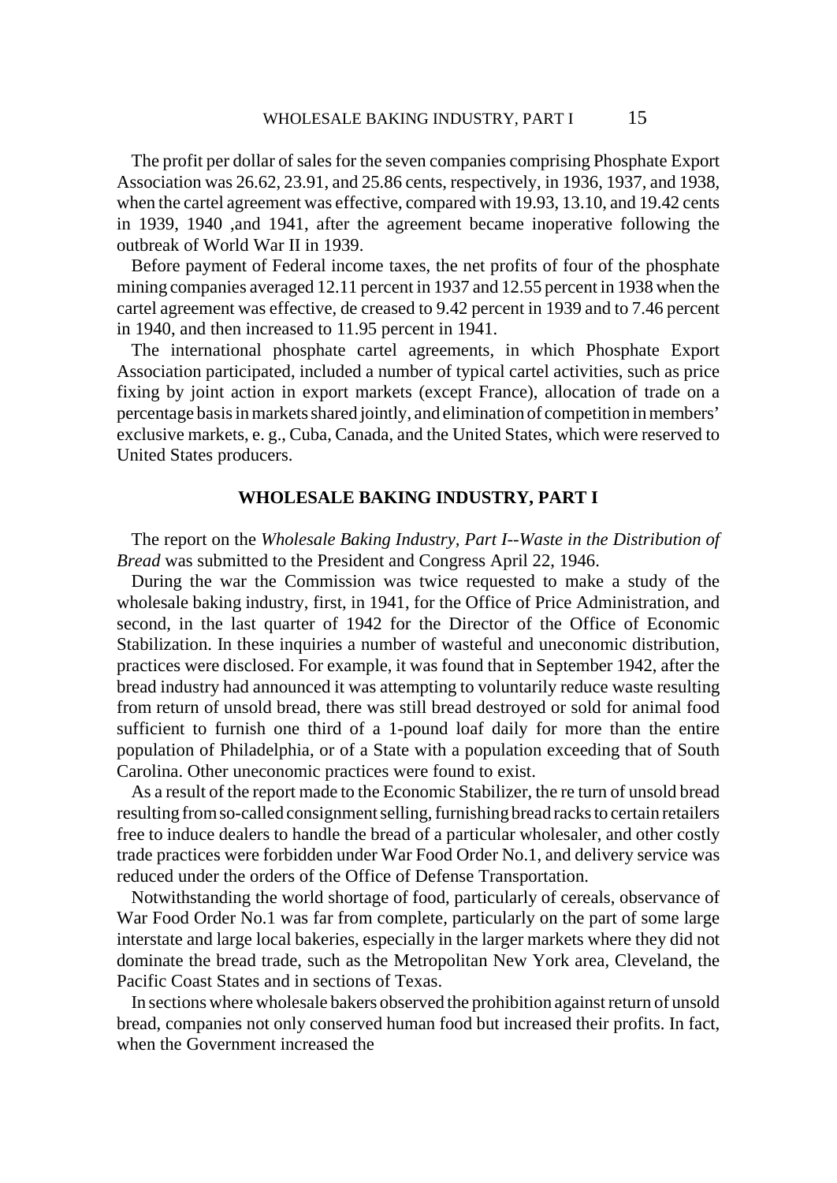The profit per dollar of sales for the seven companies comprising Phosphate Export Association was 26.62, 23.91, and 25.86 cents, respectively, in 1936, 1937, and 1938, when the cartel agreement was effective, compared with 19.93, 13.10, and 19.42 cents in 1939, 1940 ,and 1941, after the agreement became inoperative following the outbreak of World War II in 1939.

Before payment of Federal income taxes, the net profits of four of the phosphate mining companies averaged 12.11 percent in 1937 and 12.55 percent in 1938 when the cartel agreement was effective, de creased to 9.42 percent in 1939 and to 7.46 percent in 1940, and then increased to 11.95 percent in 1941.

The international phosphate cartel agreements, in which Phosphate Export Association participated, included a number of typical cartel activities, such as price fixing by joint action in export markets (except France), allocation of trade on a percentage basis in markets shared jointly, and elimination of competition in members' exclusive markets, e. g., Cuba, Canada, and the United States, which were reserved to United States producers.

## WHOLESALE BAKING INDUSTRY, PART I

The report on the *Wholesale Baking Industry, Part I--Waste in the Distribution of Bread* was submitted to the President and Congress April 22, 1946.

During the war the Commission was twice requested to make a study of the wholesale baking industry, first, in 1941, for the Office of Price Administration, and second, in the last quarter of 1942 for the Director of the Office of Economic Stabilization. In these inquiries a number of wasteful and uneconomic distribution, practices were disclosed. For example, it was found that in September 1942, after the bread industry had announced it was attempting to voluntarily reduce waste resulting from return of unsold bread, there was still bread destroyed or sold for animal food sufficient to furnish one third of a 1-pound loaf daily for more than the entire population of Philadelphia, or of a State with a population exceeding that of South Carolina. Other uneconomic practices were found to exist.

As a result of the report made to the Economic Stabilizer, the re turn of unsold bread resulting from so-called consignment selling, furnishing bread racks to certain retailers free to induce dealers to handle the bread of a particular wholesaler, and other costly trade practices were forbidden under War Food Order No.1, and delivery service was reduced under the orders of the Office of Defense Transportation.

Notwithstanding the world shortage of food, particularly of cereals, observance of War Food Order No.1 was far from complete, particularly on the part of some large interstate and large local bakeries, especially in the larger markets where they did not dominate the bread trade, such as the Metropolitan New York area, Cleveland, the Pacific Coast States and in sections of Texas.

In sections where wholesale bakers observed the prohibition against return of unsold bread, companies not only conserved human food but increased their profits. In fact, when the Government increased the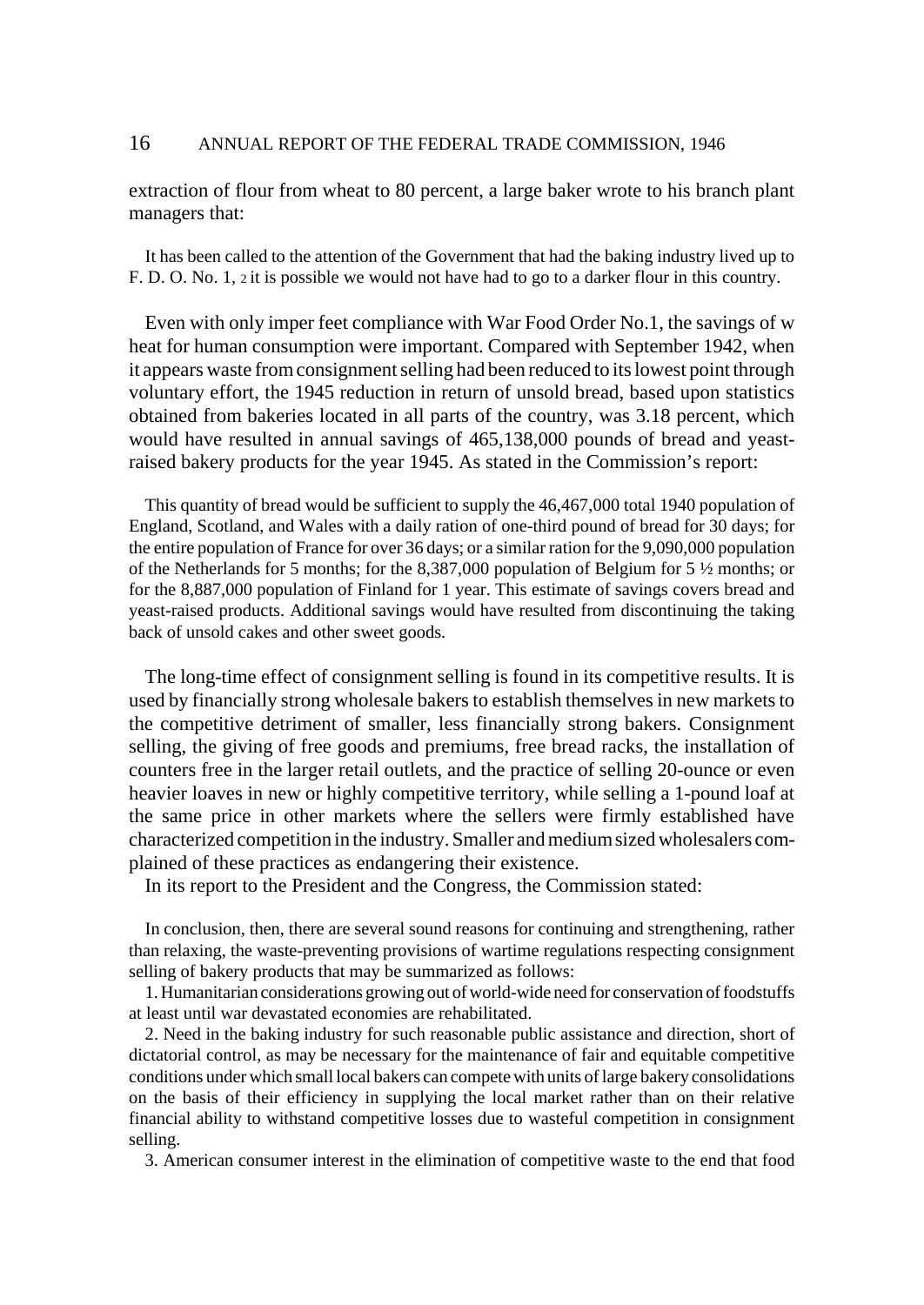extraction of flour from wheat to 80 percent, a large baker wrote to his branch plant managers that:

> It has been called to the attention of the Government that had the baking industry lived up to F. D. O. No. 1, [2] it is possible we would not have had to go to a darker flour in this country.

Even with only imper feet compliance with War Food Order No.1, the savings of w heat for human consumption were important. Compared with September 1942, when it appears waste from consignment selling had been reduced to its lowest point through voluntary effort, the 1945 reduction in return of unsold bread, based upon statistics obtained from bakeries located in all parts of the country, was 3.18 percent, which would have resulted in annual savings of 465,138,000 pounds of bread and yeast-raised bakery products for the year 1945. As stated in the Commission's report:

> This quantity of bread would be sufficient to supply the 46,467,000 total 1940 population of England, Scotland, and Wales with a daily ration of one-third pound of bread for 30 days; for the entire population of France for over 36 days; or a similar ration for the 9,090,000 population of the Netherlands for 5 months; for the 8,387,000 population of Belgium for 5 ½ months; or for the 8,887,000 population of Finland for 1 year. This estimate of savings covers bread and yeast-raised products. Additional savings would have resulted from discontinuing the taking back of unsold cakes and other sweet goods.

The long-time effect of consignment selling is found in its competitive results. It is used by financially strong wholesale bakers to establish themselves in new markets to the competitive detriment of smaller, less financially strong bakers. Consignment selling, the giving of free goods and premiums, free bread racks, the installation of counters free in the larger retail outlets, and the practice of selling 20-ounce or even heavier loaves in new or highly competitive territory, while selling a 1-pound loaf at the same price in other markets where the sellers were firmly established have characterized competition in the industry. Smaller and medium sized wholesalers complained of these practices as endangering their existence.

In its report to the President and the Congress, the Commission stated:

> In conclusion, then, there are several sound reasons for continuing and strengthening, rather than relaxing, the waste-preventing provisions of wartime regulations respecting consignment selling of bakery products that may be summarized as follows:
>
> 1. Humanitarian considerations growing out of world-wide need for conservation of foodstuffs at least until war devastated economies are rehabilitated.
>
> 2. Need in the baking industry for such reasonable public assistance and direction, short of dictatorial control, as may be necessary for the maintenance of fair and equitable competitive conditions under which small local bakers can compete with units of large bakery consolidations on the basis of their efficiency in supplying the local market rather than on their relative financial ability to withstand competitive losses due to wasteful competition in consignment selling.
>
> 3. American consumer interest in the elimination of competitive waste to the end that food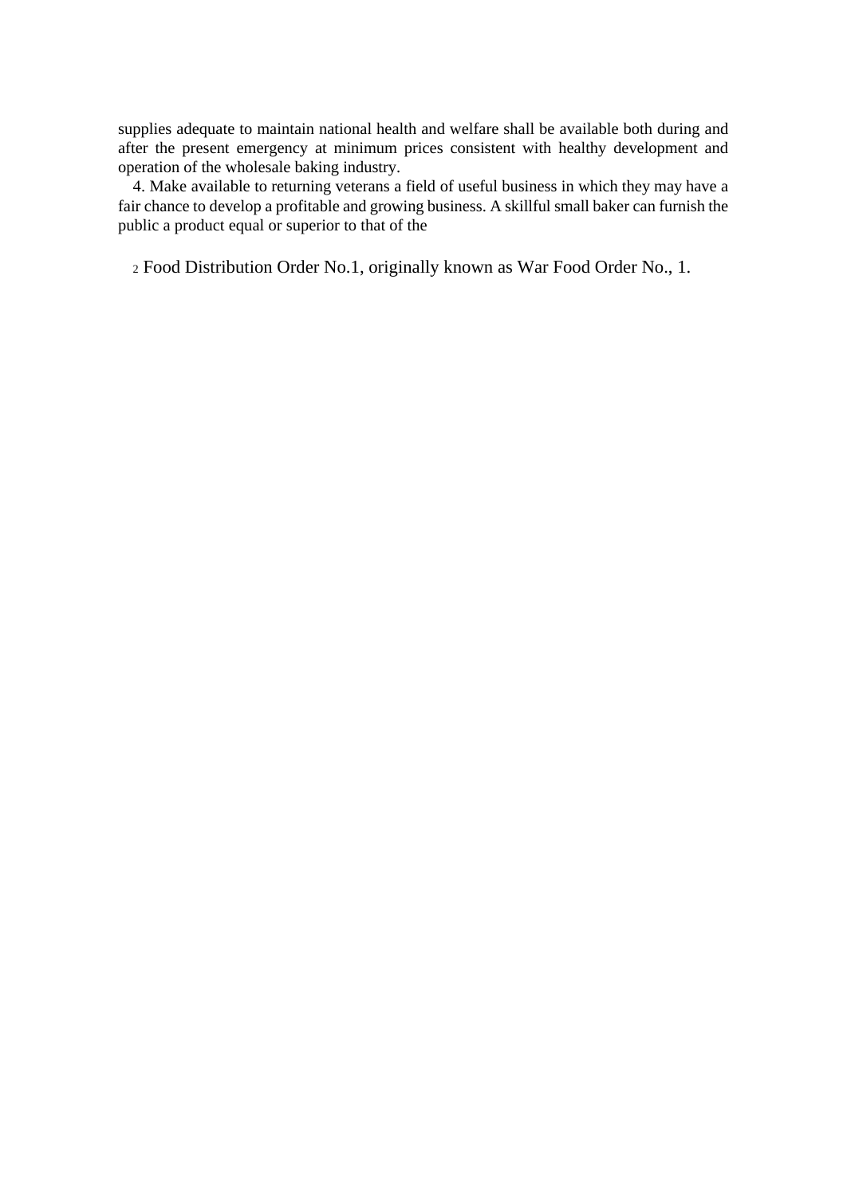supplies adequate to maintain national health and welfare shall be available both during and after the present emergency at minimum prices consistent with healthy development and operation of the wholesale baking industry.

4. Make available to returning veterans a field of useful business in which they may have a fair chance to develop a profitable and growing business. A skillful small baker can furnish the public a product equal or superior to that of the

[2] Food Distribution Order No.1, originally known as War Food Order No., 1.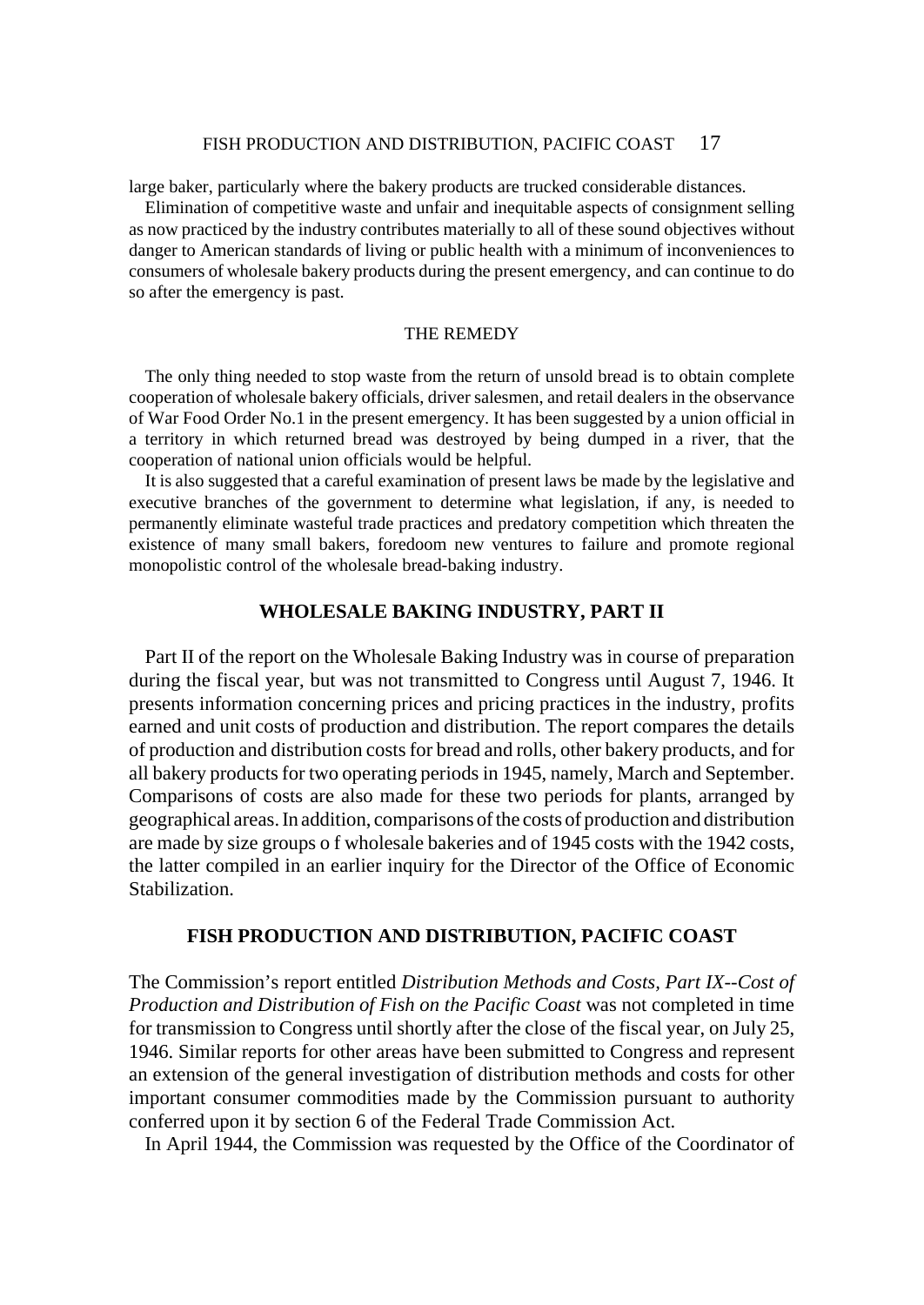large baker, particularly where the bakery products are trucked considerable distances.

Elimination of competitive waste and unfair and inequitable aspects of consignment selling as now practiced by the industry contributes materially to all of these sound objectives without danger to American standards of living or public health with a minimum of inconveniences to consumers of wholesale bakery products during the present emergency, and can continue to do so after the emergency is past.

## THE REMEDY

The only thing needed to stop waste from the return of unsold bread is to obtain complete cooperation of wholesale bakery officials, driver salesmen, and retail dealers in the observance of War Food Order No.1 in the present emergency. It has been suggested by a union official in a territory in which returned bread was destroyed by being dumped in a river, that the cooperation of national union officials would be helpful.

It is also suggested that a careful examination of present laws be made by the legislative and executive branches of the government to determine what legislation, if any, is needed to permanently eliminate wasteful trade practices and predatory competition which threaten the existence of many small bakers, foredoom new ventures to failure and promote regional monopolistic control of the wholesale bread-baking industry.

## WHOLESALE BAKING INDUSTRY, PART II

Part II of the report on the Wholesale Baking Industry was in course of preparation during the fiscal year, but was not transmitted to Congress until August 7, 1946. It presents information concerning prices and pricing practices in the industry, profits earned and unit costs of production and distribution. The report compares the details of production and distribution costs for bread and rolls, other bakery products, and for all bakery products for two operating periods in 1945, namely, March and September. Comparisons of costs are also made for these two periods for plants, arranged by geographical areas. In addition, comparisons of the costs of production and distribution are made by size groups o f wholesale bakeries and of 1945 costs with the 1942 costs, the latter compiled in an earlier inquiry for the Director of the Office of Economic Stabilization.

## FISH PRODUCTION AND DISTRIBUTION, PACIFIC COAST

The Commission's report entitled *Distribution Methods and Costs, Part IX--Cost of Production and Distribution of Fish on the Pacific Coast* was not completed in time for transmission to Congress until shortly after the close of the fiscal year, on July 25, 1946. Similar reports for other areas have been submitted to Congress and represent an extension of the general investigation of distribution methods and costs for other important consumer commodities made by the Commission pursuant to authority conferred upon it by section 6 of the Federal Trade Commission Act.

In April 1944, the Commission was requested by the Office of the Coordinator of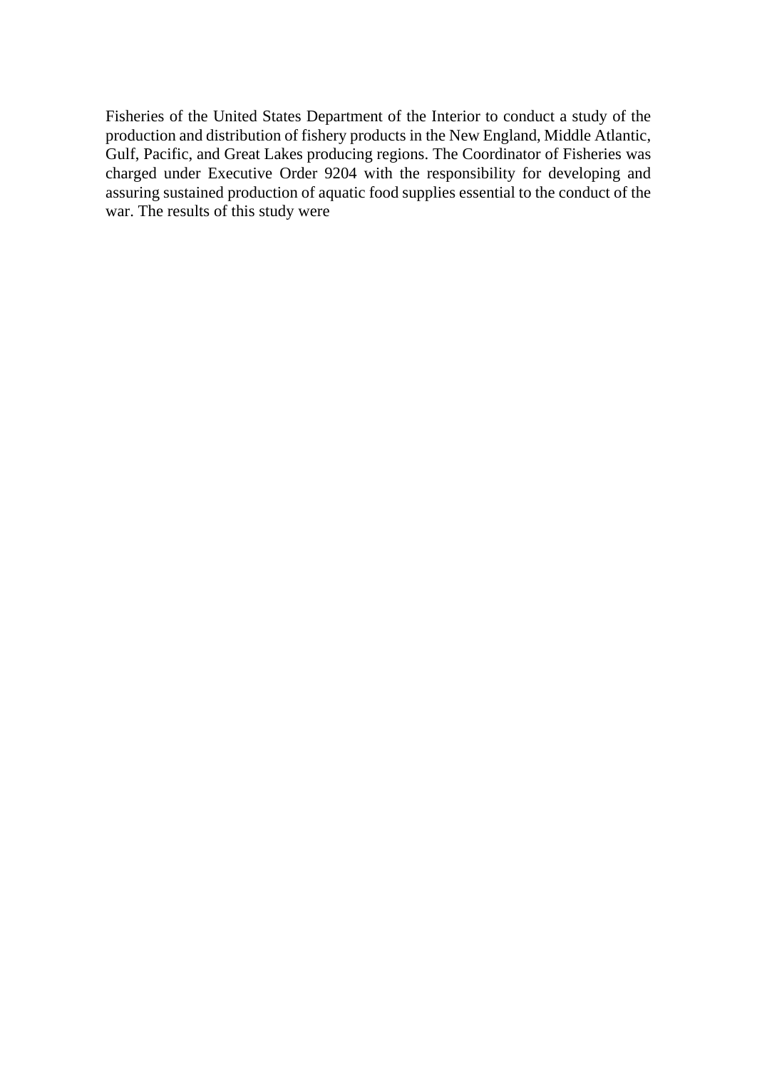Fisheries of the United States Department of the Interior to conduct a study of the production and distribution of fishery products in the New England, Middle Atlantic, Gulf, Pacific, and Great Lakes producing regions. The Coordinator of Fisheries was charged under Executive Order 9204 with the responsibility for developing and assuring sustained production of aquatic food supplies essential to the conduct of the war. The results of this study were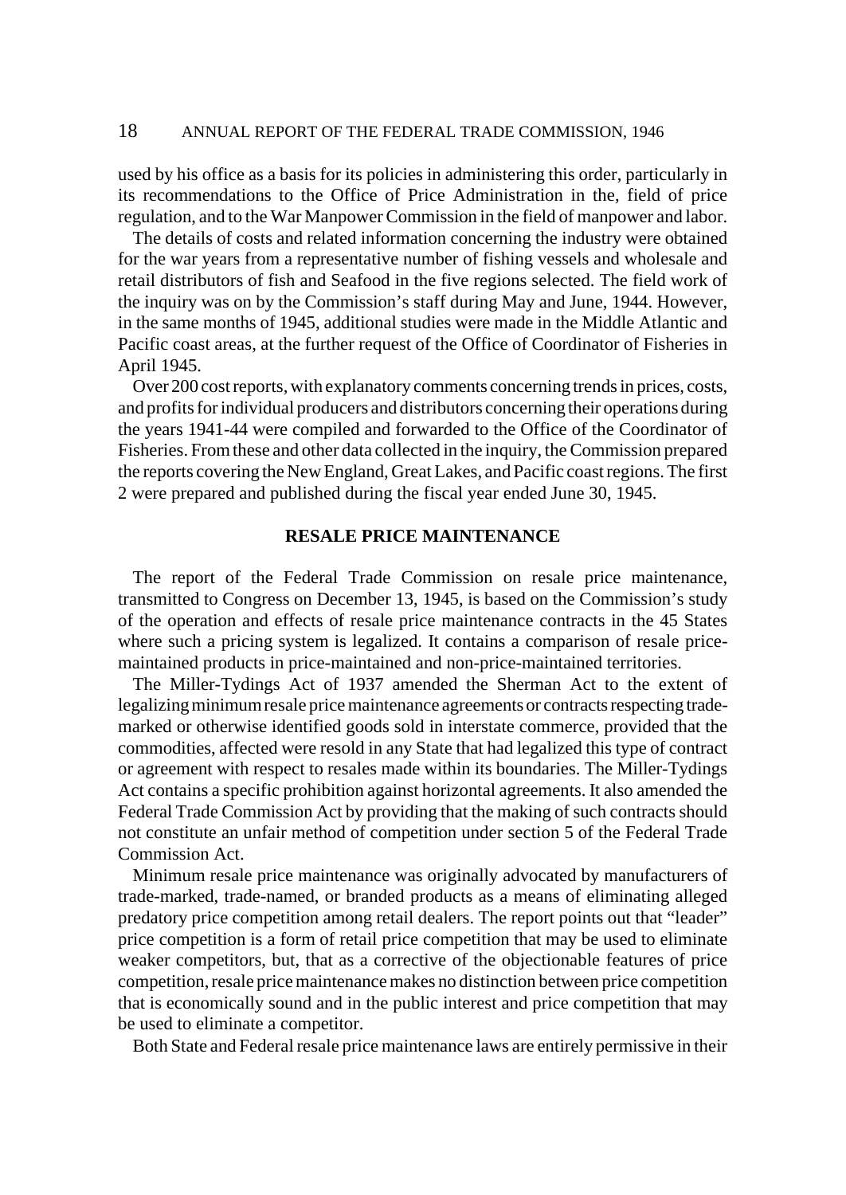used by his office as a basis for its policies in administering this order, particularly in its recommendations to the Office of Price Administration in the, field of price regulation, and to the War Manpower Commission in the field of manpower and labor.

The details of costs and related information concerning the industry were obtained for the war years from a representative number of fishing vessels and wholesale and retail distributors of fish and Seafood in the five regions selected. The field work of the inquiry was on by the Commission's staff during May and June, 1944. However, in the same months of 1945, additional studies were made in the Middle Atlantic and Pacific coast areas, at the further request of the Office of Coordinator of Fisheries in April 1945.

Over 200 cost reports, with explanatory comments concerning trends in prices, costs, and profits for individual producers and distributors concerning their operations during the years 1941-44 were compiled and forwarded to the Office of the Coordinator of Fisheries. From these and other data collected in the inquiry, the Commission prepared the reports covering the New England, Great Lakes, and Pacific coast regions. The first 2 were prepared and published during the fiscal year ended June 30, 1945.

## RESALE PRICE MAINTENANCE

The report of the Federal Trade Commission on resale price maintenance, transmitted to Congress on December 13, 1945, is based on the Commission's study of the operation and effects of resale price maintenance contracts in the 45 States where such a pricing system is legalized. It contains a comparison of resale price-maintained products in price-maintained and non-price-maintained territories.

The Miller-Tydings Act of 1937 amended the Sherman Act to the extent of legalizing minimum resale price maintenance agreements or contracts respecting trade-marked or otherwise identified goods sold in interstate commerce, provided that the commodities, affected were resold in any State that had legalized this type of contract or agreement with respect to resales made within its boundaries. The Miller-Tydings Act contains a specific prohibition against horizontal agreements. It also amended the Federal Trade Commission Act by providing that the making of such contracts should not constitute an unfair method of competition under section 5 of the Federal Trade Commission Act.

Minimum resale price maintenance was originally advocated by manufacturers of trade-marked, trade-named, or branded products as a means of eliminating alleged predatory price competition among retail dealers. The report points out that "leader" price competition is a form of retail price competition that may be used to eliminate weaker competitors, but, that as a corrective of the objectionable features of price competition, resale price maintenance makes no distinction between price competition that is economically sound and in the public interest and price competition that may be used to eliminate a competitor.

Both State and Federal resale price maintenance laws are entirely permissive in their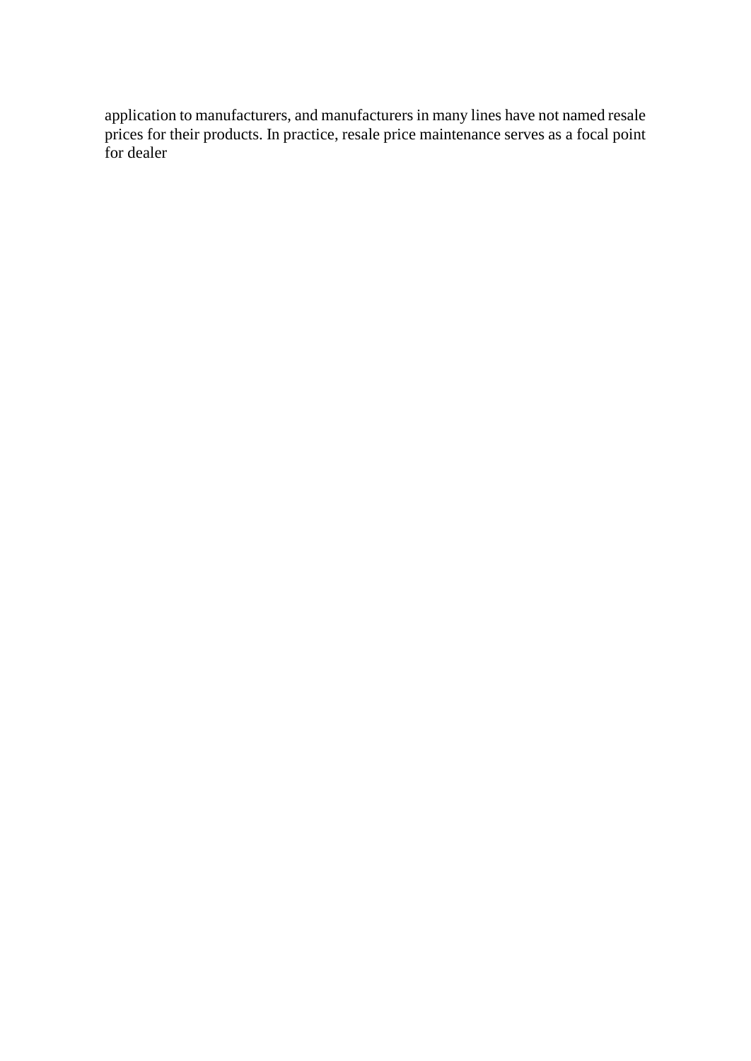application to manufacturers, and manufacturers in many lines have not named resale prices for their products. In practice, resale price maintenance serves as a focal point for dealer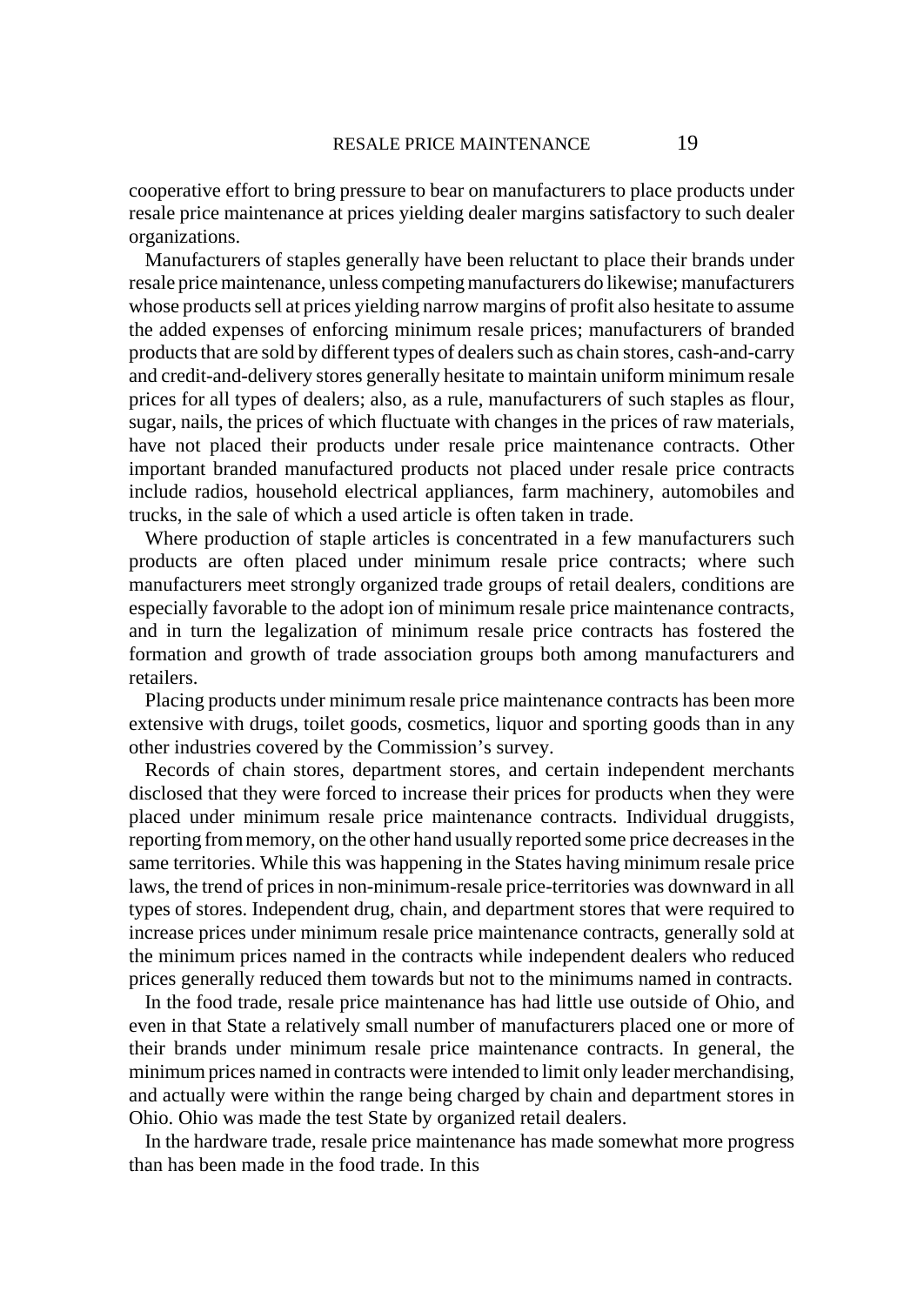cooperative effort to bring pressure to bear on manufacturers to place products under resale price maintenance at prices yielding dealer margins satisfactory to such dealer organizations.

Manufacturers of staples generally have been reluctant to place their brands under resale price maintenance, unless competing manufacturers do likewise; manufacturers whose products sell at prices yielding narrow margins of profit also hesitate to assume the added expenses of enforcing minimum resale prices; manufacturers of branded products that are sold by different types of dealers such as chain stores, cash-and-carry and credit-and-delivery stores generally hesitate to maintain uniform minimum resale prices for all types of dealers; also, as a rule, manufacturers of such staples as flour, sugar, nails, the prices of which fluctuate with changes in the prices of raw materials, have not placed their products under resale price maintenance contracts. Other important branded manufactured products not placed under resale price contracts include radios, household electrical appliances, farm machinery, automobiles and trucks, in the sale of which a used article is often taken in trade.

Where production of staple articles is concentrated in a few manufacturers such products are often placed under minimum resale price contracts; where such manufacturers meet strongly organized trade groups of retail dealers, conditions are especially favorable to the adopt ion of minimum resale price maintenance contracts, and in turn the legalization of minimum resale price contracts has fostered the formation and growth of trade association groups both among manufacturers and retailers.

Placing products under minimum resale price maintenance contracts has been more extensive with drugs, toilet goods, cosmetics, liquor and sporting goods than in any other industries covered by the Commission's survey.

Records of chain stores, department stores, and certain independent merchants disclosed that they were forced to increase their prices for products when they were placed under minimum resale price maintenance contracts. Individual druggists, reporting from memory, on the other hand usually reported some price decreases in the same territories. While this was happening in the States having minimum resale price laws, the trend of prices in non-minimum-resale price-territories was downward in all types of stores. Independent drug, chain, and department stores that were required to increase prices under minimum resale price maintenance contracts, generally sold at the minimum prices named in the contracts while independent dealers who reduced prices generally reduced them towards but not to the minimums named in contracts.

In the food trade, resale price maintenance has had little use outside of Ohio, and even in that State a relatively small number of manufacturers placed one or more of their brands under minimum resale price maintenance contracts. In general, the minimum prices named in contracts were intended to limit only leader merchandising, and actually were within the range being charged by chain and department stores in Ohio. Ohio was made the test State by organized retail dealers.

In the hardware trade, resale price maintenance has made somewhat more progress than has been made in the food trade. In this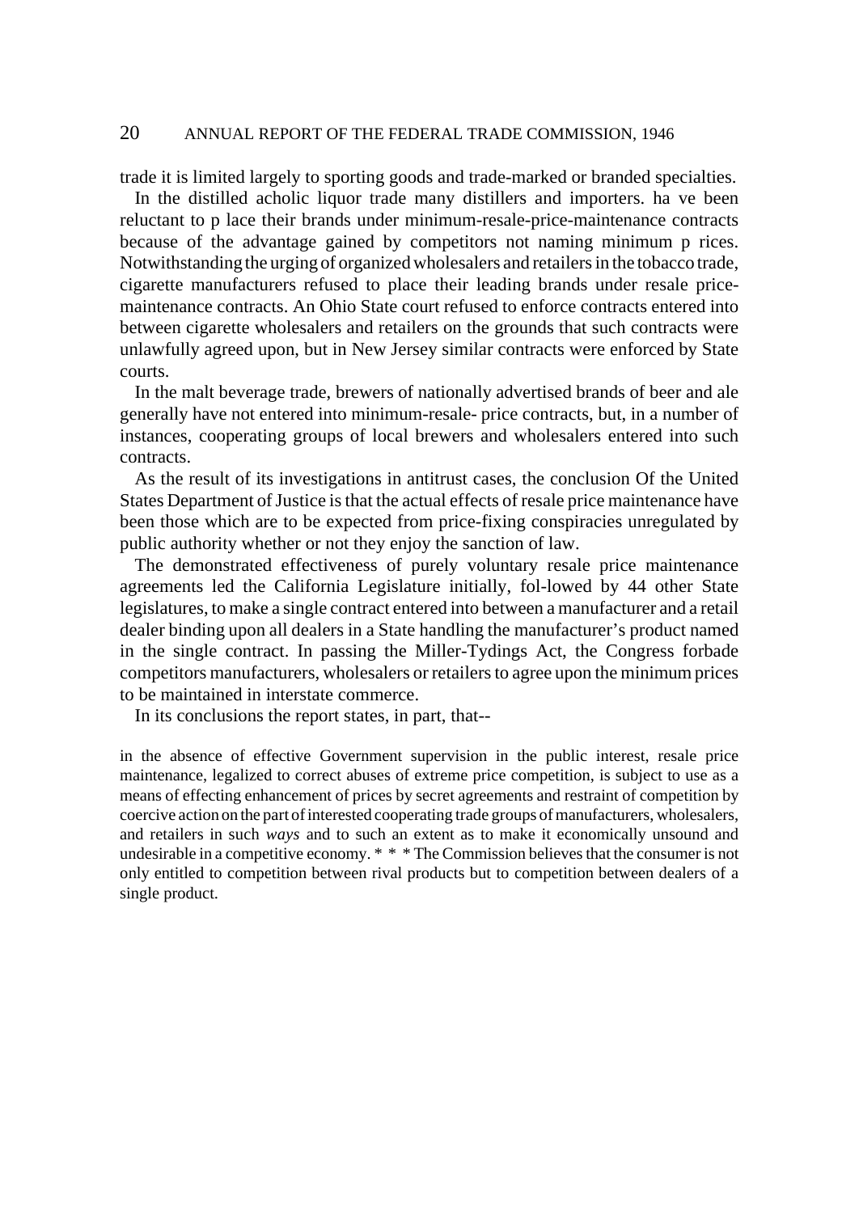trade it is limited largely to sporting goods and trade-marked or branded specialties.

In the distilled acholic liquor trade many distillers and importers. ha ve been reluctant to p lace their brands under minimum-resale-price-maintenance contracts because of the advantage gained by competitors not naming minimum p rices. Notwithstanding the urging of organized wholesalers and retailers in the tobacco trade, cigarette manufacturers refused to place their leading brands under resale price-maintenance contracts. An Ohio State court refused to enforce contracts entered into between cigarette wholesalers and retailers on the grounds that such contracts were unlawfully agreed upon, but in New Jersey similar contracts were enforced by State courts.

In the malt beverage trade, brewers of nationally advertised brands of beer and ale generally have not entered into minimum-resale- price contracts, but, in a number of instances, cooperating groups of local brewers and wholesalers entered into such contracts.

As the result of its investigations in antitrust cases, the conclusion Of the United States Department of Justice is that the actual effects of resale price maintenance have been those which are to be expected from price-fixing conspiracies unregulated by public authority whether or not they enjoy the sanction of law.

The demonstrated effectiveness of purely voluntary resale price maintenance agreements led the California Legislature initially, fol-lowed by 44 other State legislatures, to make a single contract entered into between a manufacturer and a retail dealer binding upon all dealers in a State handling the manufacturer's product named in the single contract. In passing the Miller-Tydings Act, the Congress forbade competitors manufacturers, wholesalers or retailers to agree upon the minimum prices to be maintained in interstate commerce.

In its conclusions the report states, in part, that--

in the absence of effective Government supervision in the public interest, resale price maintenance, legalized to correct abuses of extreme price competition, is subject to use as a means of effecting enhancement of prices by secret agreements and restraint of competition by coercive action on the part of interested cooperating trade groups of manufacturers, wholesalers, and retailers in such *ways* and to such an extent as to make it economically unsound and undesirable in a competitive economy. * * * The Commission believes that the consumer is not only entitled to competition between rival products but to competition between dealers of a single product.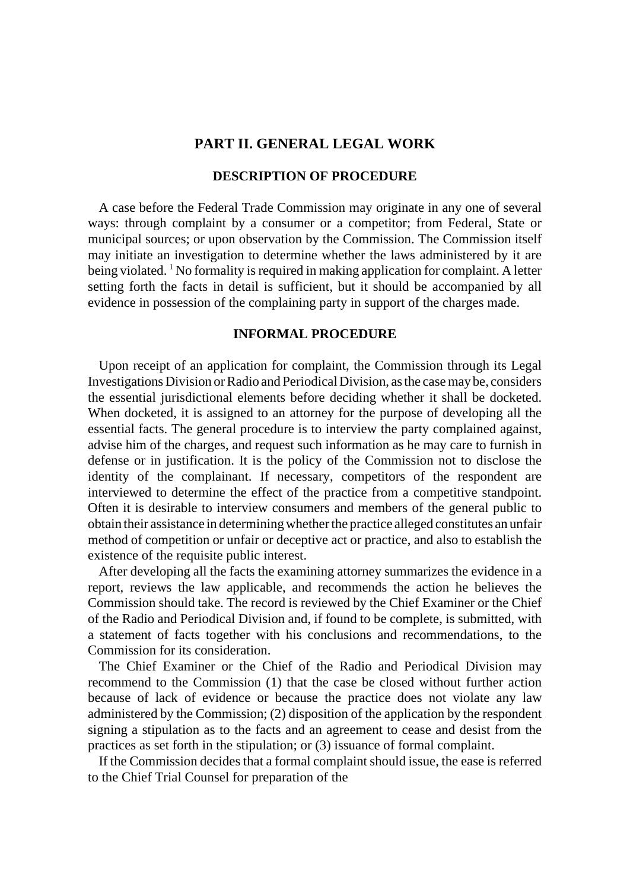# PART II. GENERAL LEGAL WORK

## DESCRIPTION OF PROCEDURE

A case before the Federal Trade Commission may originate in any one of several ways: through complaint by a consumer or a competitor; from Federal, State or municipal sources; or upon observation by the Commission. The Commission itself may initiate an investigation to determine whether the laws administered by it are being violated. [1] No formality is required in making application for complaint. A letter setting forth the facts in detail is sufficient, but it should be accompanied by all evidence in possession of the complaining party in support of the charges made.

## INFORMAL PROCEDURE

Upon receipt of an application for complaint, the Commission through its Legal Investigations Division or Radio and Periodical Division, as the case may be, considers the essential jurisdictional elements before deciding whether it shall be docketed. When docketed, it is assigned to an attorney for the purpose of developing all the essential facts. The general procedure is to interview the party complained against, advise him of the charges, and request such information as he may care to furnish in defense or in justification. It is the policy of the Commission not to disclose the identity of the complainant. If necessary, competitors of the respondent are interviewed to determine the effect of the practice from a competitive standpoint. Often it is desirable to interview consumers and members of the general public to obtain their assistance in determining whether the practice alleged constitutes an unfair method of competition or unfair or deceptive act or practice, and also to establish the existence of the requisite public interest.

After developing all the facts the examining attorney summarizes the evidence in a report, reviews the law applicable, and recommends the action he believes the Commission should take. The record is reviewed by the Chief Examiner or the Chief of the Radio and Periodical Division and, if found to be complete, is submitted, with a statement of facts together with his conclusions and recommendations, to the Commission for its consideration.

The Chief Examiner or the Chief of the Radio and Periodical Division may recommend to the Commission (1) that the case be closed without further action because of lack of evidence or because the practice does not violate any law administered by the Commission; (2) disposition of the application by the respondent signing a stipulation as to the facts and an agreement to cease and desist from the practices as set forth in the stipulation; or (3) issuance of formal complaint.

If the Commission decides that a formal complaint should issue, the ease is referred to the Chief Trial Counsel for preparation of the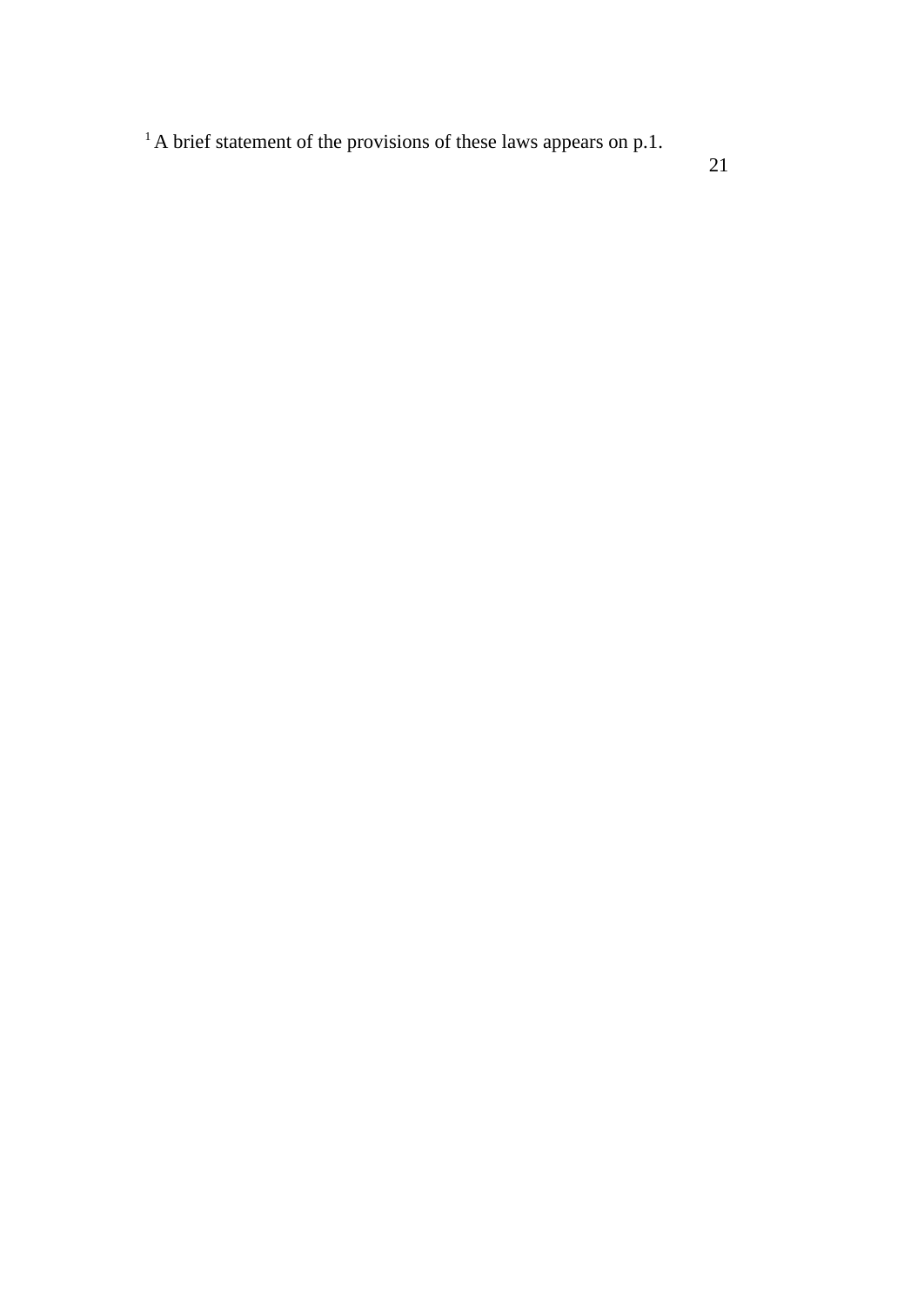[1] A brief statement of the provisions of these laws appears on p.1.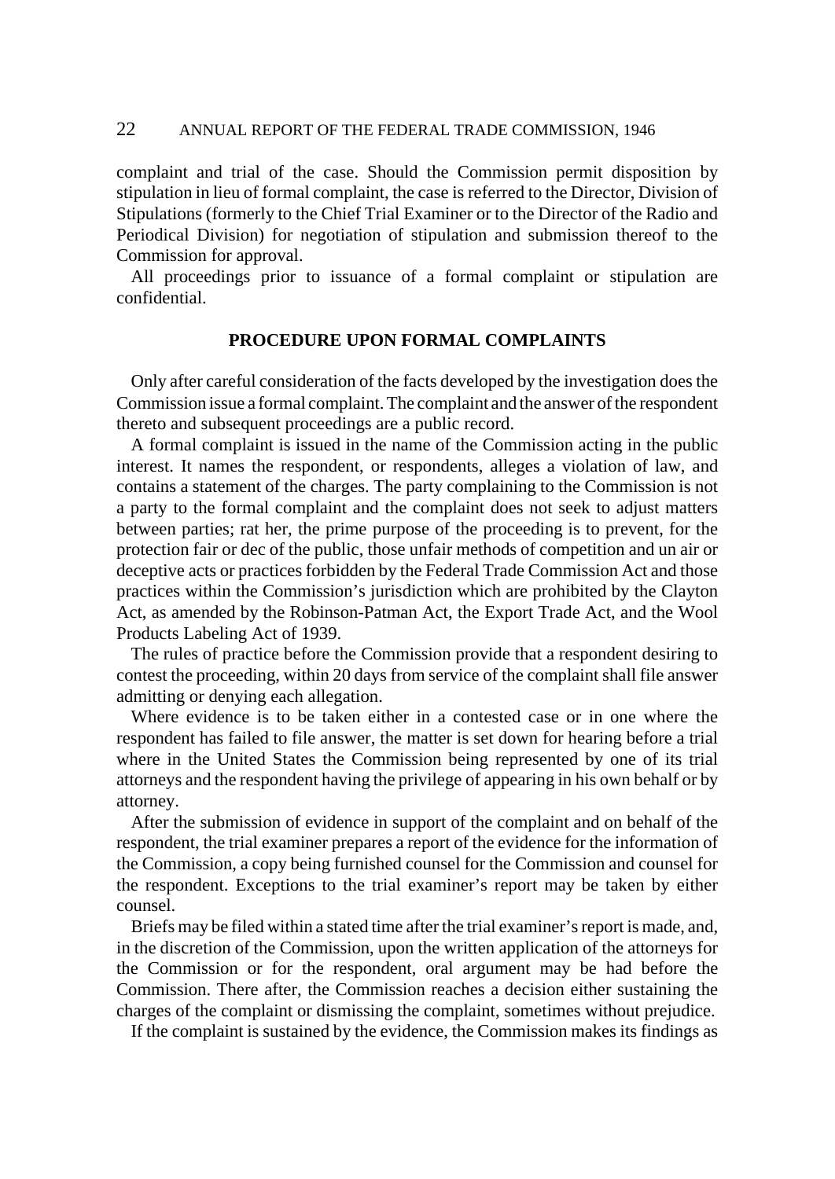complaint and trial of the case. Should the Commission permit disposition by stipulation in lieu of formal complaint, the case is referred to the Director, Division of Stipulations (formerly to the Chief Trial Examiner or to the Director of the Radio and Periodical Division) for negotiation of stipulation and submission thereof to the Commission for approval.

All proceedings prior to issuance of a formal complaint or stipulation are confidential.

## PROCEDURE UPON FORMAL COMPLAINTS

Only after careful consideration of the facts developed by the investigation does the Commission issue a formal complaint. The complaint and the answer of the respondent thereto and subsequent proceedings are a public record.

A formal complaint is issued in the name of the Commission acting in the public interest. It names the respondent, or respondents, alleges a violation of law, and contains a statement of the charges. The party complaining to the Commission is not a party to the formal complaint and the complaint does not seek to adjust matters between parties; rat her, the prime purpose of the proceeding is to prevent, for the protection fair or dec of the public, those unfair methods of competition and un air or deceptive acts or practices forbidden by the Federal Trade Commission Act and those practices within the Commission's jurisdiction which are prohibited by the Clayton Act, as amended by the Robinson-Patman Act, the Export Trade Act, and the Wool Products Labeling Act of 1939.

The rules of practice before the Commission provide that a respondent desiring to contest the proceeding, within 20 days from service of the complaint shall file answer admitting or denying each allegation.

Where evidence is to be taken either in a contested case or in one where the respondent has failed to file answer, the matter is set down for hearing before a trial where in the United States the Commission being represented by one of its trial attorneys and the respondent having the privilege of appearing in his own behalf or by attorney.

After the submission of evidence in support of the complaint and on behalf of the respondent, the trial examiner prepares a report of the evidence for the information of the Commission, a copy being furnished counsel for the Commission and counsel for the respondent. Exceptions to the trial examiner's report may be taken by either counsel.

Briefs may be filed within a stated time after the trial examiner's report is made, and, in the discretion of the Commission, upon the written application of the attorneys for the Commission or for the respondent, oral argument may be had before the Commission. There after, the Commission reaches a decision either sustaining the charges of the complaint or dismissing the complaint, sometimes without prejudice.

If the complaint is sustained by the evidence, the Commission makes its findings as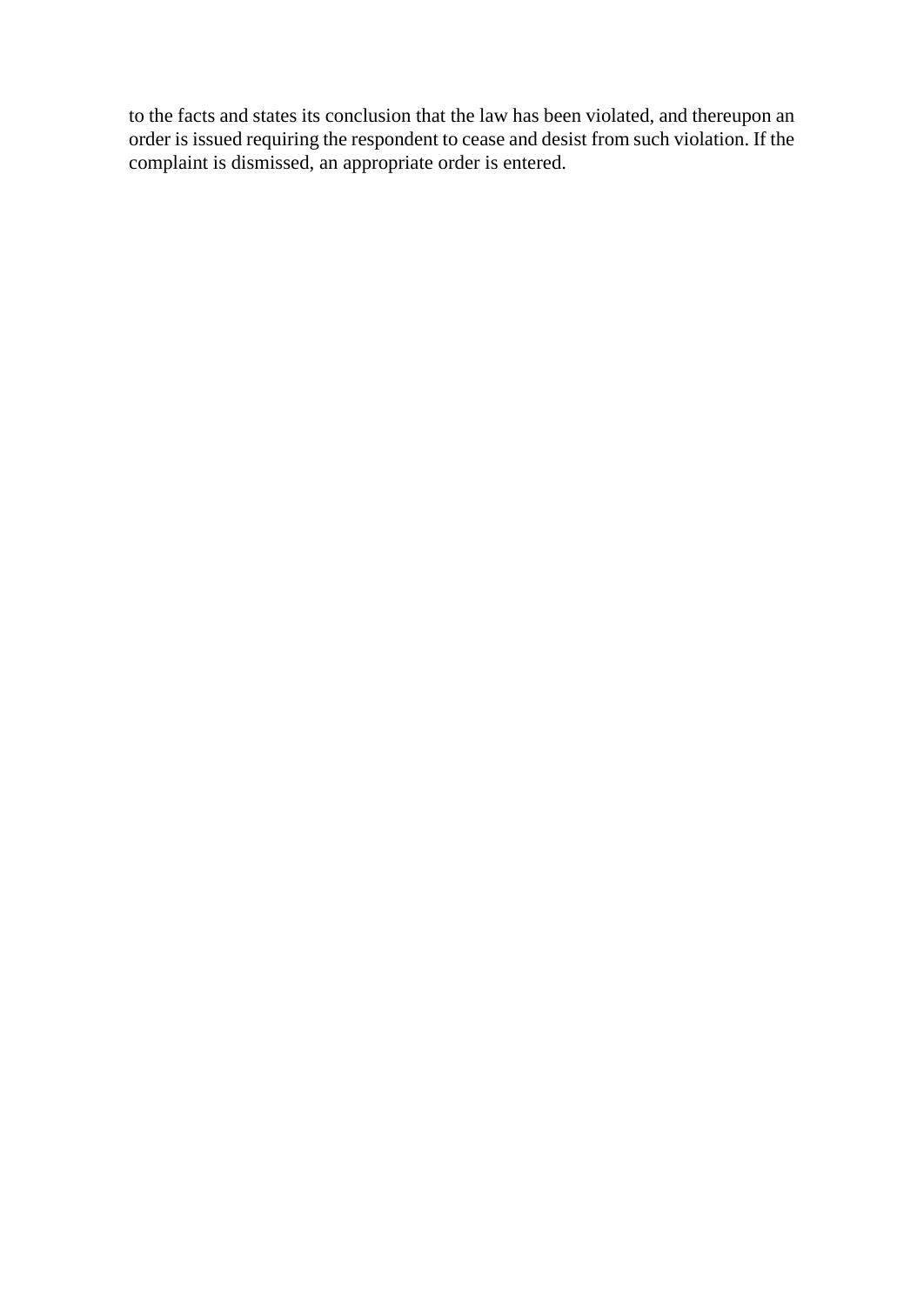to the facts and states its conclusion that the law has been violated, and thereupon an order is issued requiring the respondent to cease and desist from such violation. If the complaint is dismissed, an appropriate order is entered.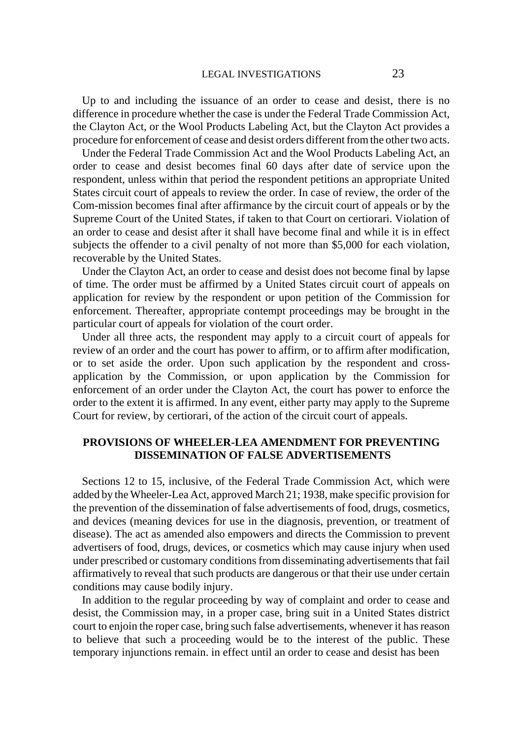Up to and including the issuance of an order to cease and desist, there is no difference in procedure whether the case is under the Federal Trade Commission Act, the Clayton Act, or the Wool Products Labeling Act, but the Clayton Act provides a procedure for enforcement of cease and desist orders different from the other two acts.

Under the Federal Trade Commission Act and the Wool Products Labeling Act, an order to cease and desist becomes final 60 days after date of service upon the respondent, unless within that period the respondent petitions an appropriate United States circuit court of appeals to review the order. In case of review, the order of the Com-mission becomes final after affirmance by the circuit court of appeals or by the Supreme Court of the United States, if taken to that Court on certiorari. Violation of an order to cease and desist after it shall have become final and while it is in effect subjects the offender to a civil penalty of not more than $5,000 for each violation, recoverable by the United States.

Under the Clayton Act, an order to cease and desist does not become final by lapse of time. The order must be affirmed by a United States circuit court of appeals on application for review by the respondent or upon petition of the Commission for enforcement. Thereafter, appropriate contempt proceedings may be brought in the particular court of appeals for violation of the court order.

Under all three acts, the respondent may apply to a circuit court of appeals for review of an order and the court has power to affirm, or to affirm after modification, or to set aside the order. Upon such application by the respondent and cross-application by the Commission, or upon application by the Commission for enforcement of an order under the Clayton Act, the court has power to enforce the order to the extent it is affirmed. In any event, either party may apply to the Supreme Court for review, by certiorari, of the action of the circuit court of appeals.

## PROVISIONS OF WHEELER-LEA AMENDMENT FOR PREVENTING DISSEMINATION OF FALSE ADVERTISEMENTS

Sections 12 to 15, inclusive, of the Federal Trade Commission Act, which were added by the Wheeler-Lea Act, approved March 21; 1938, make specific provision for the prevention of the dissemination of false advertisements of food, drugs, cosmetics, and devices (meaning devices for use in the diagnosis, prevention, or treatment of disease). The act as amended also empowers and directs the Commission to prevent advertisers of food, drugs, devices, or cosmetics which may cause injury when used under prescribed or customary conditions from disseminating advertisements that fail affirmatively to reveal that such products are dangerous or that their use under certain conditions may cause bodily injury.

In addition to the regular proceeding by way of complaint and order to cease and desist, the Commission may, in a proper case, bring suit in a United States district court to enjoin the roper case, bring such false advertisements, whenever it has reason to believe that such a proceeding would be to the interest of the public. These temporary injunctions remain. in effect until an order to cease and desist has been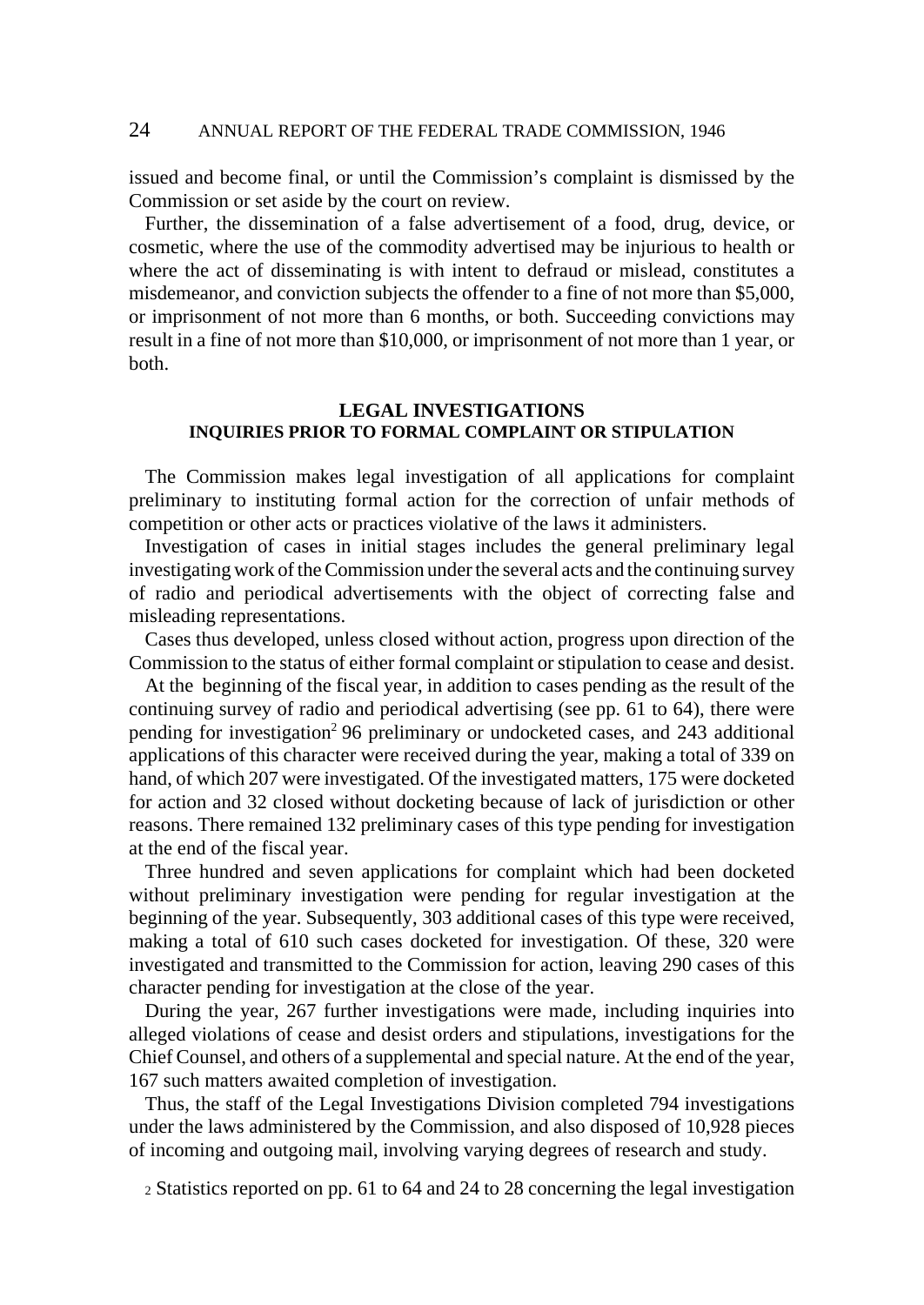issued and become final, or until the Commission's complaint is dismissed by the Commission or set aside by the court on review.

Further, the dissemination of a false advertisement of a food, drug, device, or cosmetic, where the use of the commodity advertised may be injurious to health or where the act of disseminating is with intent to defraud or mislead, constitutes a misdemeanor, and conviction subjects the offender to a fine of not more than $5,000, or imprisonment of not more than 6 months, or both. Succeeding convictions may result in a fine of not more than $10,000, or imprisonment of not more than 1 year, or both.

## LEGAL INVESTIGATIONS

### INQUIRIES PRIOR TO FORMAL COMPLAINT OR STIPULATION

The Commission makes legal investigation of all applications for complaint preliminary to instituting formal action for the correction of unfair methods of competition or other acts or practices violative of the laws it administers.

Investigation of cases in initial stages includes the general preliminary legal investigating work of the Commission under the several acts and the continuing survey of radio and periodical advertisements with the object of correcting false and misleading representations.

Cases thus developed, unless closed without action, progress upon direction of the Commission to the status of either formal complaint or stipulation to cease and desist.

At the beginning of the fiscal year, in addition to cases pending as the result of the continuing survey of radio and periodical advertising (see pp. 61 to 64), there were pending for investigation[2] 96 preliminary or undocketed cases, and 243 additional applications of this character were received during the year, making a total of 339 on hand, of which 207 were investigated. Of the investigated matters, 175 were docketed for action and 32 closed without docketing because of lack of jurisdiction or other reasons. There remained 132 preliminary cases of this type pending for investigation at the end of the fiscal year.

Three hundred and seven applications for complaint which had been docketed without preliminary investigation were pending for regular investigation at the beginning of the year. Subsequently, 303 additional cases of this type were received, making a total of 610 such cases docketed for investigation. Of these, 320 were investigated and transmitted to the Commission for action, leaving 290 cases of this character pending for investigation at the close of the year.

During the year, 267 further investigations were made, including inquiries into alleged violations of cease and desist orders and stipulations, investigations for the Chief Counsel, and others of a supplemental and special nature. At the end of the year, 167 such matters awaited completion of investigation.

Thus, the staff of the Legal Investigations Division completed 794 investigations under the laws administered by the Commission, and also disposed of 10,928 pieces of incoming and outgoing mail, involving varying degrees of research and study.

[2] Statistics reported on pp. 61 to 64 and 24 to 28 concerning the legal investigation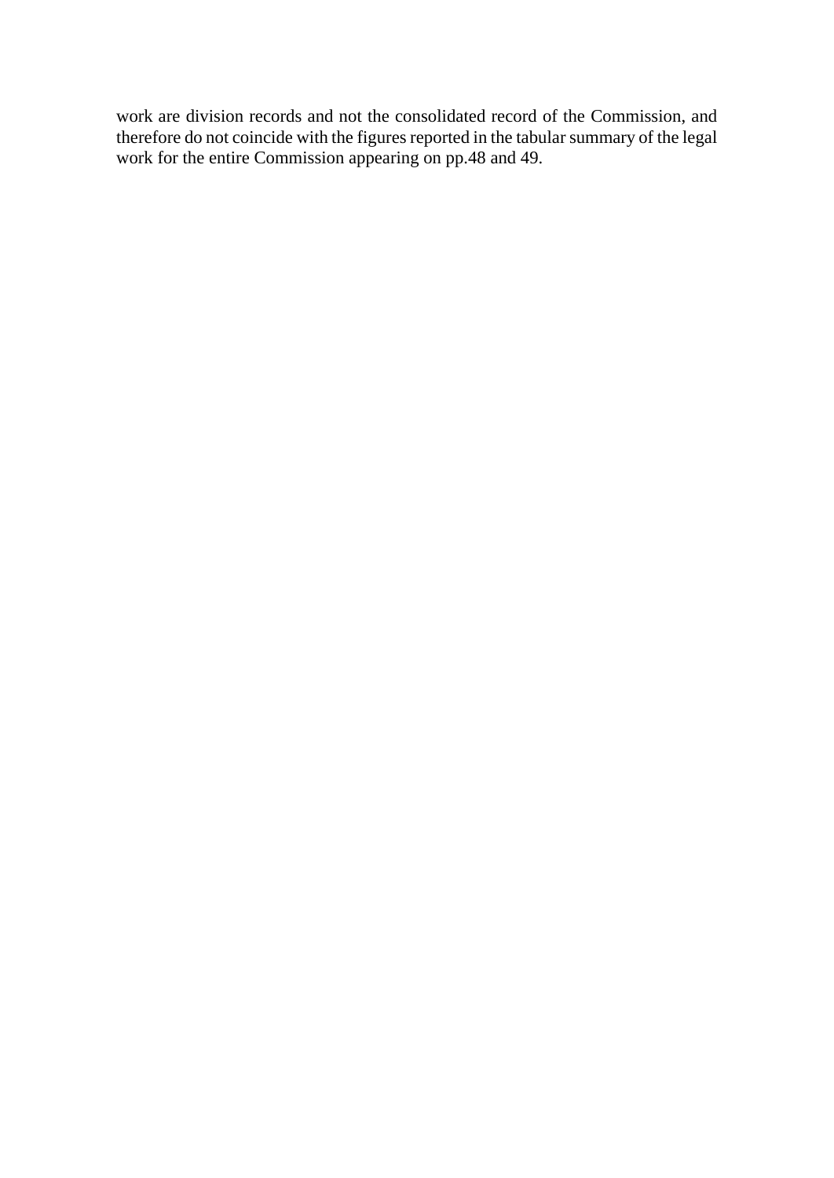work are division records and not the consolidated record of the Commission, and therefore do not coincide with the figures reported in the tabular summary of the legal work for the entire Commission appearing on pp.48 and 49.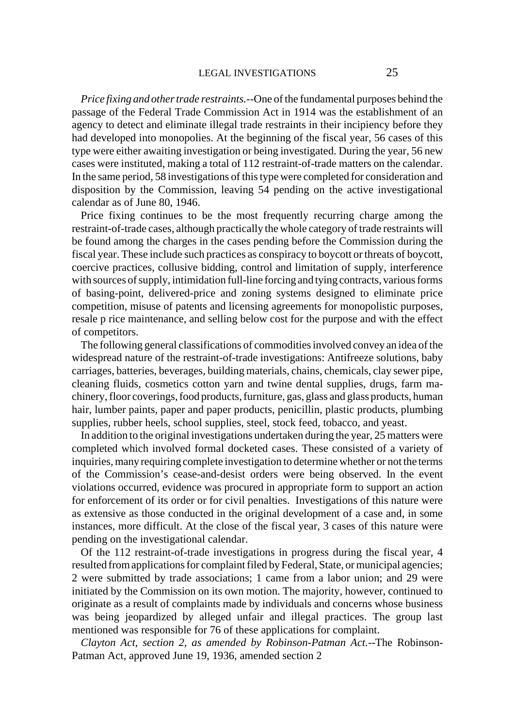*Price fixing and other trade restraints.*--One of the fundamental purposes behind the passage of the Federal Trade Commission Act in 1914 was the establishment of an agency to detect and eliminate illegal trade restraints in their incipiency before they had developed into monopolies. At the beginning of the fiscal year, 56 cases of this type were either awaiting investigation or being investigated. During the year, 56 new cases were instituted, making a total of 112 restraint-of-trade matters on the calendar. In the same period, 58 investigations of this type were completed for consideration and disposition by the Commission, leaving 54 pending on the active investigational calendar as of June 80, 1946.

Price fixing continues to be the most frequently recurring charge among the restraint-of-trade cases, although practically the whole category of trade restraints will be found among the charges in the cases pending before the Commission during the fiscal year. These include such practices as conspiracy to boycott or threats of boycott, coercive practices, collusive bidding, control and limitation of supply, interference with sources of supply, intimidation full-line forcing and tying contracts, various forms of basing-point, delivered-price and zoning systems designed to eliminate price competition, misuse of patents and licensing agreements for monopolistic purposes, resale p rice maintenance, and selling below cost for the purpose and with the effect of competitors.

The following general classifications of commodities involved convey an idea of the widespread nature of the restraint-of-trade investigations: Antifreeze solutions, baby carriages, batteries, beverages, building materials, chains, chemicals, clay sewer pipe, cleaning fluids, cosmetics cotton yarn and twine dental supplies, drugs, farm machinery, floor coverings, food products, furniture, gas, glass and glass products, human hair, lumber paints, paper and paper products, penicillin, plastic products, plumbing supplies, rubber heels, school supplies, steel, stock feed, tobacco, and yeast.

In addition to the original investigations undertaken during the year, 25 matters were completed which involved formal docketed cases. These consisted of a variety of inquiries, many requiring complete investigation to determine whether or not the terms of the Commission's cease-and-desist orders were being observed. In the event violations occurred, evidence was procured in appropriate form to support an action for enforcement of its order or for civil penalties. Investigations of this nature were as extensive as those conducted in the original development of a case and, in some instances, more difficult. At the close of the fiscal year, 3 cases of this nature were pending on the investigational calendar.

Of the 112 restraint-of-trade investigations in progress during the fiscal year, 4 resulted from applications for complaint filed by Federal, State, or municipal agencies; 2 were submitted by trade associations; 1 came from a labor union; and 29 were initiated by the Commission on its own motion. The majority, however, continued to originate as a result of complaints made by individuals and concerns whose business was being jeopardized by alleged unfair and illegal practices. The group last mentioned was responsible for 76 of these applications for complaint.

*Clayton Act, section 2, as amended by Robinson-Patman Act.*--The Robinson-Patman Act, approved June 19, 1936, amended section 2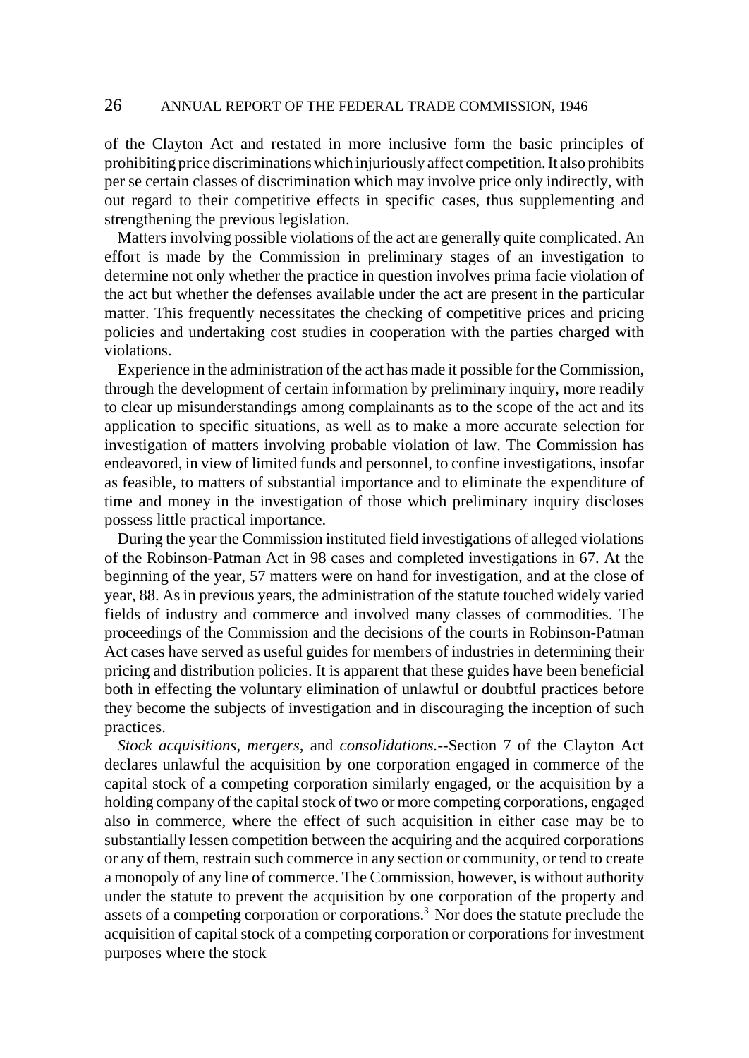of the Clayton Act and restated in more inclusive form the basic principles of prohibiting price discriminations which injuriously affect competition. It also prohibits per se certain classes of discrimination which may involve price only indirectly, with out regard to their competitive effects in specific cases, thus supplementing and strengthening the previous legislation.

Matters involving possible violations of the act are generally quite complicated. An effort is made by the Commission in preliminary stages of an investigation to determine not only whether the practice in question involves prima facie violation of the act but whether the defenses available under the act are present in the particular matter. This frequently necessitates the checking of competitive prices and pricing policies and undertaking cost studies in cooperation with the parties charged with violations.

Experience in the administration of the act has made it possible for the Commission, through the development of certain information by preliminary inquiry, more readily to clear up misunderstandings among complainants as to the scope of the act and its application to specific situations, as well as to make a more accurate selection for investigation of matters involving probable violation of law. The Commission has endeavored, in view of limited funds and personnel, to confine investigations, insofar as feasible, to matters of substantial importance and to eliminate the expenditure of time and money in the investigation of those which preliminary inquiry discloses possess little practical importance.

During the year the Commission instituted field investigations of alleged violations of the Robinson-Patman Act in 98 cases and completed investigations in 67. At the beginning of the year, 57 matters were on hand for investigation, and at the close of year, 88. As in previous years, the administration of the statute touched widely varied fields of industry and commerce and involved many classes of commodities. The proceedings of the Commission and the decisions of the courts in Robinson-Patman Act cases have served as useful guides for members of industries in determining their pricing and distribution policies. It is apparent that these guides have been beneficial both in effecting the voluntary elimination of unlawful or doubtful practices before they become the subjects of investigation and in discouraging the inception of such practices.

*Stock acquisitions, mergers,* and *consolidations.*--Section 7 of the Clayton Act declares unlawful the acquisition by one corporation engaged in commerce of the capital stock of a competing corporation similarly engaged, or the acquisition by a holding company of the capital stock of two or more competing corporations, engaged also in commerce, where the effect of such acquisition in either case may be to substantially lessen competition between the acquiring and the acquired corporations or any of them, restrain such commerce in any section or community, or tend to create a monopoly of any line of commerce. The Commission, however, is without authority under the statute to prevent the acquisition by one corporation of the property and assets of a competing corporation or corporations.[3] Nor does the statute preclude the acquisition of capital stock of a competing corporation or corporations for investment purposes where the stock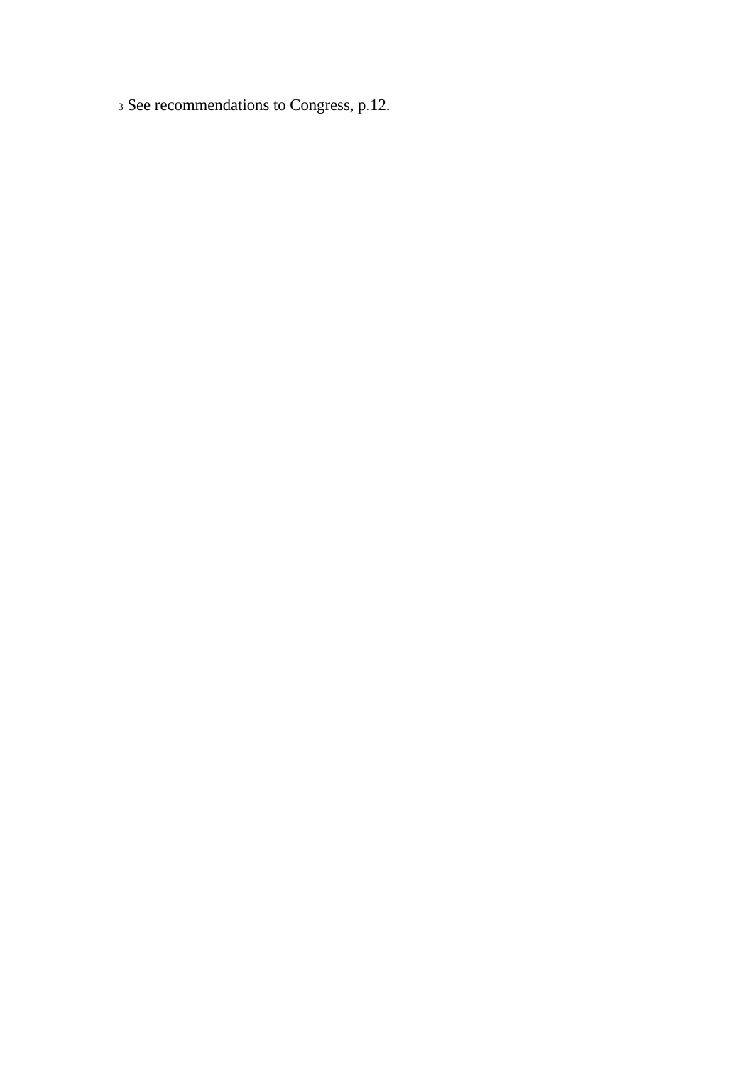[3] See recommendations to Congress, p.12.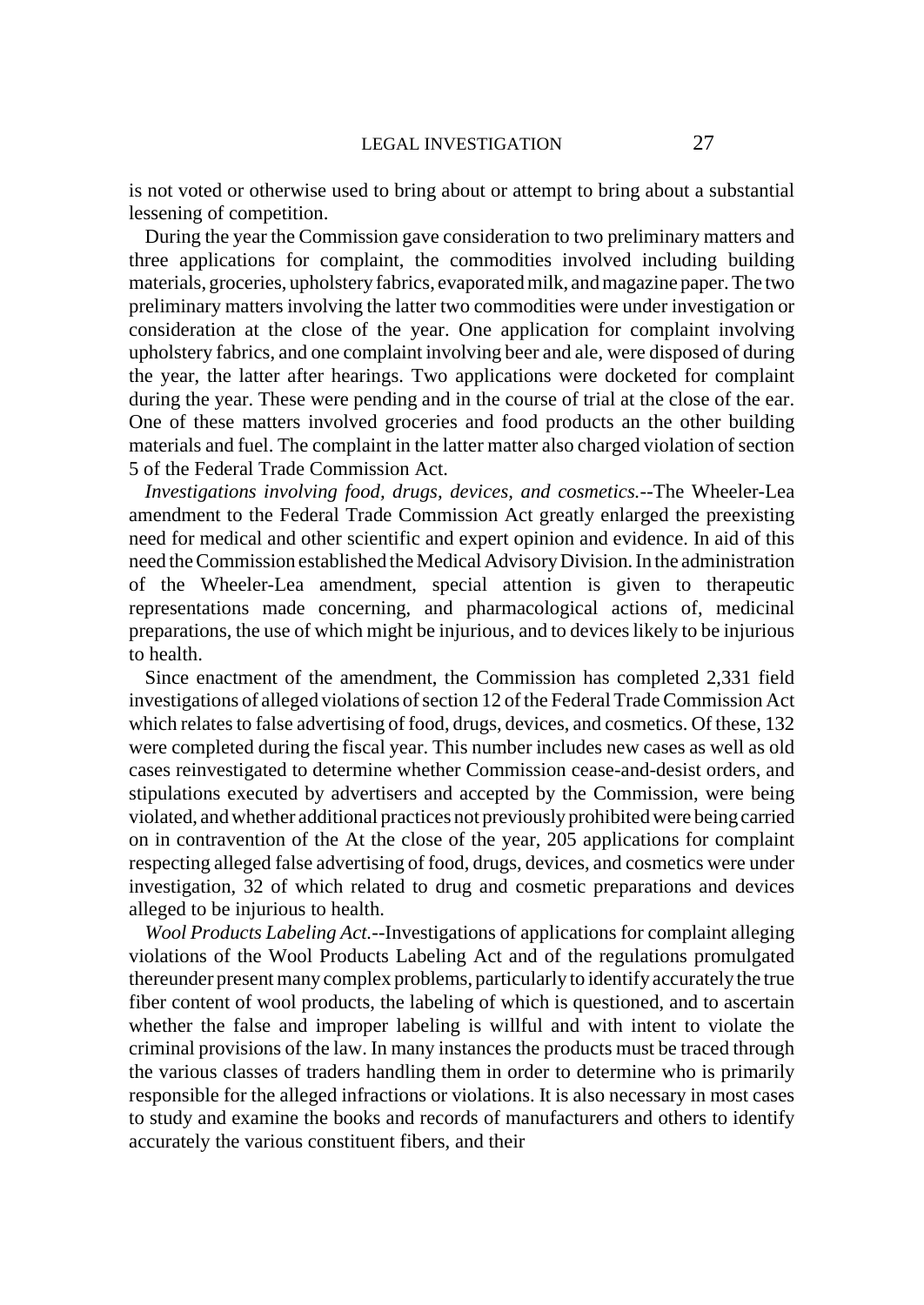is not voted or otherwise used to bring about or attempt to bring about a substantial lessening of competition.

During the year the Commission gave consideration to two preliminary matters and three applications for complaint, the commodities involved including building materials, groceries, upholstery fabrics, evaporated milk, and magazine paper. The two preliminary matters involving the latter two commodities were under investigation or consideration at the close of the year. One application for complaint involving upholstery fabrics, and one complaint involving beer and ale, were disposed of during the year, the latter after hearings. Two applications were docketed for complaint during the year. These were pending and in the course of trial at the close of the ear. One of these matters involved groceries and food products an the other building materials and fuel. The complaint in the latter matter also charged violation of section 5 of the Federal Trade Commission Act.

*Investigations involving food, drugs, devices, and cosmetics.*--The Wheeler-Lea amendment to the Federal Trade Commission Act greatly enlarged the preexisting need for medical and other scientific and expert opinion and evidence. In aid of this need the Commission established the Medical Advisory Division. In the administration of the Wheeler-Lea amendment, special attention is given to therapeutic representations made concerning, and pharmacological actions of, medicinal preparations, the use of which might be injurious, and to devices likely to be injurious to health.

Since enactment of the amendment, the Commission has completed 2,331 field investigations of alleged violations of section 12 of the Federal Trade Commission Act which relates to false advertising of food, drugs, devices, and cosmetics. Of these, 132 were completed during the fiscal year. This number includes new cases as well as old cases reinvestigated to determine whether Commission cease-and-desist orders, and stipulations executed by advertisers and accepted by the Commission, were being violated, and whether additional practices not previously prohibited were being carried on in contravention of the At the close of the year, 205 applications for complaint respecting alleged false advertising of food, drugs, devices, and cosmetics were under investigation, 32 of which related to drug and cosmetic preparations and devices alleged to be injurious to health.

*Wool Products Labeling Act.*--Investigations of applications for complaint alleging violations of the Wool Products Labeling Act and of the regulations promulgated thereunder present many complex problems, particularly to identify accurately the true fiber content of wool products, the labeling of which is questioned, and to ascertain whether the false and improper labeling is willful and with intent to violate the criminal provisions of the law. In many instances the products must be traced through the various classes of traders handling them in order to determine who is primarily responsible for the alleged infractions or violations. It is also necessary in most cases to study and examine the books and records of manufacturers and others to identify accurately the various constituent fibers, and their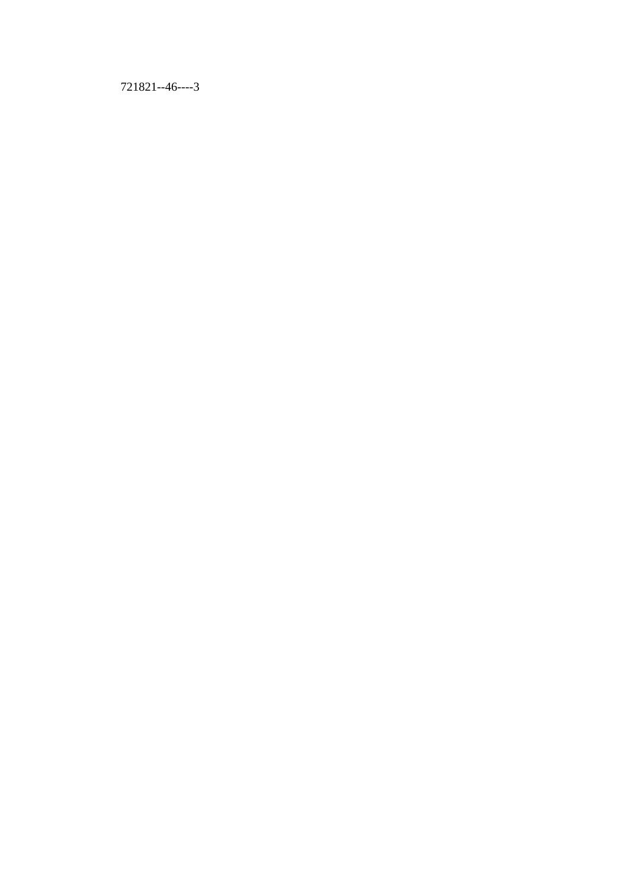721821--46----3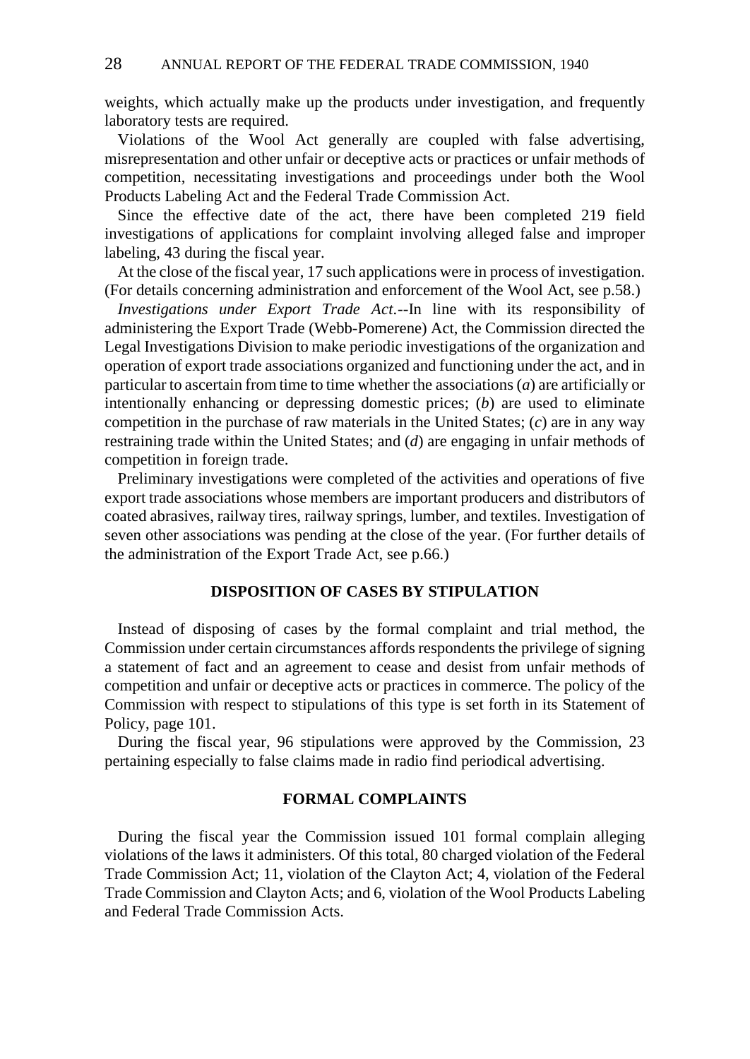weights, which actually make up the products under investigation, and frequently laboratory tests are required.

Violations of the Wool Act generally are coupled with false advertising, misrepresentation and other unfair or deceptive acts or practices or unfair methods of competition, necessitating investigations and proceedings under both the Wool Products Labeling Act and the Federal Trade Commission Act.

Since the effective date of the act, there have been completed 219 field investigations of applications for complaint involving alleged false and improper labeling, 43 during the fiscal year.

At the close of the fiscal year, 17 such applications were in process of investigation. (For details concerning administration and enforcement of the Wool Act, see p.58.)

*Investigations under Export Trade Act*.--In line with its responsibility of administering the Export Trade (Webb-Pomerene) Act, the Commission directed the Legal Investigations Division to make periodic investigations of the organization and operation of export trade associations organized and functioning under the act, and in particular to ascertain from time to time whether the associations (*a*) are artificially or intentionally enhancing or depressing domestic prices; (*b*) are used to eliminate competition in the purchase of raw materials in the United States; (*c*) are in any way restraining trade within the United States; and (*d*) are engaging in unfair methods of competition in foreign trade.

Preliminary investigations were completed of the activities and operations of five export trade associations whose members are important producers and distributors of coated abrasives, railway tires, railway springs, lumber, and textiles. Investigation of seven other associations was pending at the close of the year. (For further details of the administration of the Export Trade Act, see p.66.)

## DISPOSITION OF CASES BY STIPULATION

Instead of disposing of cases by the formal complaint and trial method, the Commission under certain circumstances affords respondents the privilege of signing a statement of fact and an agreement to cease and desist from unfair methods of competition and unfair or deceptive acts or practices in commerce. The policy of the Commission with respect to stipulations of this type is set forth in its Statement of Policy, page 101.

During the fiscal year, 96 stipulations were approved by the Commission, 23 pertaining especially to false claims made in radio find periodical advertising.

## FORMAL COMPLAINTS

During the fiscal year the Commission issued 101 formal complain alleging violations of the laws it administers. Of this total, 80 charged violation of the Federal Trade Commission Act; 11, violation of the Clayton Act; 4, violation of the Federal Trade Commission and Clayton Acts; and 6, violation of the Wool Products Labeling and Federal Trade Commission Acts.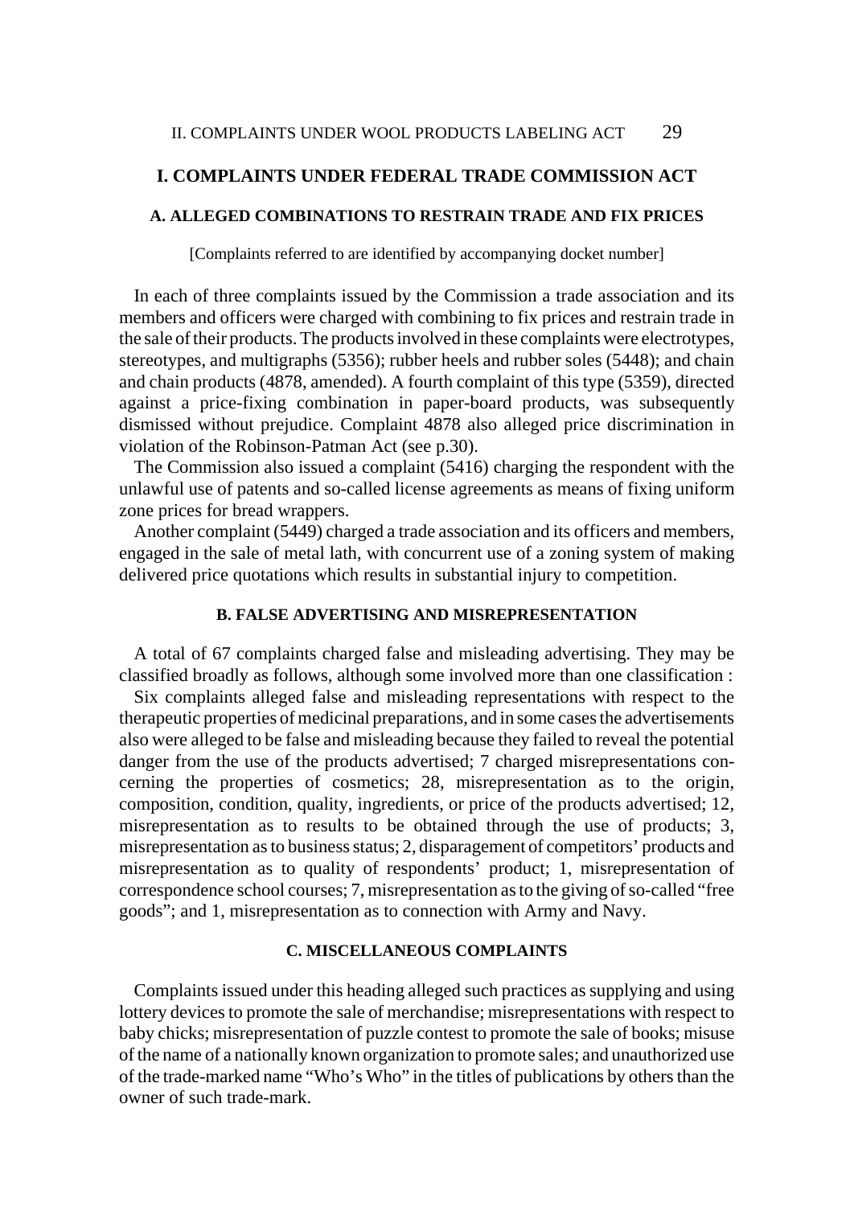## I. COMPLAINTS UNDER FEDERAL TRADE COMMISSION ACT

### A. ALLEGED COMBINATIONS TO RESTRAIN TRADE AND FIX PRICES

[Complaints referred to are identified by accompanying docket number]

In each of three complaints issued by the Commission a trade association and its members and officers were charged with combining to fix prices and restrain trade in the sale of their products. The products involved in these complaints were electrotypes, stereotypes, and multigraphs (5356); rubber heels and rubber soles (5448); and chain and chain products (4878, amended). A fourth complaint of this type (5359), directed against a price-fixing combination in paper-board products, was subsequently dismissed without prejudice. Complaint 4878 also alleged price discrimination in violation of the Robinson-Patman Act (see p.30).

The Commission also issued a complaint (5416) charging the respondent with the unlawful use of patents and so-called license agreements as means of fixing uniform zone prices for bread wrappers.

Another complaint (5449) charged a trade association and its officers and members, engaged in the sale of metal lath, with concurrent use of a zoning system of making delivered price quotations which results in substantial injury to competition.

### B. FALSE ADVERTISING AND MISREPRESENTATION

A total of 67 complaints charged false and misleading advertising. They may be classified broadly as follows, although some involved more than one classification :

Six complaints alleged false and misleading representations with respect to the therapeutic properties of medicinal preparations, and in some cases the advertisements also were alleged to be false and misleading because they failed to reveal the potential danger from the use of the products advertised; 7 charged misrepresentations concerning the properties of cosmetics; 28, misrepresentation as to the origin, composition, condition, quality, ingredients, or price of the products advertised; 12, misrepresentation as to results to be obtained through the use of products; 3, misrepresentation as to business status; 2, disparagement of competitors' products and misrepresentation as to quality of respondents' product; 1, misrepresentation of correspondence school courses; 7, misrepresentation as to the giving of so-called "free goods"; and 1, misrepresentation as to connection with Army and Navy.

### C. MISCELLANEOUS COMPLAINTS

Complaints issued under this heading alleged such practices as supplying and using lottery devices to promote the sale of merchandise; misrepresentations with respect to baby chicks; misrepresentation of puzzle contest to promote the sale of books; misuse of the name of a nationally known organization to promote sales; and unauthorized use of the trade-marked name "Who's Who" in the titles of publications by others than the owner of such trade-mark.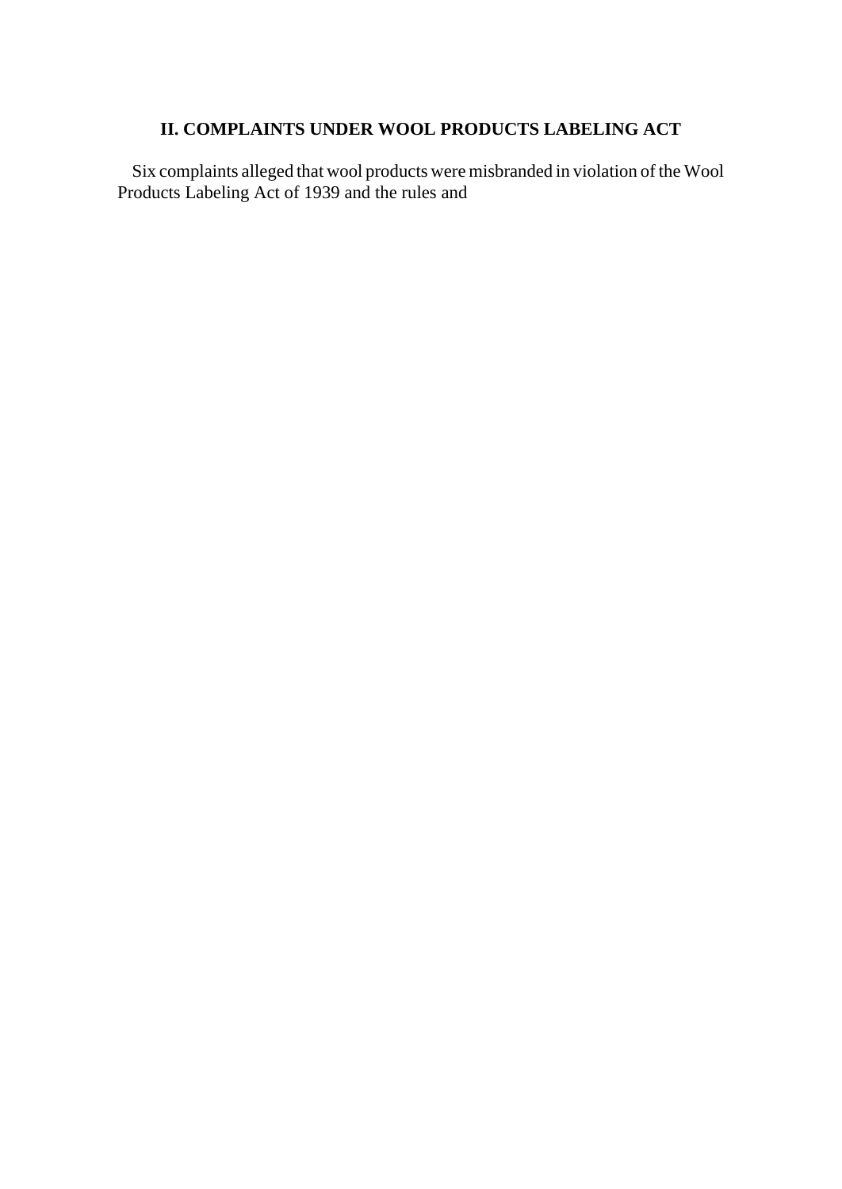## II. COMPLAINTS UNDER WOOL PRODUCTS LABELING ACT

Six complaints alleged that wool products were misbranded in violation of the Wool Products Labeling Act of 1939 and the rules and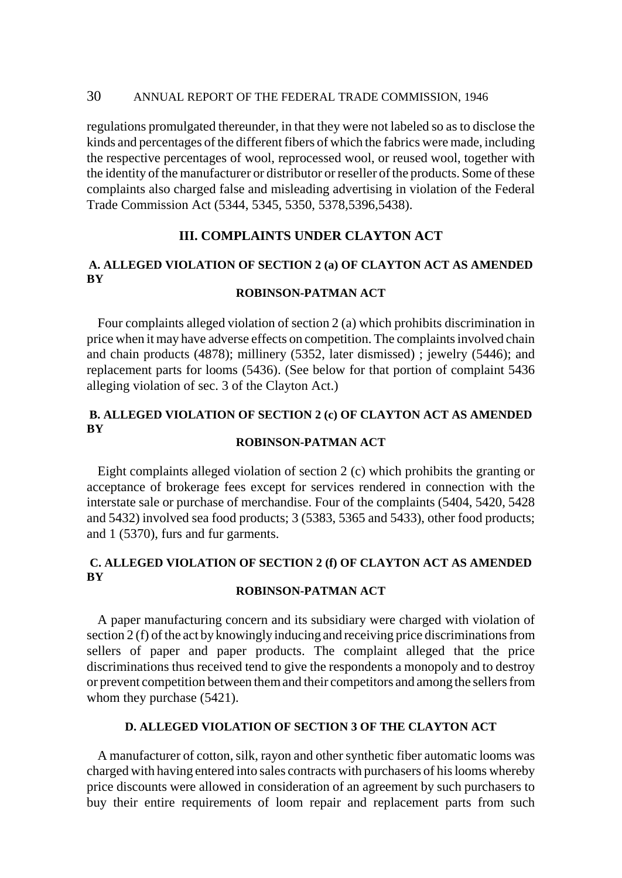regulations promulgated thereunder, in that they were not labeled so as to disclose the kinds and percentages of the different fibers of which the fabrics were made, including the respective percentages of wool, reprocessed wool, or reused wool, together with the identity of the manufacturer or distributor or reseller of the products. Some of these complaints also charged false and misleading advertising in violation of the Federal Trade Commission Act (5344, 5345, 5350, 5378,5396,5438).

## III. COMPLAINTS UNDER CLAYTON ACT

### A. ALLEGED VIOLATION OF SECTION 2 (a) OF CLAYTON ACT AS AMENDED BY ROBINSON-PATMAN ACT

Four complaints alleged violation of section 2 (a) which prohibits discrimination in price when it may have adverse effects on competition. The complaints involved chain and chain products (4878); millinery (5352, later dismissed) ; jewelry (5446); and replacement parts for looms (5436). (See below for that portion of complaint 5436 alleging violation of sec. 3 of the Clayton Act.)

### B. ALLEGED VIOLATION OF SECTION 2 (c) OF CLAYTON ACT AS AMENDED BY ROBINSON-PATMAN ACT

Eight complaints alleged violation of section 2 (c) which prohibits the granting or acceptance of brokerage fees except for services rendered in connection with the interstate sale or purchase of merchandise. Four of the complaints (5404, 5420, 5428 and 5432) involved sea food products; 3 (5383, 5365 and 5433), other food products; and 1 (5370), furs and fur garments.

### C. ALLEGED VIOLATION OF SECTION 2 (f) OF CLAYTON ACT AS AMENDED BY ROBINSON-PATMAN ACT

A paper manufacturing concern and its subsidiary were charged with violation of section 2 (f) of the act by knowingly inducing and receiving price discriminations from sellers of paper and paper products. The complaint alleged that the price discriminations thus received tend to give the respondents a monopoly and to destroy or prevent competition between them and their competitors and among the sellers from whom they purchase (5421).

### D. ALLEGED VIOLATION OF SECTION 3 OF THE CLAYTON ACT

A manufacturer of cotton, silk, rayon and other synthetic fiber automatic looms was charged with having entered into sales contracts with purchasers of his looms whereby price discounts were allowed in consideration of an agreement by such purchasers to buy their entire requirements of loom repair and replacement parts from such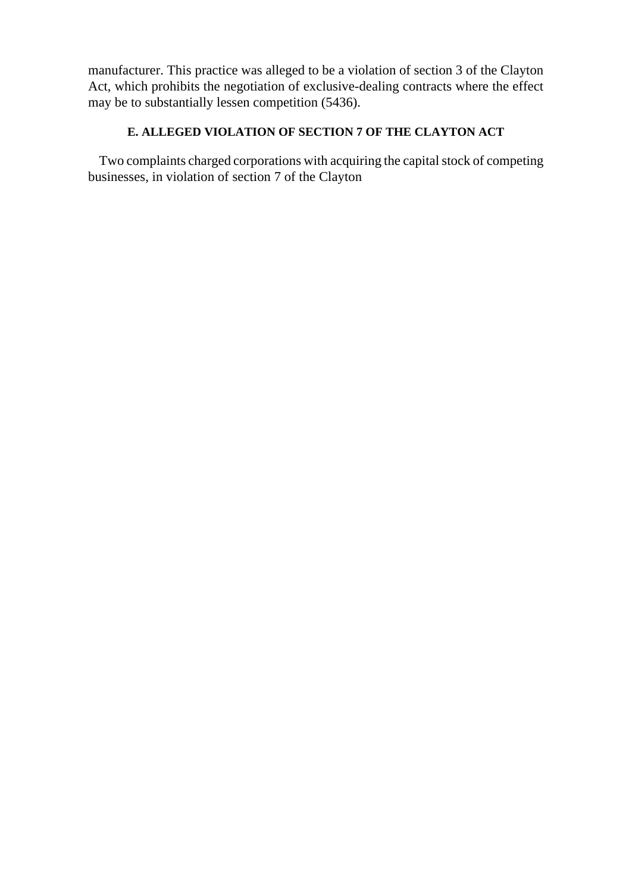manufacturer. This practice was alleged to be a violation of section 3 of the Clayton Act, which prohibits the negotiation of exclusive-dealing contracts where the effect may be to substantially lessen competition (5436).

### E. ALLEGED VIOLATION OF SECTION 7 OF THE CLAYTON ACT

Two complaints charged corporations with acquiring the capital stock of competing businesses, in violation of section 7 of the Clayton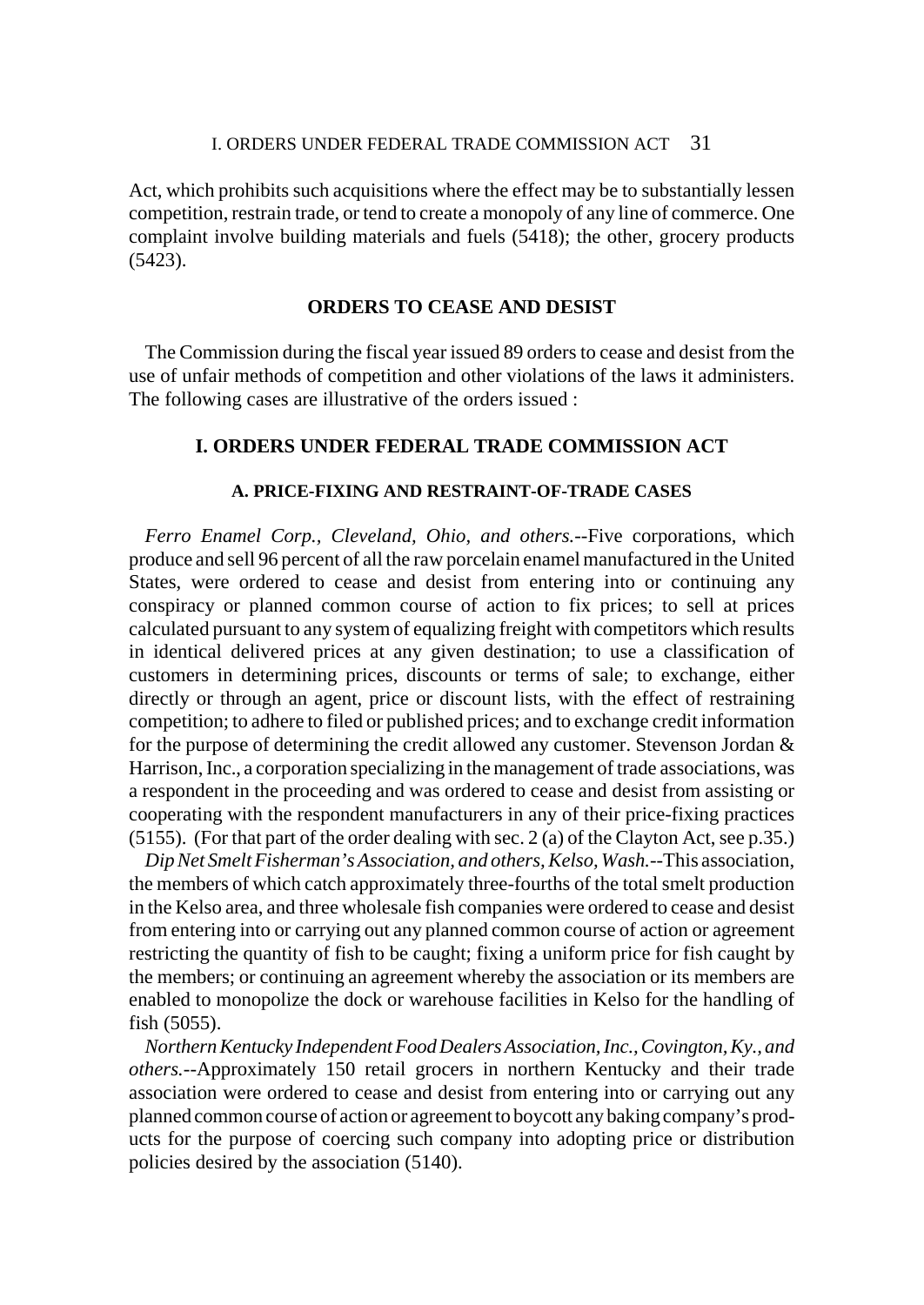Act, which prohibits such acquisitions where the effect may be to substantially lessen competition, restrain trade, or tend to create a monopoly of any line of commerce. One complaint involve building materials and fuels (5418); the other, grocery products (5423).

## ORDERS TO CEASE AND DESIST

The Commission during the fiscal year issued 89 orders to cease and desist from the use of unfair methods of competition and other violations of the laws it administers. The following cases are illustrative of the orders issued :

## I. ORDERS UNDER FEDERAL TRADE COMMISSION ACT

### A. PRICE-FIXING AND RESTRAINT-OF-TRADE CASES

*Ferro Enamel Corp., Cleveland, Ohio, and others.*--Five corporations, which produce and sell 96 percent of all the raw porcelain enamel manufactured in the United States, were ordered to cease and desist from entering into or continuing any conspiracy or planned common course of action to fix prices; to sell at prices calculated pursuant to any system of equalizing freight with competitors which results in identical delivered prices at any given destination; to use a classification of customers in determining prices, discounts or terms of sale; to exchange, either directly or through an agent, price or discount lists, with the effect of restraining competition; to adhere to filed or published prices; and to exchange credit information for the purpose of determining the credit allowed any customer. Stevenson Jordan & Harrison, Inc., a corporation specializing in the management of trade associations, was a respondent in the proceeding and was ordered to cease and desist from assisting or cooperating with the respondent manufacturers in any of their price-fixing practices (5155). (For that part of the order dealing with sec. 2 (a) of the Clayton Act, see p.35.)

*Dip Net Smelt Fisherman's Association, and others, Kelso, Wash.*--This association, the members of which catch approximately three-fourths of the total smelt production in the Kelso area, and three wholesale fish companies were ordered to cease and desist from entering into or carrying out any planned common course of action or agreement restricting the quantity of fish to be caught; fixing a uniform price for fish caught by the members; or continuing an agreement whereby the association or its members are enabled to monopolize the dock or warehouse facilities in Kelso for the handling of fish (5055).

*Northern Kentucky Independent Food Dealers Association, Inc., Covington, Ky., and others.*--Approximately 150 retail grocers in northern Kentucky and their trade association were ordered to cease and desist from entering into or carrying out any planned common course of action or agreement to boycott any baking company's products for the purpose of coercing such company into adopting price or distribution policies desired by the association (5140).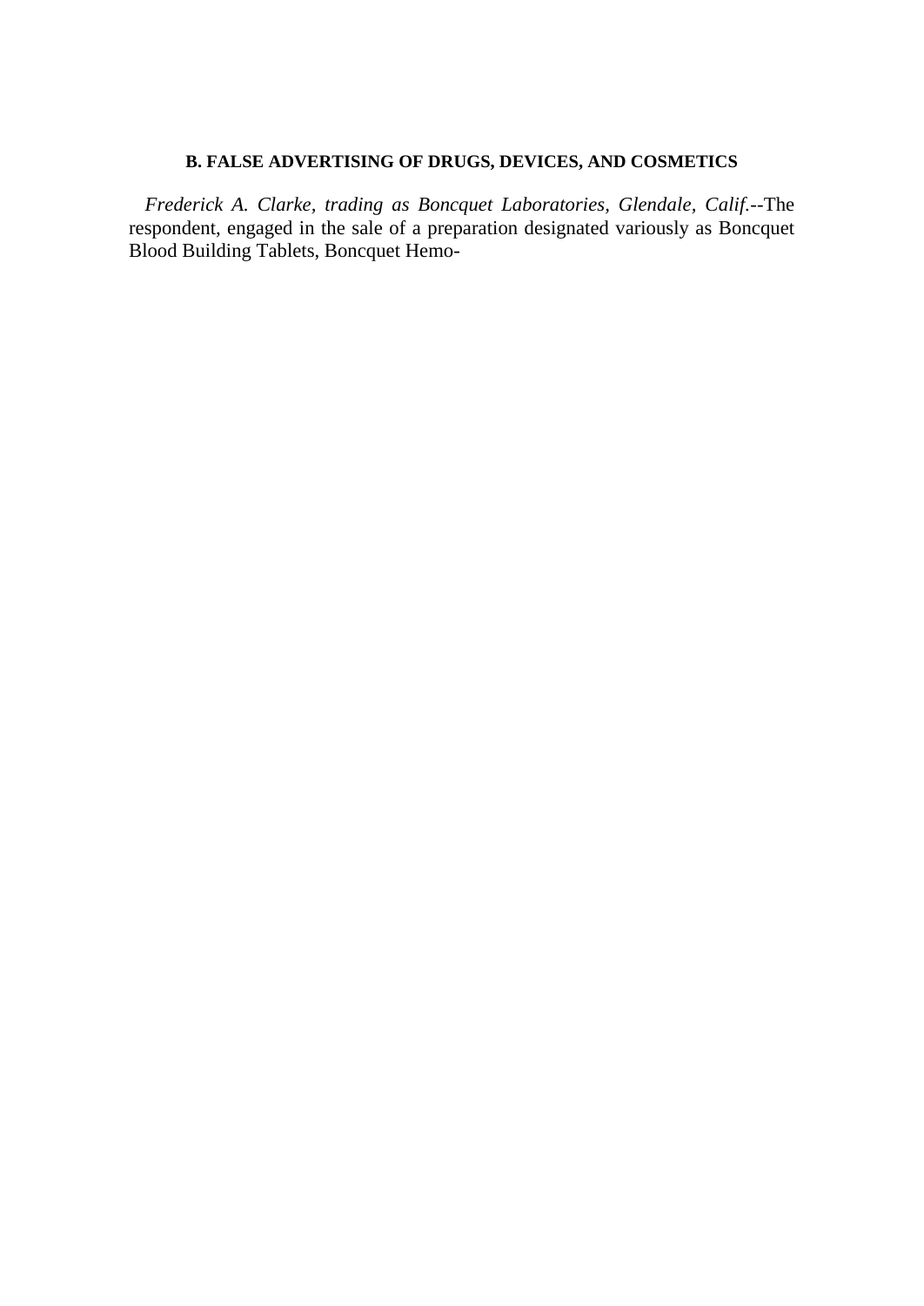### B. FALSE ADVERTISING OF DRUGS, DEVICES, AND COSMETICS

*Frederick A. Clarke, trading as Boncquet Laboratories, Glendale, Calif.*--The respondent, engaged in the sale of a preparation designated variously as Boncquet Blood Building Tablets, Boncquet Hemo-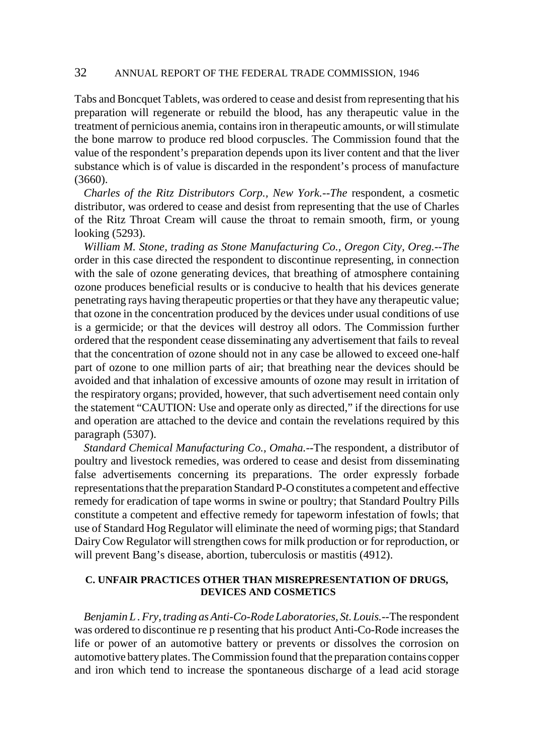Tabs and Boncquet Tablets, was ordered to cease and desist from representing that his preparation will regenerate or rebuild the blood, has any therapeutic value in the treatment of pernicious anemia, contains iron in therapeutic amounts, or will stimulate the bone marrow to produce red blood corpuscles. The Commission found that the value of the respondent's preparation depends upon its liver content and that the liver substance which is of value is discarded in the respondent's process of manufacture (3660).

*Charles of the Ritz Distributors Corp., New York.--The* respondent, a cosmetic distributor, was ordered to cease and desist from representing that the use of Charles of the Ritz Throat Cream will cause the throat to remain smooth, firm, or young looking (5293).

*William M. Stone, trading as Stone Manufacturing Co., Oregon City, Oreg.--The* order in this case directed the respondent to discontinue representing, in connection with the sale of ozone generating devices, that breathing of atmosphere containing ozone produces beneficial results or is conducive to health that his devices generate penetrating rays having therapeutic properties or that they have any therapeutic value; that ozone in the concentration produced by the devices under usual conditions of use is a germicide; or that the devices will destroy all odors. The Commission further ordered that the respondent cease disseminating any advertisement that fails to reveal that the concentration of ozone should not in any case be allowed to exceed one-half part of ozone to one million parts of air; that breathing near the devices should be avoided and that inhalation of excessive amounts of ozone may result in irritation of the respiratory organs; provided, however, that such advertisement need contain only the statement "CAUTION: Use and operate only as directed," if the directions for use and operation are attached to the device and contain the revelations required by this paragraph (5307).

*Standard Chemical Manufacturing Co., Omaha.*--The respondent, a distributor of poultry and livestock remedies, was ordered to cease and desist from disseminating false advertisements concerning its preparations. The order expressly forbade representations that the preparation Standard P-O constitutes a competent and effective remedy for eradication of tape worms in swine or poultry; that Standard Poultry Pills constitute a competent and effective remedy for tapeworm infestation of fowls; that use of Standard Hog Regulator will eliminate the need of worming pigs; that Standard Dairy Cow Regulator will strengthen cows for milk production or for reproduction, or will prevent Bang's disease, abortion, tuberculosis or mastitis (4912).

### C. UNFAIR PRACTICES OTHER THAN MISREPRESENTATION OF DRUGS, DEVICES AND COSMETICS

*Benjamin L. Fry, trading as Anti-Co-Rode Laboratories, St. Louis.*--The respondent was ordered to discontinue re p resenting that his product Anti-Co-Rode increases the life or power of an automotive battery or prevents or dissolves the corrosion on automotive battery plates. The Commission found that the preparation contains copper and iron which tend to increase the spontaneous discharge of a lead acid storage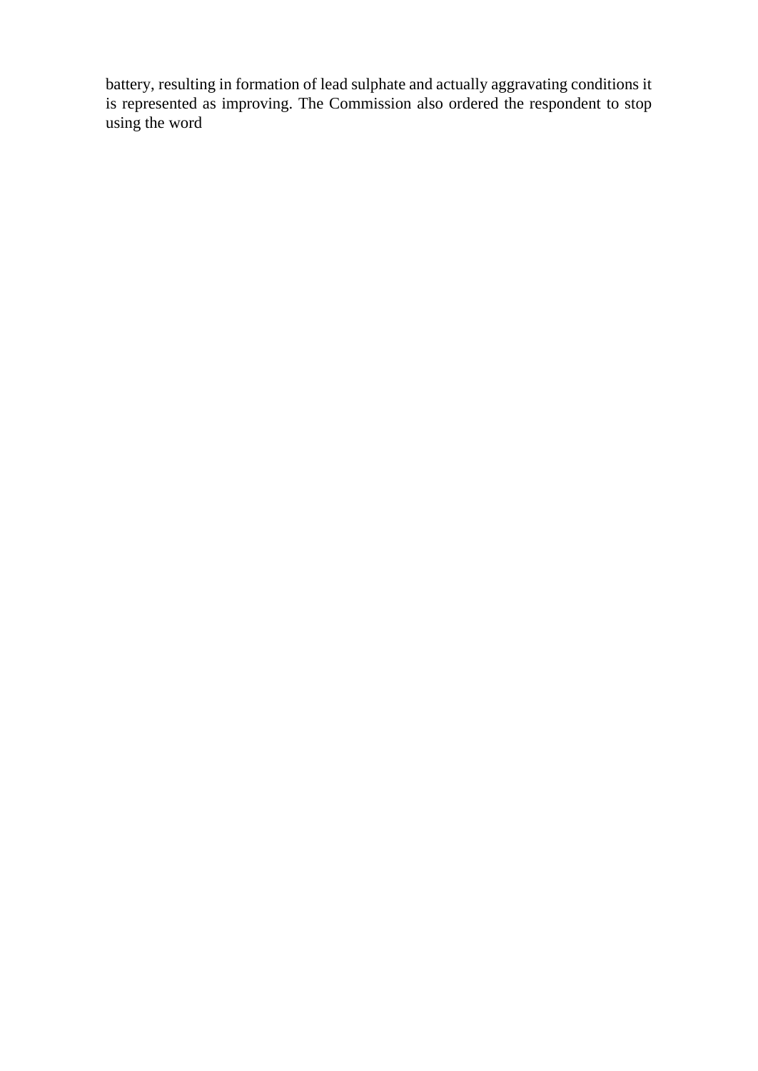battery, resulting in formation of lead sulphate and actually aggravating conditions it is represented as improving. The Commission also ordered the respondent to stop using the word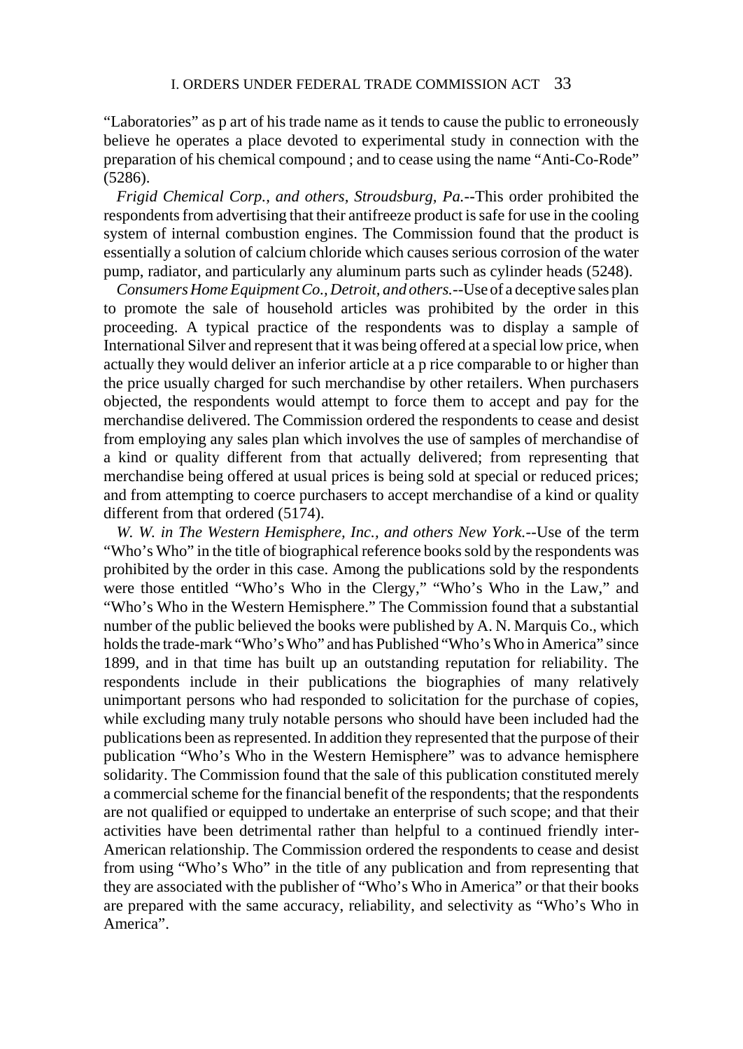"Laboratories" as p art of his trade name as it tends to cause the public to erroneously believe he operates a place devoted to experimental study in connection with the preparation of his chemical compound ; and to cease using the name "Anti-Co-Rode" (5286).

*Frigid Chemical Corp., and others, Stroudsburg, Pa.*--This order prohibited the respondents from advertising that their antifreeze product is safe for use in the cooling system of internal combustion engines. The Commission found that the product is essentially a solution of calcium chloride which causes serious corrosion of the water pump, radiator, and particularly any aluminum parts such as cylinder heads (5248).

*Consumers Home Equipment Co., Detroit, and others.*--Use of a deceptive sales plan to promote the sale of household articles was prohibited by the order in this proceeding. A typical practice of the respondents was to display a sample of International Silver and represent that it was being offered at a special low price, when actually they would deliver an inferior article at a p rice comparable to or higher than the price usually charged for such merchandise by other retailers. When purchasers objected, the respondents would attempt to force them to accept and pay for the merchandise delivered. The Commission ordered the respondents to cease and desist from employing any sales plan which involves the use of samples of merchandise of a kind or quality different from that actually delivered; from representing that merchandise being offered at usual prices is being sold at special or reduced prices; and from attempting to coerce purchasers to accept merchandise of a kind or quality different from that ordered (5174).

*W. W. in The Western Hemisphere, Inc., and others New York.*--Use of the term "Who's Who" in the title of biographical reference books sold by the respondents was prohibited by the order in this case. Among the publications sold by the respondents were those entitled "Who's Who in the Clergy," "Who's Who in the Law," and "Who's Who in the Western Hemisphere." The Commission found that a substantial number of the public believed the books were published by A. N. Marquis Co., which holds the trade-mark "Who's Who" and has Published "Who's Who in America" since 1899, and in that time has built up an outstanding reputation for reliability. The respondents include in their publications the biographies of many relatively unimportant persons who had responded to solicitation for the purchase of copies, while excluding many truly notable persons who should have been included had the publications been as represented. In addition they represented that the purpose of their publication "Who's Who in the Western Hemisphere" was to advance hemisphere solidarity. The Commission found that the sale of this publication constituted merely a commercial scheme for the financial benefit of the respondents; that the respondents are not qualified or equipped to undertake an enterprise of such scope; and that their activities have been detrimental rather than helpful to a continued friendly inter-American relationship. The Commission ordered the respondents to cease and desist from using "Who's Who" in the title of any publication and from representing that they are associated with the publisher of "Who's Who in America" or that their books are prepared with the same accuracy, reliability, and selectivity as "Who's Who in America".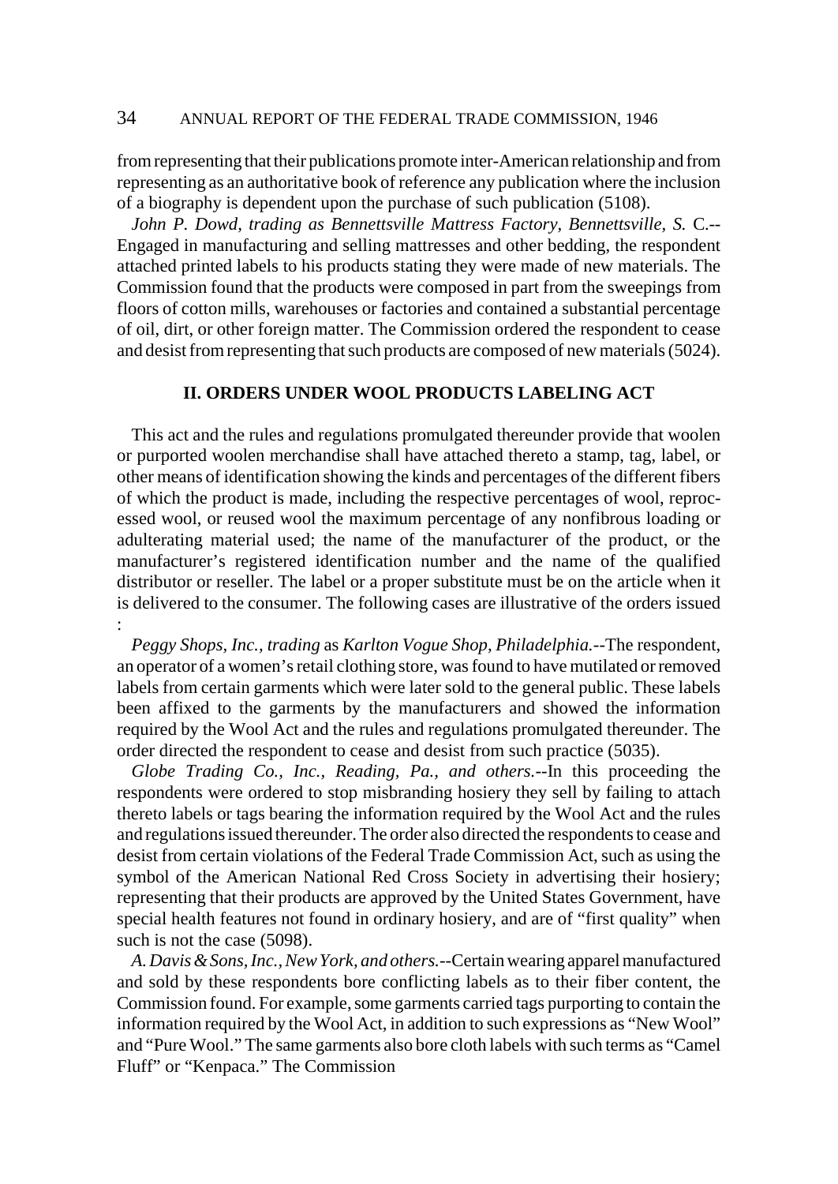from representing that their publications promote inter-American relationship and from representing as an authoritative book of reference any publication where the inclusion of a biography is dependent upon the purchase of such publication (5108).

*John P. Dowd, trading as Bennettsville Mattress Factory, Bennettsville, S.* C.--Engaged in manufacturing and selling mattresses and other bedding, the respondent attached printed labels to his products stating they were made of new materials. The Commission found that the products were composed in part from the sweepings from floors of cotton mills, warehouses or factories and contained a substantial percentage of oil, dirt, or other foreign matter. The Commission ordered the respondent to cease and desist from representing that such products are composed of new materials (5024).

## II. ORDERS UNDER WOOL PRODUCTS LABELING ACT

This act and the rules and regulations promulgated thereunder provide that woolen or purported woolen merchandise shall have attached thereto a stamp, tag, label, or other means of identification showing the kinds and percentages of the different fibers of which the product is made, including the respective percentages of wool, reprocessed wool, or reused wool the maximum percentage of any nonfibrous loading or adulterating material used; the name of the manufacturer of the product, or the manufacturer's registered identification number and the name of the qualified distributor or reseller. The label or a proper substitute must be on the article when it is delivered to the consumer. The following cases are illustrative of the orders issued :

*Peggy Shops, Inc., trading* as *Karlton Vogue Shop, Philadelphia.*--The respondent, an operator of a women's retail clothing store, was found to have mutilated or removed labels from certain garments which were later sold to the general public. These labels been affixed to the garments by the manufacturers and showed the information required by the Wool Act and the rules and regulations promulgated thereunder. The order directed the respondent to cease and desist from such practice (5035).

*Globe Trading Co., Inc., Reading, Pa., and others.*--In this proceeding the respondents were ordered to stop misbranding hosiery they sell by failing to attach thereto labels or tags bearing the information required by the Wool Act and the rules and regulations issued thereunder. The order also directed the respondents to cease and desist from certain violations of the Federal Trade Commission Act, such as using the symbol of the American National Red Cross Society in advertising their hosiery; representing that their products are approved by the United States Government, have special health features not found in ordinary hosiery, and are of "first quality" when such is not the case (5098).

*A. Davis & Sons, Inc., New York, and others.*--Certain wearing apparel manufactured and sold by these respondents bore conflicting labels as to their fiber content, the Commission found. For example, some garments carried tags purporting to contain the information required by the Wool Act, in addition to such expressions as "New Wool" and "Pure Wool." The same garments also bore cloth labels with such terms as "Camel Fluff" or "Kenpaca." The Commission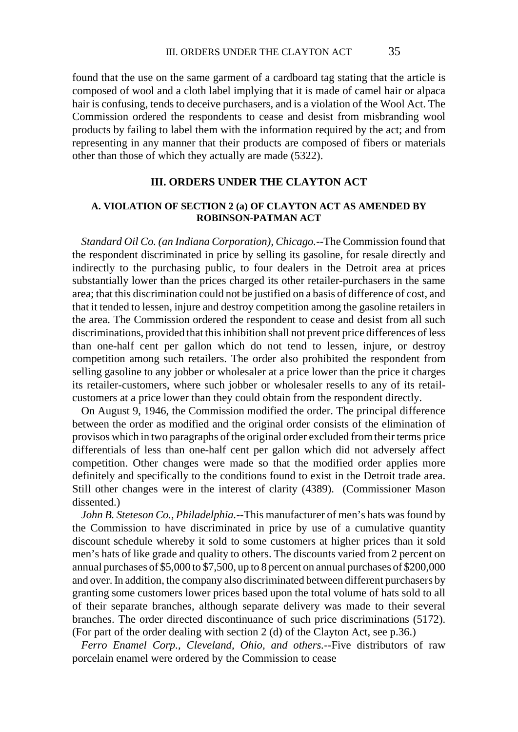found that the use on the same garment of a cardboard tag stating that the article is composed of wool and a cloth label implying that it is made of camel hair or alpaca hair is confusing, tends to deceive purchasers, and is a violation of the Wool Act. The Commission ordered the respondents to cease and desist from misbranding wool products by failing to label them with the information required by the act; and from representing in any manner that their products are composed of fibers or materials other than those of which they actually are made (5322).

## III. ORDERS UNDER THE CLAYTON ACT

### A. VIOLATION OF SECTION 2 (a) OF CLAYTON ACT AS AMENDED BY ROBINSON-PATMAN ACT

*Standard Oil Co. (an Indiana Corporation), Chicago.*--The Commission found that the respondent discriminated in price by selling its gasoline, for resale directly and indirectly to the purchasing public, to four dealers in the Detroit area at prices substantially lower than the prices charged its other retailer-purchasers in the same area; that this discrimination could not be justified on a basis of difference of cost, and that it tended to lessen, injure and destroy competition among the gasoline retailers in the area. The Commission ordered the respondent to cease and desist from all such discriminations, provided that this inhibition shall not prevent price differences of less than one-half cent per gallon which do not tend to lessen, injure, or destroy competition among such retailers. The order also prohibited the respondent from selling gasoline to any jobber or wholesaler at a price lower than the price it charges its retailer-customers, where such jobber or wholesaler resells to any of its retail-customers at a price lower than they could obtain from the respondent directly.

On August 9, 1946, the Commission modified the order. The principal difference between the order as modified and the original order consists of the elimination of provisos which in two paragraphs of the original order excluded from their terms price differentials of less than one-half cent per gallon which did not adversely affect competition. Other changes were made so that the modified order applies more definitely and specifically to the conditions found to exist in the Detroit trade area. Still other changes were in the interest of clarity (4389). (Commissioner Mason dissented.)

*John B. Steteson Co., Philadelphia.*--This manufacturer of men's hats was found by the Commission to have discriminated in price by use of a cumulative quantity discount schedule whereby it sold to some customers at higher prices than it sold men's hats of like grade and quality to others. The discounts varied from 2 percent on annual purchases of $5,000 to $7,500, up to 8 percent on annual purchases of $200,000 and over. In addition, the company also discriminated between different purchasers by granting some customers lower prices based upon the total volume of hats sold to all of their separate branches, although separate delivery was made to their several branches. The order directed discontinuance of such price discriminations (5172). (For part of the order dealing with section 2 (d) of the Clayton Act, see p.36.)

*Ferro Enamel Corp., Cleveland, Ohio, and others.*--Five distributors of raw porcelain enamel were ordered by the Commission to cease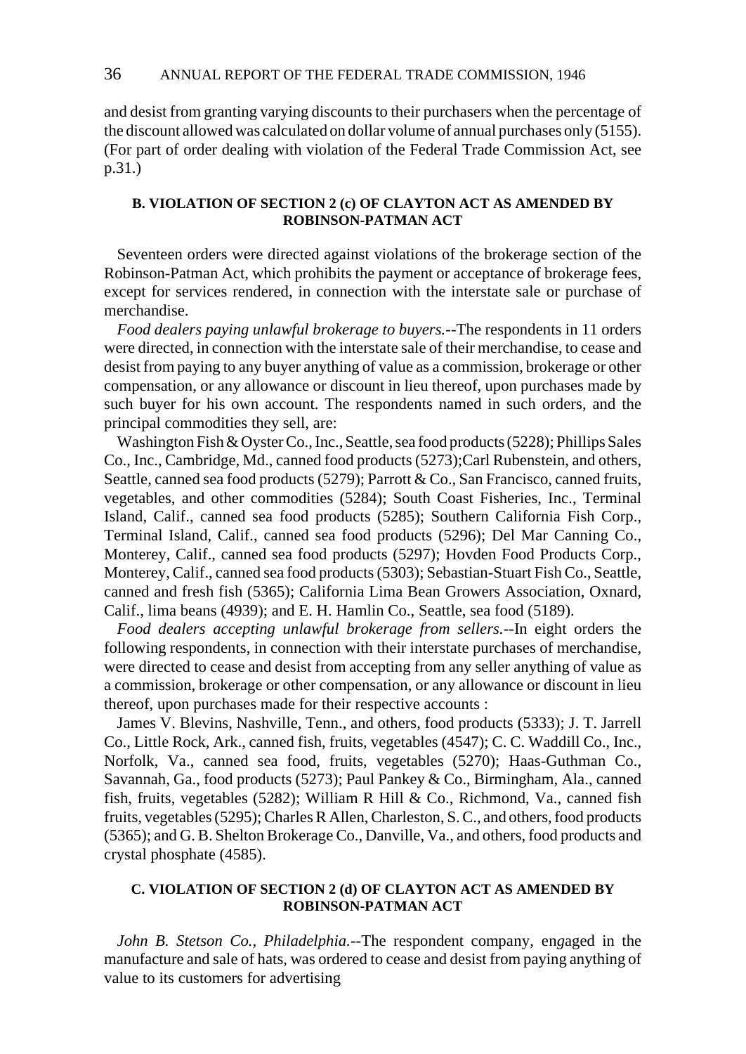and desist from granting varying discounts to their purchasers when the percentage of the discount allowed was calculated on dollar volume of annual purchases only (5155). (For part of order dealing with violation of the Federal Trade Commission Act, see p.31.)

#### B. VIOLATION OF SECTION 2 (c) OF CLAYTON ACT AS AMENDED BY ROBINSON-PATMAN ACT

Seventeen orders were directed against violations of the brokerage section of the Robinson-Patman Act, which prohibits the payment or acceptance of brokerage fees, except for services rendered, in connection with the interstate sale or purchase of merchandise.

*Food dealers paying unlawful brokerage to buyers.*--The respondents in 11 orders were directed, in connection with the interstate sale of their merchandise, to cease and desist from paying to any buyer anything of value as a commission, brokerage or other compensation, or any allowance or discount in lieu thereof, upon purchases made by such buyer for his own account. The respondents named in such orders, and the principal commodities they sell, are:

Washington Fish & Oyster Co., Inc., Seattle, sea food products (5228); Phillips Sales Co., Inc., Cambridge, Md., canned food products (5273);Carl Rubenstein, and others, Seattle, canned sea food products (5279); Parrott & Co., San Francisco, canned fruits, vegetables, and other commodities (5284); South Coast Fisheries, Inc., Terminal Island, Calif., canned sea food products (5285); Southern California Fish Corp., Terminal Island, Calif., canned sea food products (5296); Del Mar Canning Co., Monterey, Calif., canned sea food products (5297); Hovden Food Products Corp., Monterey, Calif., canned sea food products (5303); Sebastian-Stuart Fish Co., Seattle, canned and fresh fish (5365); California Lima Bean Growers Association, Oxnard, Calif., lima beans (4939); and E. H. Hamlin Co., Seattle, sea food (5189).

*Food dealers accepting unlawful brokerage from sellers.*--In eight orders the following respondents, in connection with their interstate purchases of merchandise, were directed to cease and desist from accepting from any seller anything of value as a commission, brokerage or other compensation, or any allowance or discount in lieu thereof, upon purchases made for their respective accounts :

James V. Blevins, Nashville, Tenn., and others, food products (5333); J. T. Jarrell Co., Little Rock, Ark., canned fish, fruits, vegetables (4547); C. C. Waddill Co., Inc., Norfolk, Va., canned sea food, fruits, vegetables (5270); Haas-Guthman Co., Savannah, Ga., food products (5273); Paul Pankey & Co., Birmingham, Ala., canned fish, fruits, vegetables (5282); William R Hill & Co., Richmond, Va., canned fish fruits, vegetables (5295); Charles R Allen, Charleston, S. C., and others, food products (5365); and G. B. Shelton Brokerage Co., Danville, Va., and others, food products and crystal phosphate (4585).

#### C. VIOLATION OF SECTION 2 (d) OF CLAYTON ACT AS AMENDED BY ROBINSON-PATMAN ACT

*John B. Stetson Co., Philadelphia.*--The respondent company, engaged in the manufacture and sale of hats, was ordered to cease and desist from paying anything of value to its customers for advertising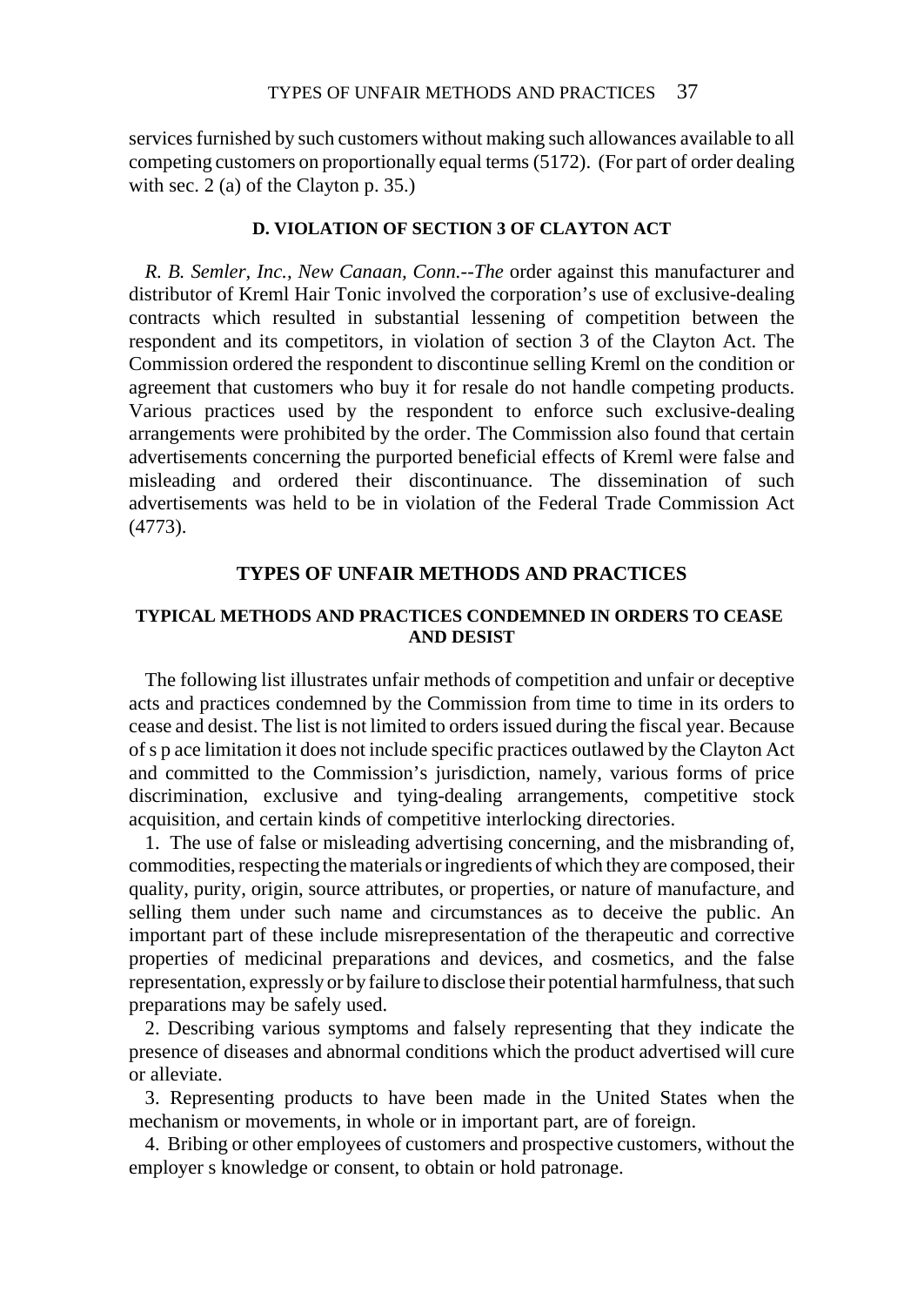services furnished by such customers without making such allowances available to all competing customers on proportionally equal terms (5172). (For part of order dealing with sec. 2 (a) of the Clayton p. 35.)

### D. VIOLATION OF SECTION 3 OF CLAYTON ACT

*R. B. Semler, Inc., New Canaan, Conn.--The* order against this manufacturer and distributor of Kreml Hair Tonic involved the corporation's use of exclusive-dealing contracts which resulted in substantial lessening of competition between the respondent and its competitors, in violation of section 3 of the Clayton Act. The Commission ordered the respondent to discontinue selling Kreml on the condition or agreement that customers who buy it for resale do not handle competing products. Various practices used by the respondent to enforce such exclusive-dealing arrangements were prohibited by the order. The Commission also found that certain advertisements concerning the purported beneficial effects of Kreml were false and misleading and ordered their discontinuance. The dissemination of such advertisements was held to be in violation of the Federal Trade Commission Act (4773).

## TYPES OF UNFAIR METHODS AND PRACTICES

### TYPICAL METHODS AND PRACTICES CONDEMNED IN ORDERS TO CEASE AND DESIST

The following list illustrates unfair methods of competition and unfair or deceptive acts and practices condemned by the Commission from time to time in its orders to cease and desist. The list is not limited to orders issued during the fiscal year. Because of s p ace limitation it does not include specific practices outlawed by the Clayton Act and committed to the Commission's jurisdiction, namely, various forms of price discrimination, exclusive and tying-dealing arrangements, competitive stock acquisition, and certain kinds of competitive interlocking directories.

1. The use of false or misleading advertising concerning, and the misbranding of, commodities, respecting the materials or ingredients of which they are composed, their quality, purity, origin, source attributes, or properties, or nature of manufacture, and selling them under such name and circumstances as to deceive the public. An important part of these include misrepresentation of the therapeutic and corrective properties of medicinal preparations and devices, and cosmetics, and the false representation, expressly or by failure to disclose their potential harmfulness, that such preparations may be safely used.

2. Describing various symptoms and falsely representing that they indicate the presence of diseases and abnormal conditions which the product advertised will cure or alleviate.

3. Representing products to have been made in the United States when the mechanism or movements, in whole or in important part, are of foreign.

4. Bribing or other employees of customers and prospective customers, without the employer s knowledge or consent, to obtain or hold patronage.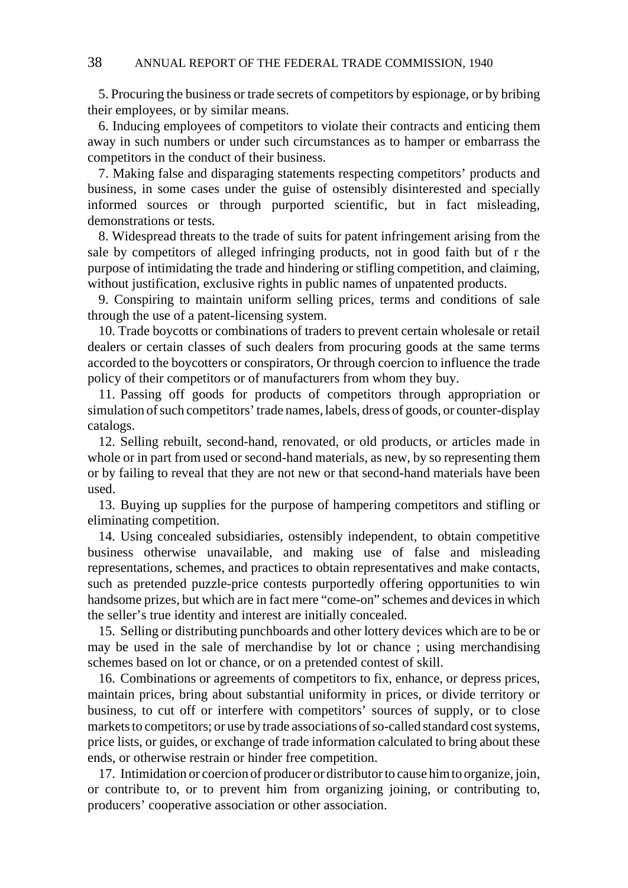5. Procuring the business or trade secrets of competitors by espionage, or by bribing their employees, or by similar means.

6. Inducing employees of competitors to violate their contracts and enticing them away in such numbers or under such circumstances as to hamper or embarrass the competitors in the conduct of their business.

7. Making false and disparaging statements respecting competitors' products and business, in some cases under the guise of ostensibly disinterested and specially informed sources or through purported scientific, but in fact misleading, demonstrations or tests.

8. Widespread threats to the trade of suits for patent infringement arising from the sale by competitors of alleged infringing products, not in good faith but of r the purpose of intimidating the trade and hindering or stifling competition, and claiming, without justification, exclusive rights in public names of unpatented products.

9. Conspiring to maintain uniform selling prices, terms and conditions of sale through the use of a patent-licensing system.

10. Trade boycotts or combinations of traders to prevent certain wholesale or retail dealers or certain classes of such dealers from procuring goods at the same terms accorded to the boycotters or conspirators, Or through coercion to influence the trade policy of their competitors or of manufacturers from whom they buy.

11. Passing off goods for products of competitors through appropriation or simulation of such competitors' trade names, labels, dress of goods, or counter-display catalogs.

12. Selling rebuilt, second-hand, renovated, or old products, or articles made in whole or in part from used or second-hand materials, as new, by so representing them or by failing to reveal that they are not new or that second-hand materials have been used.

13. Buying up supplies for the purpose of hampering competitors and stifling or eliminating competition.

14. Using concealed subsidiaries, ostensibly independent, to obtain competitive business otherwise unavailable, and making use of false and misleading representations, schemes, and practices to obtain representatives and make contacts, such as pretended puzzle-price contests purportedly offering opportunities to win handsome prizes, but which are in fact mere "come-on" schemes and devices in which the seller's true identity and interest are initially concealed.

15. Selling or distributing punchboards and other lottery devices which are to be or may be used in the sale of merchandise by lot or chance ; using merchandising schemes based on lot or chance, or on a pretended contest of skill.

16. Combinations or agreements of competitors to fix, enhance, or depress prices, maintain prices, bring about substantial uniformity in prices, or divide territory or business, to cut off or interfere with competitors' sources of supply, or to close markets to competitors; or use by trade associations of so-called standard cost systems, price lists, or guides, or exchange of trade information calculated to bring about these ends, or otherwise restrain or hinder free competition.

17. Intimidation or coercion of producer or distributor to cause him to organize, join, or contribute to, or to prevent him from organizing joining, or contributing to, producers' cooperative association or other association.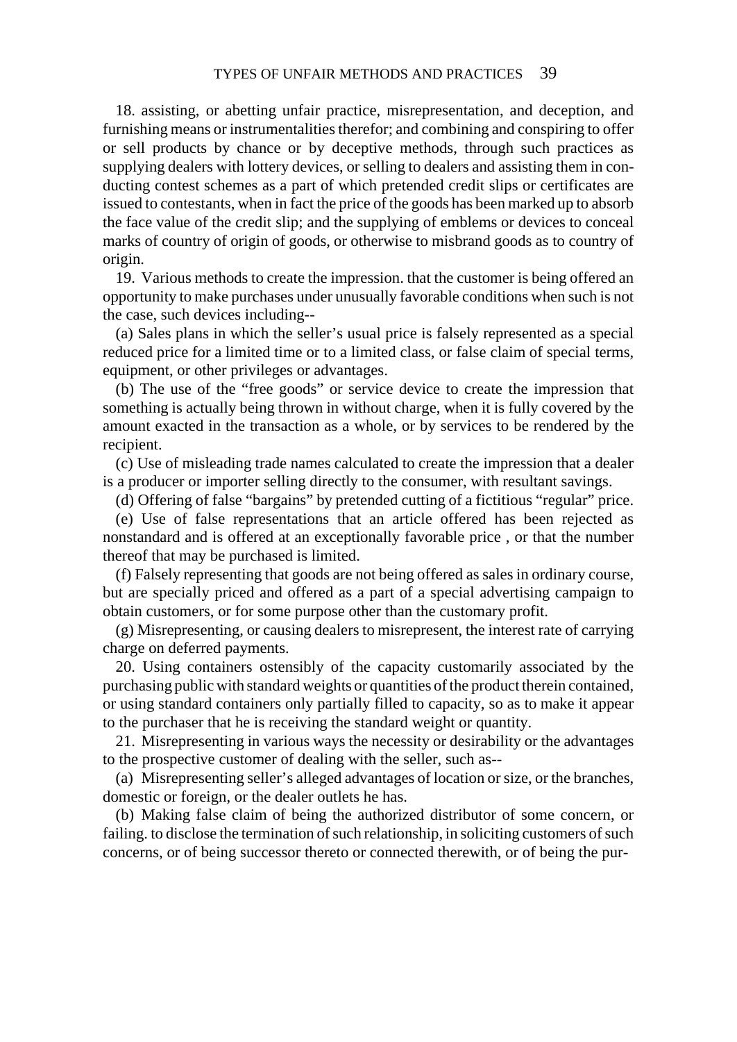18. assisting, or abetting unfair practice, misrepresentation, and deception, and furnishing means or instrumentalities therefor; and combining and conspiring to offer or sell products by chance or by deceptive methods, through such practices as supplying dealers with lottery devices, or selling to dealers and assisting them in conducting contest schemes as a part of which pretended credit slips or certificates are issued to contestants, when in fact the price of the goods has been marked up to absorb the face value of the credit slip; and the supplying of emblems or devices to conceal marks of country of origin of goods, or otherwise to misbrand goods as to country of origin.

19. Various methods to create the impression. that the customer is being offered an opportunity to make purchases under unusually favorable conditions when such is not the case, such devices including--

(a) Sales plans in which the seller's usual price is falsely represented as a special reduced price for a limited time or to a limited class, or false claim of special terms, equipment, or other privileges or advantages.

(b) The use of the "free goods" or service device to create the impression that something is actually being thrown in without charge, when it is fully covered by the amount exacted in the transaction as a whole, or by services to be rendered by the recipient.

(c) Use of misleading trade names calculated to create the impression that a dealer is a producer or importer selling directly to the consumer, with resultant savings.

(d) Offering of false "bargains" by pretended cutting of a fictitious "regular" price.

(e) Use of false representations that an article offered has been rejected as nonstandard and is offered at an exceptionally favorable price , or that the number thereof that may be purchased is limited.

(f) Falsely representing that goods are not being offered as sales in ordinary course, but are specially priced and offered as a part of a special advertising campaign to obtain customers, or for some purpose other than the customary profit.

(g) Misrepresenting, or causing dealers to misrepresent, the interest rate of carrying charge on deferred payments.

20. Using containers ostensibly of the capacity customarily associated by the purchasing public with standard weights or quantities of the product therein contained, or using standard containers only partially filled to capacity, so as to make it appear to the purchaser that he is receiving the standard weight or quantity.

21. Misrepresenting in various ways the necessity or desirability or the advantages to the prospective customer of dealing with the seller, such as--

(a) Misrepresenting seller's alleged advantages of location or size, or the branches, domestic or foreign, or the dealer outlets he has.

(b) Making false claim of being the authorized distributor of some concern, or failing. to disclose the termination of such relationship, in soliciting customers of such concerns, or of being successor thereto or connected therewith, or of being the pur-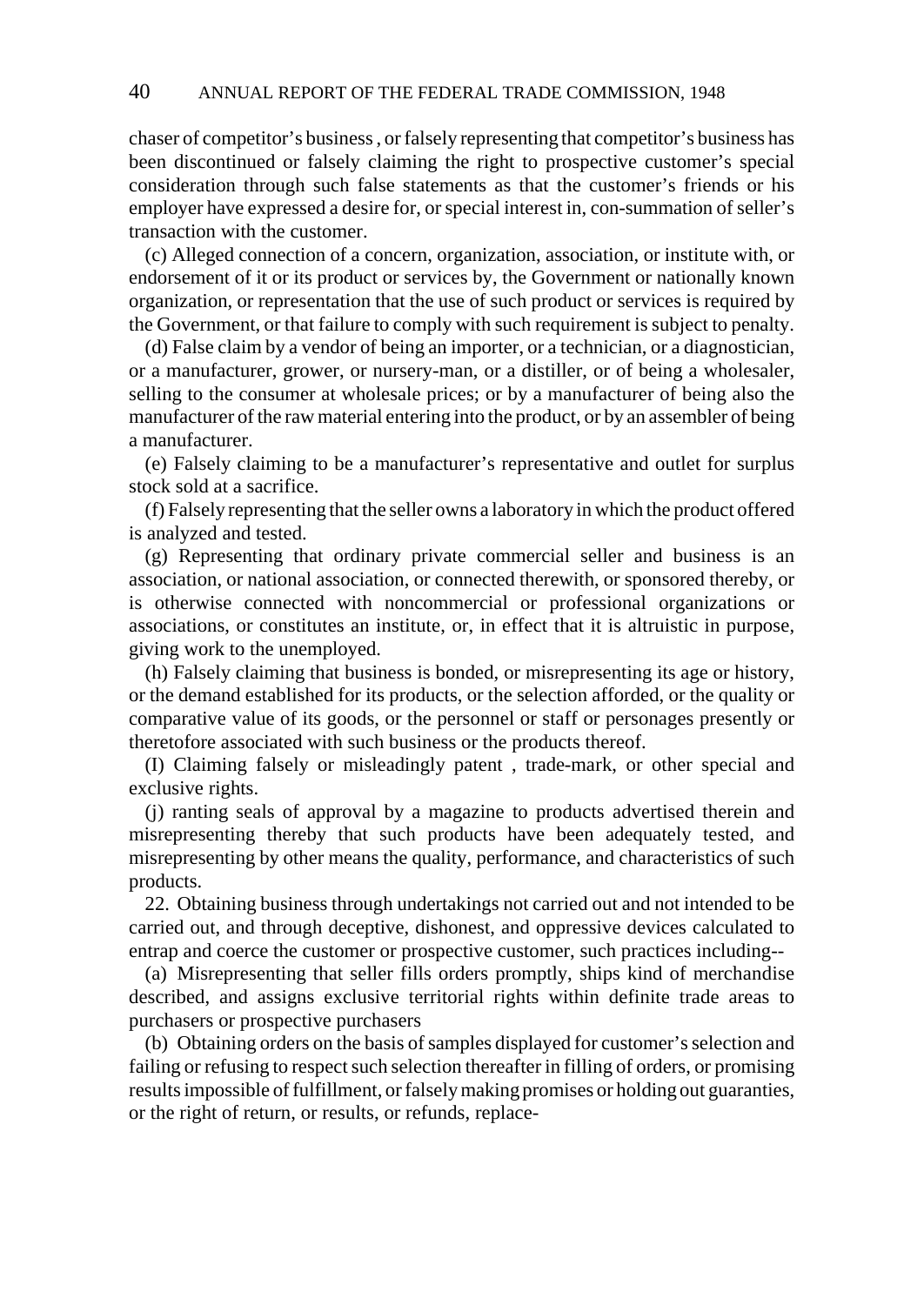chaser of competitor's business , or falsely representing that competitor's business has been discontinued or falsely claiming the right to prospective customer's special consideration through such false statements as that the customer's friends or his employer have expressed a desire for, or special interest in, con-summation of seller's transaction with the customer.

(c) Alleged connection of a concern, organization, association, or institute with, or endorsement of it or its product or services by, the Government or nationally known organization, or representation that the use of such product or services is required by the Government, or that failure to comply with such requirement is subject to penalty.

(d) False claim by a vendor of being an importer, or a technician, or a diagnostician, or a manufacturer, grower, or nursery-man, or a distiller, or of being a wholesaler, selling to the consumer at wholesale prices; or by a manufacturer of being also the manufacturer of the raw material entering into the product, or by an assembler of being a manufacturer.

(e) Falsely claiming to be a manufacturer's representative and outlet for surplus stock sold at a sacrifice.

(f) Falsely representing that the seller owns a laboratory in which the product offered is analyzed and tested.

(g) Representing that ordinary private commercial seller and business is an association, or national association, or connected therewith, or sponsored thereby, or is otherwise connected with noncommercial or professional organizations or associations, or constitutes an institute, or, in effect that it is altruistic in purpose, giving work to the unemployed.

(h) Falsely claiming that business is bonded, or misrepresenting its age or history, or the demand established for its products, or the selection afforded, or the quality or comparative value of its goods, or the personnel or staff or personages presently or theretofore associated with such business or the products thereof.

(I) Claiming falsely or misleadingly patent , trade-mark, or other special and exclusive rights.

(j) ranting seals of approval by a magazine to products advertised therein and misrepresenting thereby that such products have been adequately tested, and misrepresenting by other means the quality, performance, and characteristics of such products.

22. Obtaining business through undertakings not carried out and not intended to be carried out, and through deceptive, dishonest, and oppressive devices calculated to entrap and coerce the customer or prospective customer, such practices including--

(a) Misrepresenting that seller fills orders promptly, ships kind of merchandise described, and assigns exclusive territorial rights within definite trade areas to purchasers or prospective purchasers

(b) Obtaining orders on the basis of samples displayed for customer's selection and failing or refusing to respect such selection thereafter in filling of orders, or promising results impossible of fulfillment, or falsely making promises or holding out guaranties, or the right of return, or results, or refunds, replace-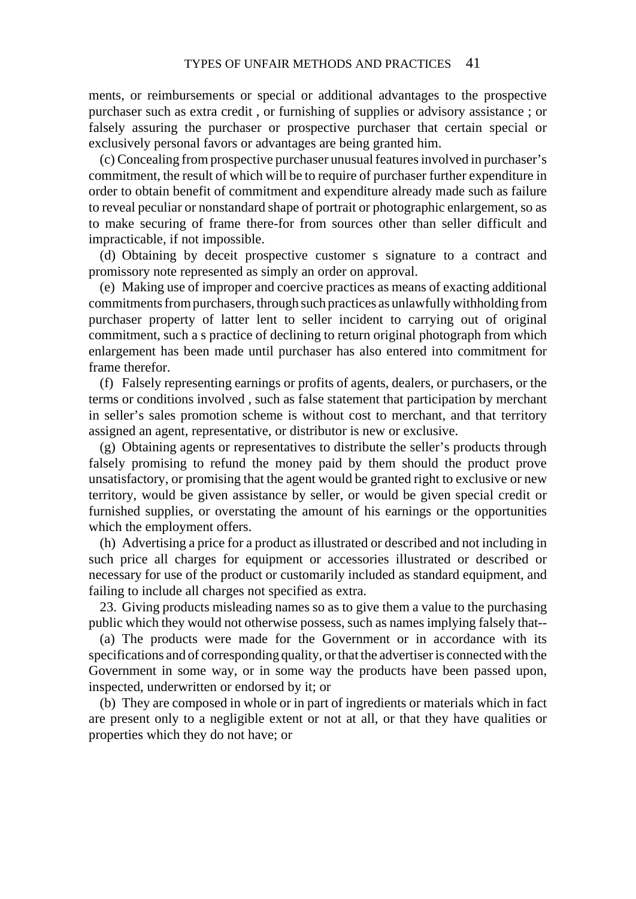ments, or reimbursements or special or additional advantages to the prospective purchaser such as extra credit , or furnishing of supplies or advisory assistance ; or falsely assuring the purchaser or prospective purchaser that certain special or exclusively personal favors or advantages are being granted him.

(c) Concealing from prospective purchaser unusual features involved in purchaser's commitment, the result of which will be to require of purchaser further expenditure in order to obtain benefit of commitment and expenditure already made such as failure to reveal peculiar or nonstandard shape of portrait or photographic enlargement, so as to make securing of frame there-for from sources other than seller difficult and impracticable, if not impossible.

(d) Obtaining by deceit prospective customer s signature to a contract and promissory note represented as simply an order on approval.

(e) Making use of improper and coercive practices as means of exacting additional commitments from purchasers, through such practices as unlawfully withholding from purchaser property of latter lent to seller incident to carrying out of original commitment, such a s practice of declining to return original photograph from which enlargement has been made until purchaser has also entered into commitment for frame therefor.

(f) Falsely representing earnings or profits of agents, dealers, or purchasers, or the terms or conditions involved , such as false statement that participation by merchant in seller's sales promotion scheme is without cost to merchant, and that territory assigned an agent, representative, or distributor is new or exclusive.

(g) Obtaining agents or representatives to distribute the seller's products through falsely promising to refund the money paid by them should the product prove unsatisfactory, or promising that the agent would be granted right to exclusive or new territory, would be given assistance by seller, or would be given special credit or furnished supplies, or overstating the amount of his earnings or the opportunities which the employment offers.

(h) Advertising a price for a product as illustrated or described and not including in such price all charges for equipment or accessories illustrated or described or necessary for use of the product or customarily included as standard equipment, and failing to include all charges not specified as extra.

23. Giving products misleading names so as to give them a value to the purchasing public which they would not otherwise possess, such as names implying falsely that--

(a) The products were made for the Government or in accordance with its specifications and of corresponding quality, or that the advertiser is connected with the Government in some way, or in some way the products have been passed upon, inspected, underwritten or endorsed by it; or

(b) They are composed in whole or in part of ingredients or materials which in fact are present only to a negligible extent or not at all, or that they have qualities or properties which they do not have; or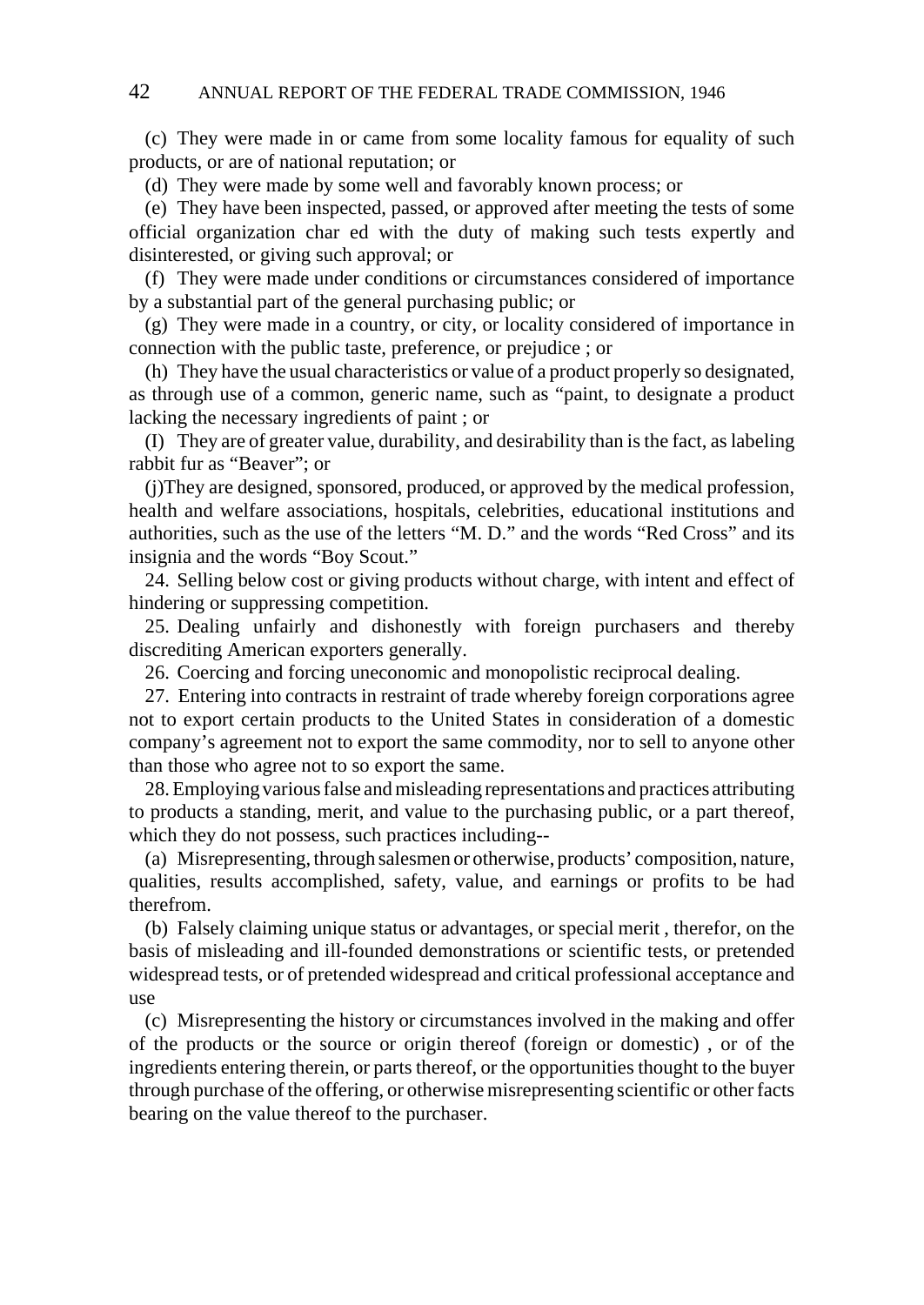(c) They were made in or came from some locality famous for equality of such products, or are of national reputation; or

(d) They were made by some well and favorably known process; or

(e) They have been inspected, passed, or approved after meeting the tests of some official organization char ed with the duty of making such tests expertly and disinterested, or giving such approval; or

(f) They were made under conditions or circumstances considered of importance by a substantial part of the general purchasing public; or

(g) They were made in a country, or city, or locality considered of importance in connection with the public taste, preference, or prejudice ; or

(h) They have the usual characteristics or value of a product properly so designated, as through use of a common, generic name, such as "paint, to designate a product lacking the necessary ingredients of paint ; or

(I) They are of greater value, durability, and desirability than is the fact, as labeling rabbit fur as "Beaver"; or

(j)They are designed, sponsored, produced, or approved by the medical profession, health and welfare associations, hospitals, celebrities, educational institutions and authorities, such as the use of the letters "M. D." and the words "Red Cross" and its insignia and the words "Boy Scout."

24. Selling below cost or giving products without charge, with intent and effect of hindering or suppressing competition.

25. Dealing unfairly and dishonestly with foreign purchasers and thereby discrediting American exporters generally.

26. Coercing and forcing uneconomic and monopolistic reciprocal dealing.

27. Entering into contracts in restraint of trade whereby foreign corporations agree not to export certain products to the United States in consideration of a domestic company's agreement not to export the same commodity, nor to sell to anyone other than those who agree not to so export the same.

28. Employing various false and misleading representations and practices attributing to products a standing, merit, and value to the purchasing public, or a part thereof, which they do not possess, such practices including--

(a) Misrepresenting, through salesmen or otherwise, products' composition, nature, qualities, results accomplished, safety, value, and earnings or profits to be had therefrom.

(b) Falsely claiming unique status or advantages, or special merit , therefor, on the basis of misleading and ill-founded demonstrations or scientific tests, or pretended widespread tests, or of pretended widespread and critical professional acceptance and use

(c) Misrepresenting the history or circumstances involved in the making and offer of the products or the source or origin thereof (foreign or domestic) , or of the ingredients entering therein, or parts thereof, or the opportunities thought to the buyer through purchase of the offering, or otherwise misrepresenting scientific or other facts bearing on the value thereof to the purchaser.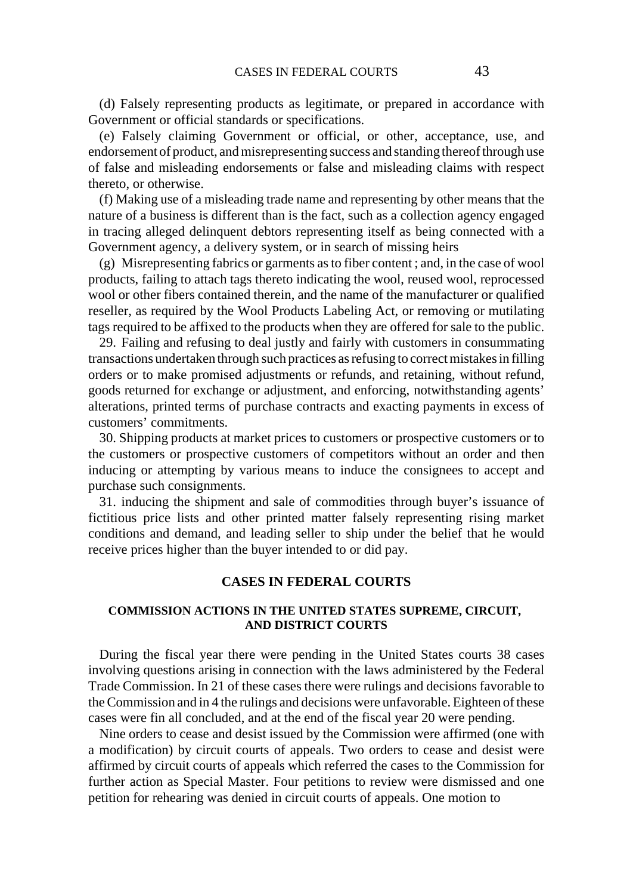(d) Falsely representing products as legitimate, or prepared in accordance with Government or official standards or specifications.

(e) Falsely claiming Government or official, or other, acceptance, use, and endorsement of product, and misrepresenting success and standing thereof through use of false and misleading endorsements or false and misleading claims with respect thereto, or otherwise.

(f) Making use of a misleading trade name and representing by other means that the nature of a business is different than is the fact, such as a collection agency engaged in tracing alleged delinquent debtors representing itself as being connected with a Government agency, a delivery system, or in search of missing heirs

(g) Misrepresenting fabrics or garments as to fiber content ; and, in the case of wool products, failing to attach tags thereto indicating the wool, reused wool, reprocessed wool or other fibers contained therein, and the name of the manufacturer or qualified reseller, as required by the Wool Products Labeling Act, or removing or mutilating tags required to be affixed to the products when they are offered for sale to the public.

29. Failing and refusing to deal justly and fairly with customers in consummating transactions undertaken through such practices as refusing to correct mistakes in filling orders or to make promised adjustments or refunds, and retaining, without refund, goods returned for exchange or adjustment, and enforcing, notwithstanding agents' alterations, printed terms of purchase contracts and exacting payments in excess of customers' commitments.

30. Shipping products at market prices to customers or prospective customers or to the customers or prospective customers of competitors without an order and then inducing or attempting by various means to induce the consignees to accept and purchase such consignments.

31. inducing the shipment and sale of commodities through buyer's issuance of fictitious price lists and other printed matter falsely representing rising market conditions and demand, and leading seller to ship under the belief that he would receive prices higher than the buyer intended to or did pay.

## CASES IN FEDERAL COURTS

### COMMISSION ACTIONS IN THE UNITED STATES SUPREME, CIRCUIT, AND DISTRICT COURTS

During the fiscal year there were pending in the United States courts 38 cases involving questions arising in connection with the laws administered by the Federal Trade Commission. In 21 of these cases there were rulings and decisions favorable to the Commission and in 4 the rulings and decisions were unfavorable. Eighteen of these cases were fin all concluded, and at the end of the fiscal year 20 were pending.

Nine orders to cease and desist issued by the Commission were affirmed (one with a modification) by circuit courts of appeals. Two orders to cease and desist were affirmed by circuit courts of appeals which referred the cases to the Commission for further action as Special Master. Four petitions to review were dismissed and one petition for rehearing was denied in circuit courts of appeals. One motion to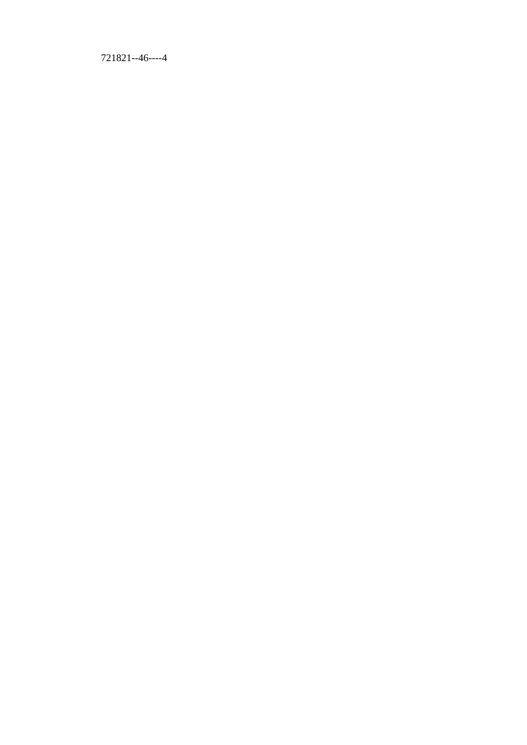721821--46----4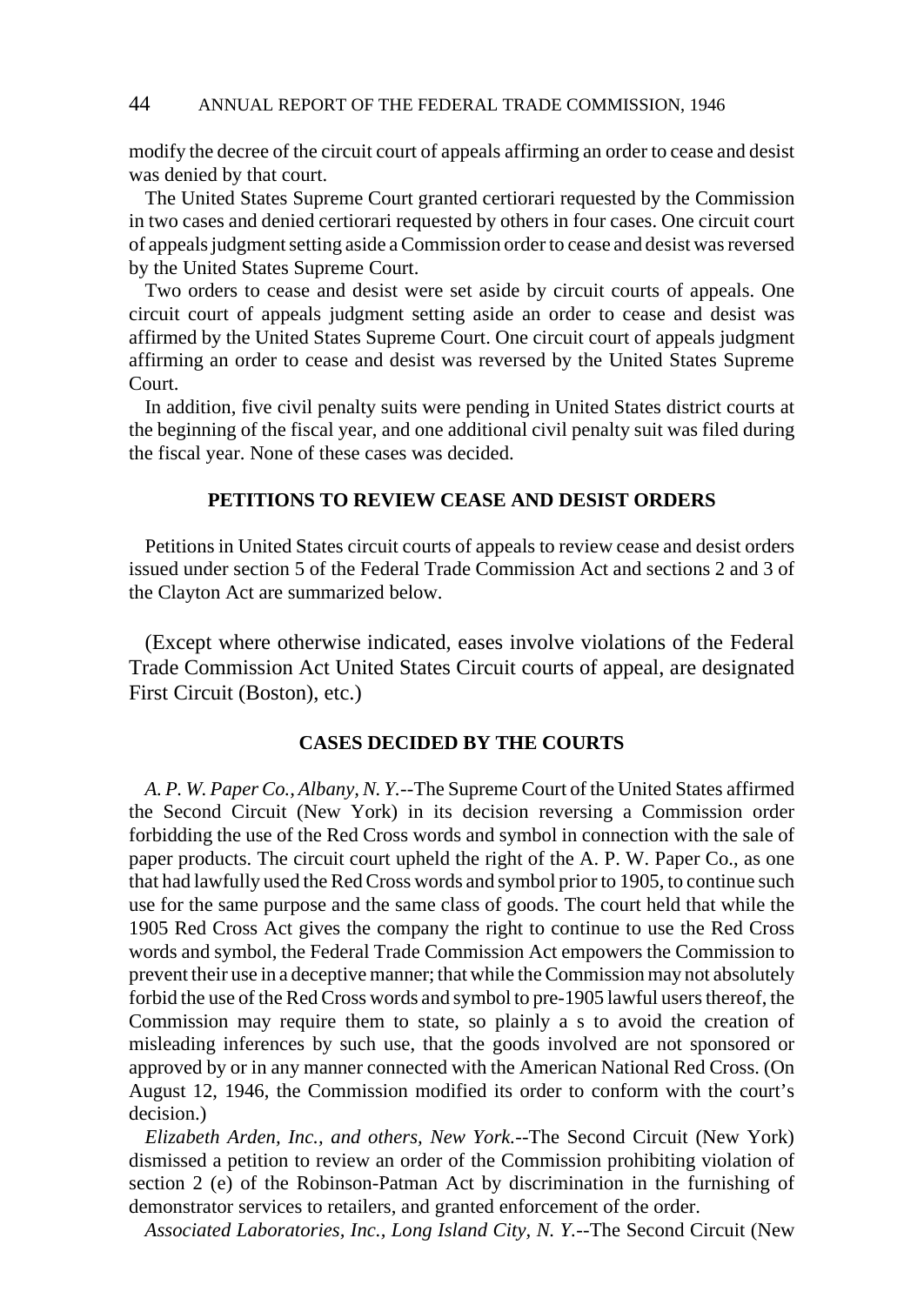modify the decree of the circuit court of appeals affirming an order to cease and desist was denied by that court.

The United States Supreme Court granted certiorari requested by the Commission in two cases and denied certiorari requested by others in four cases. One circuit court of appeals judgment setting aside a Commission order to cease and desist was reversed by the United States Supreme Court.

Two orders to cease and desist were set aside by circuit courts of appeals. One circuit court of appeals judgment setting aside an order to cease and desist was affirmed by the United States Supreme Court. One circuit court of appeals judgment affirming an order to cease and desist was reversed by the United States Supreme Court.

In addition, five civil penalty suits were pending in United States district courts at the beginning of the fiscal year, and one additional civil penalty suit was filed during the fiscal year. None of these cases was decided.

## PETITIONS TO REVIEW CEASE AND DESIST ORDERS

Petitions in United States circuit courts of appeals to review cease and desist orders issued under section 5 of the Federal Trade Commission Act and sections 2 and 3 of the Clayton Act are summarized below.

(Except where otherwise indicated, eases involve violations of the Federal Trade Commission Act United States Circuit courts of appeal, are designated First Circuit (Boston), etc.)

### CASES DECIDED BY THE COURTS

*A. P. W. Paper Co., Albany, N. Y.*--The Supreme Court of the United States affirmed the Second Circuit (New York) in its decision reversing a Commission order forbidding the use of the Red Cross words and symbol in connection with the sale of paper products. The circuit court upheld the right of the A. P. W. Paper Co., as one that had lawfully used the Red Cross words and symbol prior to 1905, to continue such use for the same purpose and the same class of goods. The court held that while the 1905 Red Cross Act gives the company the right to continue to use the Red Cross words and symbol, the Federal Trade Commission Act empowers the Commission to prevent their use in a deceptive manner; that while the Commission may not absolutely forbid the use of the Red Cross words and symbol to pre-1905 lawful users thereof, the Commission may require them to state, so plainly a s to avoid the creation of misleading inferences by such use, that the goods involved are not sponsored or approved by or in any manner connected with the American National Red Cross. (On August 12, 1946, the Commission modified its order to conform with the court's decision.)

*Elizabeth Arden, Inc., and others, New York.*--The Second Circuit (New York) dismissed a petition to review an order of the Commission prohibiting violation of section 2 (e) of the Robinson-Patman Act by discrimination in the furnishing of demonstrator services to retailers, and granted enforcement of the order.

*Associated Laboratories, Inc., Long Island City, N. Y.*--The Second Circuit (New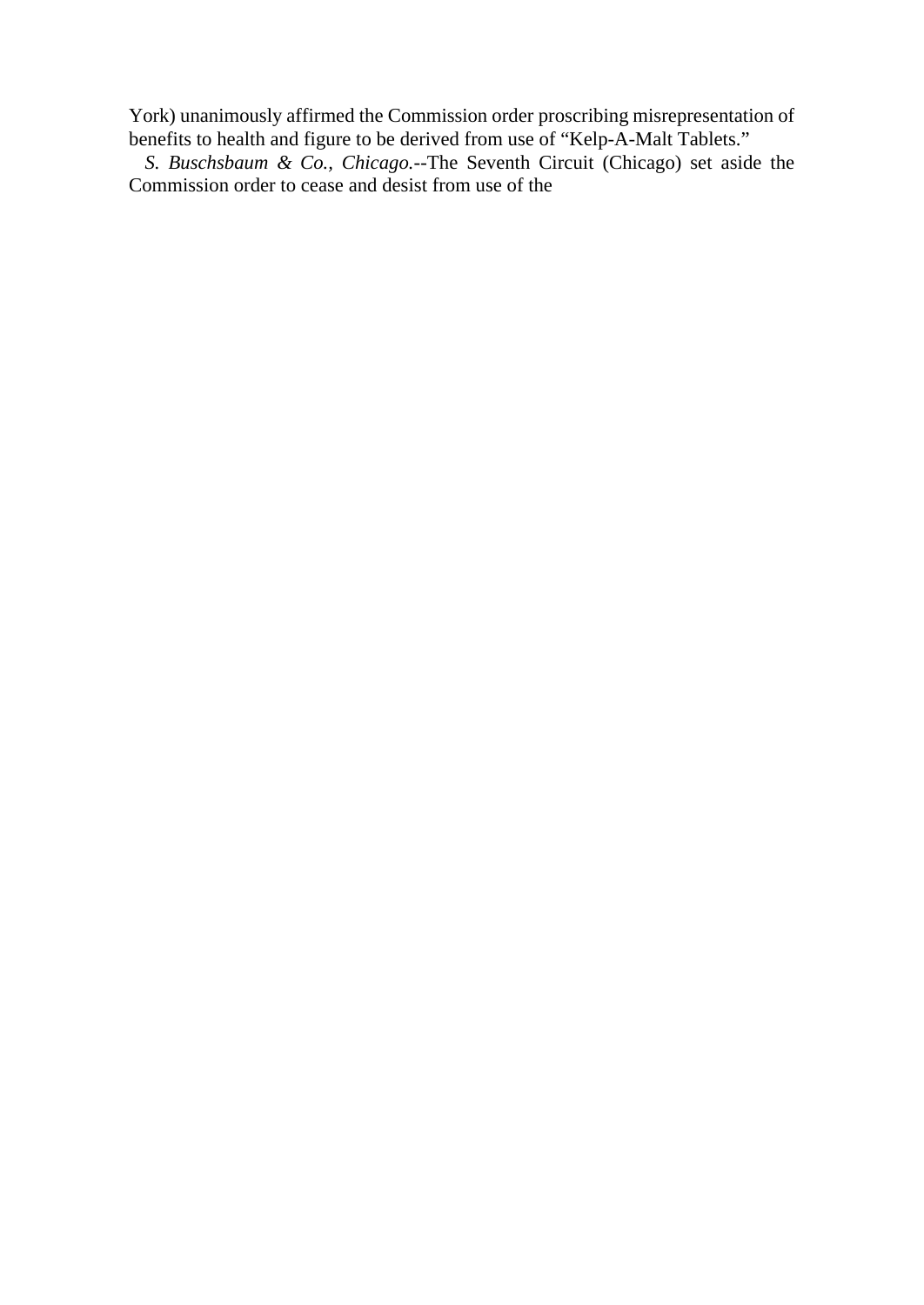York) unanimously affirmed the Commission order proscribing misrepresentation of benefits to health and figure to be derived from use of “Kelp-A-Malt Tablets.”

*S. Buschsbaum & Co., Chicago.*--The Seventh Circuit (Chicago) set aside the Commission order to cease and desist from use of the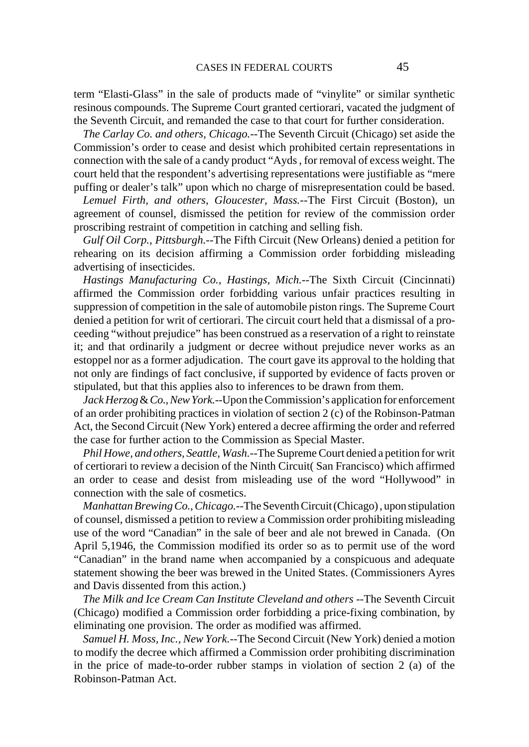term “Elasti-Glass” in the sale of products made of “vinylite” or similar synthetic resinous compounds. The Supreme Court granted certiorari, vacated the judgment of the Seventh Circuit, and remanded the case to that court for further consideration.

*The Carlay Co. and others, Chicago.*--The Seventh Circuit (Chicago) set aside the Commission’s order to cease and desist which prohibited certain representations in connection with the sale of a candy product “Ayds , for removal of excess weight. The court held that the respondent’s advertising representations were justifiable as “mere puffing or dealer’s talk” upon which no charge of misrepresentation could be based.

*Lemuel Firth, and others, Gloucester, Mass.*--The First Circuit (Boston), un agreement of counsel, dismissed the petition for review of the commission order proscribing restraint of competition in catching and selling fish.

*Gulf Oil Corp., Pittsburgh.*--The Fifth Circuit (New Orleans) denied a petition for rehearing on its decision affirming a Commission order forbidding misleading advertising of insecticides.

*Hastings Manufacturing Co., Hastings, Mich.*--The Sixth Circuit (Cincinnati) affirmed the Commission order forbidding various unfair practices resulting in suppression of competition in the sale of automobile piston rings. The Supreme Court denied a petition for writ of certiorari. The circuit court held that a dismissal of a proceeding “without prejudice” has been construed as a reservation of a right to reinstate it; and that ordinarily a judgment or decree without prejudice never works as an estoppel nor as a former adjudication. The court gave its approval to the holding that not only are findings of fact conclusive, if supported by evidence of facts proven or stipulated, but that this applies also to inferences to be drawn from them.

*Jack Herzog & Co., New York.*--Upon the Commission’s application for enforcement of an order prohibiting practices in violation of section 2 (c) of the Robinson-Patman Act, the Second Circuit (New York) entered a decree affirming the order and referred the case for further action to the Commission as Special Master.

*Phil Howe, and others, Seattle, Wash.*--The Supreme Court denied a petition for writ of certiorari to review a decision of the Ninth Circuit( San Francisco) which affirmed an order to cease and desist from misleading use of the word “Hollywood” in connection with the sale of cosmetics.

*Manhattan Brewing Co., Chicago.*--The Seventh Circuit (Chicago) , upon stipulation of counsel, dismissed a petition to review a Commission order prohibiting misleading use of the word “Canadian” in the sale of beer and ale not brewed in Canada. (On April 5,1946, the Commission modified its order so as to permit use of the word “Canadian” in the brand name when accompanied by a conspicuous and adequate statement showing the beer was brewed in the United States. (Commissioners Ayres and Davis dissented from this action.)

*The Milk and Ice Cream Can Institute Cleveland and others* --The Seventh Circuit (Chicago) modified a Commission order forbidding a price-fixing combination, by eliminating one provision. The order as modified was affirmed.

*Samuel H. Moss, Inc., New York.*--The Second Circuit (New York) denied a motion to modify the decree which affirmed a Commission order prohibiting discrimination in the price of made-to-order rubber stamps in violation of section 2 (a) of the Robinson-Patman Act.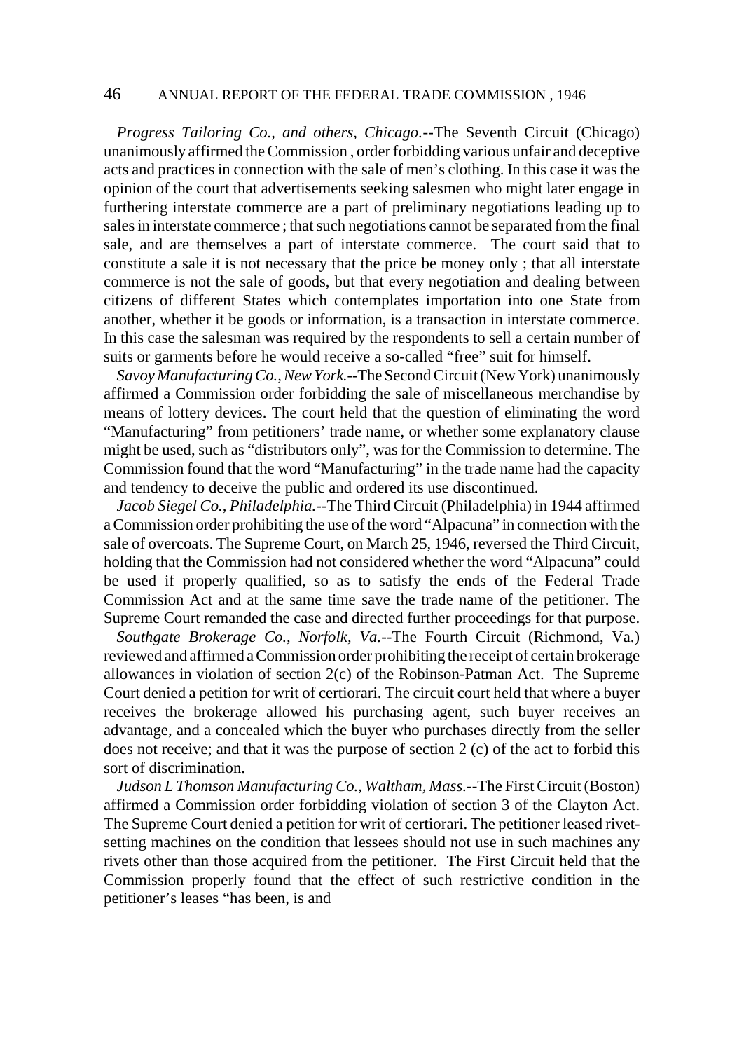*Progress Tailoring Co., and others, Chicago.*--The Seventh Circuit (Chicago) unanimously affirmed the Commission , order forbidding various unfair and deceptive acts and practices in connection with the sale of men's clothing. In this case it was the opinion of the court that advertisements seeking salesmen who might later engage in furthering interstate commerce are a part of preliminary negotiations leading up to sales in interstate commerce ; that such negotiations cannot be separated from the final sale, and are themselves a part of interstate commerce. The court said that to constitute a sale it is not necessary that the price be money only ; that all interstate commerce is not the sale of goods, but that every negotiation and dealing between citizens of different States which contemplates importation into one State from another, whether it be goods or information, is a transaction in interstate commerce. In this case the salesman was required by the respondents to sell a certain number of suits or garments before he would receive a so-called "free" suit for himself.

*Savoy Manufacturing Co., New York.*--The Second Circuit (New York) unanimously affirmed a Commission order forbidding the sale of miscellaneous merchandise by means of lottery devices. The court held that the question of eliminating the word "Manufacturing" from petitioners' trade name, or whether some explanatory clause might be used, such as "distributors only", was for the Commission to determine. The Commission found that the word "Manufacturing" in the trade name had the capacity and tendency to deceive the public and ordered its use discontinued.

*Jacob Siegel Co., Philadelphia.*--The Third Circuit (Philadelphia) in 1944 affirmed a Commission order prohibiting the use of the word "Alpacuna" in connection with the sale of overcoats. The Supreme Court, on March 25, 1946, reversed the Third Circuit, holding that the Commission had not considered whether the word "Alpacuna" could be used if properly qualified, so as to satisfy the ends of the Federal Trade Commission Act and at the same time save the trade name of the petitioner. The Supreme Court remanded the case and directed further proceedings for that purpose.

*Southgate Brokerage Co., Norfolk, Va.*--The Fourth Circuit (Richmond, Va.) reviewed and affirmed a Commission order prohibiting the receipt of certain brokerage allowances in violation of section 2(c) of the Robinson-Patman Act. The Supreme Court denied a petition for writ of certiorari. The circuit court held that where a buyer receives the brokerage allowed his purchasing agent, such buyer receives an advantage, and a concealed which the buyer who purchases directly from the seller does not receive; and that it was the purpose of section 2 (c) of the act to forbid this sort of discrimination.

*Judson L Thomson Manufacturing Co., Waltham, Mass.*--The First Circuit (Boston) affirmed a Commission order forbidding violation of section 3 of the Clayton Act. The Supreme Court denied a petition for writ of certiorari. The petitioner leased rivet-setting machines on the condition that lessees should not use in such machines any rivets other than those acquired from the petitioner. The First Circuit held that the Commission properly found that the effect of such restrictive condition in the petitioner's leases "has been, is and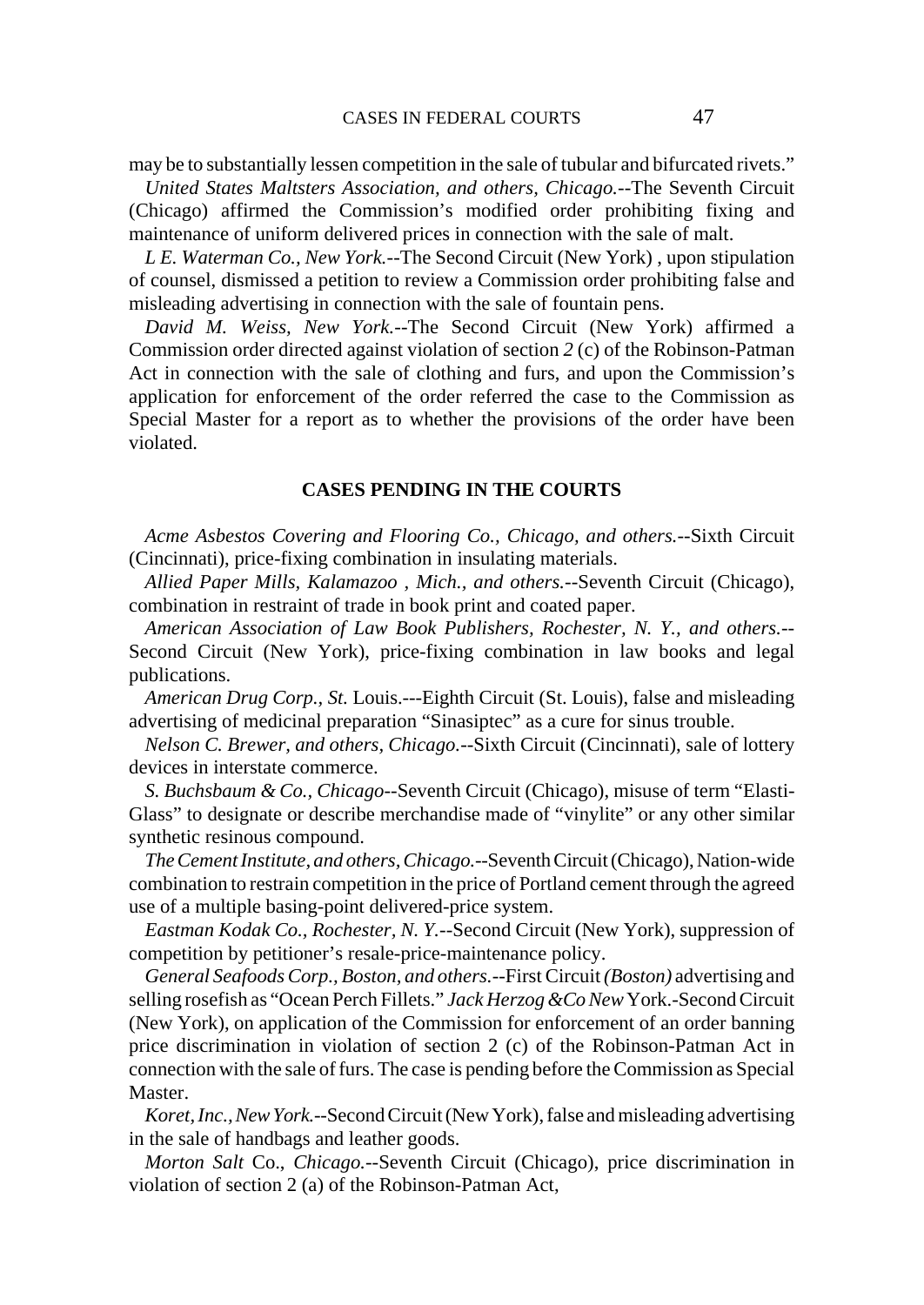may be to substantially lessen competition in the sale of tubular and bifurcated rivets."

*United States Maltsters Association, and others, Chicago.*--The Seventh Circuit (Chicago) affirmed the Commission's modified order prohibiting fixing and maintenance of uniform delivered prices in connection with the sale of malt.

*L E. Waterman Co., New York.*--The Second Circuit (New York) , upon stipulation of counsel, dismissed a petition to review a Commission order prohibiting false and misleading advertising in connection with the sale of fountain pens.

*David M. Weiss, New York.*--The Second Circuit (New York) affirmed a Commission order directed against violation of section *2* (c) of the Robinson-Patman Act in connection with the sale of clothing and furs, and upon the Commission's application for enforcement of the order referred the case to the Commission as Special Master for a report as to whether the provisions of the order have been violated.

## CASES PENDING IN THE COURTS

*Acme Asbestos Covering and Flooring Co., Chicago, and others.*--Sixth Circuit (Cincinnati), price-fixing combination in insulating materials.

*Allied Paper Mills, Kalamazoo , Mich., and others.*--Seventh Circuit (Chicago), combination in restraint of trade in book print and coated paper.

*American Association of Law Book Publishers, Rochester, N. Y., and others.*--Second Circuit (New York), price-fixing combination in law books and legal publications.

*American Drug Corp., St.* Louis.---Eighth Circuit (St. Louis), false and misleading advertising of medicinal preparation "Sinasiptec" as a cure for sinus trouble.

*Nelson C. Brewer, and others, Chicago.*--Sixth Circuit (Cincinnati), sale of lottery devices in interstate commerce.

*S. Buchsbaum & Co., Chicago*--Seventh Circuit (Chicago), misuse of term "Elasti-Glass" to designate or describe merchandise made of "vinylite" or any other similar synthetic resinous compound.

*The Cement Institute, and others, Chicago.*--Seventh Circuit (Chicago), Nation-wide combination to restrain competition in the price of Portland cement through the agreed use of a multiple basing-point delivered-price system.

*Eastman Kodak Co., Rochester, N. Y.*--Second Circuit (New York), suppression of competition by petitioner's resale-price-maintenance policy.

*General Seafoods Corp., Boston, and others.*--First Circuit *(Boston)* advertising and selling rosefish as "Ocean Perch Fillets." *Jack Herzog &Co New* York.-Second Circuit (New York), on application of the Commission for enforcement of an order banning price discrimination in violation of section 2 (c) of the Robinson-Patman Act in connection with the sale of furs. The case is pending before the Commission as Special Master.

*Koret, Inc., New York.*--Second Circuit (New York), false and misleading advertising in the sale of handbags and leather goods.

*Morton Salt* Co., *Chicago.*--Seventh Circuit (Chicago), price discrimination in violation of section 2 (a) of the Robinson-Patman Act,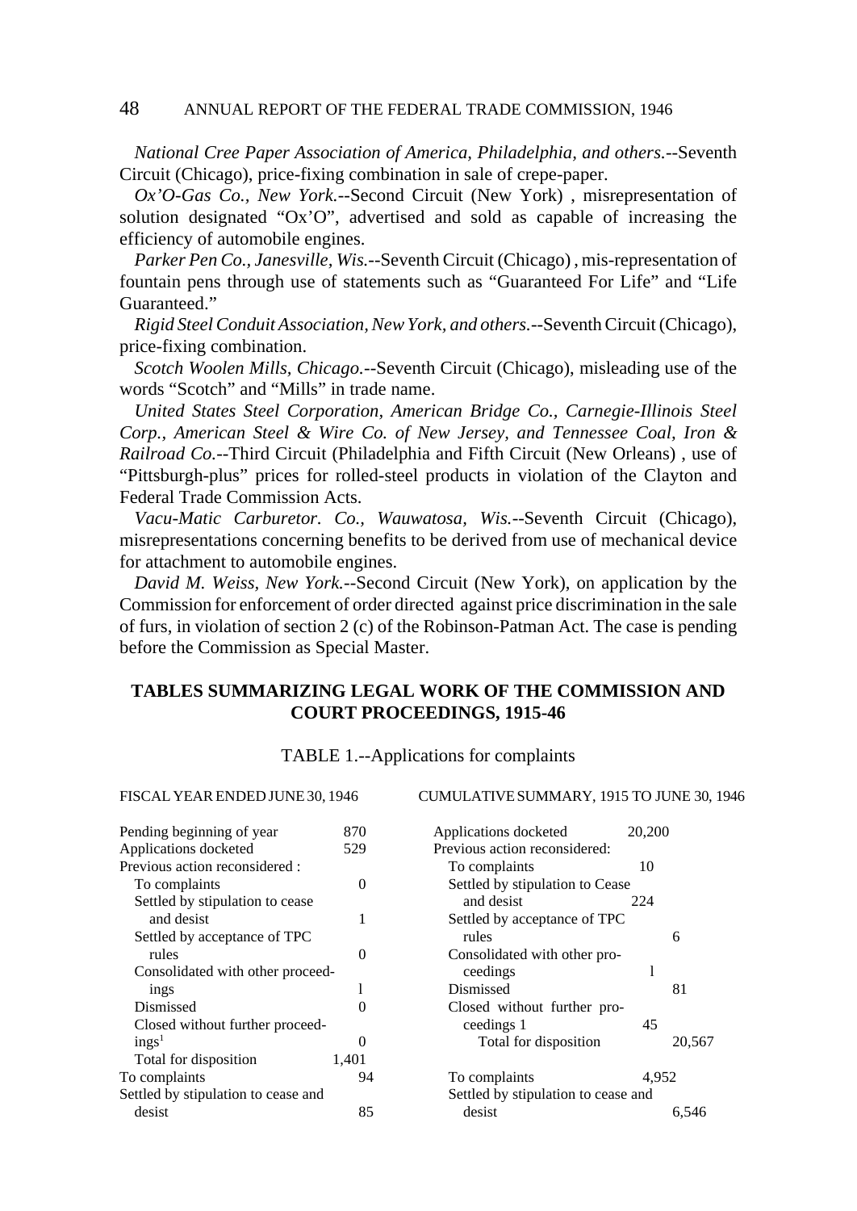*National Cree Paper Association of America, Philadelphia, and others.*--Seventh Circuit (Chicago), price-fixing combination in sale of crepe-paper.

*Ox'O-Gas Co., New York.*--Second Circuit (New York) , misrepresentation of solution designated "Ox'O", advertised and sold as capable of increasing the efficiency of automobile engines.

*Parker Pen Co., Janesville, Wis.*--Seventh Circuit (Chicago) , mis-representation of fountain pens through use of statements such as "Guaranteed For Life" and "Life Guaranteed."

*Rigid Steel Conduit Association, New York, and others.*--Seventh Circuit (Chicago), price-fixing combination.

*Scotch Woolen Mills, Chicago.*--Seventh Circuit (Chicago), misleading use of the words "Scotch" and "Mills" in trade name.

*United States Steel Corporation, American Bridge Co., Carnegie-Illinois Steel Corp., American Steel & Wire Co. of New Jersey, and Tennessee Coal, Iron & Railroad Co.*--Third Circuit (Philadelphia and Fifth Circuit (New Orleans) , use of "Pittsburgh-plus" prices for rolled-steel products in violation of the Clayton and Federal Trade Commission Acts.

*Vacu-Matic Carburetor. Co., Wauwatosa, Wis.*--Seventh Circuit (Chicago), misrepresentations concerning benefits to be derived from use of mechanical device for attachment to automobile engines.

*David M. Weiss, New York.*--Second Circuit (New York), on application by the Commission for enforcement of order directed against price discrimination in the sale of furs, in violation of section 2 (c) of the Robinson-Patman Act. The case is pending before the Commission as Special Master.

## TABLES SUMMARIZING LEGAL WORK OF THE COMMISSION AND COURT PROCEEDINGS, 1915-46

TABLE 1.--Applications for complaints

FISCAL YEAR ENDED JUNE 30, 1946

| | |
|---|---|
| Pending beginning of year | 870 |
| Applications docketed | 529 |
| Previous action reconsidered : | |
| To complaints | 0 |
| Settled by stipulation to cease and desist | 1 |
| Settled by acceptance of TPC rules | 0 |
| Consolidated with other proceedings | 1 |
| Dismissed | 0 |
| Closed without further proceedings[1] | 0 |
| Total for disposition | 1,401 |
| To complaints | 94 |
| Settled by stipulation to cease and desist | 85 |

CUMULATIVE SUMMARY, 1915 TO JUNE 30, 1946

| | | |
|---|---|---|
| Applications docketed | 20,200 | |
| Previous action reconsidered: | | |
| To complaints | 10 | |
| Settled by stipulation to Cease and desist | 224 | |
| Settled by acceptance of TPC rules | | 6 |
| Consolidated with other proceedings | 1 | |
| Dismissed | | 81 |
| Closed without further proceedings 1 | 45 | |
| Total for disposition | | 20,567 |
| To complaints | 4,952 | |
| Settled by stipulation to cease and desist | | 6,546 |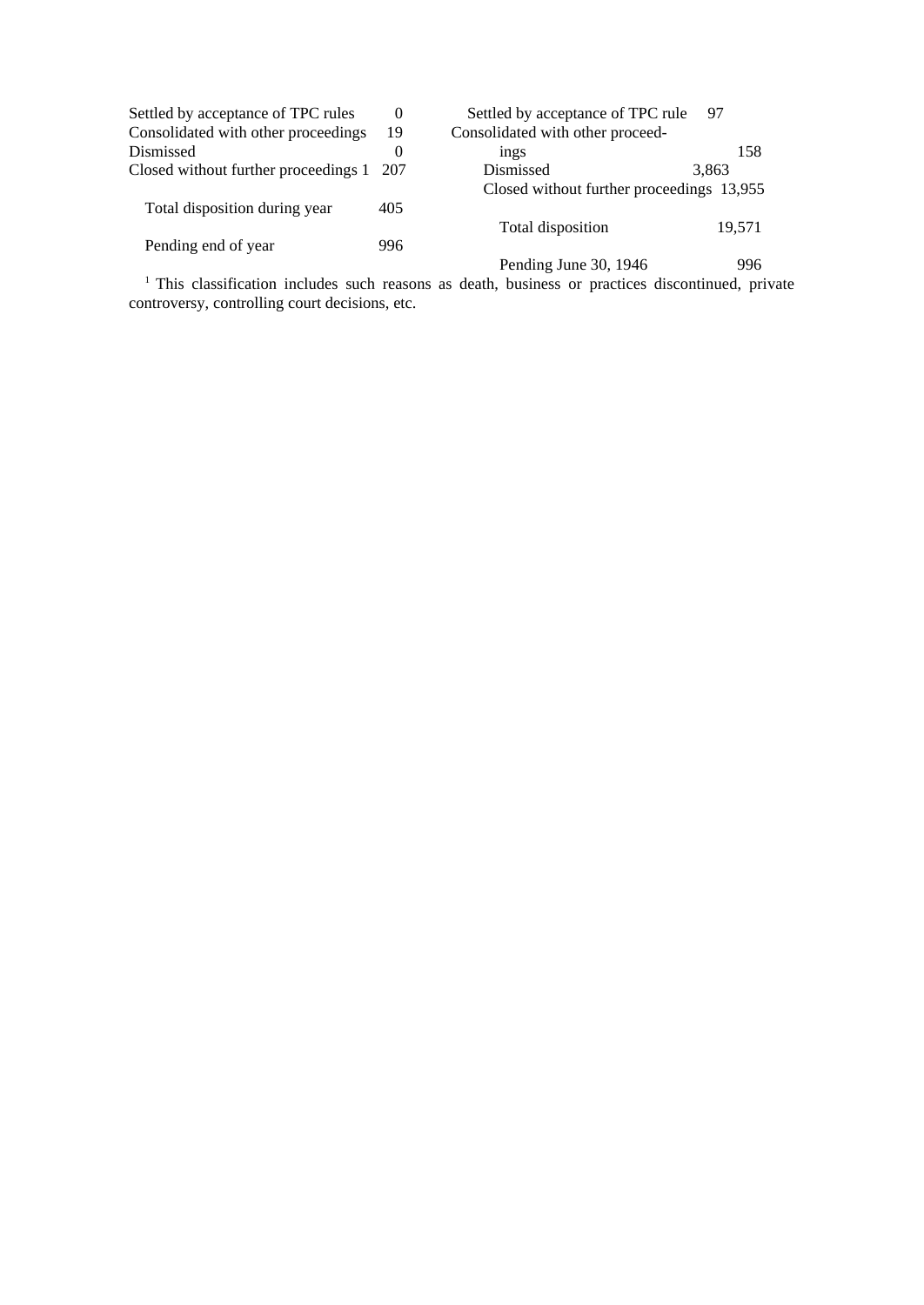| | |
|---|---|
| Settled by acceptance of TPC rules | 0 |
| Consolidated with other proceedings | 19 |
| Dismissed | 0 |
| Closed without further proceedings [1] | 207 |
| Total disposition during year | 405 |
| Pending end of year | 996 |

| | |
|---|---|
| Settled by acceptance of TPC rule | 97 |
| Consolidated with other proceedings | 158 |
| Dismissed | 3,863 |
| Closed without further proceedings | 13,955 |
| Total disposition | 19,571 |
| Pending June 30, 1946 | 996 |

[1] This classification includes such reasons as death, business or practices discontinued, private controversy, controlling court decisions, etc.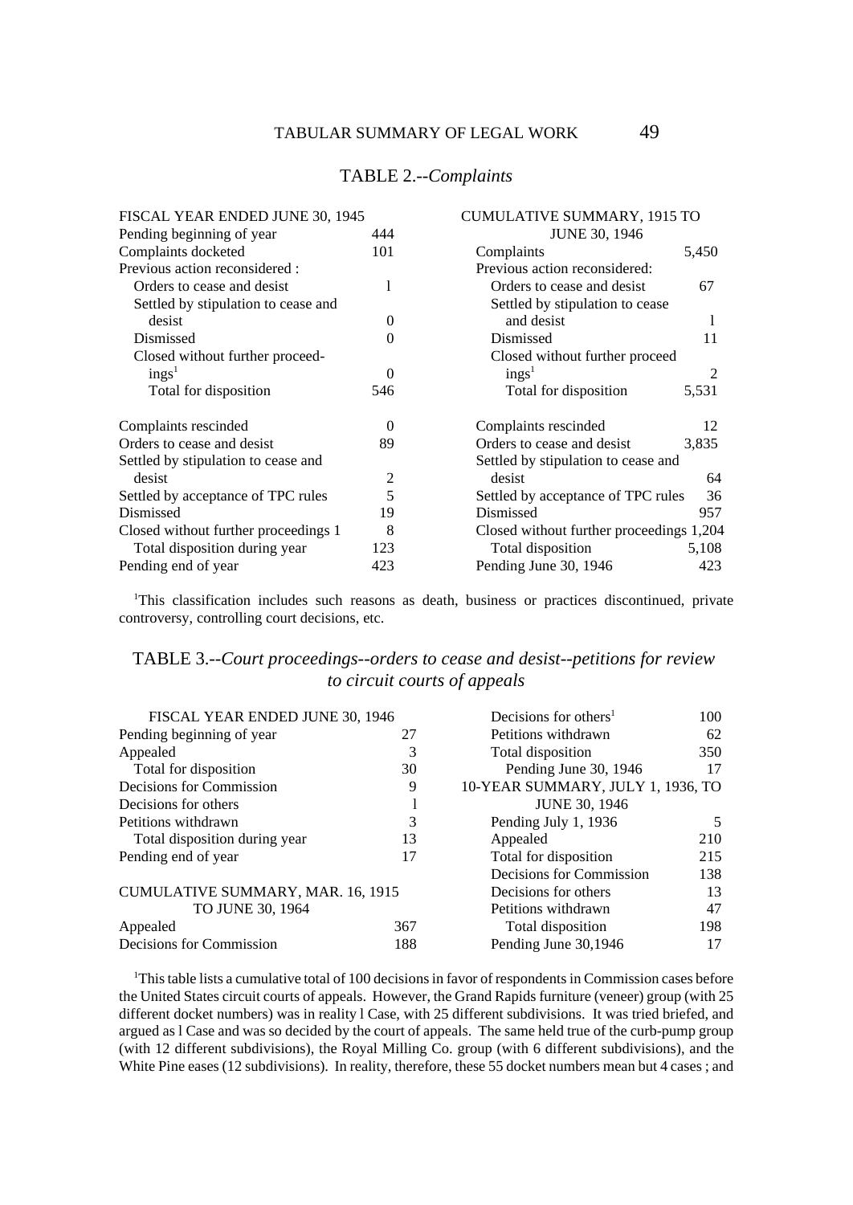## TABLE 2.--*Complaints*

| FISCAL YEAR ENDED JUNE 30, 1945 | |
|---|---|
| Pending beginning of year | 444 |
| Complaints docketed | 101 |
| Previous action reconsidered : | |
| Orders to cease and desist | l |
| Settled by stipulation to cease and desist | 0 |
| Dismissed | 0 |
| Closed without further proceedings[1] | 0 |
| Total for disposition | 546 |
| Complaints rescinded | 0 |
| Orders to cease and desist | 89 |
| Settled by stipulation to cease and desist | 2 |
| Settled by acceptance of TPC rules | 5 |
| Dismissed | 19 |
| Closed without further proceedings 1 | 8 |
| Total disposition during year | 123 |
| Pending end of year | 423 |

| CUMULATIVE SUMMARY, 1915 TO JUNE 30, 1946 | |
|---|---|
| Complaints | 5,450 |
| Previous action reconsidered: | |
| Orders to cease and desist | 67 |
| Settled by stipulation to cease and desist | l |
| Dismissed | 11 |
| Closed without further proceed ings[1] | 2 |
| Total for disposition | 5,531 |
| Complaints rescinded | 12 |
| Orders to cease and desist | 3,835 |
| Settled by stipulation to cease and desist | 64 |
| Settled by acceptance of TPC rules | 36 |
| Dismissed | 957 |
| Closed without further proceedings | 1,204 |
| Total disposition | 5,108 |
| Pending June 30, 1946 | 423 |

[1]This classification includes such reasons as death, business or practices discontinued, private controversy, controlling court decisions, etc.

## TABLE 3.--*Court proceedings--orders to cease and desist--petitions for review to circuit courts of appeals*

| FISCAL YEAR ENDED JUNE 30, 1946 | |
|---|---|
| Pending beginning of year | 27 |
| Appealed | 3 |
| Total for disposition | 30 |
| Decisions for Commission | 9 |
| Decisions for others | l |
| Petitions withdrawn | 3 |
| Total disposition during year | 13 |
| Pending end of year | 17 |

| CUMULATIVE SUMMARY, MAR. 16, 1915 TO JUNE 30, 1964 | |
|---|---|
| Appealed | 367 |
| Decisions for Commission | 188 |
| Decisions for others[1] | 100 |
| Petitions withdrawn | 62 |
| Total disposition | 350 |
| Pending June 30, 1946 | 17 |

| 10-YEAR SUMMARY, JULY 1, 1936, TO JUNE 30, 1946 | |
|---|---|
| Pending July 1, 1936 | 5 |
| Appealed | 210 |
| Total for disposition | 215 |
| Decisions for Commission | 138 |
| Decisions for others | 13 |
| Petitions withdrawn | 47 |
| Total disposition | 198 |
| Pending June 30,1946 | 17 |

[1]This table lists a cumulative total of 100 decisions in favor of respondents in Commission cases before the United States circuit courts of appeals. However, the Grand Rapids furniture (veneer) group (with 25 different docket numbers) was in reality l Case, with 25 different subdivisions. It was tried briefed, and argued as l Case and was so decided by the court of appeals. The same held true of the curb-pump group (with 12 different subdivisions), the Royal Milling Co. group (with 6 different subdivisions), and the White Pine eases (12 subdivisions). In reality, therefore, these 55 docket numbers mean but 4 cases ; and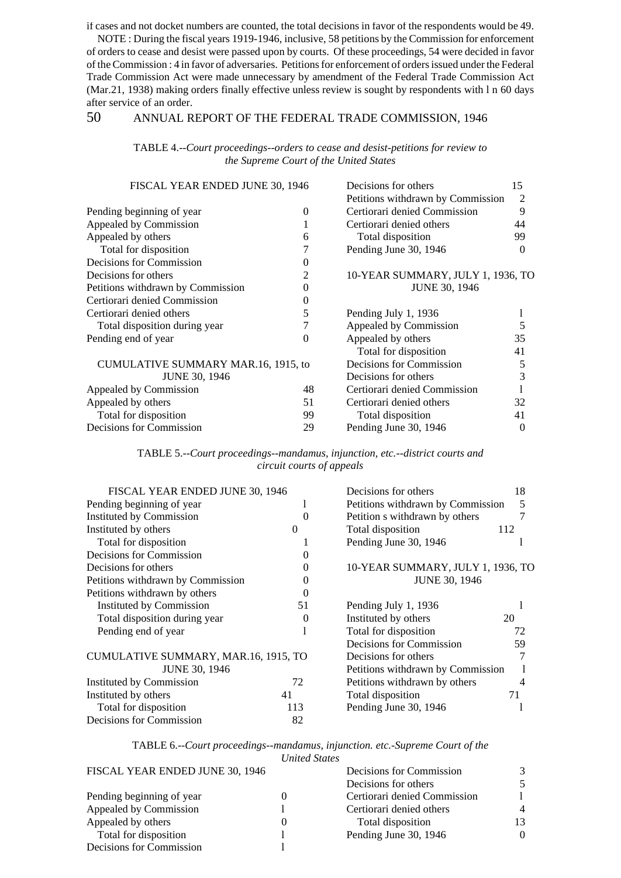if cases and not docket numbers are counted, the total decisions in favor of the respondents would be 49.

NOTE : During the fiscal years 1919-1946, inclusive, 58 petitions by the Commission for enforcement of orders to cease and desist were passed upon by courts. Of these proceedings, 54 were decided in favor of the Commission : 4 in favor of adversaries. Petitions for enforcement of orders issued under the Federal Trade Commission Act were made unnecessary by amendment of the Federal Trade Commission Act (Mar.21, 1938) making orders finally effective unless review is sought by respondents with l n 60 days after service of an order.

TABLE 4.--*Court proceedings--orders to cease and desist-petitions for review to the Supreme Court of the United States*

| FISCAL YEAR ENDED JUNE 30, 1946 | |
|---|---|
| Pending beginning of year | 0 |
| Appealed by Commission | 1 |
| Appealed by others | 6 |
| Total for disposition | 7 |
| Decisions for Commission | 0 |
| Decisions for others | 2 |
| Petitions withdrawn by Commission | 0 |
| Certiorari denied Commission | 0 |
| Certiorari denied others | 5 |
| Total disposition during year | 7 |
| Pending end of year | 0 |

| CUMULATIVE SUMMARY MAR.16, 1915, to JUNE 30, 1946 | |
|---|---|
| Appealed by Commission | 48 |
| Appealed by others | 51 |
| Total for disposition | 99 |
| Decisions for Commission | 29 |
| Decisions for others | 15 |
| Petitions withdrawn by Commission | 2 |
| Certiorari denied Commission | 9 |
| Certiorari denied others | 44 |
| Total disposition | 99 |
| Pending June 30, 1946 | 0 |

| 10-YEAR SUMMARY, JULY 1, 1936, TO JUNE 30, 1946 | |
|---|---|
| Pending July 1, 1936 | l |
| Appealed by Commission | 5 |
| Appealed by others | 35 |
| Total for disposition | 41 |
| Decisions for Commission | 5 |
| Decisions for others | 3 |
| Certiorari denied Commission | l |
| Certiorari denied others | 32 |
| Total disposition | 41 |
| Pending June 30, 1946 | 0 |

TABLE 5.--*Court proceedings--mandamus, injunction, etc.--district courts and circuit courts of appeals*

| FISCAL YEAR ENDED JUNE 30, 1946 | |
|---|---|
| Pending beginning of year | l |
| Instituted by Commission | 0 |
| Instituted by others | 0 |
| Total for disposition | 1 |
| Decisions for Commission | 0 |
| Decisions for others | 0 |
| Petitions withdrawn by Commission | 0 |
| Petitions withdrawn by others | 0 |
| Instituted by Commission | 51 |
| Total disposition during year | 0 |
| Pending end of year | l |

| CUMULATIVE SUMMARY, MAR.16, 1915, TO JUNE 30, 1946 | |
|---|---|
| Instituted by Commission | 72 |
| Instituted by others | 41 |
| Total for disposition | 113 |
| Decisions for Commission | 82 |
| Decisions for others | 18 |
| Petitions withdrawn by Commission | 5 |
| Petition s withdrawn by others | 7 |
| Total disposition | 112 |
| Pending June 30, 1946 | l |

| 10-YEAR SUMMARY, JULY 1, 1936, TO JUNE 30, 1946 | |
|---|---|
| Pending July 1, 1936 | l |
| Instituted by others | 20 |
| Total for disposition | 72 |
| Decisions for Commission | 59 |
| Decisions for others | 7 |
| Petitions withdrawn by Commission | l |
| Petitions withdrawn by others | 4 |
| Total disposition | 71 |
| Pending June 30, 1946 | l |

TABLE 6.--*Court proceedings--mandamus, injunction. etc.-Supreme Court of the United States*

| FISCAL YEAR ENDED JUNE 30, 1946 | |
|---|---|
| Pending beginning of year | 0 |
| Appealed by Commission | l |
| Appealed by others | 0 |
| Total for disposition | l |
| Decisions for Commission | l |
| Decisions for Commission | 3 |
| Decisions for others | 5 |
| Certiorari denied Commission | l |
| Certiorari denied others | 4 |
| Total disposition | 13 |
| Pending June 30, 1946 | 0 |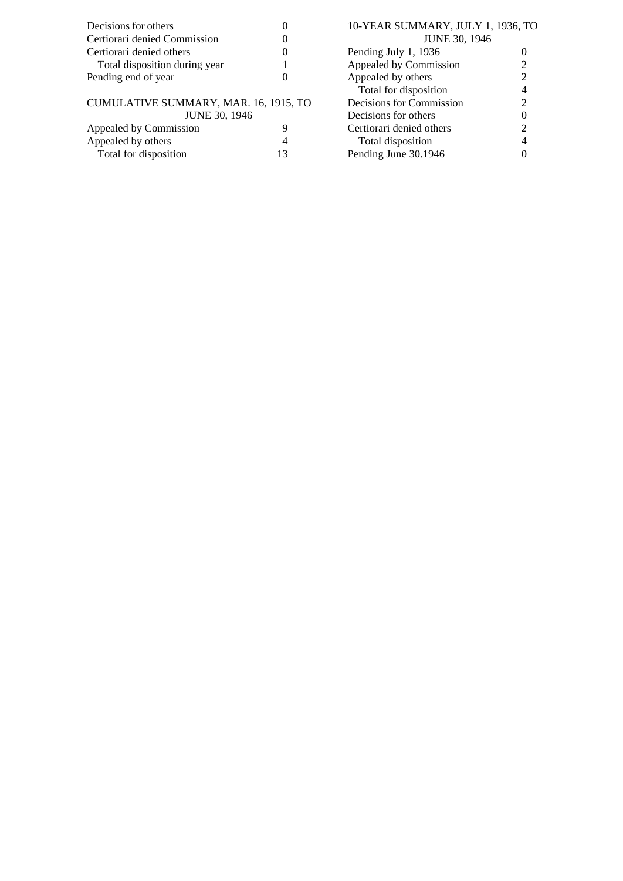| | |
|---|---|
| Decisions for others | 0 |
| Certiorari denied Commission | 0 |
| Certiorari denied others | 0 |
| Total disposition during year | 1 |
| Pending end of year | 0 |

CUMULATIVE SUMMARY, MAR. 16, 1915, TO JUNE 30, 1946

| | |
|---|---|
| Appealed by Commission | 9 |
| Appealed by others | 4 |
| Total for disposition | 13 |

10-YEAR SUMMARY, JULY 1, 1936, TO JUNE 30, 1946

| | |
|---|---|
| Pending July 1, 1936 | 0 |
| Appealed by Commission | 2 |
| Appealed by others | 2 |
| Total for disposition | 4 |
| Decisions for Commission | 2 |
| Decisions for others | 0 |
| Certiorari denied others | 2 |
| Total disposition | 4 |
| Pending June 30.1946 | 0 |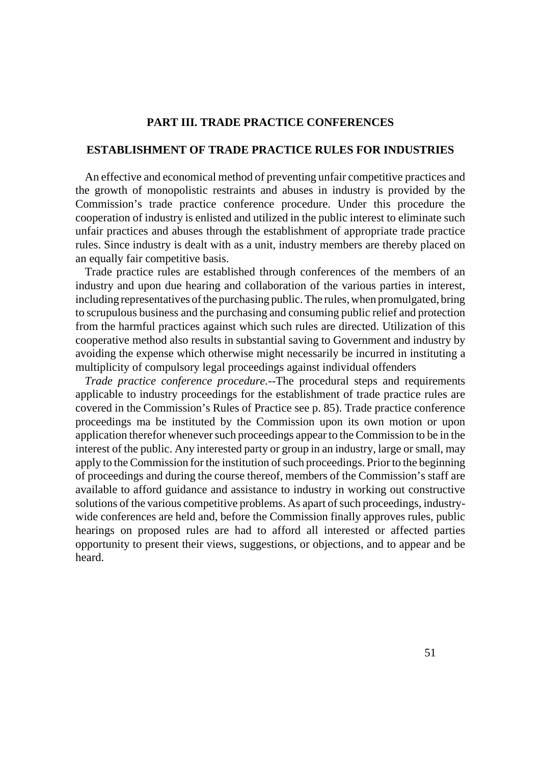## PART III. TRADE PRACTICE CONFERENCES

### ESTABLISHMENT OF TRADE PRACTICE RULES FOR INDUSTRIES

An effective and economical method of preventing unfair competitive practices and the growth of monopolistic restraints and abuses in industry is provided by the Commission's trade practice conference procedure. Under this procedure the cooperation of industry is enlisted and utilized in the public interest to eliminate such unfair practices and abuses through the establishment of appropriate trade practice rules. Since industry is dealt with as a unit, industry members are thereby placed on an equally fair competitive basis.

Trade practice rules are established through conferences of the members of an industry and upon due hearing and collaboration of the various parties in interest, including representatives of the purchasing public. The rules, when promulgated, bring to scrupulous business and the purchasing and consuming public relief and protection from the harmful practices against which such rules are directed. Utilization of this cooperative method also results in substantial saving to Government and industry by avoiding the expense which otherwise might necessarily be incurred in instituting a multiplicity of compulsory legal proceedings against individual offenders

*Trade practice conference procedure.*--The procedural steps and requirements applicable to industry proceedings for the establishment of trade practice rules are covered in the Commission's Rules of Practice see p. 85). Trade practice conference proceedings ma be instituted by the Commission upon its own motion or upon application therefor whenever such proceedings appear to the Commission to be in the interest of the public. Any interested party or group in an industry, large or small, may apply to the Commission for the institution of such proceedings. Prior to the beginning of proceedings and during the course thereof, members of the Commission's staff are available to afford guidance and assistance to industry in working out constructive solutions of the various competitive problems. As apart of such proceedings, industry-wide conferences are held and, before the Commission finally approves rules, public hearings on proposed rules are had to afford all interested or affected parties opportunity to present their views, suggestions, or objections, and to appear and be heard.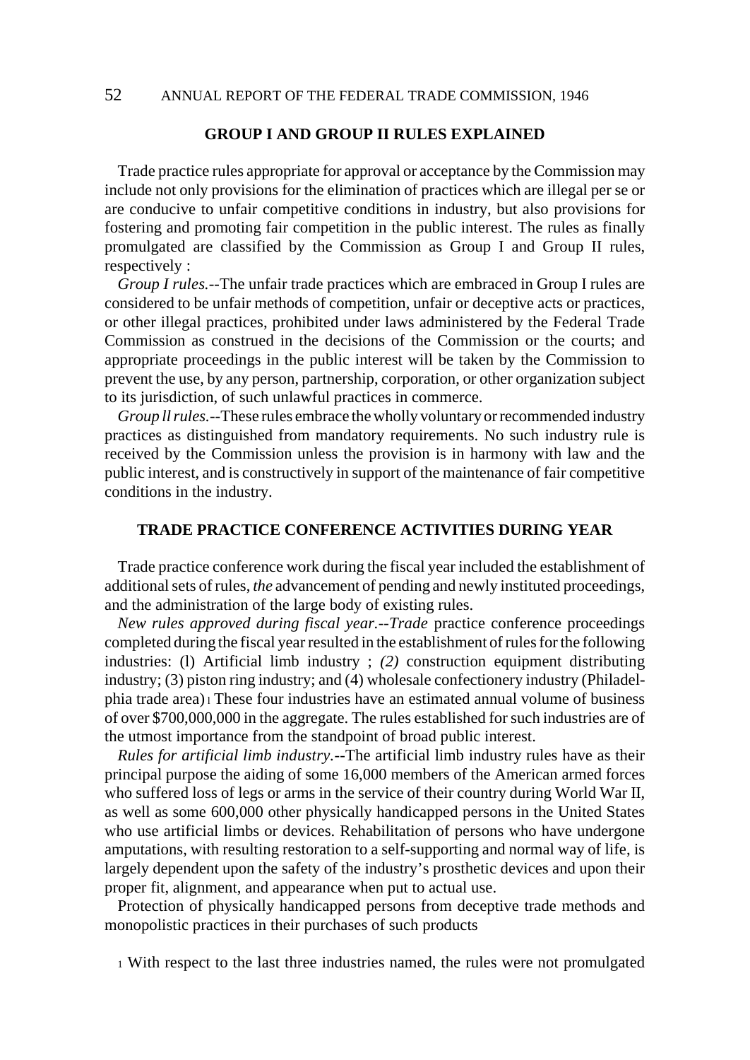## GROUP I AND GROUP II RULES EXPLAINED

Trade practice rules appropriate for approval or acceptance by the Commission may include not only provisions for the elimination of practices which are illegal per se or are conducive to unfair competitive conditions in industry, but also provisions for fostering and promoting fair competition in the public interest. The rules as finally promulgated are classified by the Commission as Group I and Group II rules, respectively :

*Group I rules.*--The unfair trade practices which are embraced in Group I rules are considered to be unfair methods of competition, unfair or deceptive acts or practices, or other illegal practices, prohibited under laws administered by the Federal Trade Commission as construed in the decisions of the Commission or the courts; and appropriate proceedings in the public interest will be taken by the Commission to prevent the use, by any person, partnership, corporation, or other organization subject to its jurisdiction, of such unlawful practices in commerce.

*Group ll rules.*--These rules embrace the wholly voluntary or recommended industry practices as distinguished from mandatory requirements. No such industry rule is received by the Commission unless the provision is in harmony with law and the public interest, and is constructively in support of the maintenance of fair competitive conditions in the industry.

## TRADE PRACTICE CONFERENCE ACTIVITIES DURING YEAR

Trade practice conference work during the fiscal year included the establishment of additional sets of rules, *the* advancement of pending and newly instituted proceedings, and the administration of the large body of existing rules.

*New rules approved during fiscal year.--Trade* practice conference proceedings completed during the fiscal year resulted in the establishment of rules for the following industries: (l) Artificial limb industry ; *(2)* construction equipment distributing industry; (3) piston ring industry; and (4) wholesale confectionery industry (Philadelphia trade area)[1] These four industries have an estimated annual volume of business of over $700,000,000 in the aggregate. The rules established for such industries are of the utmost importance from the standpoint of broad public interest.

*Rules for artificial limb industry.*--The artificial limb industry rules have as their principal purpose the aiding of some 16,000 members of the American armed forces who suffered loss of legs or arms in the service of their country during World War II, as well as some 600,000 other physically handicapped persons in the United States who use artificial limbs or devices. Rehabilitation of persons who have undergone amputations, with resulting restoration to a self-supporting and normal way of life, is largely dependent upon the safety of the industry's prosthetic devices and upon their proper fit, alignment, and appearance when put to actual use.

Protection of physically handicapped persons from deceptive trade methods and monopolistic practices in their purchases of such products

[1] With respect to the last three industries named, the rules were not promulgated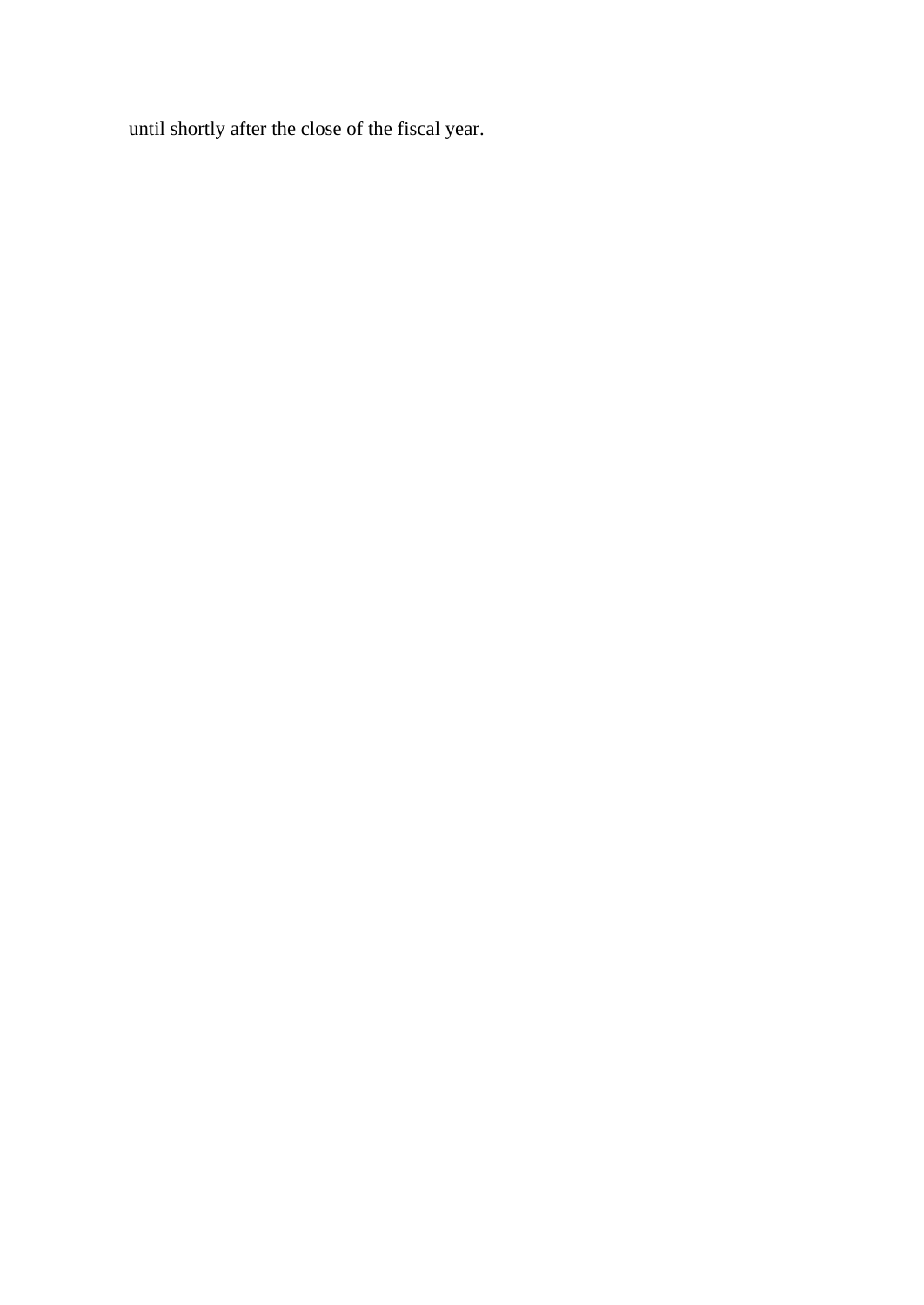until shortly after the close of the fiscal year.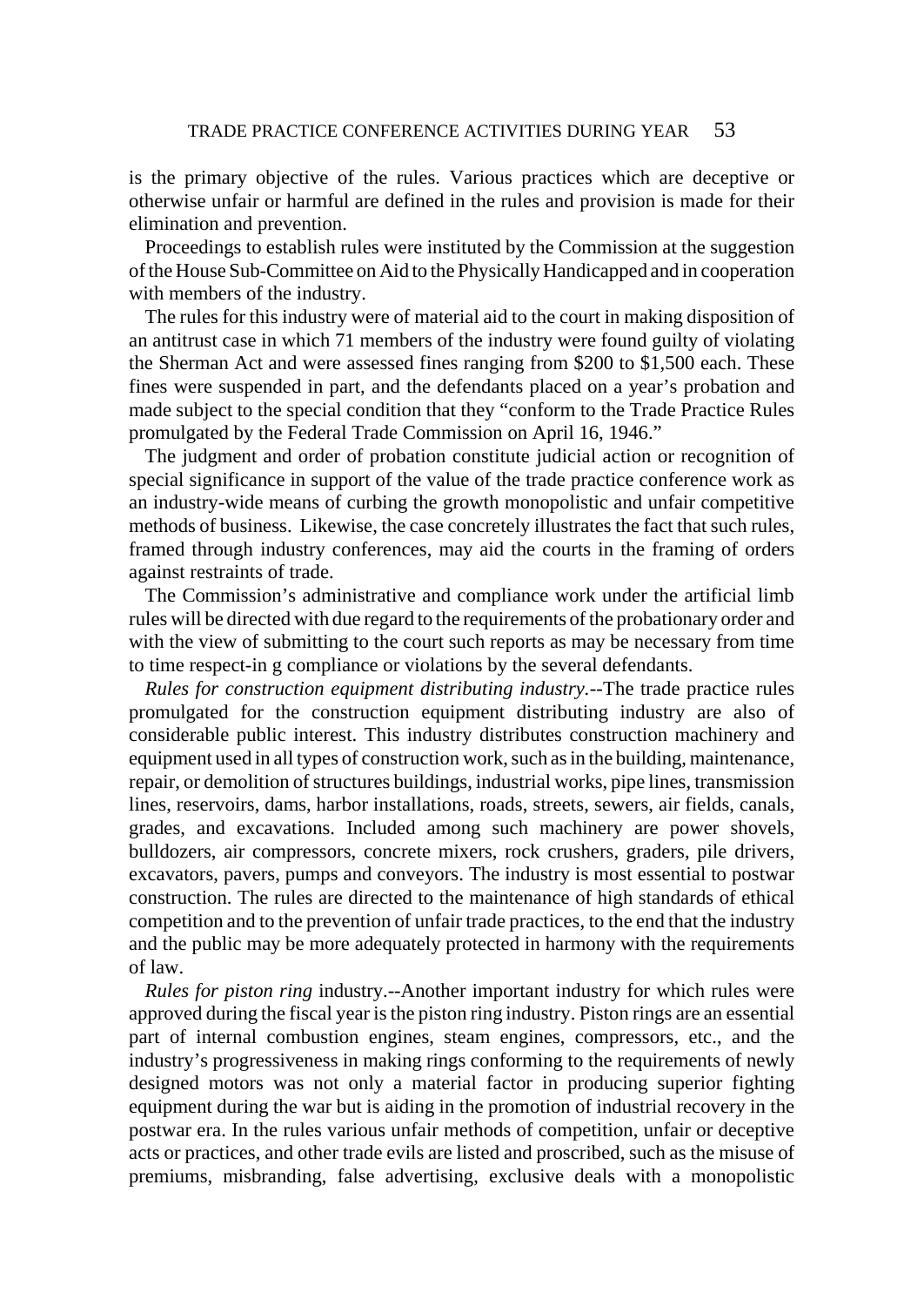is the primary objective of the rules. Various practices which are deceptive or otherwise unfair or harmful are defined in the rules and provision is made for their elimination and prevention.

Proceedings to establish rules were instituted by the Commission at the suggestion of the House Sub-Committee on Aid to the Physically Handicapped and in cooperation with members of the industry.

The rules for this industry were of material aid to the court in making disposition of an antitrust case in which 71 members of the industry were found guilty of violating the Sherman Act and were assessed fines ranging from $200 to $1,500 each. These fines were suspended in part, and the defendants placed on a year's probation and made subject to the special condition that they "conform to the Trade Practice Rules promulgated by the Federal Trade Commission on April 16, 1946."

The judgment and order of probation constitute judicial action or recognition of special significance in support of the value of the trade practice conference work as an industry-wide means of curbing the growth monopolistic and unfair competitive methods of business. Likewise, the case concretely illustrates the fact that such rules, framed through industry conferences, may aid the courts in the framing of orders against restraints of trade.

The Commission's administrative and compliance work under the artificial limb rules will be directed with due regard to the requirements of the probationary order and with the view of submitting to the court such reports as may be necessary from time to time respect-in g compliance or violations by the several defendants.

*Rules for construction equipment distributing industry.*--The trade practice rules promulgated for the construction equipment distributing industry are also of considerable public interest. This industry distributes construction machinery and equipment used in all types of construction work, such as in the building, maintenance, repair, or demolition of structures buildings, industrial works, pipe lines, transmission lines, reservoirs, dams, harbor installations, roads, streets, sewers, air fields, canals, grades, and excavations. Included among such machinery are power shovels, bulldozers, air compressors, concrete mixers, rock crushers, graders, pile drivers, excavators, pavers, pumps and conveyors. The industry is most essential to postwar construction. The rules are directed to the maintenance of high standards of ethical competition and to the prevention of unfair trade practices, to the end that the industry and the public may be more adequately protected in harmony with the requirements of law.

*Rules for piston ring* industry.--Another important industry for which rules were approved during the fiscal year is the piston ring industry. Piston rings are an essential part of internal combustion engines, steam engines, compressors, etc., and the industry's progressiveness in making rings conforming to the requirements of newly designed motors was not only a material factor in producing superior fighting equipment during the war but is aiding in the promotion of industrial recovery in the postwar era. In the rules various unfair methods of competition, unfair or deceptive acts or practices, and other trade evils are listed and proscribed, such as the misuse of premiums, misbranding, false advertising, exclusive deals with a monopolistic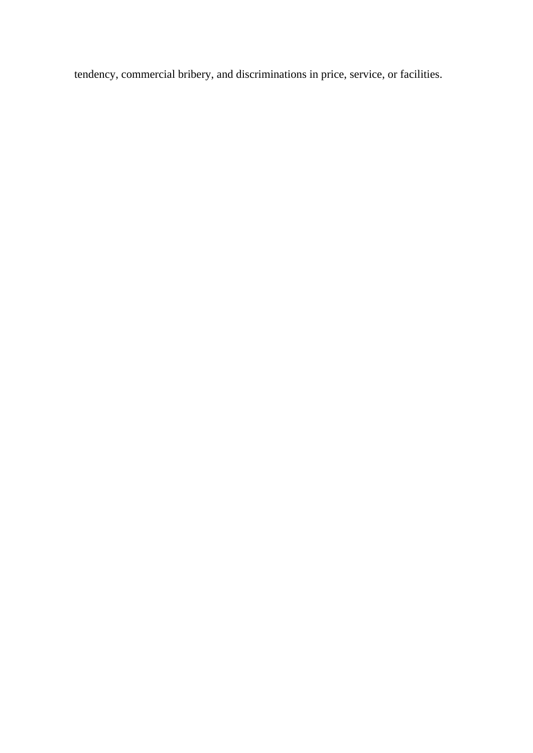tendency, commercial bribery, and discriminations in price, service, or facilities.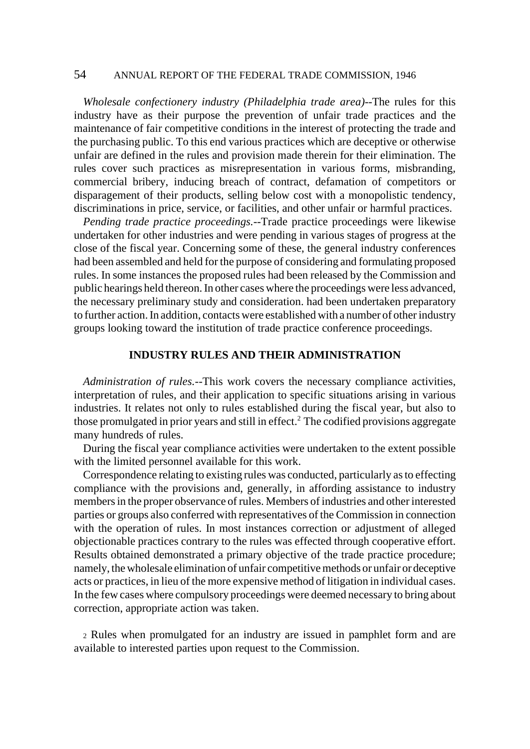*Wholesale confectionery industry (Philadelphia trade area)*--The rules for this industry have as their purpose the prevention of unfair trade practices and the maintenance of fair competitive conditions in the interest of protecting the trade and the purchasing public. To this end various practices which are deceptive or otherwise unfair are defined in the rules and provision made therein for their elimination. The rules cover such practices as misrepresentation in various forms, misbranding, commercial bribery, inducing breach of contract, defamation of competitors or disparagement of their products, selling below cost with a monopolistic tendency, discriminations in price, service, or facilities, and other unfair or harmful practices.

*Pending trade practice proceedings.*--Trade practice proceedings were likewise undertaken for other industries and were pending in various stages of progress at the close of the fiscal year. Concerning some of these, the general industry conferences had been assembled and held for the purpose of considering and formulating proposed rules. In some instances the proposed rules had been released by the Commission and public hearings held thereon. In other cases where the proceedings were less advanced, the necessary preliminary study and consideration. had been undertaken preparatory to further action. In addition, contacts were established with a number of other industry groups looking toward the institution of trade practice conference proceedings.

## INDUSTRY RULES AND THEIR ADMINISTRATION

*Administration of rules.*--This work covers the necessary compliance activities, interpretation of rules, and their application to specific situations arising in various industries. It relates not only to rules established during the fiscal year, but also to those promulgated in prior years and still in effect.[2] The codified provisions aggregate many hundreds of rules.

During the fiscal year compliance activities were undertaken to the extent possible with the limited personnel available for this work.

Correspondence relating to existing rules was conducted, particularly as to effecting compliance with the provisions and, generally, in affording assistance to industry members in the proper observance of rules. Members of industries and other interested parties or groups also conferred with representatives of the Commission in connection with the operation of rules. In most instances correction or adjustment of alleged objectionable practices contrary to the rules was effected through cooperative effort. Results obtained demonstrated a primary objective of the trade practice procedure; namely, the wholesale elimination of unfair competitive methods or unfair or deceptive acts or practices, in lieu of the more expensive method of litigation in individual cases. In the few cases where compulsory proceedings were deemed necessary to bring about correction, appropriate action was taken.

[2] Rules when promulgated for an industry are issued in pamphlet form and are available to interested parties upon request to the Commission.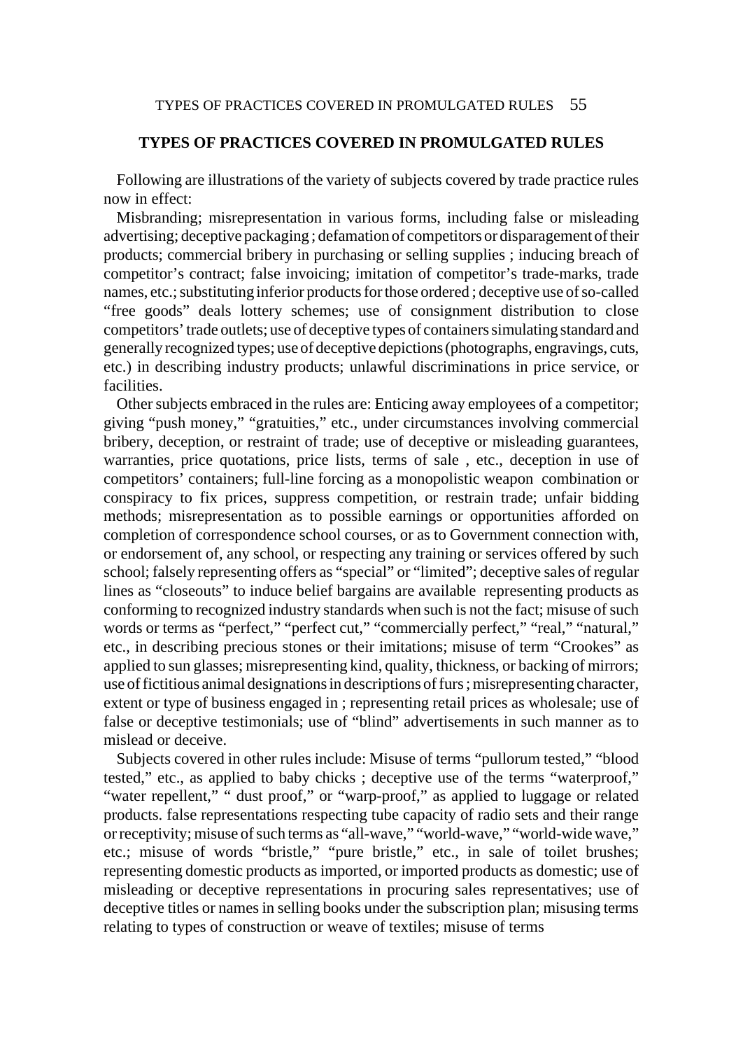## TYPES OF PRACTICES COVERED IN PROMULGATED RULES

Following are illustrations of the variety of subjects covered by trade practice rules now in effect:

Misbranding; misrepresentation in various forms, including false or misleading advertising; deceptive packaging ; defamation of competitors or disparagement of their products; commercial bribery in purchasing or selling supplies ; inducing breach of competitor's contract; false invoicing; imitation of competitor's trade-marks, trade names, etc.; substituting inferior products for those ordered ; deceptive use of so-called "free goods" deals lottery schemes; use of consignment distribution to close competitors' trade outlets; use of deceptive types of containers simulating standard and generally recognized types; use of deceptive depictions (photographs, engravings, cuts, etc.) in describing industry products; unlawful discriminations in price service, or facilities.

Other subjects embraced in the rules are: Enticing away employees of a competitor; giving "push money," "gratuities," etc., under circumstances involving commercial bribery, deception, or restraint of trade; use of deceptive or misleading guarantees, warranties, price quotations, price lists, terms of sale , etc., deception in use of competitors' containers; full-line forcing as a monopolistic weapon combination or conspiracy to fix prices, suppress competition, or restrain trade; unfair bidding methods; misrepresentation as to possible earnings or opportunities afforded on completion of correspondence school courses, or as to Government connection with, or endorsement of, any school, or respecting any training or services offered by such school; falsely representing offers as "special" or "limited"; deceptive sales of regular lines as "closeouts" to induce belief bargains are available representing products as conforming to recognized industry standards when such is not the fact; misuse of such words or terms as "perfect," "perfect cut," "commercially perfect," "real," "natural," etc., in describing precious stones or their imitations; misuse of term "Crookes" as applied to sun glasses; misrepresenting kind, quality, thickness, or backing of mirrors; use of fictitious animal designations in descriptions of furs ; misrepresenting character, extent or type of business engaged in ; representing retail prices as wholesale; use of false or deceptive testimonials; use of "blind" advertisements in such manner as to mislead or deceive.

Subjects covered in other rules include: Misuse of terms "pullorum tested," "blood tested," etc., as applied to baby chicks ; deceptive use of the terms "waterproof," "water repellent," " dust proof," or "warp-proof," as applied to luggage or related products. false representations respecting tube capacity of radio sets and their range or receptivity; misuse of such terms as "all-wave," "world-wave," "world-wide wave," etc.; misuse of words "bristle," "pure bristle," etc., in sale of toilet brushes; representing domestic products as imported, or imported products as domestic; use of misleading or deceptive representations in procuring sales representatives; use of deceptive titles or names in selling books under the subscription plan; misusing terms relating to types of construction or weave of textiles; misuse of terms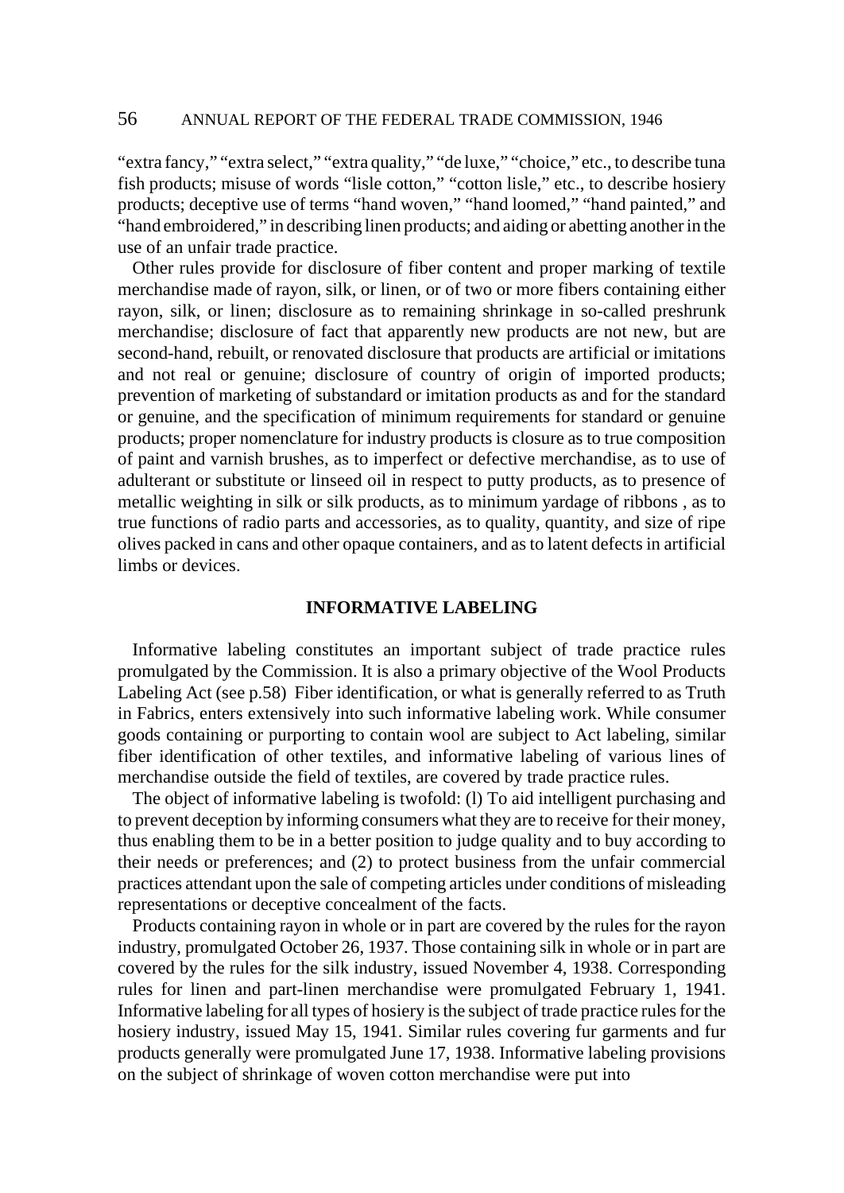"extra fancy," "extra select," "extra quality," "de luxe," "choice," etc., to describe tuna fish products; misuse of words "lisle cotton," "cotton lisle," etc., to describe hosiery products; deceptive use of terms "hand woven," "hand loomed," "hand painted," and "hand embroidered," in describing linen products; and aiding or abetting another in the use of an unfair trade practice.

Other rules provide for disclosure of fiber content and proper marking of textile merchandise made of rayon, silk, or linen, or of two or more fibers containing either rayon, silk, or linen; disclosure as to remaining shrinkage in so-called preshrunk merchandise; disclosure of fact that apparently new products are not new, but are second-hand, rebuilt, or renovated disclosure that products are artificial or imitations and not real or genuine; disclosure of country of origin of imported products; prevention of marketing of substandard or imitation products as and for the standard or genuine, and the specification of minimum requirements for standard or genuine products; proper nomenclature for industry products is closure as to true composition of paint and varnish brushes, as to imperfect or defective merchandise, as to use of adulterant or substitute or linseed oil in respect to putty products, as to presence of metallic weighting in silk or silk products, as to minimum yardage of ribbons , as to true functions of radio parts and accessories, as to quality, quantity, and size of ripe olives packed in cans and other opaque containers, and as to latent defects in artificial limbs or devices.

## INFORMATIVE LABELING

Informative labeling constitutes an important subject of trade practice rules promulgated by the Commission. It is also a primary objective of the Wool Products Labeling Act (see p.58) Fiber identification, or what is generally referred to as Truth in Fabrics, enters extensively into such informative labeling work. While consumer goods containing or purporting to contain wool are subject to Act labeling, similar fiber identification of other textiles, and informative labeling of various lines of merchandise outside the field of textiles, are covered by trade practice rules.

The object of informative labeling is twofold: (l) To aid intelligent purchasing and to prevent deception by informing consumers what they are to receive for their money, thus enabling them to be in a better position to judge quality and to buy according to their needs or preferences; and (2) to protect business from the unfair commercial practices attendant upon the sale of competing articles under conditions of misleading representations or deceptive concealment of the facts.

Products containing rayon in whole or in part are covered by the rules for the rayon industry, promulgated October 26, 1937. Those containing silk in whole or in part are covered by the rules for the silk industry, issued November 4, 1938. Corresponding rules for linen and part-linen merchandise were promulgated February 1, 1941. Informative labeling for all types of hosiery is the subject of trade practice rules for the hosiery industry, issued May 15, 1941. Similar rules covering fur garments and fur products generally were promulgated June 17, 1938. Informative labeling provisions on the subject of shrinkage of woven cotton merchandise were put into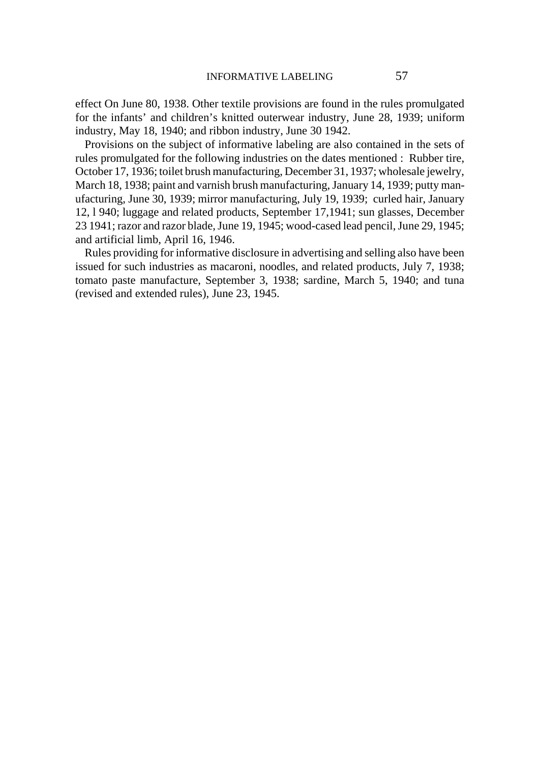effect On June 80, 1938. Other textile provisions are found in the rules promulgated for the infants' and children's knitted outerwear industry, June 28, 1939; uniform industry, May 18, 1940; and ribbon industry, June 30 1942.

Provisions on the subject of informative labeling are also contained in the sets of rules promulgated for the following industries on the dates mentioned : Rubber tire, October 17, 1936; toilet brush manufacturing, December 31, 1937; wholesale jewelry, March 18, 1938; paint and varnish brush manufacturing, January 14, 1939; putty manufacturing, June 30, 1939; mirror manufacturing, July 19, 1939; curled hair, January 12, l 940; luggage and related products, September 17,1941; sun glasses, December 23 1941; razor and razor blade, June 19, 1945; wood-cased lead pencil, June 29, 1945; and artificial limb, April 16, 1946.

Rules providing for informative disclosure in advertising and selling also have been issued for such industries as macaroni, noodles, and related products, July 7, 1938; tomato paste manufacture, September 3, 1938; sardine, March 5, 1940; and tuna (revised and extended rules), June 23, 1945.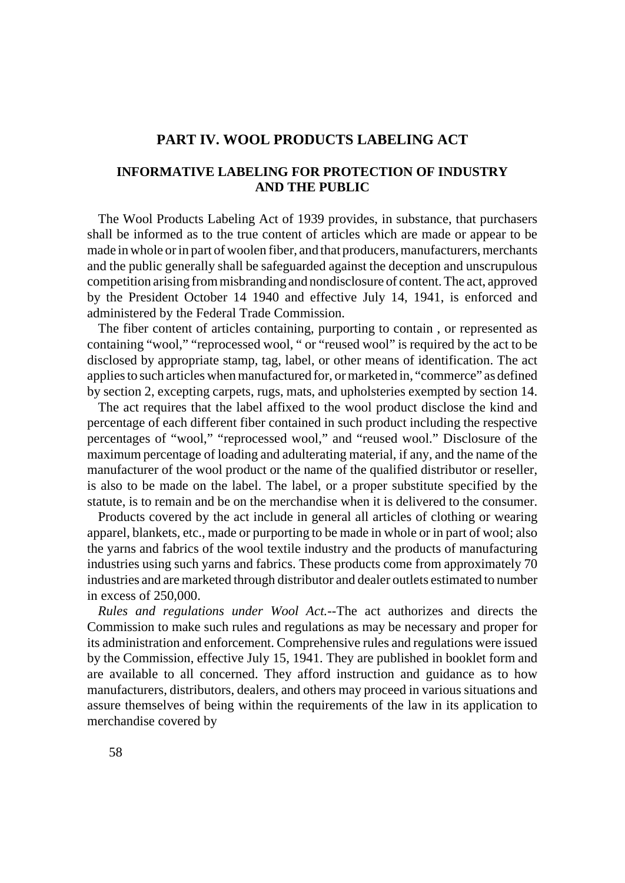## PART IV. WOOL PRODUCTS LABELING ACT

### INFORMATIVE LABELING FOR PROTECTION OF INDUSTRY AND THE PUBLIC

The Wool Products Labeling Act of 1939 provides, in substance, that purchasers shall be informed as to the true content of articles which are made or appear to be made in whole or in part of woolen fiber, and that producers, manufacturers, merchants and the public generally shall be safeguarded against the deception and unscrupulous competition arising from misbranding and nondisclosure of content. The act, approved by the President October 14 1940 and effective July 14, 1941, is enforced and administered by the Federal Trade Commission.

The fiber content of articles containing, purporting to contain , or represented as containing "wool," "reprocessed wool, " or "reused wool" is required by the act to be disclosed by appropriate stamp, tag, label, or other means of identification. The act applies to such articles when manufactured for, or marketed in, "commerce" as defined by section 2, excepting carpets, rugs, mats, and upholsteries exempted by section 14.

The act requires that the label affixed to the wool product disclose the kind and percentage of each different fiber contained in such product including the respective percentages of "wool," "reprocessed wool," and "reused wool." Disclosure of the maximum percentage of loading and adulterating material, if any, and the name of the manufacturer of the wool product or the name of the qualified distributor or reseller, is also to be made on the label. The label, or a proper substitute specified by the statute, is to remain and be on the merchandise when it is delivered to the consumer.

Products covered by the act include in general all articles of clothing or wearing apparel, blankets, etc., made or purporting to be made in whole or in part of wool; also the yarns and fabrics of the wool textile industry and the products of manufacturing industries using such yarns and fabrics. These products come from approximately 70 industries and are marketed through distributor and dealer outlets estimated to number in excess of 250,000.

*Rules and regulations under Wool Act.*--The act authorizes and directs the Commission to make such rules and regulations as may be necessary and proper for its administration and enforcement. Comprehensive rules and regulations were issued by the Commission, effective July 15, 1941. They are published in booklet form and are available to all concerned. They afford instruction and guidance as to how manufacturers, distributors, dealers, and others may proceed in various situations and assure themselves of being within the requirements of the law in its application to merchandise covered by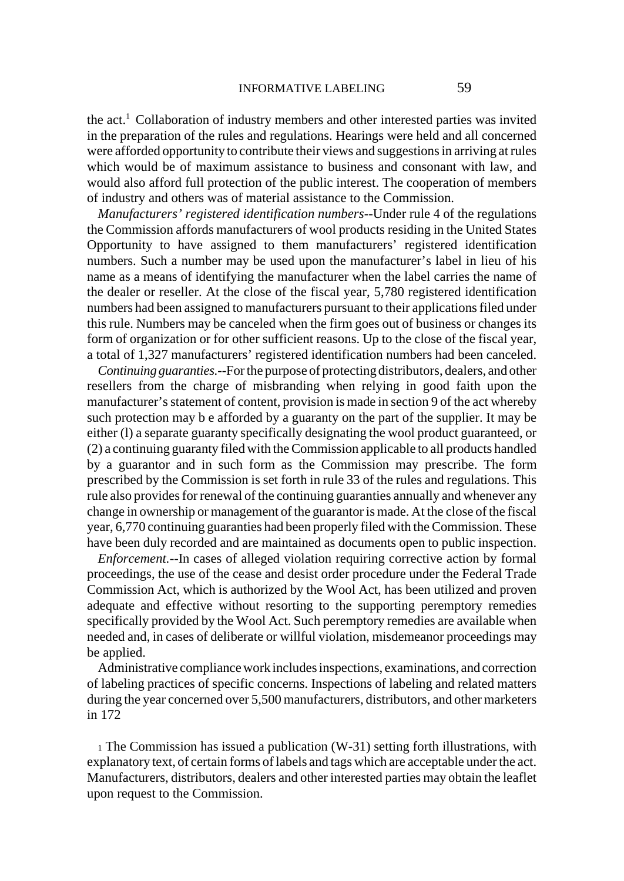the act.[1] Collaboration of industry members and other interested parties was invited in the preparation of the rules and regulations. Hearings were held and all concerned were afforded opportunity to contribute their views and suggestions in arriving at rules which would be of maximum assistance to business and consonant with law, and would also afford full protection of the public interest. The cooperation of members of industry and others was of material assistance to the Commission.

*Manufacturers' registered identification numbers*--Under rule 4 of the regulations the Commission affords manufacturers of wool products residing in the United States Opportunity to have assigned to them manufacturers' registered identification numbers. Such a number may be used upon the manufacturer's label in lieu of his name as a means of identifying the manufacturer when the label carries the name of the dealer or reseller. At the close of the fiscal year, 5,780 registered identification numbers had been assigned to manufacturers pursuant to their applications filed under this rule. Numbers may be canceled when the firm goes out of business or changes its form of organization or for other sufficient reasons. Up to the close of the fiscal year, a total of 1,327 manufacturers' registered identification numbers had been canceled.

*Continuing guaranties.*--For the purpose of protecting distributors, dealers, and other resellers from the charge of misbranding when relying in good faith upon the manufacturer's statement of content, provision is made in section 9 of the act whereby such protection may b e afforded by a guaranty on the part of the supplier. It may be either (l) a separate guaranty specifically designating the wool product guaranteed, or (2) a continuing guaranty filed with the Commission applicable to all products handled by a guarantor and in such form as the Commission may prescribe. The form prescribed by the Commission is set forth in rule 33 of the rules and regulations. This rule also provides for renewal of the continuing guaranties annually and whenever any change in ownership or management of the guarantor is made. At the close of the fiscal year, 6,770 continuing guaranties had been properly filed with the Commission. These have been duly recorded and are maintained as documents open to public inspection.

*Enforcement.*--In cases of alleged violation requiring corrective action by formal proceedings, the use of the cease and desist order procedure under the Federal Trade Commission Act, which is authorized by the Wool Act, has been utilized and proven adequate and effective without resorting to the supporting peremptory remedies specifically provided by the Wool Act. Such peremptory remedies are available when needed and, in cases of deliberate or willful violation, misdemeanor proceedings may be applied.

Administrative compliance work includes inspections, examinations, and correction of labeling practices of specific concerns. Inspections of labeling and related matters during the year concerned over 5,500 manufacturers, distributors, and other marketers in 172

[1] The Commission has issued a publication (W-31) setting forth illustrations, with explanatory text, of certain forms of labels and tags which are acceptable under the act. Manufacturers, distributors, dealers and other interested parties may obtain the leaflet upon request to the Commission.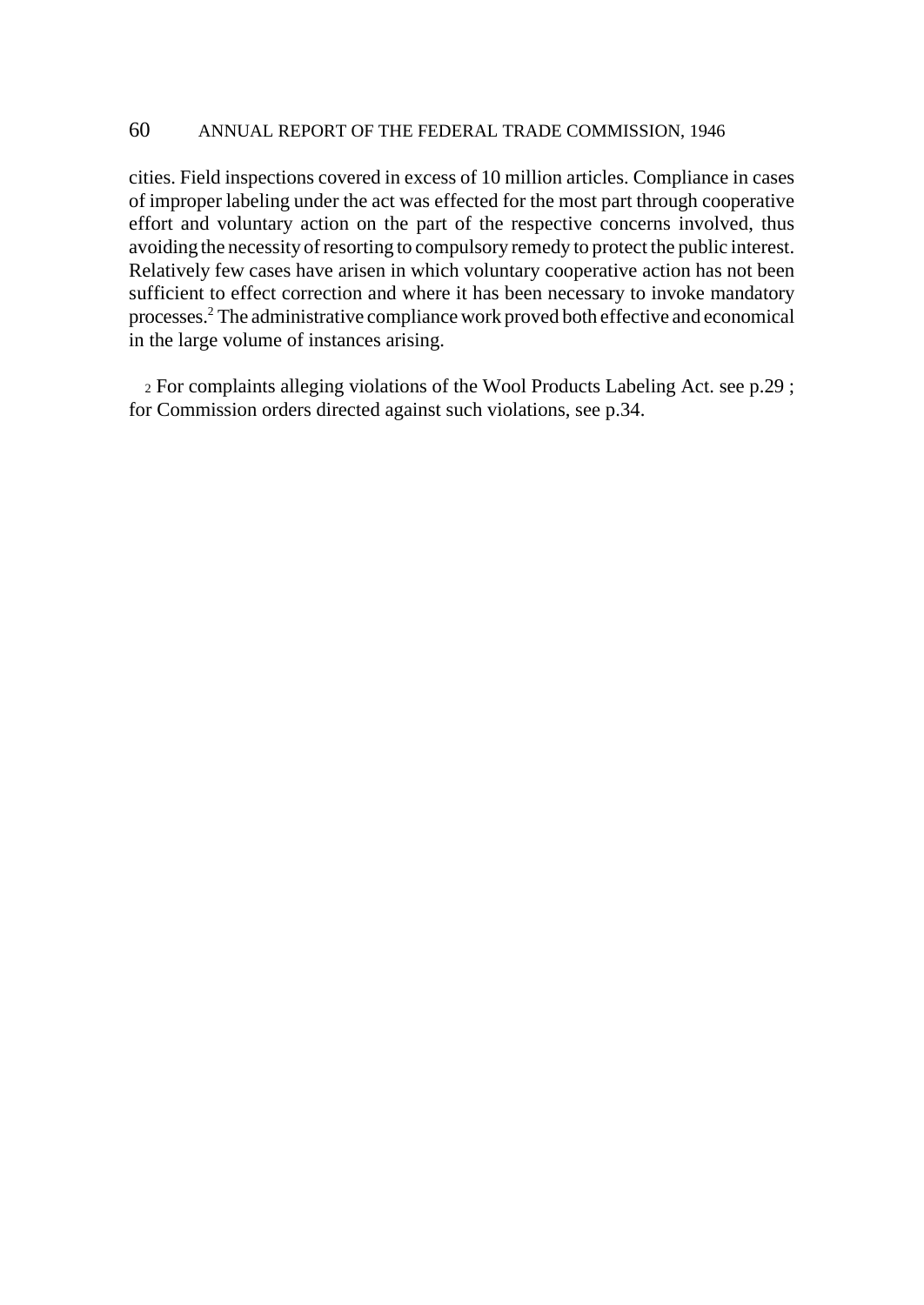cities. Field inspections covered in excess of 10 million articles. Compliance in cases of improper labeling under the act was effected for the most part through cooperative effort and voluntary action on the part of the respective concerns involved, thus avoiding the necessity of resorting to compulsory remedy to protect the public interest. Relatively few cases have arisen in which voluntary cooperative action has not been sufficient to effect correction and where it has been necessary to invoke mandatory processes.[2] The administrative compliance work proved both effective and economical in the large volume of instances arising.

[2] For complaints alleging violations of the Wool Products Labeling Act. see p.29 ; for Commission orders directed against such violations, see p.34.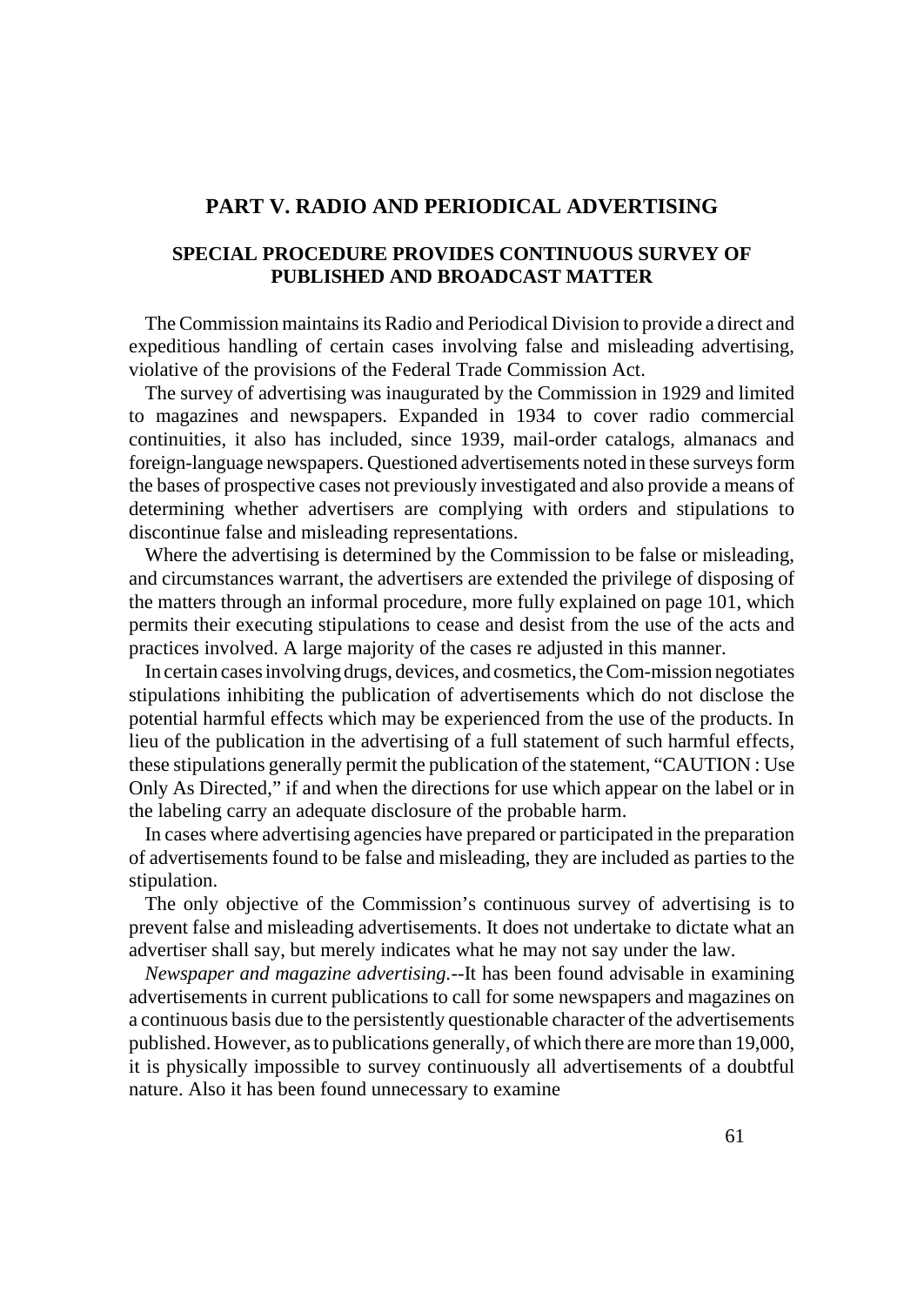## PART V. RADIO AND PERIODICAL ADVERTISING

### SPECIAL PROCEDURE PROVIDES CONTINUOUS SURVEY OF PUBLISHED AND BROADCAST MATTER

The Commission maintains its Radio and Periodical Division to provide a direct and expeditious handling of certain cases involving false and misleading advertising, violative of the provisions of the Federal Trade Commission Act.

The survey of advertising was inaugurated by the Commission in 1929 and limited to magazines and newspapers. Expanded in 1934 to cover radio commercial continuities, it also has included, since 1939, mail-order catalogs, almanacs and foreign-language newspapers. Questioned advertisements noted in these surveys form the bases of prospective cases not previously investigated and also provide a means of determining whether advertisers are complying with orders and stipulations to discontinue false and misleading representations.

Where the advertising is determined by the Commission to be false or misleading, and circumstances warrant, the advertisers are extended the privilege of disposing of the matters through an informal procedure, more fully explained on page 101, which permits their executing stipulations to cease and desist from the use of the acts and practices involved. A large majority of the cases re adjusted in this manner.

In certain cases involving drugs, devices, and cosmetics, the Com-mission negotiates stipulations inhibiting the publication of advertisements which do not disclose the potential harmful effects which may be experienced from the use of the products. In lieu of the publication in the advertising of a full statement of such harmful effects, these stipulations generally permit the publication of the statement, "CAUTION : Use Only As Directed," if and when the directions for use which appear on the label or in the labeling carry an adequate disclosure of the probable harm.

In cases where advertising agencies have prepared or participated in the preparation of advertisements found to be false and misleading, they are included as parties to the stipulation.

The only objective of the Commission's continuous survey of advertising is to prevent false and misleading advertisements. It does not undertake to dictate what an advertiser shall say, but merely indicates what he may not say under the law.

*Newspaper and magazine advertising.*--It has been found advisable in examining advertisements in current publications to call for some newspapers and magazines on a continuous basis due to the persistently questionable character of the advertisements published. However, as to publications generally, of which there are more than 19,000, it is physically impossible to survey continuously all advertisements of a doubtful nature. Also it has been found unnecessary to examine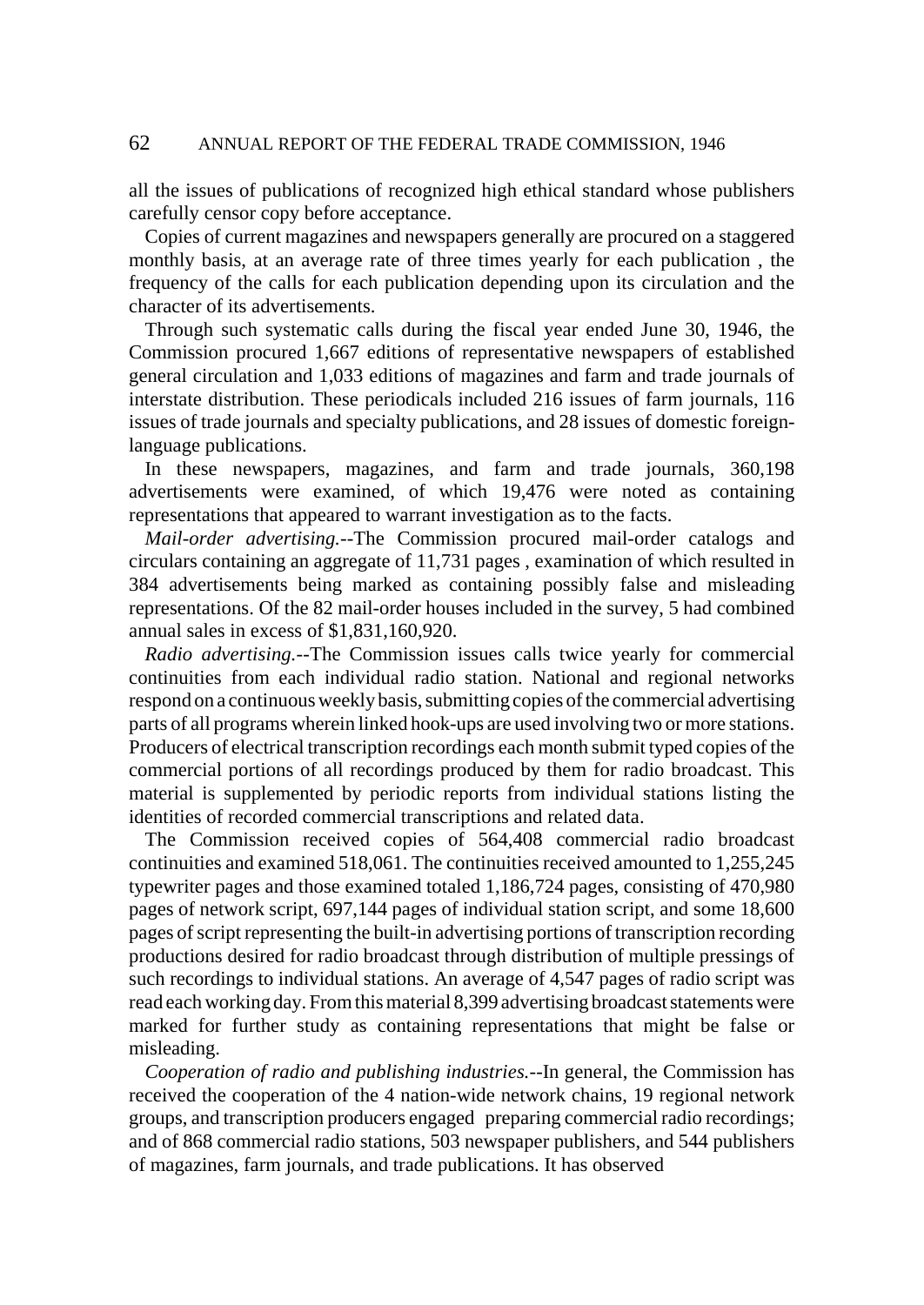all the issues of publications of recognized high ethical standard whose publishers carefully censor copy before acceptance.

Copies of current magazines and newspapers generally are procured on a staggered monthly basis, at an average rate of three times yearly for each publication , the frequency of the calls for each publication depending upon its circulation and the character of its advertisements.

Through such systematic calls during the fiscal year ended June 30, 1946, the Commission procured 1,667 editions of representative newspapers of established general circulation and 1,033 editions of magazines and farm and trade journals of interstate distribution. These periodicals included 216 issues of farm journals, 116 issues of trade journals and specialty publications, and 28 issues of domestic foreign-language publications.

In these newspapers, magazines, and farm and trade journals, 360,198 advertisements were examined, of which 19,476 were noted as containing representations that appeared to warrant investigation as to the facts.

*Mail-order advertising.*--The Commission procured mail-order catalogs and circulars containing an aggregate of 11,731 pages , examination of which resulted in 384 advertisements being marked as containing possibly false and misleading representations. Of the 82 mail-order houses included in the survey, 5 had combined annual sales in excess of $1,831,160,920.

*Radio advertising.*--The Commission issues calls twice yearly for commercial continuities from each individual radio station. National and regional networks respond on a continuous weekly basis, submitting copies of the commercial advertising parts of all programs wherein linked hook-ups are used involving two or more stations. Producers of electrical transcription recordings each month submit typed copies of the commercial portions of all recordings produced by them for radio broadcast. This material is supplemented by periodic reports from individual stations listing the identities of recorded commercial transcriptions and related data.

The Commission received copies of 564,408 commercial radio broadcast continuities and examined 518,061. The continuities received amounted to 1,255,245 typewriter pages and those examined totaled 1,186,724 pages, consisting of 470,980 pages of network script, 697,144 pages of individual station script, and some 18,600 pages of script representing the built-in advertising portions of transcription recording productions desired for radio broadcast through distribution of multiple pressings of such recordings to individual stations. An average of 4,547 pages of radio script was read each working day. From this material 8,399 advertising broadcast statements were marked for further study as containing representations that might be false or misleading.

*Cooperation of radio and publishing industries.*--In general, the Commission has received the cooperation of the 4 nation-wide network chains, 19 regional network groups, and transcription producers engaged preparing commercial radio recordings; and of 868 commercial radio stations, 503 newspaper publishers, and 544 publishers of magazines, farm journals, and trade publications. It has observed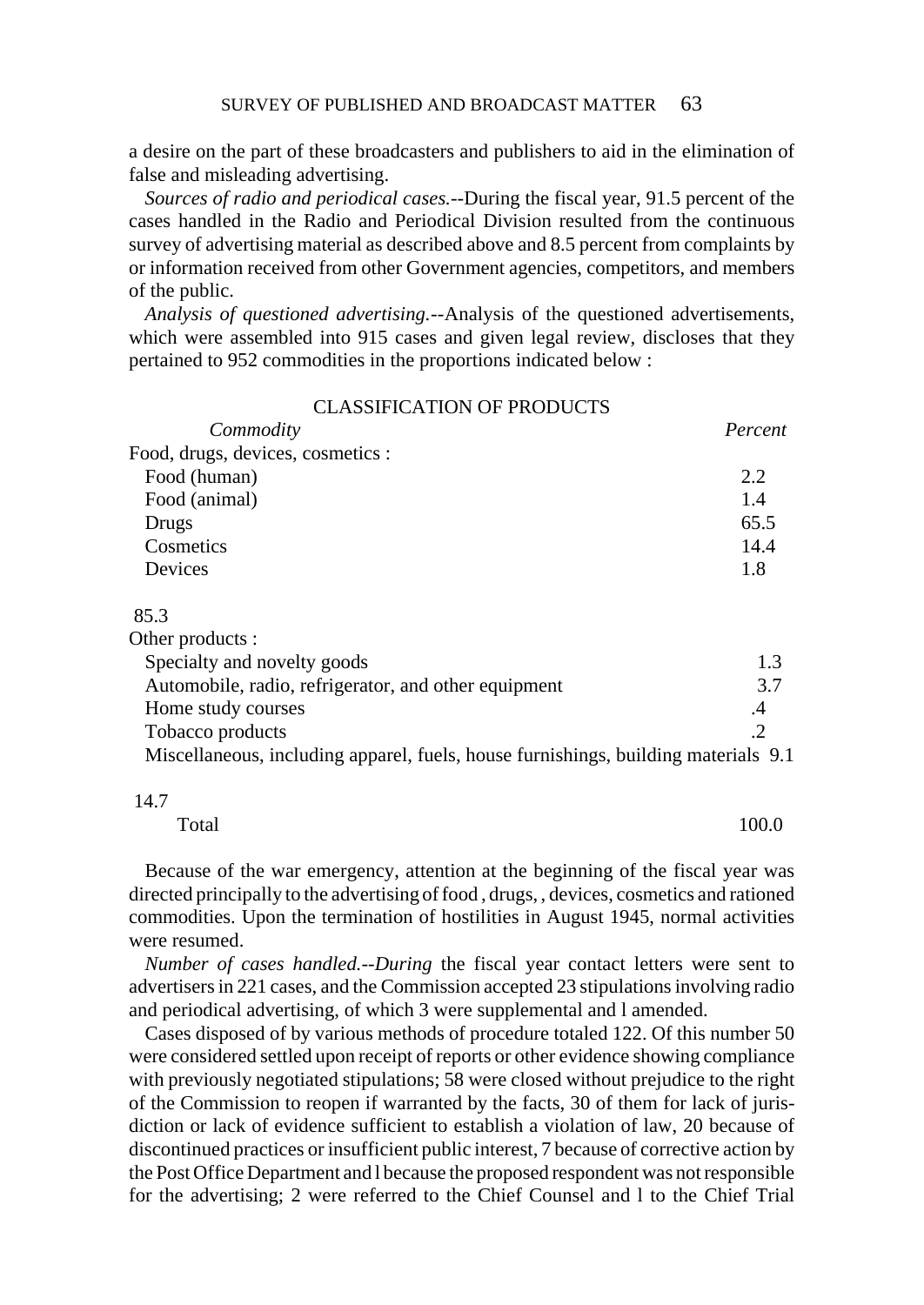a desire on the part of these broadcasters and publishers to aid in the elimination of false and misleading advertising.

*Sources of radio and periodical cases.*--During the fiscal year, 91.5 percent of the cases handled in the Radio and Periodical Division resulted from the continuous survey of advertising material as described above and 8.5 percent from complaints by or information received from other Government agencies, competitors, and members of the public.

*Analysis of questioned advertising.*--Analysis of the questioned advertisements, which were assembled into 915 cases and given legal review, discloses that they pertained to 952 commodities in the proportions indicated below :

CLASSIFICATION OF PRODUCTS

| *Commodity* | *Percent* |
|---|---|
| Food, drugs, devices, cosmetics : | |
| Food (human) | 2.2 |
| Food (animal) | 1.4 |
| Drugs | 65.5 |
| Cosmetics | 14.4 |
| Devices | 1.8 |
| | 85.3 |
| Other products : | |
| Specialty and novelty goods | 1.3 |
| Automobile, radio, refrigerator, and other equipment | 3.7 |
| Home study courses | .4 |
| Tobacco products | .2 |
| Miscellaneous, including apparel, fuels, house furnishings, building materials | 9.1 |
| | 14.7 |
| Total | 100.0 |

Because of the war emergency, attention at the beginning of the fiscal year was directed principally to the advertising of food , drugs, , devices, cosmetics and rationed commodities. Upon the termination of hostilities in August 1945, normal activities were resumed.

*Number of cases handled.--During* the fiscal year contact letters were sent to advertisers in 221 cases, and the Commission accepted 23 stipulations involving radio and periodical advertising, of which 3 were supplemental and l amended.

Cases disposed of by various methods of procedure totaled 122. Of this number 50 were considered settled upon receipt of reports or other evidence showing compliance with previously negotiated stipulations; 58 were closed without prejudice to the right of the Commission to reopen if warranted by the facts, 30 of them for lack of jurisdiction or lack of evidence sufficient to establish a violation of law, 20 because of discontinued practices or insufficient public interest, 7 because of corrective action by the Post Office Department and l because the proposed respondent was not responsible for the advertising; 2 were referred to the Chief Counsel and l to the Chief Trial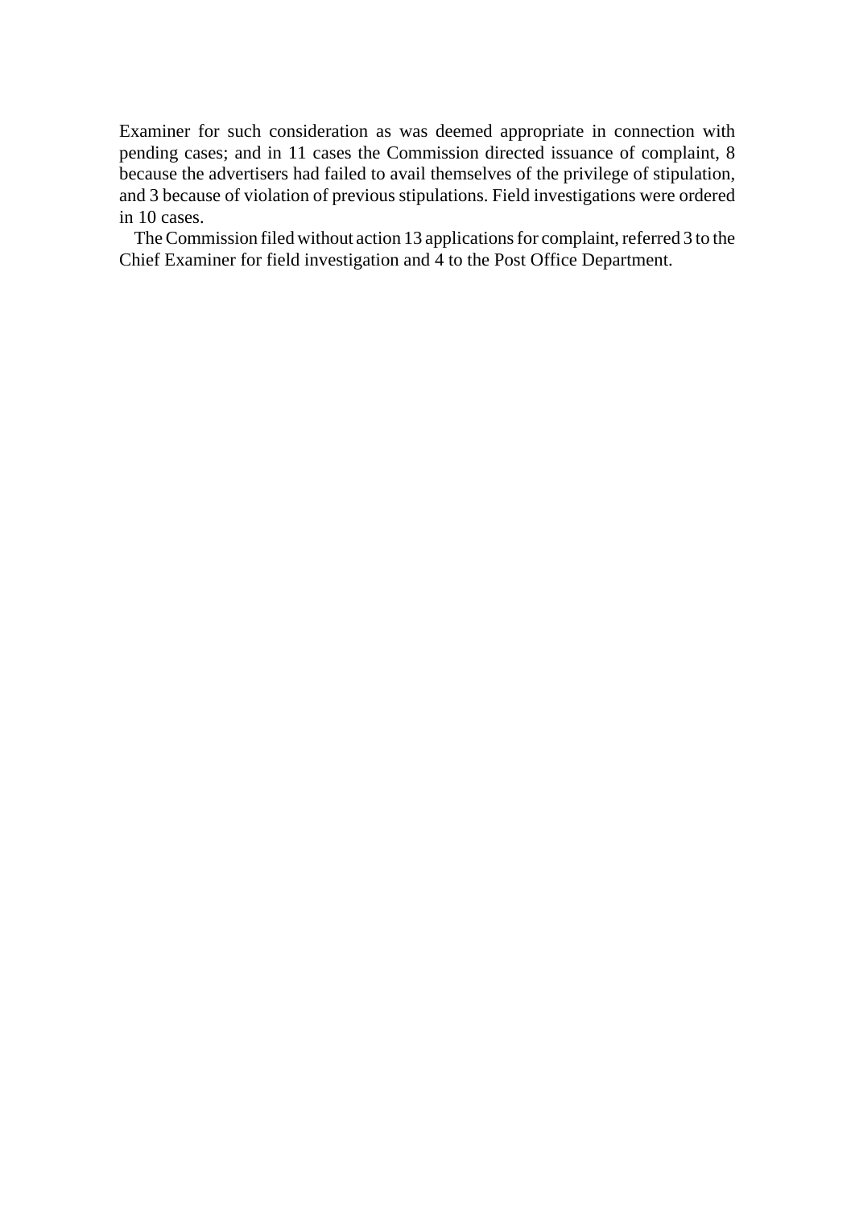Examiner for such consideration as was deemed appropriate in connection with pending cases; and in 11 cases the Commission directed issuance of complaint, 8 because the advertisers had failed to avail themselves of the privilege of stipulation, and 3 because of violation of previous stipulations. Field investigations were ordered in 10 cases.

The Commission filed without action 13 applications for complaint, referred 3 to the Chief Examiner for field investigation and 4 to the Post Office Department.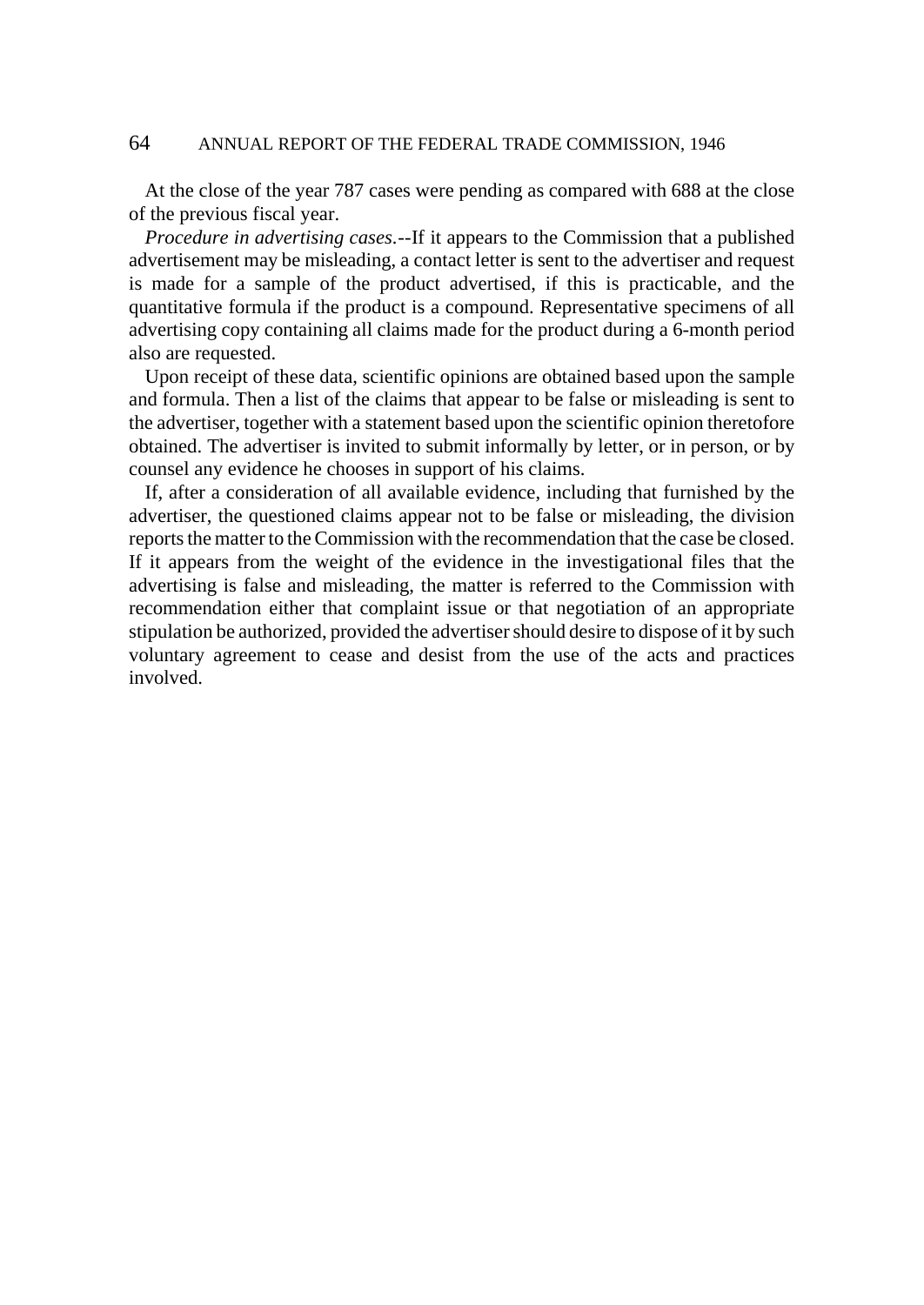At the close of the year 787 cases were pending as compared with 688 at the close of the previous fiscal year.

*Procedure in advertising cases.*--If it appears to the Commission that a published advertisement may be misleading, a contact letter is sent to the advertiser and request is made for a sample of the product advertised, if this is practicable, and the quantitative formula if the product is a compound. Representative specimens of all advertising copy containing all claims made for the product during a 6-month period also are requested.

Upon receipt of these data, scientific opinions are obtained based upon the sample and formula. Then a list of the claims that appear to be false or misleading is sent to the advertiser, together with a statement based upon the scientific opinion theretofore obtained. The advertiser is invited to submit informally by letter, or in person, or by counsel any evidence he chooses in support of his claims.

If, after a consideration of all available evidence, including that furnished by the advertiser, the questioned claims appear not to be false or misleading, the division reports the matter to the Commission with the recommendation that the case be closed. If it appears from the weight of the evidence in the investigational files that the advertising is false and misleading, the matter is referred to the Commission with recommendation either that complaint issue or that negotiation of an appropriate stipulation be authorized, provided the advertiser should desire to dispose of it by such voluntary agreement to cease and desist from the use of the acts and practices involved.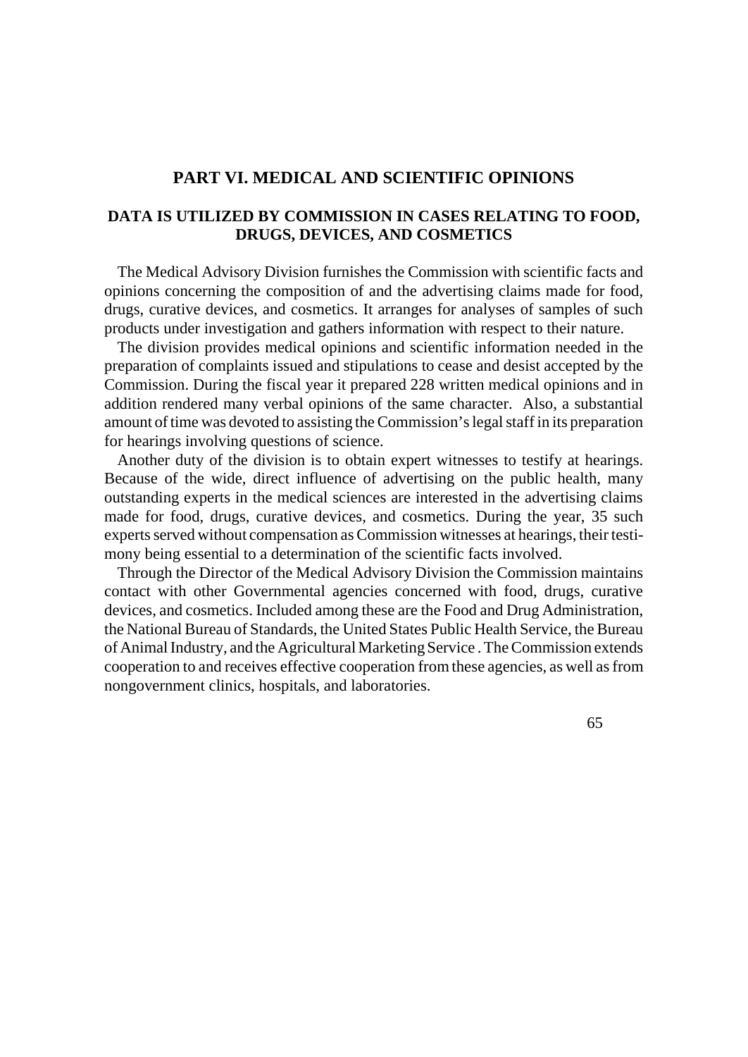## PART VI. MEDICAL AND SCIENTIFIC OPINIONS

### DATA IS UTILIZED BY COMMISSION IN CASES RELATING TO FOOD, DRUGS, DEVICES, AND COSMETICS

The Medical Advisory Division furnishes the Commission with scientific facts and opinions concerning the composition of and the advertising claims made for food, drugs, curative devices, and cosmetics. It arranges for analyses of samples of such products under investigation and gathers information with respect to their nature.

The division provides medical opinions and scientific information needed in the preparation of complaints issued and stipulations to cease and desist accepted by the Commission. During the fiscal year it prepared 228 written medical opinions and in addition rendered many verbal opinions of the same character. Also, a substantial amount of time was devoted to assisting the Commission's legal staff in its preparation for hearings involving questions of science.

Another duty of the division is to obtain expert witnesses to testify at hearings. Because of the wide, direct influence of advertising on the public health, many outstanding experts in the medical sciences are interested in the advertising claims made for food, drugs, curative devices, and cosmetics. During the year, 35 such experts served without compensation as Commission witnesses at hearings, their testimony being essential to a determination of the scientific facts involved.

Through the Director of the Medical Advisory Division the Commission maintains contact with other Governmental agencies concerned with food, drugs, curative devices, and cosmetics. Included among these are the Food and Drug Administration, the National Bureau of Standards, the United States Public Health Service, the Bureau of Animal Industry, and the Agricultural Marketing Service . The Commission extends cooperation to and receives effective cooperation from these agencies, as well as from nongovernment clinics, hospitals, and laboratories.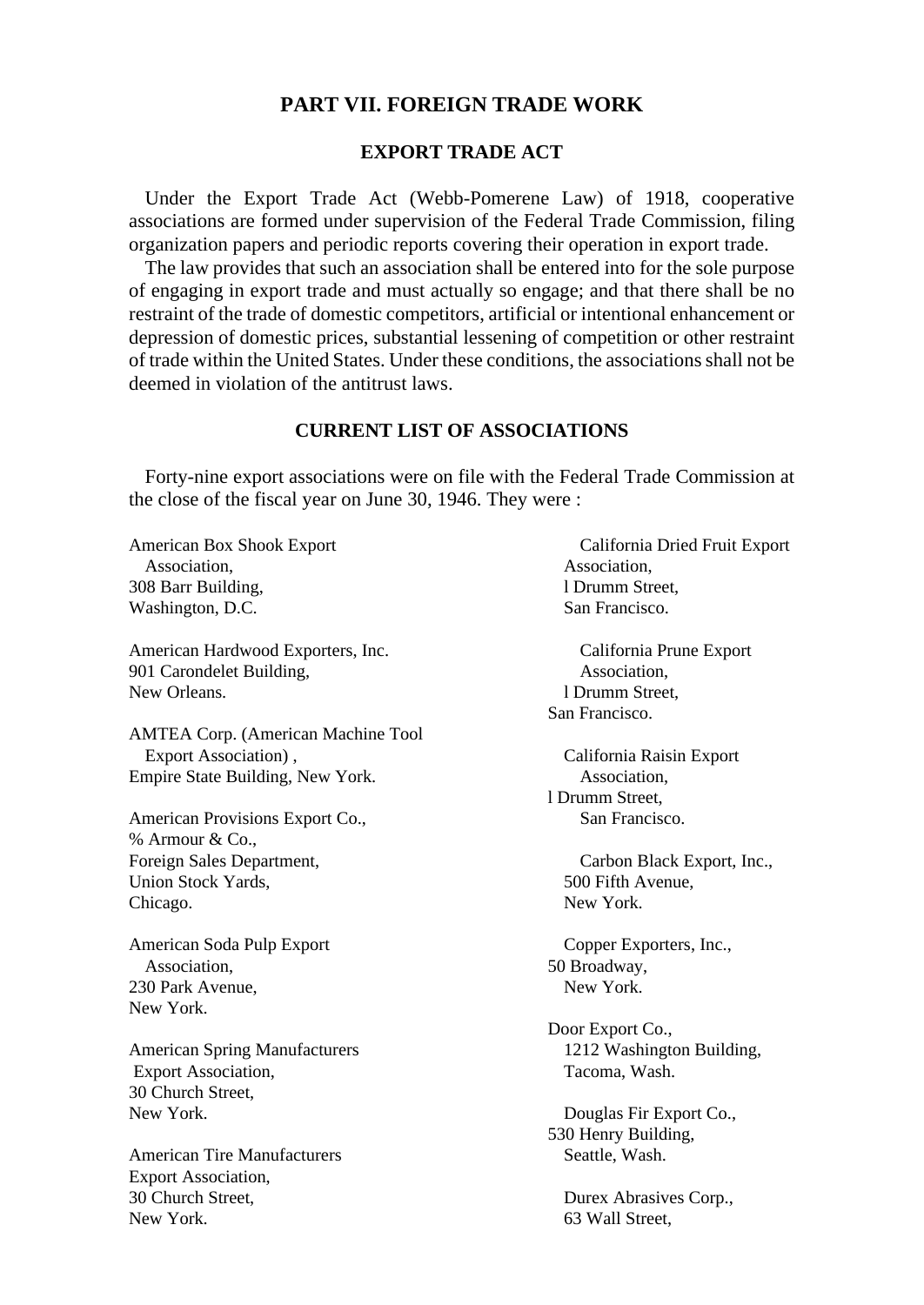## PART VII. FOREIGN TRADE WORK

### EXPORT TRADE ACT

Under the Export Trade Act (Webb-Pomerene Law) of 1918, cooperative associations are formed under supervision of the Federal Trade Commission, filing organization papers and periodic reports covering their operation in export trade.

The law provides that such an association shall be entered into for the sole purpose of engaging in export trade and must actually so engage; and that there shall be no restraint of the trade of domestic competitors, artificial or intentional enhancement or depression of domestic prices, substantial lessening of competition or other restraint of trade within the United States. Under these conditions, the associations shall not be deemed in violation of the antitrust laws.

### CURRENT LIST OF ASSOCIATIONS

Forty-nine export associations were on file with the Federal Trade Commission at the close of the fiscal year on June 30, 1946. They were :

American Box Shook Export Association,
308 Barr Building,
Washington, D.C.

American Hardwood Exporters, Inc.
901 Carondelet Building,
New Orleans.

AMTEA Corp. (American Machine Tool Export Association) ,
Empire State Building, New York.

American Provisions Export Co.,
% Armour & Co.,
Foreign Sales Department,
Union Stock Yards,
Chicago.

American Soda Pulp Export Association,
230 Park Avenue,
New York.

American Spring Manufacturers Export Association,
30 Church Street,
New York.

American Tire Manufacturers Export Association,
30 Church Street,
New York.

California Dried Fruit Export Association,
l Drumm Street,
San Francisco.

California Prune Export Association,
l Drumm Street,
San Francisco.

California Raisin Export Association,
l Drumm Street,
San Francisco.

Carbon Black Export, Inc.,
500 Fifth Avenue,
New York.

Copper Exporters, Inc.,
50 Broadway,
New York.

Door Export Co.,
1212 Washington Building,
Tacoma, Wash.

Douglas Fir Export Co.,
530 Henry Building,
Seattle, Wash.

Durex Abrasives Corp.,
63 Wall Street,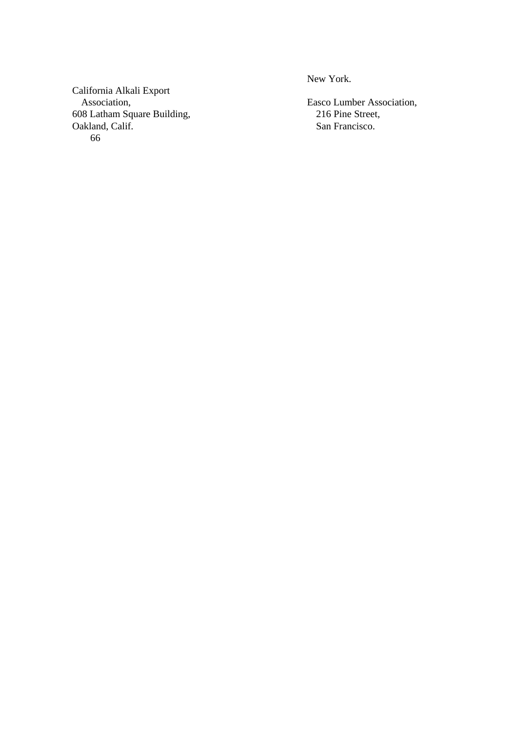California Alkali Export
   Association,
608 Latham Square Building,
Oakland, Calif.

New York.

Easco Lumber Association,
   216 Pine Street,
   San Francisco.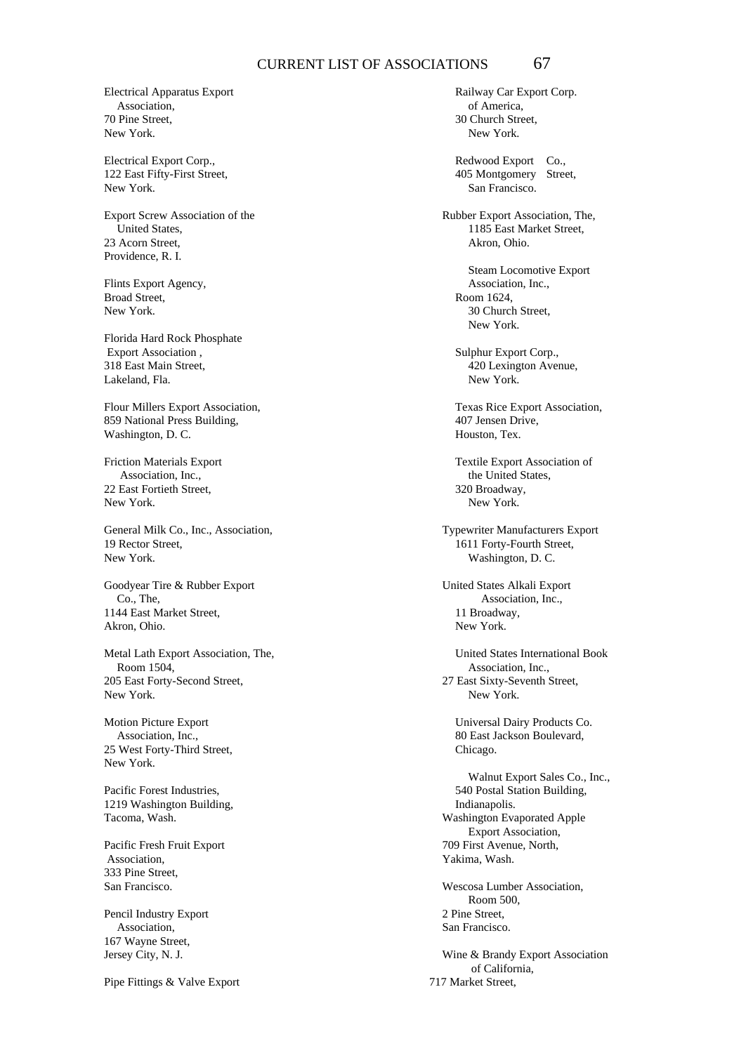Electrical Apparatus Export Association,
70 Pine Street,
New York.

Electrical Export Corp.,
122 East Fifty-First Street,
New York.

Export Screw Association of the United States,
23 Acorn Street,
Providence, R. I.

Flints Export Agency,
Broad Street,
New York.

Florida Hard Rock Phosphate Export Association,
318 East Main Street,
Lakeland, Fla.

Flour Millers Export Association,
859 National Press Building,
Washington, D. C.

Friction Materials Export Association, Inc.,
22 East Fortieth Street,
New York.

General Milk Co., Inc., Association,
19 Rector Street,
New York.

Goodyear Tire & Rubber Export Co., The,
1144 East Market Street,
Akron, Ohio.

Metal Lath Export Association, The,
Room 1504,
205 East Forty-Second Street,
New York.

Motion Picture Export Association, Inc.,
25 West Forty-Third Street,
New York.

Pacific Forest Industries,
1219 Washington Building,
Tacoma, Wash.

Pacific Fresh Fruit Export Association,
333 Pine Street,
San Francisco.

Pencil Industry Export Association,
167 Wayne Street,
Jersey City, N. J.

Pipe Fittings & Valve Export

Railway Car Export Corp. of America,
30 Church Street,
New York.

Redwood Export Co.,
405 Montgomery Street,
San Francisco.

Rubber Export Association, The,
1185 East Market Street,
Akron, Ohio.

Steam Locomotive Export Association, Inc.,
Room 1624,
30 Church Street,
New York.

Sulphur Export Corp.,
420 Lexington Avenue,
New York.

Texas Rice Export Association,
407 Jensen Drive,
Houston, Tex.

Textile Export Association of the United States,
320 Broadway,
New York.

Typewriter Manufacturers Export
1611 Forty-Fourth Street,
Washington, D. C.

United States Alkali Export Association, Inc.,
11 Broadway,
New York.

United States International Book Association, Inc.,
27 East Sixty-Seventh Street,
New York.

Universal Dairy Products Co.
80 East Jackson Boulevard,
Chicago.

Walnut Export Sales Co., Inc.,
540 Postal Station Building,
Indianapolis.

Washington Evaporated Apple Export Association,
709 First Avenue, North,
Yakima, Wash.

Wescosa Lumber Association,
Room 500,
2 Pine Street,
San Francisco.

Wine & Brandy Export Association of California,
717 Market Street,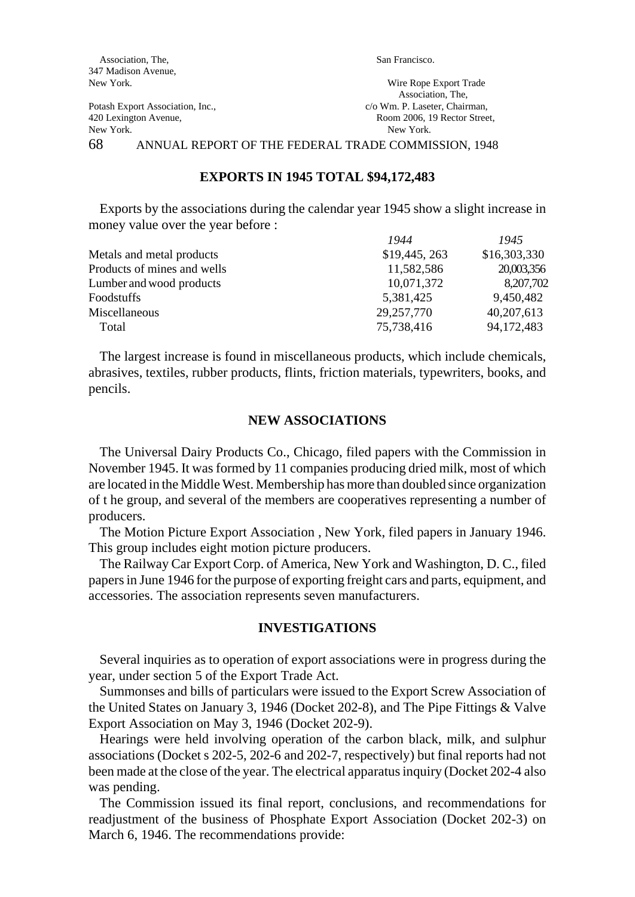Association, The,
347 Madison Avenue,
New York.

Potash Export Association, Inc.,
420 Lexington Avenue,
New York.

San Francisco.

Wire Rope Export Trade
Association, The,
c/o Wm. P. Laseter, Chairman,
Room 2006, 19 Rector Street,
New York.

## EXPORTS IN 1945 TOTAL $94,172,483

Exports by the associations during the calendar year 1945 show a slight increase in money value over the year before :

| | *1944* | *1945* |
|---|---|---|
| Metals and metal products | $19,445, 263 | $16,303,330 |
| Products of mines and wells | 11,582,586 | 20,003,356 |
| Lumber and wood products | 10,071,372 | 8,207,702 |
| Foodstuffs | 5,381,425 | 9,450,482 |
| Miscellaneous | 29,257,770 | 40,207,613 |
| Total | 75,738,416 | 94,172,483 |

The largest increase is found in miscellaneous products, which include chemicals, abrasives, textiles, rubber products, flints, friction materials, typewriters, books, and pencils.

## NEW ASSOCIATIONS

The Universal Dairy Products Co., Chicago, filed papers with the Commission in November 1945. It was formed by 11 companies producing dried milk, most of which are located in the Middle West. Membership has more than doubled since organization of t he group, and several of the members are cooperatives representing a number of producers.

The Motion Picture Export Association , New York, filed papers in January 1946. This group includes eight motion picture producers.

The Railway Car Export Corp. of America, New York and Washington, D. C., filed papers in June 1946 for the purpose of exporting freight cars and parts, equipment, and accessories. The association represents seven manufacturers.

## INVESTIGATIONS

Several inquiries as to operation of export associations were in progress during the year, under section 5 of the Export Trade Act.

Summonses and bills of particulars were issued to the Export Screw Association of the United States on January 3, 1946 (Docket 202-8), and The Pipe Fittings & Valve Export Association on May 3, 1946 (Docket 202-9).

Hearings were held involving operation of the carbon black, milk, and sulphur associations (Docket s 202-5, 202-6 and 202-7, respectively) but final reports had not been made at the close of the year. The electrical apparatus inquiry (Docket 202-4 also was pending.

The Commission issued its final report, conclusions, and recommendations for readjustment of the business of Phosphate Export Association (Docket 202-3) on March 6, 1946. The recommendations provide: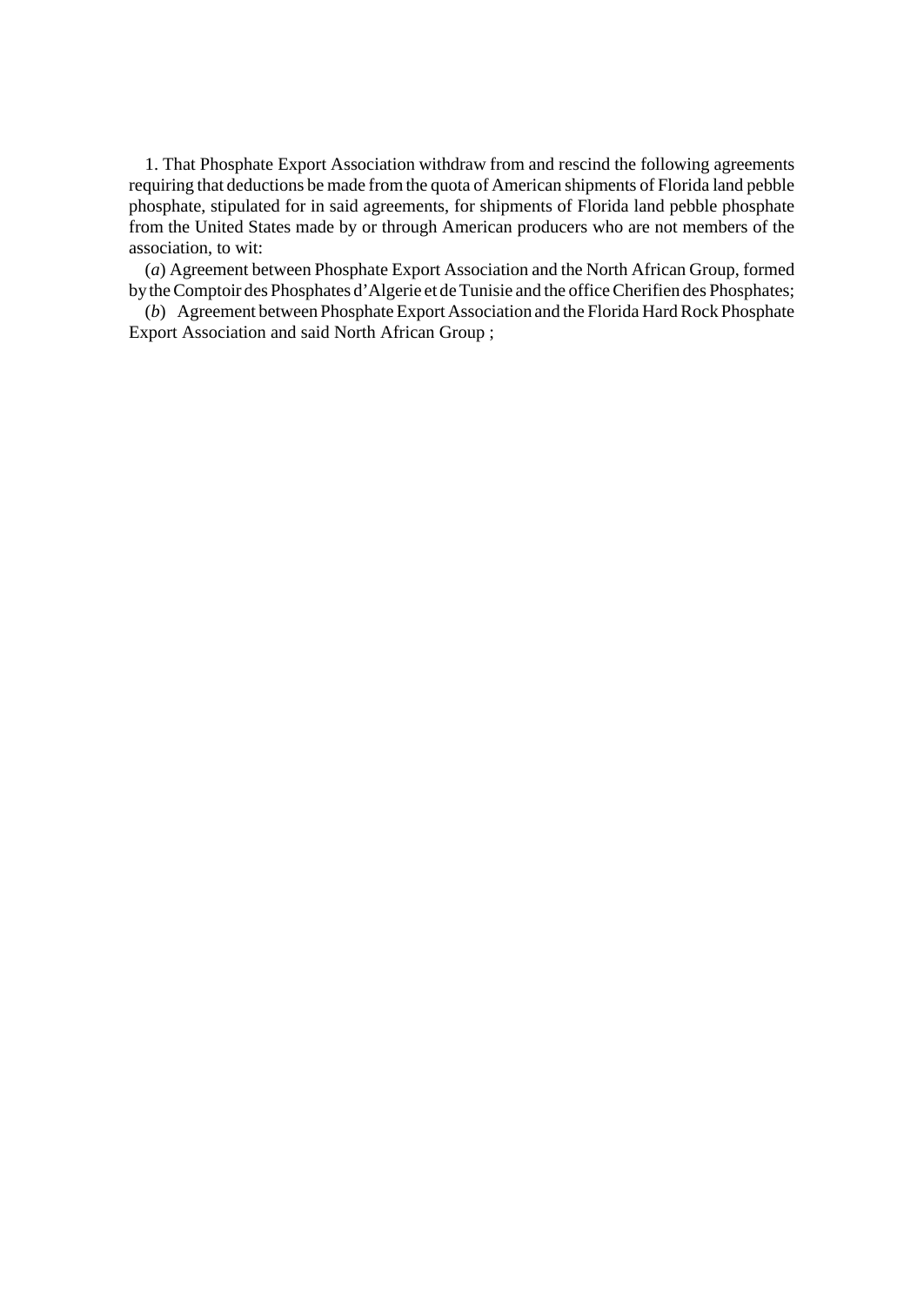1. That Phosphate Export Association withdraw from and rescind the following agreements requiring that deductions be made from the quota of American shipments of Florida land pebble phosphate, stipulated for in said agreements, for shipments of Florida land pebble phosphate from the United States made by or through American producers who are not members of the association, to wit:

(*a*) Agreement between Phosphate Export Association and the North African Group, formed by the Comptoir des Phosphates d'Algerie et de Tunisie and the office Cherifien des Phosphates;

(*b*) Agreement between Phosphate Export Association and the Florida Hard Rock Phosphate Export Association and said North African Group ;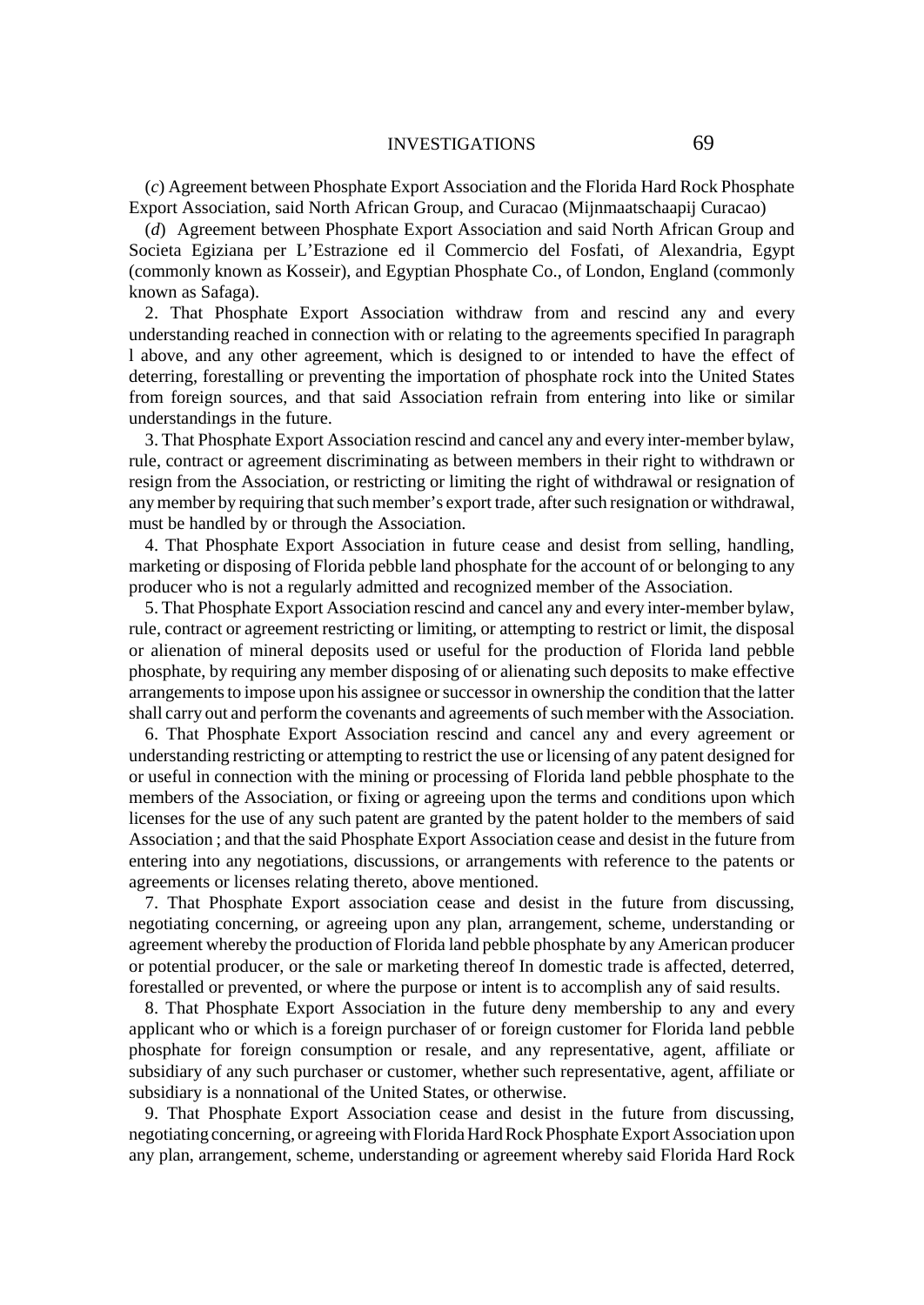(*c*) Agreement between Phosphate Export Association and the Florida Hard Rock Phosphate Export Association, said North African Group, and Curacao (Mijnmaatschaapij Curacao)

(*d*) Agreement between Phosphate Export Association and said North African Group and Societa Egiziana per L'Estrazione ed il Commercio del Fosfati, of Alexandria, Egypt (commonly known as Kosseir), and Egyptian Phosphate Co., of London, England (commonly known as Safaga).

2. That Phosphate Export Association withdraw from and rescind any and every understanding reached in connection with or relating to the agreements specified In paragraph l above, and any other agreement, which is designed to or intended to have the effect of deterring, forestalling or preventing the importation of phosphate rock into the United States from foreign sources, and that said Association refrain from entering into like or similar understandings in the future.

3. That Phosphate Export Association rescind and cancel any and every inter-member bylaw, rule, contract or agreement discriminating as between members in their right to withdrawn or resign from the Association, or restricting or limiting the right of withdrawal or resignation of any member by requiring that such member's export trade, after such resignation or withdrawal, must be handled by or through the Association.

4. That Phosphate Export Association in future cease and desist from selling, handling, marketing or disposing of Florida pebble land phosphate for the account of or belonging to any producer who is not a regularly admitted and recognized member of the Association.

5. That Phosphate Export Association rescind and cancel any and every inter-member bylaw, rule, contract or agreement restricting or limiting, or attempting to restrict or limit, the disposal or alienation of mineral deposits used or useful for the production of Florida land pebble phosphate, by requiring any member disposing of or alienating such deposits to make effective arrangements to impose upon his assignee or successor in ownership the condition that the latter shall carry out and perform the covenants and agreements of such member with the Association.

6. That Phosphate Export Association rescind and cancel any and every agreement or understanding restricting or attempting to restrict the use or licensing of any patent designed for or useful in connection with the mining or processing of Florida land pebble phosphate to the members of the Association, or fixing or agreeing upon the terms and conditions upon which licenses for the use of any such patent are granted by the patent holder to the members of said Association ; and that the said Phosphate Export Association cease and desist in the future from entering into any negotiations, discussions, or arrangements with reference to the patents or agreements or licenses relating thereto, above mentioned.

7. That Phosphate Export association cease and desist in the future from discussing, negotiating concerning, or agreeing upon any plan, arrangement, scheme, understanding or agreement whereby the production of Florida land pebble phosphate by any American producer or potential producer, or the sale or marketing thereof In domestic trade is affected, deterred, forestalled or prevented, or where the purpose or intent is to accomplish any of said results.

8. That Phosphate Export Association in the future deny membership to any and every applicant who or which is a foreign purchaser of or foreign customer for Florida land pebble phosphate for foreign consumption or resale, and any representative, agent, affiliate or subsidiary of any such purchaser or customer, whether such representative, agent, affiliate or subsidiary is a nonnational of the United States, or otherwise.

9. That Phosphate Export Association cease and desist in the future from discussing, negotiating concerning, or agreeing with Florida Hard Rock Phosphate Export Association upon any plan, arrangement, scheme, understanding or agreement whereby said Florida Hard Rock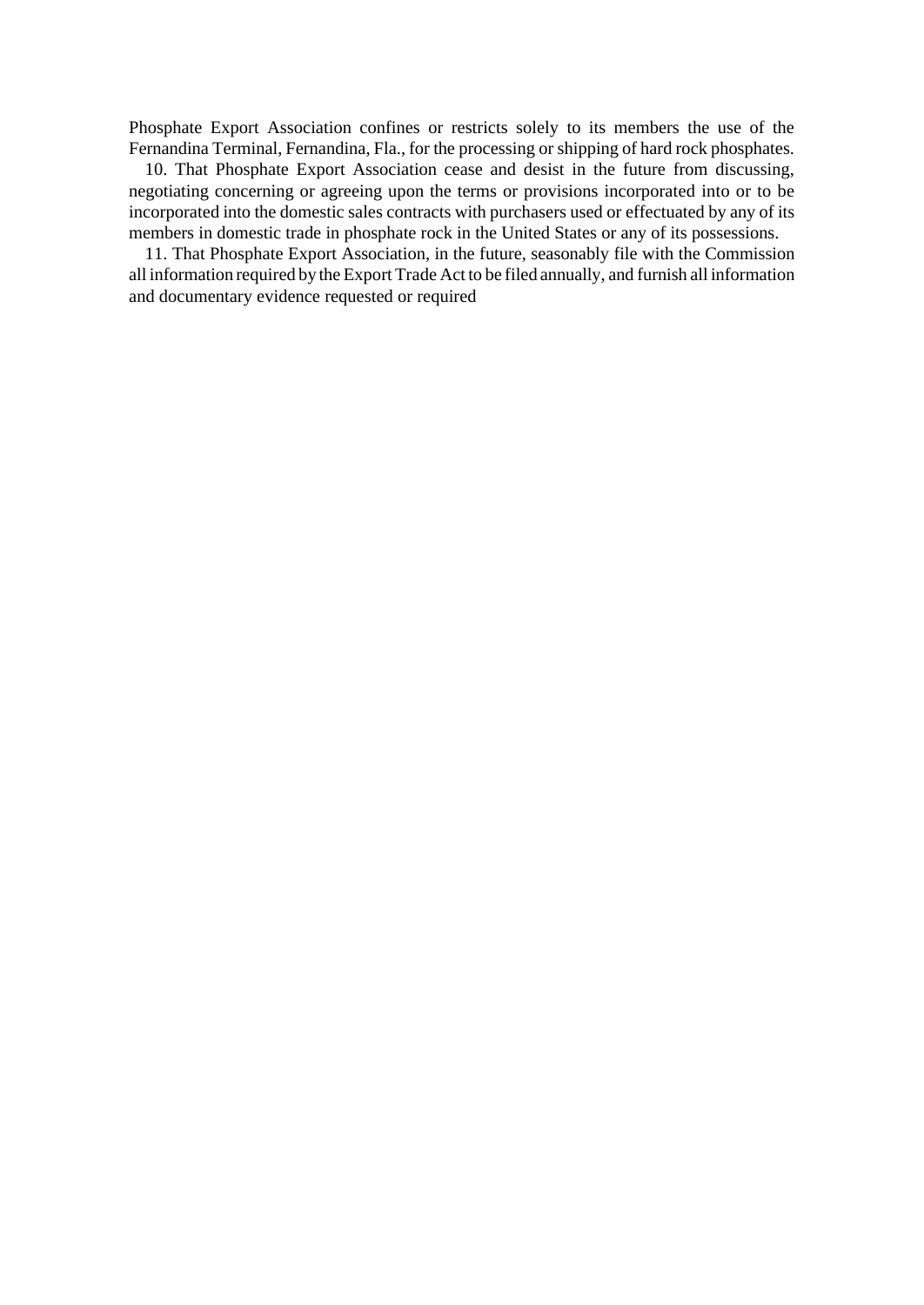Phosphate Export Association confines or restricts solely to its members the use of the Fernandina Terminal, Fernandina, Fla., for the processing or shipping of hard rock phosphates.

10. That Phosphate Export Association cease and desist in the future from discussing, negotiating concerning or agreeing upon the terms or provisions incorporated into or to be incorporated into the domestic sales contracts with purchasers used or effectuated by any of its members in domestic trade in phosphate rock in the United States or any of its possessions.

11. That Phosphate Export Association, in the future, seasonably file with the Commission all information required by the Export Trade Act to be filed annually, and furnish all information and documentary evidence requested or required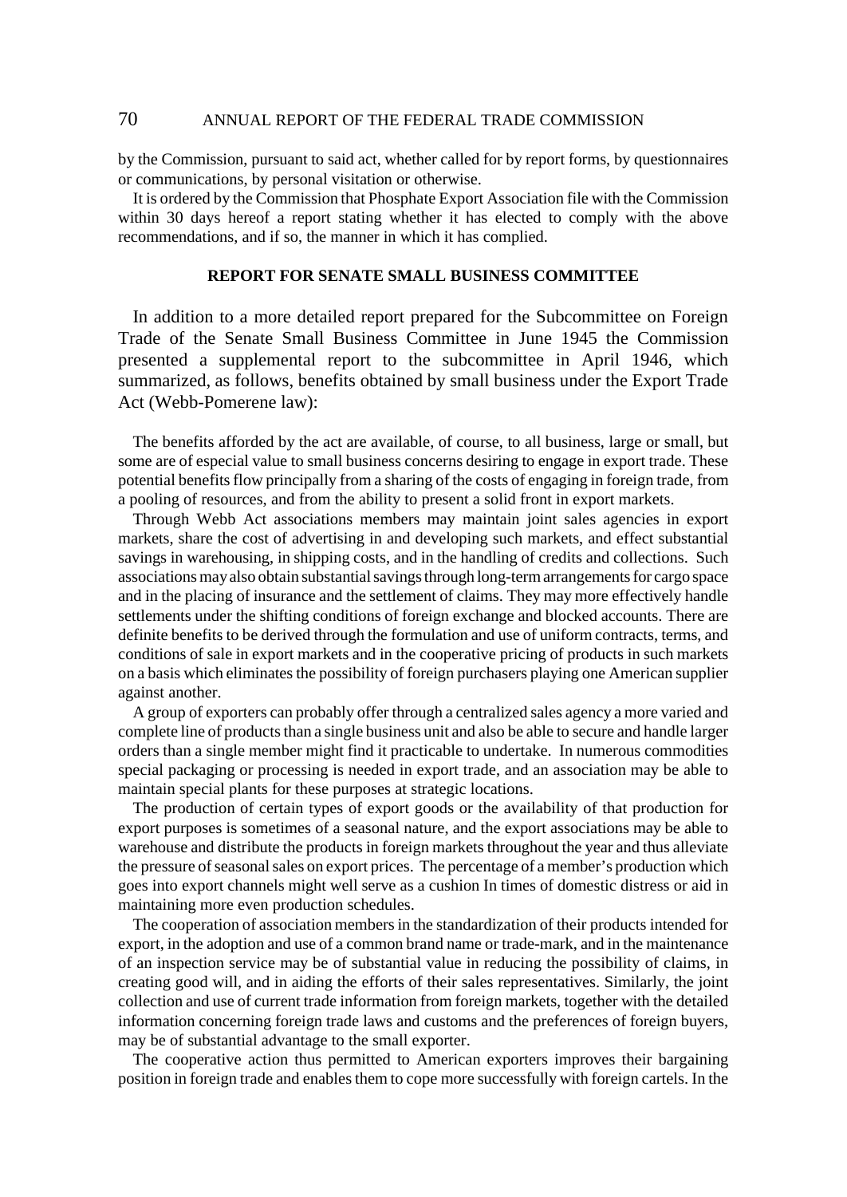by the Commission, pursuant to said act, whether called for by report forms, by questionnaires or communications, by personal visitation or otherwise.

It is ordered by the Commission that Phosphate Export Association file with the Commission within 30 days hereof a report stating whether it has elected to comply with the above recommendations, and if so, the manner in which it has complied.

## REPORT FOR SENATE SMALL BUSINESS COMMITTEE

In addition to a more detailed report prepared for the Subcommittee on Foreign Trade of the Senate Small Business Committee in June 1945 the Commission presented a supplemental report to the subcommittee in April 1946, which summarized, as follows, benefits obtained by small business under the Export Trade Act (Webb-Pomerene law):

The benefits afforded by the act are available, of course, to all business, large or small, but some are of especial value to small business concerns desiring to engage in export trade. These potential benefits flow principally from a sharing of the costs of engaging in foreign trade, from a pooling of resources, and from the ability to present a solid front in export markets.

Through Webb Act associations members may maintain joint sales agencies in export markets, share the cost of advertising in and developing such markets, and effect substantial savings in warehousing, in shipping costs, and in the handling of credits and collections. Such associations may also obtain substantial savings through long-term arrangements for cargo space and in the placing of insurance and the settlement of claims. They may more effectively handle settlements under the shifting conditions of foreign exchange and blocked accounts. There are definite benefits to be derived through the formulation and use of uniform contracts, terms, and conditions of sale in export markets and in the cooperative pricing of products in such markets on a basis which eliminates the possibility of foreign purchasers playing one American supplier against another.

A group of exporters can probably offer through a centralized sales agency a more varied and complete line of products than a single business unit and also be able to secure and handle larger orders than a single member might find it practicable to undertake. In numerous commodities special packaging or processing is needed in export trade, and an association may be able to maintain special plants for these purposes at strategic locations.

The production of certain types of export goods or the availability of that production for export purposes is sometimes of a seasonal nature, and the export associations may be able to warehouse and distribute the products in foreign markets throughout the year and thus alleviate the pressure of seasonal sales on export prices. The percentage of a member's production which goes into export channels might well serve as a cushion In times of domestic distress or aid in maintaining more even production schedules.

The cooperation of association members in the standardization of their products intended for export, in the adoption and use of a common brand name or trade-mark, and in the maintenance of an inspection service may be of substantial value in reducing the possibility of claims, in creating good will, and in aiding the efforts of their sales representatives. Similarly, the joint collection and use of current trade information from foreign markets, together with the detailed information concerning foreign trade laws and customs and the preferences of foreign buyers, may be of substantial advantage to the small exporter.

The cooperative action thus permitted to American exporters improves their bargaining position in foreign trade and enables them to cope more successfully with foreign cartels. In the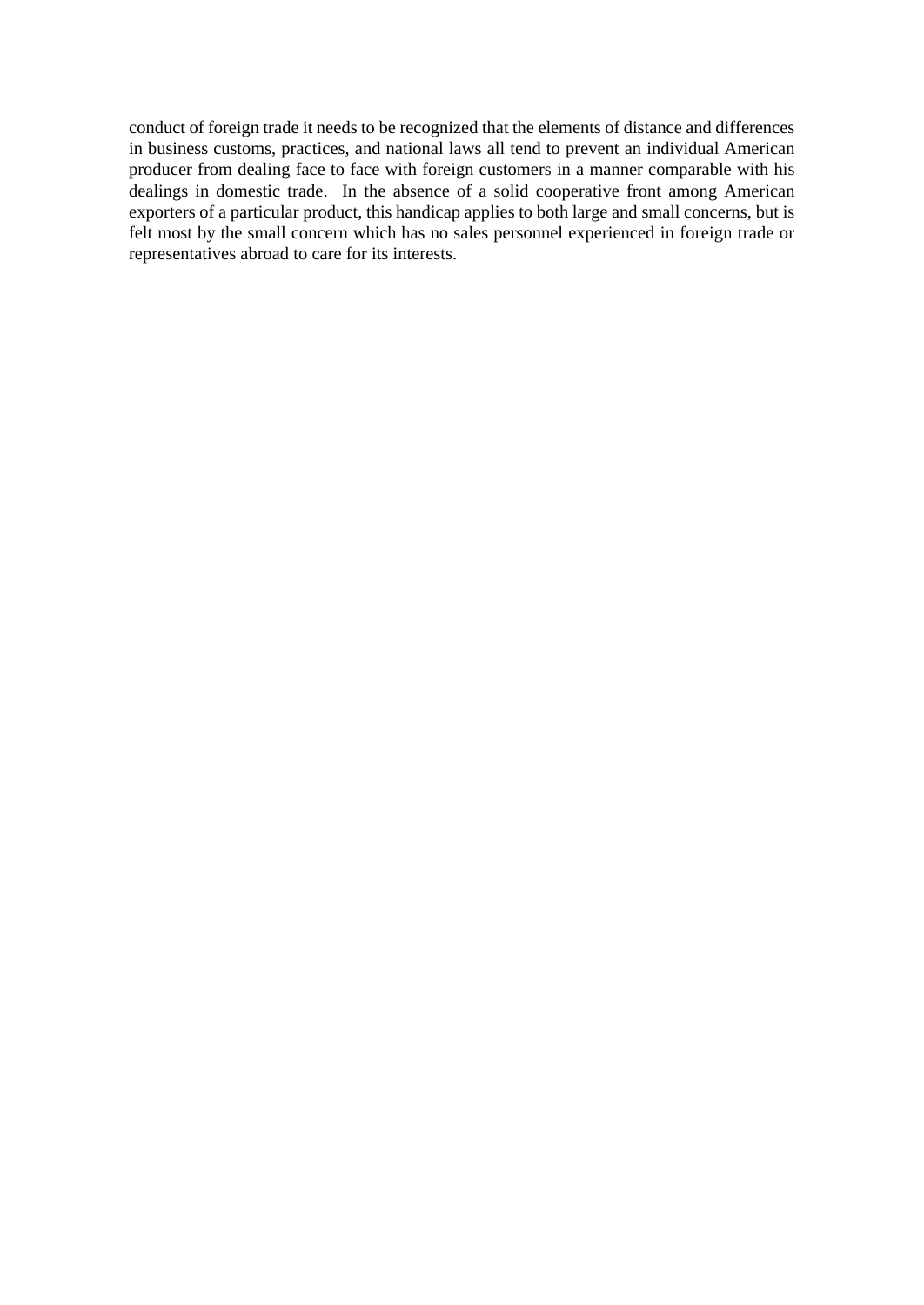conduct of foreign trade it needs to be recognized that the elements of distance and differences in business customs, practices, and national laws all tend to prevent an individual American producer from dealing face to face with foreign customers in a manner comparable with his dealings in domestic trade. In the absence of a solid cooperative front among American exporters of a particular product, this handicap applies to both large and small concerns, but is felt most by the small concern which has no sales personnel experienced in foreign trade or representatives abroad to care for its interests.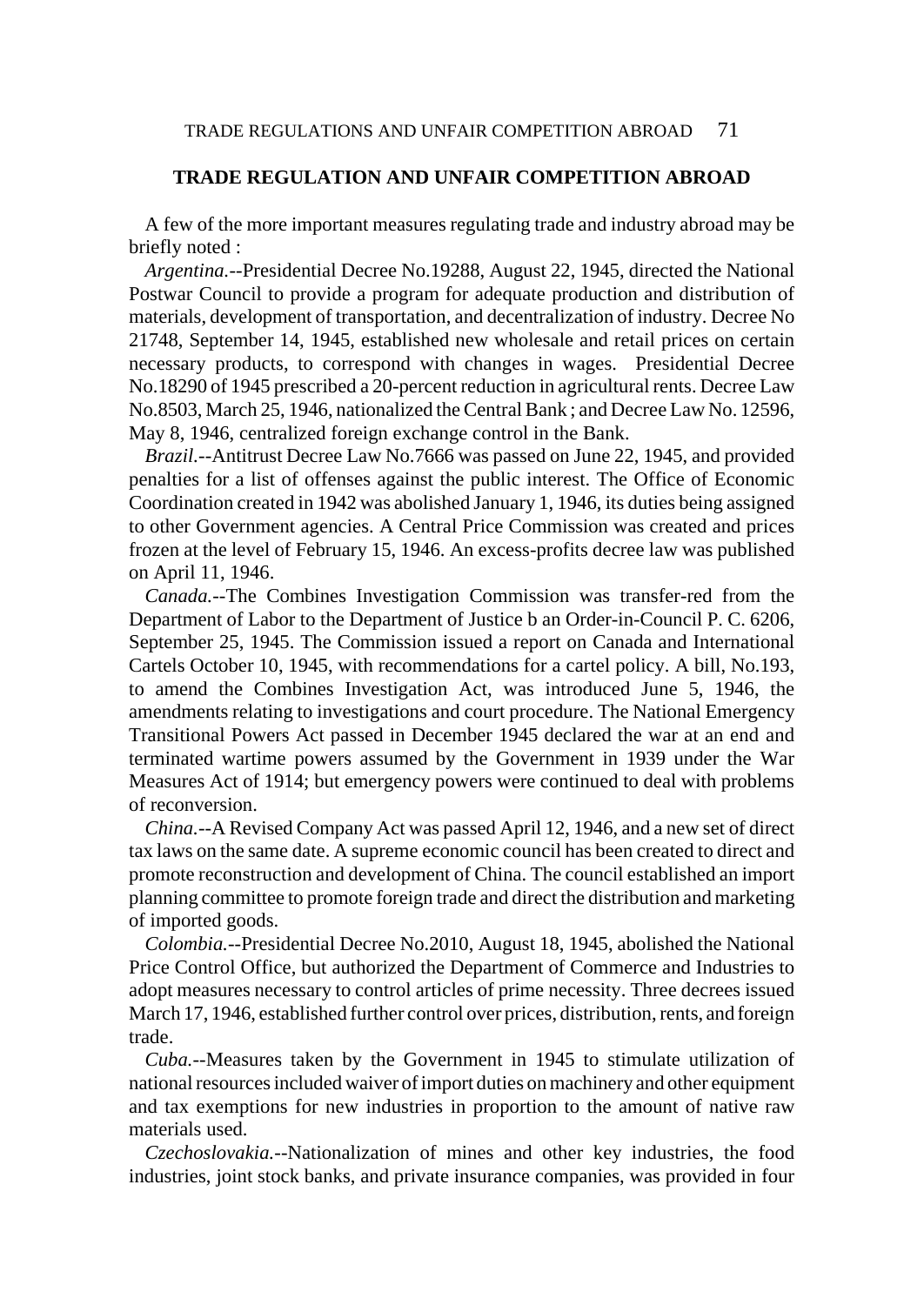## TRADE REGULATION AND UNFAIR COMPETITION ABROAD

A few of the more important measures regulating trade and industry abroad may be briefly noted :

*Argentina.*--Presidential Decree No.19288, August 22, 1945, directed the National Postwar Council to provide a program for adequate production and distribution of materials, development of transportation, and decentralization of industry. Decree No 21748, September 14, 1945, established new wholesale and retail prices on certain necessary products, to correspond with changes in wages. Presidential Decree No.18290 of 1945 prescribed a 20-percent reduction in agricultural rents. Decree Law No.8503, March 25, 1946, nationalized the Central Bank ; and Decree Law No. 12596, May 8, 1946, centralized foreign exchange control in the Bank.

*Brazil.*--Antitrust Decree Law No.7666 was passed on June 22, 1945, and provided penalties for a list of offenses against the public interest. The Office of Economic Coordination created in 1942 was abolished January 1, 1946, its duties being assigned to other Government agencies. A Central Price Commission was created and prices frozen at the level of February 15, 1946. An excess-profits decree law was published on April 11, 1946.

*Canada.*--The Combines Investigation Commission was transfer-red from the Department of Labor to the Department of Justice b an Order-in-Council P. C. 6206, September 25, 1945. The Commission issued a report on Canada and International Cartels October 10, 1945, with recommendations for a cartel policy. A bill, No.193, to amend the Combines Investigation Act, was introduced June 5, 1946, the amendments relating to investigations and court procedure. The National Emergency Transitional Powers Act passed in December 1945 declared the war at an end and terminated wartime powers assumed by the Government in 1939 under the War Measures Act of 1914; but emergency powers were continued to deal with problems of reconversion.

*China.*--A Revised Company Act was passed April 12, 1946, and a new set of direct tax laws on the same date. A supreme economic council has been created to direct and promote reconstruction and development of China. The council established an import planning committee to promote foreign trade and direct the distribution and marketing of imported goods.

*Colombia.*--Presidential Decree No.2010, August 18, 1945, abolished the National Price Control Office, but authorized the Department of Commerce and Industries to adopt measures necessary to control articles of prime necessity. Three decrees issued March 17, 1946, established further control over prices, distribution, rents, and foreign trade.

*Cuba.*--Measures taken by the Government in 1945 to stimulate utilization of national resources included waiver of import duties on machinery and other equipment and tax exemptions for new industries in proportion to the amount of native raw materials used.

*Czechoslovakia.*--Nationalization of mines and other key industries, the food industries, joint stock banks, and private insurance companies, was provided in four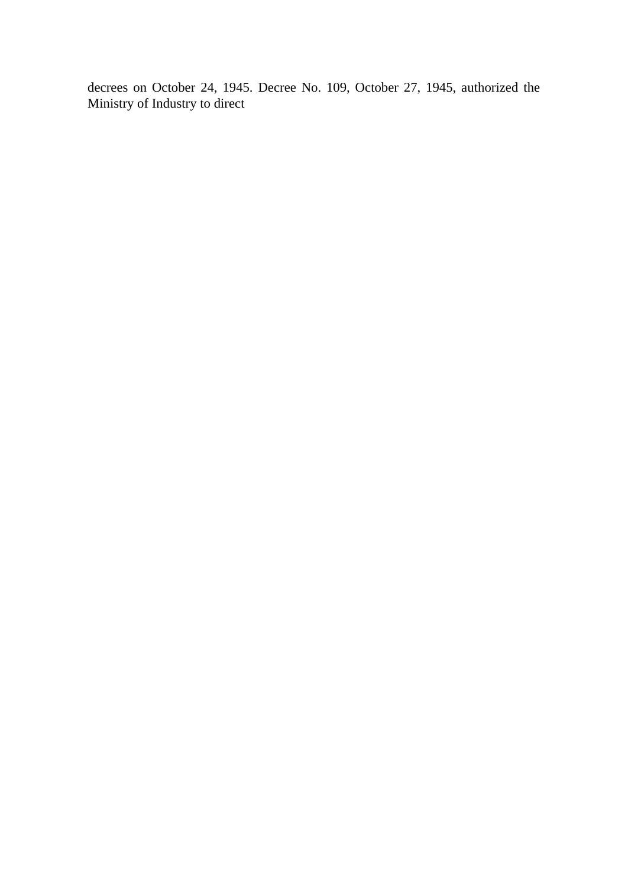decrees on October 24, 1945. Decree No. 109, October 27, 1945, authorized the Ministry of Industry to direct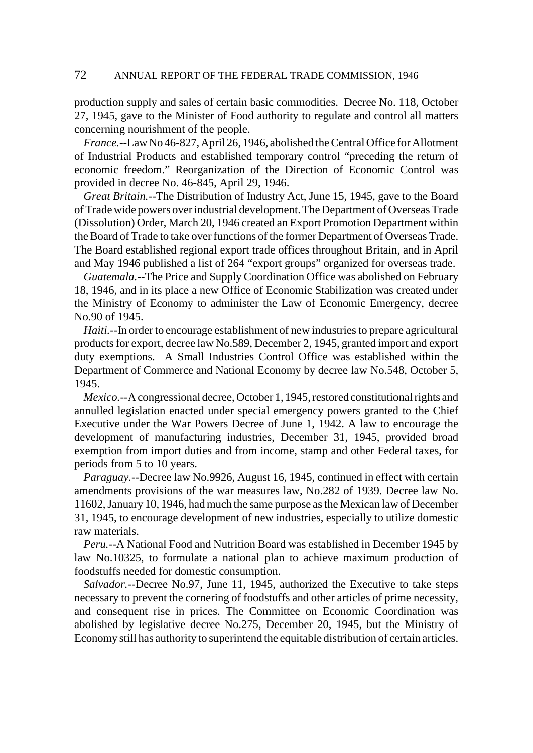production supply and sales of certain basic commodities. Decree No. 118, October 27, 1945, gave to the Minister of Food authority to regulate and control all matters concerning nourishment of the people.

*France.*--Law No 46-827, April 26, 1946, abolished the Central Office for Allotment of Industrial Products and established temporary control "preceding the return of economic freedom." Reorganization of the Direction of Economic Control was provided in decree No. 46-845, April 29, 1946.

*Great Britain.*--The Distribution of Industry Act, June 15, 1945, gave to the Board of Trade wide powers over industrial development. The Department of Overseas Trade (Dissolution) Order, March 20, 1946 created an Export Promotion Department within the Board of Trade to take over functions of the former Department of Overseas Trade. The Board established regional export trade offices throughout Britain, and in April and May 1946 published a list of 264 "export groups" organized for overseas trade.

*Guatemala.*--The Price and Supply Coordination Office was abolished on February 18, 1946, and in its place a new Office of Economic Stabilization was created under the Ministry of Economy to administer the Law of Economic Emergency, decree No.90 of 1945.

*Haiti.*--In order to encourage establishment of new industries to prepare agricultural products for export, decree law No.589, December 2, 1945, granted import and export duty exemptions. A Small Industries Control Office was established within the Department of Commerce and National Economy by decree law No.548, October 5, 1945.

*Mexico.*--A congressional decree, October 1, 1945, restored constitutional rights and annulled legislation enacted under special emergency powers granted to the Chief Executive under the War Powers Decree of June 1, 1942. A law to encourage the development of manufacturing industries, December 31, 1945, provided broad exemption from import duties and from income, stamp and other Federal taxes, for periods from 5 to 10 years.

*Paraguay.*--Decree law No.9926, August 16, 1945, continued in effect with certain amendments provisions of the war measures law, No.282 of 1939. Decree law No. 11602, January 10, 1946, had much the same purpose as the Mexican law of December 31, 1945, to encourage development of new industries, especially to utilize domestic raw materials.

*Peru.*--A National Food and Nutrition Board was established in December 1945 by law No.10325, to formulate a national plan to achieve maximum production of foodstuffs needed for domestic consumption.

*Salvador.*--Decree No.97, June 11, 1945, authorized the Executive to take steps necessary to prevent the cornering of foodstuffs and other articles of prime necessity, and consequent rise in prices. The Committee on Economic Coordination was abolished by legislative decree No.275, December 20, 1945, but the Ministry of Economy still has authority to superintend the equitable distribution of certain articles.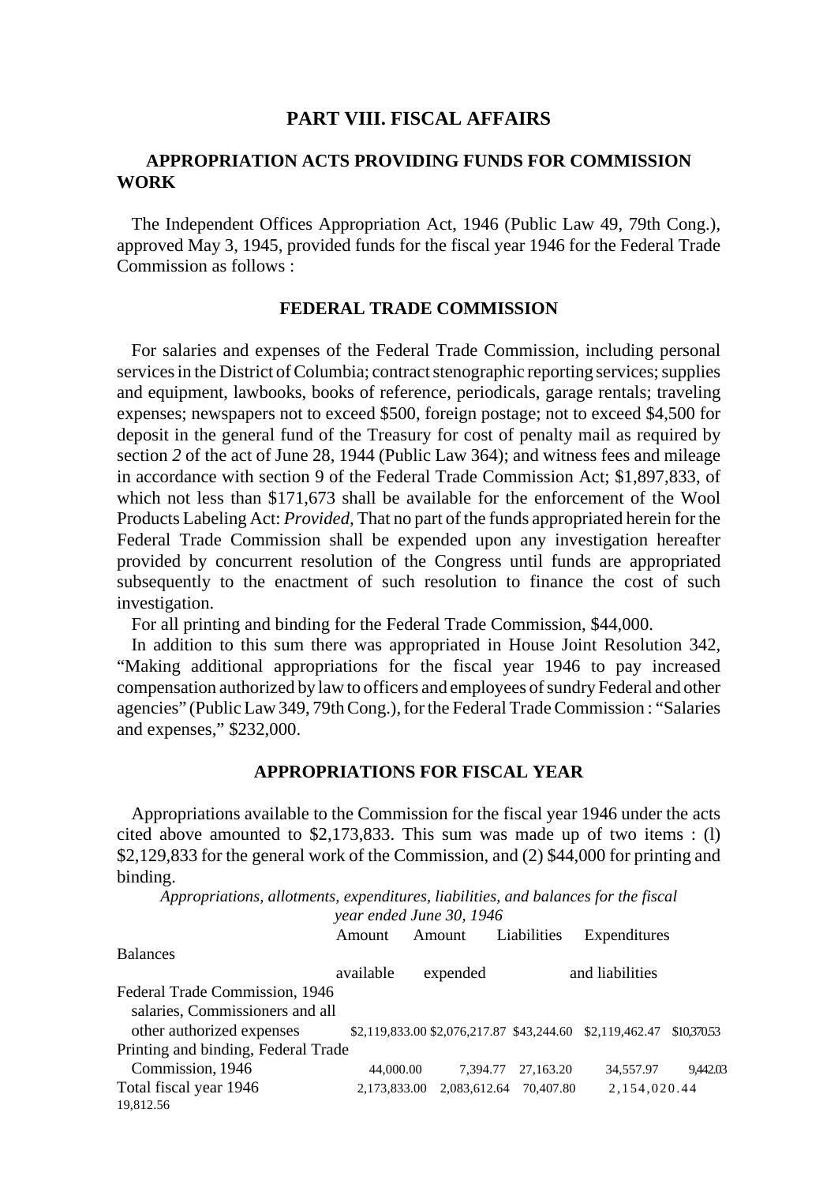## PART VIII. FISCAL AFFAIRS

### APPROPRIATION ACTS PROVIDING FUNDS FOR COMMISSION WORK

The Independent Offices Appropriation Act, 1946 (Public Law 49, 79th Cong.), approved May 3, 1945, provided funds for the fiscal year 1946 for the Federal Trade Commission as follows :

### FEDERAL TRADE COMMISSION

For salaries and expenses of the Federal Trade Commission, including personal services in the District of Columbia; contract stenographic reporting services; supplies and equipment, lawbooks, books of reference, periodicals, garage rentals; traveling expenses; newspapers not to exceed $500, foreign postage; not to exceed $4,500 for deposit in the general fund of the Treasury for cost of penalty mail as required by section *2* of the act of June 28, 1944 (Public Law 364); and witness fees and mileage in accordance with section 9 of the Federal Trade Commission Act; $1,897,833, of which not less than $171,673 shall be available for the enforcement of the Wool Products Labeling Act: *Provided,* That no part of the funds appropriated herein for the Federal Trade Commission shall be expended upon any investigation hereafter provided by concurrent resolution of the Congress until funds are appropriated subsequently to the enactment of such resolution to finance the cost of such investigation.

For all printing and binding for the Federal Trade Commission, $44,000.

In addition to this sum there was appropriated in House Joint Resolution 342, "Making additional appropriations for the fiscal year 1946 to pay increased compensation authorized by law to officers and employees of sundry Federal and other agencies" (Public Law 349, 79th Cong.), for the Federal Trade Commission : "Salaries and expenses," $232,000.

### APPROPRIATIONS FOR FISCAL YEAR

Appropriations available to the Commission for the fiscal year 1946 under the acts cited above amounted to $2,173,833. This sum was made up of two items : (l) $2,129,833 for the general work of the Commission, and (2) $44,000 for printing and binding.

*Appropriations, allotments, expenditures, liabilities, and balances for the fiscal year ended June 30, 1946*

| | Amount available | Amount expended | Liabilities | Expenditures and liabilities | Balances |
|---|---|---|---|---|---|
| Federal Trade Commission, 1946 salaries, Commissioners and all other authorized expenses | $2,119,833.00 | $2,076,217.87 | $43,244.60 | $2,119,462.47 | $10,370.53 |
| Printing and binding, Federal Trade Commission, 1946 | 44,000.00 | 7,394.77 | 27,163.20 | 34,557.97 | 9,442.03 |
| Total fiscal year 1946 | 2,173,833.00 | 2,083,612.64 | 70,407.80 | 2,154,020.44 | 19,812.56 |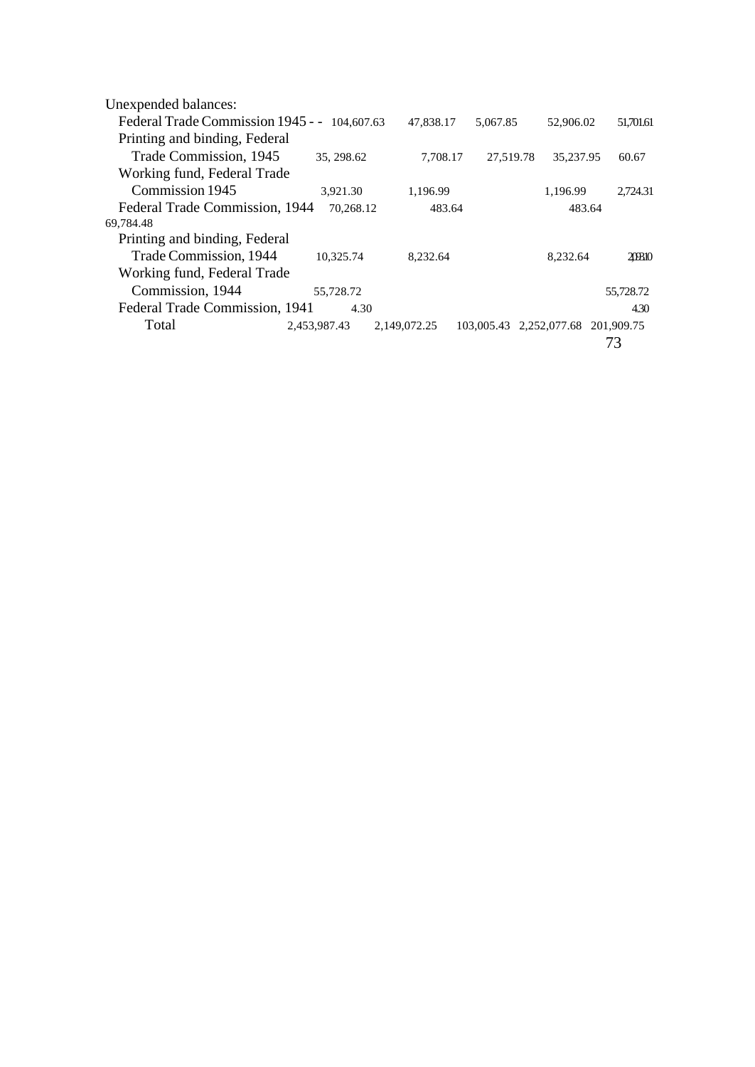| | | | | | |
|---|---|---|---|---|---|
| Unexpended balances: | | | | | |
| Federal Trade Commission 1945 - - | 104,607.63 | 47,838.17 | 5,067.85 | 52,906.02 | 51,701.61 |
| Printing and binding, Federal Trade Commission, 1945 | 35, 298.62 | 7,708.17 | 27,519.78 | 35,237.95 | 60.67 |
| Working fund, Federal Trade Commission 1945 | 3,921.30 | 1,196.99 | | 1,196.99 | 2,724.31 |
| Federal Trade Commission, 1944 | 70,268.12 | 483.64 | | 483.64 | 69,784.48 |
| Printing and binding, Federal Trade Commission, 1944 | 10,325.74 | 8,232.64 | | 8,232.64 | 2,093.10 |
| Working fund, Federal Trade Commission, 1944 | 55,728.72 | | | | 55,728.72 |
| Federal Trade Commission, 1941 | 4.30 | | | | 4.30 |
| Total | 2,453,987.43 | 2,149,072.25 | 103,005.43 | 2,252,077.68 | 201,909.75 |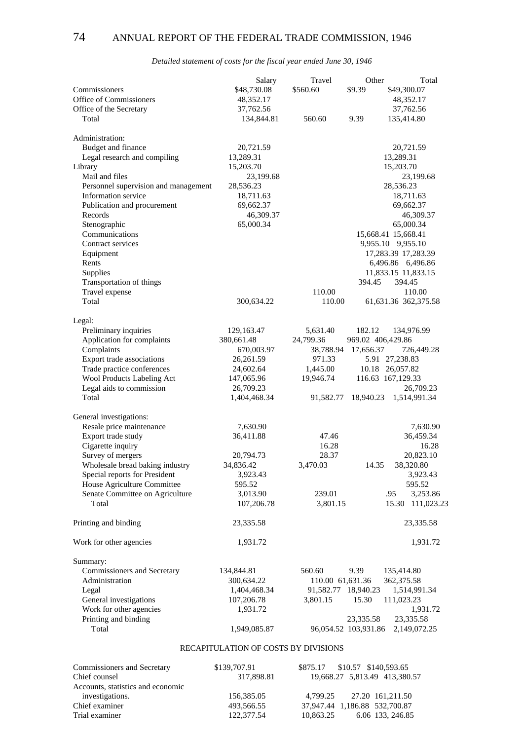*Detailed statement of costs for the fiscal year ended June 30, 1946*

| | Salary | Travel | Other | Total |
|---|---|---|---|---|
| Commissioners | $48,730.08 | $560.60 | $9.39 | $49,300.07 |
| Office of Commissioners | 48,352.17 | | | 48,352.17 |
| Office of the Secretary | 37,762.56 | | | 37,762.56 |
| Total | 134,844.81 | 560.60 | 9.39 | 135,414.80 |
| Administration: | | | | |
| Budget and finance | 20,721.59 | | | 20,721.59 |
| Legal research and compiling | 13,289.31 | | | 13,289.31 |
| Library | 15,203.70 | | | 15,203.70 |
| Mail and files | 23,199.68 | | | 23,199.68 |
| Personnel supervision and management | 28,536.23 | | | 28,536.23 |
| Information service | 18,711.63 | | | 18,711.63 |
| Publication and procurement | 69,662.37 | | | 69,662.37 |
| Records | 46,309.37 | | | 46,309.37 |
| Stenographic | 65,000.34 | | | 65,000.34 |
| Communications | | | 15,668.41 | 15,668.41 |
| Contract services | | | 9,955.10 | 9,955.10 |
| Equipment | | | 17,283.39 | 17,283.39 |
| Rents | | | 6,496.86 | 6,496.86 |
| Supplies | | | 11,833.15 | 11,833.15 |
| Transportation of things | | | 394.45 | 394.45 |
| Travel expense | | 110.00 | | 110.00 |
| Total | 300,634.22 | 110.00 | 61,631.36 | 362,375.58 |
| Legal: | | | | |
| Preliminary inquiries | 129,163.47 | 5,631.40 | 182.12 | 134,976.99 |
| Application for complaints | 380,661.48 | 24,799.36 | 969.02 | 406,429.86 |
| Complaints | 670,003.97 | 38,788.94 | 17,656.37 | 726,449.28 |
| Export trade associations | 26,261.59 | 971.33 | 5.91 | 27,238.83 |
| Trade practice conferences | 24,602.64 | 1,445.00 | 10.18 | 26,057.82 |
| Wool Products Labeling Act | 147,065.96 | 19,946.74 | 116.63 | 167,129.33 |
| Legal aids to commission | 26,709.23 | | | 26,709.23 |
| Total | 1,404,468.34 | 91,582.77 | 18,940.23 | 1,514,991.34 |
| General investigations: | | | | |
| Resale price maintenance | 7,630.90 | | | 7,630.90 |
| Export trade study | 36,411.88 | 47.46 | | 36,459.34 |
| Cigarette inquiry | | 16.28 | | 16.28 |
| Survey of mergers | 20,794.73 | 28.37 | | 20,823.10 |
| Wholesale bread baking industry | 34,836.42 | 3,470.03 | 14.35 | 38,320.80 |
| Special reports for President | 3,923.43 | | | 3,923.43 |
| House Agriculture Committee | 595.52 | | | 595.52 |
| Senate Committee on Agriculture | 3,013.90 | 239.01 | .95 | 3,253.86 |
| Total | 107,206.78 | 3,801.15 | 15.30 | 111,023.23 |
| Printing and binding | 23,335.58 | | | 23,335.58 |
| Work for other agencies | 1,931.72 | | | 1,931.72 |
| Summary: | | | | |
| Commissioners and Secretary | 134,844.81 | 560.60 | 9.39 | 135,414.80 |
| Administration | 300,634.22 | 110.00 | 61,631.36 | 362,375.58 |
| Legal | 1,404,468.34 | 91,582.77 | 18,940.23 | 1,514,991.34 |
| General investigations | 107,206.78 | 3,801.15 | 15.30 | 111,023.23 |
| Work for other agencies | 1,931.72 | | | 1,931.72 |
| Printing and binding | | | 23,335.58 | 23,335.58 |
| Total | 1,949,085.87 | 96,054.52 | 103,931.86 | 2,149,072.25 |

## RECAPITULATION OF COSTS BY DIVISIONS

| | Salary | Travel | Other | Total |
|---|---|---|---|---|
| Commissioners and Secretary | $139,707.91 | $875.17 | $10.57 | $140,593.65 |
| Chief counsel | 317,898.81 | 19,668.27 | 5,813.49 | 413,380.57 |
| Accounts, statistics and economic investigations. | 156,385.05 | 4,799.25 | 27.20 | 161,211.50 |
| Chief examiner | 493,566.55 | 37,947.44 | 1,186.88 | 532,700.87 |
| Trial examiner | 122,377.54 | 10,863.25 | 6.06 | 133, 246.85 |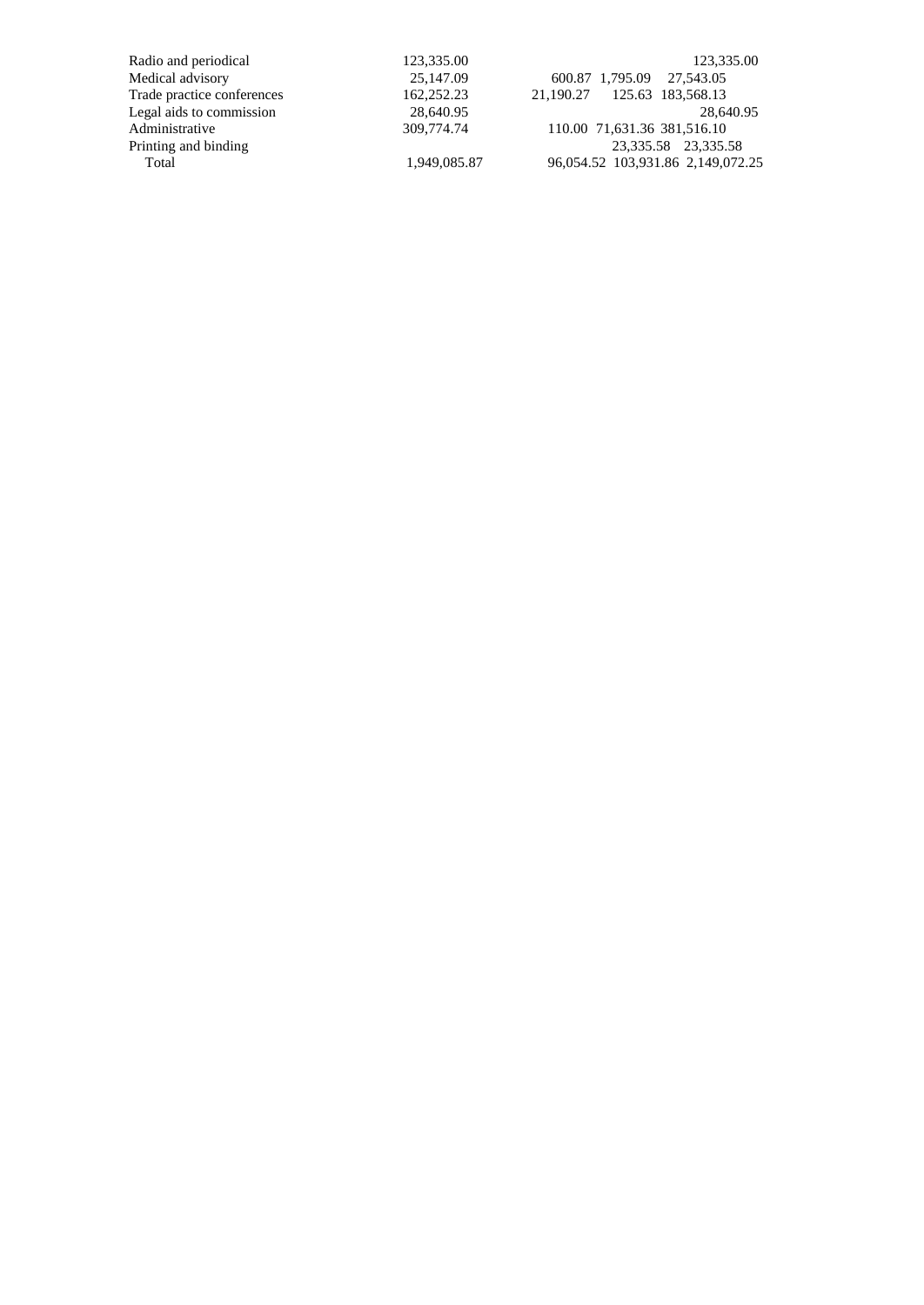| | | | | |
|---|---|---|---|---|
| Radio and periodical | 123,335.00 | | | 123,335.00 |
| Medical advisory | 25,147.09 | 600.87 | 1,795.09 | 27,543.05 |
| Trade practice conferences | 162,252.23 | 21,190.27 | 125.63 | 183,568.13 |
| Legal aids to commission | 28,640.95 | | | 28,640.95 |
| Administrative | 309,774.74 | 110.00 | 71,631.36 | 381,516.10 |
| Printing and binding | | | 23,335.58 | 23,335.58 |
| Total | 1,949,085.87 | 96,054.52 | 103,931.86 | 2,149,072.25 |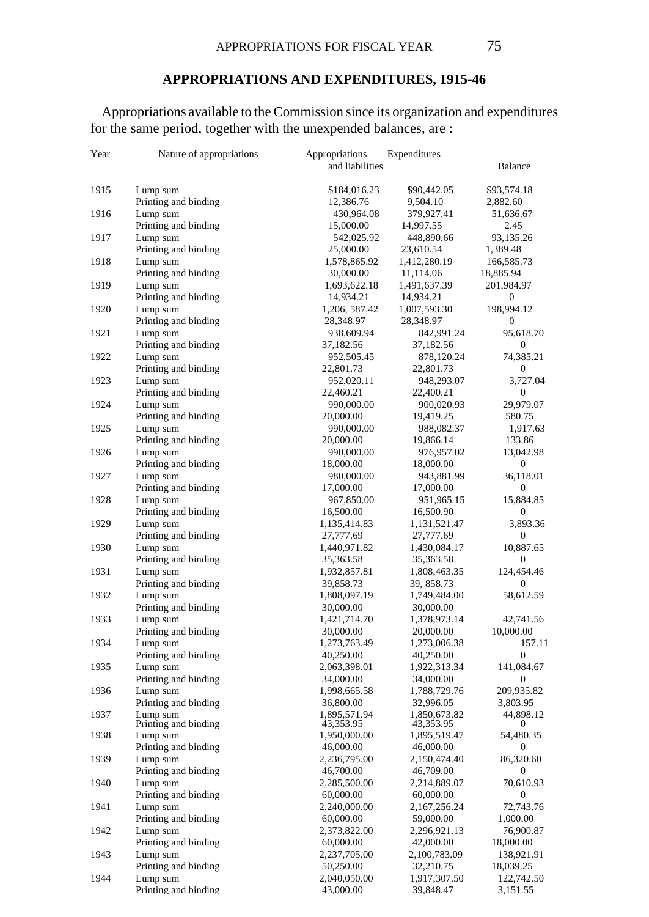## APPROPRIATIONS AND EXPENDITURES, 1915-46

Appropriations available to the Commission since its organization and expenditures for the same period, together with the unexpended balances, are :

| Year | Nature of appropriations | Appropriations and liabilities | Expenditures | Balance |
|---|---|---|---|---|
| 1915 | Lump sum | $184,016.23 | $90,442.05 | $93,574.18 |
| | Printing and binding | 12,386.76 | 9,504.10 | 2,882.60 |
| 1916 | Lump sum | 430,964.08 | 379,927.41 | 51,636.67 |
| | Printing and binding | 15,000.00 | 14,997.55 | 2.45 |
| 1917 | Lump sum | 542,025.92 | 448,890.66 | 93,135.26 |
| | Printing and binding | 25,000.00 | 23,610.54 | 1,389.48 |
| 1918 | Lump sum | 1,578,865.92 | 1,412,280.19 | 166,585.73 |
| | Printing and binding | 30,000.00 | 11,114.06 | 18,885.94 |
| 1919 | Lump sum | 1,693,622.18 | 1,491,637.39 | 201,984.97 |
| | Printing and binding | 14,934.21 | 14,934.21 | 0 |
| 1920 | Lump sum | 1,206, 587.42 | 1,007,593.30 | 198,994.12 |
| | Printing and binding | 28,348.97 | 28,348.97 | 0 |
| 1921 | Lump sum | 938,609.94 | 842,991.24 | 95,618.70 |
| | Printing and binding | 37,182.56 | 37,182.56 | 0 |
| 1922 | Lump sum | 952,505.45 | 878,120.24 | 74,385.21 |
| | Printing and binding | 22,801.73 | 22,801.73 | 0 |
| 1923 | Lump sum | 952,020.11 | 948,293.07 | 3,727.04 |
| | Printing and binding | 22,460.21 | 22,400.21 | 0 |
| 1924 | Lump sum | 990,000.00 | 900,020.93 | 29,979.07 |
| | Printing and binding | 20,000.00 | 19,419.25 | 580.75 |
| 1925 | Lump sum | 990,000.00 | 988,082.37 | 1,917.63 |
| | Printing and binding | 20,000.00 | 19,866.14 | 133.86 |
| 1926 | Lump sum | 990,000.00 | 976,957.02 | 13,042.98 |
| | Printing and binding | 18,000.00 | 18,000.00 | 0 |
| 1927 | Lump sum | 980,000.00 | 943,881.99 | 36,118.01 |
| | Printing and binding | 17,000.00 | 17,000.00 | 0 |
| 1928 | Lump sum | 967,850.00 | 951,965.15 | 15,884.85 |
| | Printing and binding | 16,500.00 | 16,500.90 | 0 |
| 1929 | Lump sum | 1,135,414.83 | 1,131,521.47 | 3,893.36 |
| | Printing and binding | 27,777.69 | 27,777.69 | 0 |
| 1930 | Lump sum | 1,440,971.82 | 1,430,084.17 | 10,887.65 |
| | Printing and binding | 35,363.58 | 35,363.58 | 0 |
| 1931 | Lump sum | 1,932,857.81 | 1,808,463.35 | 124,454.46 |
| | Printing and binding | 39,858.73 | 39, 858.73 | 0 |
| 1932 | Lump sum | 1,808,097.19 | 1,749,484.00 | 58,612.59 |
| | Printing and binding | 30,000.00 | 30,000.00 | |
| 1933 | Lump sum | 1,421,714.70 | 1,378,973.14 | 42,741.56 |
| | Printing and binding | 30,000.00 | 20,000.00 | 10,000.00 |
| 1934 | Lump sum | 1,273,763.49 | 1,273,006.38 | 157.11 |
| | Printing and binding | 40,250.00 | 40,250.00 | 0 |
| 1935 | Lump sum | 2,063,398.01 | 1,922,313.34 | 141,084.67 |
| | Printing and binding | 34,000.00 | 34,000.00 | 0 |
| 1936 | Lump sum | 1,998,665.58 | 1,788,729.76 | 209,935.82 |
| | Printing and binding | 36,800.00 | 32,996.05 | 3,803.95 |
| 1937 | Lump sum | 1,895,571.94 | 1,850,673.82 | 44,898.12 |
| | Printing and binding | 43,353.95 | 43,353.95 | 0 |
| 1938 | Lump sum | 1,950,000.00 | 1,895,519.47 | 54,480.35 |
| | Printing and binding | 46,000.00 | 46,000.00 | 0 |
| 1939 | Lump sum | 2,236,795.00 | 2,150,474.40 | 86,320.60 |
| | Printing and binding | 46,700.00 | 46,709.00 | 0 |
| 1940 | Lump sum | 2,285,500.00 | 2,214,889.07 | 70,610.93 |
| | Printing and binding | 60,000.00 | 60,000.00 | 0 |
| 1941 | Lump sum | 2,240,000.00 | 2,167,256.24 | 72,743.76 |
| | Printing and binding | 60,000.00 | 59,000.00 | 1,000.00 |
| 1942 | Lump sum | 2,373,822.00 | 2,296,921.13 | 76,900.87 |
| | Printing and binding | 60,000.00 | 42,000.00 | 18,000.00 |
| 1943 | Lump sum | 2,237,705.00 | 2,100,783.09 | 138,921.91 |
| | Printing and binding | 50,250.00 | 32,210.75 | 18,039.25 |
| 1944 | Lump sum | 2,040,050.00 | 1,917,307.50 | 122,742.50 |
| | Printing and binding | 43,000.00 | 39,848.47 | 3,151.55 |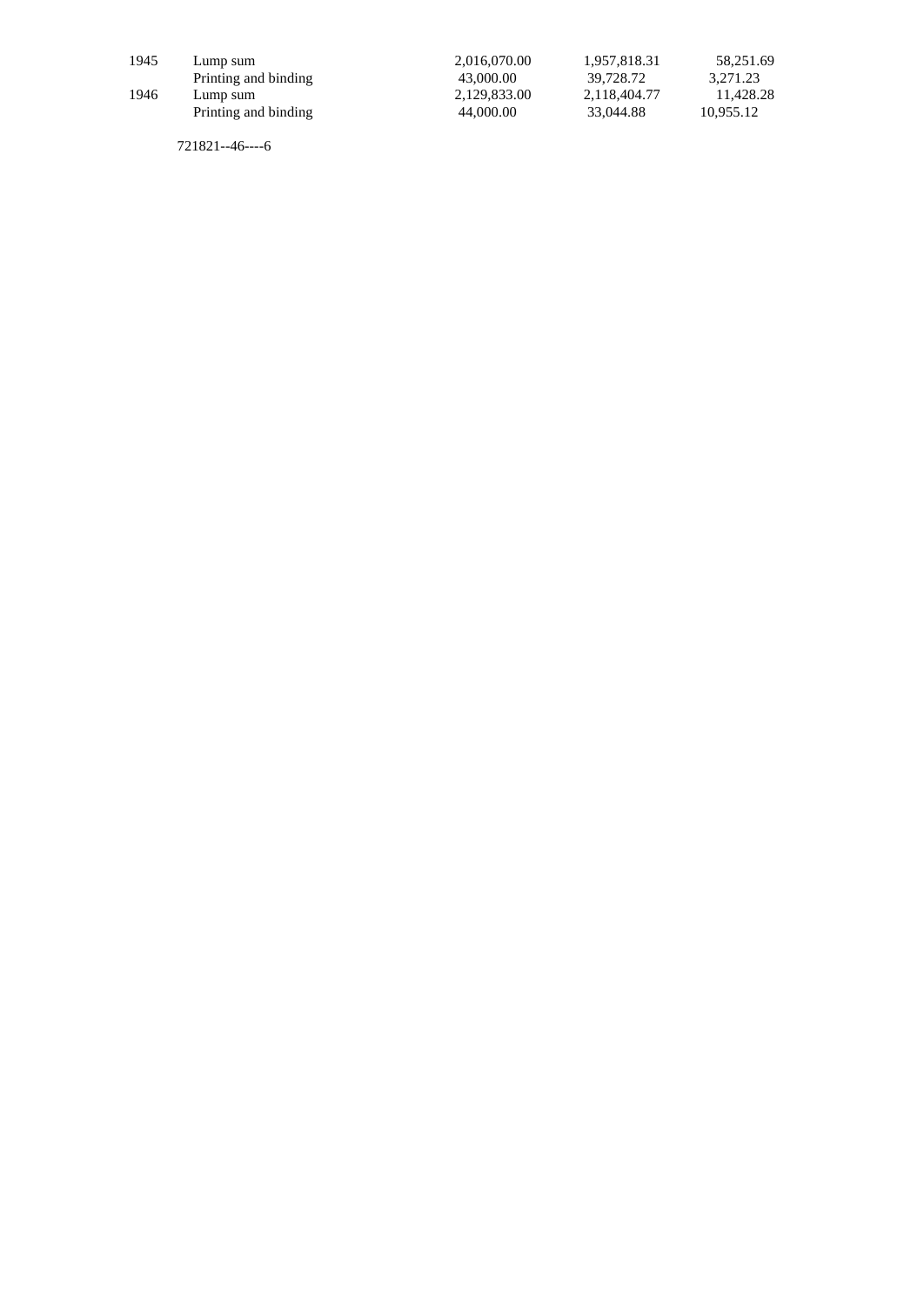| | | | | |
|---|---|---|---|---|
| 1945 | Lump sum | 2,016,070.00 | 1,957,818.31 | 58,251.69 |
| | Printing and binding | 43,000.00 | 39,728.72 | 3,271.23 |
| 1946 | Lump sum | 2,129,833.00 | 2,118,404.77 | 11,428.28 |
| | Printing and binding | 44,000.00 | 33,044.88 | 10,955.12 |

721821--46----6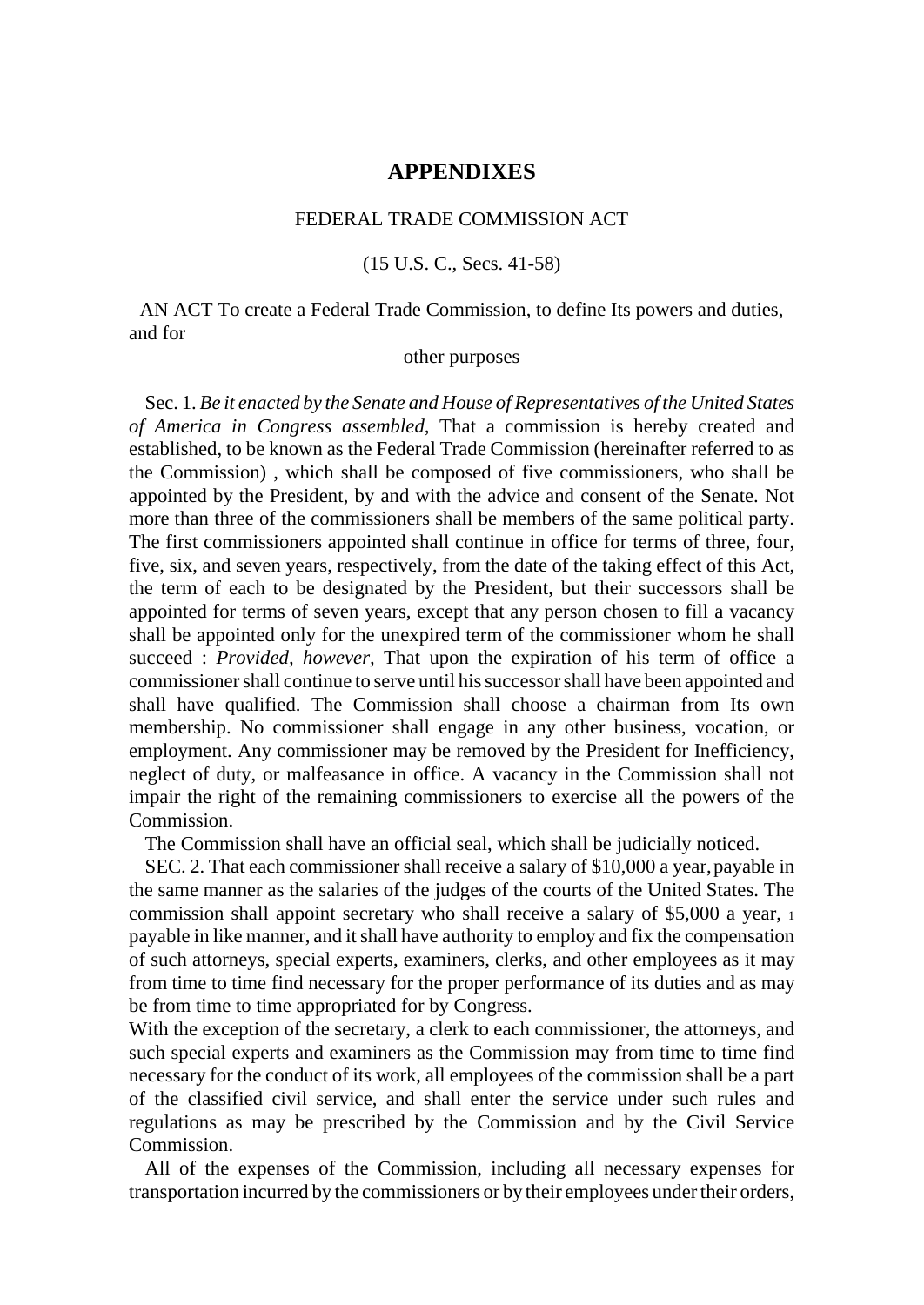# APPENDIXES

## FEDERAL TRADE COMMISSION ACT

(15 U.S. C., Secs. 41-58)

AN ACT To create a Federal Trade Commission, to define Its powers and duties, and for other purposes

Sec. 1. *Be it enacted by the Senate and House of Representatives of the United States of America in Congress assembled,* That a commission is hereby created and established, to be known as the Federal Trade Commission (hereinafter referred to as the Commission) , which shall be composed of five commissioners, who shall be appointed by the President, by and with the advice and consent of the Senate. Not more than three of the commissioners shall be members of the same political party. The first commissioners appointed shall continue in office for terms of three, four, five, six, and seven years, respectively, from the date of the taking effect of this Act, the term of each to be designated by the President, but their successors shall be appointed for terms of seven years, except that any person chosen to fill a vacancy shall be appointed only for the unexpired term of the commissioner whom he shall succeed : *Provided, however,* That upon the expiration of his term of office a commissioner shall continue to serve until his successor shall have been appointed and shall have qualified. The Commission shall choose a chairman from Its own membership. No commissioner shall engage in any other business, vocation, or employment. Any commissioner may be removed by the President for Inefficiency, neglect of duty, or malfeasance in office. A vacancy in the Commission shall not impair the right of the remaining commissioners to exercise all the powers of the Commission.

The Commission shall have an official seal, which shall be judicially noticed.

SEC. 2. That each commissioner shall receive a salary of $10,000 a year, payable in the same manner as the salaries of the judges of the courts of the United States. The commission shall appoint secretary who shall receive a salary of $5,000 a year, [1] payable in like manner, and it shall have authority to employ and fix the compensation of such attorneys, special experts, examiners, clerks, and other employees as it may from time to time find necessary for the proper performance of its duties and as may be from time to time appropriated for by Congress.

With the exception of the secretary, a clerk to each commissioner, the attorneys, and such special experts and examiners as the Commission may from time to time find necessary for the conduct of its work, all employees of the commission shall be a part of the classified civil service, and shall enter the service under such rules and regulations as may be prescribed by the Commission and by the Civil Service Commission.

All of the expenses of the Commission, including all necessary expenses for transportation incurred by the commissioners or by their employees under their orders,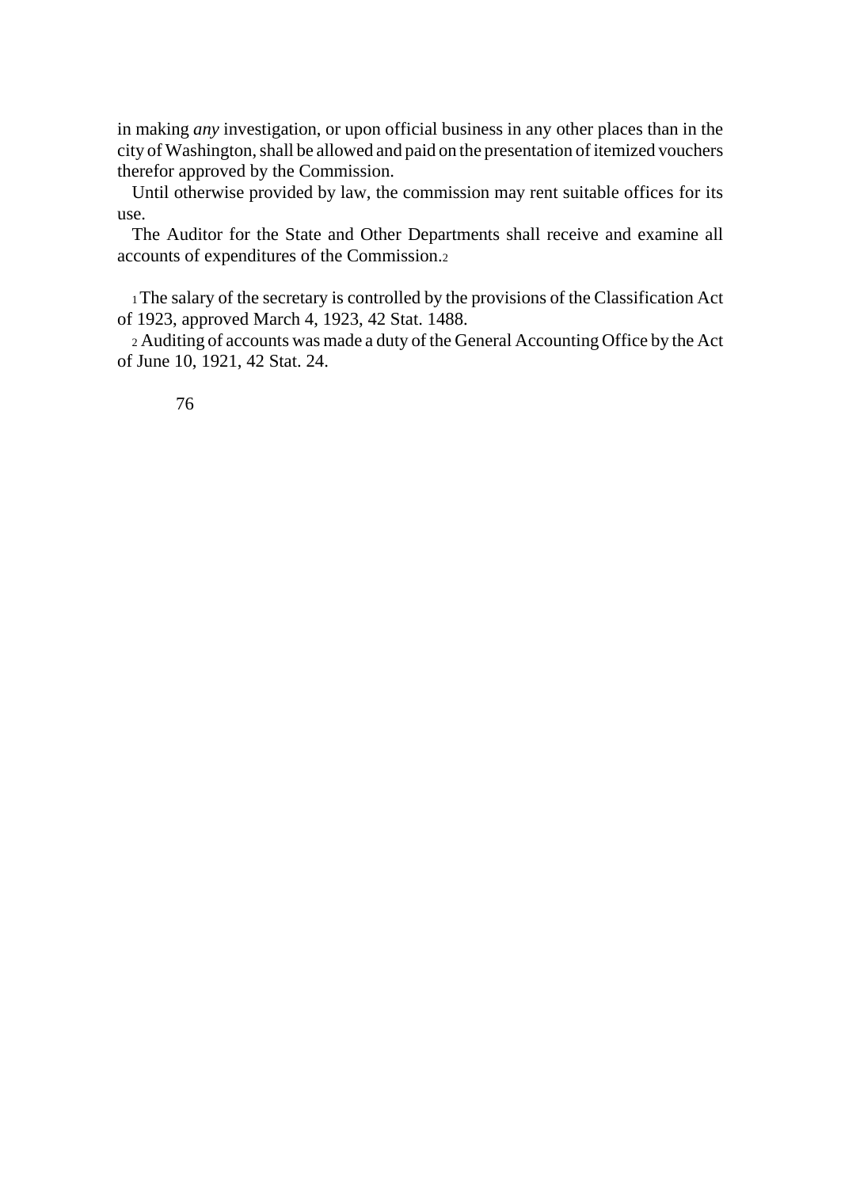in making *any* investigation, or upon official business in any other places than in the city of Washington, shall be allowed and paid on the presentation of itemized vouchers therefor approved by the Commission.

Until otherwise provided by law, the commission may rent suitable offices for its use.

The Auditor for the State and Other Departments shall receive and examine all accounts of expenditures of the Commission.[2]

[1] The salary of the secretary is controlled by the provisions of the Classification Act of 1923, approved March 4, 1923, 42 Stat. 1488.

[2] Auditing of accounts was made a duty of the General Accounting Office by the Act of June 10, 1921, 42 Stat. 24.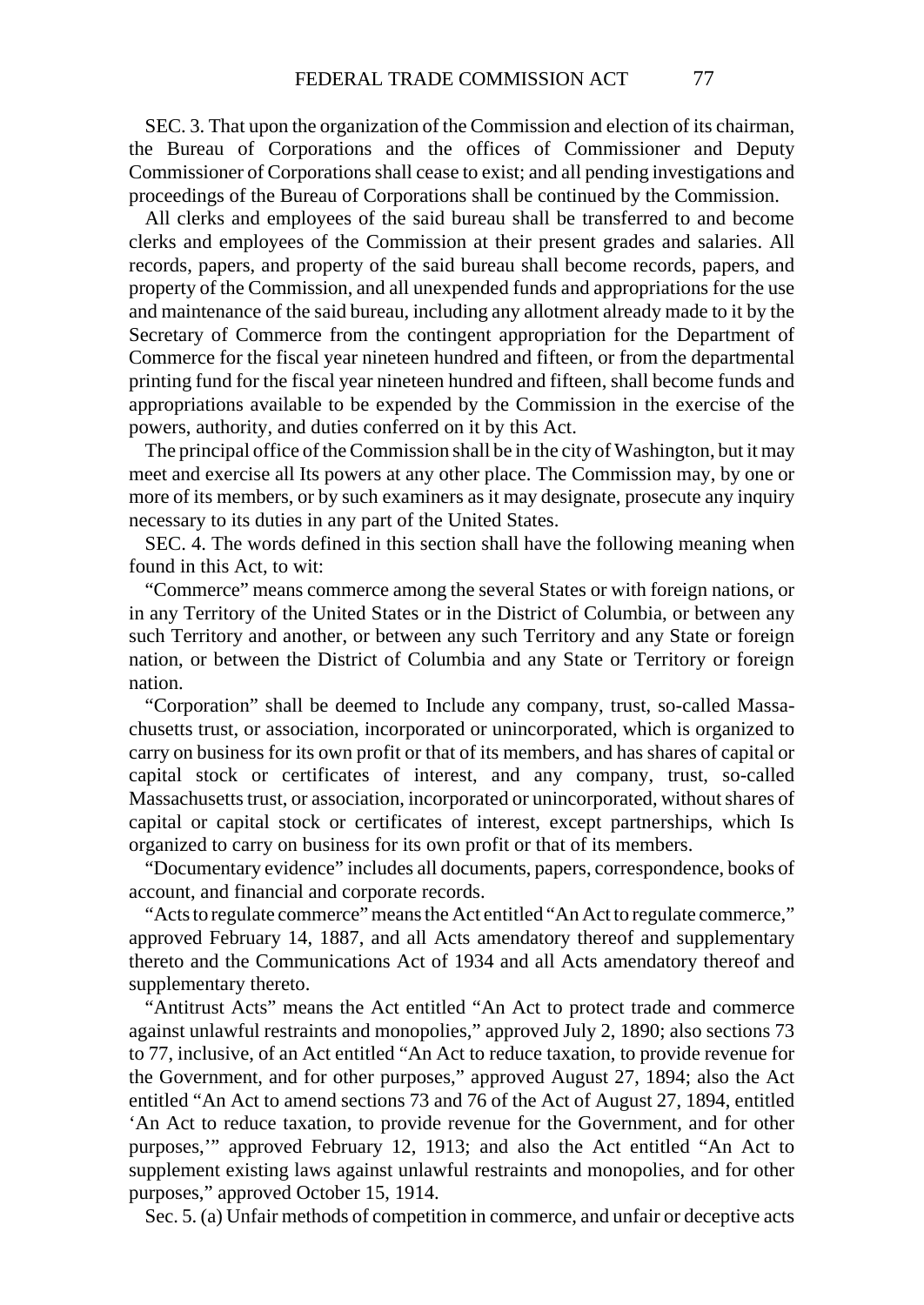SEC. 3. That upon the organization of the Commission and election of its chairman, the Bureau of Corporations and the offices of Commissioner and Deputy Commissioner of Corporations shall cease to exist; and all pending investigations and proceedings of the Bureau of Corporations shall be continued by the Commission.

All clerks and employees of the said bureau shall be transferred to and become clerks and employees of the Commission at their present grades and salaries. All records, papers, and property of the said bureau shall become records, papers, and property of the Commission, and all unexpended funds and appropriations for the use and maintenance of the said bureau, including any allotment already made to it by the Secretary of Commerce from the contingent appropriation for the Department of Commerce for the fiscal year nineteen hundred and fifteen, or from the departmental printing fund for the fiscal year nineteen hundred and fifteen, shall become funds and appropriations available to be expended by the Commission in the exercise of the powers, authority, and duties conferred on it by this Act.

The principal office of the Commission shall be in the city of Washington, but it may meet and exercise all Its powers at any other place. The Commission may, by one or more of its members, or by such examiners as it may designate, prosecute any inquiry necessary to its duties in any part of the United States.

SEC. 4. The words defined in this section shall have the following meaning when found in this Act, to wit:

"Commerce" means commerce among the several States or with foreign nations, or in any Territory of the United States or in the District of Columbia, or between any such Territory and another, or between any such Territory and any State or foreign nation, or between the District of Columbia and any State or Territory or foreign nation.

"Corporation" shall be deemed to Include any company, trust, so-called Massachusetts trust, or association, incorporated or unincorporated, which is organized to carry on business for its own profit or that of its members, and has shares of capital or capital stock or certificates of interest, and any company, trust, so-called Massachusetts trust, or association, incorporated or unincorporated, without shares of capital or capital stock or certificates of interest, except partnerships, which Is organized to carry on business for its own profit or that of its members.

"Documentary evidence" includes all documents, papers, correspondence, books of account, and financial and corporate records.

"Acts to regulate commerce" means the Act entitled "An Act to regulate commerce," approved February 14, 1887, and all Acts amendatory thereof and supplementary thereto and the Communications Act of 1934 and all Acts amendatory thereof and supplementary thereto.

"Antitrust Acts" means the Act entitled "An Act to protect trade and commerce against unlawful restraints and monopolies," approved July 2, 1890; also sections 73 to 77, inclusive, of an Act entitled "An Act to reduce taxation, to provide revenue for the Government, and for other purposes," approved August 27, 1894; also the Act entitled "An Act to amend sections 73 and 76 of the Act of August 27, 1894, entitled 'An Act to reduce taxation, to provide revenue for the Government, and for other purposes,'" approved February 12, 1913; and also the Act entitled "An Act to supplement existing laws against unlawful restraints and monopolies, and for other purposes," approved October 15, 1914.

Sec. 5. (a) Unfair methods of competition in commerce, and unfair or deceptive acts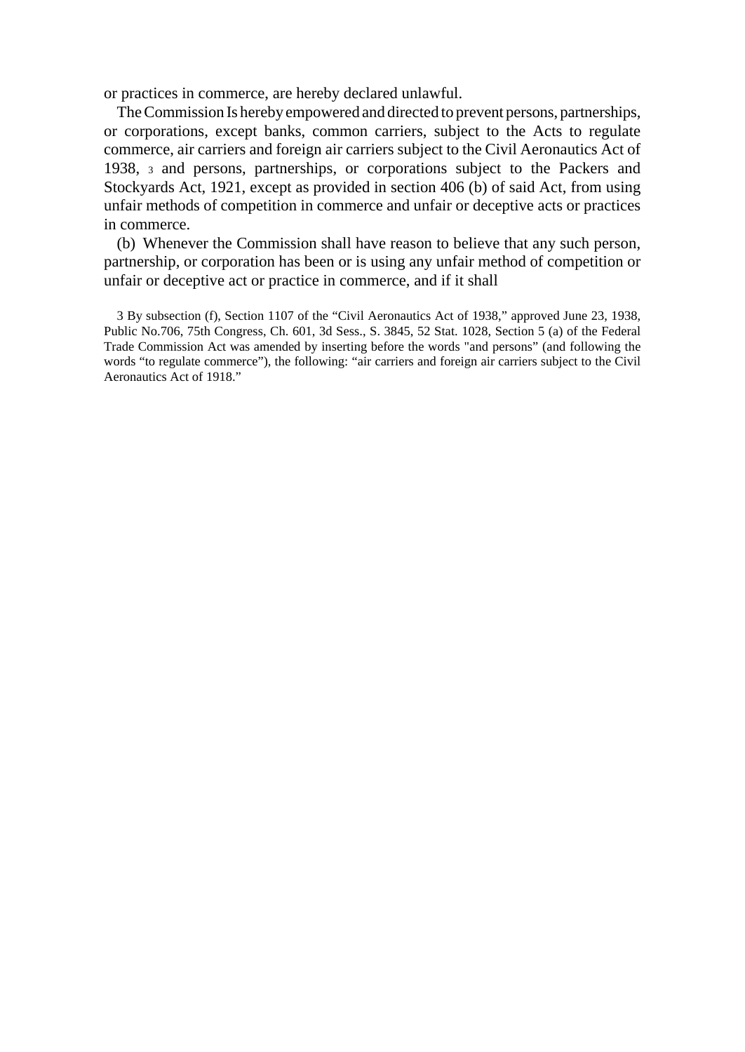or practices in commerce, are hereby declared unlawful.

The Commission Is hereby empowered and directed to prevent persons, partnerships, or corporations, except banks, common carriers, subject to the Acts to regulate commerce, air carriers and foreign air carriers subject to the Civil Aeronautics Act of 1938, [3] and persons, partnerships, or corporations subject to the Packers and Stockyards Act, 1921, except as provided in section 406 (b) of said Act, from using unfair methods of competition in commerce and unfair or deceptive acts or practices in commerce.

(b) Whenever the Commission shall have reason to believe that any such person, partnership, or corporation has been or is using any unfair method of competition or unfair or deceptive act or practice in commerce, and if it shall

3 By subsection (f), Section 1107 of the "Civil Aeronautics Act of 1938," approved June 23, 1938, Public No.706, 75th Congress, Ch. 601, 3d Sess., S. 3845, 52 Stat. 1028, Section 5 (a) of the Federal Trade Commission Act was amended by inserting before the words "and persons" (and following the words "to regulate commerce"), the following: "air carriers and foreign air carriers subject to the Civil Aeronautics Act of 1918."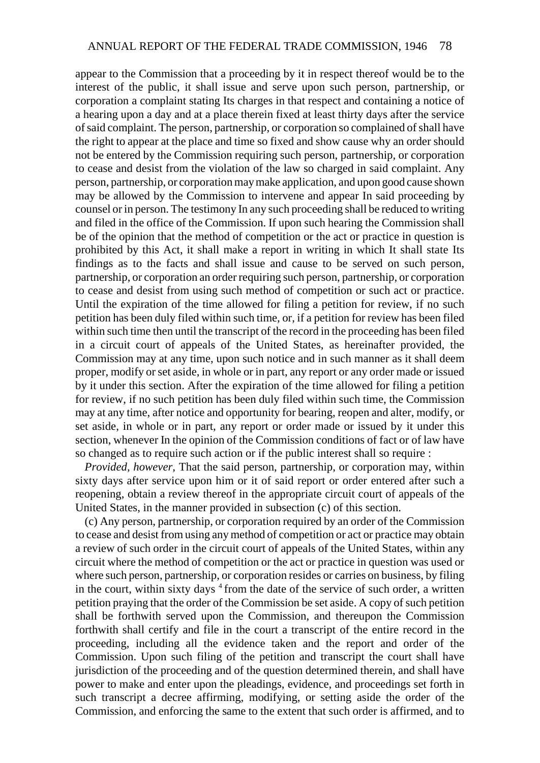appear to the Commission that a proceeding by it in respect thereof would be to the interest of the public, it shall issue and serve upon such person, partnership, or corporation a complaint stating Its charges in that respect and containing a notice of a hearing upon a day and at a place therein fixed at least thirty days after the service of said complaint. The person, partnership, or corporation so complained of shall have the right to appear at the place and time so fixed and show cause why an order should not be entered by the Commission requiring such person, partnership, or corporation to cease and desist from the violation of the law so charged in said complaint. Any person, partnership, or corporation may make application, and upon good cause shown may be allowed by the Commission to intervene and appear In said proceeding by counsel or in person. The testimony In any such proceeding shall be reduced to writing and filed in the office of the Commission. If upon such hearing the Commission shall be of the opinion that the method of competition or the act or practice in question is prohibited by this Act, it shall make a report in writing in which It shall state Its findings as to the facts and shall issue and cause to be served on such person, partnership, or corporation an order requiring such person, partnership, or corporation to cease and desist from using such method of competition or such act or practice. Until the expiration of the time allowed for filing a petition for review, if no such petition has been duly filed within such time, or, if a petition for review has been filed within such time then until the transcript of the record in the proceeding has been filed in a circuit court of appeals of the United States, as hereinafter provided, the Commission may at any time, upon such notice and in such manner as it shall deem proper, modify or set aside, in whole or in part, any report or any order made or issued by it under this section. After the expiration of the time allowed for filing a petition for review, if no such petition has been duly filed within such time, the Commission may at any time, after notice and opportunity for bearing, reopen and alter, modify, or set aside, in whole or in part, any report or order made or issued by it under this section, whenever In the opinion of the Commission conditions of fact or of law have so changed as to require such action or if the public interest shall so require :

*Provided, however,* That the said person, partnership, or corporation may, within sixty days after service upon him or it of said report or order entered after such a reopening, obtain a review thereof in the appropriate circuit court of appeals of the United States, in the manner provided in subsection (c) of this section.

(c) Any person, partnership, or corporation required by an order of the Commission to cease and desist from using any method of competition or act or practice may obtain a review of such order in the circuit court of appeals of the United States, within any circuit where the method of competition or the act or practice in question was used or where such person, partnership, or corporation resides or carries on business, by filing in the court, within sixty days [4] from the date of the service of such order, a written petition praying that the order of the Commission be set aside. A copy of such petition shall be forthwith served upon the Commission, and thereupon the Commission forthwith shall certify and file in the court a transcript of the entire record in the proceeding, including all the evidence taken and the report and order of the Commission. Upon such filing of the petition and transcript the court shall have jurisdiction of the proceeding and of the question determined therein, and shall have power to make and enter upon the pleadings, evidence, and proceedings set forth in such transcript a decree affirming, modifying, or setting aside the order of the Commission, and enforcing the same to the extent that such order is affirmed, and to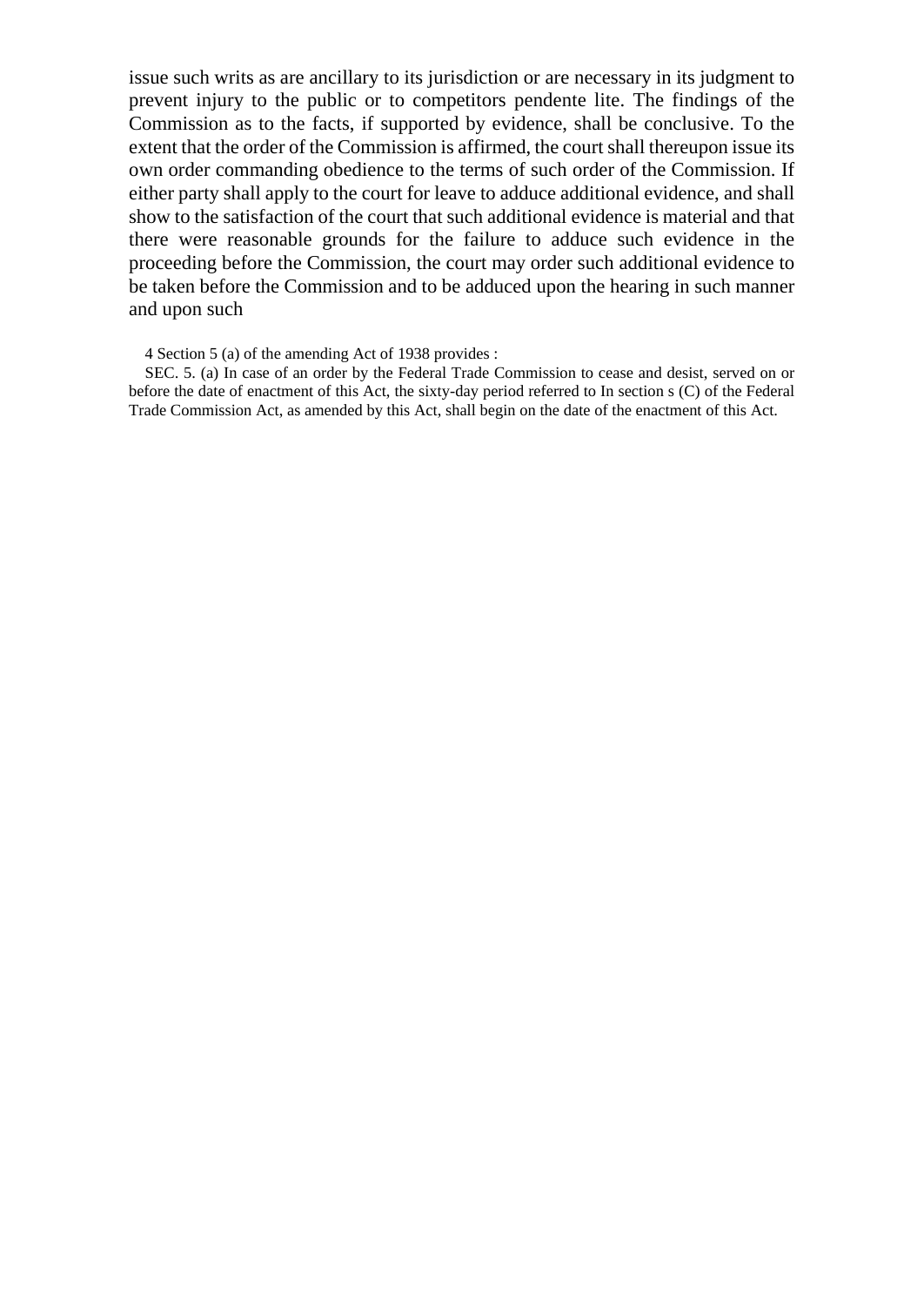issue such writs as are ancillary to its jurisdiction or are necessary in its judgment to prevent injury to the public or to competitors pendente lite. The findings of the Commission as to the facts, if supported by evidence, shall be conclusive. To the extent that the order of the Commission is affirmed, the court shall thereupon issue its own order commanding obedience to the terms of such order of the Commission. If either party shall apply to the court for leave to adduce additional evidence, and shall show to the satisfaction of the court that such additional evidence is material and that there were reasonable grounds for the failure to adduce such evidence in the proceeding before the Commission, the court may order such additional evidence to be taken before the Commission and to be adduced upon the hearing in such manner and upon such

4 Section 5 (a) of the amending Act of 1938 provides :

SEC. 5. (a) In case of an order by the Federal Trade Commission to cease and desist, served on or before the date of enactment of this Act, the sixty-day period referred to In section s (C) of the Federal Trade Commission Act, as amended by this Act, shall begin on the date of the enactment of this Act.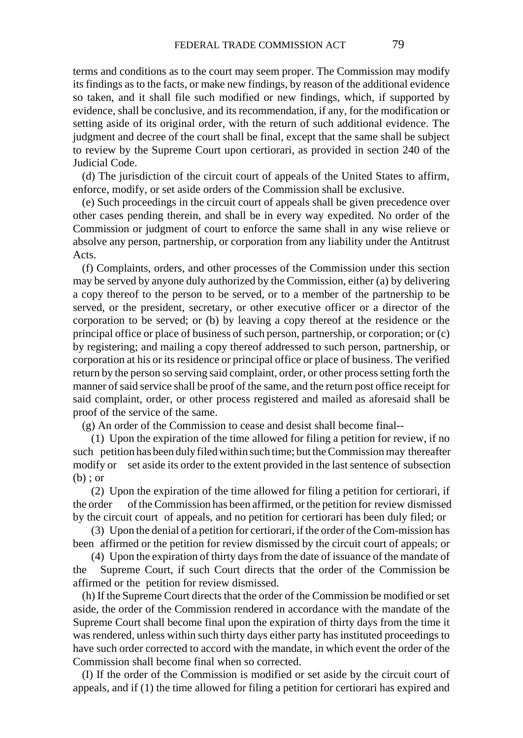terms and conditions as to the court may seem proper. The Commission may modify its findings as to the facts, or make new findings, by reason of the additional evidence so taken, and it shall file such modified or new findings, which, if supported by evidence, shall be conclusive, and its recommendation, if any, for the modification or setting aside of its original order, with the return of such additional evidence. The judgment and decree of the court shall be final, except that the same shall be subject to review by the Supreme Court upon certiorari, as provided in section 240 of the Judicial Code.

(d) The jurisdiction of the circuit court of appeals of the United States to affirm, enforce, modify, or set aside orders of the Commission shall be exclusive.

(e) Such proceedings in the circuit court of appeals shall be given precedence over other cases pending therein, and shall be in every way expedited. No order of the Commission or judgment of court to enforce the same shall in any wise relieve or absolve any person, partnership, or corporation from any liability under the Antitrust Acts.

(f) Complaints, orders, and other processes of the Commission under this section may be served by anyone duly authorized by the Commission, either (a) by delivering a copy thereof to the person to be served, or to a member of the partnership to be served, or the president, secretary, or other executive officer or a director of the corporation to be served; or (b) by leaving a copy thereof at the residence or the principal office or place of business of such person, partnership, or corporation; or (c) by registering; and mailing a copy thereof addressed to such person, partnership, or corporation at his or its residence or principal office or place of business. The verified return by the person so serving said complaint, order, or other process setting forth the manner of said service shall be proof of the same, and the return post office receipt for said complaint, order, or other process registered and mailed as aforesaid shall be proof of the service of the same.

(g) An order of the Commission to cease and desist shall become final--

(1) Upon the expiration of the time allowed for filing a petition for review, if no such petition has been duly filed within such time; but the Commission may thereafter modify or set aside its order to the extent provided in the last sentence of subsection (b) ; or

(2) Upon the expiration of the time allowed for filing a petition for certiorari, if the order of the Commission has been affirmed, or the petition for review dismissed by the circuit court of appeals, and no petition for certiorari has been duly filed; or

(3) Upon the denial of a petition for certiorari, if the order of the Com-mission has been affirmed or the petition for review dismissed by the circuit court of appeals; or

(4) Upon the expiration of thirty days from the date of issuance of the mandate of the Supreme Court, if such Court directs that the order of the Commission be affirmed or the petition for review dismissed.

(h) If the Supreme Court directs that the order of the Commission be modified or set aside, the order of the Commission rendered in accordance with the mandate of the Supreme Court shall become final upon the expiration of thirty days from the time it was rendered, unless within such thirty days either party has instituted proceedings to have such order corrected to accord with the mandate, in which event the order of the Commission shall become final when so corrected.

(I) If the order of the Commission is modified or set aside by the circuit court of appeals, and if (1) the time allowed for filing a petition for certiorari has expired and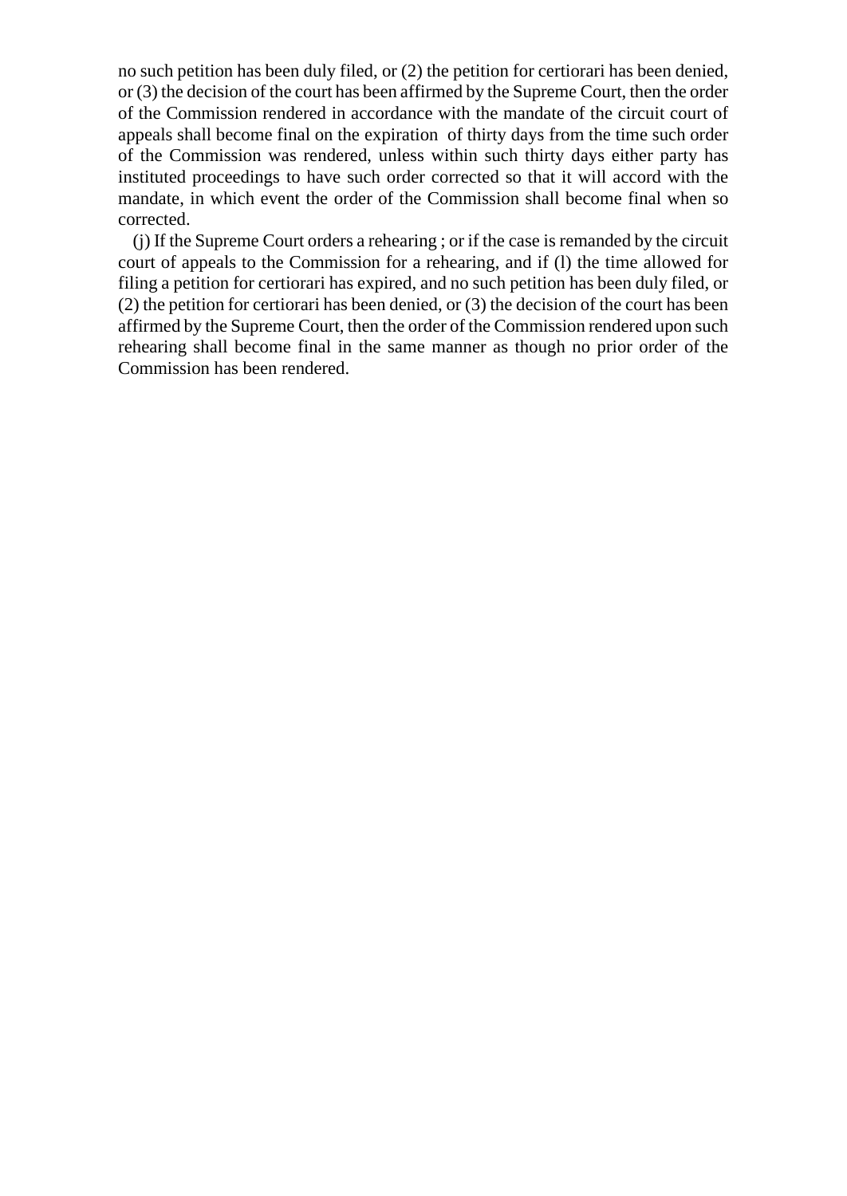no such petition has been duly filed, or (2) the petition for certiorari has been denied, or (3) the decision of the court has been affirmed by the Supreme Court, then the order of the Commission rendered in accordance with the mandate of the circuit court of appeals shall become final on the expiration of thirty days from the time such order of the Commission was rendered, unless within such thirty days either party has instituted proceedings to have such order corrected so that it will accord with the mandate, in which event the order of the Commission shall become final when so corrected.

(j) If the Supreme Court orders a rehearing ; or if the case is remanded by the circuit court of appeals to the Commission for a rehearing, and if (l) the time allowed for filing a petition for certiorari has expired, and no such petition has been duly filed, or (2) the petition for certiorari has been denied, or (3) the decision of the court has been affirmed by the Supreme Court, then the order of the Commission rendered upon such rehearing shall become final in the same manner as though no prior order of the Commission has been rendered.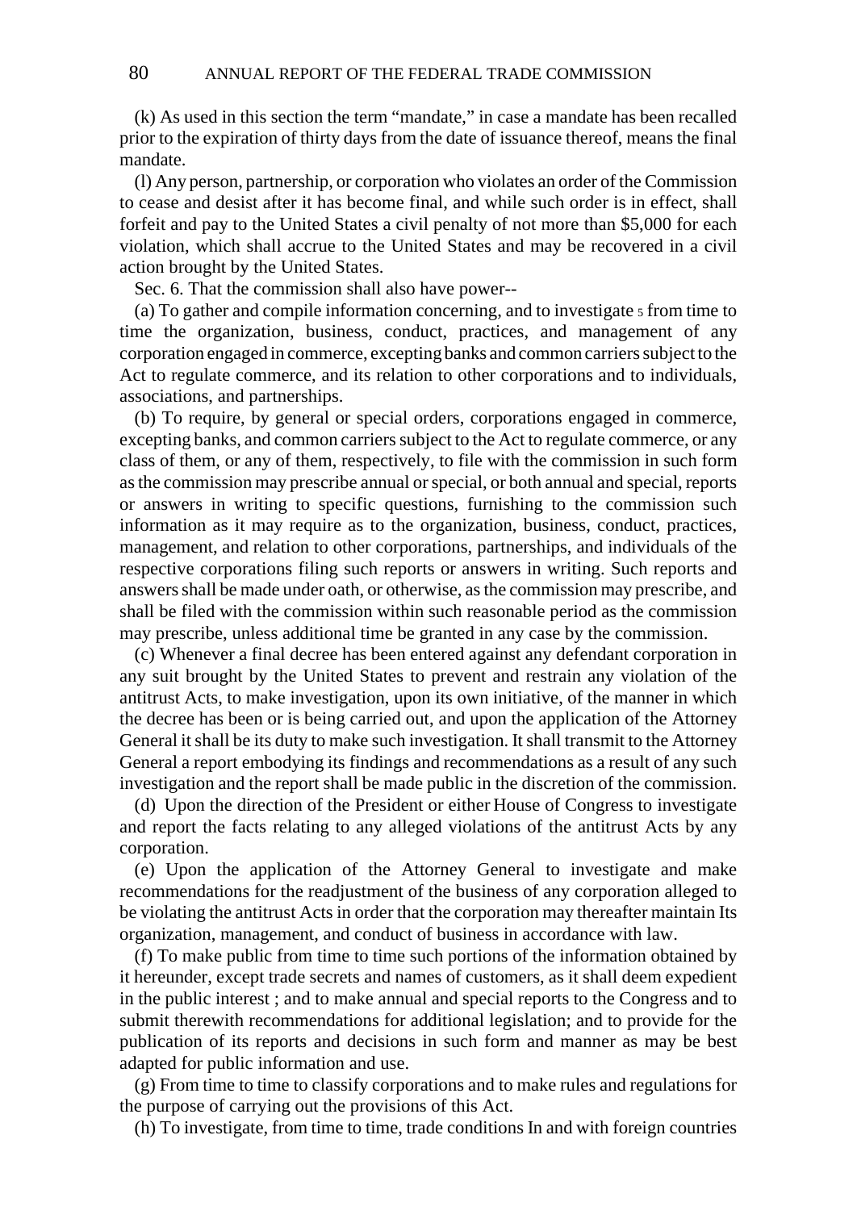(k) As used in this section the term "mandate," in case a mandate has been recalled prior to the expiration of thirty days from the date of issuance thereof, means the final mandate.

(l) Any person, partnership, or corporation who violates an order of the Commission to cease and desist after it has become final, and while such order is in effect, shall forfeit and pay to the United States a civil penalty of not more than $5,000 for each violation, which shall accrue to the United States and may be recovered in a civil action brought by the United States.

Sec. 6. That the commission shall also have power--

(a) To gather and compile information concerning, and to investigate [5] from time to time the organization, business, conduct, practices, and management of any corporation engaged in commerce, excepting banks and common carriers subject to the Act to regulate commerce, and its relation to other corporations and to individuals, associations, and partnerships.

(b) To require, by general or special orders, corporations engaged in commerce, excepting banks, and common carriers subject to the Act to regulate commerce, or any class of them, or any of them, respectively, to file with the commission in such form as the commission may prescribe annual or special, or both annual and special, reports or answers in writing to specific questions, furnishing to the commission such information as it may require as to the organization, business, conduct, practices, management, and relation to other corporations, partnerships, and individuals of the respective corporations filing such reports or answers in writing. Such reports and answers shall be made under oath, or otherwise, as the commission may prescribe, and shall be filed with the commission within such reasonable period as the commission may prescribe, unless additional time be granted in any case by the commission.

(c) Whenever a final decree has been entered against any defendant corporation in any suit brought by the United States to prevent and restrain any violation of the antitrust Acts, to make investigation, upon its own initiative, of the manner in which the decree has been or is being carried out, and upon the application of the Attorney General it shall be its duty to make such investigation. It shall transmit to the Attorney General a report embodying its findings and recommendations as a result of any such investigation and the report shall be made public in the discretion of the commission.

(d) Upon the direction of the President or either House of Congress to investigate and report the facts relating to any alleged violations of the antitrust Acts by any corporation.

(e) Upon the application of the Attorney General to investigate and make recommendations for the readjustment of the business of any corporation alleged to be violating the antitrust Acts in order that the corporation may thereafter maintain Its organization, management, and conduct of business in accordance with law.

(f) To make public from time to time such portions of the information obtained by it hereunder, except trade secrets and names of customers, as it shall deem expedient in the public interest ; and to make annual and special reports to the Congress and to submit therewith recommendations for additional legislation; and to provide for the publication of its reports and decisions in such form and manner as may be best adapted for public information and use.

(g) From time to time to classify corporations and to make rules and regulations for the purpose of carrying out the provisions of this Act.

(h) To investigate, from time to time, trade conditions In and with foreign countries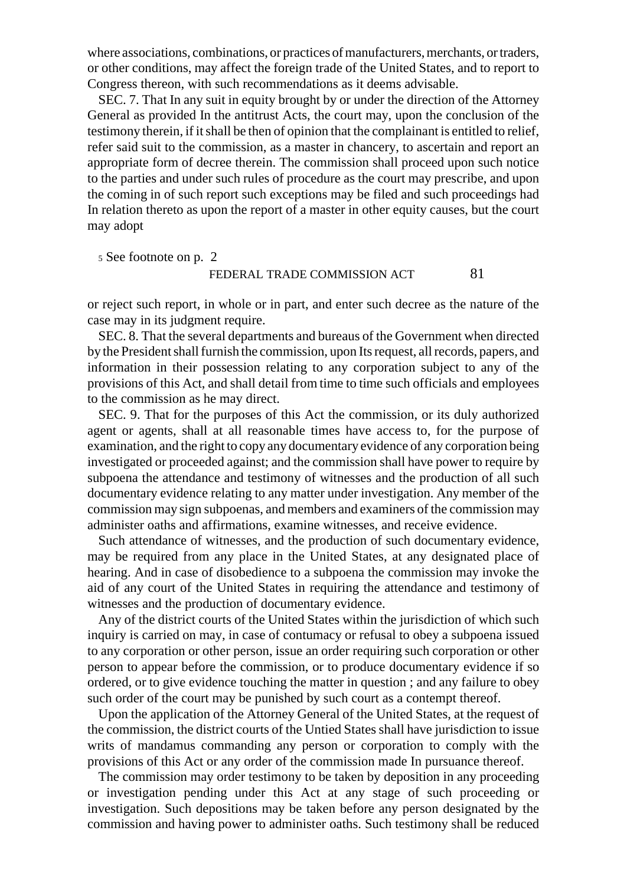where associations, combinations, or practices of manufacturers, merchants, or traders, or other conditions, may affect the foreign trade of the United States, and to report to Congress thereon, with such recommendations as it deems advisable.

SEC. 7. That In any suit in equity brought by or under the direction of the Attorney General as provided In the antitrust Acts, the court may, upon the conclusion of the testimony therein, if it shall be then of opinion that the complainant is entitled to relief, refer said suit to the commission, as a master in chancery, to ascertain and report an appropriate form of decree therein. The commission shall proceed upon such notice to the parties and under such rules of procedure as the court may prescribe, and upon the coming in of such report such exceptions may be filed and such proceedings had In relation thereto as upon the report of a master in other equity causes, but the court may adopt

[5] See footnote on p. 2

or reject such report, in whole or in part, and enter such decree as the nature of the case may in its judgment require.

SEC. 8. That the several departments and bureaus of the Government when directed by the President shall furnish the commission, upon Its request, all records, papers, and information in their possession relating to any corporation subject to any of the provisions of this Act, and shall detail from time to time such officials and employees to the commission as he may direct.

SEC. 9. That for the purposes of this Act the commission, or its duly authorized agent or agents, shall at all reasonable times have access to, for the purpose of examination, and the right to copy any documentary evidence of any corporation being investigated or proceeded against; and the commission shall have power to require by subpoena the attendance and testimony of witnesses and the production of all such documentary evidence relating to any matter under investigation. Any member of the commission may sign subpoenas, and members and examiners of the commission may administer oaths and affirmations, examine witnesses, and receive evidence.

Such attendance of witnesses, and the production of such documentary evidence, may be required from any place in the United States, at any designated place of hearing. And in case of disobedience to a subpoena the commission may invoke the aid of any court of the United States in requiring the attendance and testimony of witnesses and the production of documentary evidence.

Any of the district courts of the United States within the jurisdiction of which such inquiry is carried on may, in case of contumacy or refusal to obey a subpoena issued to any corporation or other person, issue an order requiring such corporation or other person to appear before the commission, or to produce documentary evidence if so ordered, or to give evidence touching the matter in question ; and any failure to obey such order of the court may be punished by such court as a contempt thereof.

Upon the application of the Attorney General of the United States, at the request of the commission, the district courts of the Untied States shall have jurisdiction to issue writs of mandamus commanding any person or corporation to comply with the provisions of this Act or any order of the commission made In pursuance thereof.

The commission may order testimony to be taken by deposition in any proceeding or investigation pending under this Act at any stage of such proceeding or investigation. Such depositions may be taken before any person designated by the commission and having power to administer oaths. Such testimony shall be reduced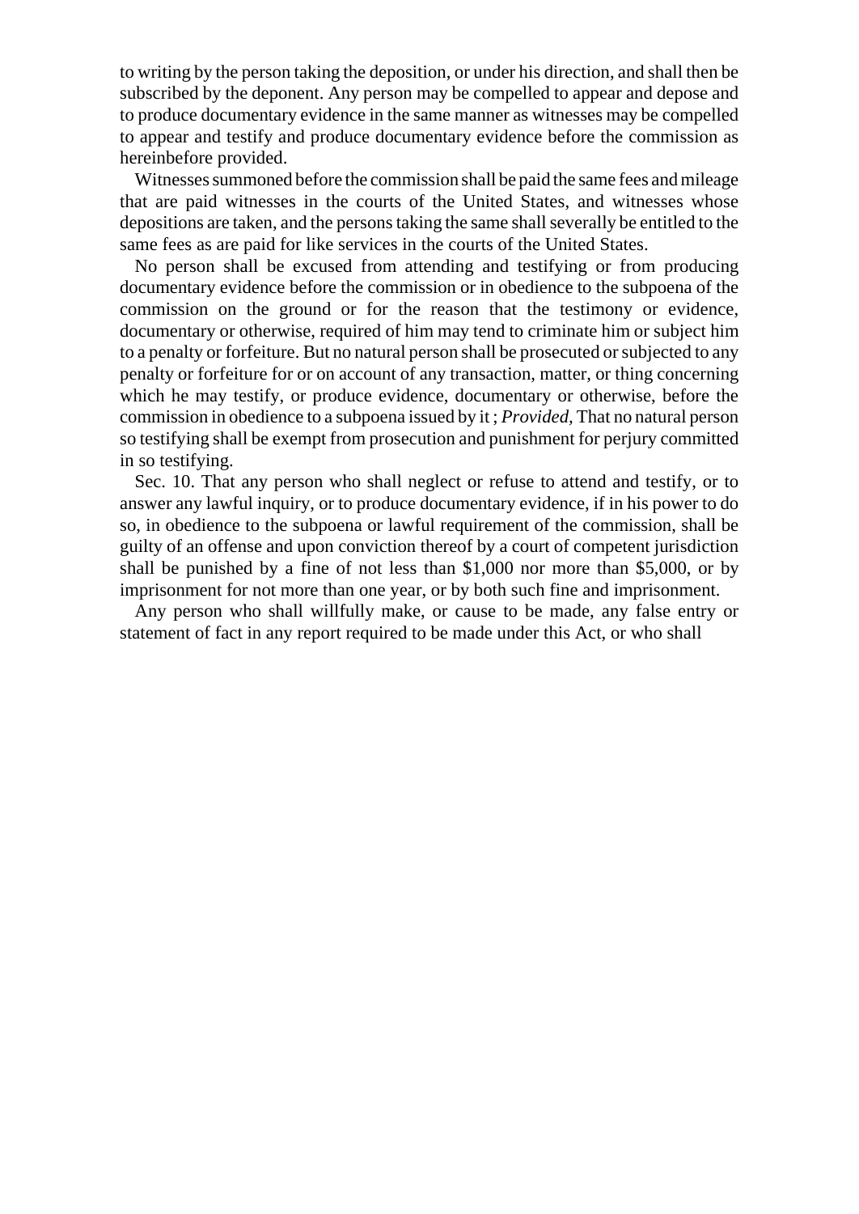to writing by the person taking the deposition, or under his direction, and shall then be subscribed by the deponent. Any person may be compelled to appear and depose and to produce documentary evidence in the same manner as witnesses may be compelled to appear and testify and produce documentary evidence before the commission as hereinbefore provided.

Witnesses summoned before the commission shall be paid the same fees and mileage that are paid witnesses in the courts of the United States, and witnesses whose depositions are taken, and the persons taking the same shall severally be entitled to the same fees as are paid for like services in the courts of the United States.

No person shall be excused from attending and testifying or from producing documentary evidence before the commission or in obedience to the subpoena of the commission on the ground or for the reason that the testimony or evidence, documentary or otherwise, required of him may tend to criminate him or subject him to a penalty or forfeiture. But no natural person shall be prosecuted or subjected to any penalty or forfeiture for or on account of any transaction, matter, or thing concerning which he may testify, or produce evidence, documentary or otherwise, before the commission in obedience to a subpoena issued by it ; *Provided,* That no natural person so testifying shall be exempt from prosecution and punishment for perjury committed in so testifying.

Sec. 10. That any person who shall neglect or refuse to attend and testify, or to answer any lawful inquiry, or to produce documentary evidence, if in his power to do so, in obedience to the subpoena or lawful requirement of the commission, shall be guilty of an offense and upon conviction thereof by a court of competent jurisdiction shall be punished by a fine of not less than $1,000 nor more than $5,000, or by imprisonment for not more than one year, or by both such fine and imprisonment.

Any person who shall willfully make, or cause to be made, any false entry or statement of fact in any report required to be made under this Act, or who shall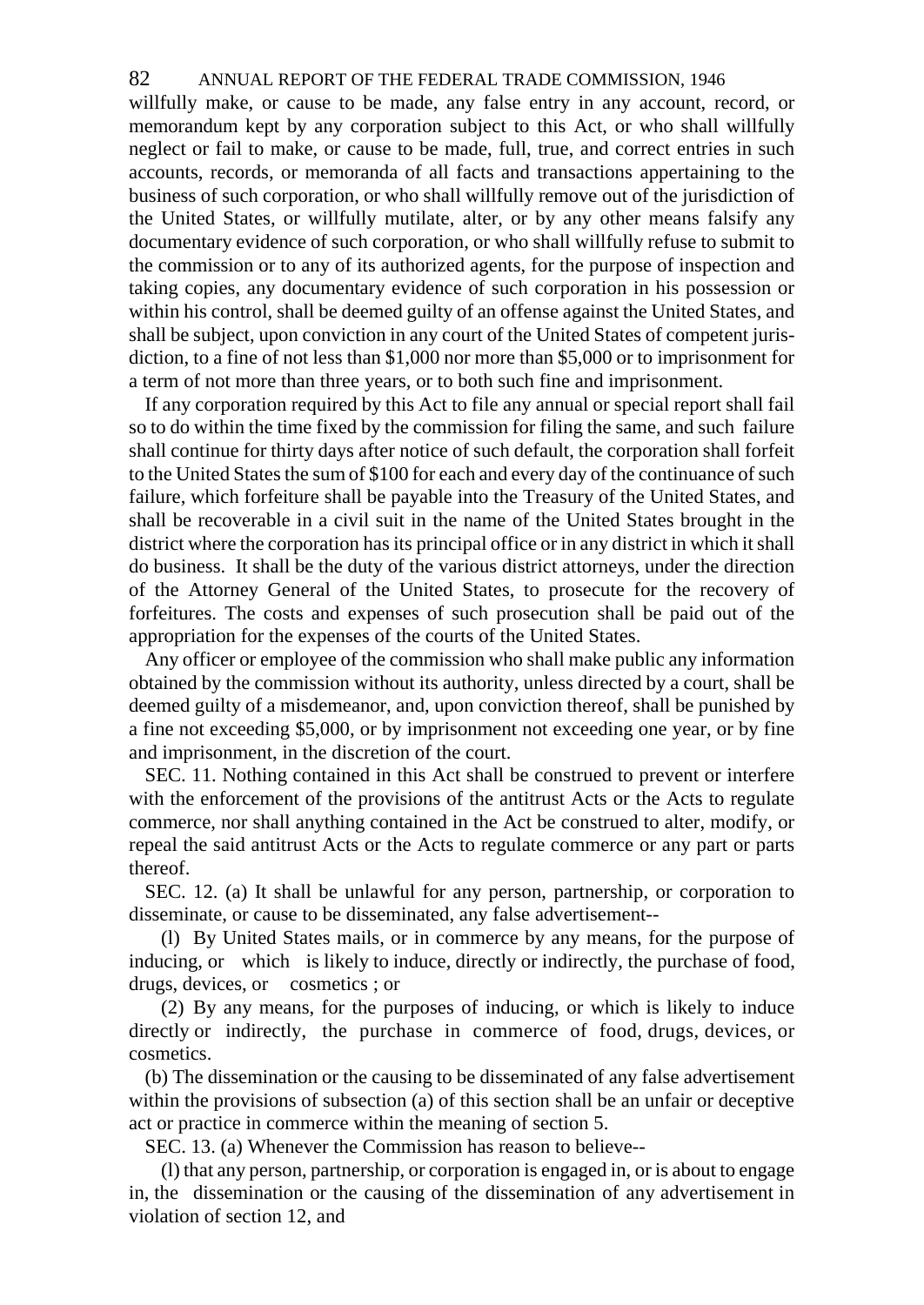willfully make, or cause to be made, any false entry in any account, record, or memorandum kept by any corporation subject to this Act, or who shall willfully neglect or fail to make, or cause to be made, full, true, and correct entries in such accounts, records, or memoranda of all facts and transactions appertaining to the business of such corporation, or who shall willfully remove out of the jurisdiction of the United States, or willfully mutilate, alter, or by any other means falsify any documentary evidence of such corporation, or who shall willfully refuse to submit to the commission or to any of its authorized agents, for the purpose of inspection and taking copies, any documentary evidence of such corporation in his possession or within his control, shall be deemed guilty of an offense against the United States, and shall be subject, upon conviction in any court of the United States of competent jurisdiction, to a fine of not less than $1,000 nor more than $5,000 or to imprisonment for a term of not more than three years, or to both such fine and imprisonment.

If any corporation required by this Act to file any annual or special report shall fail so to do within the time fixed by the commission for filing the same, and such failure shall continue for thirty days after notice of such default, the corporation shall forfeit to the United States the sum of $100 for each and every day of the continuance of such failure, which forfeiture shall be payable into the Treasury of the United States, and shall be recoverable in a civil suit in the name of the United States brought in the district where the corporation has its principal office or in any district in which it shall do business. It shall be the duty of the various district attorneys, under the direction of the Attorney General of the United States, to prosecute for the recovery of forfeitures. The costs and expenses of such prosecution shall be paid out of the appropriation for the expenses of the courts of the United States.

Any officer or employee of the commission who shall make public any information obtained by the commission without its authority, unless directed by a court, shall be deemed guilty of a misdemeanor, and, upon conviction thereof, shall be punished by a fine not exceeding $5,000, or by imprisonment not exceeding one year, or by fine and imprisonment, in the discretion of the court.

SEC. 11. Nothing contained in this Act shall be construed to prevent or interfere with the enforcement of the provisions of the antitrust Acts or the Acts to regulate commerce, nor shall anything contained in the Act be construed to alter, modify, or repeal the said antitrust Acts or the Acts to regulate commerce or any part or parts thereof.

SEC. 12. (a) It shall be unlawful for any person, partnership, or corporation to disseminate, or cause to be disseminated, any false advertisement--

(l) By United States mails, or in commerce by any means, for the purpose of inducing, or which is likely to induce, directly or indirectly, the purchase of food, drugs, devices, or cosmetics ; or

(2) By any means, for the purposes of inducing, or which is likely to induce directly or indirectly, the purchase in commerce of food, drugs, devices, or cosmetics.

(b) The dissemination or the causing to be disseminated of any false advertisement within the provisions of subsection (a) of this section shall be an unfair or deceptive act or practice in commerce within the meaning of section 5.

SEC. 13. (a) Whenever the Commission has reason to believe--

(l) that any person, partnership, or corporation is engaged in, or is about to engage in, the dissemination or the causing of the dissemination of any advertisement in violation of section 12, and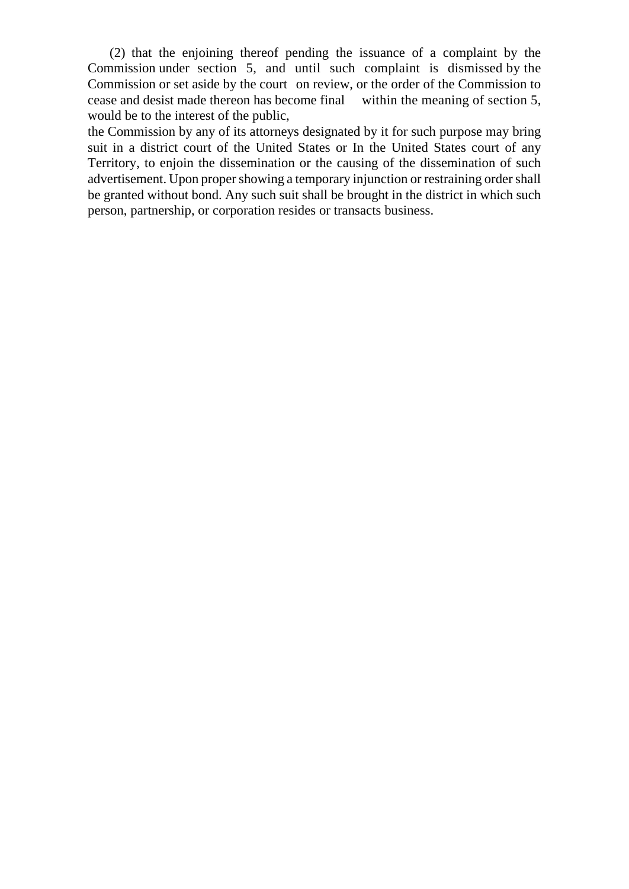(2) that the enjoining thereof pending the issuance of a complaint by the Commission under section 5, and until such complaint is dismissed by the Commission or set aside by the court on review, or the order of the Commission to cease and desist made thereon has become final within the meaning of section 5, would be to the interest of the public,

the Commission by any of its attorneys designated by it for such purpose may bring suit in a district court of the United States or In the United States court of any Territory, to enjoin the dissemination or the causing of the dissemination of such advertisement. Upon proper showing a temporary injunction or restraining order shall be granted without bond. Any such suit shall be brought in the district in which such person, partnership, or corporation resides or transacts business.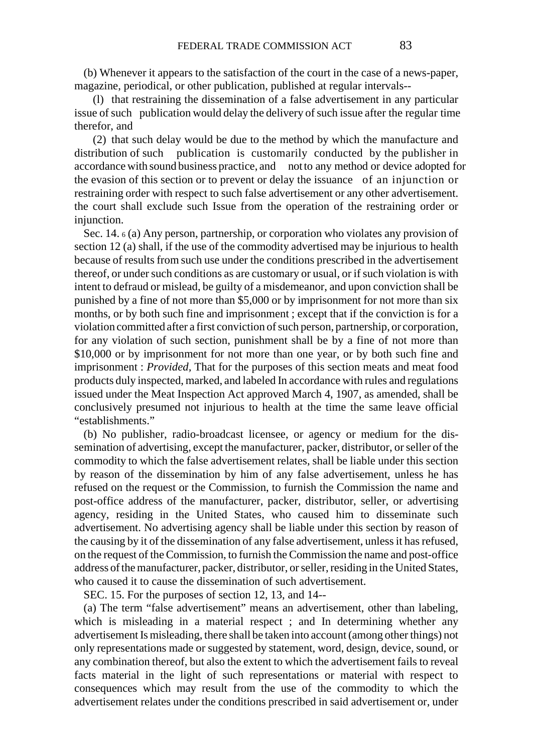(b) Whenever it appears to the satisfaction of the court in the case of a news-paper, magazine, periodical, or other publication, published at regular intervals--

(l) that restraining the dissemination of a false advertisement in any particular issue of such publication would delay the delivery of such issue after the regular time therefor, and

(2) that such delay would be due to the method by which the manufacture and distribution of such publication is customarily conducted by the publisher in accordance with sound business practice, and not to any method or device adopted for the evasion of this section or to prevent or delay the issuance of an injunction or restraining order with respect to such false advertisement or any other advertisement. the court shall exclude such Issue from the operation of the restraining order or injunction.

Sec. 14. [6] (a) Any person, partnership, or corporation who violates any provision of section 12 (a) shall, if the use of the commodity advertised may be injurious to health because of results from such use under the conditions prescribed in the advertisement thereof, or under such conditions as are customary or usual, or if such violation is with intent to defraud or mislead, be guilty of a misdemeanor, and upon conviction shall be punished by a fine of not more than $5,000 or by imprisonment for not more than six months, or by both such fine and imprisonment ; except that if the conviction is for a violation committed after a first conviction of such person, partnership, or corporation, for any violation of such section, punishment shall be by a fine of not more than $10,000 or by imprisonment for not more than one year, or by both such fine and imprisonment : *Provided,* That for the purposes of this section meats and meat food products duly inspected, marked, and labeled In accordance with rules and regulations issued under the Meat Inspection Act approved March 4, 1907, as amended, shall be conclusively presumed not injurious to health at the time the same leave official "establishments."

(b) No publisher, radio-broadcast licensee, or agency or medium for the dissemination of advertising, except the manufacturer, packer, distributor, or seller of the commodity to which the false advertisement relates, shall be liable under this section by reason of the dissemination by him of any false advertisement, unless he has refused on the request or the Commission, to furnish the Commission the name and post-office address of the manufacturer, packer, distributor, seller, or advertising agency, residing in the United States, who caused him to disseminate such advertisement. No advertising agency shall be liable under this section by reason of the causing by it of the dissemination of any false advertisement, unless it has refused, on the request of the Commission, to furnish the Commission the name and post-office address of the manufacturer, packer, distributor, or seller, residing in the United States, who caused it to cause the dissemination of such advertisement.

SEC. 15. For the purposes of section 12, 13, and 14--

(a) The term "false advertisement" means an advertisement, other than labeling, which is misleading in a material respect ; and In determining whether any advertisement Is misleading, there shall be taken into account (among other things) not only representations made or suggested by statement, word, design, device, sound, or any combination thereof, but also the extent to which the advertisement fails to reveal facts material in the light of such representations or material with respect to consequences which may result from the use of the commodity to which the advertisement relates under the conditions prescribed in said advertisement or, under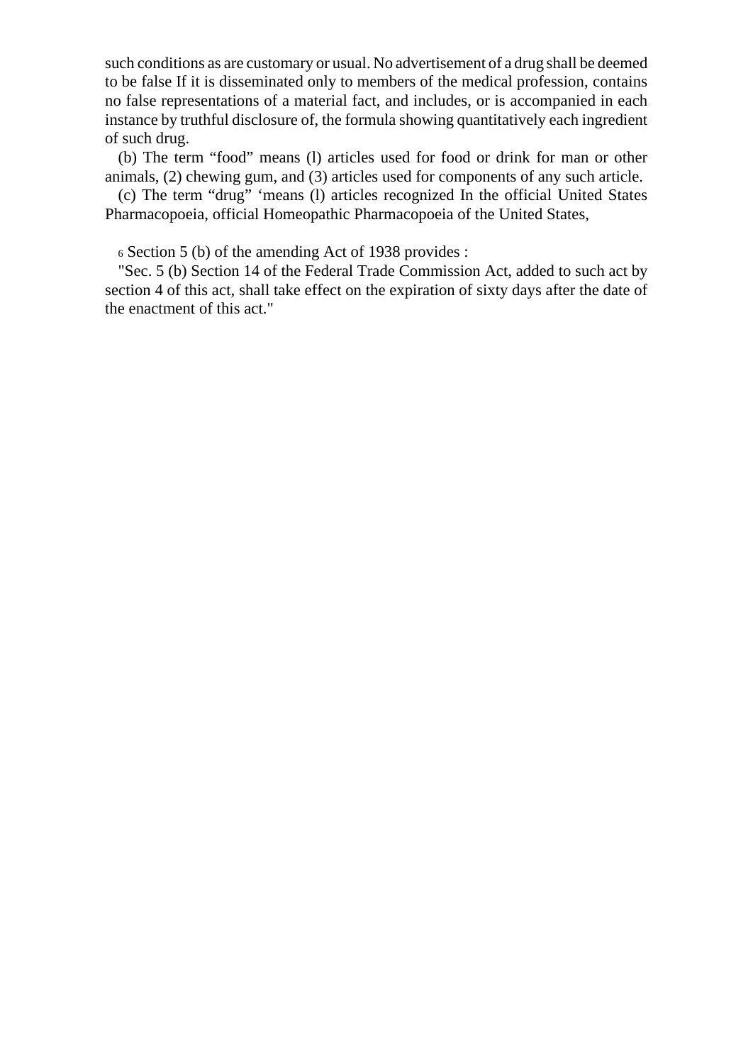such conditions as are customary or usual. No advertisement of a drug shall be deemed to be false If it is disseminated only to members of the medical profession, contains no false representations of a material fact, and includes, or is accompanied in each instance by truthful disclosure of, the formula showing quantitatively each ingredient of such drug.

(b) The term "food" means (l) articles used for food or drink for man or other animals, (2) chewing gum, and (3) articles used for components of any such article.

(c) The term "drug" 'means (l) articles recognized In the official United States Pharmacopoeia, official Homeopathic Pharmacopoeia of the United States,

6 Section 5 (b) of the amending Act of 1938 provides :

"Sec. 5 (b) Section 14 of the Federal Trade Commission Act, added to such act by section 4 of this act, shall take effect on the expiration of sixty days after the date of the enactment of this act."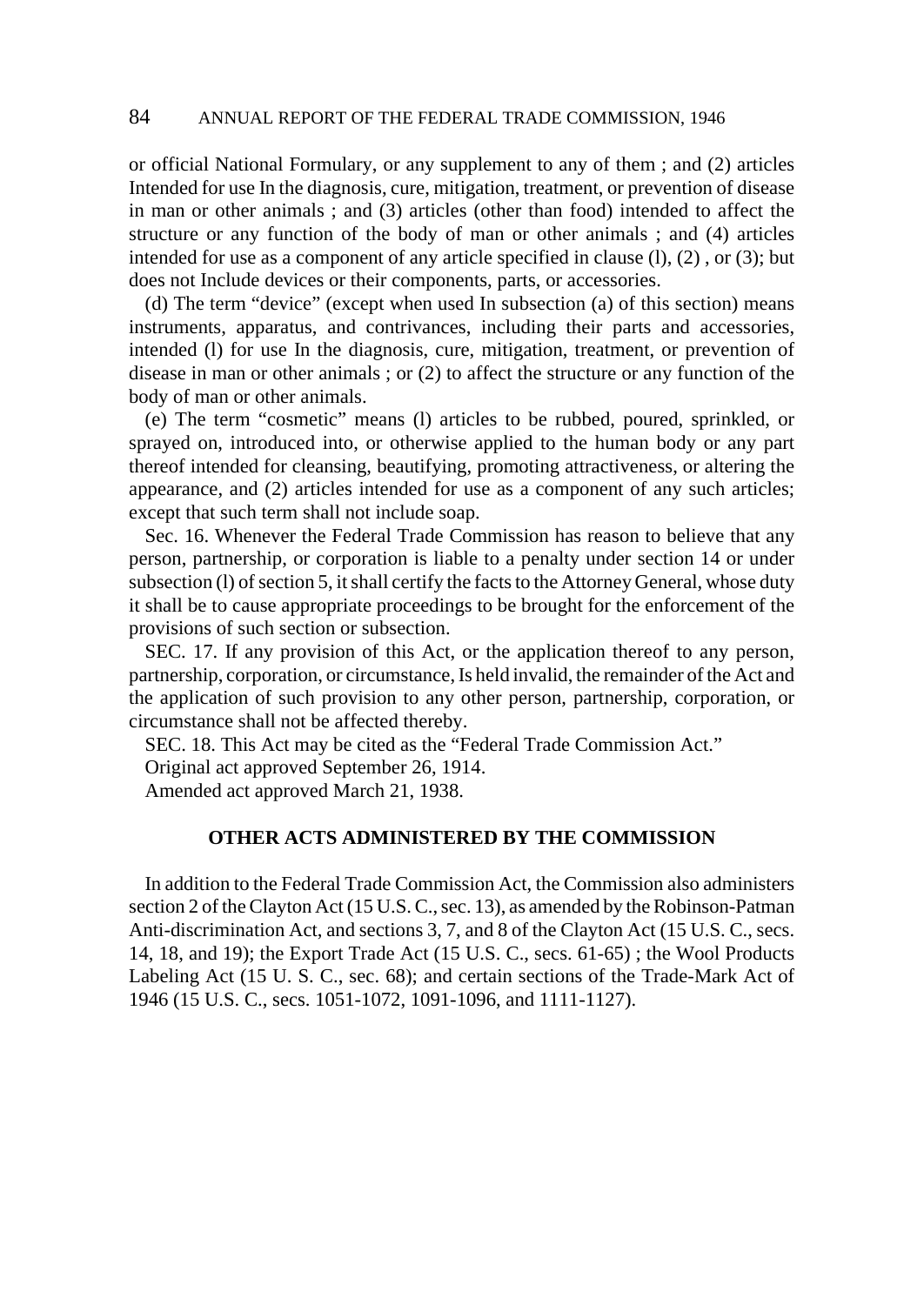or official National Formulary, or any supplement to any of them ; and (2) articles Intended for use In the diagnosis, cure, mitigation, treatment, or prevention of disease in man or other animals ; and (3) articles (other than food) intended to affect the structure or any function of the body of man or other animals ; and (4) articles intended for use as a component of any article specified in clause (l), (2) , or (3); but does not Include devices or their components, parts, or accessories.

(d) The term "device" (except when used In subsection (a) of this section) means instruments, apparatus, and contrivances, including their parts and accessories, intended (l) for use In the diagnosis, cure, mitigation, treatment, or prevention of disease in man or other animals ; or (2) to affect the structure or any function of the body of man or other animals.

(e) The term "cosmetic" means (l) articles to be rubbed, poured, sprinkled, or sprayed on, introduced into, or otherwise applied to the human body or any part thereof intended for cleansing, beautifying, promoting attractiveness, or altering the appearance, and (2) articles intended for use as a component of any such articles; except that such term shall not include soap.

Sec. 16. Whenever the Federal Trade Commission has reason to believe that any person, partnership, or corporation is liable to a penalty under section 14 or under subsection (l) of section 5, it shall certify the facts to the Attorney General, whose duty it shall be to cause appropriate proceedings to be brought for the enforcement of the provisions of such section or subsection.

SEC. 17. If any provision of this Act, or the application thereof to any person, partnership, corporation, or circumstance, Is held invalid, the remainder of the Act and the application of such provision to any other person, partnership, corporation, or circumstance shall not be affected thereby.

SEC. 18. This Act may be cited as the "Federal Trade Commission Act."

Original act approved September 26, 1914.

Amended act approved March 21, 1938.

## OTHER ACTS ADMINISTERED BY THE COMMISSION

In addition to the Federal Trade Commission Act, the Commission also administers section 2 of the Clayton Act (15 U.S. C., sec. 13), as amended by the Robinson-Patman Anti-discrimination Act, and sections 3, 7, and 8 of the Clayton Act (15 U.S. C., secs. 14, 18, and 19); the Export Trade Act (15 U.S. C., secs. 61-65) ; the Wool Products Labeling Act (15 U. S. C., sec. 68); and certain sections of the Trade-Mark Act of 1946 (15 U.S. C., secs. 1051-1072, 1091-1096, and 1111-1127).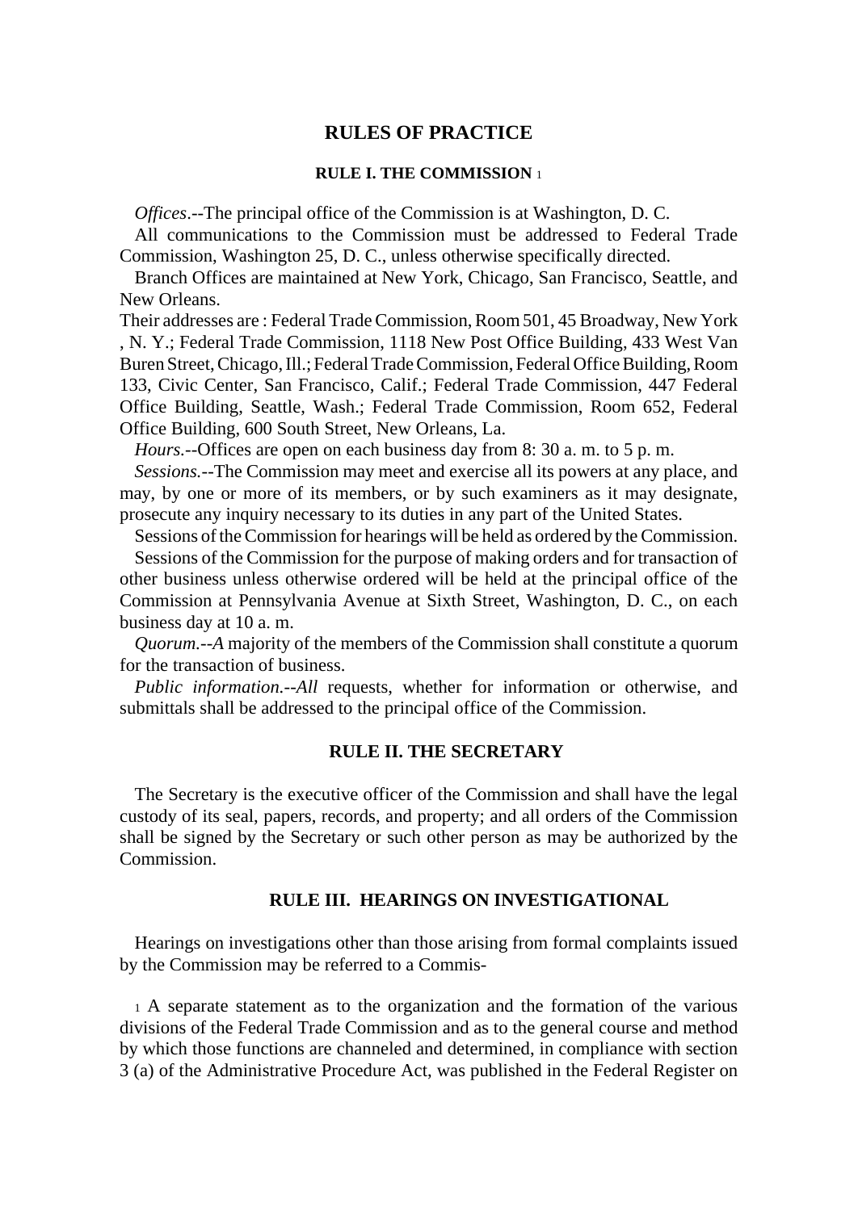# RULES OF PRACTICE

## RULE I. THE COMMISSION [1]

*Offices*.--The principal office of the Commission is at Washington, D. C.

All communications to the Commission must be addressed to Federal Trade Commission, Washington 25, D. C., unless otherwise specifically directed.

Branch Offices are maintained at New York, Chicago, San Francisco, Seattle, and New Orleans.

Their addresses are : Federal Trade Commission, Room 501, 45 Broadway, New York , N. Y.; Federal Trade Commission, 1118 New Post Office Building, 433 West Van Buren Street, Chicago, Ill.; Federal Trade Commission, Federal Office Building, Room 133, Civic Center, San Francisco, Calif.; Federal Trade Commission, 447 Federal Office Building, Seattle, Wash.; Federal Trade Commission, Room 652, Federal Office Building, 600 South Street, New Orleans, La.

*Hours*.--Offices are open on each business day from 8: 30 a. m. to 5 p. m.

*Sessions*.--The Commission may meet and exercise all its powers at any place, and may, by one or more of its members, or by such examiners as it may designate, prosecute any inquiry necessary to its duties in any part of the United States.

Sessions of the Commission for hearings will be held as ordered by the Commission.

Sessions of the Commission for the purpose of making orders and for transaction of other business unless otherwise ordered will be held at the principal office of the Commission at Pennsylvania Avenue at Sixth Street, Washington, D. C., on each business day at 10 a. m.

*Quorum.--A* majority of the members of the Commission shall constitute a quorum for the transaction of business.

*Public information.--All* requests, whether for information or otherwise, and submittals shall be addressed to the principal office of the Commission.

## RULE II. THE SECRETARY

The Secretary is the executive officer of the Commission and shall have the legal custody of its seal, papers, records, and property; and all orders of the Commission shall be signed by the Secretary or such other person as may be authorized by the Commission.

## RULE III. HEARINGS ON INVESTIGATIONAL

Hearings on investigations other than those arising from formal complaints issued by the Commission may be referred to a Commis-

[1] A separate statement as to the organization and the formation of the various divisions of the Federal Trade Commission and as to the general course and method by which those functions are channeled and determined, in compliance with section 3 (a) of the Administrative Procedure Act, was published in the Federal Register on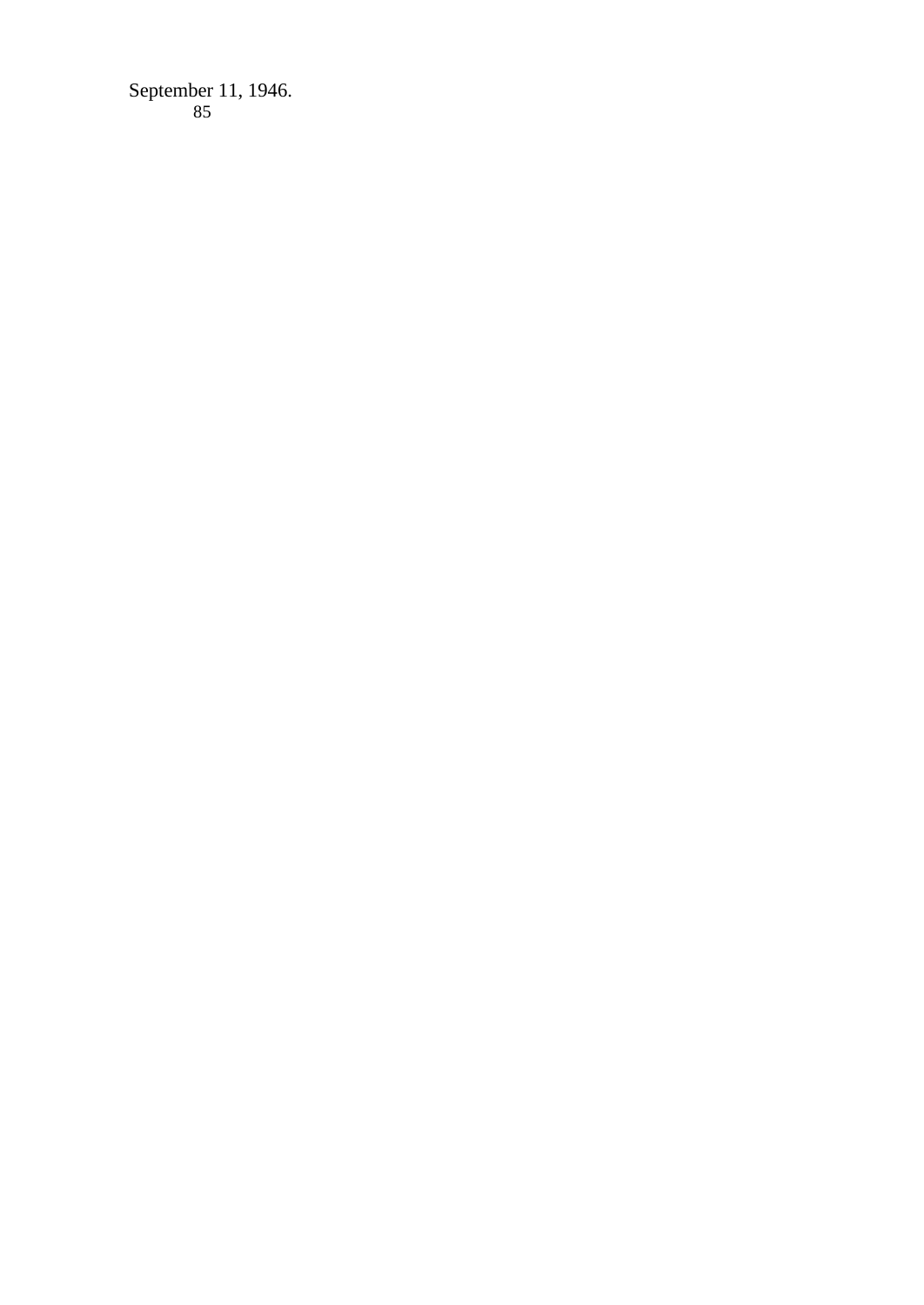September 11, 1946.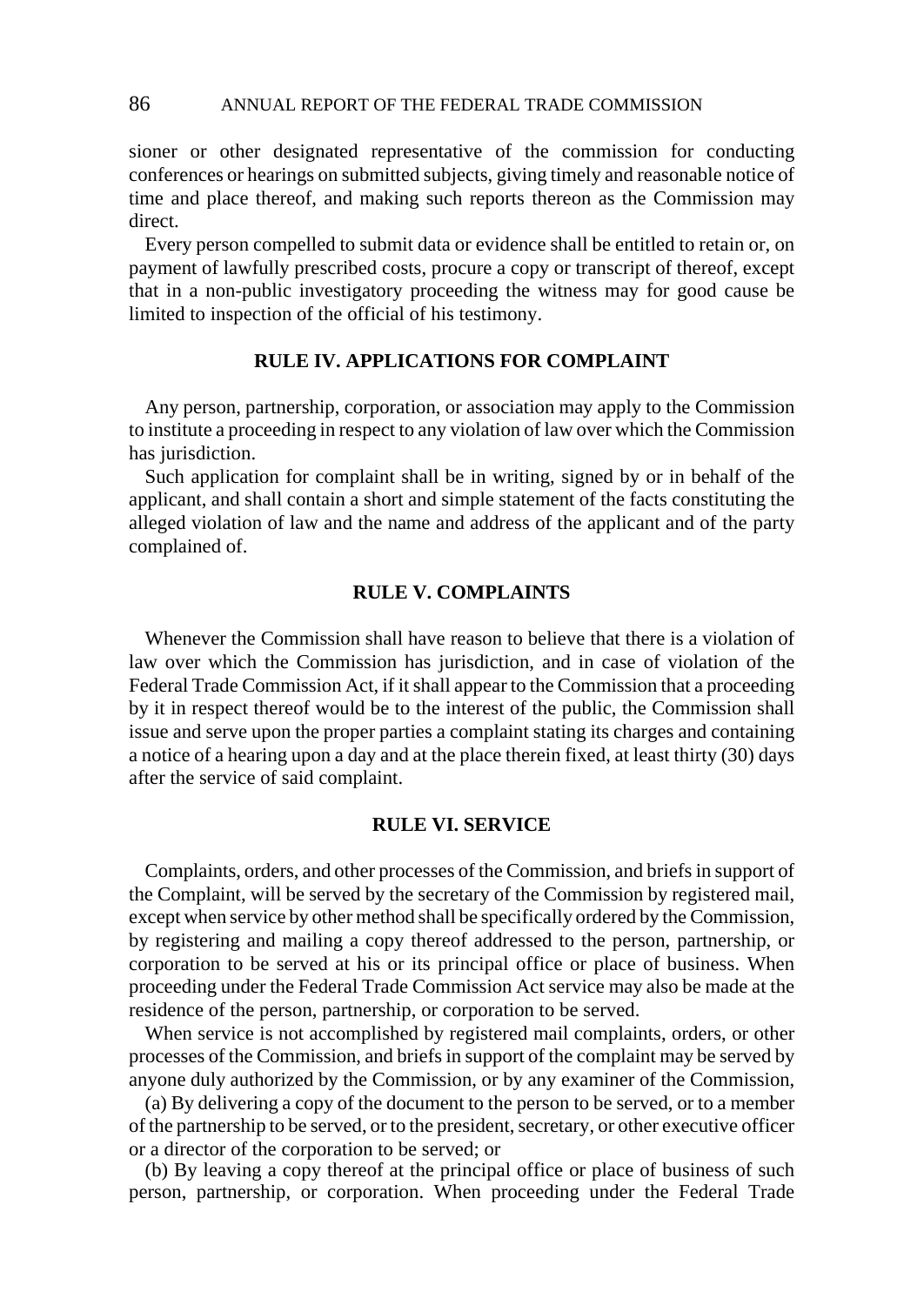sioner or other designated representative of the commission for conducting conferences or hearings on submitted subjects, giving timely and reasonable notice of time and place thereof, and making such reports thereon as the Commission may direct.

Every person compelled to submit data or evidence shall be entitled to retain or, on payment of lawfully prescribed costs, procure a copy or transcript of thereof, except that in a non-public investigatory proceeding the witness may for good cause be limited to inspection of the official of his testimony.

## RULE IV. APPLICATIONS FOR COMPLAINT

Any person, partnership, corporation, or association may apply to the Commission to institute a proceeding in respect to any violation of law over which the Commission has jurisdiction.

Such application for complaint shall be in writing, signed by or in behalf of the applicant, and shall contain a short and simple statement of the facts constituting the alleged violation of law and the name and address of the applicant and of the party complained of.

## RULE V. COMPLAINTS

Whenever the Commission shall have reason to believe that there is a violation of law over which the Commission has jurisdiction, and in case of violation of the Federal Trade Commission Act, if it shall appear to the Commission that a proceeding by it in respect thereof would be to the interest of the public, the Commission shall issue and serve upon the proper parties a complaint stating its charges and containing a notice of a hearing upon a day and at the place therein fixed, at least thirty (30) days after the service of said complaint.

## RULE VI. SERVICE

Complaints, orders, and other processes of the Commission, and briefs in support of the Complaint, will be served by the secretary of the Commission by registered mail, except when service by other method shall be specifically ordered by the Commission, by registering and mailing a copy thereof addressed to the person, partnership, or corporation to be served at his or its principal office or place of business. When proceeding under the Federal Trade Commission Act service may also be made at the residence of the person, partnership, or corporation to be served.

When service is not accomplished by registered mail complaints, orders, or other processes of the Commission, and briefs in support of the complaint may be served by anyone duly authorized by the Commission, or by any examiner of the Commission,

(a) By delivering a copy of the document to the person to be served, or to a member of the partnership to be served, or to the president, secretary, or other executive officer or a director of the corporation to be served; or

(b) By leaving a copy thereof at the principal office or place of business of such person, partnership, or corporation. When proceeding under the Federal Trade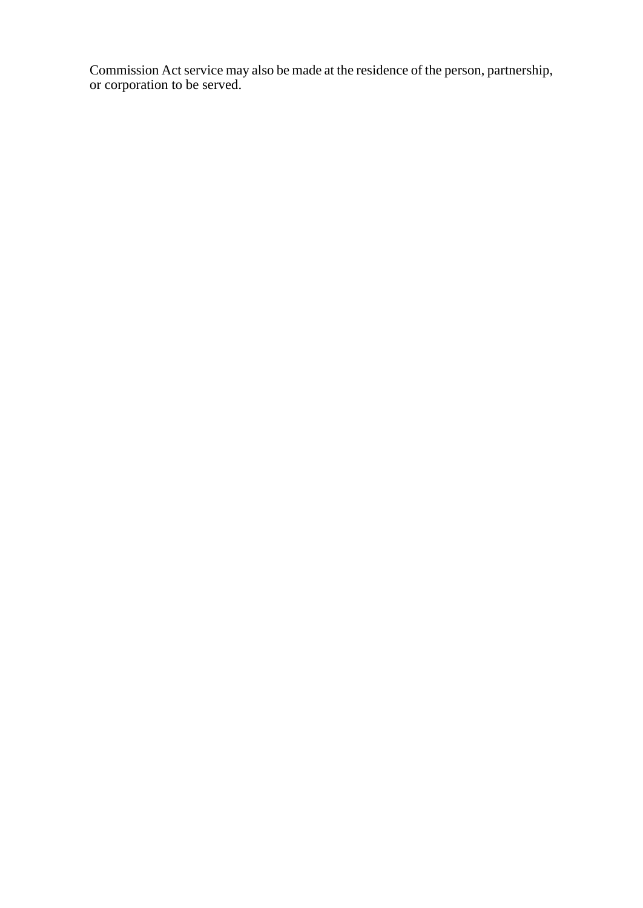Commission Act service may also be made at the residence of the person, partnership, or corporation to be served.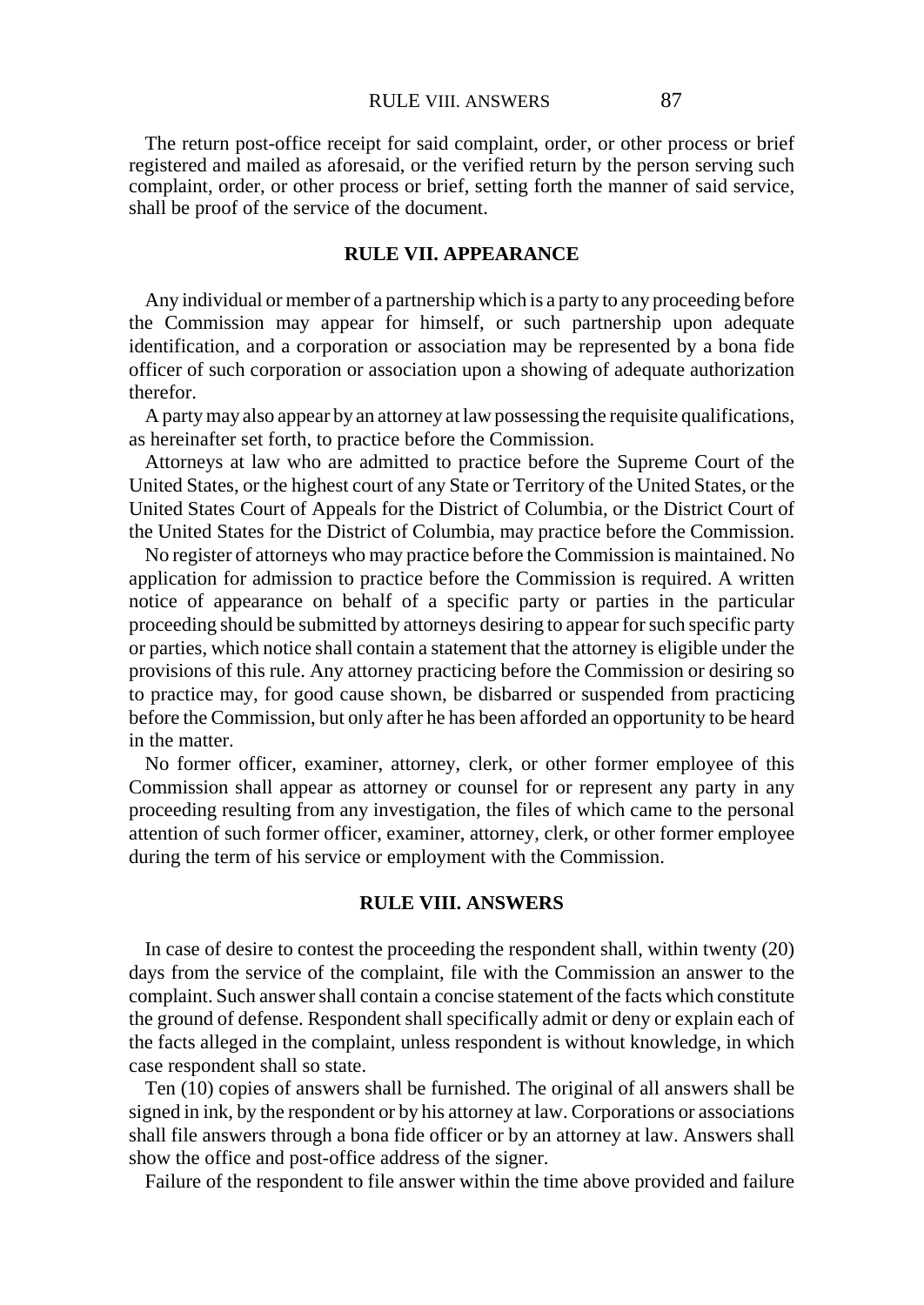The return post-office receipt for said complaint, order, or other process or brief registered and mailed as aforesaid, or the verified return by the person serving such complaint, order, or other process or brief, setting forth the manner of said service, shall be proof of the service of the document.

## RULE VII. APPEARANCE

Any individual or member of a partnership which is a party to any proceeding before the Commission may appear for himself, or such partnership upon adequate identification, and a corporation or association may be represented by a bona fide officer of such corporation or association upon a showing of adequate authorization therefor.

A party may also appear by an attorney at law possessing the requisite qualifications, as hereinafter set forth, to practice before the Commission.

Attorneys at law who are admitted to practice before the Supreme Court of the United States, or the highest court of any State or Territory of the United States, or the United States Court of Appeals for the District of Columbia, or the District Court of the United States for the District of Columbia, may practice before the Commission.

No register of attorneys who may practice before the Commission is maintained. No application for admission to practice before the Commission is required. A written notice of appearance on behalf of a specific party or parties in the particular proceeding should be submitted by attorneys desiring to appear for such specific party or parties, which notice shall contain a statement that the attorney is eligible under the provisions of this rule. Any attorney practicing before the Commission or desiring so to practice may, for good cause shown, be disbarred or suspended from practicing before the Commission, but only after he has been afforded an opportunity to be heard in the matter.

No former officer, examiner, attorney, clerk, or other former employee of this Commission shall appear as attorney or counsel for or represent any party in any proceeding resulting from any investigation, the files of which came to the personal attention of such former officer, examiner, attorney, clerk, or other former employee during the term of his service or employment with the Commission.

## RULE VIII. ANSWERS

In case of desire to contest the proceeding the respondent shall, within twenty (20) days from the service of the complaint, file with the Commission an answer to the complaint. Such answer shall contain a concise statement of the facts which constitute the ground of defense. Respondent shall specifically admit or deny or explain each of the facts alleged in the complaint, unless respondent is without knowledge, in which case respondent shall so state.

Ten (10) copies of answers shall be furnished. The original of all answers shall be signed in ink, by the respondent or by his attorney at law. Corporations or associations shall file answers through a bona fide officer or by an attorney at law. Answers shall show the office and post-office address of the signer.

Failure of the respondent to file answer within the time above provided and failure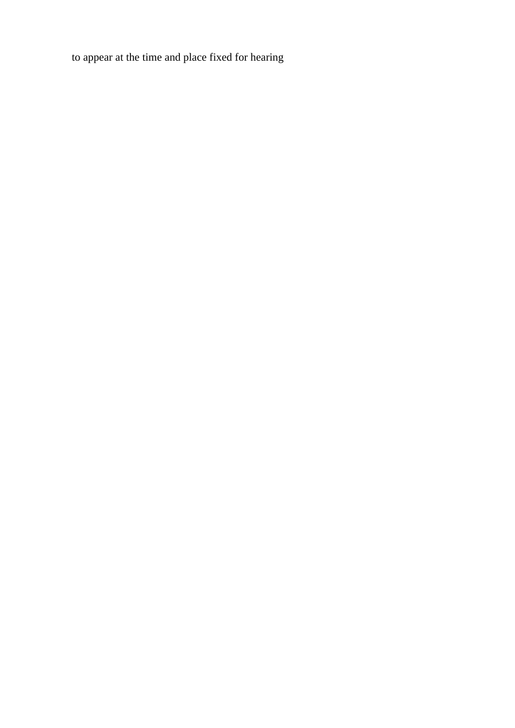to appear at the time and place fixed for hearing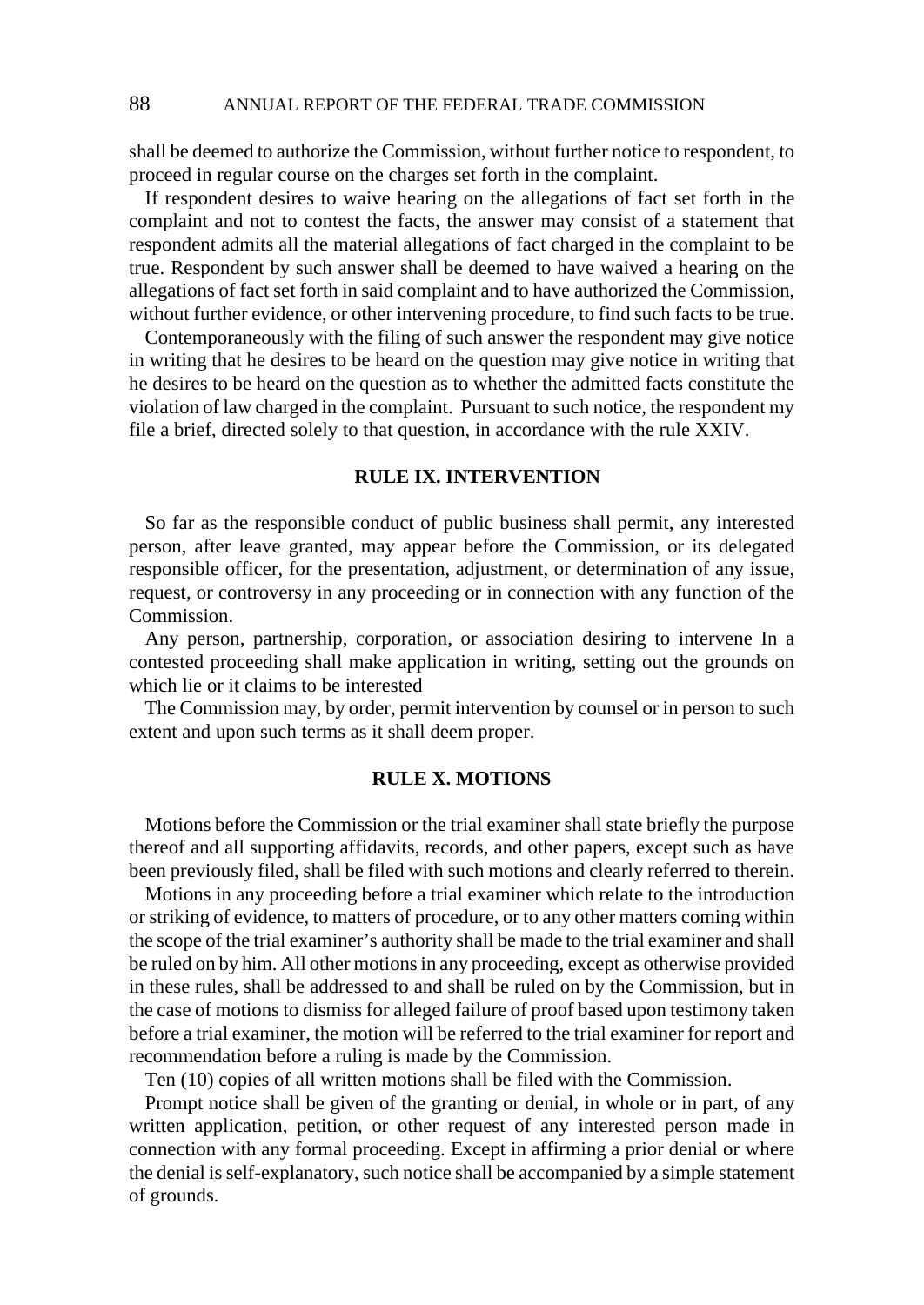shall be deemed to authorize the Commission, without further notice to respondent, to proceed in regular course on the charges set forth in the complaint.

If respondent desires to waive hearing on the allegations of fact set forth in the complaint and not to contest the facts, the answer may consist of a statement that respondent admits all the material allegations of fact charged in the complaint to be true. Respondent by such answer shall be deemed to have waived a hearing on the allegations of fact set forth in said complaint and to have authorized the Commission, without further evidence, or other intervening procedure, to find such facts to be true.

Contemporaneously with the filing of such answer the respondent may give notice in writing that he desires to be heard on the question may give notice in writing that he desires to be heard on the question as to whether the admitted facts constitute the violation of law charged in the complaint. Pursuant to such notice, the respondent my file a brief, directed solely to that question, in accordance with the rule XXIV.

## RULE IX. INTERVENTION

So far as the responsible conduct of public business shall permit, any interested person, after leave granted, may appear before the Commission, or its delegated responsible officer, for the presentation, adjustment, or determination of any issue, request, or controversy in any proceeding or in connection with any function of the Commission.

Any person, partnership, corporation, or association desiring to intervene In a contested proceeding shall make application in writing, setting out the grounds on which lie or it claims to be interested

The Commission may, by order, permit intervention by counsel or in person to such extent and upon such terms as it shall deem proper.

## RULE X. MOTIONS

Motions before the Commission or the trial examiner shall state briefly the purpose thereof and all supporting affidavits, records, and other papers, except such as have been previously filed, shall be filed with such motions and clearly referred to therein.

Motions in any proceeding before a trial examiner which relate to the introduction or striking of evidence, to matters of procedure, or to any other matters coming within the scope of the trial examiner's authority shall be made to the trial examiner and shall be ruled on by him. All other motions in any proceeding, except as otherwise provided in these rules, shall be addressed to and shall be ruled on by the Commission, but in the case of motions to dismiss for alleged failure of proof based upon testimony taken before a trial examiner, the motion will be referred to the trial examiner for report and recommendation before a ruling is made by the Commission.

Ten (10) copies of all written motions shall be filed with the Commission.

Prompt notice shall be given of the granting or denial, in whole or in part, of any written application, petition, or other request of any interested person made in connection with any formal proceeding. Except in affirming a prior denial or where the denial is self-explanatory, such notice shall be accompanied by a simple statement of grounds.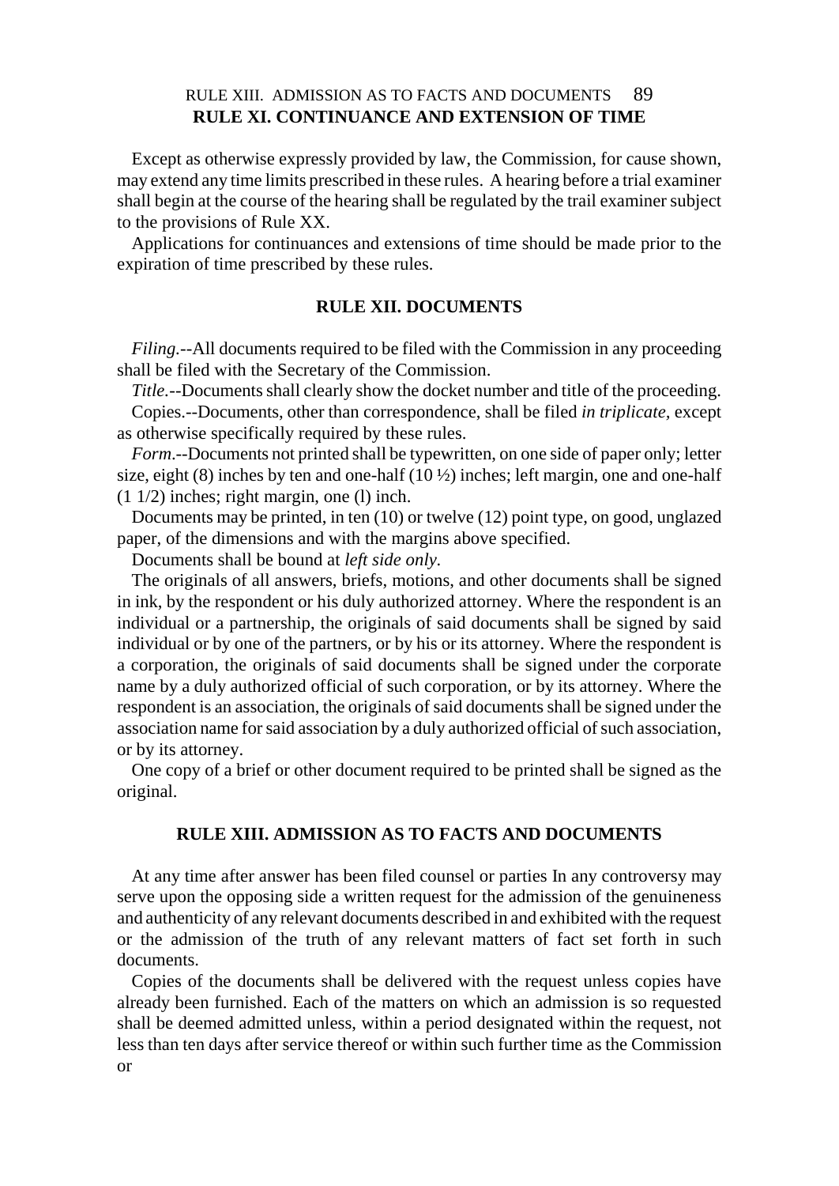## RULE XI. CONTINUANCE AND EXTENSION OF TIME

Except as otherwise expressly provided by law, the Commission, for cause shown, may extend any time limits prescribed in these rules. A hearing before a trial examiner shall begin at the course of the hearing shall be regulated by the trail examiner subject to the provisions of Rule XX.

Applications for continuances and extensions of time should be made prior to the expiration of time prescribed by these rules.

## RULE XII. DOCUMENTS

*Filing*.--All documents required to be filed with the Commission in any proceeding shall be filed with the Secretary of the Commission.

*Title*.--Documents shall clearly show the docket number and title of the proceeding.

Copies.--Documents, other than correspondence, shall be filed *in triplicate*, except as otherwise specifically required by these rules.

*Form*.--Documents not printed shall be typewritten, on one side of paper only; letter size, eight (8) inches by ten and one-half (10 ½) inches; left margin, one and one-half (1 1/2) inches; right margin, one (l) inch.

Documents may be printed, in ten (10) or twelve (12) point type, on good, unglazed paper, of the dimensions and with the margins above specified.

Documents shall be bound at *left side only*.

The originals of all answers, briefs, motions, and other documents shall be signed in ink, by the respondent or his duly authorized attorney. Where the respondent is an individual or a partnership, the originals of said documents shall be signed by said individual or by one of the partners, or by his or its attorney. Where the respondent is a corporation, the originals of said documents shall be signed under the corporate name by a duly authorized official of such corporation, or by its attorney. Where the respondent is an association, the originals of said documents shall be signed under the association name for said association by a duly authorized official of such association, or by its attorney.

One copy of a brief or other document required to be printed shall be signed as the original.

## RULE XIII. ADMISSION AS TO FACTS AND DOCUMENTS

At any time after answer has been filed counsel or parties In any controversy may serve upon the opposing side a written request for the admission of the genuineness and authenticity of any relevant documents described in and exhibited with the request or the admission of the truth of any relevant matters of fact set forth in such documents.

Copies of the documents shall be delivered with the request unless copies have already been furnished. Each of the matters on which an admission is so requested shall be deemed admitted unless, within a period designated within the request, not less than ten days after service thereof or within such further time as the Commission or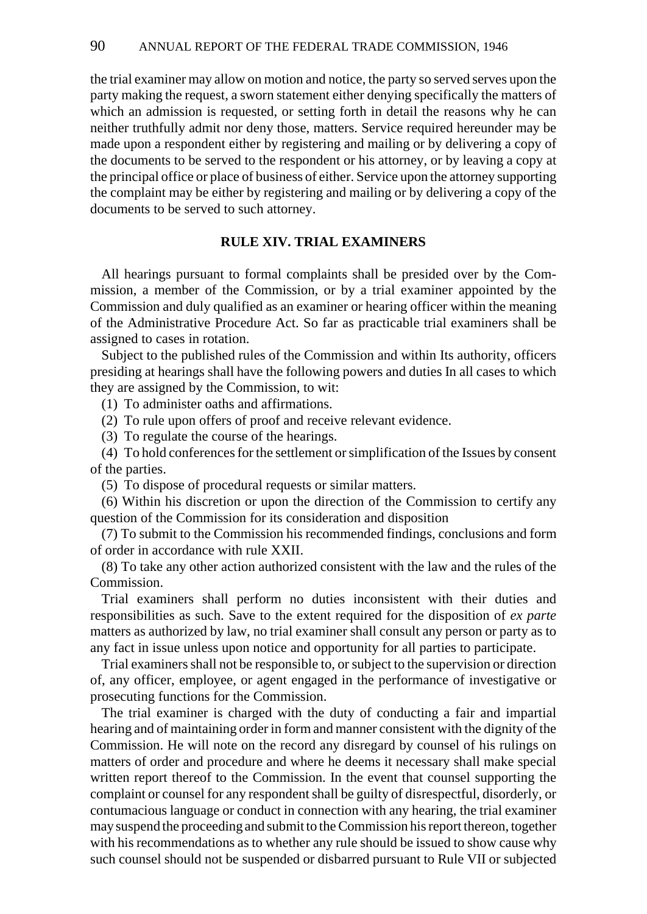the trial examiner may allow on motion and notice, the party so served serves upon the party making the request, a sworn statement either denying specifically the matters of which an admission is requested, or setting forth in detail the reasons why he can neither truthfully admit nor deny those, matters. Service required hereunder may be made upon a respondent either by registering and mailing or by delivering a copy of the documents to be served to the respondent or his attorney, or by leaving a copy at the principal office or place of business of either. Service upon the attorney supporting the complaint may be either by registering and mailing or by delivering a copy of the documents to be served to such attorney.

## RULE XIV. TRIAL EXAMINERS

All hearings pursuant to formal complaints shall be presided over by the Commission, a member of the Commission, or by a trial examiner appointed by the Commission and duly qualified as an examiner or hearing officer within the meaning of the Administrative Procedure Act. So far as practicable trial examiners shall be assigned to cases in rotation.

Subject to the published rules of the Commission and within Its authority, officers presiding at hearings shall have the following powers and duties In all cases to which they are assigned by the Commission, to wit:

(1) To administer oaths and affirmations.

(2) To rule upon offers of proof and receive relevant evidence.

(3) To regulate the course of the hearings.

(4) To hold conferences for the settlement or simplification of the Issues by consent of the parties.

(5) To dispose of procedural requests or similar matters.

(6) Within his discretion or upon the direction of the Commission to certify any question of the Commission for its consideration and disposition

(7) To submit to the Commission his recommended findings, conclusions and form of order in accordance with rule XXII.

(8) To take any other action authorized consistent with the law and the rules of the Commission.

Trial examiners shall perform no duties inconsistent with their duties and responsibilities as such. Save to the extent required for the disposition of *ex parte* matters as authorized by law, no trial examiner shall consult any person or party as to any fact in issue unless upon notice and opportunity for all parties to participate.

Trial examiners shall not be responsible to, or subject to the supervision or direction of, any officer, employee, or agent engaged in the performance of investigative or prosecuting functions for the Commission.

The trial examiner is charged with the duty of conducting a fair and impartial hearing and of maintaining order in form and manner consistent with the dignity of the Commission. He will note on the record any disregard by counsel of his rulings on matters of order and procedure and where he deems it necessary shall make special written report thereof to the Commission. In the event that counsel supporting the complaint or counsel for any respondent shall be guilty of disrespectful, disorderly, or contumacious language or conduct in connection with any hearing, the trial examiner may suspend the proceeding and submit to the Commission his report thereon, together with his recommendations as to whether any rule should be issued to show cause why such counsel should not be suspended or disbarred pursuant to Rule VII or subjected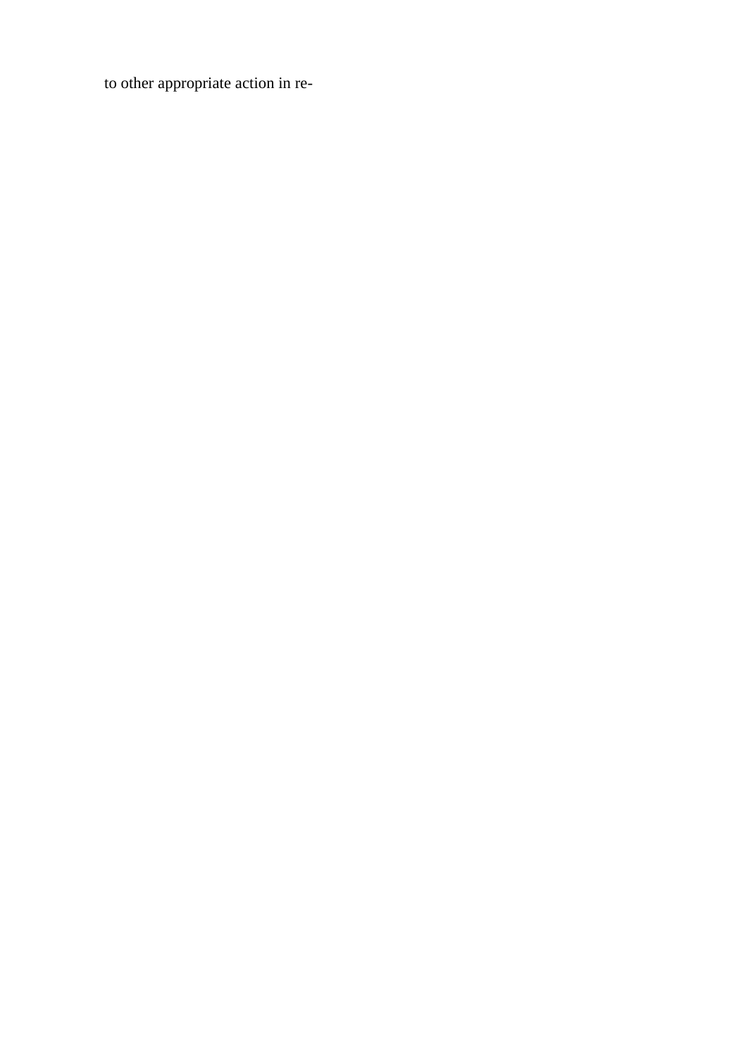to other appropriate action in re-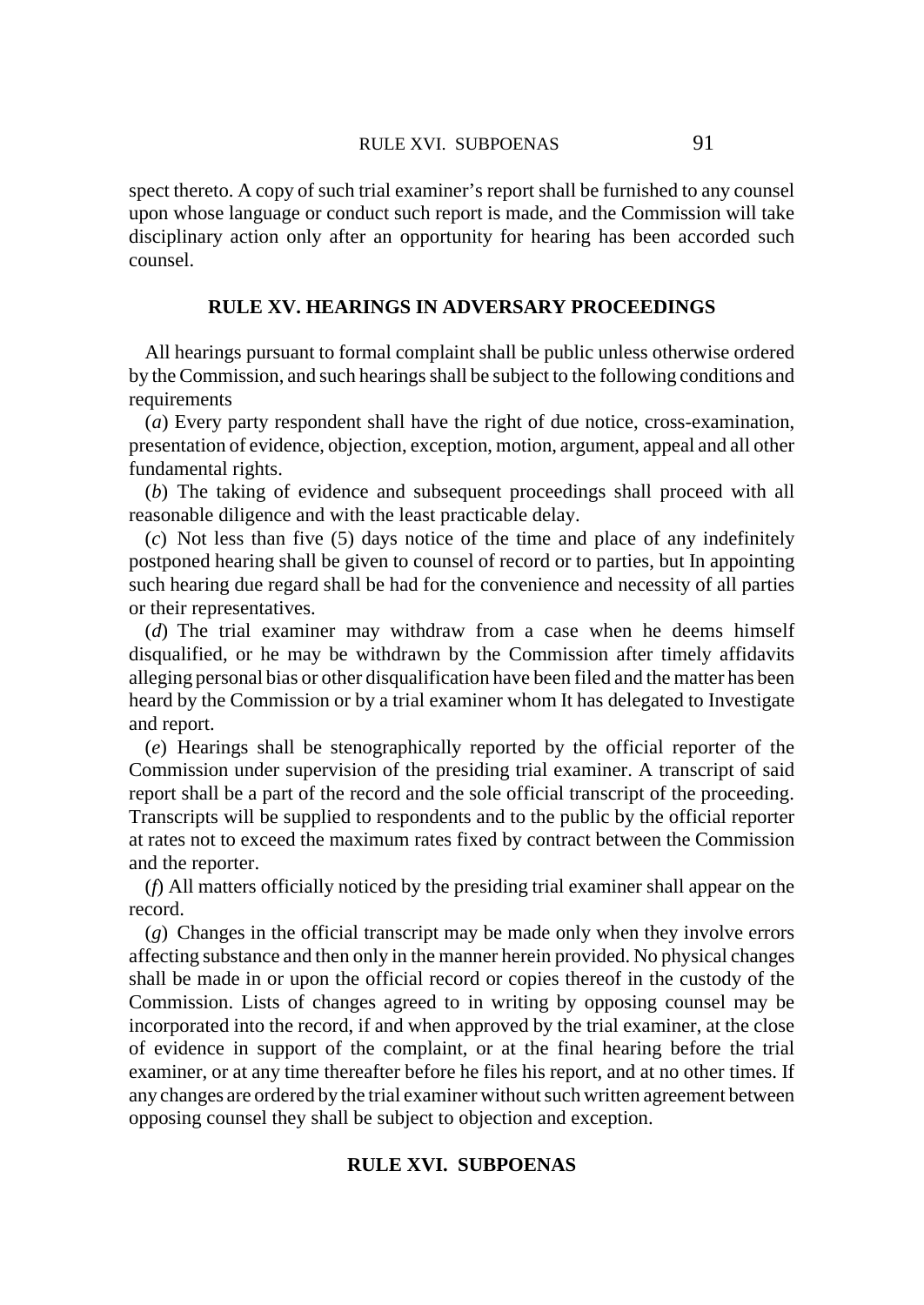spect thereto. A copy of such trial examiner's report shall be furnished to any counsel upon whose language or conduct such report is made, and the Commission will take disciplinary action only after an opportunity for hearing has been accorded such counsel.

## RULE XV. HEARINGS IN ADVERSARY PROCEEDINGS

All hearings pursuant to formal complaint shall be public unless otherwise ordered by the Commission, and such hearings shall be subject to the following conditions and requirements

(*a*) Every party respondent shall have the right of due notice, cross-examination, presentation of evidence, objection, exception, motion, argument, appeal and all other fundamental rights.

(*b*) The taking of evidence and subsequent proceedings shall proceed with all reasonable diligence and with the least practicable delay.

(*c*) Not less than five (5) days notice of the time and place of any indefinitely postponed hearing shall be given to counsel of record or to parties, but In appointing such hearing due regard shall be had for the convenience and necessity of all parties or their representatives.

(*d*) The trial examiner may withdraw from a case when he deems himself disqualified, or he may be withdrawn by the Commission after timely affidavits alleging personal bias or other disqualification have been filed and the matter has been heard by the Commission or by a trial examiner whom It has delegated to Investigate and report.

(*e*) Hearings shall be stenographically reported by the official reporter of the Commission under supervision of the presiding trial examiner. A transcript of said report shall be a part of the record and the sole official transcript of the proceeding. Transcripts will be supplied to respondents and to the public by the official reporter at rates not to exceed the maximum rates fixed by contract between the Commission and the reporter.

(*f*) All matters officially noticed by the presiding trial examiner shall appear on the record.

(*g*) Changes in the official transcript may be made only when they involve errors affecting substance and then only in the manner herein provided. No physical changes shall be made in or upon the official record or copies thereof in the custody of the Commission. Lists of changes agreed to in writing by opposing counsel may be incorporated into the record, if and when approved by the trial examiner, at the close of evidence in support of the complaint, or at the final hearing before the trial examiner, or at any time thereafter before he files his report, and at no other times. If any changes are ordered by the trial examiner without such written agreement between opposing counsel they shall be subject to objection and exception.

## RULE XVI. SUBPOENAS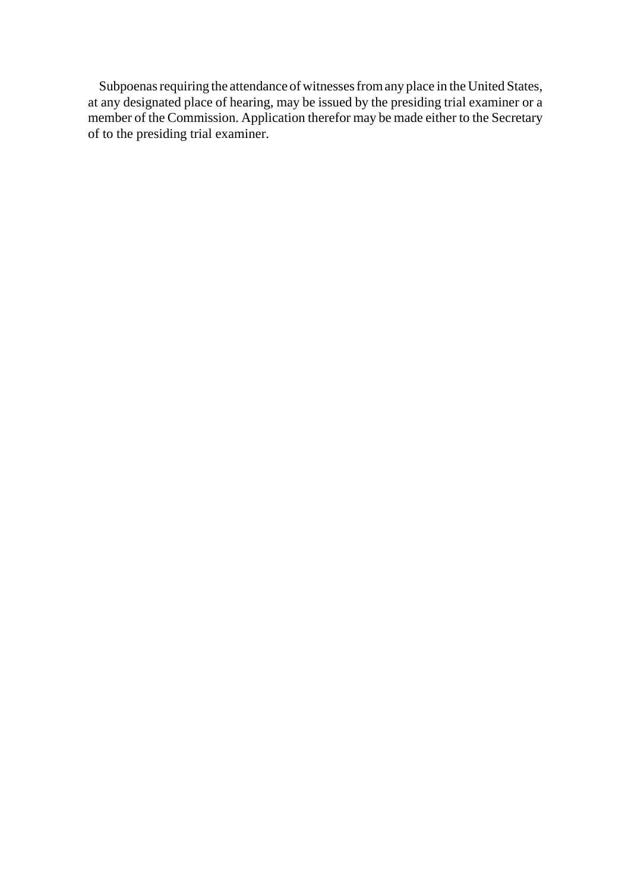Subpoenas requiring the attendance of witnesses from any place in the United States, at any designated place of hearing, may be issued by the presiding trial examiner or a member of the Commission. Application therefor may be made either to the Secretary of to the presiding trial examiner.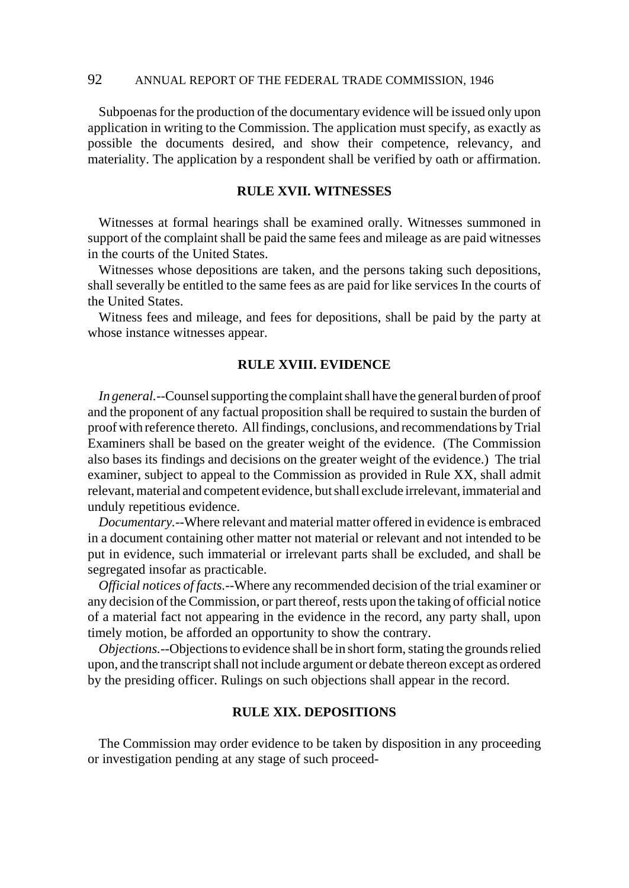Subpoenas for the production of the documentary evidence will be issued only upon application in writing to the Commission. The application must specify, as exactly as possible the documents desired, and show their competence, relevancy, and materiality. The application by a respondent shall be verified by oath or affirmation.

### RULE XVII. WITNESSES

Witnesses at formal hearings shall be examined orally. Witnesses summoned in support of the complaint shall be paid the same fees and mileage as are paid witnesses in the courts of the United States.

Witnesses whose depositions are taken, and the persons taking such depositions, shall severally be entitled to the same fees as are paid for like services In the courts of the United States.

Witness fees and mileage, and fees for depositions, shall be paid by the party at whose instance witnesses appear.

### RULE XVIII. EVIDENCE

*In general.*--Counsel supporting the complaint shall have the general burden of proof and the proponent of any factual proposition shall be required to sustain the burden of proof with reference thereto. All findings, conclusions, and recommendations by Trial Examiners shall be based on the greater weight of the evidence. (The Commission also bases its findings and decisions on the greater weight of the evidence.) The trial examiner, subject to appeal to the Commission as provided in Rule XX, shall admit relevant, material and competent evidence, but shall exclude irrelevant, immaterial and unduly repetitious evidence.

*Documentary.*--Where relevant and material matter offered in evidence is embraced in a document containing other matter not material or relevant and not intended to be put in evidence, such immaterial or irrelevant parts shall be excluded, and shall be segregated insofar as practicable.

*Official notices of facts.*--Where any recommended decision of the trial examiner or any decision of the Commission, or part thereof, rests upon the taking of official notice of a material fact not appearing in the evidence in the record, any party shall, upon timely motion, be afforded an opportunity to show the contrary.

*Objections.*--Objections to evidence shall be in short form, stating the grounds relied upon, and the transcript shall not include argument or debate thereon except as ordered by the presiding officer. Rulings on such objections shall appear in the record.

### RULE XIX. DEPOSITIONS

The Commission may order evidence to be taken by disposition in any proceeding or investigation pending at any stage of such proceed-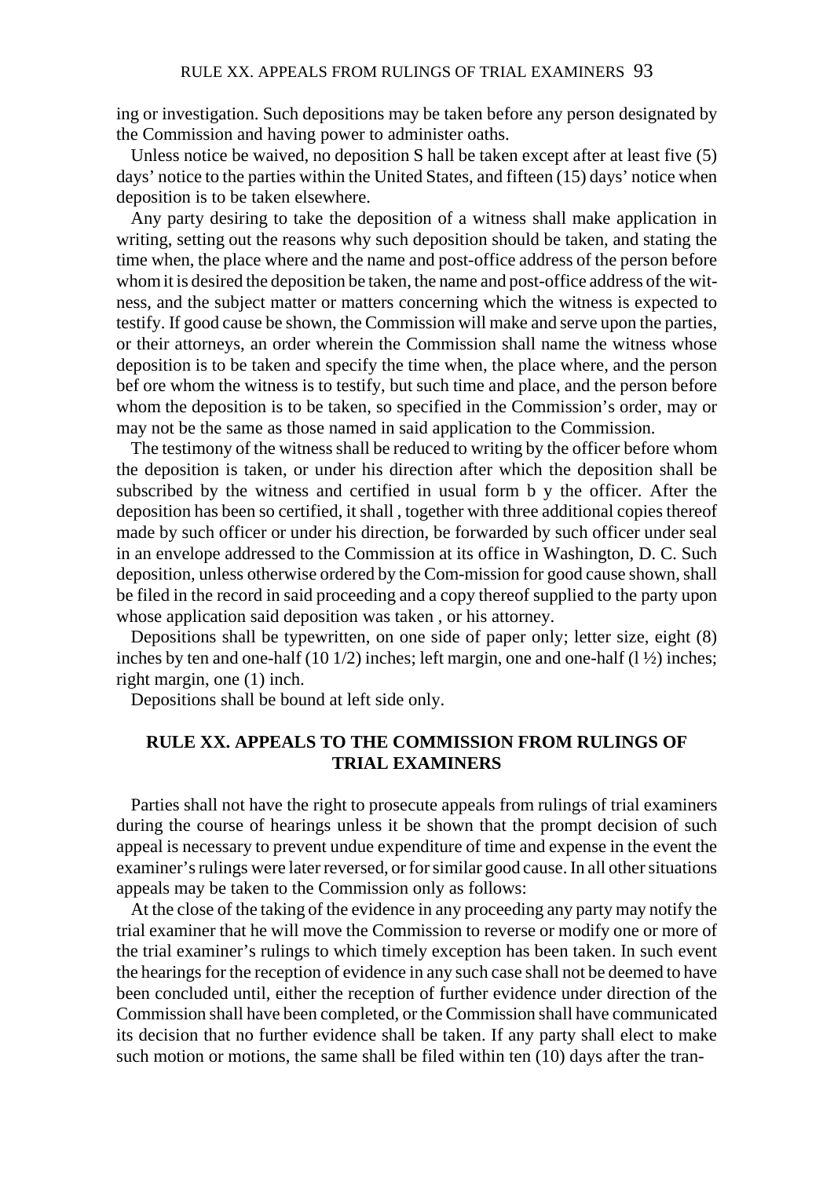ing or investigation. Such depositions may be taken before any person designated by the Commission and having power to administer oaths.

Unless notice be waived, no deposition S hall be taken except after at least five (5) days' notice to the parties within the United States, and fifteen (15) days' notice when deposition is to be taken elsewhere.

Any party desiring to take the deposition of a witness shall make application in writing, setting out the reasons why such deposition should be taken, and stating the time when, the place where and the name and post-office address of the person before whom it is desired the deposition be taken, the name and post-office address of the witness, and the subject matter or matters concerning which the witness is expected to testify. If good cause be shown, the Commission will make and serve upon the parties, or their attorneys, an order wherein the Commission shall name the witness whose deposition is to be taken and specify the time when, the place where, and the person bef ore whom the witness is to testify, but such time and place, and the person before whom the deposition is to be taken, so specified in the Commission's order, may or may not be the same as those named in said application to the Commission.

The testimony of the witness shall be reduced to writing by the officer before whom the deposition is taken, or under his direction after which the deposition shall be subscribed by the witness and certified in usual form b y the officer. After the deposition has been so certified, it shall , together with three additional copies thereof made by such officer or under his direction, be forwarded by such officer under seal in an envelope addressed to the Commission at its office in Washington, D. C. Such deposition, unless otherwise ordered by the Com-mission for good cause shown, shall be filed in the record in said proceeding and a copy thereof supplied to the party upon whose application said deposition was taken , or his attorney.

Depositions shall be typewritten, on one side of paper only; letter size, eight (8) inches by ten and one-half (10 1/2) inches; left margin, one and one-half (l ½) inches; right margin, one (1) inch.

Depositions shall be bound at left side only.

## RULE XX. APPEALS TO THE COMMISSION FROM RULINGS OF TRIAL EXAMINERS

Parties shall not have the right to prosecute appeals from rulings of trial examiners during the course of hearings unless it be shown that the prompt decision of such appeal is necessary to prevent undue expenditure of time and expense in the event the examiner's rulings were later reversed, or for similar good cause. In all other situations appeals may be taken to the Commission only as follows:

At the close of the taking of the evidence in any proceeding any party may notify the trial examiner that he will move the Commission to reverse or modify one or more of the trial examiner's rulings to which timely exception has been taken. In such event the hearings for the reception of evidence in any such case shall not be deemed to have been concluded until, either the reception of further evidence under direction of the Commission shall have been completed, or the Commission shall have communicated its decision that no further evidence shall be taken. If any party shall elect to make such motion or motions, the same shall be filed within ten (10) days after the tran-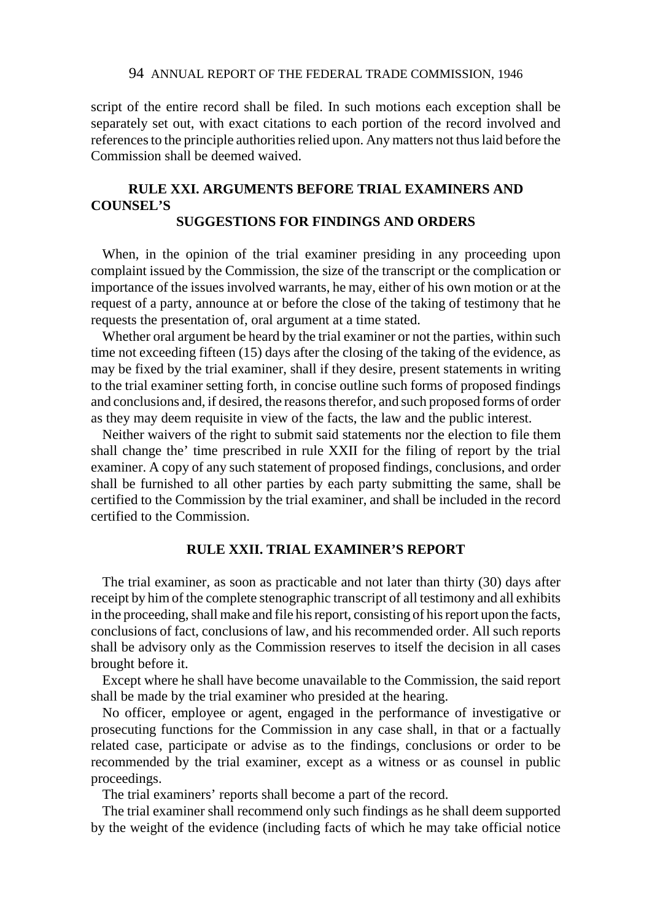script of the entire record shall be filed. In such motions each exception shall be separately set out, with exact citations to each portion of the record involved and references to the principle authorities relied upon. Any matters not thus laid before the Commission shall be deemed waived.

## RULE XXI. ARGUMENTS BEFORE TRIAL EXAMINERS AND COUNSEL'S SUGGESTIONS FOR FINDINGS AND ORDERS

When, in the opinion of the trial examiner presiding in any proceeding upon complaint issued by the Commission, the size of the transcript or the complication or importance of the issues involved warrants, he may, either of his own motion or at the request of a party, announce at or before the close of the taking of testimony that he requests the presentation of, oral argument at a time stated.

Whether oral argument be heard by the trial examiner or not the parties, within such time not exceeding fifteen (15) days after the closing of the taking of the evidence, as may be fixed by the trial examiner, shall if they desire, present statements in writing to the trial examiner setting forth, in concise outline such forms of proposed findings and conclusions and, if desired, the reasons therefor, and such proposed forms of order as they may deem requisite in view of the facts, the law and the public interest.

Neither waivers of the right to submit said statements nor the election to file them shall change the' time prescribed in rule XXII for the filing of report by the trial examiner. A copy of any such statement of proposed findings, conclusions, and order shall be furnished to all other parties by each party submitting the same, shall be certified to the Commission by the trial examiner, and shall be included in the record certified to the Commission.

## RULE XXII. TRIAL EXAMINER'S REPORT

The trial examiner, as soon as practicable and not later than thirty (30) days after receipt by him of the complete stenographic transcript of all testimony and all exhibits in the proceeding, shall make and file his report, consisting of his report upon the facts, conclusions of fact, conclusions of law, and his recommended order. All such reports shall be advisory only as the Commission reserves to itself the decision in all cases brought before it.

Except where he shall have become unavailable to the Commission, the said report shall be made by the trial examiner who presided at the hearing.

No officer, employee or agent, engaged in the performance of investigative or prosecuting functions for the Commission in any case shall, in that or a factually related case, participate or advise as to the findings, conclusions or order to be recommended by the trial examiner, except as a witness or as counsel in public proceedings.

The trial examiners' reports shall become a part of the record.

The trial examiner shall recommend only such findings as he shall deem supported by the weight of the evidence (including facts of which he may take official notice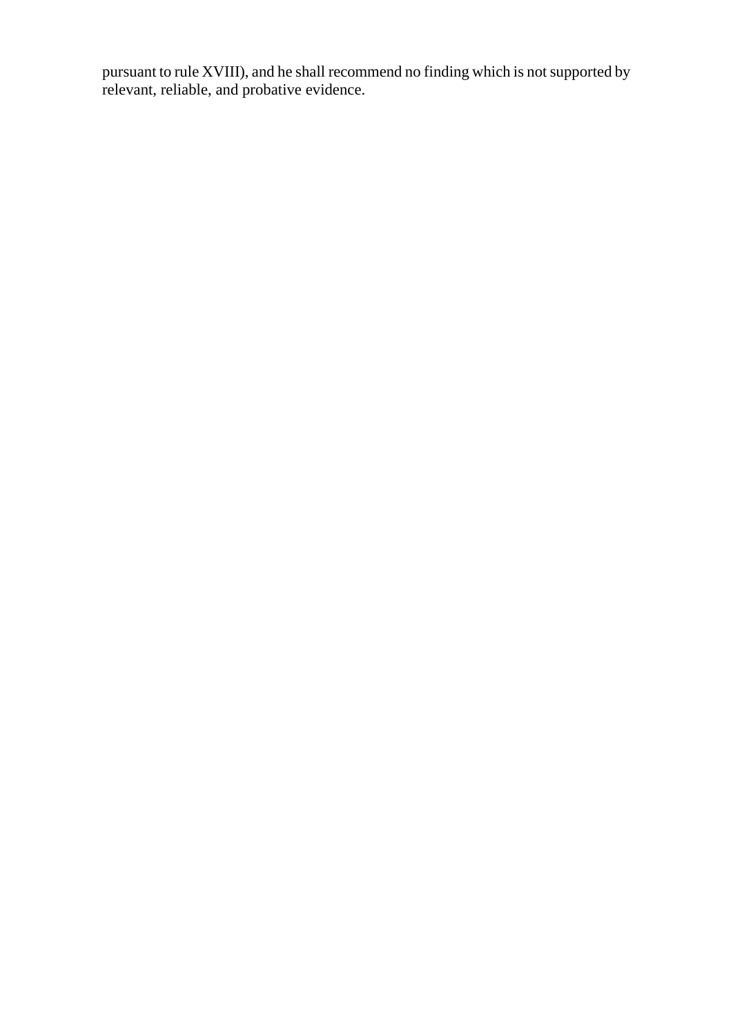pursuant to rule XVIII), and he shall recommend no finding which is not supported by relevant, reliable, and probative evidence.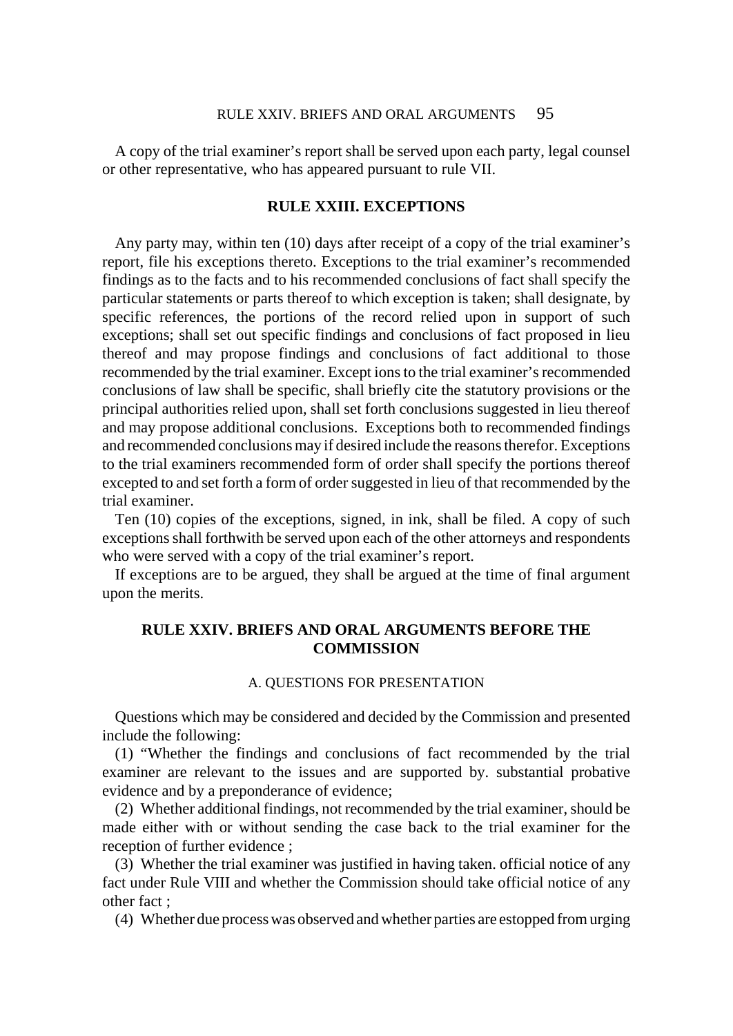A copy of the trial examiner's report shall be served upon each party, legal counsel or other representative, who has appeared pursuant to rule VII.

## RULE XXIII. EXCEPTIONS

Any party may, within ten (10) days after receipt of a copy of the trial examiner's report, file his exceptions thereto. Exceptions to the trial examiner's recommended findings as to the facts and to his recommended conclusions of fact shall specify the particular statements or parts thereof to which exception is taken; shall designate, by specific references, the portions of the record relied upon in support of such exceptions; shall set out specific findings and conclusions of fact proposed in lieu thereof and may propose findings and conclusions of fact additional to those recommended by the trial examiner. Except ions to the trial examiner's recommended conclusions of law shall be specific, shall briefly cite the statutory provisions or the principal authorities relied upon, shall set forth conclusions suggested in lieu thereof and may propose additional conclusions. Exceptions both to recommended findings and recommended conclusions may if desired include the reasons therefor. Exceptions to the trial examiners recommended form of order shall specify the portions thereof excepted to and set forth a form of order suggested in lieu of that recommended by the trial examiner.

Ten (10) copies of the exceptions, signed, in ink, shall be filed. A copy of such exceptions shall forthwith be served upon each of the other attorneys and respondents who were served with a copy of the trial examiner's report.

If exceptions are to be argued, they shall be argued at the time of final argument upon the merits.

## RULE XXIV. BRIEFS AND ORAL ARGUMENTS BEFORE THE COMMISSION

### A. QUESTIONS FOR PRESENTATION

Questions which may be considered and decided by the Commission and presented include the following:

(1) "Whether the findings and conclusions of fact recommended by the trial examiner are relevant to the issues and are supported by. substantial probative evidence and by a preponderance of evidence;

(2) Whether additional findings, not recommended by the trial examiner, should be made either with or without sending the case back to the trial examiner for the reception of further evidence ;

(3) Whether the trial examiner was justified in having taken. official notice of any fact under Rule VIII and whether the Commission should take official notice of any other fact ;

(4) Whether due process was observed and whether parties are estopped from urging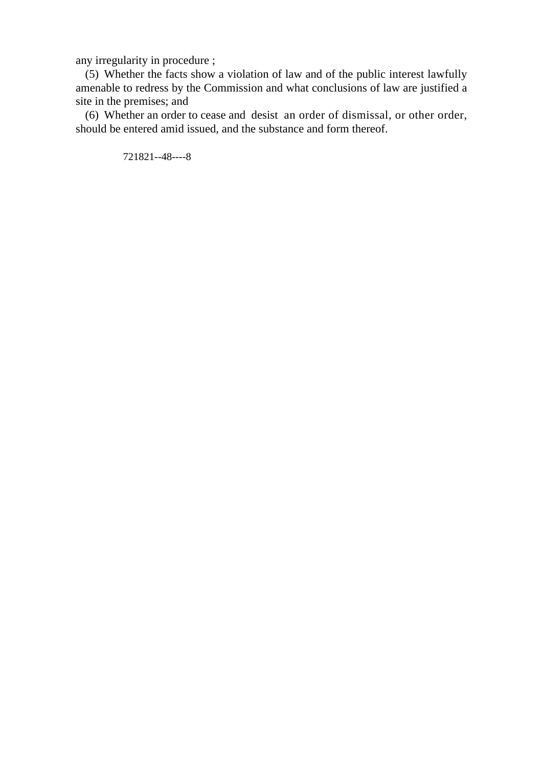any irregularity in procedure ;

(5) Whether the facts show a violation of law and of the public interest lawfully amenable to redress by the Commission and what conclusions of law are justified a site in the premises; and

(6) Whether an order to cease and desist an order of dismissal, or other order, should be entered amid issued, and the substance and form thereof.

721821--48----8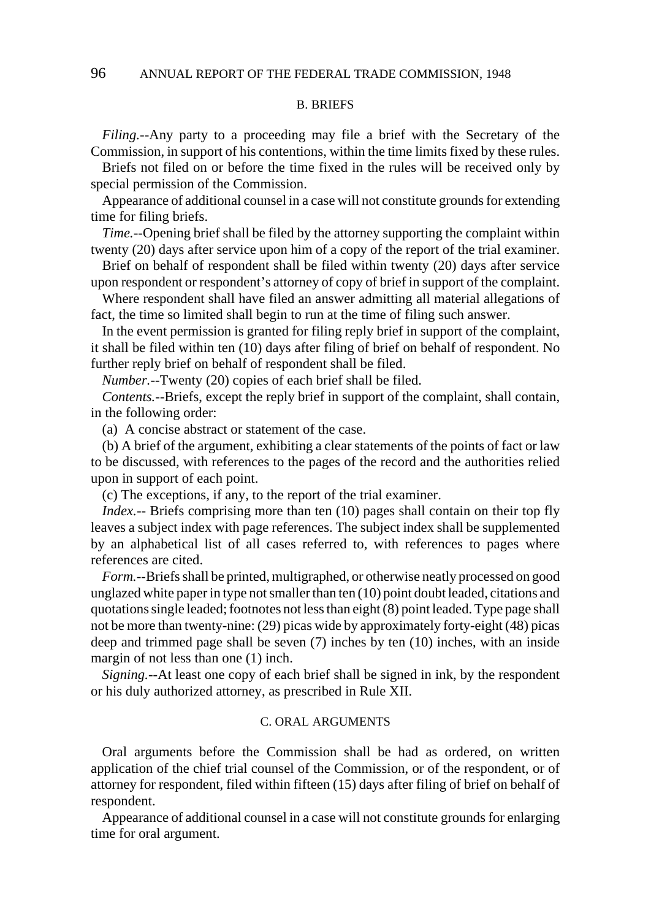### B. BRIEFS

*Filing*.--Any party to a proceeding may file a brief with the Secretary of the Commission, in support of his contentions, within the time limits fixed by these rules.

Briefs not filed on or before the time fixed in the rules will be received only by special permission of the Commission.

Appearance of additional counsel in a case will not constitute grounds for extending time for filing briefs.

*Time*.--Opening brief shall be filed by the attorney supporting the complaint within twenty (20) days after service upon him of a copy of the report of the trial examiner.

Brief on behalf of respondent shall be filed within twenty (20) days after service upon respondent or respondent's attorney of copy of brief in support of the complaint.

Where respondent shall have filed an answer admitting all material allegations of fact, the time so limited shall begin to run at the time of filing such answer.

In the event permission is granted for filing reply brief in support of the complaint, it shall be filed within ten (10) days after filing of brief on behalf of respondent. No further reply brief on behalf of respondent shall be filed.

*Number*.--Twenty (20) copies of each brief shall be filed.

*Contents*.--Briefs, except the reply brief in support of the complaint, shall contain, in the following order:

(a) A concise abstract or statement of the case.

(b) A brief of the argument, exhibiting a clear statements of the points of fact or law to be discussed, with references to the pages of the record and the authorities relied upon in support of each point.

(c) The exceptions, if any, to the report of the trial examiner.

*Index*.-- Briefs comprising more than ten (10) pages shall contain on their top fly leaves a subject index with page references. The subject index shall be supplemented by an alphabetical list of all cases referred to, with references to pages where references are cited.

*Form*.--Briefs shall be printed, multigraphed, or otherwise neatly processed on good unglazed white paper in type not smaller than ten (10) point doubt leaded, citations and quotations single leaded; footnotes not less than eight (8) point leaded. Type page shall not be more than twenty-nine: (29) picas wide by approximately forty-eight (48) picas deep and trimmed page shall be seven (7) inches by ten (10) inches, with an inside margin of not less than one (1) inch.

*Signing*.--At least one copy of each brief shall be signed in ink, by the respondent or his duly authorized attorney, as prescribed in Rule XII.

### C. ORAL ARGUMENTS

Oral arguments before the Commission shall be had as ordered, on written application of the chief trial counsel of the Commission, or of the respondent, or of attorney for respondent, filed within fifteen (15) days after filing of brief on behalf of respondent.

Appearance of additional counsel in a case will not constitute grounds for enlarging time for oral argument.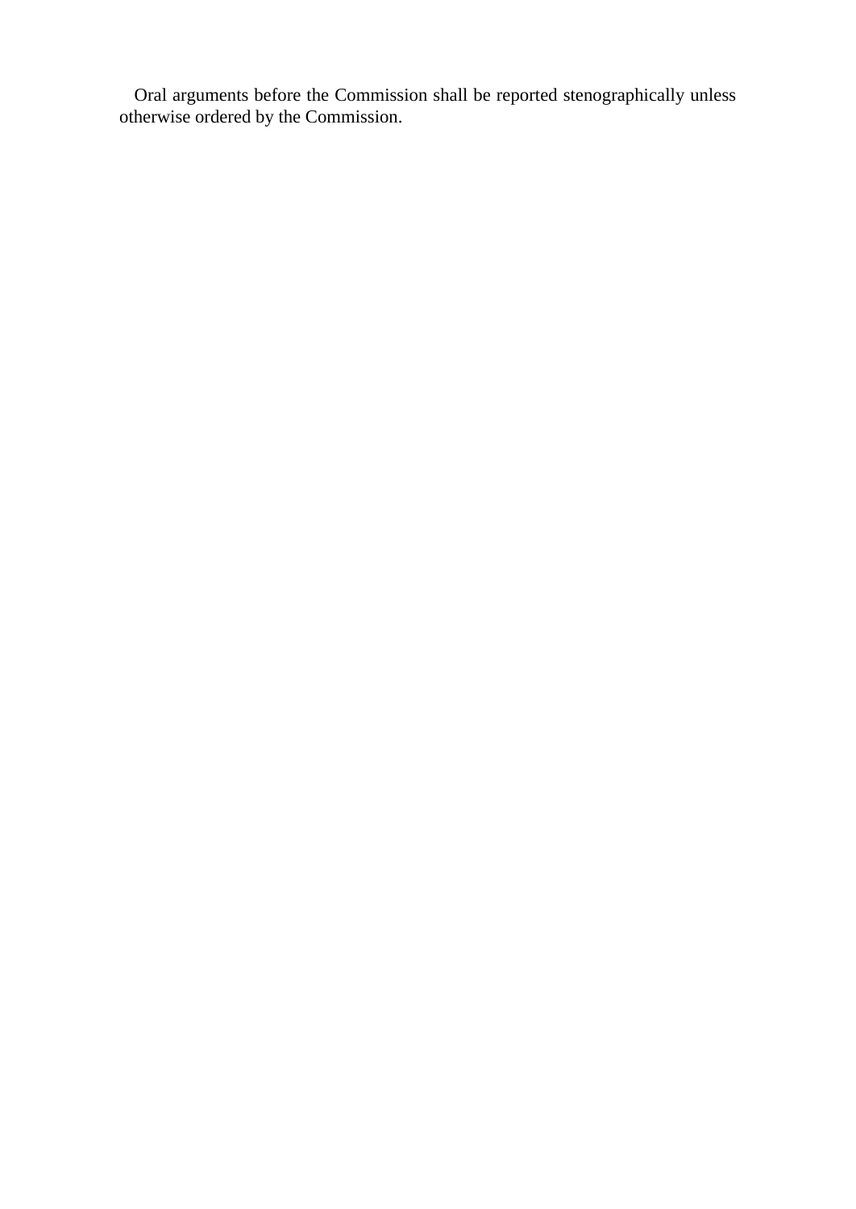Oral arguments before the Commission shall be reported stenographically unless otherwise ordered by the Commission.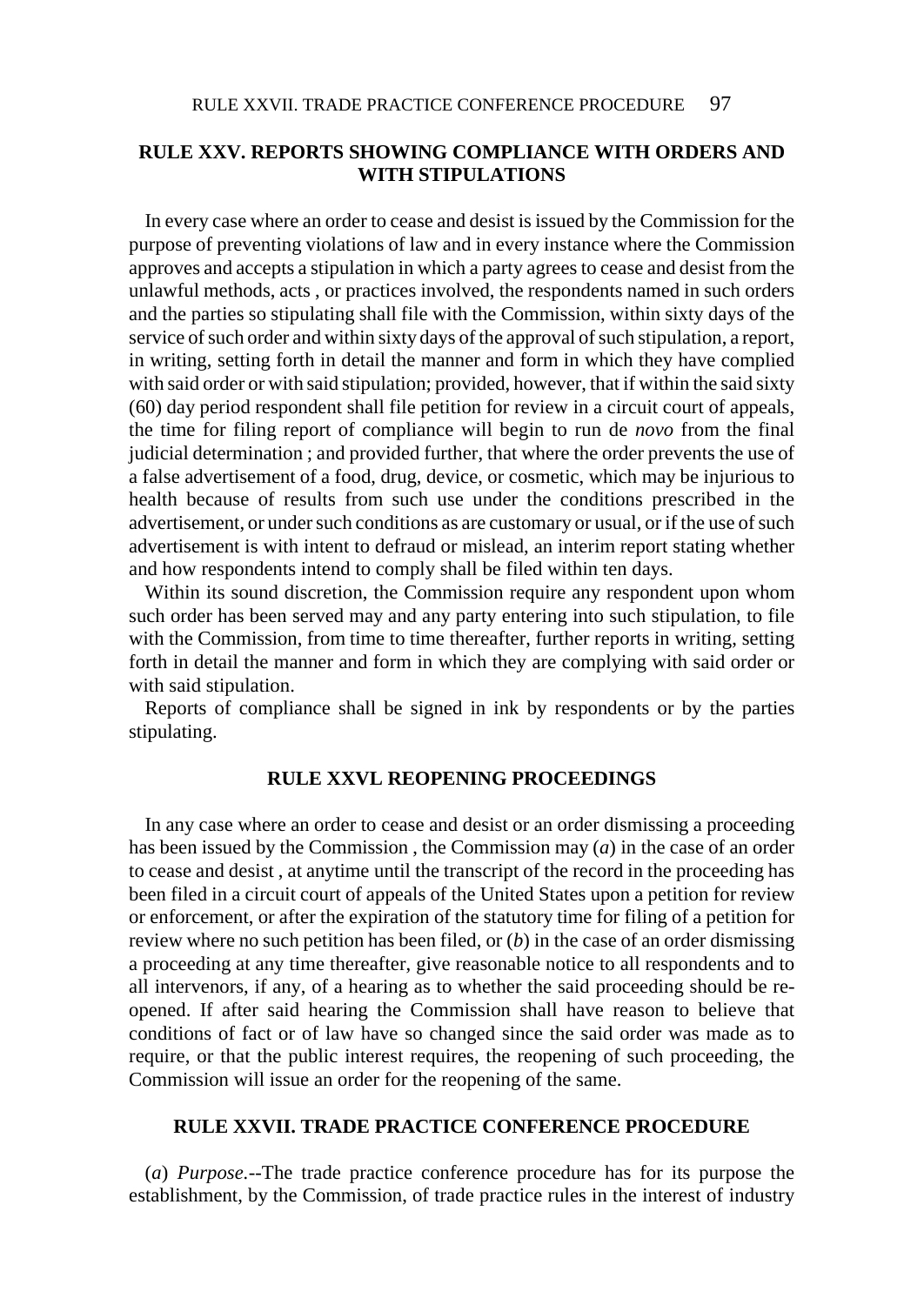## RULE XXV. REPORTS SHOWING COMPLIANCE WITH ORDERS AND WITH STIPULATIONS

In every case where an order to cease and desist is issued by the Commission for the purpose of preventing violations of law and in every instance where the Commission approves and accepts a stipulation in which a party agrees to cease and desist from the unlawful methods, acts , or practices involved, the respondents named in such orders and the parties so stipulating shall file with the Commission, within sixty days of the service of such order and within sixty days of the approval of such stipulation, a report, in writing, setting forth in detail the manner and form in which they have complied with said order or with said stipulation; provided, however, that if within the said sixty (60) day period respondent shall file petition for review in a circuit court of appeals, the time for filing report of compliance will begin to run de *novo* from the final judicial determination ; and provided further, that where the order prevents the use of a false advertisement of a food, drug, device, or cosmetic, which may be injurious to health because of results from such use under the conditions prescribed in the advertisement, or under such conditions as are customary or usual, or if the use of such advertisement is with intent to defraud or mislead, an interim report stating whether and how respondents intend to comply shall be filed within ten days.

Within its sound discretion, the Commission require any respondent upon whom such order has been served may and any party entering into such stipulation, to file with the Commission, from time to time thereafter, further reports in writing, setting forth in detail the manner and form in which they are complying with said order or with said stipulation.

Reports of compliance shall be signed in ink by respondents or by the parties stipulating.

## RULE XXVL REOPENING PROCEEDINGS

In any case where an order to cease and desist or an order dismissing a proceeding has been issued by the Commission , the Commission may (*a*) in the case of an order to cease and desist , at anytime until the transcript of the record in the proceeding has been filed in a circuit court of appeals of the United States upon a petition for review or enforcement, or after the expiration of the statutory time for filing of a petition for review where no such petition has been filed, or (*b*) in the case of an order dismissing a proceeding at any time thereafter, give reasonable notice to all respondents and to all intervenors, if any, of a hearing as to whether the said proceeding should be re-opened. If after said hearing the Commission shall have reason to believe that conditions of fact or of law have so changed since the said order was made as to require, or that the public interest requires, the reopening of such proceeding, the Commission will issue an order for the reopening of the same.

## RULE XXVII. TRADE PRACTICE CONFERENCE PROCEDURE

(*a*) *Purpose.*--The trade practice conference procedure has for its purpose the establishment, by the Commission, of trade practice rules in the interest of industry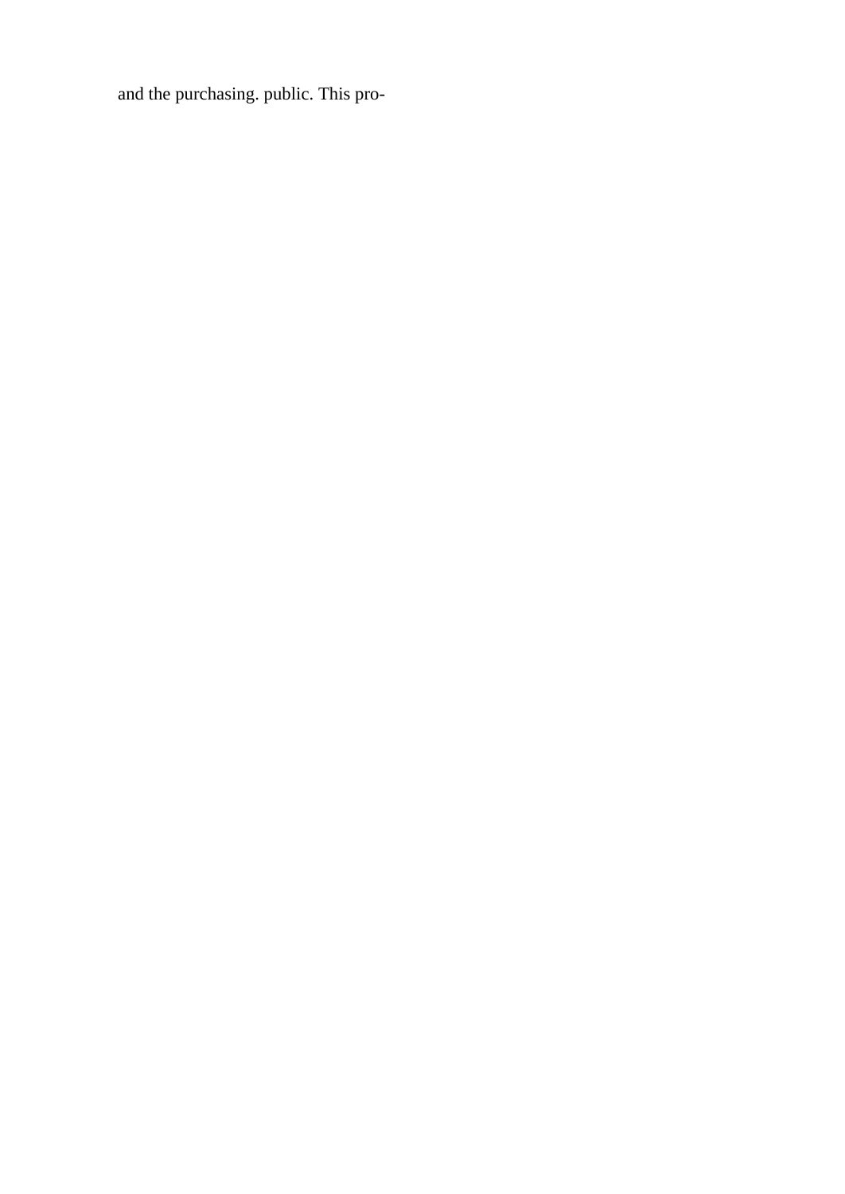and the purchasing. public. This pro-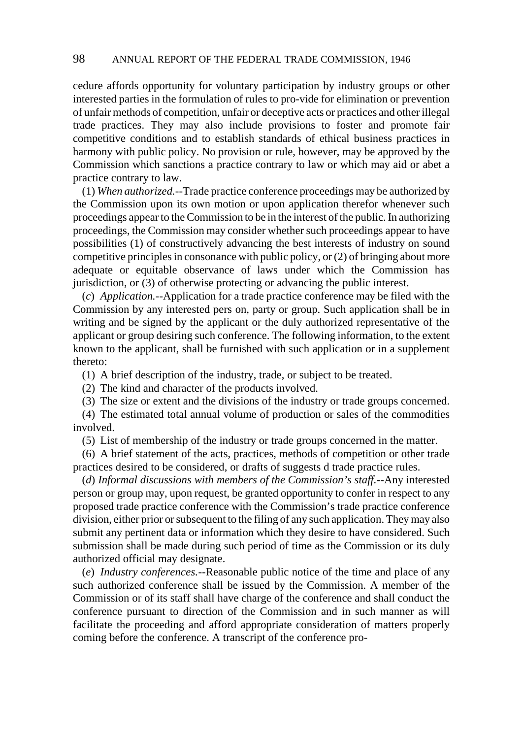cedure affords opportunity for voluntary participation by industry groups or other interested parties in the formulation of rules to pro-vide for elimination or prevention of unfair methods of competition, unfair or deceptive acts or practices and other illegal trade practices. They may also include provisions to foster and promote fair competitive conditions and to establish standards of ethical business practices in harmony with public policy. No provision or rule, however, may be approved by the Commission which sanctions a practice contrary to law or which may aid or abet a practice contrary to law.

(1) *When authorized.*--Trade practice conference proceedings may be authorized by the Commission upon its own motion or upon application therefor whenever such proceedings appear to the Commission to be in the interest of the public. In authorizing proceedings, the Commission may consider whether such proceedings appear to have possibilities (1) of constructively advancing the best interests of industry on sound competitive principles in consonance with public policy, or (2) of bringing about more adequate or equitable observance of laws under which the Commission has jurisdiction, or (3) of otherwise protecting or advancing the public interest.

(*c*) *Application.*--Application for a trade practice conference may be filed with the Commission by any interested pers on, party or group. Such application shall be in writing and be signed by the applicant or the duly authorized representative of the applicant or group desiring such conference. The following information, to the extent known to the applicant, shall be furnished with such application or in a supplement thereto:

(1) A brief description of the industry, trade, or subject to be treated.

(2) The kind and character of the products involved.

(3) The size or extent and the divisions of the industry or trade groups concerned.

(4) The estimated total annual volume of production or sales of the commodities involved.

(5) List of membership of the industry or trade groups concerned in the matter.

(6) A brief statement of the acts, practices, methods of competition or other trade practices desired to be considered, or drafts of suggests d trade practice rules.

(*d*) *Informal discussions with members of the Commission's staff.*--Any interested person or group may, upon request, be granted opportunity to confer in respect to any proposed trade practice conference with the Commission's trade practice conference division, either prior or subsequent to the filing of any such application. They may also submit any pertinent data or information which they desire to have considered. Such submission shall be made during such period of time as the Commission or its duly authorized official may designate.

(*e*) *Industry conferences.*--Reasonable public notice of the time and place of any such authorized conference shall be issued by the Commission. A member of the Commission or of its staff shall have charge of the conference and shall conduct the conference pursuant to direction of the Commission and in such manner as will facilitate the proceeding and afford appropriate consideration of matters properly coming before the conference. A transcript of the conference pro-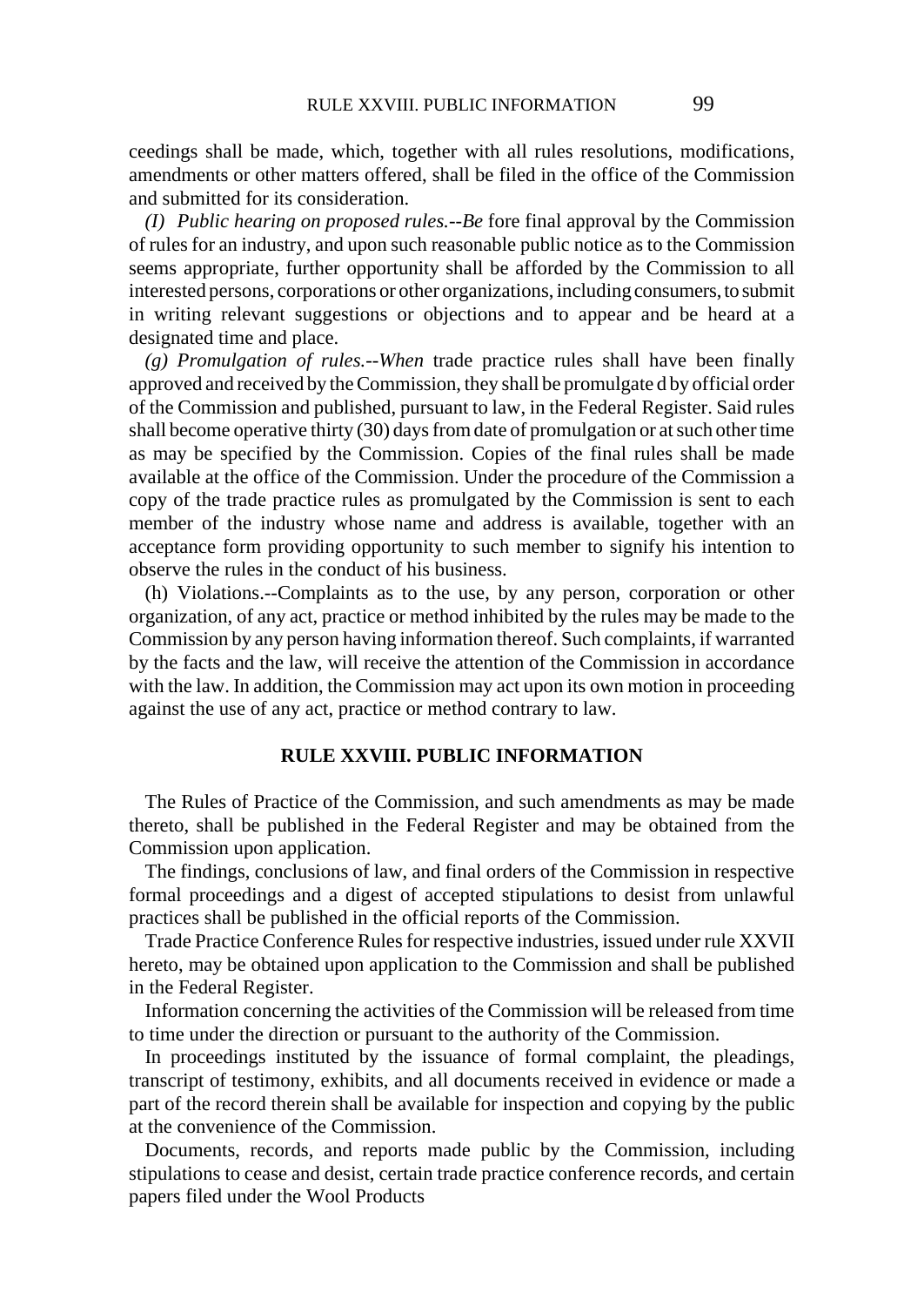ceedings shall be made, which, together with all rules resolutions, modifications, amendments or other matters offered, shall be filed in the office of the Commission and submitted for its consideration.

*(I) Public hearing on proposed rules.--Be* fore final approval by the Commission of rules for an industry, and upon such reasonable public notice as to the Commission seems appropriate, further opportunity shall be afforded by the Commission to all interested persons, corporations or other organizations, including consumers, to submit in writing relevant suggestions or objections and to appear and be heard at a designated time and place.

*(g) Promulgation of rules.--When* trade practice rules shall have been finally approved and received by the Commission, they shall be promulgate d by official order of the Commission and published, pursuant to law, in the Federal Register. Said rules shall become operative thirty (30) days from date of promulgation or at such other time as may be specified by the Commission. Copies of the final rules shall be made available at the office of the Commission. Under the procedure of the Commission a copy of the trade practice rules as promulgated by the Commission is sent to each member of the industry whose name and address is available, together with an acceptance form providing opportunity to such member to signify his intention to observe the rules in the conduct of his business.

(h) Violations.--Complaints as to the use, by any person, corporation or other organization, of any act, practice or method inhibited by the rules may be made to the Commission by any person having information thereof. Such complaints, if warranted by the facts and the law, will receive the attention of the Commission in accordance with the law. In addition, the Commission may act upon its own motion in proceeding against the use of any act, practice or method contrary to law.

## RULE XXVIII. PUBLIC INFORMATION

The Rules of Practice of the Commission, and such amendments as may be made thereto, shall be published in the Federal Register and may be obtained from the Commission upon application.

The findings, conclusions of law, and final orders of the Commission in respective formal proceedings and a digest of accepted stipulations to desist from unlawful practices shall be published in the official reports of the Commission.

Trade Practice Conference Rules for respective industries, issued under rule XXVII hereto, may be obtained upon application to the Commission and shall be published in the Federal Register.

Information concerning the activities of the Commission will be released from time to time under the direction or pursuant to the authority of the Commission.

In proceedings instituted by the issuance of formal complaint, the pleadings, transcript of testimony, exhibits, and all documents received in evidence or made a part of the record therein shall be available for inspection and copying by the public at the convenience of the Commission.

Documents, records, and reports made public by the Commission, including stipulations to cease and desist, certain trade practice conference records, and certain papers filed under the Wool Products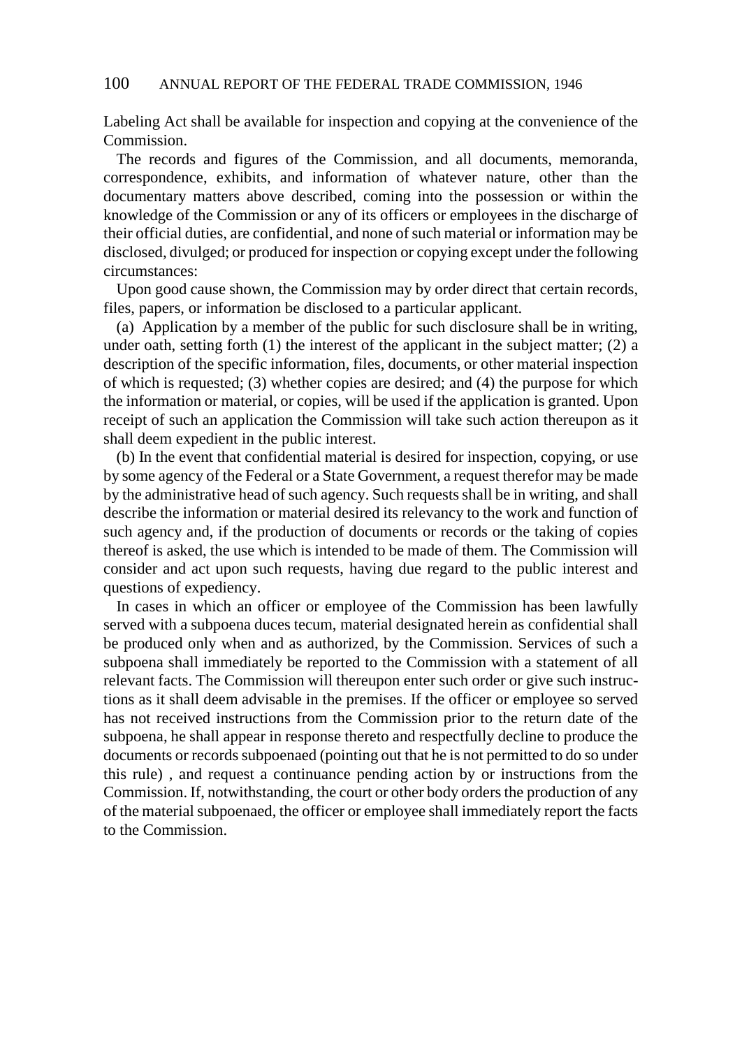Labeling Act shall be available for inspection and copying at the convenience of the Commission.

The records and figures of the Commission, and all documents, memoranda, correspondence, exhibits, and information of whatever nature, other than the documentary matters above described, coming into the possession or within the knowledge of the Commission or any of its officers or employees in the discharge of their official duties, are confidential, and none of such material or information may be disclosed, divulged; or produced for inspection or copying except under the following circumstances:

Upon good cause shown, the Commission may by order direct that certain records, files, papers, or information be disclosed to a particular applicant.

(a) Application by a member of the public for such disclosure shall be in writing, under oath, setting forth (1) the interest of the applicant in the subject matter; (2) a description of the specific information, files, documents, or other material inspection of which is requested; (3) whether copies are desired; and (4) the purpose for which the information or material, or copies, will be used if the application is granted. Upon receipt of such an application the Commission will take such action thereupon as it shall deem expedient in the public interest.

(b) In the event that confidential material is desired for inspection, copying, or use by some agency of the Federal or a State Government, a request therefor may be made by the administrative head of such agency. Such requests shall be in writing, and shall describe the information or material desired its relevancy to the work and function of such agency and, if the production of documents or records or the taking of copies thereof is asked, the use which is intended to be made of them. The Commission will consider and act upon such requests, having due regard to the public interest and questions of expediency.

In cases in which an officer or employee of the Commission has been lawfully served with a subpoena duces tecum, material designated herein as confidential shall be produced only when and as authorized, by the Commission. Services of such a subpoena shall immediately be reported to the Commission with a statement of all relevant facts. The Commission will thereupon enter such order or give such instructions as it shall deem advisable in the premises. If the officer or employee so served has not received instructions from the Commission prior to the return date of the subpoena, he shall appear in response thereto and respectfully decline to produce the documents or records subpoenaed (pointing out that he is not permitted to do so under this rule) , and request a continuance pending action by or instructions from the Commission. If, notwithstanding, the court or other body orders the production of any of the material subpoenaed, the officer or employee shall immediately report the facts to the Commission.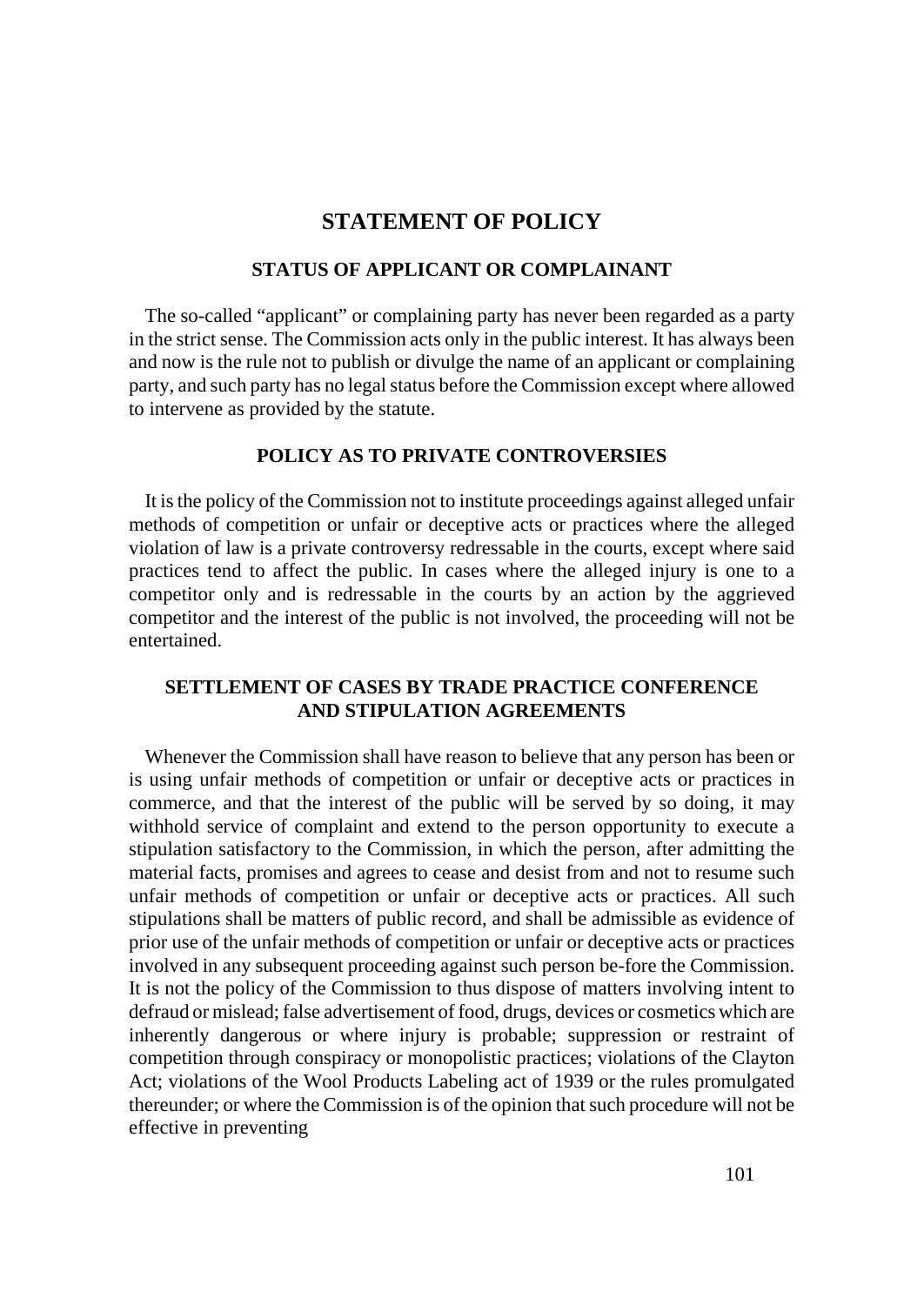# STATEMENT OF POLICY

## STATUS OF APPLICANT OR COMPLAINANT

The so-called "applicant" or complaining party has never been regarded as a party in the strict sense. The Commission acts only in the public interest. It has always been and now is the rule not to publish or divulge the name of an applicant or complaining party, and such party has no legal status before the Commission except where allowed to intervene as provided by the statute.

## POLICY AS TO PRIVATE CONTROVERSIES

It is the policy of the Commission not to institute proceedings against alleged unfair methods of competition or unfair or deceptive acts or practices where the alleged violation of law is a private controversy redressable in the courts, except where said practices tend to affect the public. In cases where the alleged injury is one to a competitor only and is redressable in the courts by an action by the aggrieved competitor and the interest of the public is not involved, the proceeding will not be entertained.

## SETTLEMENT OF CASES BY TRADE PRACTICE CONFERENCE AND STIPULATION AGREEMENTS

Whenever the Commission shall have reason to believe that any person has been or is using unfair methods of competition or unfair or deceptive acts or practices in commerce, and that the interest of the public will be served by so doing, it may withhold service of complaint and extend to the person opportunity to execute a stipulation satisfactory to the Commission, in which the person, after admitting the material facts, promises and agrees to cease and desist from and not to resume such unfair methods of competition or unfair or deceptive acts or practices. All such stipulations shall be matters of public record, and shall be admissible as evidence of prior use of the unfair methods of competition or unfair or deceptive acts or practices involved in any subsequent proceeding against such person be-fore the Commission. It is not the policy of the Commission to thus dispose of matters involving intent to defraud or mislead; false advertisement of food, drugs, devices or cosmetics which are inherently dangerous or where injury is probable; suppression or restraint of competition through conspiracy or monopolistic practices; violations of the Clayton Act; violations of the Wool Products Labeling act of 1939 or the rules promulgated thereunder; or where the Commission is of the opinion that such procedure will not be effective in preventing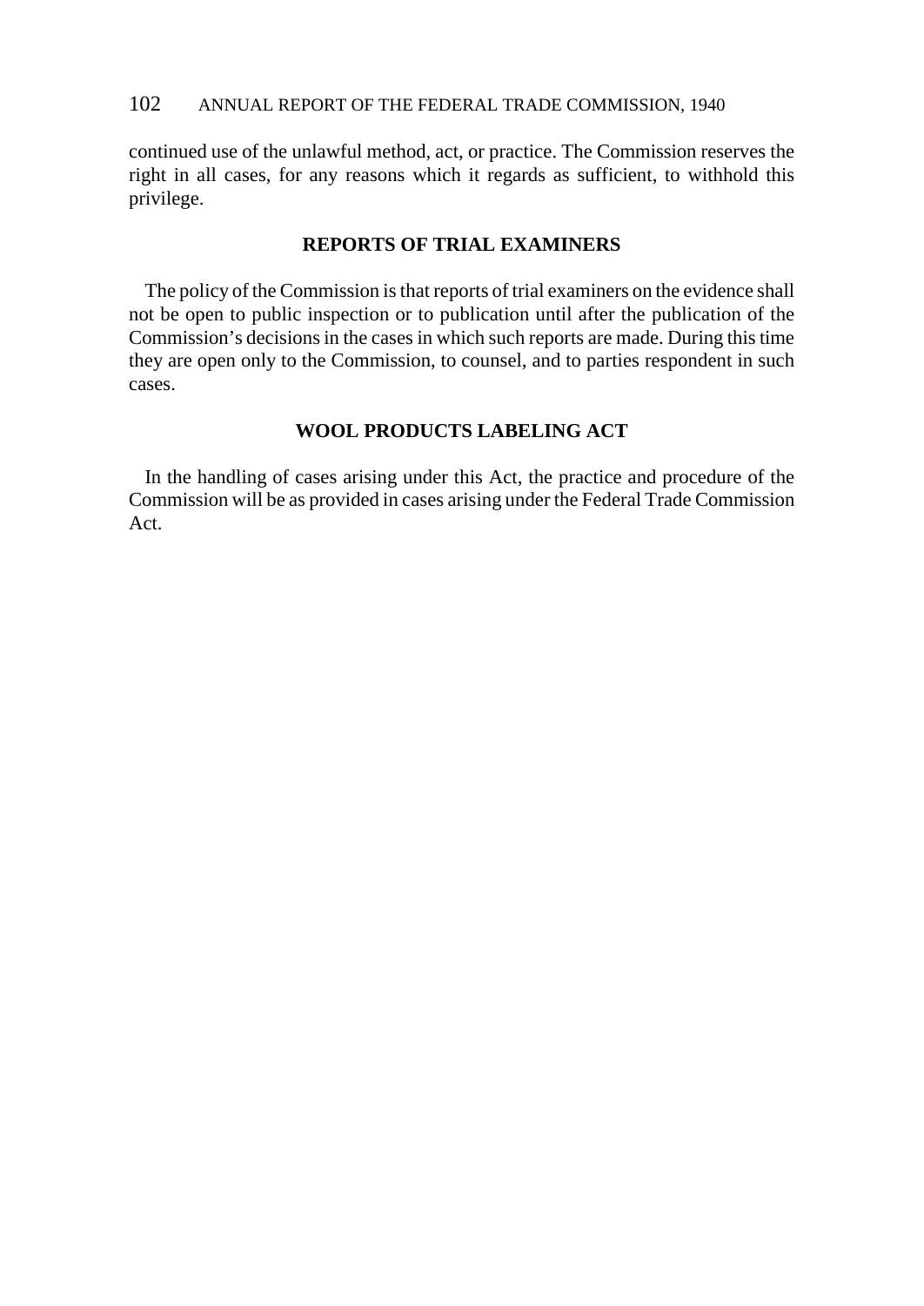continued use of the unlawful method, act, or practice. The Commission reserves the right in all cases, for any reasons which it regards as sufficient, to withhold this privilege.

## REPORTS OF TRIAL EXAMINERS

The policy of the Commission is that reports of trial examiners on the evidence shall not be open to public inspection or to publication until after the publication of the Commission's decisions in the cases in which such reports are made. During this time they are open only to the Commission, to counsel, and to parties respondent in such cases.

## WOOL PRODUCTS LABELING ACT

In the handling of cases arising under this Act, the practice and procedure of the Commission will be as provided in cases arising under the Federal Trade Commission Act.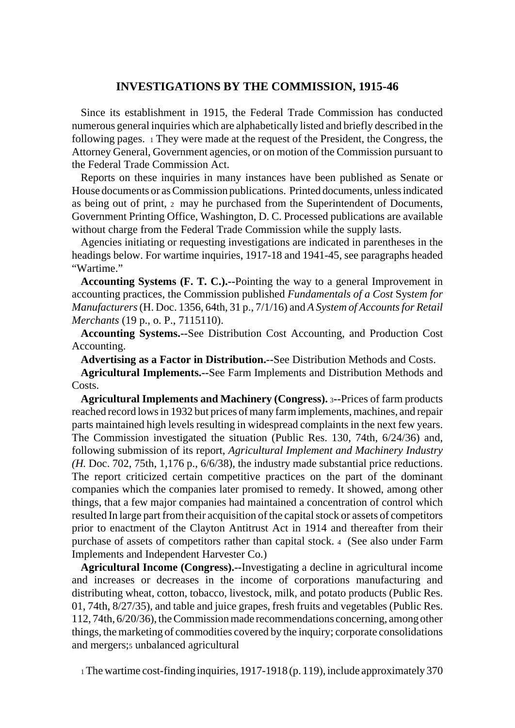## INVESTIGATIONS BY THE COMMISSION, 1915-46

Since its establishment in 1915, the Federal Trade Commission has conducted numerous general inquiries which are alphabetically listed and briefly described in the following pages. [1] They were made at the request of the President, the Congress, the Attorney General, Government agencies, or on motion of the Commission pursuant to the Federal Trade Commission Act.

Reports on these inquiries in many instances have been published as Senate or House documents or as Commission publications. Printed documents, unless indicated as being out of print, [2] may he purchased from the Superintendent of Documents, Government Printing Office, Washington, D. C. Processed publications are available without charge from the Federal Trade Commission while the supply lasts.

Agencies initiating or requesting investigations are indicated in parentheses in the headings below. For wartime inquiries, 1917-18 and 1941-45, see paragraphs headed "Wartime."

**Accounting Systems (F. T. C.).--**Pointing the way to a general Improvement in accounting practices, the Commission published *Fundamentals of a Cost System for Manufacturers* (H. Doc. 1356, 64th, 31 p., 7/1/16) and *A System of Accounts for Retail Merchants* (19 p., o. P., 7115110).

**Accounting Systems.--**See Distribution Cost Accounting, and Production Cost Accounting.

**Advertising as a Factor in Distribution.--**See Distribution Methods and Costs.

**Agricultural Implements.--**See Farm Implements and Distribution Methods and Costs.

**Agricultural Implements and Machinery (Congress).** [3]**--**Prices of farm products reached record lows in 1932 but prices of many farm implements, machines, and repair parts maintained high levels resulting in widespread complaints in the next few years. The Commission investigated the situation (Public Res. 130, 74th, 6/24/36) and, following submission of its report, *Agricultural Implement and Machinery Industry (H.* Doc. 702, 75th, 1,176 p., 6/6/38), the industry made substantial price reductions. The report criticized certain competitive practices on the part of the dominant companies which the companies later promised to remedy. It showed, among other things, that a few major companies had maintained a concentration of control which resulted In large part from their acquisition of the capital stock or assets of competitors prior to enactment of the Clayton Antitrust Act in 1914 and thereafter from their purchase of assets of competitors rather than capital stock. [4] (See also under Farm Implements and Independent Harvester Co.)

**Agricultural Income (Congress).--**Investigating a decline in agricultural income and increases or decreases in the income of corporations manufacturing and distributing wheat, cotton, tobacco, livestock, milk, and potato products (Public Res. 01, 74th, 8/27/35), and table and juice grapes, fresh fruits and vegetables (Public Res. 112, 74th, 6/20/36), the Commission made recommendations concerning, among other things, the marketing of commodities covered by the inquiry; corporate consolidations and mergers;[5] unbalanced agricultural

[1] The wartime cost-finding inquiries, 1917-1918 (p. 119), include approximately 370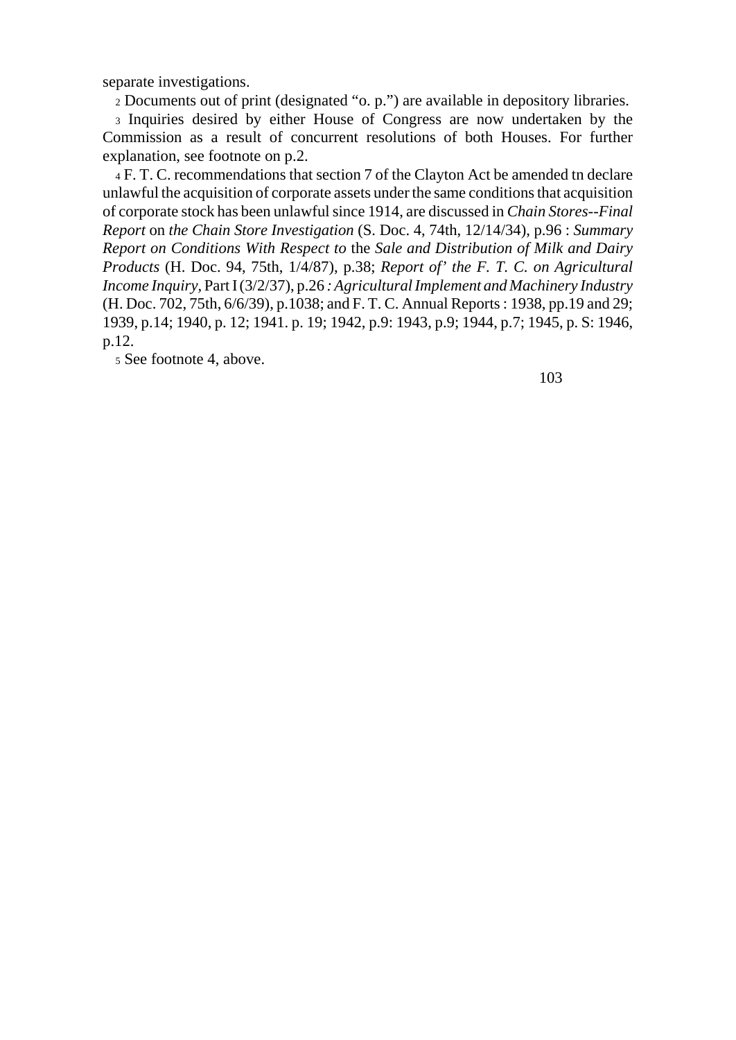separate investigations.

[2] Documents out of print (designated “o. p.”) are available in depository libraries.

[3] Inquiries desired by either House of Congress are now undertaken by the Commission as a result of concurrent resolutions of both Houses. For further explanation, see footnote on p.2.

[4] F. T. C. recommendations that section 7 of the Clayton Act be amended tn declare unlawful the acquisition of corporate assets under the same conditions that acquisition of corporate stock has been unlawful since 1914, are discussed in *Chain Stores--Final Report* on *the Chain Store Investigation* (S. Doc. 4, 74th, 12/14/34), p.96 : *Summary Report on Conditions With Respect to* the *Sale and Distribution of Milk and Dairy Products* (H. Doc. 94, 75th, 1/4/87), p.38; *Report of' the F. T. C. on Agricultural Income Inquiry*, Part I (3/2/37), p.26 *: Agricultural Implement and Machinery Industry* (H. Doc. 702, 75th, 6/6/39), p.1038; and F. T. C. Annual Reports : 1938, pp.19 and 29; 1939, p.14; 1940, p. 12; 1941. p. 19; 1942, p.9: 1943, p.9; 1944, p.7; 1945, p. S: 1946, p.12.

[5] See footnote 4, above.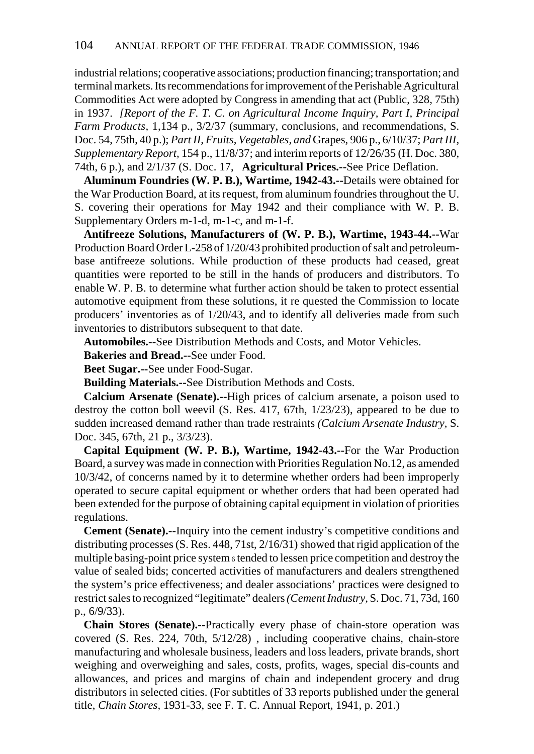industrial relations; cooperative associations; production financing; transportation; and terminal markets. Its recommendations for improvement of the Perishable Agricultural Commodities Act were adopted by Congress in amending that act (Public, 328, 75th) in 1937. *[Report of the F. T. C. on Agricultural Income Inquiry, Part I, Principal Farm Products*, 1,134 p., 3/2/37 (summary, conclusions, and recommendations, S. Doc. 54, 75th, 40 p.); *Part II, Fruits, Vegetables, and* Grapes, 906 p., 6/10/37; *Part III, Supplementary Report*, 154 p., 11/8/37; and interim reports of 12/26/35 (H. Doc. 380, 74th, 6 p.), and 2/1/37 (S. Doc. 17, **Agricultural Prices.**--See Price Deflation.

**Aluminum Foundries (W. P. B.), Wartime, 1942-43.**--Details were obtained for the War Production Board, at its request, from aluminum foundries throughout the U. S. covering their operations for May 1942 and their compliance with W. P. B. Supplementary Orders m-1-d, m-1-c, and m-1-f.

**Antifreeze Solutions, Manufacturers of (W. P. B.), Wartime, 1943-44.**--War Production Board Order L-258 of 1/20/43 prohibited production of salt and petroleum-base antifreeze solutions. While production of these products had ceased, great quantities were reported to be still in the hands of producers and distributors. To enable W. P. B. to determine what further action should be taken to protect essential automotive equipment from these solutions, it re quested the Commission to locate producers' inventories as of 1/20/43, and to identify all deliveries made from such inventories to distributors subsequent to that date.

**Automobiles.**--See Distribution Methods and Costs, and Motor Vehicles.

**Bakeries and Bread.**--See under Food.

**Beet Sugar.**--See under Food-Sugar.

**Building Materials.**--See Distribution Methods and Costs.

**Calcium Arsenate (Senate).**--High prices of calcium arsenate, a poison used to destroy the cotton boll weevil (S. Res. 417, 67th, 1/23/23), appeared to be due to sudden increased demand rather than trade restraints *(Calcium Arsenate Industry,* S. Doc. 345, 67th, 21 p., 3/3/23).

**Capital Equipment (W. P. B.), Wartime, 1942-43.**--For the War Production Board, a survey was made in connection with Priorities Regulation No.12, as amended 10/3/42, of concerns named by it to determine whether orders had been improperly operated to secure capital equipment or whether orders that had been operated had been extended for the purpose of obtaining capital equipment in violation of priorities regulations.

**Cement (Senate).**--Inquiry into the cement industry's competitive conditions and distributing processes (S. Res. 448, 71st, 2/16/31) showed that rigid application of the multiple basing-point price system [6] tended to lessen price competition and destroy the value of sealed bids; concerted activities of manufacturers and dealers strengthened the system's price effectiveness; and dealer associations' practices were designed to restrict sales to recognized "legitimate" dealers *(Cement Industry,* S. Doc. 71, 73d, 160 p., 6/9/33).

**Chain Stores (Senate).**--Practically every phase of chain-store operation was covered (S. Res. 224, 70th, 5/12/28) , including cooperative chains, chain-store manufacturing and wholesale business, leaders and loss leaders, private brands, short weighing and overweighing and sales, costs, profits, wages, special dis-counts and allowances, and prices and margins of chain and independent grocery and drug distributors in selected cities. (For subtitles of 33 reports published under the general title, *Chain Stores,* 1931-33, see F. T. C. Annual Report, 1941, p. 201.)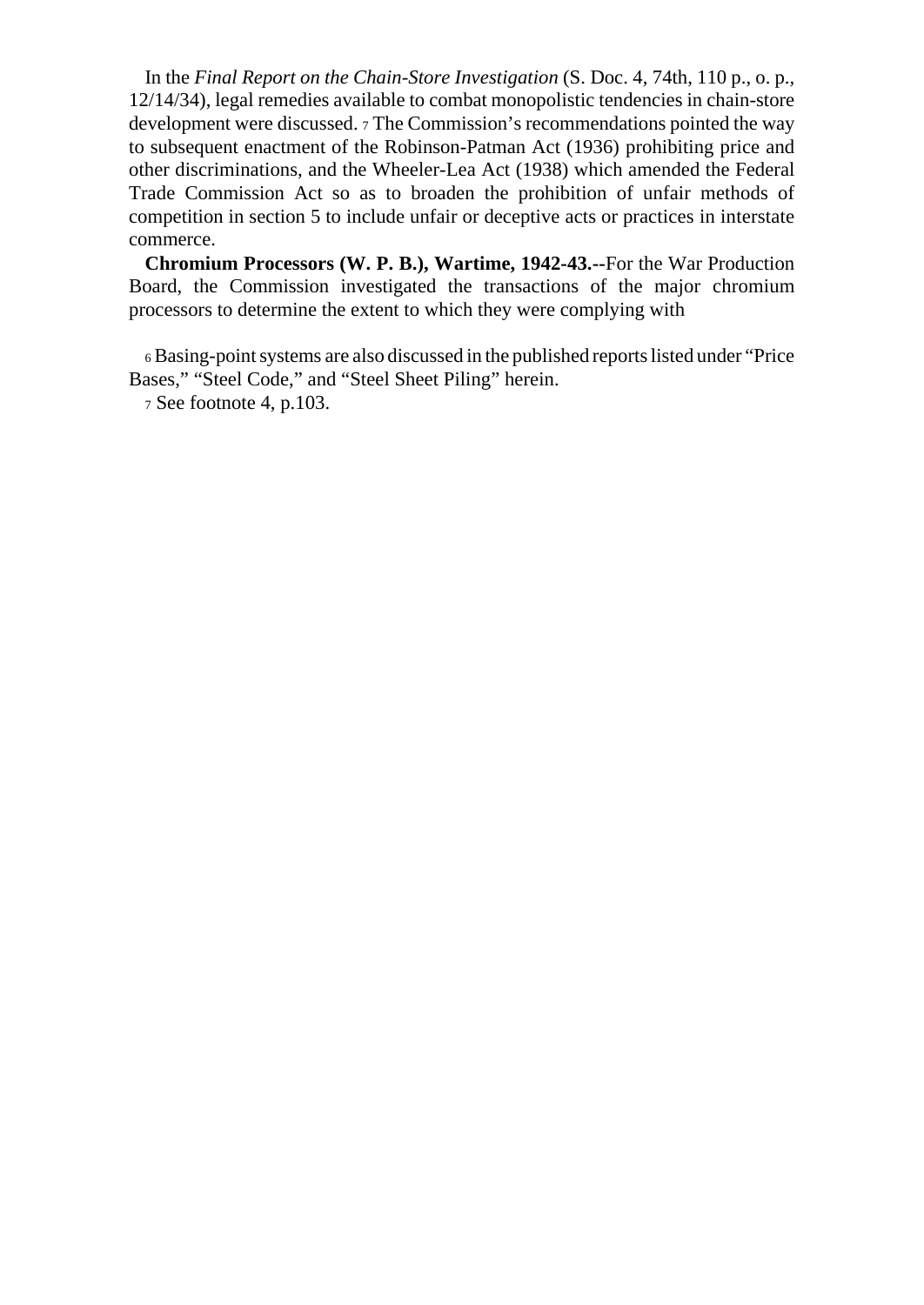In the *Final Report on the Chain-Store Investigation* (S. Doc. 4, 74th, 110 p., o. p., 12/14/34), legal remedies available to combat monopolistic tendencies in chain-store development were discussed. [7] The Commission's recommendations pointed the way to subsequent enactment of the Robinson-Patman Act (1936) prohibiting price and other discriminations, and the Wheeler-Lea Act (1938) which amended the Federal Trade Commission Act so as to broaden the prohibition of unfair methods of competition in section 5 to include unfair or deceptive acts or practices in interstate commerce.

**Chromium Processors (W. P. B.), Wartime, 1942-43.--**For the War Production Board, the Commission investigated the transactions of the major chromium processors to determine the extent to which they were complying with

[6] Basing-point systems are also discussed in the published reports listed under "Price Bases," "Steel Code," and "Steel Sheet Piling" herein.

[7] See footnote 4, p.103.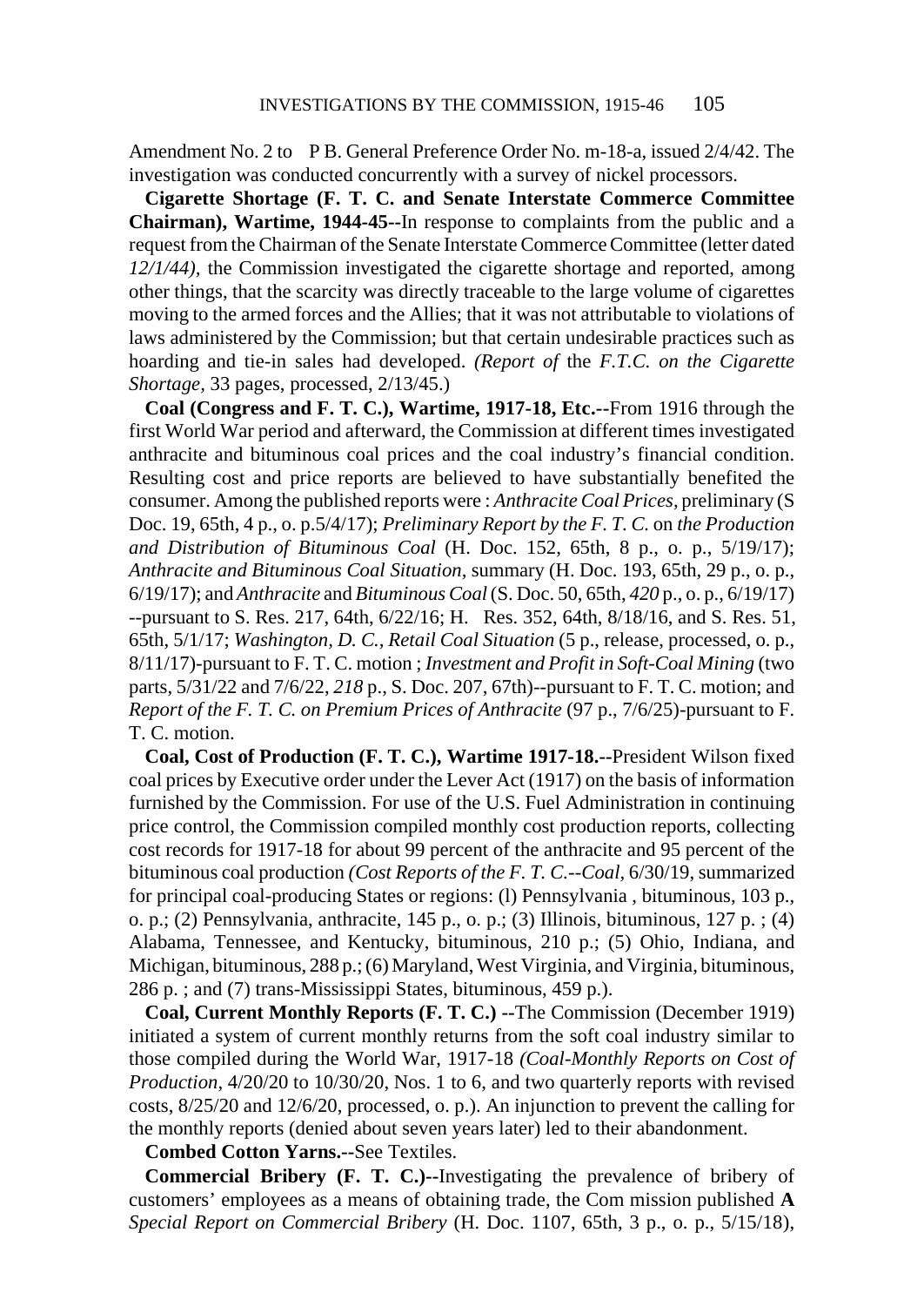Amendment No. 2 to P B. General Preference Order No. m-18-a, issued 2/4/42. The investigation was conducted concurrently with a survey of nickel processors.

**Cigarette Shortage (F. T. C. and Senate Interstate Commerce Committee Chairman), Wartime, 1944-45**--In response to complaints from the public and a request from the Chairman of the Senate Interstate Commerce Committee (letter dated *12/1/44),* the Commission investigated the cigarette shortage and reported, among other things, that the scarcity was directly traceable to the large volume of cigarettes moving to the armed forces and the Allies; that it was not attributable to violations of laws administered by the Commission; but that certain undesirable practices such as hoarding and tie-in sales had developed. *(Report of* the *F.T.C. on the Cigarette Shortage,* 33 pages, processed, 2/13/45.)

**Coal (Congress and F. T. C.), Wartime, 1917-18, Etc.**--From 1916 through the first World War period and afterward, the Commission at different times investigated anthracite and bituminous coal prices and the coal industry's financial condition. Resulting cost and price reports are believed to have substantially benefited the consumer. Among the published reports were : *Anthracite Coal Prices,* preliminary (S Doc. 19, 65th, 4 p., o. p.5/4/17); *Preliminary Report by the F. T. C.* on *the Production and Distribution of Bituminous Coal* (H. Doc. 152, 65th, 8 p., o. p., 5/19/17); *Anthracite and Bituminous Coal Situation,* summary (H. Doc. 193, 65th, 29 p., o. p., 6/19/17); and *Anthracite* and *Bituminous Coal* (S. Doc. 50, 65th, *420* p., o. p., 6/19/17) --pursuant to S. Res. 217, 64th, 6/22/16; H. Res. 352, 64th, 8/18/16, and S. Res. 51, 65th, 5/1/17; *Washington, D. C., Retail Coal Situation* (5 p., release, processed, o. p., 8/11/17)-pursuant to F. T. C. motion ; *Investment and Profit in Soft-Coal Mining* (two parts, 5/31/22 and 7/6/22, *218* p., S. Doc. 207, 67th)--pursuant to F. T. C. motion; and *Report of the F. T. C. on Premium Prices of Anthracite* (97 p., 7/6/25)-pursuant to F. T. C. motion.

**Coal, Cost of Production (F. T. C.), Wartime 1917-18.**--President Wilson fixed coal prices by Executive order under the Lever Act (1917) on the basis of information furnished by the Commission. For use of the U.S. Fuel Administration in continuing price control, the Commission compiled monthly cost production reports, collecting cost records for 1917-18 for about 99 percent of the anthracite and 95 percent of the bituminous coal production *(Cost Reports of the F. T. C.--Coal,* 6/30/19, summarized for principal coal-producing States or regions: (l) Pennsylvania , bituminous, 103 p., o. p.; (2) Pennsylvania, anthracite, 145 p., o. p.; (3) Illinois, bituminous, 127 p. ; (4) Alabama, Tennessee, and Kentucky, bituminous, 210 p.; (5) Ohio, Indiana, and Michigan, bituminous, 288 p.; (6) Maryland, West Virginia, and Virginia, bituminous, 286 p. ; and (7) trans-Mississippi States, bituminous, 459 p.).

**Coal, Current Monthly Reports (F. T. C.)** --The Commission (December 1919) initiated a system of current monthly returns from the soft coal industry similar to those compiled during the World War, 1917-18 *(Coal-Monthly Reports on Cost of Production,* 4/20/20 to 10/30/20, Nos. 1 to 6, and two quarterly reports with revised costs, 8/25/20 and 12/6/20, processed, o. p.). An injunction to prevent the calling for the monthly reports (denied about seven years later) led to their abandonment.

**Combed Cotton Yarns.**--See Textiles.

**Commercial Bribery (F. T. C.)**--Investigating the prevalence of bribery of customers' employees as a means of obtaining trade, the Com mission published **A** *Special Report on Commercial Bribery* (H. Doc. 1107, 65th, 3 p., o. p., 5/15/18),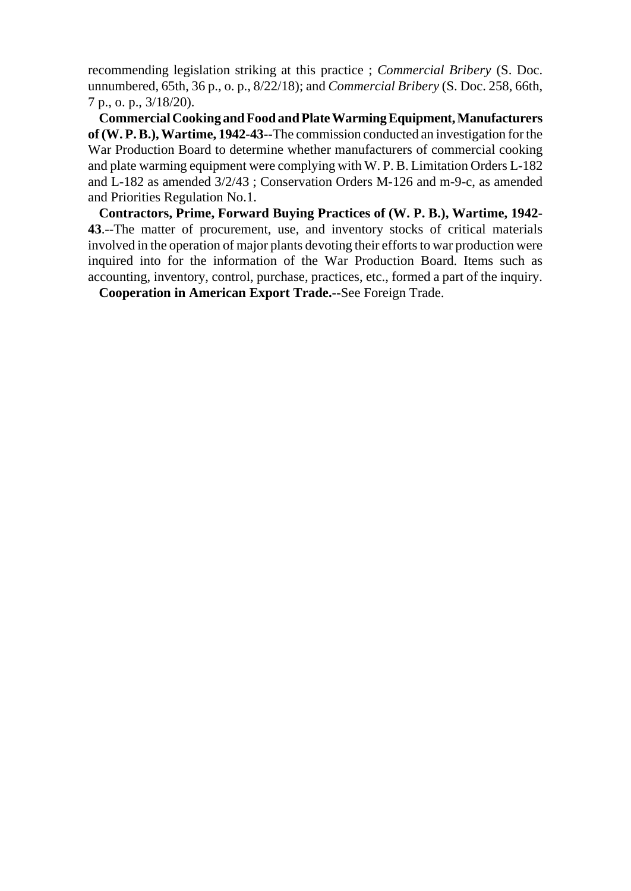recommending legislation striking at this practice ; *Commercial Bribery* (S. Doc. unnumbered, 65th, 36 p., o. p., 8/22/18); and *Commercial Bribery* (S. Doc. 258, 66th, 7 p., o. p., 3/18/20).

**Commercial Cooking and Food and Plate Warming Equipment, Manufacturers of (W. P. B.), Wartime, 1942-43**--The commission conducted an investigation for the War Production Board to determine whether manufacturers of commercial cooking and plate warming equipment were complying with W. P. B. Limitation Orders L-182 and L-182 as amended 3/2/43 ; Conservation Orders M-126 and m-9-c, as amended and Priorities Regulation No.1.

**Contractors, Prime, Forward Buying Practices of (W. P. B.), Wartime, 1942-43**.--The matter of procurement, use, and inventory stocks of critical materials involved in the operation of major plants devoting their efforts to war production were inquired into for the information of the War Production Board. Items such as accounting, inventory, control, purchase, practices, etc., formed a part of the inquiry.

**Cooperation in American Export Trade.**--See Foreign Trade.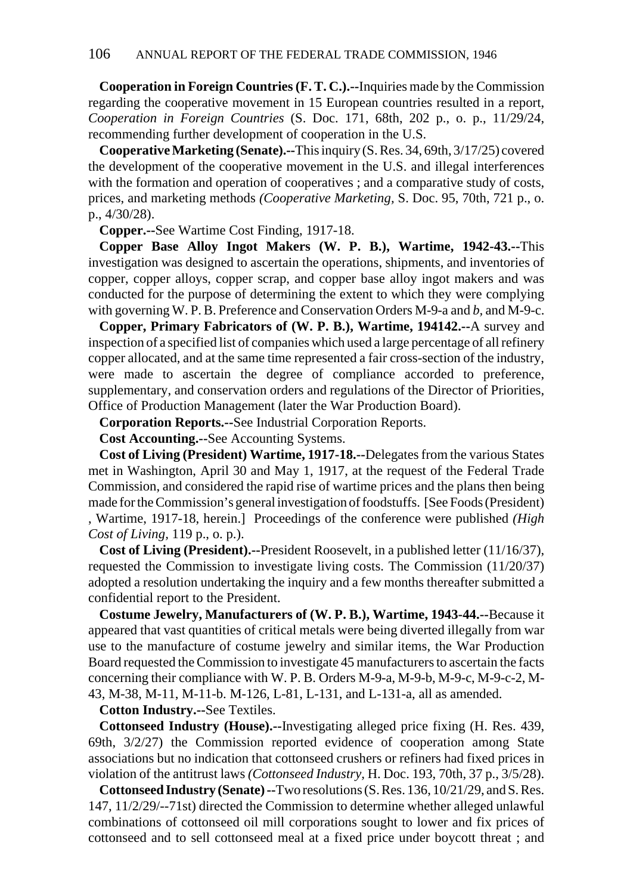**Cooperation in Foreign Countries (F. T. C.).**--Inquiries made by the Commission regarding the cooperative movement in 15 European countries resulted in a report, *Cooperation in Foreign Countries* (S. Doc. 171, 68th, 202 p., o. p., 11/29/24, recommending further development of cooperation in the U.S.

**Cooperative Marketing (Senate).**--This inquiry (S. Res. 34, 69th, 3/17/25) covered the development of the cooperative movement in the U.S. and illegal interferences with the formation and operation of cooperatives ; and a comparative study of costs, prices, and marketing methods *(Cooperative Marketing,* S. Doc. 95, 70th, 721 p., o. p., 4/30/28).

**Copper.**--See Wartime Cost Finding, 1917-18.

**Copper Base Alloy Ingot Makers (W. P. B.), Wartime, 1942-43.**--This investigation was designed to ascertain the operations, shipments, and inventories of copper, copper alloys, copper scrap, and copper base alloy ingot makers and was conducted for the purpose of determining the extent to which they were complying with governing W. P. B. Preference and Conservation Orders M-9-a and *b*, and M-9-c.

**Copper, Primary Fabricators of (W. P. B.), Wartime, 194142.**--A survey and inspection of a specified list of companies which used a large percentage of all refinery copper allocated, and at the same time represented a fair cross-section of the industry, were made to ascertain the degree of compliance accorded to preference, supplementary, and conservation orders and regulations of the Director of Priorities, Office of Production Management (later the War Production Board).

**Corporation Reports.**--See Industrial Corporation Reports.

**Cost Accounting.**--See Accounting Systems.

**Cost of Living (President) Wartime, 1917-18.**--Delegates from the various States met in Washington, April 30 and May 1, 1917, at the request of the Federal Trade Commission, and considered the rapid rise of wartime prices and the plans then being made for the Commission's general investigation of foodstuffs. [See Foods (President) , Wartime, 1917-18, herein.] Proceedings of the conference were published *(High Cost of Living,* 119 p., o. p.).

**Cost of Living (President).**--President Roosevelt, in a published letter (11/16/37), requested the Commission to investigate living costs. The Commission (11/20/37) adopted a resolution undertaking the inquiry and a few months thereafter submitted a confidential report to the President.

**Costume Jewelry, Manufacturers of (W. P. B.), Wartime, 1943-44.**--Because it appeared that vast quantities of critical metals were being diverted illegally from war use to the manufacture of costume jewelry and similar items, the War Production Board requested the Commission to investigate 45 manufacturers to ascertain the facts concerning their compliance with W. P. B. Orders M-9-a, M-9-b, M-9-c, M-9-c-2, M-43, M-38, M-11, M-11-b. M-126, L-81, L-131, and L-131-a, all as amended.

**Cotton Industry.**--See Textiles.

**Cottonseed Industry (House).**--Investigating alleged price fixing (H. Res. 439, 69th, 3/2/27) the Commission reported evidence of cooperation among State associations but no indication that cottonseed crushers or refiners had fixed prices in violation of the antitrust laws *(Cottonseed Industry,* H. Doc. 193, 70th, 37 p., 3/5/28).

**Cottonseed Industry (Senate)**--Two resolutions (S. Res. 136, 10/21/29, and S. Res. 147, 11/2/29/--71st) directed the Commission to determine whether alleged unlawful combinations of cottonseed oil mill corporations sought to lower and fix prices of cottonseed and to sell cottonseed meal at a fixed price under boycott threat ; and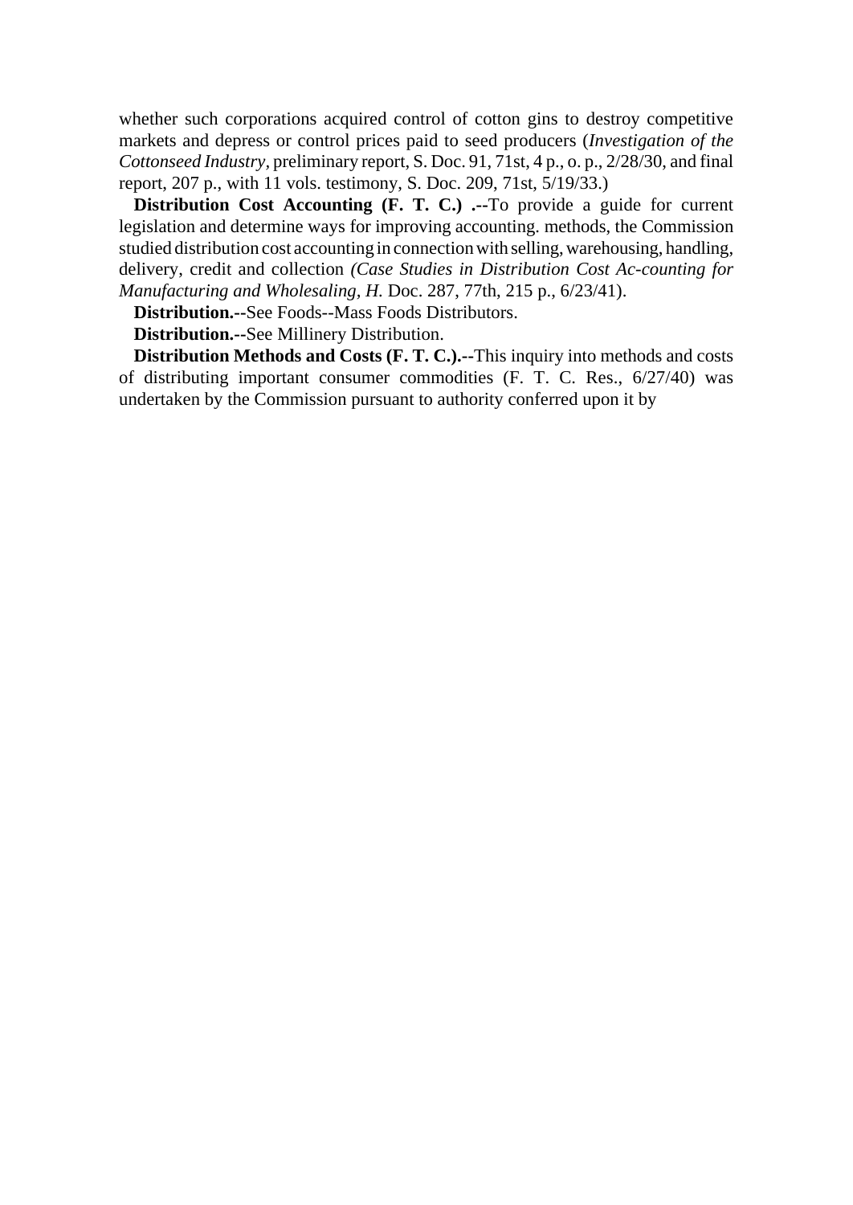whether such corporations acquired control of cotton gins to destroy competitive markets and depress or control prices paid to seed producers (*Investigation of the Cottonseed Industry*, preliminary report, S. Doc. 91, 71st, 4 p., o. p., 2/28/30, and final report, 207 p., with 11 vols. testimony, S. Doc. 209, 71st, 5/19/33.)

**Distribution Cost Accounting (F. T. C.) .--**To provide a guide for current legislation and determine ways for improving accounting. methods, the Commission studied distribution cost accounting in connection with selling, warehousing, handling, delivery, credit and collection *(Case Studies in Distribution Cost Ac-counting for Manufacturing and Wholesaling, H.* Doc. 287, 77th, 215 p., 6/23/41).

**Distribution.--**See Foods--Mass Foods Distributors.

**Distribution.--**See Millinery Distribution.

**Distribution Methods and Costs (F. T. C.).--**This inquiry into methods and costs of distributing important consumer commodities (F. T. C. Res., 6/27/40) was undertaken by the Commission pursuant to authority conferred upon it by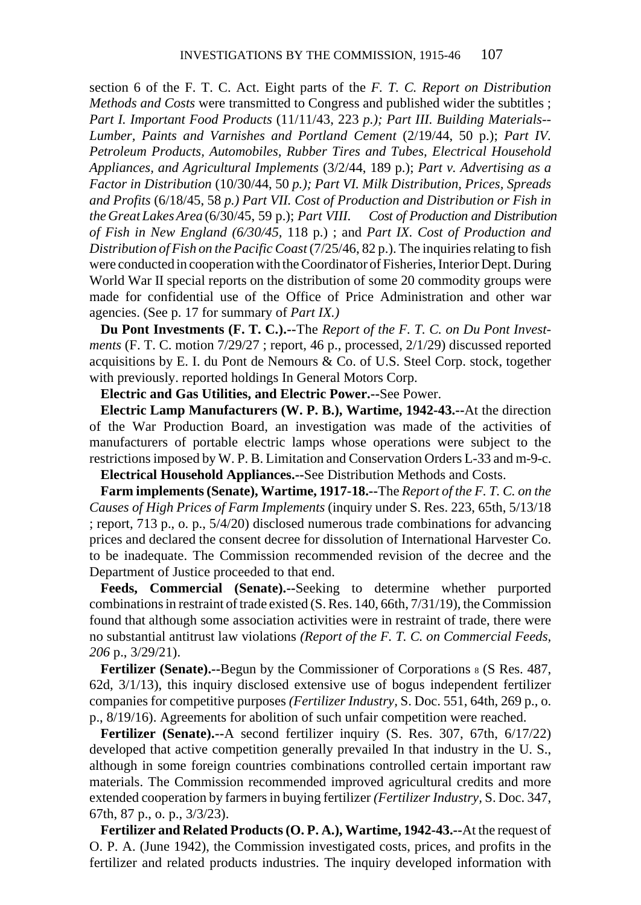section 6 of the F. T. C. Act. Eight parts of the *F. T. C. Report on Distribution Methods and Costs* were transmitted to Congress and published wider the subtitles ; *Part I. Important Food Products* (11/11/43, 223 *p.); Part III. Building Materials--Lumber, Paints and Varnishes and Portland Cement* (2/19/44, 50 p.); *Part IV. Petroleum Products, Automobiles, Rubber Tires and Tubes, Electrical Household Appliances, and Agricultural Implements* (3/2/44, 189 p.); *Part v. Advertising as a Factor in Distribution* (10/30/44, 50 *p.); Part VI. Milk Distribution, Prices, Spreads and Profits* (6/18/45, 58 *p.) Part VII. Cost of Production and Distribution or Fish in the Great Lakes Area* (6/30/45, 59 p.); *Part VIII. Cost of Production and Distribution of Fish in New England (6/30/45*, 118 p.) ; and *Part IX. Cost of Production and Distribution of Fish on the Pacific Coast* (7/25/46, 82 p.). The inquiries relating to fish were conducted in cooperation with the Coordinator of Fisheries, Interior Dept. During World War II special reports on the distribution of some 20 commodity groups were made for confidential use of the Office of Price Administration and other war agencies. (See p. 17 for summary of *Part IX.)*

**Du Pont Investments (F. T. C.).--**The *Report of the F. T. C. on Du Pont Investments* (F. T. C. motion 7/29/27 ; report, 46 p., processed, 2/1/29) discussed reported acquisitions by E. I. du Pont de Nemours & Co. of U.S. Steel Corp. stock, together with previously. reported holdings In General Motors Corp.

**Electric and Gas Utilities, and Electric Power.--**See Power.

**Electric Lamp Manufacturers (W. P. B.), Wartime, 1942-43.--**At the direction of the War Production Board, an investigation was made of the activities of manufacturers of portable electric lamps whose operations were subject to the restrictions imposed by W. P. B. Limitation and Conservation Orders L-33 and m-9-c.

**Electrical Household Appliances.--**See Distribution Methods and Costs.

**Farm implements (Senate), Wartime, 1917-18.--**The *Report of the F. T. C. on the Causes of High Prices of Farm Implements* (inquiry under S. Res. 223, 65th, 5/13/18 ; report, 713 p., o. p., 5/4/20) disclosed numerous trade combinations for advancing prices and declared the consent decree for dissolution of International Harvester Co. to be inadequate. The Commission recommended revision of the decree and the Department of Justice proceeded to that end.

**Feeds, Commercial (Senate).--**Seeking to determine whether purported combinations in restraint of trade existed (S. Res. 140, 66th, 7/31/19), the Commission found that although some association activities were in restraint of trade, there were no substantial antitrust law violations *(Report of the F. T. C. on Commercial Feeds, 206* p., 3/29/21).

**Fertilizer (Senate).--**Begun by the Commissioner of Corporations [8] (S Res. 487, 62d, 3/1/13), this inquiry disclosed extensive use of bogus independent fertilizer companies for competitive purposes *(Fertilizer Industry*, S. Doc. 551, 64th, 269 p., o. p., 8/19/16). Agreements for abolition of such unfair competition were reached.

**Fertilizer (Senate).--**A second fertilizer inquiry (S. Res. 307, 67th, 6/17/22) developed that active competition generally prevailed In that industry in the U. S., although in some foreign countries combinations controlled certain important raw materials. The Commission recommended improved agricultural credits and more extended cooperation by farmers in buying fertilizer *(Fertilizer Industry*, S. Doc. 347, 67th, 87 p., o. p., 3/3/23).

**Fertilizer and Related Products (O. P. A.), Wartime, 1942-43.--**At the request of O. P. A. (June 1942), the Commission investigated costs, prices, and profits in the fertilizer and related products industries. The inquiry developed information with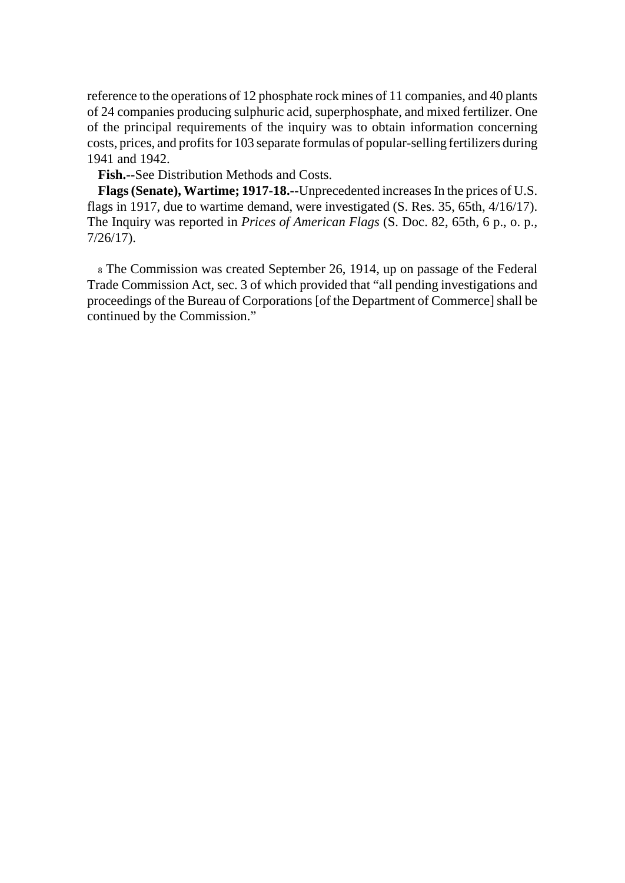reference to the operations of 12 phosphate rock mines of 11 companies, and 40 plants of 24 companies producing sulphuric acid, superphosphate, and mixed fertilizer. One of the principal requirements of the inquiry was to obtain information concerning costs, prices, and profits for 103 separate formulas of popular-selling fertilizers during 1941 and 1942.

**Fish.--**See Distribution Methods and Costs.

**Flags (Senate), Wartime; 1917-18.--**Unprecedented increases In the prices of U.S. flags in 1917, due to wartime demand, were investigated (S. Res. 35, 65th, 4/16/17). The Inquiry was reported in *Prices of American Flags* (S. Doc. 82, 65th, 6 p., o. p., 7/26/17).

[8] The Commission was created September 26, 1914, up on passage of the Federal Trade Commission Act, sec. 3 of which provided that "all pending investigations and proceedings of the Bureau of Corporations [of the Department of Commerce] shall be continued by the Commission."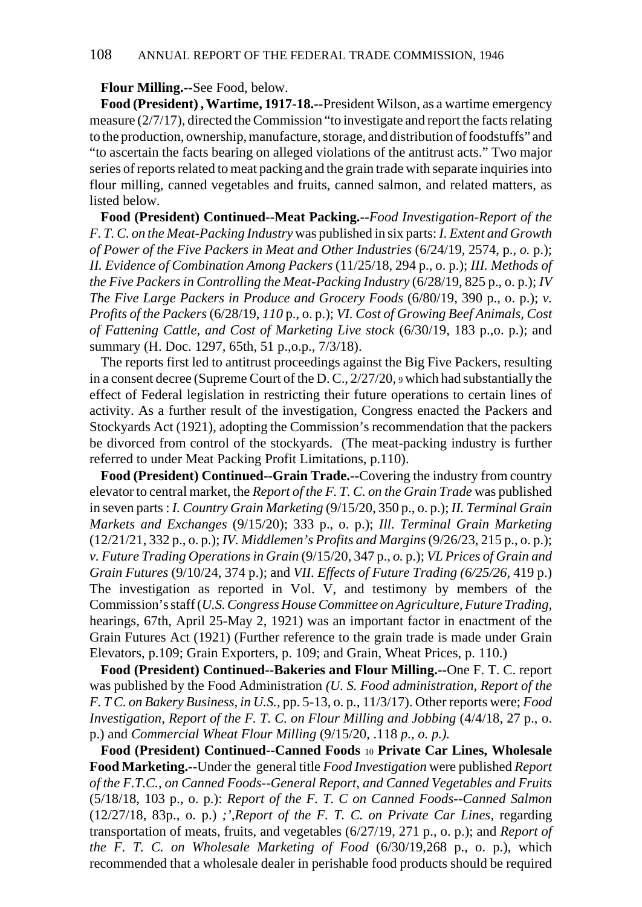**Flour Milling.--**See Food, below.

**Food (President) , Wartime, 1917-18.--**President Wilson, as a wartime emergency measure (2/7/17), directed the Commission "to investigate and report the facts relating to the production, ownership, manufacture, storage, and distribution of foodstuffs" and "to ascertain the facts bearing on alleged violations of the antitrust acts." Two major series of reports related to meat packing and the grain trade with separate inquiries into flour milling, canned vegetables and fruits, canned salmon, and related matters, as listed below.

**Food (President) Continued--Meat Packing.--***Food Investigation-Report of the F. T. C. on the Meat-Packing Industry* was published in six parts: *I. Extent and Growth of Power of the Five Packers in Meat and Other Industries* (6/24/19, 2574, p., *o.* p.); *II. Evidence of Combination Among Packers* (11/25/18, 294 p., o. p.); *III. Methods of the Five Packers in Controlling the Meat-Packing Industry* (6/28/19, 825 p., o. p.); *IV The Five Large Packers in Produce and Grocery Foods* (6/80/19, 390 p., o. p.); *v. Profits of the Packers* (6/28/19, *110* p., o. p.); *VI. Cost of Growing Beef Animals, Cost of Fattening Cattle, and Cost of Marketing Live stock* (6/30/19, 183 p.,o. p.); and summary (H. Doc. 1297, 65th, 51 p.,o.p., 7/3/18).

The reports first led to antitrust proceedings against the Big Five Packers, resulting in a consent decree (Supreme Court of the D. C., 2/27/20, 9 which had substantially the effect of Federal legislation in restricting their future operations to certain lines of activity. As a further result of the investigation, Congress enacted the Packers and Stockyards Act (1921), adopting the Commission's recommendation that the packers be divorced from control of the stockyards. (The meat-packing industry is further referred to under Meat Packing Profit Limitations, p.110).

**Food (President) Continued--Grain Trade.--**Covering the industry from country elevator to central market, the *Report of the F. T. C. on the Grain Trade* was published in seven parts : *I. Country Grain Marketing* (9/15/20, 350 p., o. p.); *II. Terminal Grain Markets and Exchanges* (9/15/20); 333 p., o. p.); *Ill. Terminal Grain Marketing* (12/21/21, 332 p., o. p.); *IV. Middlemen's Profits and Margins* (9/26/23, 215 p., o. p.); *v. Future Trading Operations in Grain* (9/15/20, 347 p., *o.* p.); *VL Prices of Grain and Grain Futures* (9/10/24, 374 p.); and *VII. Effects of Future Trading (6/25/26*, 419 p.) The investigation as reported in Vol. V, and testimony by members of the Commission's staff (*U.S. Congress House Committee on Agriculture, Future Trading,* hearings, 67th, April 25-May 2, 1921) was an important factor in enactment of the Grain Futures Act (1921) (Further reference to the grain trade is made under Grain Elevators, p.109; Grain Exporters, p. 109; and Grain, Wheat Prices, p. 110.)

**Food (President) Continued--Bakeries and Flour Milling.--**One F. T. C. report was published by the Food Administration *(U. S. Food administration, Report of the F. T C. on Bakery Business, in U.S.,* pp. 5-13, o. p., 11/3/17). Other reports were; *Food Investigation, Report of the F. T. C. on Flour Milling and Jobbing* (4/4/18, 27 p., o. p.) and *Commercial Wheat Flour Milling* (9/15/20, .118 *p., o. p.).*

**Food (President) Continued--Canned Foods** 10 **Private Car Lines, Wholesale Food Marketing.--**Under the general title *Food Investigation* were published *Report of the F.T.C., on Canned Foods--General Report, and Canned Vegetables and Fruits* (5/18/18, 103 p., o. p.): *Report of the F. T. C on Canned Foods--Canned Salmon* (12/27/18, 83p., o. p.) *;',Report of the F. T. C. on Private Car Lines,* regarding transportation of meats, fruits, and vegetables (6/27/19, 271 p., o. p.); and *Report of the F. T. C. on Wholesale Marketing of Food* (6/30/19,268 p., o. p.), which recommended that a wholesale dealer in perishable food products should be required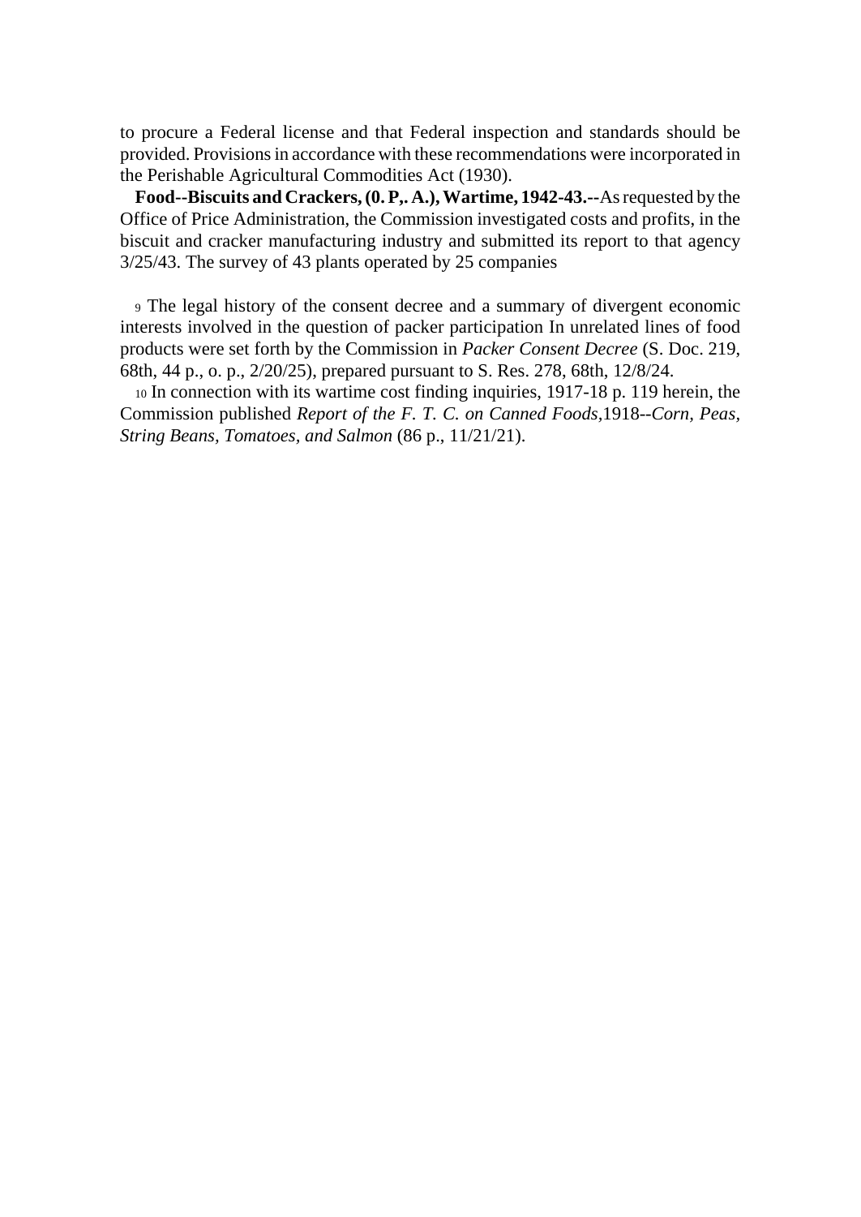to procure a Federal license and that Federal inspection and standards should be provided. Provisions in accordance with these recommendations were incorporated in the Perishable Agricultural Commodities Act (1930).

**Food--Biscuits and Crackers, (0. P,. A.), Wartime, 1942-43.--**As requested by the Office of Price Administration, the Commission investigated costs and profits, in the biscuit and cracker manufacturing industry and submitted its report to that agency 3/25/43. The survey of 43 plants operated by 25 companies

[9] The legal history of the consent decree and a summary of divergent economic interests involved in the question of packer participation In unrelated lines of food products were set forth by the Commission in *Packer Consent Decree* (S. Doc. 219, 68th, 44 p., o. p., 2/20/25), prepared pursuant to S. Res. 278, 68th, 12/8/24.

[10] In connection with its wartime cost finding inquiries, 1917-18 p. 119 herein, the Commission published *Report of the F. T. C. on Canned Foods*,1918--*Corn, Peas, String Beans, Tomatoes, and Salmon* (86 p., 11/21/21).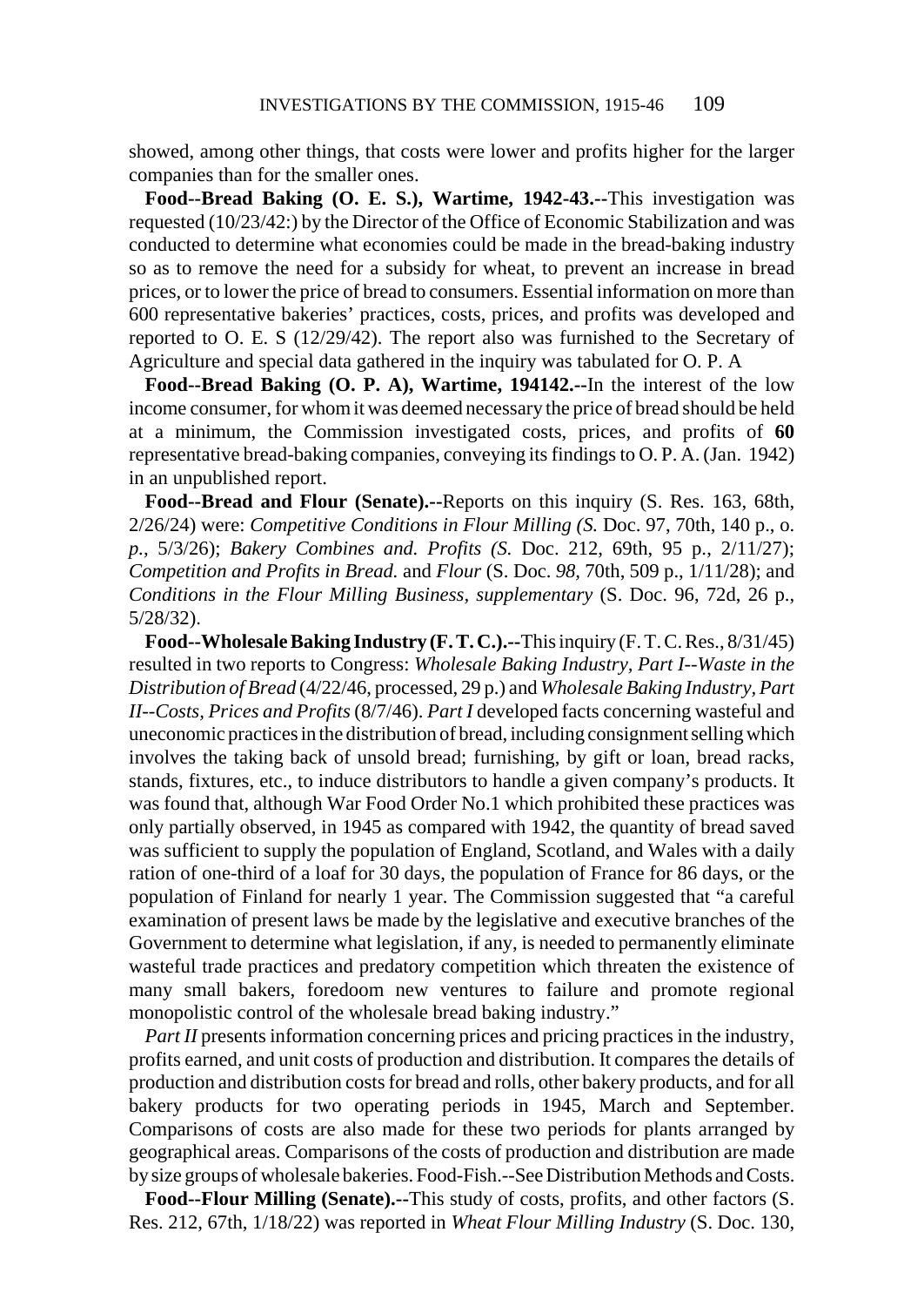showed, among other things, that costs were lower and profits higher for the larger companies than for the smaller ones.

**Food--Bread Baking (O. E. S.), Wartime, 1942-43.--**This investigation was requested (10/23/42:) by the Director of the Office of Economic Stabilization and was conducted to determine what economies could be made in the bread-baking industry so as to remove the need for a subsidy for wheat, to prevent an increase in bread prices, or to lower the price of bread to consumers. Essential information on more than 600 representative bakeries' practices, costs, prices, and profits was developed and reported to O. E. S (12/29/42). The report also was furnished to the Secretary of Agriculture and special data gathered in the inquiry was tabulated for O. P. A

**Food--Bread Baking (O. P. A), Wartime, 194142.--**In the interest of the low income consumer, for whom it was deemed necessary the price of bread should be held at a minimum, the Commission investigated costs, prices, and profits of **60** representative bread-baking companies, conveying its findings to O. P. A. (Jan. 1942) in an unpublished report.

**Food--Bread and Flour (Senate).--**Reports on this inquiry (S. Res. 163, 68th, 2/26/24) were: *Competitive Conditions in Flour Milling (S.* Doc. 97, 70th, 140 p., *o. p.,* 5/3/26); *Bakery Combines and. Profits (S.* Doc. 212, 69th, 95 p., 2/11/27); *Competition and Profits in Bread.* and *Flour* (S. Doc. *98,* 70th, 509 p., 1/11/28); and *Conditions in the Flour Milling Business, supplementary* (S. Doc. 96, 72d, 26 p., 5/28/32).

**Food--Wholesale Baking Industry (F. T. C.).--**This inquiry (F. T. C. Res., 8/31/45) resulted in two reports to Congress: *Wholesale Baking Industry, Part I--Waste in the Distribution of Bread* (4/22/46, processed, 29 p.) and *Wholesale Baking Industry, Part II--Costs, Prices and Profits* (8/7/46). *Part I* developed facts concerning wasteful and uneconomic practices in the distribution of bread, including consignment selling which involves the taking back of unsold bread; furnishing, by gift or loan, bread racks, stands, fixtures, etc., to induce distributors to handle a given company's products. It was found that, although War Food Order No.1 which prohibited these practices was only partially observed, in 1945 as compared with 1942, the quantity of bread saved was sufficient to supply the population of England, Scotland, and Wales with a daily ration of one-third of a loaf for 30 days, the population of France for 86 days, or the population of Finland for nearly 1 year. The Commission suggested that "a careful examination of present laws be made by the legislative and executive branches of the Government to determine what legislation, if any, is needed to permanently eliminate wasteful trade practices and predatory competition which threaten the existence of many small bakers, foredoom new ventures to failure and promote regional monopolistic control of the wholesale bread baking industry."

*Part II* presents information concerning prices and pricing practices in the industry, profits earned, and unit costs of production and distribution. It compares the details of production and distribution costs for bread and rolls, other bakery products, and for all bakery products for two operating periods in 1945, March and September. Comparisons of costs are also made for these two periods for plants arranged by geographical areas. Comparisons of the costs of production and distribution are made by size groups of wholesale bakeries. Food-Fish.--See Distribution Methods and Costs.

**Food--Flour Milling (Senate).--**This study of costs, profits, and other factors (S. Res. 212, 67th, 1/18/22) was reported in *Wheat Flour Milling Industry* (S. Doc. 130,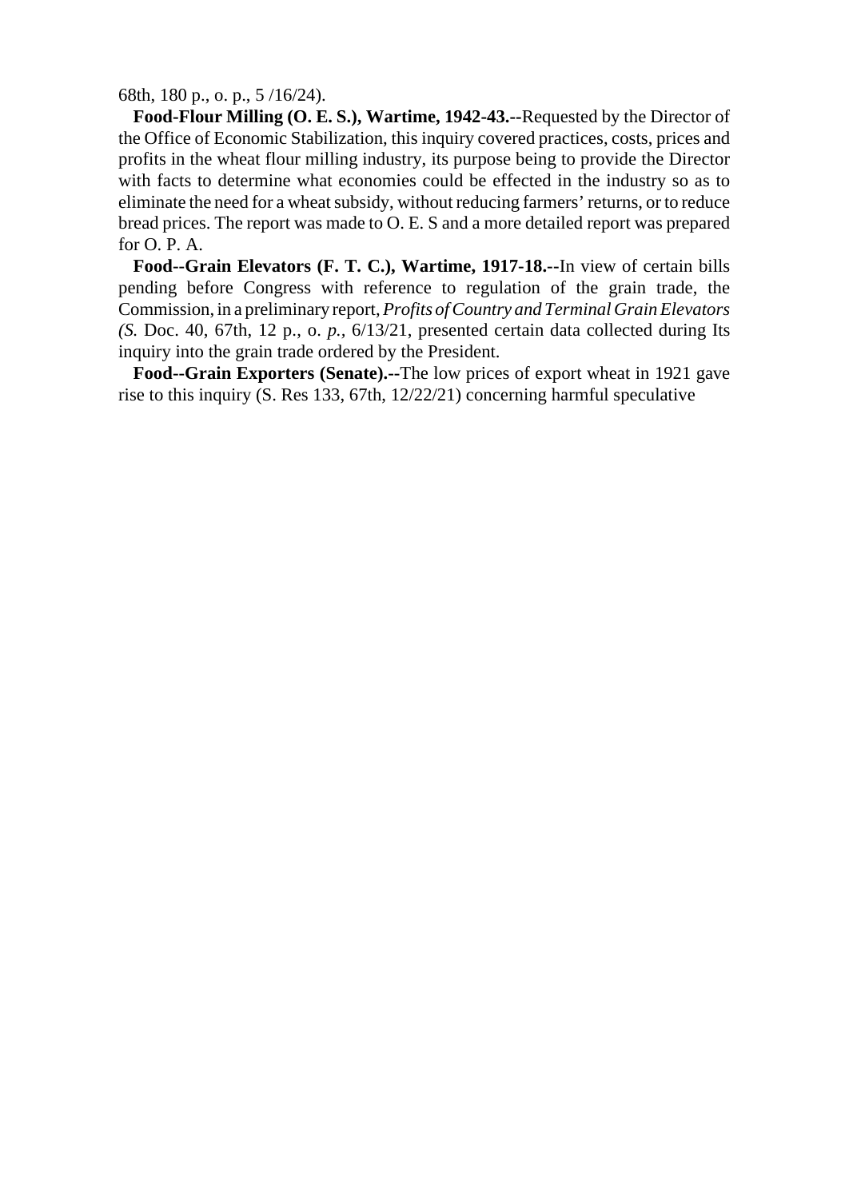68th, 180 p., o. p., 5 /16/24).

**Food-Flour Milling (O. E. S.), Wartime, 1942-43.--**Requested by the Director of the Office of Economic Stabilization, this inquiry covered practices, costs, prices and profits in the wheat flour milling industry, its purpose being to provide the Director with facts to determine what economies could be effected in the industry so as to eliminate the need for a wheat subsidy, without reducing farmers' returns, or to reduce bread prices. The report was made to O. E. S and a more detailed report was prepared for O. P. A.

**Food--Grain Elevators (F. T. C.), Wartime, 1917-18.--**In view of certain bills pending before Congress with reference to regulation of the grain trade, the Commission, in a preliminary report, *Profits of Country and Terminal Grain Elevators (S.* Doc. 40, 67th, 12 p., o. *p.*, 6/13/21, presented certain data collected during Its inquiry into the grain trade ordered by the President.

**Food--Grain Exporters (Senate).--**The low prices of export wheat in 1921 gave rise to this inquiry (S. Res 133, 67th, 12/22/21) concerning harmful speculative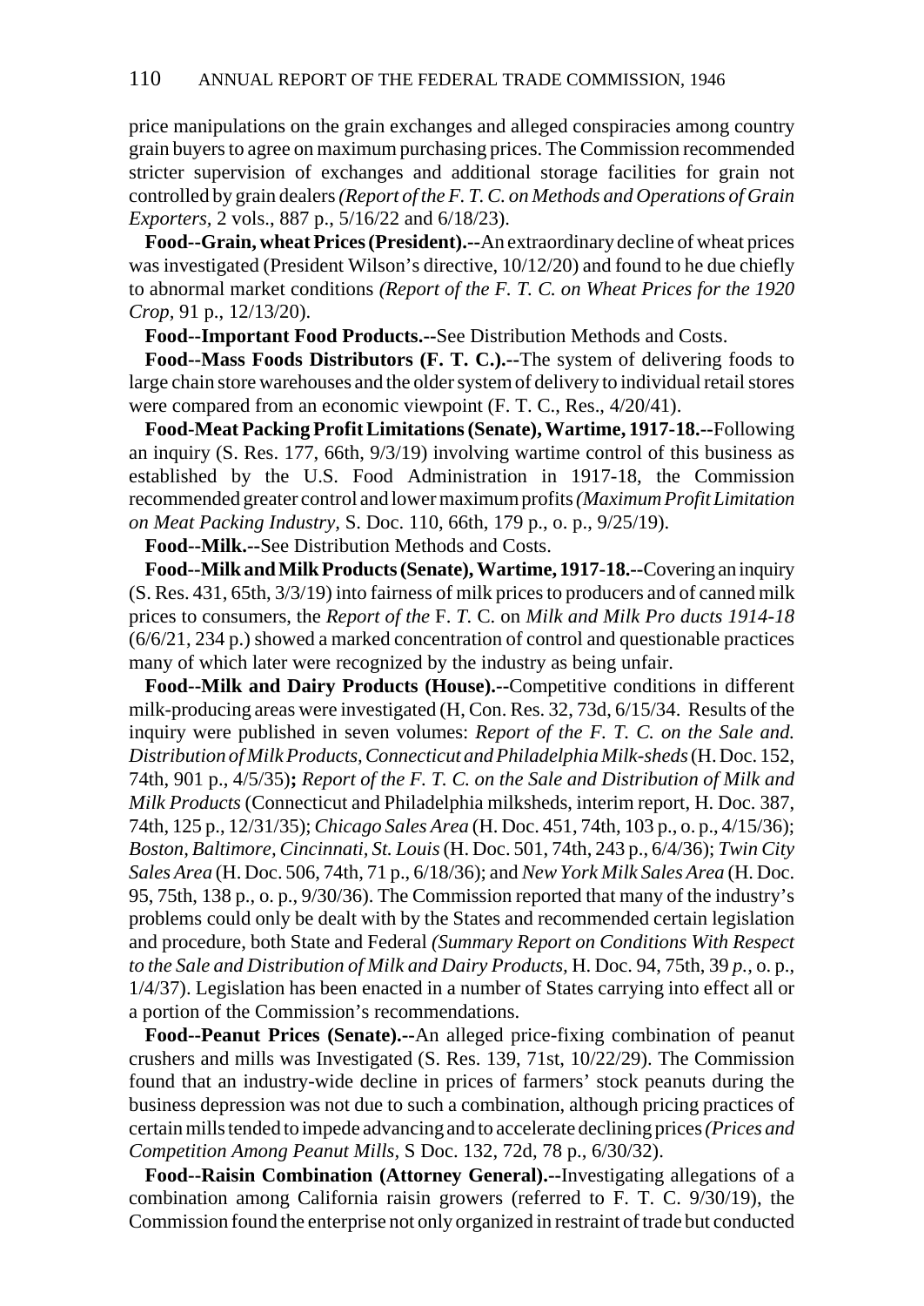price manipulations on the grain exchanges and alleged conspiracies among country grain buyers to agree on maximum purchasing prices. The Commission recommended stricter supervision of exchanges and additional storage facilities for grain not controlled by grain dealers *(Report of the F. T. C. on Methods and Operations of Grain Exporters,* 2 vols., 887 p., 5/16/22 and 6/18/23).

**Food--Grain, wheat Prices (President).--**An extraordinary decline of wheat prices was investigated (President Wilson's directive, 10/12/20) and found to he due chiefly to abnormal market conditions *(Report of the F. T. C. on Wheat Prices for the 1920 Crop,* 91 p., 12/13/20).

**Food--Important Food Products.--**See Distribution Methods and Costs.

**Food--Mass Foods Distributors (F. T. C.).--**The system of delivering foods to large chain store warehouses and the older system of delivery to individual retail stores were compared from an economic viewpoint (F. T. C., Res., 4/20/41).

**Food-Meat Packing Profit Limitations (Senate), Wartime, 1917-18.--**Following an inquiry (S. Res. 177, 66th, 9/3/19) involving wartime control of this business as established by the U.S. Food Administration in 1917-18, the Commission recommended greater control and lower maximum profits *(Maximum Profit Limitation on Meat Packing Industry,* S. Doc. 110, 66th, 179 p., o. p., 9/25/19).

**Food--Milk.--**See Distribution Methods and Costs.

**Food--Milk and Milk Products (Senate), Wartime, 1917-18.--**Covering an inquiry (S. Res. 431, 65th, 3/3/19) into fairness of milk prices to producers and of canned milk prices to consumers, the *Report of the* F. *T.* C. on *Milk and Milk Pro ducts 1914-18* (6/6/21, 234 p.) showed a marked concentration of control and questionable practices many of which later were recognized by the industry as being unfair.

**Food--Milk and Dairy Products (House).--**Competitive conditions in different milk-producing areas were investigated (H, Con. Res. 32, 73d, 6/15/34. Results of the inquiry were published in seven volumes: *Report of the F. T. C. on the Sale and. Distribution of Milk Products, Connecticut and Philadelphia Milk-sheds* (H. Doc. 152, 74th, 901 p., 4/5/35)**;** *Report of the F. T. C. on the Sale and Distribution of Milk and Milk Products* (Connecticut and Philadelphia milksheds, interim report, H. Doc. 387, 74th, 125 p., 12/31/35); *Chicago Sales Area* (H. Doc. 451, 74th, 103 p., o. p., 4/15/36); *Boston, Baltimore, Cincinnati, St. Louis* (H. Doc. 501, 74th, 243 p., 6/4/36); *Twin City Sales Area* (H. Doc. 506, 74th, 71 p., 6/18/36); and *New York Milk Sales Area* (H. Doc. 95, 75th, 138 p., o. p., 9/30/36). The Commission reported that many of the industry's problems could only be dealt with by the States and recommended certain legislation and procedure, both State and Federal *(Summary Report on Conditions With Respect to the Sale and Distribution of Milk and Dairy Products,* H. Doc. 94, 75th, 39 *p.,* o. p., 1/4/37). Legislation has been enacted in a number of States carrying into effect all or a portion of the Commission's recommendations.

**Food--Peanut Prices (Senate).--**An alleged price-fixing combination of peanut crushers and mills was Investigated (S. Res. 139, 71st, 10/22/29). The Commission found that an industry-wide decline in prices of farmers' stock peanuts during the business depression was not due to such a combination, although pricing practices of certain mills tended to impede advancing and to accelerate declining prices *(Prices and Competition Among Peanut Mills,* S Doc. 132, 72d, 78 p., 6/30/32).

**Food--Raisin Combination (Attorney General).--**Investigating allegations of a combination among California raisin growers (referred to F. T. C. 9/30/19), the Commission found the enterprise not only organized in restraint of trade but conducted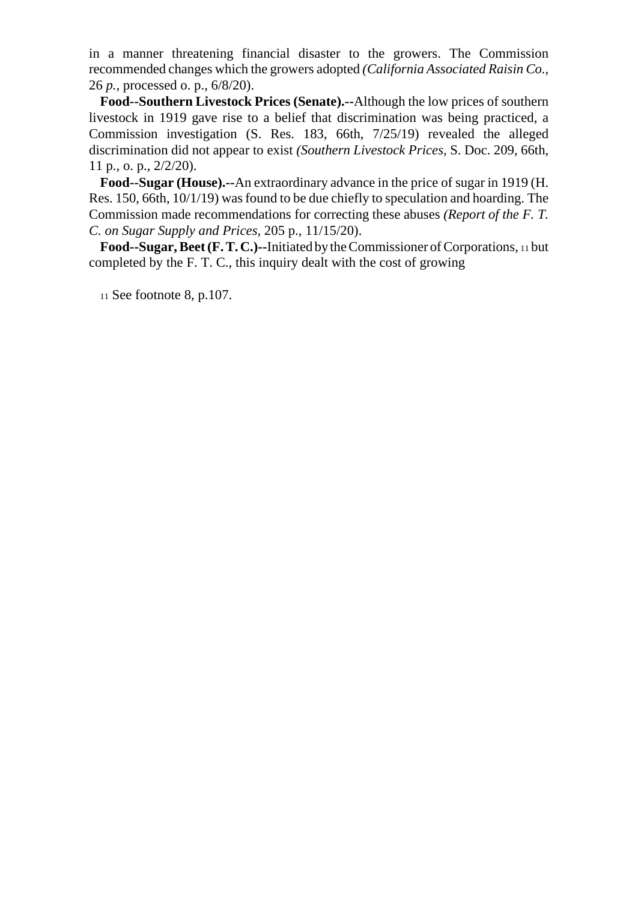in a manner threatening financial disaster to the growers. The Commission recommended changes which the growers adopted *(California Associated Raisin Co.,* 26 *p.,* processed o. p., 6/8/20).

**Food--Southern Livestock Prices (Senate).**--Although the low prices of southern livestock in 1919 gave rise to a belief that discrimination was being practiced, a Commission investigation (S. Res. 183, 66th, 7/25/19) revealed the alleged discrimination did not appear to exist *(Southern Livestock Prices,* S. Doc. 209, 66th, 11 p., o. p., 2/2/20).

**Food--Sugar (House).--**An extraordinary advance in the price of sugar in 1919 (H. Res. 150, 66th, 10/1/19) was found to be due chiefly to speculation and hoarding. The Commission made recommendations for correcting these abuses *(Report of the F. T. C. on Sugar Supply and Prices,* 205 p., 11/15/20).

**Food--Sugar, Beet (F. T. C.)--**Initiated by the Commissioner of Corporations, [11] but completed by the F. T. C., this inquiry dealt with the cost of growing

[11] See footnote 8, p.107.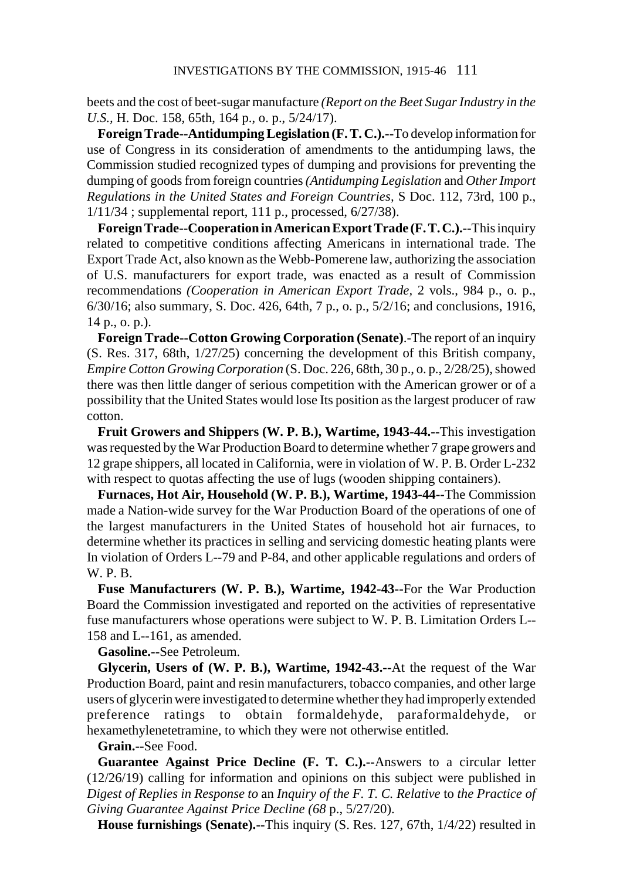beets and the cost of beet-sugar manufacture *(Report on the Beet Sugar Industry in the U.S.,* H. Doc. 158, 65th, 164 p., o. p., 5/24/17).

**Foreign Trade--Antidumping Legislation (F. T. C.).--**To develop information for use of Congress in its consideration of amendments to the antidumping laws, the Commission studied recognized types of dumping and provisions for preventing the dumping of goods from foreign countries *(Antidumping Legislation* and *Other Import Regulations in the United States and Foreign Countries,* S Doc. 112, 73rd, 100 p., 1/11/34 ; supplemental report, 111 p., processed, 6/27/38).

**Foreign Trade--Cooperation in American Export Trade (F. T. C.).--**This inquiry related to competitive conditions affecting Americans in international trade. The Export Trade Act, also known as the Webb-Pomerene law, authorizing the association of U.S. manufacturers for export trade, was enacted as a result of Commission recommendations *(Cooperation in American Export Trade,* 2 vols., 984 p., o. p., 6/30/16; also summary, S. Doc. 426, 64th, 7 p., o. p., 5/2/16; and conclusions, 1916, 14 p., o. p.).

**Foreign Trade--Cotton Growing Corporation (Senate)**.-The report of an inquiry (S. Res. 317, 68th, 1/27/25) concerning the development of this British company, *Empire Cotton Growing Corporation* (S. Doc. 226, 68th, 30 p., o. p., 2/28/25), showed there was then little danger of serious competition with the American grower or of a possibility that the United States would lose Its position as the largest producer of raw cotton.

**Fruit Growers and Shippers (W. P. B.), Wartime, 1943-44.--**This investigation was requested by the War Production Board to determine whether 7 grape growers and 12 grape shippers, all located in California, were in violation of W. P. B. Order L-232 with respect to quotas affecting the use of lugs (wooden shipping containers).

**Furnaces, Hot Air, Household (W. P. B.), Wartime, 1943-44--**The Commission made a Nation-wide survey for the War Production Board of the operations of one of the largest manufacturers in the United States of household hot air furnaces, to determine whether its practices in selling and servicing domestic heating plants were In violation of Orders L--79 and P-84, and other applicable regulations and orders of W. P. B.

**Fuse Manufacturers (W. P. B.), Wartime, 1942-43--**For the War Production Board the Commission investigated and reported on the activities of representative fuse manufacturers whose operations were subject to W. P. B. Limitation Orders L--158 and L--161, as amended.

**Gasoline.--**See Petroleum.

**Glycerin, Users of (W. P. B.), Wartime, 1942-43.--**At the request of the War Production Board, paint and resin manufacturers, tobacco companies, and other large users of glycerin were investigated to determine whether they had improperly extended preference ratings to obtain formaldehyde, paraformaldehyde, or hexamethylenetetramine, to which they were not otherwise entitled.

**Grain.--**See Food.

**Guarantee Against Price Decline (F. T. C.).--**Answers to a circular letter (12/26/19) calling for information and opinions on this subject were published in *Digest of Replies in Response to* an *Inquiry of the F. T. C. Relative* to *the Practice of Giving Guarantee Against Price Decline (68* p., 5/27/20).

**House furnishings (Senate).--**This inquiry (S. Res. 127, 67th, 1/4/22) resulted in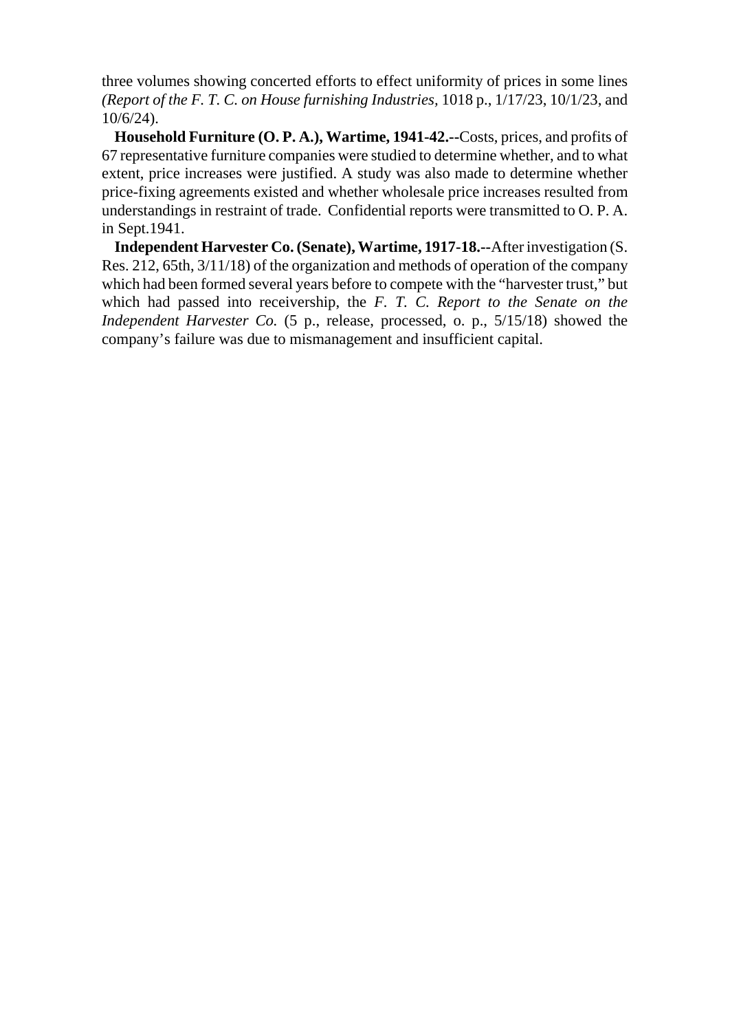three volumes showing concerted efforts to effect uniformity of prices in some lines *(Report of the F. T. C. on House furnishing Industries,* 1018 p., 1/17/23, 10/1/23, and 10/6/24).

**Household Furniture (O. P. A.), Wartime, 1941-42.--**Costs, prices, and profits of 67 representative furniture companies were studied to determine whether, and to what extent, price increases were justified. A study was also made to determine whether price-fixing agreements existed and whether wholesale price increases resulted from understandings in restraint of trade. Confidential reports were transmitted to O. P. A. in Sept.1941.

**Independent Harvester Co. (Senate), Wartime, 1917-18.--**After investigation (S. Res. 212, 65th, 3/11/18) of the organization and methods of operation of the company which had been formed several years before to compete with the "harvester trust," but which had passed into receivership, the *F. T. C. Report to the Senate on the Independent Harvester Co.* (5 p., release, processed, o. p., 5/15/18) showed the company's failure was due to mismanagement and insufficient capital.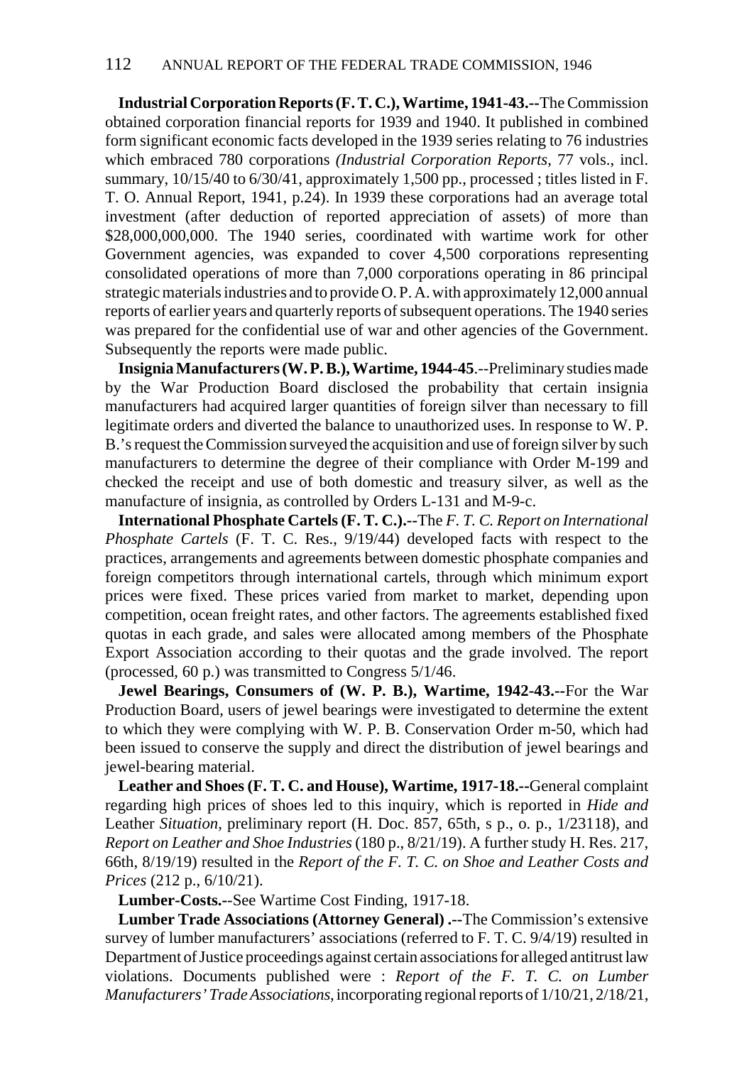**Industrial Corporation Reports (F. T. C.), Wartime, 1941-43.--**The Commission obtained corporation financial reports for 1939 and 1940. It published in combined form significant economic facts developed in the 1939 series relating to 76 industries which embraced 780 corporations *(Industrial Corporation Reports*, 77 vols., incl. summary, 10/15/40 to 6/30/41, approximately 1,500 pp., processed ; titles listed in F. T. O. Annual Report, 1941, p.24). In 1939 these corporations had an average total investment (after deduction of reported appreciation of assets) of more than $28,000,000,000. The 1940 series, coordinated with wartime work for other Government agencies, was expanded to cover 4,500 corporations representing consolidated operations of more than 7,000 corporations operating in 86 principal strategic materials industries and to provide O. P. A. with approximately 12,000 annual reports of earlier years and quarterly reports of subsequent operations. The 1940 series was prepared for the confidential use of war and other agencies of the Government. Subsequently the reports were made public.

**Insignia Manufacturers (W. P. B.), Wartime, 1944-45**.--Preliminary studies made by the War Production Board disclosed the probability that certain insignia manufacturers had acquired larger quantities of foreign silver than necessary to fill legitimate orders and diverted the balance to unauthorized uses. In response to W. P. B.'s request the Commission surveyed the acquisition and use of foreign silver by such manufacturers to determine the degree of their compliance with Order M-199 and checked the receipt and use of both domestic and treasury silver, as well as the manufacture of insignia, as controlled by Orders L-131 and M-9-c.

**International Phosphate Cartels (F. T. C.).--**The *F. T. C. Report on International Phosphate Cartels* (F. T. C. Res., 9/19/44) developed facts with respect to the practices, arrangements and agreements between domestic phosphate companies and foreign competitors through international cartels, through which minimum export prices were fixed. These prices varied from market to market, depending upon competition, ocean freight rates, and other factors. The agreements established fixed quotas in each grade, and sales were allocated among members of the Phosphate Export Association according to their quotas and the grade involved. The report (processed, 60 p.) was transmitted to Congress 5/1/46.

**Jewel Bearings, Consumers of (W. P. B.), Wartime, 1942-43.--**For the War Production Board, users of jewel bearings were investigated to determine the extent to which they were complying with W. P. B. Conservation Order m-50, which had been issued to conserve the supply and direct the distribution of jewel bearings and jewel-bearing material.

**Leather and Shoes (F. T. C. and House), Wartime, 1917-18.--**General complaint regarding high prices of shoes led to this inquiry, which is reported in *Hide and* Leather *Situation*, preliminary report (H. Doc. 857, 65th, s p., o. p., 1/23118), and *Report on Leather and Shoe Industries* (180 p., 8/21/19). A further study H. Res. 217, 66th, 8/19/19) resulted in the *Report of the F. T. C. on Shoe and Leather Costs and Prices* (212 p., 6/10/21).

**Lumber-Costs.--**See Wartime Cost Finding, 1917-18.

**Lumber Trade Associations (Attorney General) .--**The Commission's extensive survey of lumber manufacturers' associations (referred to F. T. C. 9/4/19) resulted in Department of Justice proceedings against certain associations for alleged antitrust law violations. Documents published were : *Report of the F. T. C. on Lumber Manufacturers' Trade Associations*, incorporating regional reports of 1/10/21, 2/18/21,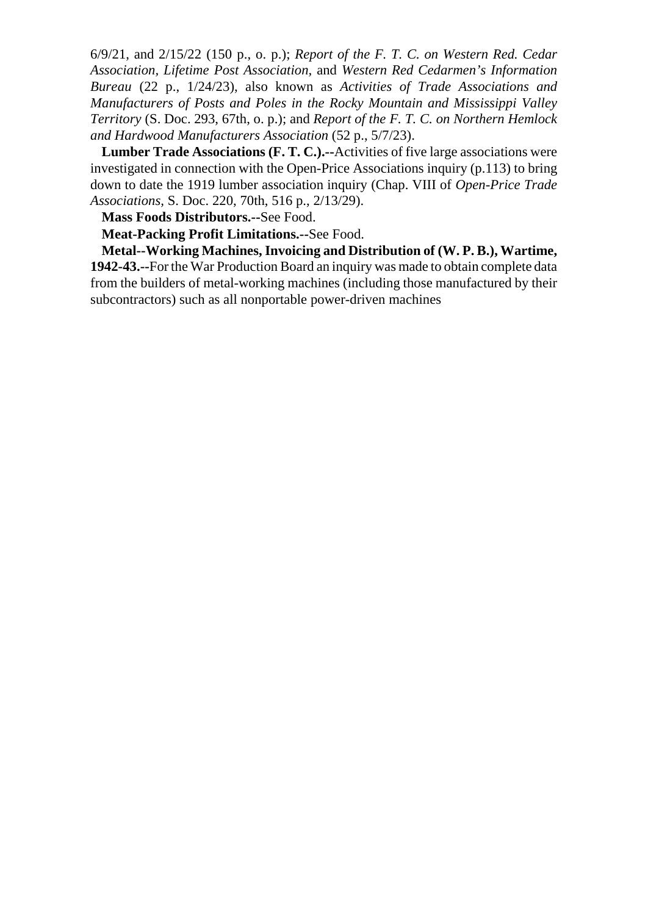6/9/21, and 2/15/22 (150 p., o. p.); *Report of the F. T. C. on Western Red. Cedar Association, Lifetime Post Association*, and *Western Red Cedarmen's Information Bureau* (22 p., 1/24/23), also known as *Activities of Trade Associations and Manufacturers of Posts and Poles in the Rocky Mountain and Mississippi Valley Territory* (S. Doc. 293, 67th, o. p.); and *Report of the F. T. C. on Northern Hemlock and Hardwood Manufacturers Association* (52 p., 5/7/23).

**Lumber Trade Associations (F. T. C.).--**Activities of five large associations were investigated in connection with the Open-Price Associations inquiry (p.113) to bring down to date the 1919 lumber association inquiry (Chap. VIII of *Open-Price Trade Associations*, S. Doc. 220, 70th, 516 p., 2/13/29).

**Mass Foods Distributors.--**See Food.

**Meat-Packing Profit Limitations.--**See Food.

**Metal--Working Machines, Invoicing and Distribution of (W. P. B.), Wartime, 1942-43.--**For the War Production Board an inquiry was made to obtain complete data from the builders of metal-working machines (including those manufactured by their subcontractors) such as all nonportable power-driven machines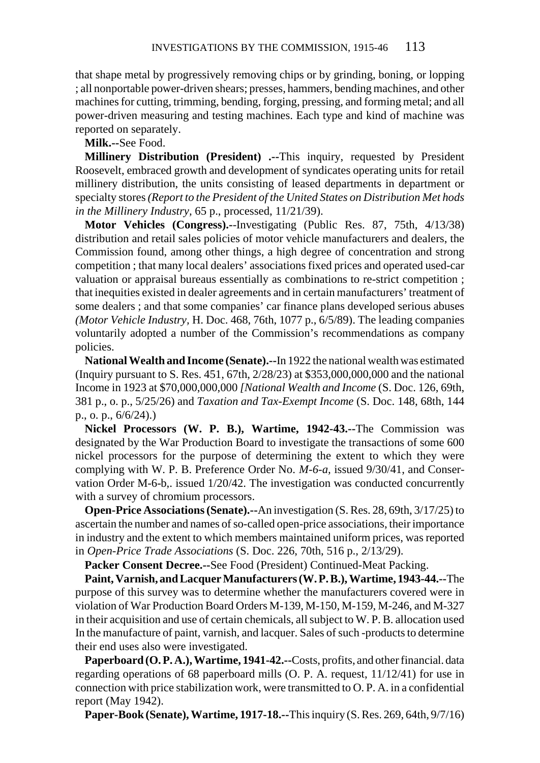that shape metal by progressively removing chips or by grinding, boning, or lopping ; all nonportable power-driven shears; presses, hammers, bending machines, and other machines for cutting, trimming, bending, forging, pressing, and forming metal; and all power-driven measuring and testing machines. Each type and kind of machine was reported on separately.

**Milk.--**See Food.

**Millinery Distribution (President) .--**This inquiry, requested by President Roosevelt, embraced growth and development of syndicates operating units for retail millinery distribution, the units consisting of leased departments in department or specialty stores *(Report to the President of the United States on Distribution Met hods in the Millinery Industry,* 65 p., processed, 11/21/39).

**Motor Vehicles (Congress).--**Investigating (Public Res. 87, 75th, 4/13/38) distribution and retail sales policies of motor vehicle manufacturers and dealers, the Commission found, among other things, a high degree of concentration and strong competition ; that many local dealers' associations fixed prices and operated used-car valuation or appraisal bureaus essentially as combinations to re-strict competition ; that inequities existed in dealer agreements and in certain manufacturers' treatment of some dealers ; and that some companies' car finance plans developed serious abuses *(Motor Vehicle Industry,* H. Doc. 468, 76th, 1077 p., 6/5/89). The leading companies voluntarily adopted a number of the Commission's recommendations as company policies.

**National Wealth and Income (Senate).--**In 1922 the national wealth was estimated (Inquiry pursuant to S. Res. 451, 67th, 2/28/23) at $353,000,000,000 and the national Income in 1923 at $70,000,000,000 *[National Wealth and Income* (S. Doc. 126, 69th, 381 p., o. p., 5/25/26) and *Taxation and Tax-Exempt Income* (S. Doc. 148, 68th, 144 p., o. p., 6/6/24).)

**Nickel Processors (W. P. B.), Wartime, 1942-43.--**The Commission was designated by the War Production Board to investigate the transactions of some 600 nickel processors for the purpose of determining the extent to which they were complying with W. P. B. Preference Order No. *M-6-a,* issued 9/30/41, and Conservation Order M-6-b,. issued 1/20/42. The investigation was conducted concurrently with a survey of chromium processors.

**Open-Price Associations (Senate).--**An investigation (S. Res. 28, 69th, 3/17/25) to ascertain the number and names of so-called open-price associations, their importance in industry and the extent to which members maintained uniform prices, was reported in *Open-Price Trade Associations* (S. Doc. 226, 70th, 516 p., 2/13/29).

**Packer Consent Decree.--**See Food (President) Continued-Meat Packing.

**Paint, Varnish, and Lacquer Manufacturers (W. P. B.), Wartime, 1943-44.--**The purpose of this survey was to determine whether the manufacturers covered were in violation of War Production Board Orders M-139, M-150, M-159, M-246, and M-327 in their acquisition and use of certain chemicals, all subject to W. P. B. allocation used In the manufacture of paint, varnish, and lacquer. Sales of such -products to determine their end uses also were investigated.

**Paperboard (O. P. A.), Wartime, 1941-42.--**Costs, profits, and other financial. data regarding operations of 68 paperboard mills (O. P. A. request, 11/12/41) for use in connection with price stabilization work, were transmitted to O. P. A. in a confidential report (May 1942).

**Paper-Book (Senate), Wartime, 1917-18.--**This inquiry (S. Res. 269, 64th, 9/7/16)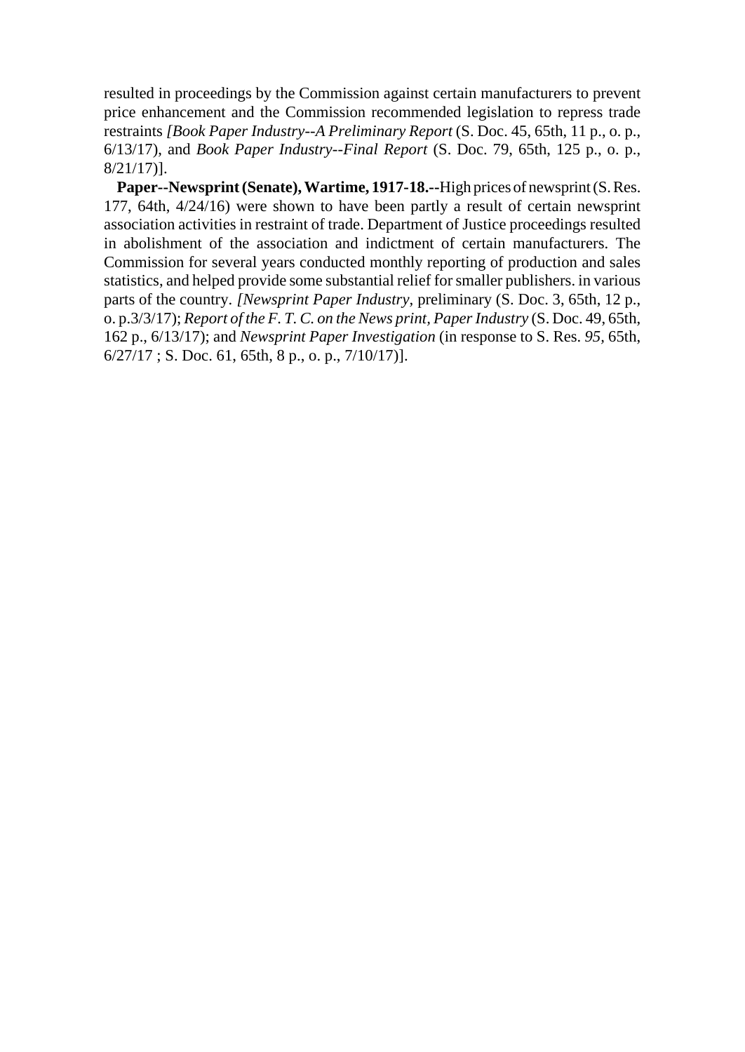resulted in proceedings by the Commission against certain manufacturers to prevent price enhancement and the Commission recommended legislation to repress trade restraints *[Book Paper Industry--A Preliminary Report* (S. Doc. 45, 65th, 11 p., o. p., 6/13/17), and *Book Paper Industry--Final Report* (S. Doc. 79, 65th, 125 p., o. p., 8/21/17)].

**Paper--Newsprint (Senate), Wartime, 1917-18.--**High prices of newsprint (S. Res. 177, 64th, 4/24/16) were shown to have been partly a result of certain newsprint association activities in restraint of trade. Department of Justice proceedings resulted in abolishment of the association and indictment of certain manufacturers. The Commission for several years conducted monthly reporting of production and sales statistics, and helped provide some substantial relief for smaller publishers. in various parts of the country. *[Newsprint Paper Industry*, preliminary (S. Doc. 3, 65th, 12 p., o. p.3/3/17); *Report of the F. T. C. on the News print, Paper Industry* (S. Doc. 49, 65th, 162 p., 6/13/17); and *Newsprint Paper Investigation* (in response to S. Res. *95*, 65th, 6/27/17 ; S. Doc. 61, 65th, 8 p., o. p., 7/10/17)].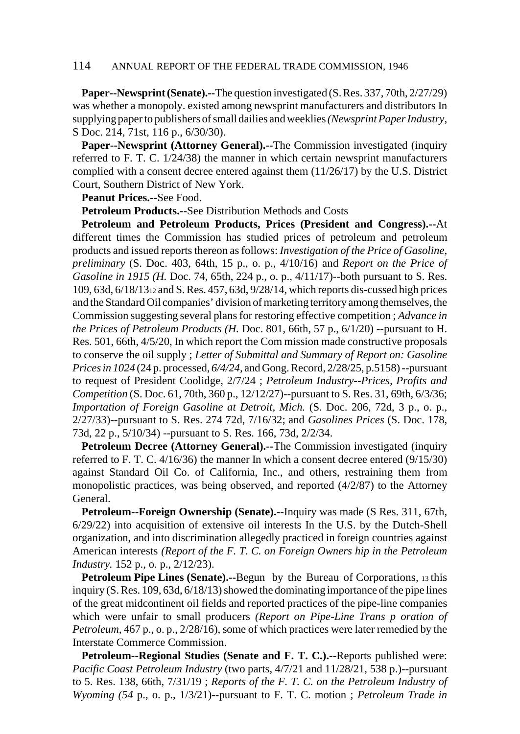**Paper--Newsprint (Senate).--**The question investigated (S. Res. 337, 70th, 2/27/29) was whether a monopoly. existed among newsprint manufacturers and distributors In supplying paper to publishers of small dailies and weeklies *(Newsprint Paper Industry*, S Doc. 214, 71st, 116 p., 6/30/30).

**Paper--Newsprint (Attorney General).--**The Commission investigated (inquiry referred to F. T. C. 1/24/38) the manner in which certain newsprint manufacturers complied with a consent decree entered against them (11/26/17) by the U.S. District Court, Southern District of New York.

**Peanut Prices.--**See Food.

**Petroleum Products.--**See Distribution Methods and Costs

**Petroleum and Petroleum Products, Prices (President and Congress).--**At different times the Commission has studied prices of petroleum and petroleum products and issued reports thereon as follows: *Investigation of the Price of Gasoline, preliminary* (S. Doc. 403, 64th, 15 p., o. p., 4/10/16) and *Report on the Price of Gasoline in 1915 (H.* Doc. 74, 65th, 224 p., o. p., 4/11/17)--both pursuant to S. Res. 109, 63d, 6/18/13[12] and S. Res. 457, 63d, 9/28/14, which reports dis-cussed high prices and the Standard Oil companies' division of marketing territory among themselves, the Commission suggesting several plans for restoring effective competition ; *Advance in the Prices of Petroleum Products (H.* Doc. 801, 66th, 57 p., 6/1/20) --pursuant to H. Res. 501, 66th, 4/5/20, In which report the Com mission made constructive proposals to conserve the oil supply ; *Letter of Submittal and Summary of Report on: Gasoline Prices in 1024* (24 p. processed, *6/4/24,* and Gong. Record, 2/28/25, p.5158) --pursuant to request of President Coolidge, 2/7/24 ; *Petroleum Industry--Prices, Profits and Competition* (S. Doc. 61, 70th, 360 p., 12/12/27)--pursuant to S. Res. 31, 69th, 6/3/36; *Importation of Foreign Gasoline at Detroit, Mich.* (S. Doc. 206, 72d, 3 p., o. p., 2/27/33)--pursuant to S. Res. 274 72d, 7/16/32; and *Gasolines Prices* (S. Doc. 178, 73d, 22 p., 5/10/34) --pursuant to S. Res. 166, 73d, 2/2/34.

**Petroleum Decree (Attorney General).--**The Commission investigated (inquiry referred to F. T. C. 4/16/36) the manner In which a consent decree entered (9/15/30) against Standard Oil Co. of California, Inc., and others, restraining them from monopolistic practices, was being observed, and reported (4/2/87) to the Attorney General.

**Petroleum--Foreign Ownership (Senate).--**Inquiry was made (S Res. 311, 67th, 6/29/22) into acquisition of extensive oil interests In the U.S. by the Dutch-Shell organization, and into discrimination allegedly practiced in foreign countries against American interests *(Report of the F. T. C. on Foreign Owners hip in the Petroleum Industry.* 152 p., o. p., 2/12/23).

**Petroleum Pipe Lines (Senate).--**Begun by the Bureau of Corporations, [13] this inquiry (S. Res. 109, 63d, 6/18/13) showed the dominating importance of the pipe lines of the great midcontinent oil fields and reported practices of the pipe-line companies which were unfair to small producers *(Report on Pipe-Line Trans p oration of Petroleum,* 467 p., o. p., 2/28/16), some of which practices were later remedied by the Interstate Commerce Commission.

**Petroleum--Regional Studies (Senate and F. T. C.).--**Reports published were: *Pacific Coast Petroleum Industry* (two parts, 4/7/21 and 11/28/21, 538 p.)--pursuant to 5. Res. 138, 66th, 7/31/19 ; *Reports of the F. T. C. on the Petroleum Industry of Wyoming (54* p., o. p., 1/3/21)--pursuant to F. T. C. motion ; *Petroleum Trade in*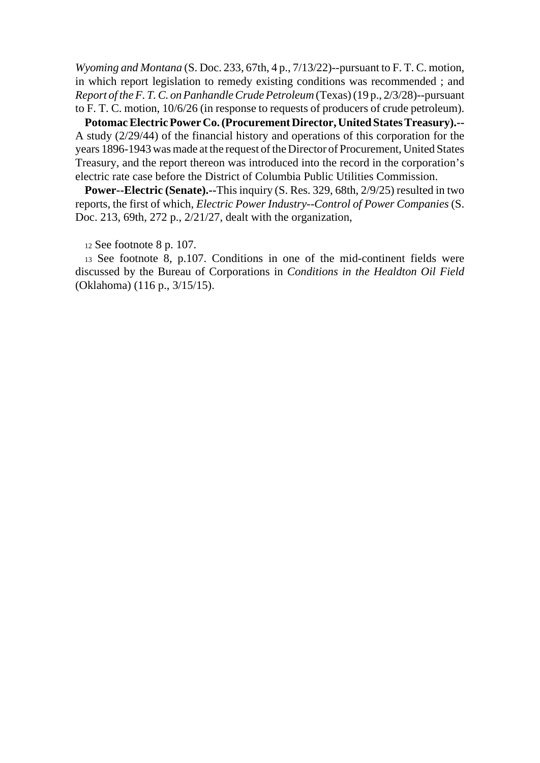*Wyoming and Montana* (S. Doc. 233, 67th, 4 p., 7/13/22)--pursuant to F. T. C. motion, in which report legislation to remedy existing conditions was recommended ; and *Report of the F. T. C. on Panhandle Crude Petroleum* (Texas) (19 p., 2/3/28)--pursuant to F. T. C. motion, 10/6/26 (in response to requests of producers of crude petroleum).

**Potomac Electric Power Co. (Procurement Director, United States Treasury).--** A study (2/29/44) of the financial history and operations of this corporation for the years 1896-1943 was made at the request of the Director of Procurement, United States Treasury, and the report thereon was introduced into the record in the corporation's electric rate case before the District of Columbia Public Utilities Commission.

**Power--Electric (Senate).--** This inquiry (S. Res. 329, 68th, 2/9/25) resulted in two reports, the first of which, *Electric Power Industry--Control of Power Companies* (S. Doc. 213, 69th, 272 p., 2/21/27, dealt with the organization,

[12] See footnote 8 p. 107.

[13] See footnote 8, p.107. Conditions in one of the mid-continent fields were discussed by the Bureau of Corporations in *Conditions in the Healdton Oil Field* (Oklahoma) (116 p., 3/15/15).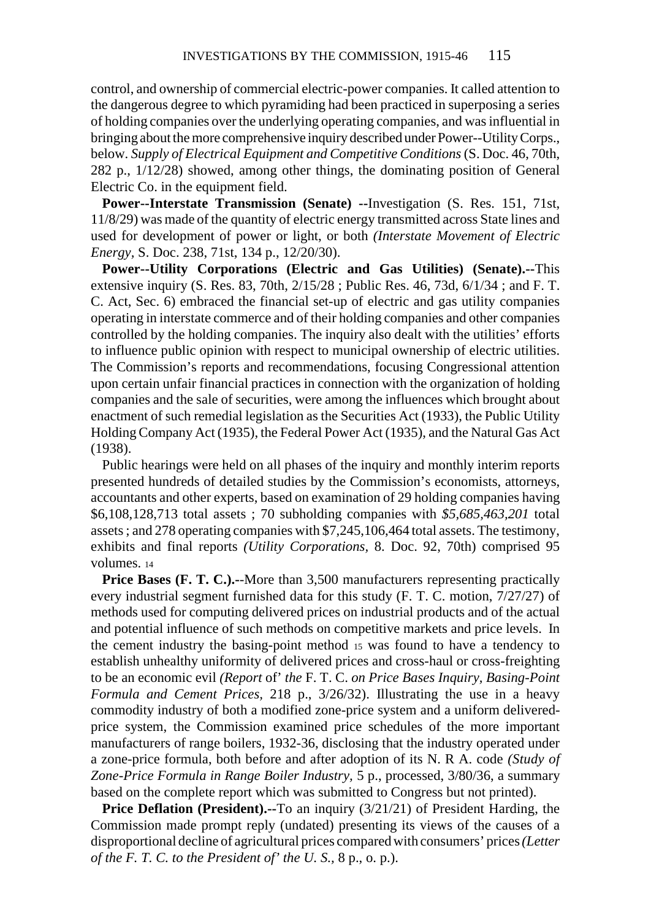control, and ownership of commercial electric-power companies. It called attention to the dangerous degree to which pyramiding had been practiced in superposing a series of holding companies over the underlying operating companies, and was influential in bringing about the more comprehensive inquiry described under Power--Utility Corps., below. *Supply of Electrical Equipment and Competitive Conditions* (S. Doc. 46, 70th, 282 p., 1/12/28) showed, among other things, the dominating position of General Electric Co. in the equipment field.

**Power--Interstate Transmission (Senate) --**Investigation (S. Res. 151, 71st, 11/8/29) was made of the quantity of electric energy transmitted across State lines and used for development of power or light, or both *(Interstate Movement of Electric Energy,* S. Doc. 238, 71st, 134 p., 12/20/30).

**Power--Utility Corporations (Electric and Gas Utilities) (Senate).--**This extensive inquiry (S. Res. 83, 70th, 2/15/28 ; Public Res. 46, 73d, 6/1/34 ; and F. T. C. Act, Sec. 6) embraced the financial set-up of electric and gas utility companies operating in interstate commerce and of their holding companies and other companies controlled by the holding companies. The inquiry also dealt with the utilities' efforts to influence public opinion with respect to municipal ownership of electric utilities. The Commission's reports and recommendations, focusing Congressional attention upon certain unfair financial practices in connection with the organization of holding companies and the sale of securities, were among the influences which brought about enactment of such remedial legislation as the Securities Act (1933), the Public Utility Holding Company Act (1935), the Federal Power Act (1935), and the Natural Gas Act (1938).

Public hearings were held on all phases of the inquiry and monthly interim reports presented hundreds of detailed studies by the Commission's economists, attorneys, accountants and other experts, based on examination of 29 holding companies having \$6,108,128,713 total assets ; 70 subholding companies with *\$5,685,463,201* total assets ; and 278 operating companies with \$7,245,106,464 total assets. The testimony, exhibits and final reports *(Utility Corporations,* 8. Doc. 92, 70th) comprised 95 volumes. [14]

**Price Bases (F. T. C.).--**More than 3,500 manufacturers representing practically every industrial segment furnished data for this study (F. T. C. motion, 7/27/27) of methods used for computing delivered prices on industrial products and of the actual and potential influence of such methods on competitive markets and price levels. In the cement industry the basing-point method [15] was found to have a tendency to establish unhealthy uniformity of delivered prices and cross-haul or cross-freighting to be an economic evil *(Report* of' *the* F. T. C. *on Price Bases Inquiry, Basing-Point Formula and Cement Prices,* 218 p., 3/26/32). Illustrating the use in a heavy commodity industry of both a modified zone-price system and a uniform delivered-price system, the Commission examined price schedules of the more important manufacturers of range boilers, 1932-36, disclosing that the industry operated under a zone-price formula, both before and after adoption of its N. R A. code *(Study of Zone-Price Formula in Range Boiler Industry,* 5 p., processed, 3/80/36, a summary based on the complete report which was submitted to Congress but not printed).

**Price Deflation (President).--**To an inquiry (3/21/21) of President Harding, the Commission made prompt reply (undated) presenting its views of the causes of a disproportional decline of agricultural prices compared with consumers' prices *(Letter of the F. T. C. to the President of' the U. S.,* 8 p., o. p.).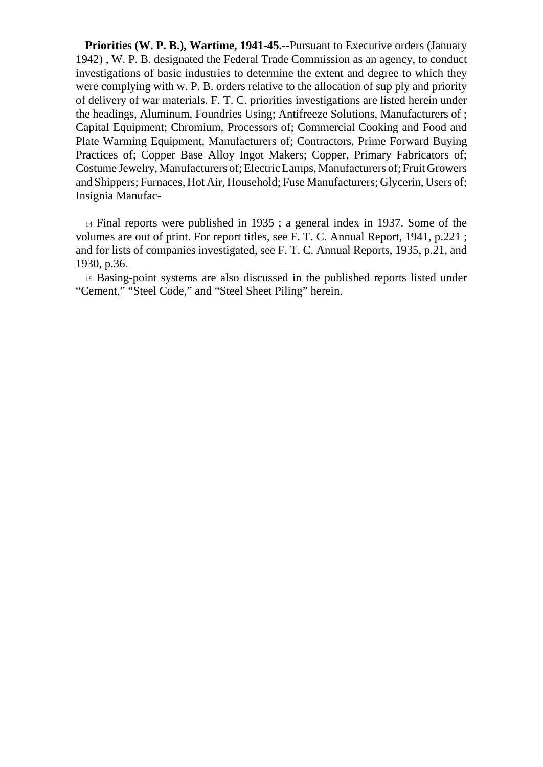**Priorities (W. P. B.), Wartime, 1941-45.**--Pursuant to Executive orders (January 1942) , W. P. B. designated the Federal Trade Commission as an agency, to conduct investigations of basic industries to determine the extent and degree to which they were complying with w. P. B. orders relative to the allocation of sup ply and priority of delivery of war materials. F. T. C. priorities investigations are listed herein under the headings, Aluminum, Foundries Using; Antifreeze Solutions, Manufacturers of ; Capital Equipment; Chromium, Processors of; Commercial Cooking and Food and Plate Warming Equipment, Manufacturers of; Contractors, Prime Forward Buying Practices of; Copper Base Alloy Ingot Makers; Copper, Primary Fabricators of; Costume Jewelry, Manufacturers of; Electric Lamps, Manufacturers of; Fruit Growers and Shippers; Furnaces, Hot Air, Household; Fuse Manufacturers; Glycerin, Users of; Insignia Manufac-

[14] Final reports were published in 1935 ; a general index in 1937. Some of the volumes are out of print. For report titles, see F. T. C. Annual Report, 1941, p.221 ; and for lists of companies investigated, see F. T. C. Annual Reports, 1935, p.21, and 1930, p.36.

[15] Basing-point systems are also discussed in the published reports listed under "Cement," "Steel Code," and "Steel Sheet Piling" herein.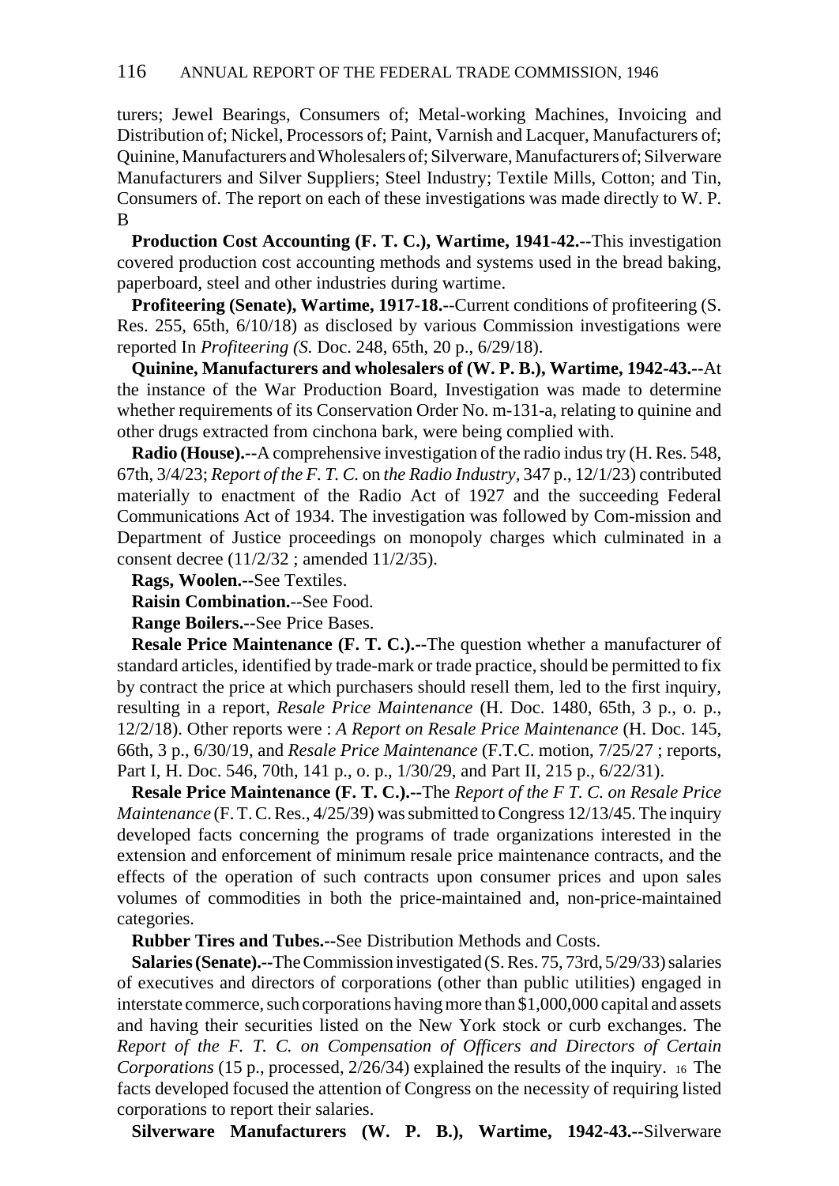turers; Jewel Bearings, Consumers of; Metal-working Machines, Invoicing and Distribution of; Nickel, Processors of; Paint, Varnish and Lacquer, Manufacturers of; Quinine, Manufacturers and Wholesalers of; Silverware, Manufacturers of; Silverware Manufacturers and Silver Suppliers; Steel Industry; Textile Mills, Cotton; and Tin, Consumers of. The report on each of these investigations was made directly to W. P. B

**Production Cost Accounting (F. T. C.), Wartime, 1941-42.--**This investigation covered production cost accounting methods and systems used in the bread baking, paperboard, steel and other industries during wartime.

**Profiteering (Senate), Wartime, 1917-18.--**Current conditions of profiteering (S. Res. 255, 65th, 6/10/18) as disclosed by various Commission investigations were reported In *Profiteering (S.* Doc. 248, 65th, 20 p., 6/29/18).

**Quinine, Manufacturers and wholesalers of (W. P. B.), Wartime, 1942-43.--**At the instance of the War Production Board, Investigation was made to determine whether requirements of its Conservation Order No. m-131-a, relating to quinine and other drugs extracted from cinchona bark, were being complied with.

**Radio (House).--**A comprehensive investigation of the radio indus try (H. Res. 548, 67th, 3/4/23; *Report of the F. T. C.* on *the Radio Industry*, 347 p., 12/1/23) contributed materially to enactment of the Radio Act of 1927 and the succeeding Federal Communications Act of 1934. The investigation was followed by Com-mission and Department of Justice proceedings on monopoly charges which culminated in a consent decree (11/2/32 ; amended 11/2/35).

**Rags, Woolen.--**See Textiles.

**Raisin Combination.**--See Food.

**Range Boilers.--**See Price Bases.

**Resale Price Maintenance (F. T. C.).--**The question whether a manufacturer of standard articles, identified by trade-mark or trade practice, should be permitted to fix by contract the price at which purchasers should resell them, led to the first inquiry, resulting in a report, *Resale Price Maintenance* (H. Doc. 1480, 65th, 3 p., o. p., 12/2/18). Other reports were : *A Report on Resale Price Maintenance* (H. Doc. 145, 66th, 3 p., 6/30/19, and *Resale Price Maintenance* (F.T.C. motion, 7/25/27 ; reports, Part I, H. Doc. 546, 70th, 141 p., o. p., 1/30/29, and Part II, 215 p., 6/22/31).

**Resale Price Maintenance (F. T. C.).--**The *Report of the F T. C. on Resale Price Maintenance* (F. T. C. Res., 4/25/39) was submitted to Congress 12/13/45. The inquiry developed facts concerning the programs of trade organizations interested in the extension and enforcement of minimum resale price maintenance contracts, and the effects of the operation of such contracts upon consumer prices and upon sales volumes of commodities in both the price-maintained and, non-price-maintained categories.

**Rubber Tires and Tubes.--**See Distribution Methods and Costs.

**Salaries (Senate).--**The Commission investigated (S. Res. 75, 73rd, 5/29/33) salaries of executives and directors of corporations (other than public utilities) engaged in interstate commerce, such corporations having more than $1,000,000 capital and assets and having their securities listed on the New York stock or curb exchanges. The *Report of the F. T. C. on Compensation of Officers and Directors of Certain Corporations* (15 p., processed, 2/26/34) explained the results of the inquiry. [16] The facts developed focused the attention of Congress on the necessity of requiring listed corporations to report their salaries.

**Silverware Manufacturers (W. P. B.), Wartime, 1942-43.--**Silverware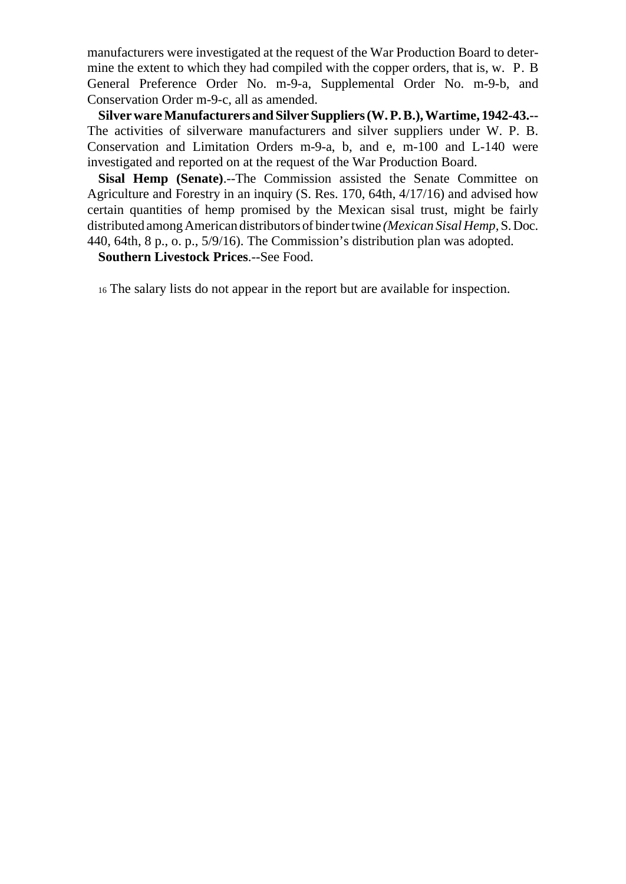manufacturers were investigated at the request of the War Production Board to determine the extent to which they had compiled with the copper orders, that is, w. P. B General Preference Order No. m-9-a, Supplemental Order No. m-9-b, and Conservation Order m-9-c, all as amended.

**Silver ware Manufacturers and Silver Suppliers (W. P. B.), Wartime, 1942-43.--** The activities of silverware manufacturers and silver suppliers under W. P. B. Conservation and Limitation Orders m-9-a, b, and e, m-100 and L-140 were investigated and reported on at the request of the War Production Board.

**Sisal Hemp (Senate)**.--The Commission assisted the Senate Committee on Agriculture and Forestry in an inquiry (S. Res. 170, 64th, 4/17/16) and advised how certain quantities of hemp promised by the Mexican sisal trust, might be fairly distributed among American distributors of binder twine *(Mexican Sisal Hemp,* S. Doc. 440, 64th, 8 p., o. p., 5/9/16). The Commission's distribution plan was adopted.

**Southern Livestock Prices**.--See Food.

[16] The salary lists do not appear in the report but are available for inspection.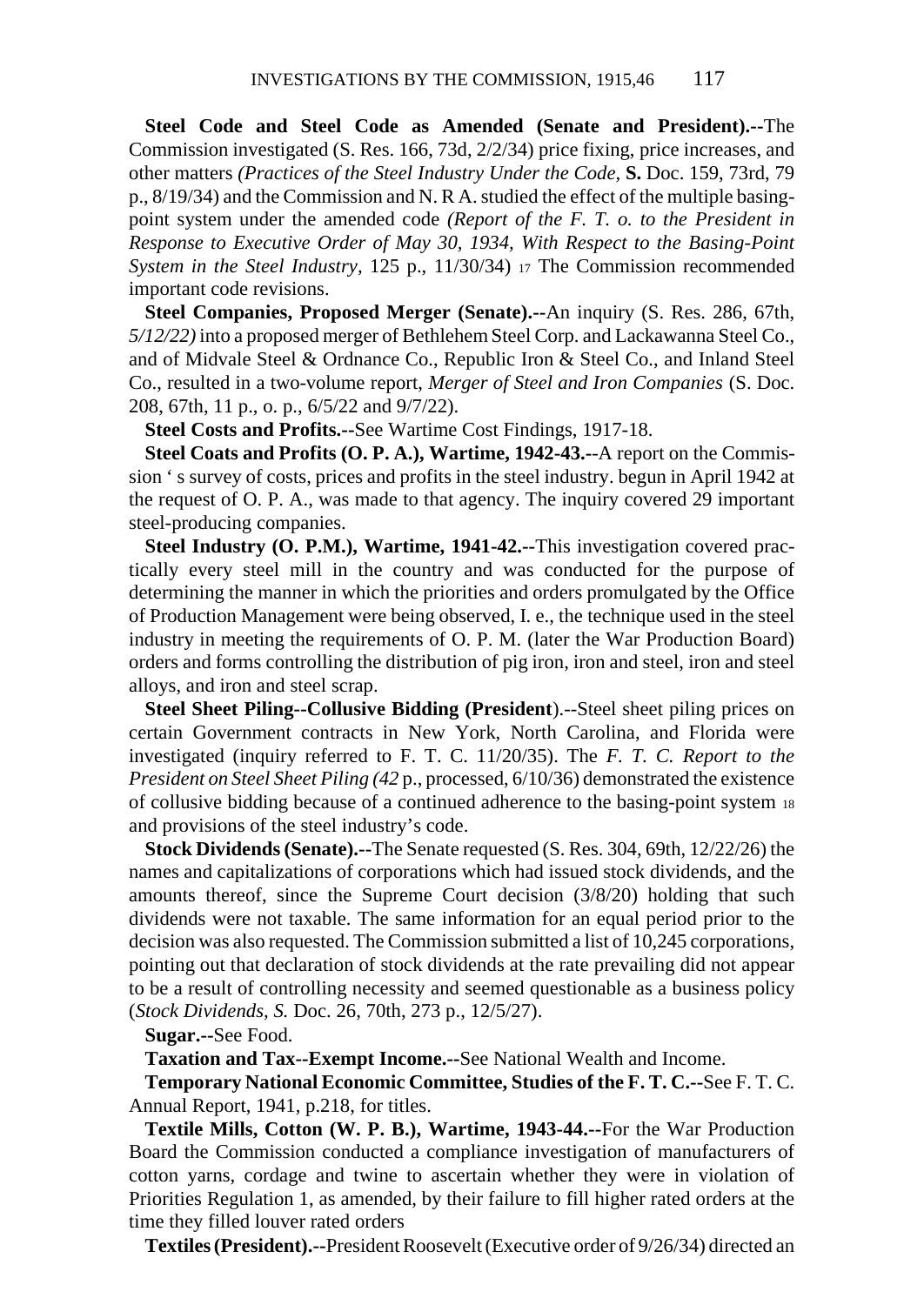**Steel Code and Steel Code as Amended (Senate and President).--**The Commission investigated (S. Res. 166, 73d, 2/2/34) price fixing, price increases, and other matters *(Practices of the Steel Industry Under the Code,* **S.** Doc. 159, 73rd, 79 p., 8/19/34) and the Commission and N. R A. studied the effect of the multiple basing-point system under the amended code *(Report of the F. T. o. to the President in Response to Executive Order of May 30, 1934, With Respect to the Basing-Point System in the Steel Industry,* 125 p., 11/30/34) [17] The Commission recommended important code revisions.

**Steel Companies, Proposed Merger (Senate).--**An inquiry (S. Res. 286, 67th, *5/12/22)* into a proposed merger of Bethlehem Steel Corp. and Lackawanna Steel Co., and of Midvale Steel & Ordnance Co., Republic Iron & Steel Co., and Inland Steel Co., resulted in a two-volume report, *Merger of Steel and Iron Companies* (S. Doc. 208, 67th, 11 p., o. p., 6/5/22 and 9/7/22).

**Steel Costs and Profits.--**See Wartime Cost Findings, 1917-18.

**Steel Coats and Profits (O. P. A.), Wartime, 1942-43.--**A report on the Commission ' s survey of costs, prices and profits in the steel industry. begun in April 1942 at the request of O. P. A., was made to that agency. The inquiry covered 29 important steel-producing companies.

**Steel Industry (O. P.M.), Wartime, 1941-42.--**This investigation covered practically every steel mill in the country and was conducted for the purpose of determining the manner in which the priorities and orders promulgated by the Office of Production Management were being observed, I. e., the technique used in the steel industry in meeting the requirements of O. P. M. (later the War Production Board) orders and forms controlling the distribution of pig iron, iron and steel, iron and steel alloys, and iron and steel scrap.

**Steel Sheet Piling--Collusive Bidding (President**).--Steel sheet piling prices on certain Government contracts in New York, North Carolina, and Florida were investigated (inquiry referred to F. T. C. 11/20/35). The *F. T. C. Report to the President on Steel Sheet Piling (42* p., processed, 6/10/36) demonstrated the existence of collusive bidding because of a continued adherence to the basing-point system [18] and provisions of the steel industry's code.

**Stock Dividends (Senate).--**The Senate requested (S. Res. 304, 69th, 12/22/26) the names and capitalizations of corporations which had issued stock dividends, and the amounts thereof, since the Supreme Court decision (3/8/20) holding that such dividends were not taxable. The same information for an equal period prior to the decision was also requested. The Commission submitted a list of 10,245 corporations, pointing out that declaration of stock dividends at the rate prevailing did not appear to be a result of controlling necessity and seemed questionable as a business policy (*Stock Dividends, S.* Doc. 26, 70th, 273 p., 12/5/27).

**Sugar.--**See Food.

**Taxation and Tax--Exempt Income.--**See National Wealth and Income.

**Temporary National Economic Committee, Studies of the F. T. C.--**See F. T. C. Annual Report, 1941, p.218, for titles.

**Textile Mills, Cotton (W. P. B.), Wartime, 1943-44.--**For the War Production Board the Commission conducted a compliance investigation of manufacturers of cotton yarns, cordage and twine to ascertain whether they were in violation of Priorities Regulation 1, as amended, by their failure to fill higher rated orders at the time they filled louver rated orders

**Textiles (President).--**President Roosevelt (Executive order of 9/26/34) directed an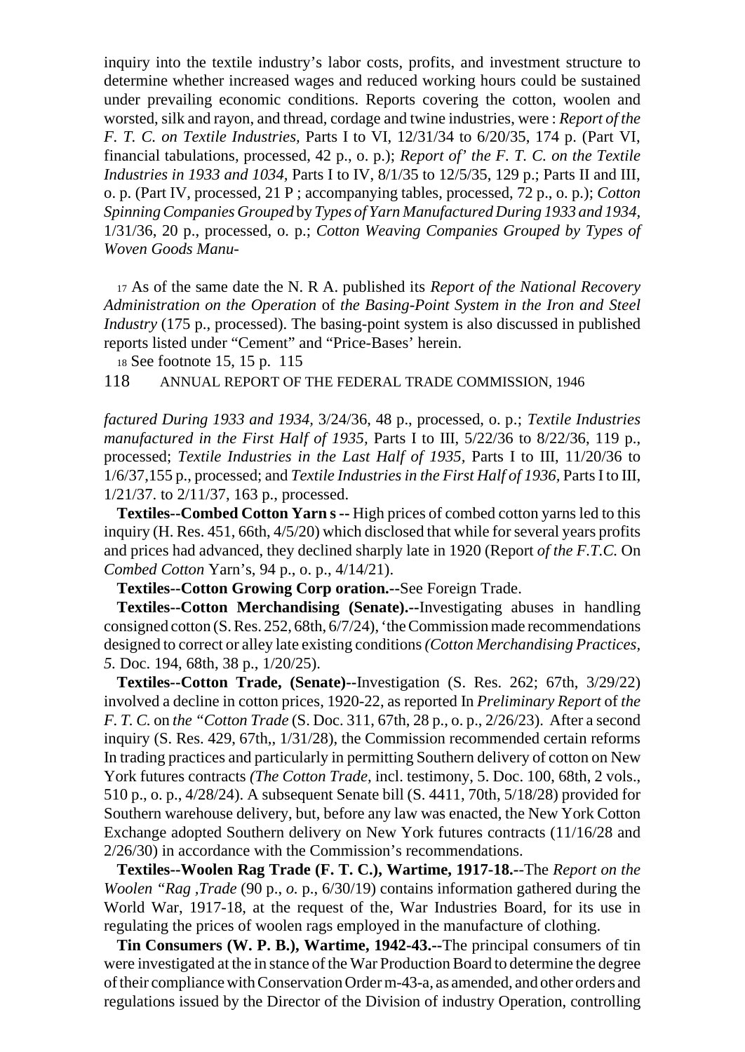inquiry into the textile industry's labor costs, profits, and investment structure to determine whether increased wages and reduced working hours could be sustained under prevailing economic conditions. Reports covering the cotton, woolen and worsted, silk and rayon, and thread, cordage and twine industries, were : *Report of the F. T. C. on Textile Industries,* Parts I to VI, 12/31/34 to 6/20/35, 174 p. (Part VI, financial tabulations, processed, 42 p., o. p.); *Report of' the F. T. C. on the Textile Industries in 1933 and 1034,* Parts I to IV, 8/1/35 to 12/5/35, 129 p.; Parts II and III, o. p. (Part IV, processed, 21 P ; accompanying tables, processed, 72 p., o. p.); *Cotton Spinning Companies Grouped* by *Types of Yarn Manufactured During 1933 and 1934,* 1/31/36, 20 p., processed, o. p.; *Cotton Weaving Companies Grouped by Types of Woven Goods Manu-*

[17] As of the same date the N. R A. published its *Report of the National Recovery Administration on the Operation* of *the Basing-Point System in the Iron and Steel Industry* (175 p., processed). The basing-point system is also discussed in published reports listed under "Cement" and "Price-Bases' herein.

[18] See footnote 15, 15 p. 115

*factured During 1933 and 1934,* 3/24/36, 48 p., processed, o. p.; *Textile Industries manufactured in the First Half of 1935,* Parts I to III, 5/22/36 to 8/22/36, 119 p., processed; *Textile Industries in the Last Half of 1935,* Parts I to III, 11/20/36 to 1/6/37,155 p., processed; and *Textile Industries in the First Half of 1936,* Parts I to III, 1/21/37. to 2/11/37, 163 p., processed.

**Textiles--Combed Cotton Yarn s --** High prices of combed cotton yarns led to this inquiry (H. Res. 451, 66th, 4/5/20) which disclosed that while for several years profits and prices had advanced, they declined sharply late in 1920 (Report *of the F.T.C.* On *Combed Cotton* Yarn's, 94 p., o. p., 4/14/21).

**Textiles--Cotton Growing Corp oration.--**See Foreign Trade.

**Textiles--Cotton Merchandising (Senate).--**Investigating abuses in handling consigned cotton (S. Res. 252, 68th, 6/7/24), 'the Commission made recommendations designed to correct or alley late existing conditions *(Cotton Merchandising Practices, 5.* Doc. 194, 68th, 38 p., 1/20/25).

**Textiles--Cotton Trade, (Senate)--**Investigation (S. Res. 262; 67th, 3/29/22) involved a decline in cotton prices, 1920-22, as reported In *Preliminary Report* of *the F. T. C.* on *the "Cotton Trade* (S. Doc. 311, 67th, 28 p., o. p., 2/26/23). After a second inquiry (S. Res. 429, 67th,, 1/31/28), the Commission recommended certain reforms In trading practices and particularly in permitting Southern delivery of cotton on New York futures contracts *(The Cotton Trade,* incl. testimony, 5. Doc. 100, 68th, 2 vols., 510 p., o. p., 4/28/24). A subsequent Senate bill (S. 4411, 70th, 5/18/28) provided for Southern warehouse delivery, but, before any law was enacted, the New York Cotton Exchange adopted Southern delivery on New York futures contracts (11/16/28 and 2/26/30) in accordance with the Commission's recommendations.

**Textiles--Woolen Rag Trade (F. T. C.), Wartime, 1917-18.--**The *Report on the Woolen "Rag ,Trade* (90 p., *o.* p., 6/30/19) contains information gathered during the World War, 1917-18, at the request of the, War Industries Board, for its use in regulating the prices of woolen rags employed in the manufacture of clothing.

**Tin Consumers (W. P. B.), Wartime, 1942-43.--**The principal consumers of tin were investigated at the in stance of the War Production Board to determine the degree of their compliance with Conservation Order m-43-a, as amended, and other orders and regulations issued by the Director of the Division of industry Operation, controlling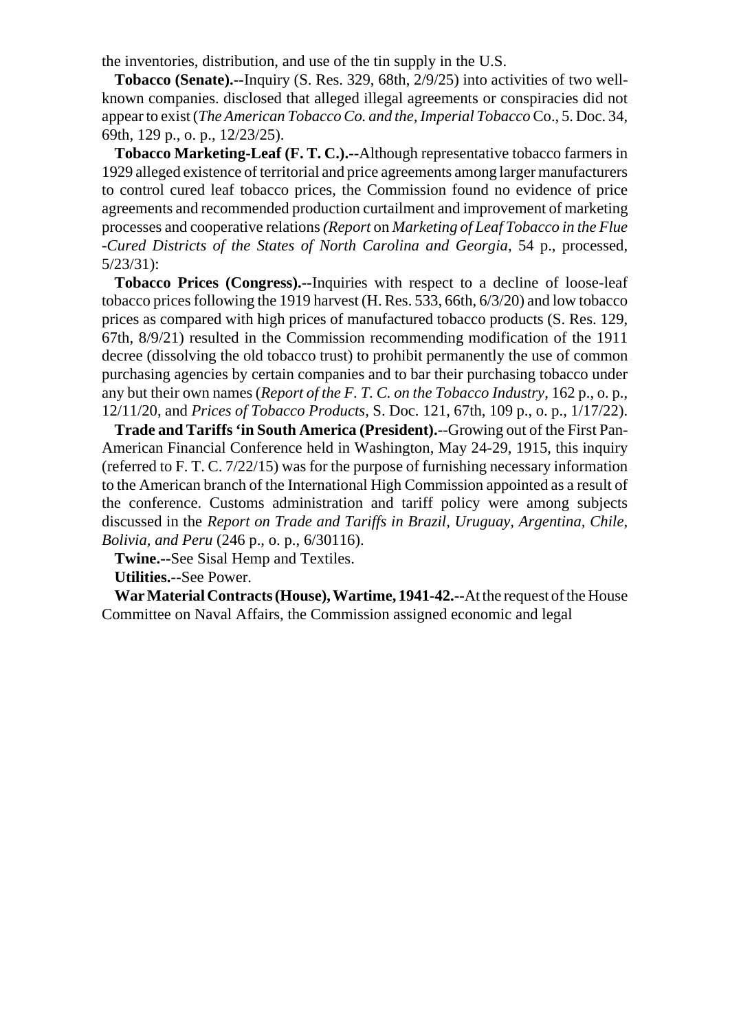the inventories, distribution, and use of the tin supply in the U.S.

**Tobacco (Senate).--**Inquiry (S. Res. 329, 68th, 2/9/25) into activities of two well-known companies. disclosed that alleged illegal agreements or conspiracies did not appear to exist (*The American Tobacco Co. and the, Imperial Tobacco* Co., 5. Doc. 34, 69th, 129 p., o. p., 12/23/25).

**Tobacco Marketing-Leaf (F. T. C.).--**Although representative tobacco farmers in 1929 alleged existence of territorial and price agreements among larger manufacturers to control cured leaf tobacco prices, the Commission found no evidence of price agreements and recommended production curtailment and improvement of marketing processes and cooperative relations *(Report* on *Marketing of Leaf Tobacco in the Flue -Cured Districts of the States of North Carolina and Georgia*, 54 p., processed, 5/23/31):

**Tobacco Prices (Congress).--**Inquiries with respect to a decline of loose-leaf tobacco prices following the 1919 harvest (H. Res. 533, 66th, 6/3/20) and low tobacco prices as compared with high prices of manufactured tobacco products (S. Res. 129, 67th, 8/9/21) resulted in the Commission recommending modification of the 1911 decree (dissolving the old tobacco trust) to prohibit permanently the use of common purchasing agencies by certain companies and to bar their purchasing tobacco under any but their own names (*Report of the F. T. C. on the Tobacco Industry*, 162 p., o. p., 12/11/20, and *Prices of Tobacco Products*, S. Doc. 121, 67th, 109 p., o. p., 1/17/22).

**Trade and Tariffs 'in South America (President).--**Growing out of the First Pan-American Financial Conference held in Washington, May 24-29, 1915, this inquiry (referred to F. T. C. 7/22/15) was for the purpose of furnishing necessary information to the American branch of the International High Commission appointed as a result of the conference. Customs administration and tariff policy were among subjects discussed in the *Report on Trade and Tariffs in Brazil, Uruguay, Argentina, Chile, Bolivia, and Peru* (246 p., o. p., 6/30116).

**Twine.--**See Sisal Hemp and Textiles.

**Utilities.--**See Power.

**War Material Contracts (House), Wartime, 1941-42.--**At the request of the House Committee on Naval Affairs, the Commission assigned economic and legal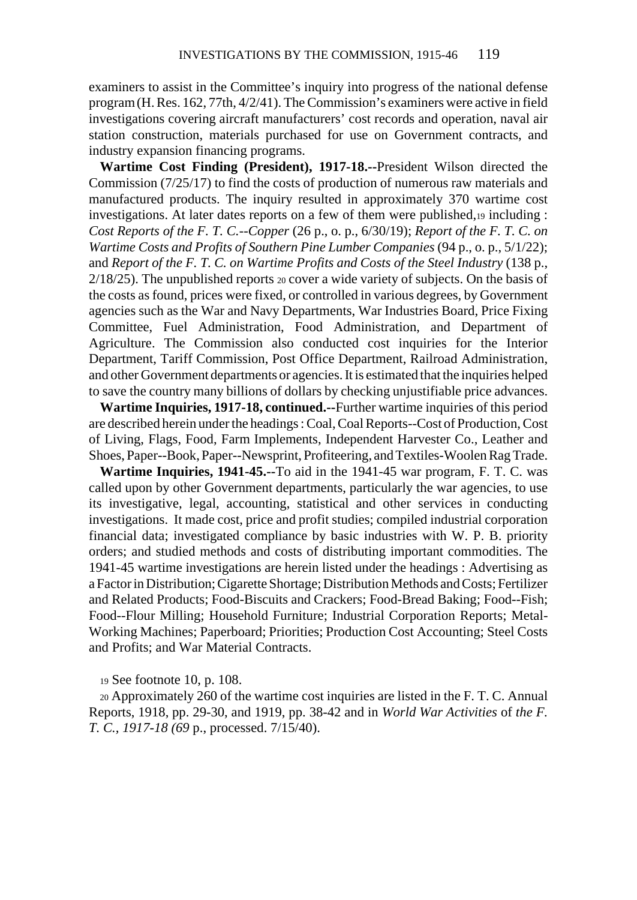examiners to assist in the Committee's inquiry into progress of the national defense program (H. Res. 162, 77th, 4/2/41). The Commission's examiners were active in field investigations covering aircraft manufacturers' cost records and operation, naval air station construction, materials purchased for use on Government contracts, and industry expansion financing programs.

**Wartime Cost Finding (President), 1917-18.--**President Wilson directed the Commission (7/25/17) to find the costs of production of numerous raw materials and manufactured products. The inquiry resulted in approximately 370 wartime cost investigations. At later dates reports on a few of them were published,[19] including : *Cost Reports of the F. T. C.--Copper* (26 p., o. p., 6/30/19); *Report of the F. T. C. on Wartime Costs and Profits of Southern Pine Lumber Companies* (94 p., o. p., 5/1/22); and *Report of the F. T. C. on Wartime Profits and Costs of the Steel Industry* (138 p., 2/18/25). The unpublished reports [20] cover a wide variety of subjects. On the basis of the costs as found, prices were fixed, or controlled in various degrees, by Government agencies such as the War and Navy Departments, War Industries Board, Price Fixing Committee, Fuel Administration, Food Administration, and Department of Agriculture. The Commission also conducted cost inquiries for the Interior Department, Tariff Commission, Post Office Department, Railroad Administration, and other Government departments or agencies. It is estimated that the inquiries helped to save the country many billions of dollars by checking unjustifiable price advances.

**Wartime Inquiries, 1917-18, continued.--**Further wartime inquiries of this period are described herein under the headings : Coal, Coal Reports--Cost of Production, Cost of Living, Flags, Food, Farm Implements, Independent Harvester Co., Leather and Shoes, Paper--Book, Paper--Newsprint, Profiteering, and Textiles-Woolen Rag Trade.

**Wartime Inquiries, 1941-45.--**To aid in the 1941-45 war program, F. T. C. was called upon by other Government departments, particularly the war agencies, to use its investigative, legal, accounting, statistical and other services in conducting investigations. It made cost, price and profit studies; compiled industrial corporation financial data; investigated compliance by basic industries with W. P. B. priority orders; and studied methods and costs of distributing important commodities. The 1941-45 wartime investigations are herein listed under the headings : Advertising as a Factor in Distribution; Cigarette Shortage; Distribution Methods and Costs; Fertilizer and Related Products; Food-Biscuits and Crackers; Food-Bread Baking; Food--Fish; Food--Flour Milling; Household Furniture; Industrial Corporation Reports; Metal-Working Machines; Paperboard; Priorities; Production Cost Accounting; Steel Costs and Profits; and War Material Contracts.

[19] See footnote 10, p. 108.

[20] Approximately 260 of the wartime cost inquiries are listed in the F. T. C. Annual Reports, 1918, pp. 29-30, and 1919, pp. 38-42 and in *World War Activities* of *the F. T. C., 1917-18 (69* p., processed. 7/15/40).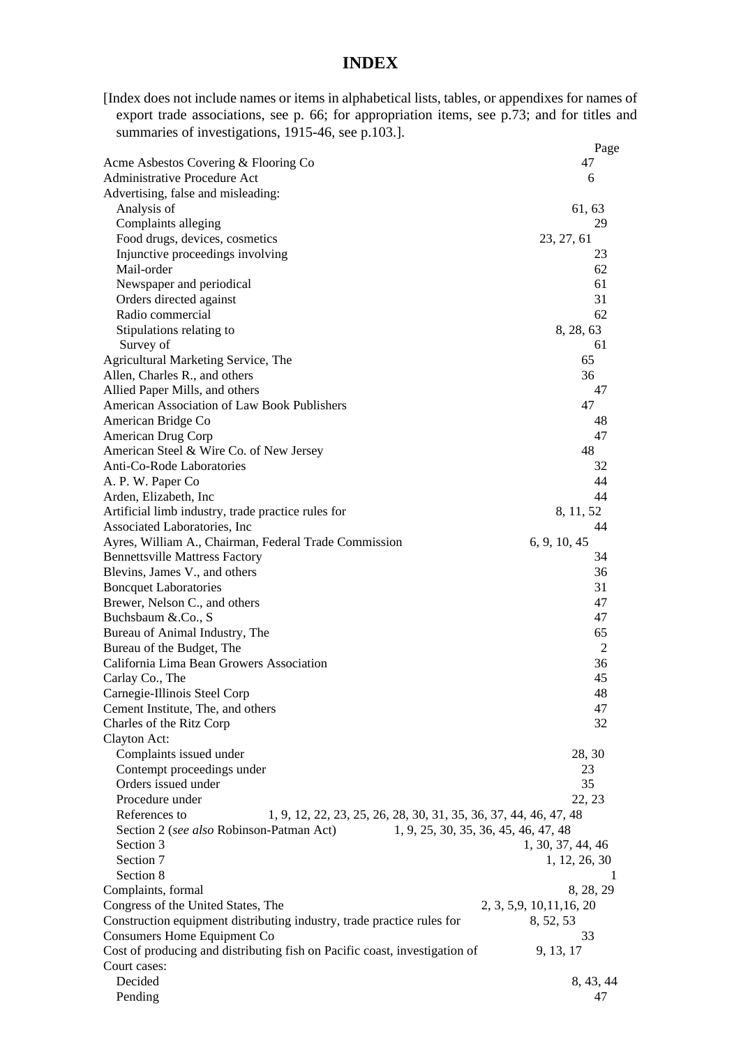# INDEX

[Index does not include names or items in alphabetical lists, tables, or appendixes for names of export trade associations, see p. 66; for appropriation items, see p.73; and for titles and summaries of investigations, 1915-46, see p.103.].

| | Page |
|---|---|
| Acme Asbestos Covering & Flooring Co | 47 |
| Administrative Procedure Act | 6 |
| Advertising, false and misleading: | |
| Analysis of | 61, 63 |
| Complaints alleging | 29 |
| Food drugs, devices, cosmetics | 23, 27, 61 |
| Injunctive proceedings involving | 23 |
| Mail-order | 62 |
| Newspaper and periodical | 61 |
| Orders directed against | 31 |
| Radio commercial | 62 |
| Stipulations relating to | 8, 28, 63 |
| Survey of | 61 |
| Agricultural Marketing Service, The | 65 |
| Allen, Charles R., and others | 36 |
| Allied Paper Mills, and others | 47 |
| American Association of Law Book Publishers | 47 |
| American Bridge Co | 48 |
| American Drug Corp | 47 |
| American Steel & Wire Co. of New Jersey | 48 |
| Anti-Co-Rode Laboratories | 32 |
| A. P. W. Paper Co | 44 |
| Arden, Elizabeth, Inc | 44 |
| Artificial limb industry, trade practice rules for | 8, 11, 52 |
| Associated Laboratories, Inc | 44 |
| Ayres, William A., Chairman, Federal Trade Commission | 6, 9, 10, 45 |
| Bennettsville Mattress Factory | 34 |
| Blevins, James V., and others | 36 |
| Boncquet Laboratories | 31 |
| Brewer, Nelson C., and others | 47 |
| Buchsbaum &.Co., S | 47 |
| Bureau of Animal Industry, The | 65 |
| Bureau of the Budget, The | 2 |
| California Lima Bean Growers Association | 36 |
| Carlay Co., The | 45 |
| Carnegie-Illinois Steel Corp | 48 |
| Cement Institute, The, and others | 47 |
| Charles of the Ritz Corp | 32 |
| Clayton Act: | |
| Complaints issued under | 28, 30 |
| Contempt proceedings under | 23 |
| Orders issued under | 35 |
| Procedure under | 22, 23 |
| References to | 1, 9, 12, 22, 23, 25, 26, 28, 30, 31, 35, 36, 37, 44, 46, 47, 48 |
| Section 2 (*see also* Robinson-Patman Act) | 1, 9, 25, 30, 35, 36, 45, 46, 47, 48 |
| Section 3 | 1, 30, 37, 44, 46 |
| Section 7 | 1, 12, 26, 30 |
| Section 8 | 1 |
| Complaints, formal | 8, 28, 29 |
| Congress of the United States, The | 2, 3, 5,9, 10,11,16, 20 |
| Construction equipment distributing industry, trade practice rules for | 8, 52, 53 |
| Consumers Home Equipment Co | 33 |
| Cost of producing and distributing fish on Pacific coast, investigation of | 9, 13, 17 |
| Court cases: | |
| Decided | 8, 43, 44 |
| Pending | 47 |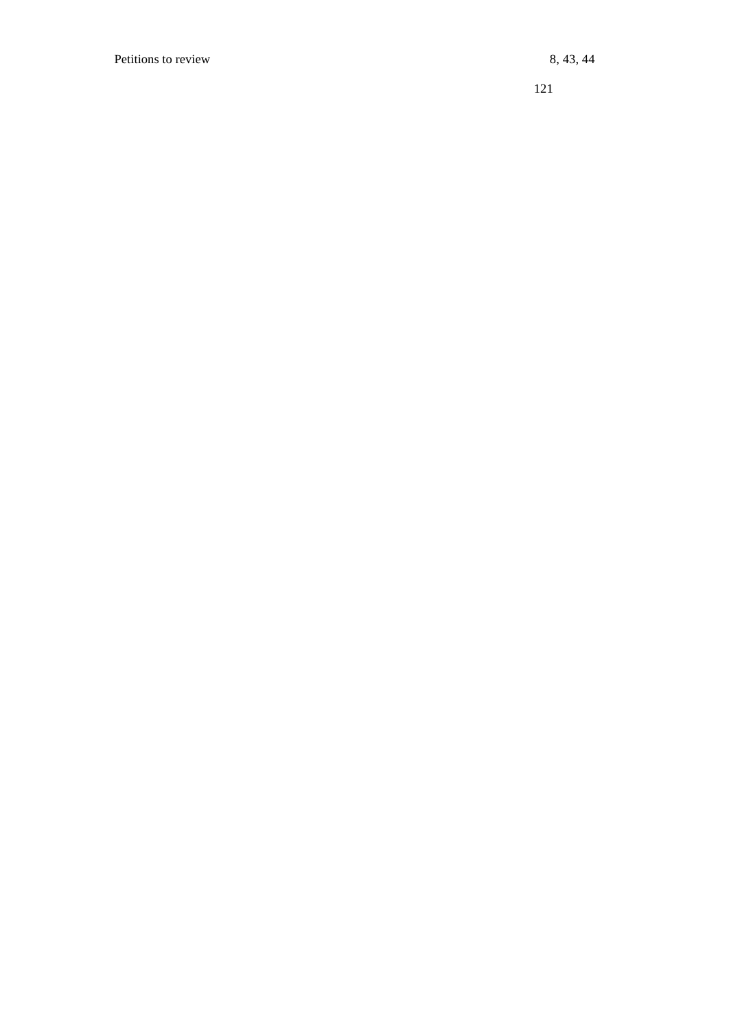Petitions to review 8, 43, 44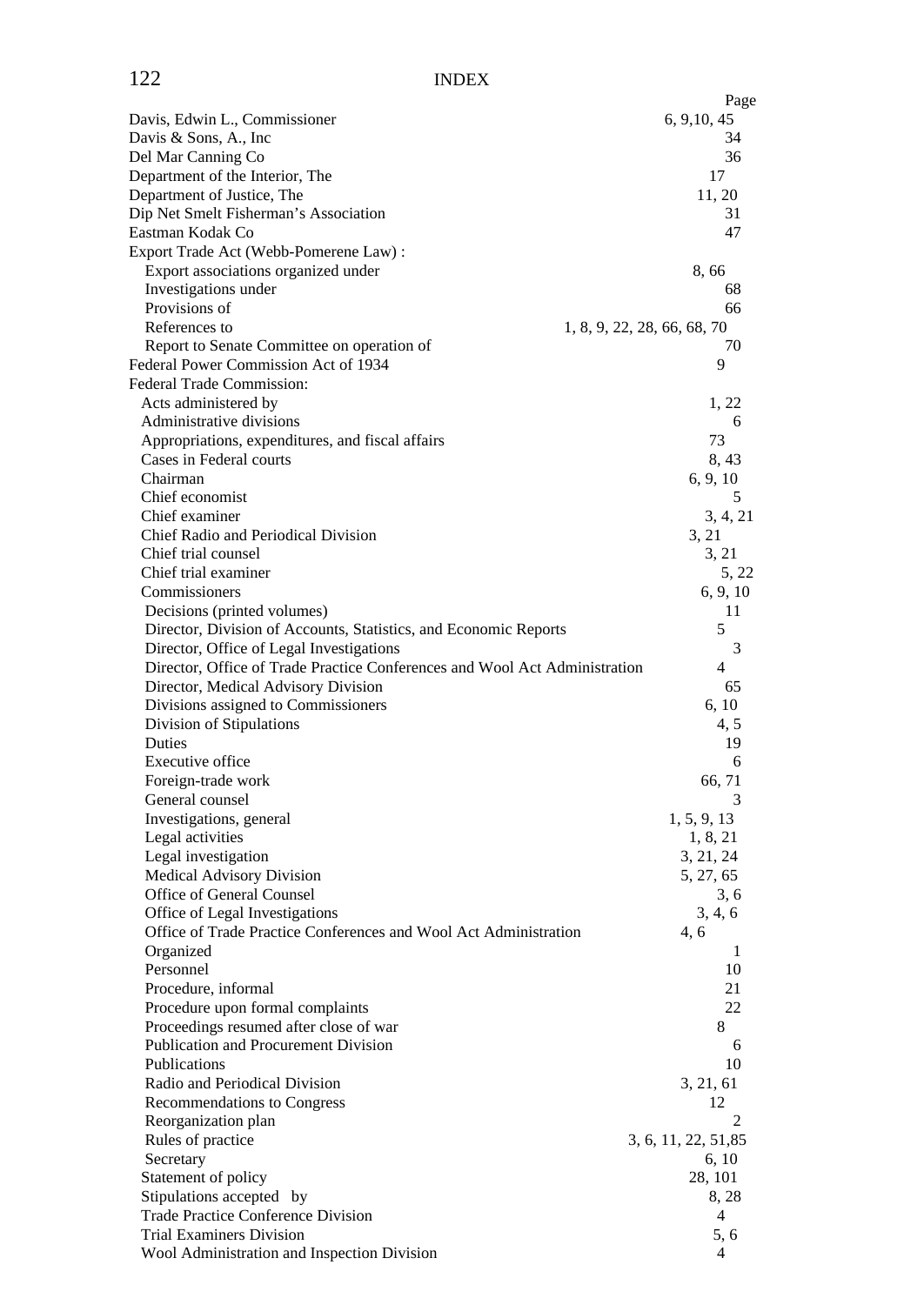# INDEX

| | Page |
|---|---|
| Davis, Edwin L., Commissioner | 6, 9,10, 45 |
| Davis & Sons, A., Inc | 34 |
| Del Mar Canning Co | 36 |
| Department of the Interior, The | 17 |
| Department of Justice, The | 11, 20 |
| Dip Net Smelt Fisherman's Association | 31 |
| Eastman Kodak Co | 47 |
| Export Trade Act (Webb-Pomerene Law) : | |
| Export associations organized under | 8, 66 |
| Investigations under | 68 |
| Provisions of | 66 |
| References to | 1, 8, 9, 22, 28, 66, 68, 70 |
| Report to Senate Committee on operation of | 70 |
| Federal Power Commission Act of 1934 | 9 |
| Federal Trade Commission: | |
| Acts administered by | 1, 22 |
| Administrative divisions | 6 |
| Appropriations, expenditures, and fiscal affairs | 73 |
| Cases in Federal courts | 8, 43 |
| Chairman | 6, 9, 10 |
| Chief economist | 5 |
| Chief examiner | 3, 4, 21 |
| Chief Radio and Periodical Division | 3, 21 |
| Chief trial counsel | 3, 21 |
| Chief trial examiner | 5, 22 |
| Commissioners | 6, 9, 10 |
| Decisions (printed volumes) | 11 |
| Director, Division of Accounts, Statistics, and Economic Reports | 5 |
| Director, Office of Legal Investigations | 3 |
| Director, Office of Trade Practice Conferences and Wool Act Administration | 4 |
| Director, Medical Advisory Division | 65 |
| Divisions assigned to Commissioners | 6, 10 |
| Division of Stipulations | 4, 5 |
| Duties | 19 |
| Executive office | 6 |
| Foreign-trade work | 66, 71 |
| General counsel | 3 |
| Investigations, general | 1, 5, 9, 13 |
| Legal activities | 1, 8, 21 |
| Legal investigation | 3, 21, 24 |
| Medical Advisory Division | 5, 27, 65 |
| Office of General Counsel | 3, 6 |
| Office of Legal Investigations | 3, 4, 6 |
| Office of Trade Practice Conferences and Wool Act Administration | 4, 6 |
| Organized | 1 |
| Personnel | 10 |
| Procedure, informal | 21 |
| Procedure upon formal complaints | 22 |
| Proceedings resumed after close of war | 8 |
| Publication and Procurement Division | 6 |
| Publications | 10 |
| Radio and Periodical Division | 3, 21, 61 |
| Recommendations to Congress | 12 |
| Reorganization plan | 2 |
| Rules of practice | 3, 6, 11, 22, 51,85 |
| Secretary | 6, 10 |
| Statement of policy | 28, 101 |
| Stipulations accepted by | 8, 28 |
| Trade Practice Conference Division | 4 |
| Trial Examiners Division | 5, 6 |
| Wool Administration and Inspection Division | 4 |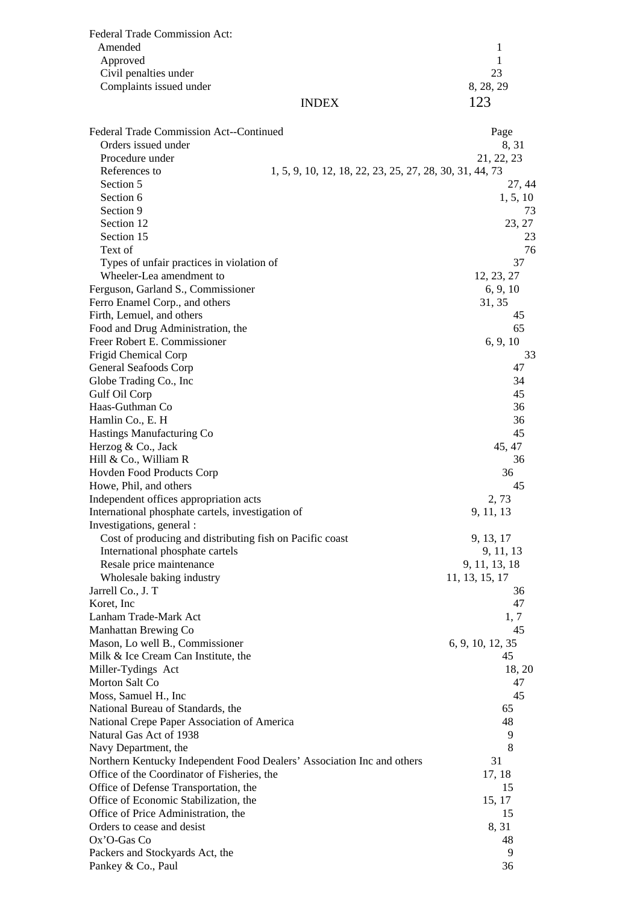Federal Trade Commission Act:
- Amended — 1
- Approved — 1
- Civil penalties under — 23
- Complaints issued under — 8, 28, 29

INDEX

| Federal Trade Commission Act--Continued | Page |
|---|---|
| Orders issued under | 8, 31 |
| Procedure under | 21, 22, 23 |
| References to | 1, 5, 9, 10, 12, 18, 22, 23, 25, 27, 28, 30, 31, 44, 73 |
| Section 5 | 27, 44 |
| Section 6 | 1, 5, 10 |
| Section 9 | 73 |
| Section 12 | 23, 27 |
| Section 15 | 23 |
| Text of | 76 |
| Types of unfair practices in violation of | 37 |
| Wheeler-Lea amendment to | 12, 23, 27 |
| Ferguson, Garland S., Commissioner | 6, 9, 10 |
| Ferro Enamel Corp., and others | 31, 35 |
| Firth, Lemuel, and others | 45 |
| Food and Drug Administration, the | 65 |
| Freer Robert E. Commissioner | 6, 9, 10 |
| Frigid Chemical Corp | 33 |
| General Seafoods Corp | 47 |
| Globe Trading Co., Inc | 34 |
| Gulf Oil Corp | 45 |
| Haas-Guthman Co | 36 |
| Hamlin Co., E. H | 36 |
| Hastings Manufacturing Co | 45 |
| Herzog & Co., Jack | 45, 47 |
| Hill & Co., William R | 36 |
| Hovden Food Products Corp | 36 |
| Howe, Phil, and others | 45 |
| Independent offices appropriation acts | 2, 73 |
| International phosphate cartels, investigation of | 9, 11, 13 |
| Investigations, general : | |
| Cost of producing and distributing fish on Pacific coast | 9, 13, 17 |
| International phosphate cartels | 9, 11, 13 |
| Resale price maintenance | 9, 11, 13, 18 |
| Wholesale baking industry | 11, 13, 15, 17 |
| Jarrell Co., J. T | 36 |
| Koret, Inc | 47 |
| Lanham Trade-Mark Act | 1, 7 |
| Manhattan Brewing Co | 45 |
| Mason, Lo well B., Commissioner | 6, 9, 10, 12, 35 |
| Milk & Ice Cream Can Institute, the | 45 |
| Miller-Tydings Act | 18, 20 |
| Morton Salt Co | 47 |
| Moss, Samuel H., Inc | 45 |
| National Bureau of Standards, the | 65 |
| National Crepe Paper Association of America | 48 |
| Natural Gas Act of 1938 | 9 |
| Navy Department, the | 8 |
| Northern Kentucky Independent Food Dealers' Association Inc and others | 31 |
| Office of the Coordinator of Fisheries, the | 17, 18 |
| Office of Defense Transportation, the | 15 |
| Office of Economic Stabilization, the | 15, 17 |
| Office of Price Administration, the | 15 |
| Orders to cease and desist | 8, 31 |
| Ox'O-Gas Co | 48 |
| Packers and Stockyards Act, the | 9 |
| Pankey & Co., Paul | 36 |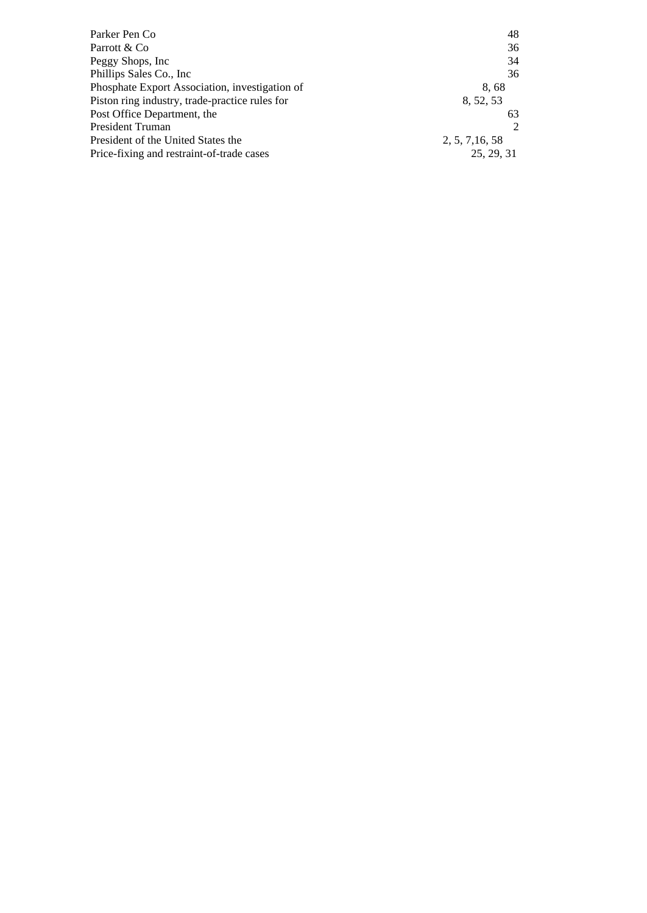| | |
|---|---|
| Parker Pen Co | 48 |
| Parrott & Co | 36 |
| Peggy Shops, Inc | 34 |
| Phillips Sales Co., Inc | 36 |
| Phosphate Export Association, investigation of | 8, 68 |
| Piston ring industry, trade-practice rules for | 8, 52, 53 |
| Post Office Department, the | 63 |
| President Truman | 2 |
| President of the United States the | 2, 5, 7,16, 58 |
| Price-fixing and restraint-of-trade cases | 25, 29, 31 |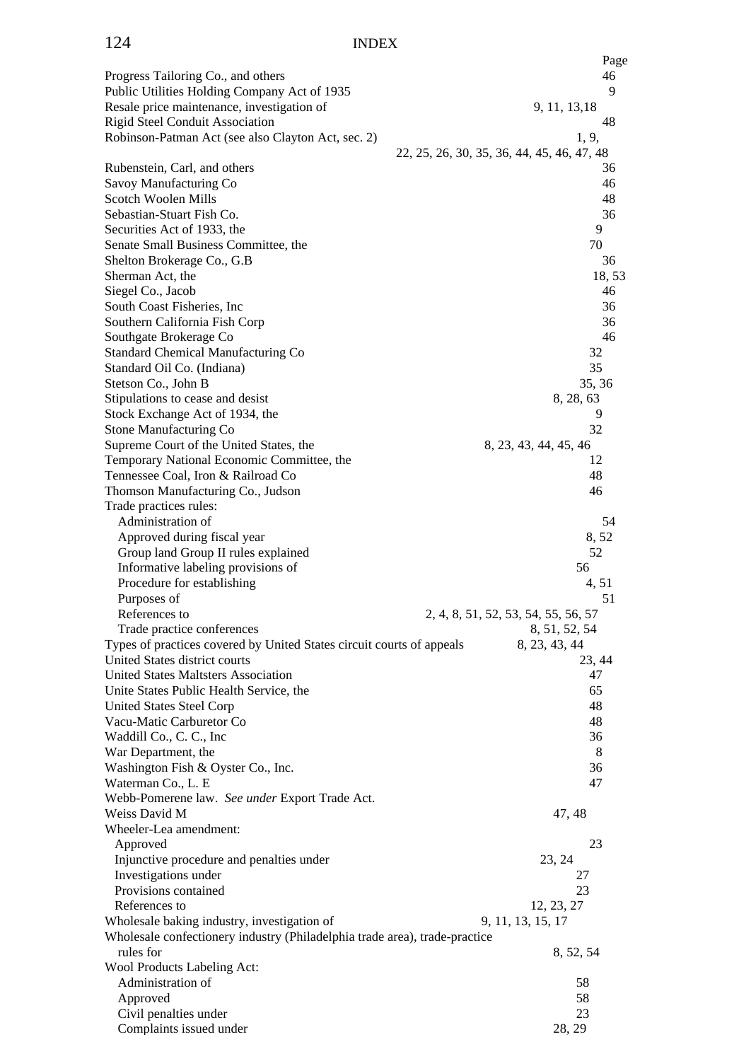# INDEX

| | Page |
|---|---|
| Progress Tailoring Co., and others | 46 |
| Public Utilities Holding Company Act of 1935 | 9 |
| Resale price maintenance, investigation of | 9, 11, 13,18 |
| Rigid Steel Conduit Association | 48 |
| Robinson-Patman Act (see also Clayton Act, sec. 2) | 1, 9, 22, 25, 26, 30, 35, 36, 44, 45, 46, 47, 48 |
| Rubenstein, Carl, and others | 36 |
| Savoy Manufacturing Co | 46 |
| Scotch Woolen Mills | 48 |
| Sebastian-Stuart Fish Co. | 36 |
| Securities Act of 1933, the | 9 |
| Senate Small Business Committee, the | 70 |
| Shelton Brokerage Co., G.B | 36 |
| Sherman Act, the | 18, 53 |
| Siegel Co., Jacob | 46 |
| South Coast Fisheries, Inc | 36 |
| Southern California Fish Corp | 36 |
| Southgate Brokerage Co | 46 |
| Standard Chemical Manufacturing Co | 32 |
| Standard Oil Co. (Indiana) | 35 |
| Stetson Co., John B | 35, 36 |
| Stipulations to cease and desist | 8, 28, 63 |
| Stock Exchange Act of 1934, the | 9 |
| Stone Manufacturing Co | 32 |
| Supreme Court of the United States, the | 8, 23, 43, 44, 45, 46 |
| Temporary National Economic Committee, the | 12 |
| Tennessee Coal, Iron & Railroad Co | 48 |
| Thomson Manufacturing Co., Judson | 46 |
| Trade practices rules: | |
| Administration of | 54 |
| Approved during fiscal year | 8, 52 |
| Group land Group II rules explained | 52 |
| Informative labeling provisions of | 56 |
| Procedure for establishing | 4, 51 |
| Purposes of | 51 |
| References to | 2, 4, 8, 51, 52, 53, 54, 55, 56, 57 |
| Trade practice conferences | 8, 51, 52, 54 |
| Types of practices covered by United States circuit courts of appeals | 8, 23, 43, 44 |
| United States district courts | 23, 44 |
| United States Maltsters Association | 47 |
| Unite States Public Health Service, the | 65 |
| United States Steel Corp | 48 |
| Vacu-Matic Carburetor Co | 48 |
| Waddill Co., C. C., Inc | 36 |
| War Department, the | 8 |
| Washington Fish & Oyster Co., Inc. | 36 |
| Waterman Co., L. E | 47 |
| Webb-Pomerene law. *See under* Export Trade Act. | |
| Weiss David M | 47, 48 |
| Wheeler-Lea amendment: | |
| Approved | 23 |
| Injunctive procedure and penalties under | 23, 24 |
| Investigations under | 27 |
| Provisions contained | 23 |
| References to | 12, 23, 27 |
| Wholesale baking industry, investigation of | 9, 11, 13, 15, 17 |
| Wholesale confectionery industry (Philadelphia trade area), trade-practice rules for | 8, 52, 54 |
| Wool Products Labeling Act: | |
| Administration of | 58 |
| Approved | 58 |
| Civil penalties under | 23 |
| Complaints issued under | 28, 29 |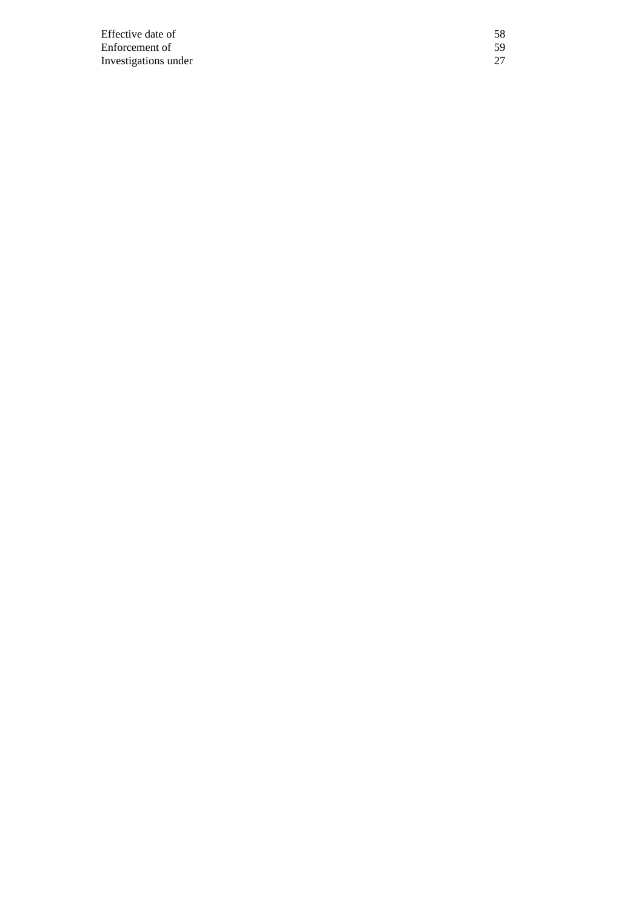Effective date of 58
Enforcement of 59
Investigations under 27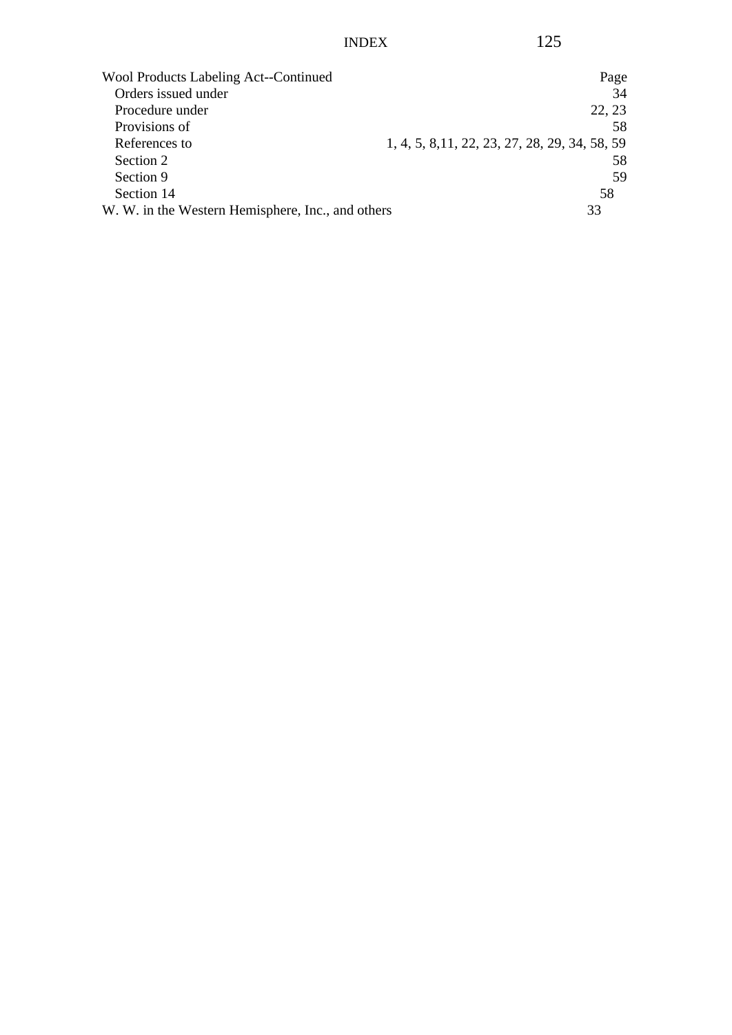| Wool Products Labeling Act--Continued | Page |
|---|---|
| Orders issued under | 34 |
| Procedure under | 22, 23 |
| Provisions of | 58 |
| References to | 1, 4, 5, 8,11, 22, 23, 27, 28, 29, 34, 58, 59 |
| Section 2 | 58 |
| Section 9 | 59 |
| Section 14 | 58 |
| W. W. in the Western Hemisphere, Inc., and others | 33 |